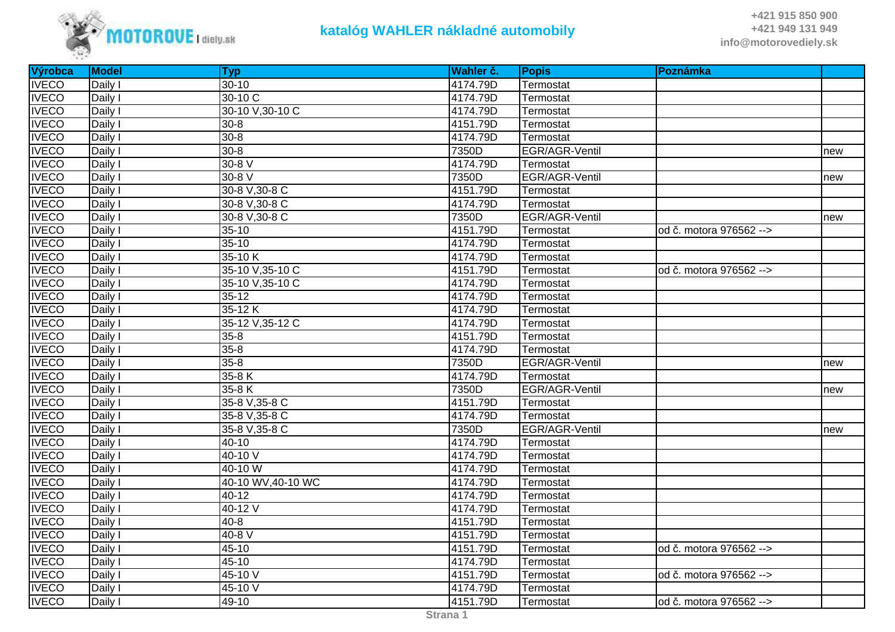# katalóg WAHLER nákladné automobily

+421 915 850 900
+421 949 131 949
info@motorovediely.sk

| Výrobca | Model | Typ | Wahler č. | Popis | Poznámka | |
|---|---|---|---|---|---|---|
| IVECO | Daily I | 30-10 | 4174.79D | Termostat | | |
| IVECO | Daily I | 30-10 C | 4174.79D | Termostat | | |
| IVECO | Daily I | 30-10 V,30-10 C | 4174.79D | Termostat | | |
| IVECO | Daily I | 30-8 | 4151.79D | Termostat | | |
| IVECO | Daily I | 30-8 | 4174.79D | Termostat | | |
| IVECO | Daily I | 30-8 | 7350D | EGR/AGR-Ventil | | new |
| IVECO | Daily I | 30-8 V | 4174.79D | Termostat | | |
| IVECO | Daily I | 30-8 V | 7350D | EGR/AGR-Ventil | | new |
| IVECO | Daily I | 30-8 V,30-8 C | 4151.79D | Termostat | | |
| IVECO | Daily I | 30-8 V,30-8 C | 4174.79D | Termostat | | |
| IVECO | Daily I | 30-8 V,30-8 C | 7350D | EGR/AGR-Ventil | | new |
| IVECO | Daily I | 35-10 | 4151.79D | Termostat | od č. motora 976562 --> | |
| IVECO | Daily I | 35-10 | 4174.79D | Termostat | | |
| IVECO | Daily I | 35-10 K | 4174.79D | Termostat | | |
| IVECO | Daily I | 35-10 V,35-10 C | 4151.79D | Termostat | od č. motora 976562 --> | |
| IVECO | Daily I | 35-10 V,35-10 C | 4174.79D | Termostat | | |
| IVECO | Daily I | 35-12 | 4174.79D | Termostat | | |
| IVECO | Daily I | 35-12 K | 4174.79D | Termostat | | |
| IVECO | Daily I | 35-12 V,35-12 C | 4174.79D | Termostat | | |
| IVECO | Daily I | 35-8 | 4151.79D | Termostat | | |
| IVECO | Daily I | 35-8 | 4174.79D | Termostat | | |
| IVECO | Daily I | 35-8 | 7350D | EGR/AGR-Ventil | | new |
| IVECO | Daily I | 35-8 K | 4174.79D | Termostat | | |
| IVECO | Daily I | 35-8 K | 7350D | EGR/AGR-Ventil | | new |
| IVECO | Daily I | 35-8 V,35-8 C | 4151.79D | Termostat | | |
| IVECO | Daily I | 35-8 V,35-8 C | 4174.79D | Termostat | | |
| IVECO | Daily I | 35-8 V,35-8 C | 7350D | EGR/AGR-Ventil | | new |
| IVECO | Daily I | 40-10 | 4174.79D | Termostat | | |
| IVECO | Daily I | 40-10 V | 4174.79D | Termostat | | |
| IVECO | Daily I | 40-10 W | 4174.79D | Termostat | | |
| IVECO | Daily I | 40-10 WV,40-10 WC | 4174.79D | Termostat | | |
| IVECO | Daily I | 40-12 | 4174.79D | Termostat | | |
| IVECO | Daily I | 40-12 V | 4174.79D | Termostat | | |
| IVECO | Daily I | 40-8 | 4151.79D | Termostat | | |
| IVECO | Daily I | 40-8 V | 4151.79D | Termostat | | |
| IVECO | Daily I | 45-10 | 4151.79D | Termostat | od č. motora 976562 --> | |
| IVECO | Daily I | 45-10 | 4174.79D | Termostat | | |
| IVECO | Daily I | 45-10 V | 4151.79D | Termostat | od č. motora 976562 --> | |
| IVECO | Daily I | 45-10 V | 4174.79D | Termostat | | |
| IVECO | Daily I | 49-10 | 4151.79D | Termostat | od č. motora 976562 --> | |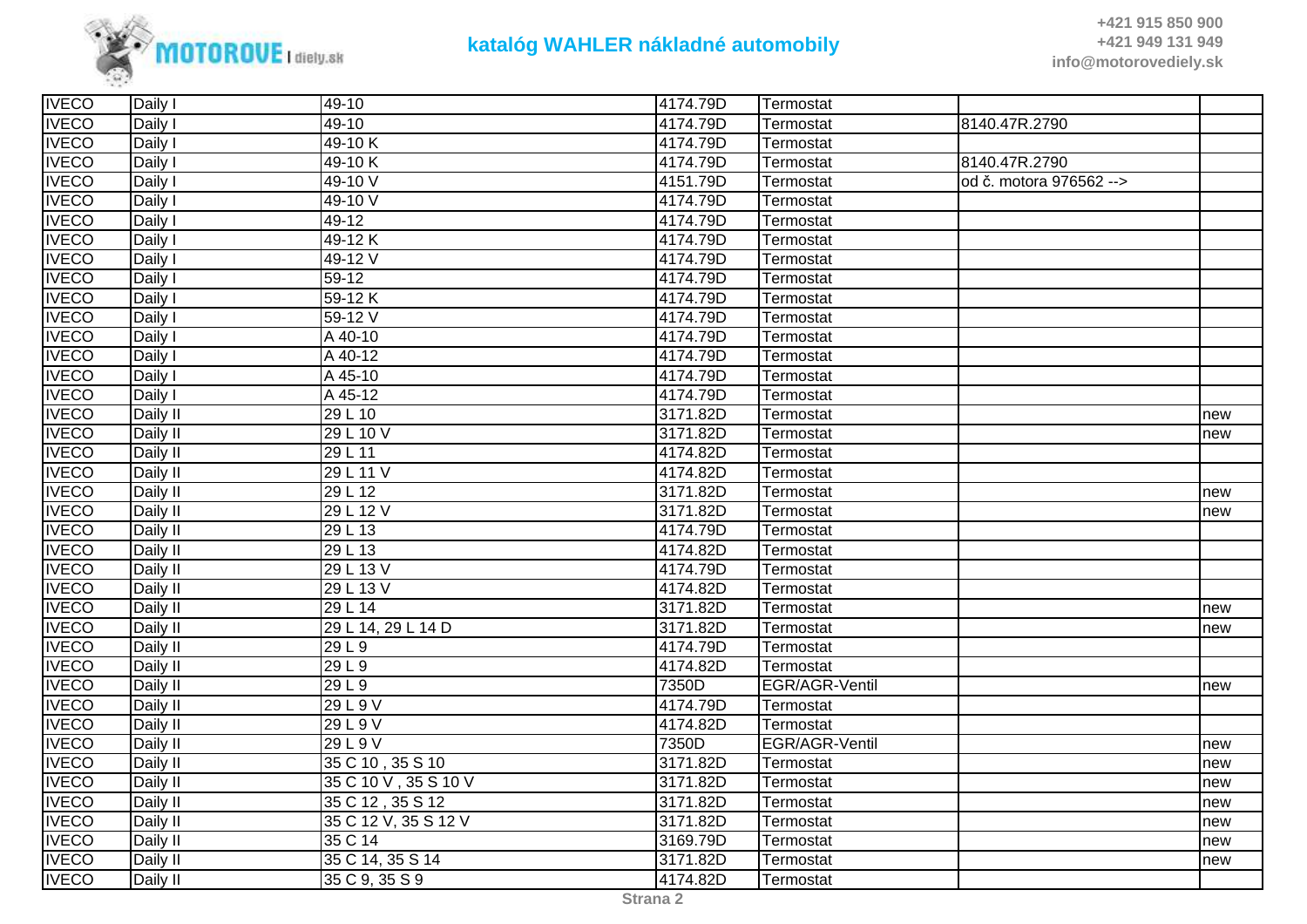| | | | | | | |
|---|---|---|---|---|---|---|
| IVECO | Daily I | 49-10 | 4174.79D | Termostat | | |
| IVECO | Daily I | 49-10 | 4174.79D | Termostat | 8140.47R.2790 | |
| IVECO | Daily I | 49-10 K | 4174.79D | Termostat | | |
| IVECO | Daily I | 49-10 K | 4174.79D | Termostat | 8140.47R.2790 | |
| IVECO | Daily I | 49-10 V | 4151.79D | Termostat | od č. motora 976562 --> | |
| IVECO | Daily I | 49-10 V | 4174.79D | Termostat | | |
| IVECO | Daily I | 49-12 | 4174.79D | Termostat | | |
| IVECO | Daily I | 49-12 K | 4174.79D | Termostat | | |
| IVECO | Daily I | 49-12 V | 4174.79D | Termostat | | |
| IVECO | Daily I | 59-12 | 4174.79D | Termostat | | |
| IVECO | Daily I | 59-12 K | 4174.79D | Termostat | | |
| IVECO | Daily I | 59-12 V | 4174.79D | Termostat | | |
| IVECO | Daily I | A 40-10 | 4174.79D | Termostat | | |
| IVECO | Daily I | A 40-12 | 4174.79D | Termostat | | |
| IVECO | Daily I | A 45-10 | 4174.79D | Termostat | | |
| IVECO | Daily I | A 45-12 | 4174.79D | Termostat | | |
| IVECO | Daily II | 29 L 10 | 3171.82D | Termostat | | new |
| IVECO | Daily II | 29 L 10 V | 3171.82D | Termostat | | new |
| IVECO | Daily II | 29 L 11 | 4174.82D | Termostat | | |
| IVECO | Daily II | 29 L 11 V | 4174.82D | Termostat | | |
| IVECO | Daily II | 29 L 12 | 3171.82D | Termostat | | new |
| IVECO | Daily II | 29 L 12 V | 3171.82D | Termostat | | new |
| IVECO | Daily II | 29 L 13 | 4174.79D | Termostat | | |
| IVECO | Daily II | 29 L 13 | 4174.82D | Termostat | | |
| IVECO | Daily II | 29 L 13 V | 4174.79D | Termostat | | |
| IVECO | Daily II | 29 L 13 V | 4174.82D | Termostat | | |
| IVECO | Daily II | 29 L 14 | 3171.82D | Termostat | | new |
| IVECO | Daily II | 29 L 14, 29 L 14 D | 3171.82D | Termostat | | new |
| IVECO | Daily II | 29 L 9 | 4174.79D | Termostat | | |
| IVECO | Daily II | 29 L 9 | 4174.82D | Termostat | | |
| IVECO | Daily II | 29 L 9 | 7350D | EGR/AGR-Ventil | | new |
| IVECO | Daily II | 29 L 9 V | 4174.79D | Termostat | | |
| IVECO | Daily II | 29 L 9 V | 4174.82D | Termostat | | |
| IVECO | Daily II | 29 L 9 V | 7350D | EGR/AGR-Ventil | | new |
| IVECO | Daily II | 35 C 10 , 35 S 10 | 3171.82D | Termostat | | new |
| IVECO | Daily II | 35 C 10 V , 35 S 10 V | 3171.82D | Termostat | | new |
| IVECO | Daily II | 35 C 12 , 35 S 12 | 3171.82D | Termostat | | new |
| IVECO | Daily II | 35 C 12 V, 35 S 12 V | 3171.82D | Termostat | | new |
| IVECO | Daily II | 35 C 14 | 3169.79D | Termostat | | new |
| IVECO | Daily II | 35 C 14, 35 S 14 | 3171.82D | Termostat | | new |
| IVECO | Daily II | 35 C 9, 35 S 9 | 4174.82D | Termostat | | |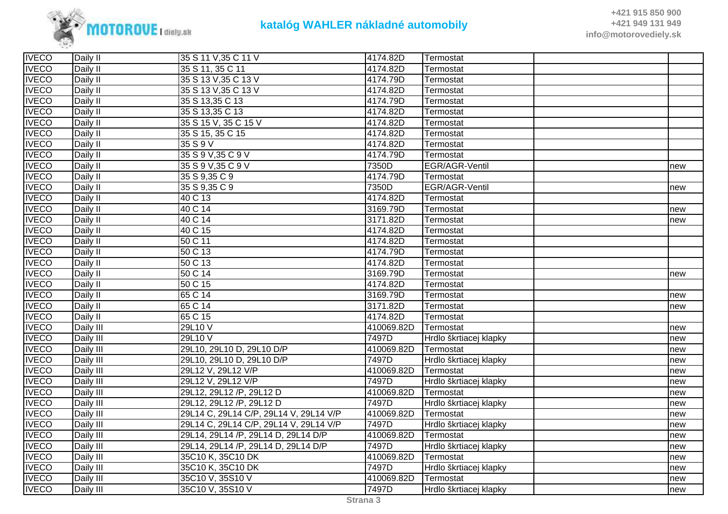| IVECO | Daily II | 35 S 11 V,35 C 11 V | 4174.82D | Termostat | | |
|---|---|---|---|---|---|---|
| IVECO | Daily II | 35 S 11, 35 C 11 | 4174.82D | Termostat | | |
| IVECO | Daily II | 35 S 13 V,35 C 13 V | 4174.79D | Termostat | | |
| IVECO | Daily II | 35 S 13 V,35 C 13 V | 4174.82D | Termostat | | |
| IVECO | Daily II | 35 S 13,35 C 13 | 4174.79D | Termostat | | |
| IVECO | Daily II | 35 S 13,35 C 13 | 4174.82D | Termostat | | |
| IVECO | Daily II | 35 S 15 V, 35 C 15 V | 4174.82D | Termostat | | |
| IVECO | Daily II | 35 S 15, 35 C 15 | 4174.82D | Termostat | | |
| IVECO | Daily II | 35 S 9 V | 4174.82D | Termostat | | |
| IVECO | Daily II | 35 S 9 V,35 C 9 V | 4174.79D | Termostat | | |
| IVECO | Daily II | 35 S 9 V,35 C 9 V | 7350D | EGR/AGR-Ventil | | new |
| IVECO | Daily II | 35 S 9,35 C 9 | 4174.79D | Termostat | | |
| IVECO | Daily II | 35 S 9,35 C 9 | 7350D | EGR/AGR-Ventil | | new |
| IVECO | Daily II | 40 C 13 | 4174.82D | Termostat | | |
| IVECO | Daily II | 40 C 14 | 3169.79D | Termostat | | new |
| IVECO | Daily II | 40 C 14 | 3171.82D | Termostat | | new |
| IVECO | Daily II | 40 C 15 | 4174.82D | Termostat | | |
| IVECO | Daily II | 50 C 11 | 4174.82D | Termostat | | |
| IVECO | Daily II | 50 C 13 | 4174.79D | Termostat | | |
| IVECO | Daily II | 50 C 13 | 4174.82D | Termostat | | |
| IVECO | Daily II | 50 C 14 | 3169.79D | Termostat | | new |
| IVECO | Daily II | 50 C 15 | 4174.82D | Termostat | | |
| IVECO | Daily II | 65 C 14 | 3169.79D | Termostat | | new |
| IVECO | Daily II | 65 C 14 | 3171.82D | Termostat | | new |
| IVECO | Daily II | 65 C 15 | 4174.82D | Termostat | | |
| IVECO | Daily III | 29L10 V | 410069.82D | Termostat | | new |
| IVECO | Daily III | 29L10 V | 7497D | Hrdlo škrtiacej klapky | | new |
| IVECO | Daily III | 29L10, 29L10 D, 29L10 D/P | 410069.82D | Termostat | | new |
| IVECO | Daily III | 29L10, 29L10 D, 29L10 D/P | 7497D | Hrdlo škrtiacej klapky | | new |
| IVECO | Daily III | 29L12 V, 29L12 V/P | 410069.82D | Termostat | | new |
| IVECO | Daily III | 29L12 V, 29L12 V/P | 7497D | Hrdlo škrtiacej klapky | | new |
| IVECO | Daily III | 29L12, 29L12 /P, 29L12 D | 410069.82D | Termostat | | new |
| IVECO | Daily III | 29L12, 29L12 /P, 29L12 D | 7497D | Hrdlo škrtiacej klapky | | new |
| IVECO | Daily III | 29L14 C, 29L14 C/P, 29L14 V, 29L14 V/P | 410069.82D | Termostat | | new |
| IVECO | Daily III | 29L14 C, 29L14 C/P, 29L14 V, 29L14 V/P | 7497D | Hrdlo škrtiacej klapky | | new |
| IVECO | Daily III | 29L14, 29L14 /P, 29L14 D, 29L14 D/P | 410069.82D | Termostat | | new |
| IVECO | Daily III | 29L14, 29L14 /P, 29L14 D, 29L14 D/P | 7497D | Hrdlo škrtiacej klapky | | new |
| IVECO | Daily III | 35C10 K, 35C10 DK | 410069.82D | Termostat | | new |
| IVECO | Daily III | 35C10 K, 35C10 DK | 7497D | Hrdlo škrtiacej klapky | | new |
| IVECO | Daily III | 35C10 V, 35S10 V | 410069.82D | Termostat | | new |
| IVECO | Daily III | 35C10 V, 35S10 V | 7497D | Hrdlo škrtiacej klapky | | new |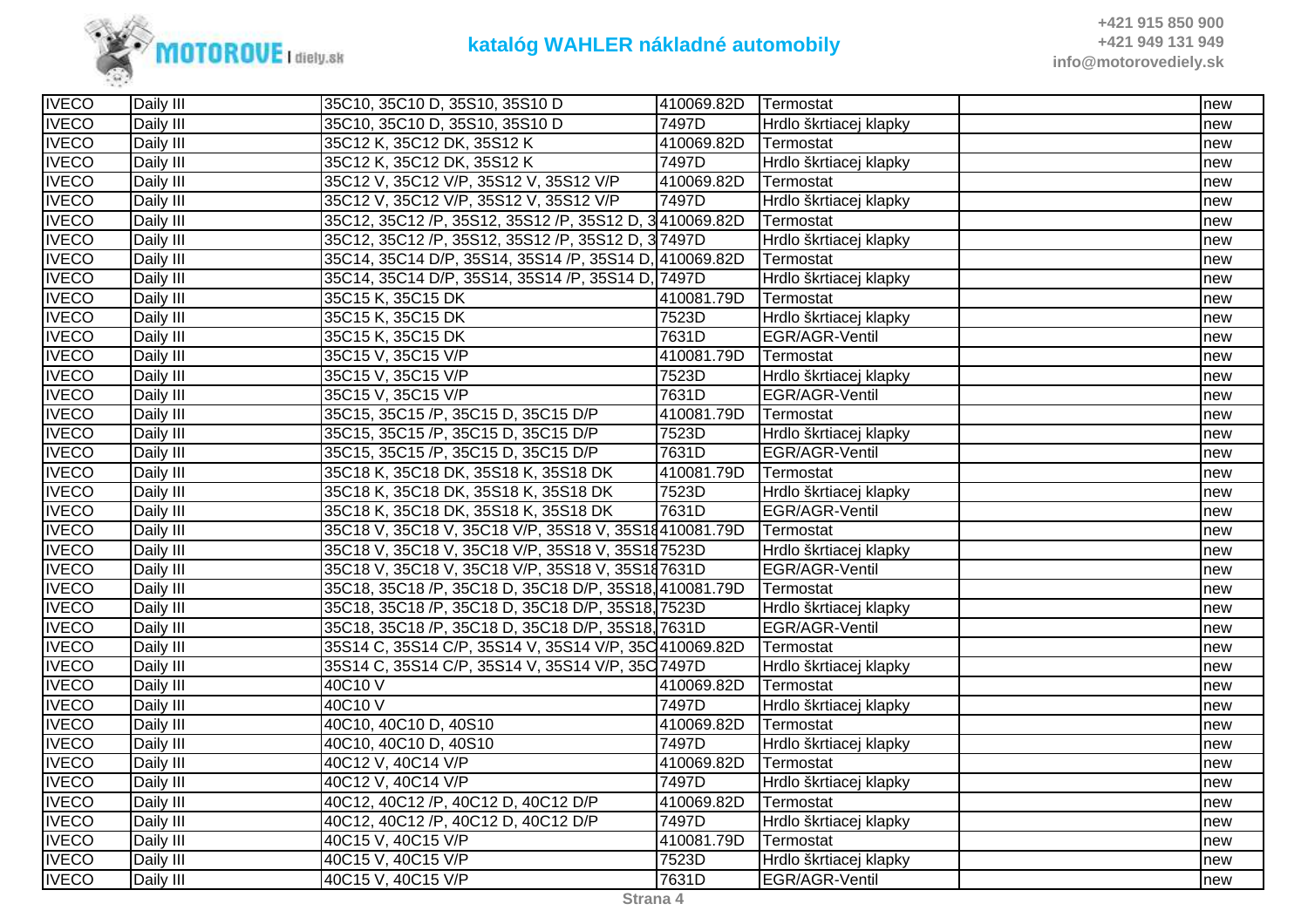| | | | | | | |
|---|---|---|---|---|---|---|
| IVECO | Daily III | 35C10, 35C10 D, 35S10, 35S10 D | 410069.82D | Termostat | | new |
| IVECO | Daily III | 35C10, 35C10 D, 35S10, 35S10 D | 7497D | Hrdlo škrtiacej klapky | | new |
| IVECO | Daily III | 35C12 K, 35C12 DK, 35S12 K | 410069.82D | Termostat | | new |
| IVECO | Daily III | 35C12 K, 35C12 DK, 35S12 K | 7497D | Hrdlo škrtiacej klapky | | new |
| IVECO | Daily III | 35C12 V, 35C12 V/P, 35S12 V, 35S12 V/P | 410069.82D | Termostat | | new |
| IVECO | Daily III | 35C12 V, 35C12 V/P, 35S12 V, 35S12 V/P | 7497D | Hrdlo škrtiacej klapky | | new |
| IVECO | Daily III | 35C12, 35C12 /P, 35S12, 35S12 /P, 35S12 D, 3 | 410069.82D | Termostat | | new |
| IVECO | Daily III | 35C12, 35C12 /P, 35S12, 35S12 /P, 35S12 D, 3 | 7497D | Hrdlo škrtiacej klapky | | new |
| IVECO | Daily III | 35C14, 35C14 D/P, 35S14, 35S14 /P, 35S14 D, | 410069.82D | Termostat | | new |
| IVECO | Daily III | 35C14, 35C14 D/P, 35S14, 35S14 /P, 35S14 D, | 7497D | Hrdlo škrtiacej klapky | | new |
| IVECO | Daily III | 35C15 K, 35C15 DK | 410081.79D | Termostat | | new |
| IVECO | Daily III | 35C15 K, 35C15 DK | 7523D | Hrdlo škrtiacej klapky | | new |
| IVECO | Daily III | 35C15 K, 35C15 DK | 7631D | EGR/AGR-Ventil | | new |
| IVECO | Daily III | 35C15 V, 35C15 V/P | 410081.79D | Termostat | | new |
| IVECO | Daily III | 35C15 V, 35C15 V/P | 7523D | Hrdlo škrtiacej klapky | | new |
| IVECO | Daily III | 35C15 V, 35C15 V/P | 7631D | EGR/AGR-Ventil | | new |
| IVECO | Daily III | 35C15, 35C15 /P, 35C15 D, 35C15 D/P | 410081.79D | Termostat | | new |
| IVECO | Daily III | 35C15, 35C15 /P, 35C15 D, 35C15 D/P | 7523D | Hrdlo škrtiacej klapky | | new |
| IVECO | Daily III | 35C15, 35C15 /P, 35C15 D, 35C15 D/P | 7631D | EGR/AGR-Ventil | | new |
| IVECO | Daily III | 35C18 K, 35C18 DK, 35S18 K, 35S18 DK | 410081.79D | Termostat | | new |
| IVECO | Daily III | 35C18 K, 35C18 DK, 35S18 K, 35S18 DK | 7523D | Hrdlo škrtiacej klapky | | new |
| IVECO | Daily III | 35C18 K, 35C18 DK, 35S18 K, 35S18 DK | 7631D | EGR/AGR-Ventil | | new |
| IVECO | Daily III | 35C18 V, 35C18 V, 35C18 V/P, 35S18 V, 35S18 | 410081.79D | Termostat | | new |
| IVECO | Daily III | 35C18 V, 35C18 V, 35C18 V/P, 35S18 V, 35S18 | 7523D | Hrdlo škrtiacej klapky | | new |
| IVECO | Daily III | 35C18 V, 35C18 V, 35C18 V/P, 35S18 V, 35S18 | 7631D | EGR/AGR-Ventil | | new |
| IVECO | Daily III | 35C18, 35C18 /P, 35C18 D, 35C18 D/P, 35S18, | 410081.79D | Termostat | | new |
| IVECO | Daily III | 35C18, 35C18 /P, 35C18 D, 35C18 D/P, 35S18, | 7523D | Hrdlo škrtiacej klapky | | new |
| IVECO | Daily III | 35C18, 35C18 /P, 35C18 D, 35C18 D/P, 35S18, | 7631D | EGR/AGR-Ventil | | new |
| IVECO | Daily III | 35S14 C, 35S14 C/P, 35S14 V, 35S14 V/P, 35C | 410069.82D | Termostat | | new |
| IVECO | Daily III | 35S14 C, 35S14 C/P, 35S14 V, 35S14 V/P, 35C | 7497D | Hrdlo škrtiacej klapky | | new |
| IVECO | Daily III | 40C10 V | 410069.82D | Termostat | | new |
| IVECO | Daily III | 40C10 V | 7497D | Hrdlo škrtiacej klapky | | new |
| IVECO | Daily III | 40C10, 40C10 D, 40S10 | 410069.82D | Termostat | | new |
| IVECO | Daily III | 40C10, 40C10 D, 40S10 | 7497D | Hrdlo škrtiacej klapky | | new |
| IVECO | Daily III | 40C12 V, 40C14 V/P | 410069.82D | Termostat | | new |
| IVECO | Daily III | 40C12 V, 40C14 V/P | 7497D | Hrdlo škrtiacej klapky | | new |
| IVECO | Daily III | 40C12, 40C12 /P, 40C12 D, 40C12 D/P | 410069.82D | Termostat | | new |
| IVECO | Daily III | 40C12, 40C12 /P, 40C12 D, 40C12 D/P | 7497D | Hrdlo škrtiacej klapky | | new |
| IVECO | Daily III | 40C15 V, 40C15 V/P | 410081.79D | Termostat | | new |
| IVECO | Daily III | 40C15 V, 40C15 V/P | 7523D | Hrdlo škrtiacej klapky | | new |
| IVECO | Daily III | 40C15 V, 40C15 V/P | 7631D | EGR/AGR-Ventil | | new |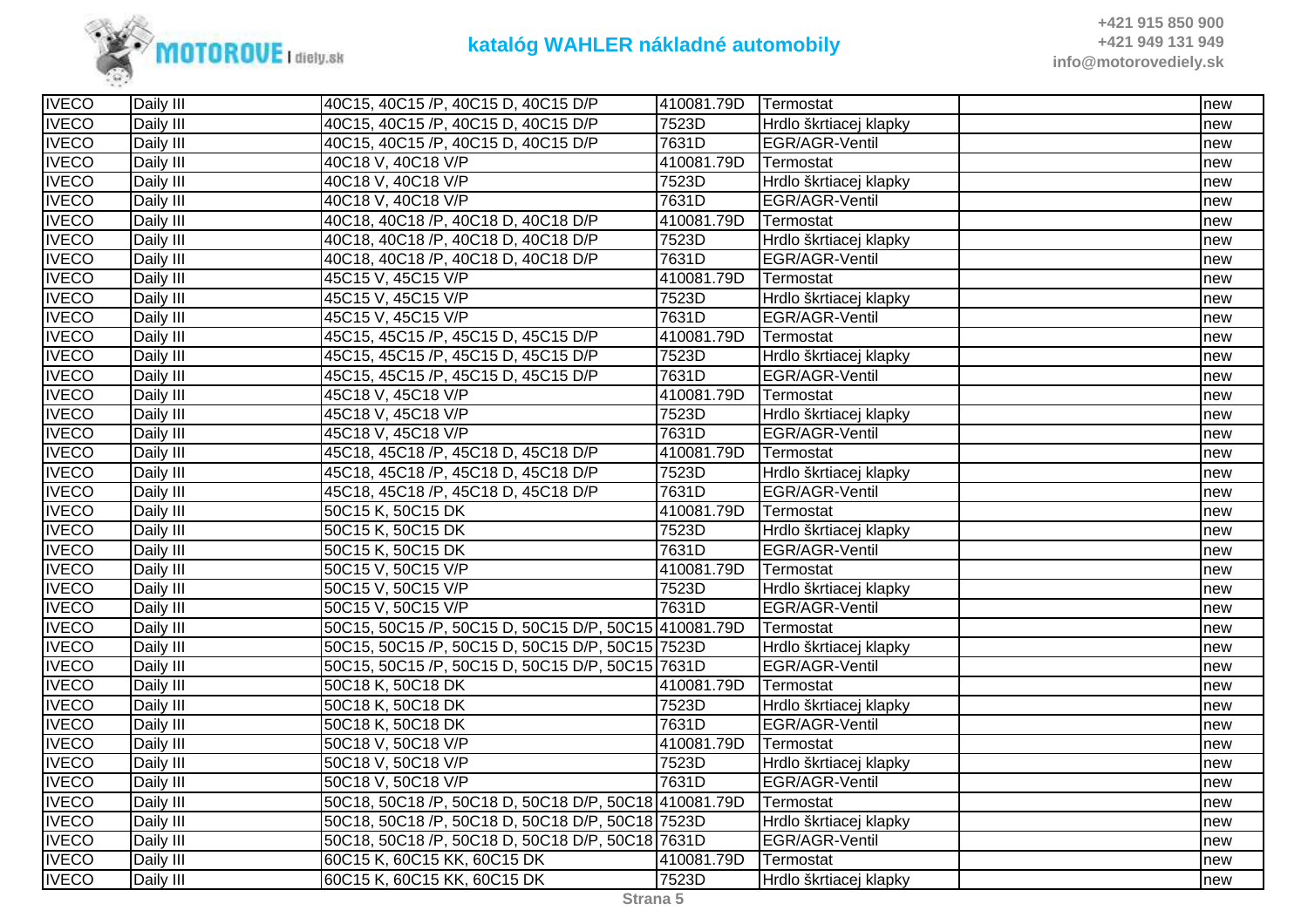| IVECO | Daily III | 40C15, 40C15 /P, 40C15 D, 40C15 D/P | 410081.79D | Termostat | | new |
|---|---|---|---|---|---|---|
| IVECO | Daily III | 40C15, 40C15 /P, 40C15 D, 40C15 D/P | 7523D | Hrdlo škrtiacej klapky | | new |
| IVECO | Daily III | 40C15, 40C15 /P, 40C15 D, 40C15 D/P | 7631D | EGR/AGR-Ventil | | new |
| IVECO | Daily III | 40C18 V, 40C18 V/P | 410081.79D | Termostat | | new |
| IVECO | Daily III | 40C18 V, 40C18 V/P | 7523D | Hrdlo škrtiacej klapky | | new |
| IVECO | Daily III | 40C18 V, 40C18 V/P | 7631D | EGR/AGR-Ventil | | new |
| IVECO | Daily III | 40C18, 40C18 /P, 40C18 D, 40C18 D/P | 410081.79D | Termostat | | new |
| IVECO | Daily III | 40C18, 40C18 /P, 40C18 D, 40C18 D/P | 7523D | Hrdlo škrtiacej klapky | | new |
| IVECO | Daily III | 40C18, 40C18 /P, 40C18 D, 40C18 D/P | 7631D | EGR/AGR-Ventil | | new |
| IVECO | Daily III | 45C15 V, 45C15 V/P | 410081.79D | Termostat | | new |
| IVECO | Daily III | 45C15 V, 45C15 V/P | 7523D | Hrdlo škrtiacej klapky | | new |
| IVECO | Daily III | 45C15 V, 45C15 V/P | 7631D | EGR/AGR-Ventil | | new |
| IVECO | Daily III | 45C15, 45C15 /P, 45C15 D, 45C15 D/P | 410081.79D | Termostat | | new |
| IVECO | Daily III | 45C15, 45C15 /P, 45C15 D, 45C15 D/P | 7523D | Hrdlo škrtiacej klapky | | new |
| IVECO | Daily III | 45C15, 45C15 /P, 45C15 D, 45C15 D/P | 7631D | EGR/AGR-Ventil | | new |
| IVECO | Daily III | 45C18 V, 45C18 V/P | 410081.79D | Termostat | | new |
| IVECO | Daily III | 45C18 V, 45C18 V/P | 7523D | Hrdlo škrtiacej klapky | | new |
| IVECO | Daily III | 45C18 V, 45C18 V/P | 7631D | EGR/AGR-Ventil | | new |
| IVECO | Daily III | 45C18, 45C18 /P, 45C18 D, 45C18 D/P | 410081.79D | Termostat | | new |
| IVECO | Daily III | 45C18, 45C18 /P, 45C18 D, 45C18 D/P | 7523D | Hrdlo škrtiacej klapky | | new |
| IVECO | Daily III | 45C18, 45C18 /P, 45C18 D, 45C18 D/P | 7631D | EGR/AGR-Ventil | | new |
| IVECO | Daily III | 50C15 K, 50C15 DK | 410081.79D | Termostat | | new |
| IVECO | Daily III | 50C15 K, 50C15 DK | 7523D | Hrdlo škrtiacej klapky | | new |
| IVECO | Daily III | 50C15 K, 50C15 DK | 7631D | EGR/AGR-Ventil | | new |
| IVECO | Daily III | 50C15 V, 50C15 V/P | 410081.79D | Termostat | | new |
| IVECO | Daily III | 50C15 V, 50C15 V/P | 7523D | Hrdlo škrtiacej klapky | | new |
| IVECO | Daily III | 50C15 V, 50C15 V/P | 7631D | EGR/AGR-Ventil | | new |
| IVECO | Daily III | 50C15, 50C15 /P, 50C15 D, 50C15 D/P, 50C15 | 410081.79D | Termostat | | new |
| IVECO | Daily III | 50C15, 50C15 /P, 50C15 D, 50C15 D/P, 50C15 | 7523D | Hrdlo škrtiacej klapky | | new |
| IVECO | Daily III | 50C15, 50C15 /P, 50C15 D, 50C15 D/P, 50C15 | 7631D | EGR/AGR-Ventil | | new |
| IVECO | Daily III | 50C18 K, 50C18 DK | 410081.79D | Termostat | | new |
| IVECO | Daily III | 50C18 K, 50C18 DK | 7523D | Hrdlo škrtiacej klapky | | new |
| IVECO | Daily III | 50C18 K, 50C18 DK | 7631D | EGR/AGR-Ventil | | new |
| IVECO | Daily III | 50C18 V, 50C18 V/P | 410081.79D | Termostat | | new |
| IVECO | Daily III | 50C18 V, 50C18 V/P | 7523D | Hrdlo škrtiacej klapky | | new |
| IVECO | Daily III | 50C18 V, 50C18 V/P | 7631D | EGR/AGR-Ventil | | new |
| IVECO | Daily III | 50C18, 50C18 /P, 50C18 D, 50C18 D/P, 50C18 | 410081.79D | Termostat | | new |
| IVECO | Daily III | 50C18, 50C18 /P, 50C18 D, 50C18 D/P, 50C18 | 7523D | Hrdlo škrtiacej klapky | | new |
| IVECO | Daily III | 50C18, 50C18 /P, 50C18 D, 50C18 D/P, 50C18 | 7631D | EGR/AGR-Ventil | | new |
| IVECO | Daily III | 60C15 K, 60C15 KK, 60C15 DK | 410081.79D | Termostat | | new |
| IVECO | Daily III | 60C15 K, 60C15 KK, 60C15 DK | 7523D | Hrdlo škrtiacej klapky | | new |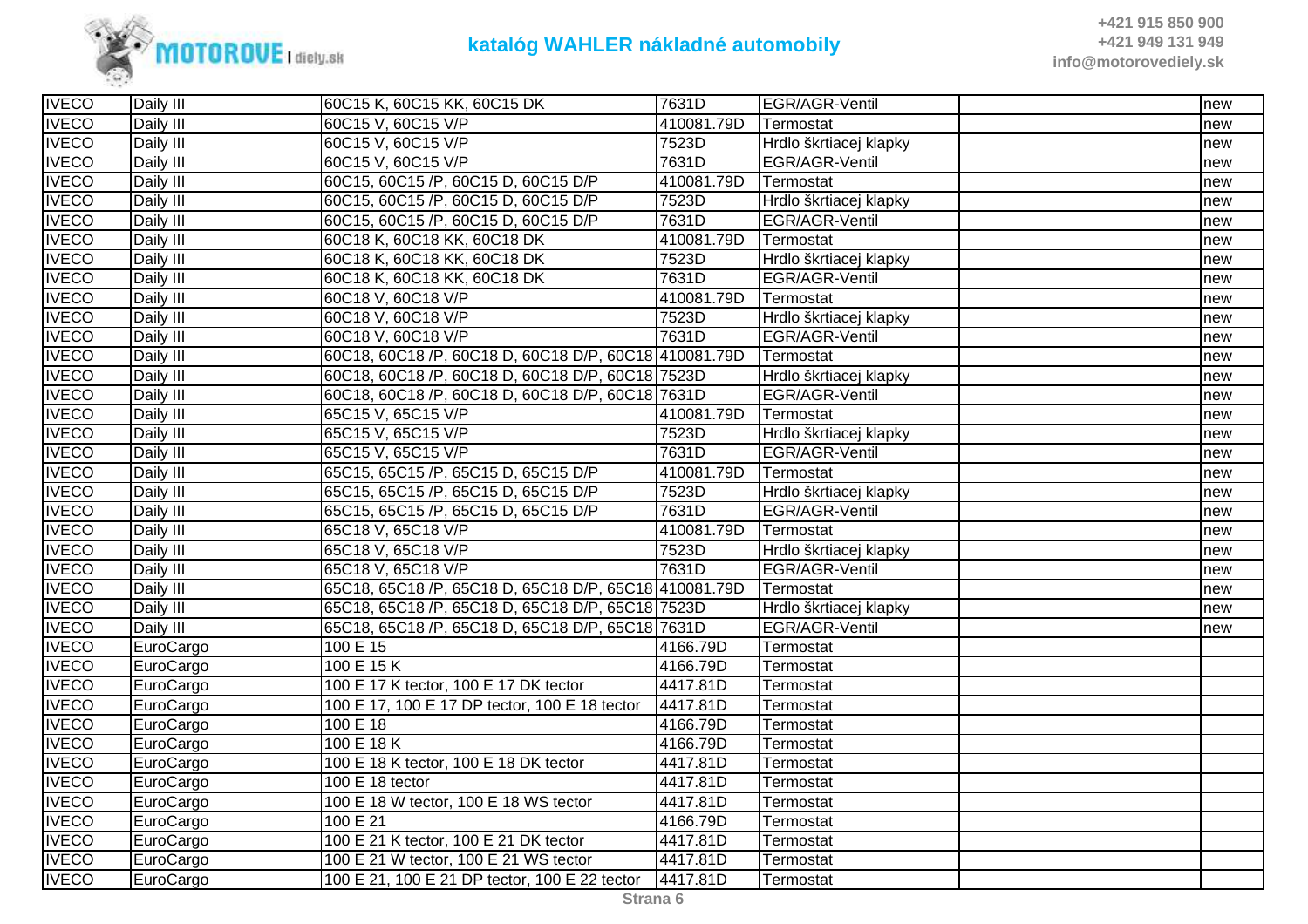| IVECO | Daily III | 60C15 K, 60C15 KK, 60C15 DK | 7631D | EGR/AGR-Ventil | | new |
|---|---|---|---|---|---|---|
| IVECO | Daily III | 60C15 V, 60C15 V/P | 410081.79D | Termostat | | new |
| IVECO | Daily III | 60C15 V, 60C15 V/P | 7523D | Hrdlo škrtiacej klapky | | new |
| IVECO | Daily III | 60C15 V, 60C15 V/P | 7631D | EGR/AGR-Ventil | | new |
| IVECO | Daily III | 60C15, 60C15 /P, 60C15 D, 60C15 D/P | 410081.79D | Termostat | | new |
| IVECO | Daily III | 60C15, 60C15 /P, 60C15 D, 60C15 D/P | 7523D | Hrdlo škrtiacej klapky | | new |
| IVECO | Daily III | 60C15, 60C15 /P, 60C15 D, 60C15 D/P | 7631D | EGR/AGR-Ventil | | new |
| IVECO | Daily III | 60C18 K, 60C18 KK, 60C18 DK | 410081.79D | Termostat | | new |
| IVECO | Daily III | 60C18 K, 60C18 KK, 60C18 DK | 7523D | Hrdlo škrtiacej klapky | | new |
| IVECO | Daily III | 60C18 K, 60C18 KK, 60C18 DK | 7631D | EGR/AGR-Ventil | | new |
| IVECO | Daily III | 60C18 V, 60C18 V/P | 410081.79D | Termostat | | new |
| IVECO | Daily III | 60C18 V, 60C18 V/P | 7523D | Hrdlo škrtiacej klapky | | new |
| IVECO | Daily III | 60C18 V, 60C18 V/P | 7631D | EGR/AGR-Ventil | | new |
| IVECO | Daily III | 60C18, 60C18 /P, 60C18 D, 60C18 D/P, 60C18 | 410081.79D | Termostat | | new |
| IVECO | Daily III | 60C18, 60C18 /P, 60C18 D, 60C18 D/P, 60C18 | 7523D | Hrdlo škrtiacej klapky | | new |
| IVECO | Daily III | 60C18, 60C18 /P, 60C18 D, 60C18 D/P, 60C18 | 7631D | EGR/AGR-Ventil | | new |
| IVECO | Daily III | 65C15 V, 65C15 V/P | 410081.79D | Termostat | | new |
| IVECO | Daily III | 65C15 V, 65C15 V/P | 7523D | Hrdlo škrtiacej klapky | | new |
| IVECO | Daily III | 65C15 V, 65C15 V/P | 7631D | EGR/AGR-Ventil | | new |
| IVECO | Daily III | 65C15, 65C15 /P, 65C15 D, 65C15 D/P | 410081.79D | Termostat | | new |
| IVECO | Daily III | 65C15, 65C15 /P, 65C15 D, 65C15 D/P | 7523D | Hrdlo škrtiacej klapky | | new |
| IVECO | Daily III | 65C15, 65C15 /P, 65C15 D, 65C15 D/P | 7631D | EGR/AGR-Ventil | | new |
| IVECO | Daily III | 65C18 V, 65C18 V/P | 410081.79D | Termostat | | new |
| IVECO | Daily III | 65C18 V, 65C18 V/P | 7523D | Hrdlo škrtiacej klapky | | new |
| IVECO | Daily III | 65C18 V, 65C18 V/P | 7631D | EGR/AGR-Ventil | | new |
| IVECO | Daily III | 65C18, 65C18 /P, 65C18 D, 65C18 D/P, 65C18 | 410081.79D | Termostat | | new |
| IVECO | Daily III | 65C18, 65C18 /P, 65C18 D, 65C18 D/P, 65C18 | 7523D | Hrdlo škrtiacej klapky | | new |
| IVECO | Daily III | 65C18, 65C18 /P, 65C18 D, 65C18 D/P, 65C18 | 7631D | EGR/AGR-Ventil | | new |
| IVECO | EuroCargo | 100 E 15 | 4166.79D | Termostat | | |
| IVECO | EuroCargo | 100 E 15 K | 4166.79D | Termostat | | |
| IVECO | EuroCargo | 100 E 17 K tector, 100 E 17 DK tector | 4417.81D | Termostat | | |
| IVECO | EuroCargo | 100 E 17, 100 E 17 DP tector, 100 E 18 tector | 4417.81D | Termostat | | |
| IVECO | EuroCargo | 100 E 18 | 4166.79D | Termostat | | |
| IVECO | EuroCargo | 100 E 18 K | 4166.79D | Termostat | | |
| IVECO | EuroCargo | 100 E 18 K tector, 100 E 18 DK tector | 4417.81D | Termostat | | |
| IVECO | EuroCargo | 100 E 18 tector | 4417.81D | Termostat | | |
| IVECO | EuroCargo | 100 E 18 W tector, 100 E 18 WS tector | 4417.81D | Termostat | | |
| IVECO | EuroCargo | 100 E 21 | 4166.79D | Termostat | | |
| IVECO | EuroCargo | 100 E 21 K tector, 100 E 21 DK tector | 4417.81D | Termostat | | |
| IVECO | EuroCargo | 100 E 21 W tector, 100 E 21 WS tector | 4417.81D | Termostat | | |
| IVECO | EuroCargo | 100 E 21, 100 E 21 DP tector, 100 E 22 tector | 4417.81D | Termostat | | |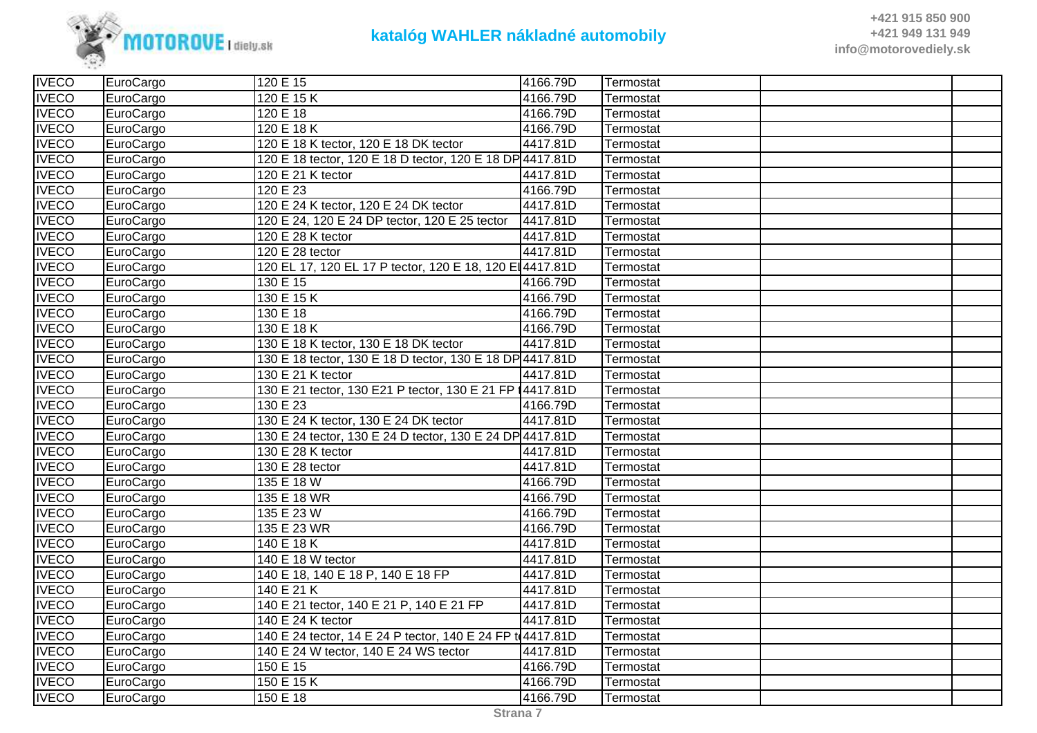| IVECO | EuroCargo | 120 E 15 | 4166.79D | Termostat | | |
|---|---|---|---|---|---|---|
| IVECO | EuroCargo | 120 E 15 K | 4166.79D | Termostat | | |
| IVECO | EuroCargo | 120 E 18 | 4166.79D | Termostat | | |
| IVECO | EuroCargo | 120 E 18 K | 4166.79D | Termostat | | |
| IVECO | EuroCargo | 120 E 18 K tector, 120 E 18 DK tector | 4417.81D | Termostat | | |
| IVECO | EuroCargo | 120 E 18 tector, 120 E 18 D tector, 120 E 18 DP | 4417.81D | Termostat | | |
| IVECO | EuroCargo | 120 E 21 K tector | 4417.81D | Termostat | | |
| IVECO | EuroCargo | 120 E 23 | 4166.79D | Termostat | | |
| IVECO | EuroCargo | 120 E 24 K tector, 120 E 24 DK tector | 4417.81D | Termostat | | |
| IVECO | EuroCargo | 120 E 24, 120 E 24 DP tector, 120 E 25 tector | 4417.81D | Termostat | | |
| IVECO | EuroCargo | 120 E 28 K tector | 4417.81D | Termostat | | |
| IVECO | EuroCargo | 120 E 28 tector | 4417.81D | Termostat | | |
| IVECO | EuroCargo | 120 EL 17, 120 EL 17 P tector, 120 E 18, 120 E | 4417.81D | Termostat | | |
| IVECO | EuroCargo | 130 E 15 | 4166.79D | Termostat | | |
| IVECO | EuroCargo | 130 E 15 K | 4166.79D | Termostat | | |
| IVECO | EuroCargo | 130 E 18 | 4166.79D | Termostat | | |
| IVECO | EuroCargo | 130 E 18 K | 4166.79D | Termostat | | |
| IVECO | EuroCargo | 130 E 18 K tector, 130 E 18 DK tector | 4417.81D | Termostat | | |
| IVECO | EuroCargo | 130 E 18 tector, 130 E 18 D tector, 130 E 18 DP | 4417.81D | Termostat | | |
| IVECO | EuroCargo | 130 E 21 K tector | 4417.81D | Termostat | | |
| IVECO | EuroCargo | 130 E 21 tector, 130 E21 P tector, 130 E 21 FP | 4417.81D | Termostat | | |
| IVECO | EuroCargo | 130 E 23 | 4166.79D | Termostat | | |
| IVECO | EuroCargo | 130 E 24 K tector, 130 E 24 DK tector | 4417.81D | Termostat | | |
| IVECO | EuroCargo | 130 E 24 tector, 130 E 24 D tector, 130 E 24 DP | 4417.81D | Termostat | | |
| IVECO | EuroCargo | 130 E 28 K tector | 4417.81D | Termostat | | |
| IVECO | EuroCargo | 130 E 28 tector | 4417.81D | Termostat | | |
| IVECO | EuroCargo | 135 E 18 W | 4166.79D | Termostat | | |
| IVECO | EuroCargo | 135 E 18 WR | 4166.79D | Termostat | | |
| IVECO | EuroCargo | 135 E 23 W | 4166.79D | Termostat | | |
| IVECO | EuroCargo | 135 E 23 WR | 4166.79D | Termostat | | |
| IVECO | EuroCargo | 140 E 18 K | 4417.81D | Termostat | | |
| IVECO | EuroCargo | 140 E 18 W tector | 4417.81D | Termostat | | |
| IVECO | EuroCargo | 140 E 18, 140 E 18 P, 140 E 18 FP | 4417.81D | Termostat | | |
| IVECO | EuroCargo | 140 E 21 K | 4417.81D | Termostat | | |
| IVECO | EuroCargo | 140 E 21 tector, 140 E 21 P, 140 E 21 FP | 4417.81D | Termostat | | |
| IVECO | EuroCargo | 140 E 24 K tector | 4417.81D | Termostat | | |
| IVECO | EuroCargo | 140 E 24 tector, 14 E 24 P tector, 140 E 24 FP t | 4417.81D | Termostat | | |
| IVECO | EuroCargo | 140 E 24 W tector, 140 E 24 WS tector | 4417.81D | Termostat | | |
| IVECO | EuroCargo | 150 E 15 | 4166.79D | Termostat | | |
| IVECO | EuroCargo | 150 E 15 K | 4166.79D | Termostat | | |
| IVECO | EuroCargo | 150 E 18 | 4166.79D | Termostat | | |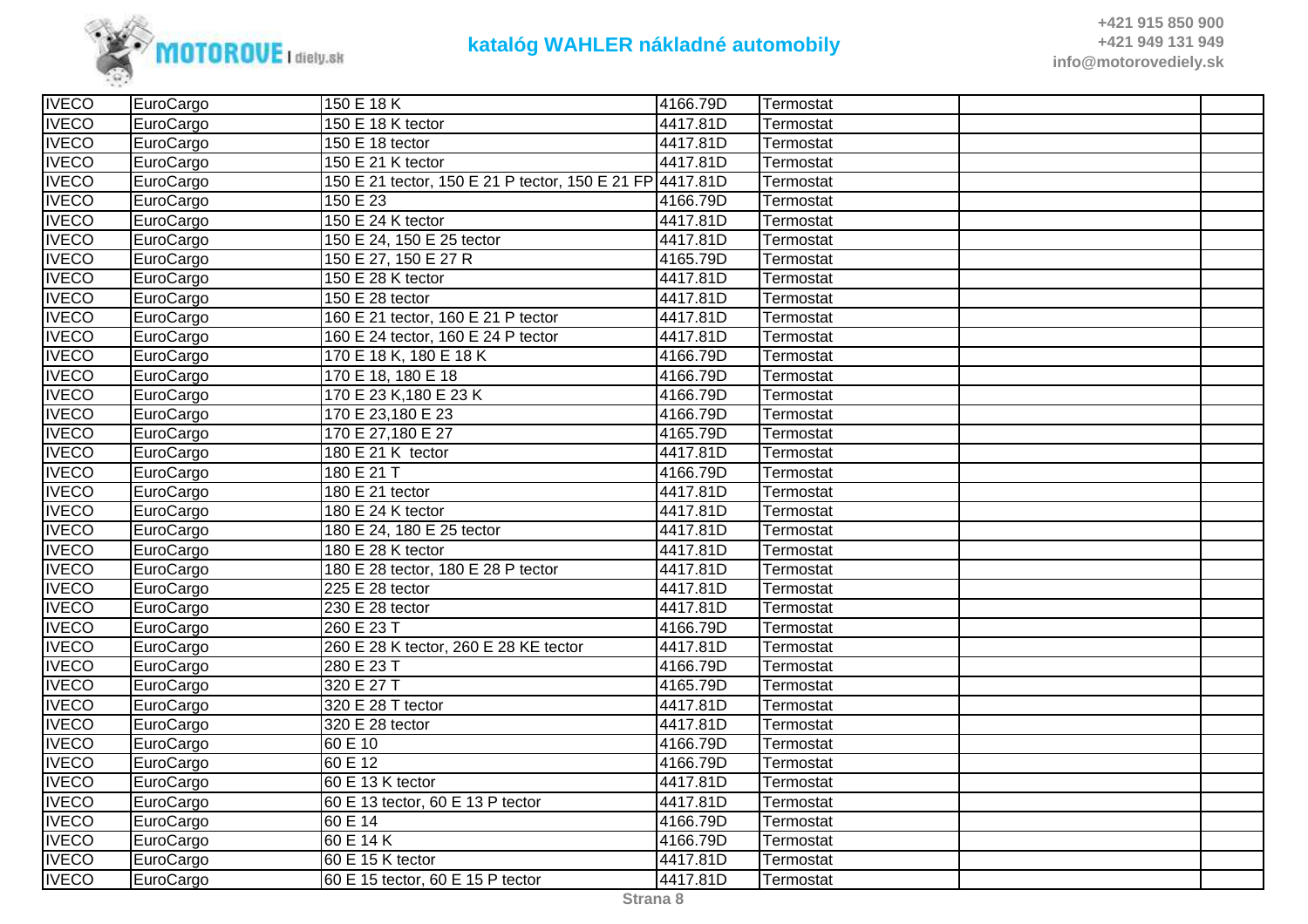| | | | | | | |
|---|---|---|---|---|---|---|
| IVECO | EuroCargo | 150 E 18 K | 4166.79D | Termostat | | |
| IVECO | EuroCargo | 150 E 18 K tector | 4417.81D | Termostat | | |
| IVECO | EuroCargo | 150 E 18 tector | 4417.81D | Termostat | | |
| IVECO | EuroCargo | 150 E 21 K tector | 4417.81D | Termostat | | |
| IVECO | EuroCargo | 150 E 21 tector, 150 E 21 P tector, 150 E 21 FP | 4417.81D | Termostat | | |
| IVECO | EuroCargo | 150 E 23 | 4166.79D | Termostat | | |
| IVECO | EuroCargo | 150 E 24 K tector | 4417.81D | Termostat | | |
| IVECO | EuroCargo | 150 E 24, 150 E 25 tector | 4417.81D | Termostat | | |
| IVECO | EuroCargo | 150 E 27, 150 E 27 R | 4165.79D | Termostat | | |
| IVECO | EuroCargo | 150 E 28 K tector | 4417.81D | Termostat | | |
| IVECO | EuroCargo | 150 E 28 tector | 4417.81D | Termostat | | |
| IVECO | EuroCargo | 160 E 21 tector, 160 E 21 P tector | 4417.81D | Termostat | | |
| IVECO | EuroCargo | 160 E 24 tector, 160 E 24 P tector | 4417.81D | Termostat | | |
| IVECO | EuroCargo | 170 E 18 K, 180 E 18 K | 4166.79D | Termostat | | |
| IVECO | EuroCargo | 170 E 18, 180 E 18 | 4166.79D | Termostat | | |
| IVECO | EuroCargo | 170 E 23 K,180 E 23 K | 4166.79D | Termostat | | |
| IVECO | EuroCargo | 170 E 23,180 E 23 | 4166.79D | Termostat | | |
| IVECO | EuroCargo | 170 E 27,180 E 27 | 4165.79D | Termostat | | |
| IVECO | EuroCargo | 180 E 21 K tector | 4417.81D | Termostat | | |
| IVECO | EuroCargo | 180 E 21 T | 4166.79D | Termostat | | |
| IVECO | EuroCargo | 180 E 21 tector | 4417.81D | Termostat | | |
| IVECO | EuroCargo | 180 E 24 K tector | 4417.81D | Termostat | | |
| IVECO | EuroCargo | 180 E 24, 180 E 25 tector | 4417.81D | Termostat | | |
| IVECO | EuroCargo | 180 E 28 K tector | 4417.81D | Termostat | | |
| IVECO | EuroCargo | 180 E 28 tector, 180 E 28 P tector | 4417.81D | Termostat | | |
| IVECO | EuroCargo | 225 E 28 tector | 4417.81D | Termostat | | |
| IVECO | EuroCargo | 230 E 28 tector | 4417.81D | Termostat | | |
| IVECO | EuroCargo | 260 E 23 T | 4166.79D | Termostat | | |
| IVECO | EuroCargo | 260 E 28 K tector, 260 E 28 KE tector | 4417.81D | Termostat | | |
| IVECO | EuroCargo | 280 E 23 T | 4166.79D | Termostat | | |
| IVECO | EuroCargo | 320 E 27 T | 4165.79D | Termostat | | |
| IVECO | EuroCargo | 320 E 28 T tector | 4417.81D | Termostat | | |
| IVECO | EuroCargo | 320 E 28 tector | 4417.81D | Termostat | | |
| IVECO | EuroCargo | 60 E 10 | 4166.79D | Termostat | | |
| IVECO | EuroCargo | 60 E 12 | 4166.79D | Termostat | | |
| IVECO | EuroCargo | 60 E 13 K tector | 4417.81D | Termostat | | |
| IVECO | EuroCargo | 60 E 13 tector, 60 E 13 P tector | 4417.81D | Termostat | | |
| IVECO | EuroCargo | 60 E 14 | 4166.79D | Termostat | | |
| IVECO | EuroCargo | 60 E 14 K | 4166.79D | Termostat | | |
| IVECO | EuroCargo | 60 E 15 K tector | 4417.81D | Termostat | | |
| IVECO | EuroCargo | 60 E 15 tector, 60 E 15 P tector | 4417.81D | Termostat | | |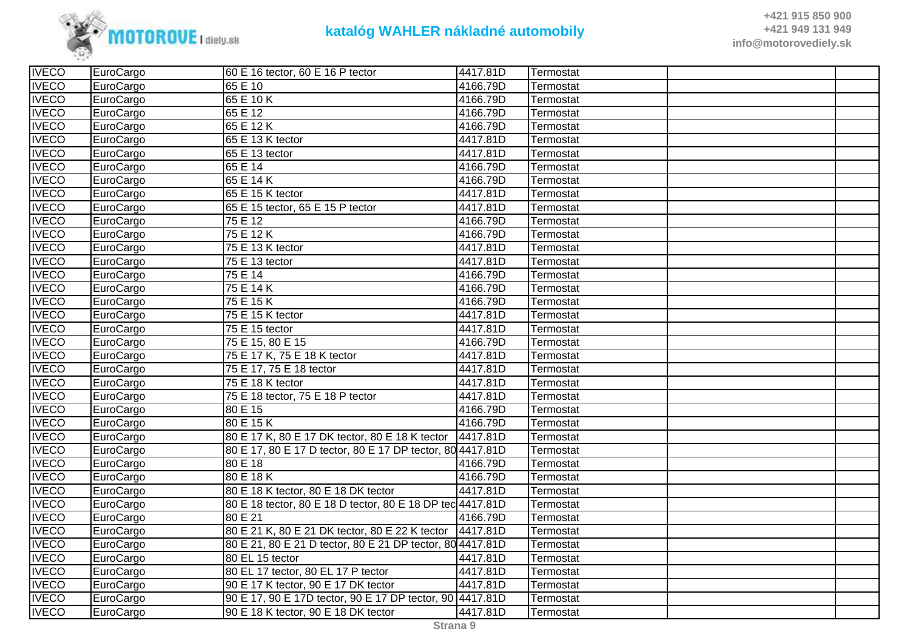| IVECO | EuroCargo | 60 E 16 tector, 60 E 16 P tector | 4417.81D | Termostat | | |
|---|---|---|---|---|---|---|
| IVECO | EuroCargo | 65 E 10 | 4166.79D | Termostat | | |
| IVECO | EuroCargo | 65 E 10 K | 4166.79D | Termostat | | |
| IVECO | EuroCargo | 65 E 12 | 4166.79D | Termostat | | |
| IVECO | EuroCargo | 65 E 12 K | 4166.79D | Termostat | | |
| IVECO | EuroCargo | 65 E 13 K tector | 4417.81D | Termostat | | |
| IVECO | EuroCargo | 65 E 13 tector | 4417.81D | Termostat | | |
| IVECO | EuroCargo | 65 E 14 | 4166.79D | Termostat | | |
| IVECO | EuroCargo | 65 E 14 K | 4166.79D | Termostat | | |
| IVECO | EuroCargo | 65 E 15 K tector | 4417.81D | Termostat | | |
| IVECO | EuroCargo | 65 E 15 tector, 65 E 15 P tector | 4417.81D | Termostat | | |
| IVECO | EuroCargo | 75 E 12 | 4166.79D | Termostat | | |
| IVECO | EuroCargo | 75 E 12 K | 4166.79D | Termostat | | |
| IVECO | EuroCargo | 75 E 13 K tector | 4417.81D | Termostat | | |
| IVECO | EuroCargo | 75 E 13 tector | 4417.81D | Termostat | | |
| IVECO | EuroCargo | 75 E 14 | 4166.79D | Termostat | | |
| IVECO | EuroCargo | 75 E 14 K | 4166.79D | Termostat | | |
| IVECO | EuroCargo | 75 E 15 K | 4166.79D | Termostat | | |
| IVECO | EuroCargo | 75 E 15 K tector | 4417.81D | Termostat | | |
| IVECO | EuroCargo | 75 E 15 tector | 4417.81D | Termostat | | |
| IVECO | EuroCargo | 75 E 15, 80 E 15 | 4166.79D | Termostat | | |
| IVECO | EuroCargo | 75 E 17 K, 75 E 18 K tector | 4417.81D | Termostat | | |
| IVECO | EuroCargo | 75 E 17, 75 E 18 tector | 4417.81D | Termostat | | |
| IVECO | EuroCargo | 75 E 18 K tector | 4417.81D | Termostat | | |
| IVECO | EuroCargo | 75 E 18 tector, 75 E 18 P tector | 4417.81D | Termostat | | |
| IVECO | EuroCargo | 80 E 15 | 4166.79D | Termostat | | |
| IVECO | EuroCargo | 80 E 15 K | 4166.79D | Termostat | | |
| IVECO | EuroCargo | 80 E 17 K, 80 E 17 DK tector, 80 E 18 K tector | 4417.81D | Termostat | | |
| IVECO | EuroCargo | 80 E 17, 80 E 17 D tector, 80 E 17 DP tector, 80 | 4417.81D | Termostat | | |
| IVECO | EuroCargo | 80 E 18 | 4166.79D | Termostat | | |
| IVECO | EuroCargo | 80 E 18 K | 4166.79D | Termostat | | |
| IVECO | EuroCargo | 80 E 18 K tector, 80 E 18 DK tector | 4417.81D | Termostat | | |
| IVECO | EuroCargo | 80 E 18 tector, 80 E 18 D tector, 80 E 18 DP tec | 4417.81D | Termostat | | |
| IVECO | EuroCargo | 80 E 21 | 4166.79D | Termostat | | |
| IVECO | EuroCargo | 80 E 21 K, 80 E 21 DK tector, 80 E 22 K tector | 4417.81D | Termostat | | |
| IVECO | EuroCargo | 80 E 21, 80 E 21 D tector, 80 E 21 DP tector, 80 | 4417.81D | Termostat | | |
| IVECO | EuroCargo | 80 EL 15 tector | 4417.81D | Termostat | | |
| IVECO | EuroCargo | 80 EL 17 tector, 80 EL 17 P tector | 4417.81D | Termostat | | |
| IVECO | EuroCargo | 90 E 17 K tector, 90 E 17 DK tector | 4417.81D | Termostat | | |
| IVECO | EuroCargo | 90 E 17, 90 E 17D tector, 90 E 17 DP tector, 90 | 4417.81D | Termostat | | |
| IVECO | EuroCargo | 90 E 18 K tector, 90 E 18 DK tector | 4417.81D | Termostat | | |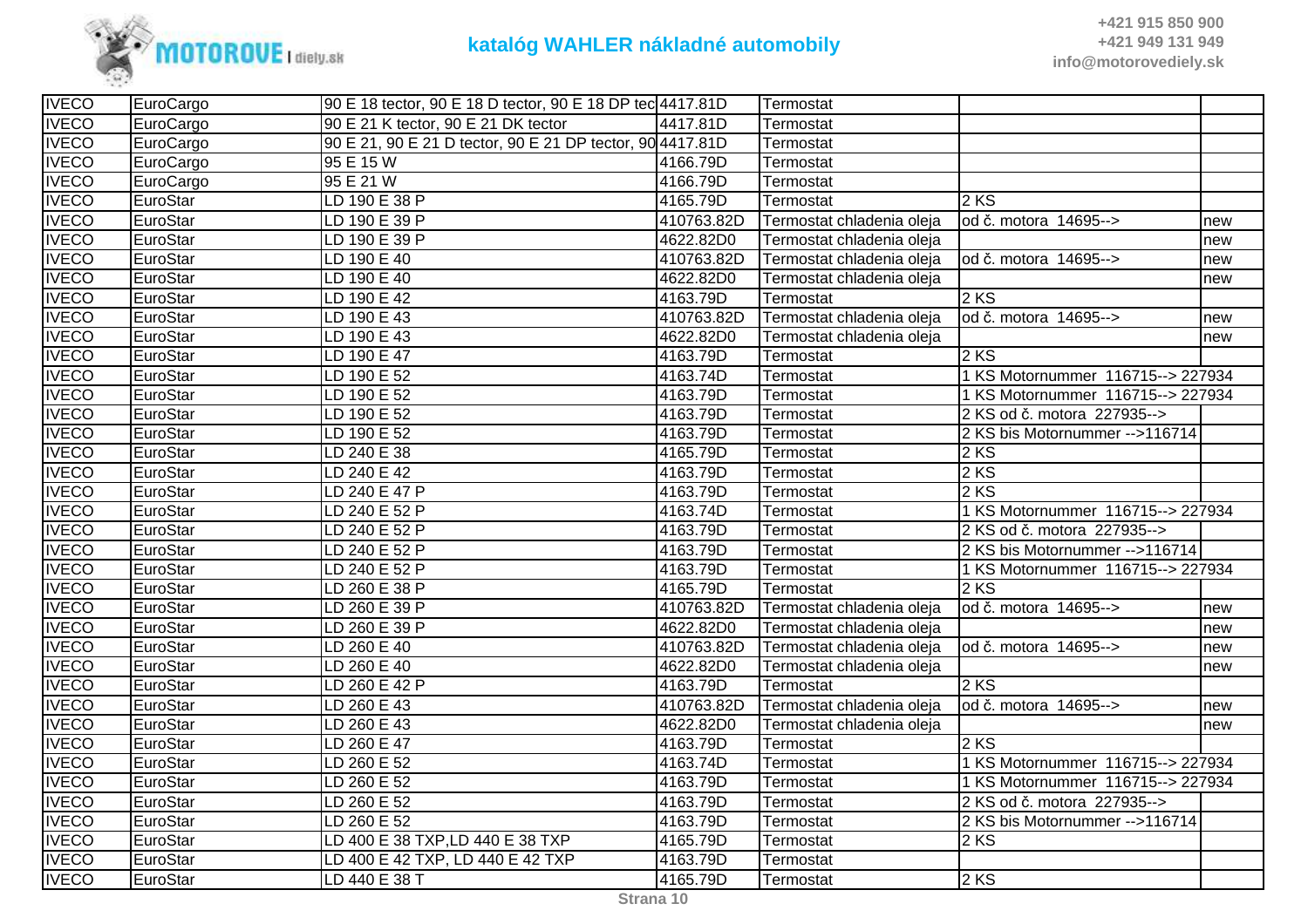# katalóg WAHLER nákladné automobily

| | | | | | | |
|---|---|---|---|---|---|---|
| IVECO | EuroCargo | 90 E 18 tector, 90 E 18 D tector, 90 E 18 DP tec | 4417.81D | Termostat | | |
| IVECO | EuroCargo | 90 E 21 K tector, 90 E 21 DK tector | 4417.81D | Termostat | | |
| IVECO | EuroCargo | 90 E 21, 90 E 21 D tector, 90 E 21 DP tector, 90 | 4417.81D | Termostat | | |
| IVECO | EuroCargo | 95 E 15 W | 4166.79D | Termostat | | |
| IVECO | EuroCargo | 95 E 21 W | 4166.79D | Termostat | | |
| IVECO | EuroStar | LD 190 E 38 P | 4165.79D | Termostat | 2 KS | |
| IVECO | EuroStar | LD 190 E 39 P | 410763.82D | Termostat chladenia oleja | od č. motora 14695--> | new |
| IVECO | EuroStar | LD 190 E 39 P | 4622.82D0 | Termostat chladenia oleja | | new |
| IVECO | EuroStar | LD 190 E 40 | 410763.82D | Termostat chladenia oleja | od č. motora 14695--> | new |
| IVECO | EuroStar | LD 190 E 40 | 4622.82D0 | Termostat chladenia oleja | | new |
| IVECO | EuroStar | LD 190 E 42 | 4163.79D | Termostat | 2 KS | |
| IVECO | EuroStar | LD 190 E 43 | 410763.82D | Termostat chladenia oleja | od č. motora 14695--> | new |
| IVECO | EuroStar | LD 190 E 43 | 4622.82D0 | Termostat chladenia oleja | | new |
| IVECO | EuroStar | LD 190 E 47 | 4163.79D | Termostat | 2 KS | |
| IVECO | EuroStar | LD 190 E 52 | 4163.74D | Termostat | 1 KS Motornummer 116715--> 227934 | |
| IVECO | EuroStar | LD 190 E 52 | 4163.79D | Termostat | 1 KS Motornummer 116715--> 227934 | |
| IVECO | EuroStar | LD 190 E 52 | 4163.79D | Termostat | 2 KS od č. motora 227935--> | |
| IVECO | EuroStar | LD 190 E 52 | 4163.79D | Termostat | 2 KS bis Motornummer -->116714 | |
| IVECO | EuroStar | LD 240 E 38 | 4165.79D | Termostat | 2 KS | |
| IVECO | EuroStar | LD 240 E 42 | 4163.79D | Termostat | 2 KS | |
| IVECO | EuroStar | LD 240 E 47 P | 4163.79D | Termostat | 2 KS | |
| IVECO | EuroStar | LD 240 E 52 P | 4163.74D | Termostat | 1 KS Motornummer 116715--> 227934 | |
| IVECO | EuroStar | LD 240 E 52 P | 4163.79D | Termostat | 2 KS od č. motora 227935--> | |
| IVECO | EuroStar | LD 240 E 52 P | 4163.79D | Termostat | 2 KS bis Motornummer -->116714 | |
| IVECO | EuroStar | LD 240 E 52 P | 4163.79D | Termostat | 1 KS Motornummer 116715--> 227934 | |
| IVECO | EuroStar | LD 260 E 38 P | 4165.79D | Termostat | 2 KS | |
| IVECO | EuroStar | LD 260 E 39 P | 410763.82D | Termostat chladenia oleja | od č. motora 14695--> | new |
| IVECO | EuroStar | LD 260 E 39 P | 4622.82D0 | Termostat chladenia oleja | | new |
| IVECO | EuroStar | LD 260 E 40 | 410763.82D | Termostat chladenia oleja | od č. motora 14695--> | new |
| IVECO | EuroStar | LD 260 E 40 | 4622.82D0 | Termostat chladenia oleja | | new |
| IVECO | EuroStar | LD 260 E 42 P | 4163.79D | Termostat | 2 KS | |
| IVECO | EuroStar | LD 260 E 43 | 410763.82D | Termostat chladenia oleja | od č. motora 14695--> | new |
| IVECO | EuroStar | LD 260 E 43 | 4622.82D0 | Termostat chladenia oleja | | new |
| IVECO | EuroStar | LD 260 E 47 | 4163.79D | Termostat | 2 KS | |
| IVECO | EuroStar | LD 260 E 52 | 4163.74D | Termostat | 1 KS Motornummer 116715--> 227934 | |
| IVECO | EuroStar | LD 260 E 52 | 4163.79D | Termostat | 1 KS Motornummer 116715--> 227934 | |
| IVECO | EuroStar | LD 260 E 52 | 4163.79D | Termostat | 2 KS od č. motora 227935--> | |
| IVECO | EuroStar | LD 260 E 52 | 4163.79D | Termostat | 2 KS bis Motornummer -->116714 | |
| IVECO | EuroStar | LD 400 E 38 TXP,LD 440 E 38 TXP | 4165.79D | Termostat | 2 KS | |
| IVECO | EuroStar | LD 400 E 42 TXP, LD 440 E 42 TXP | 4163.79D | Termostat | | |
| IVECO | EuroStar | LD 440 E 38 T | 4165.79D | Termostat | 2 KS | |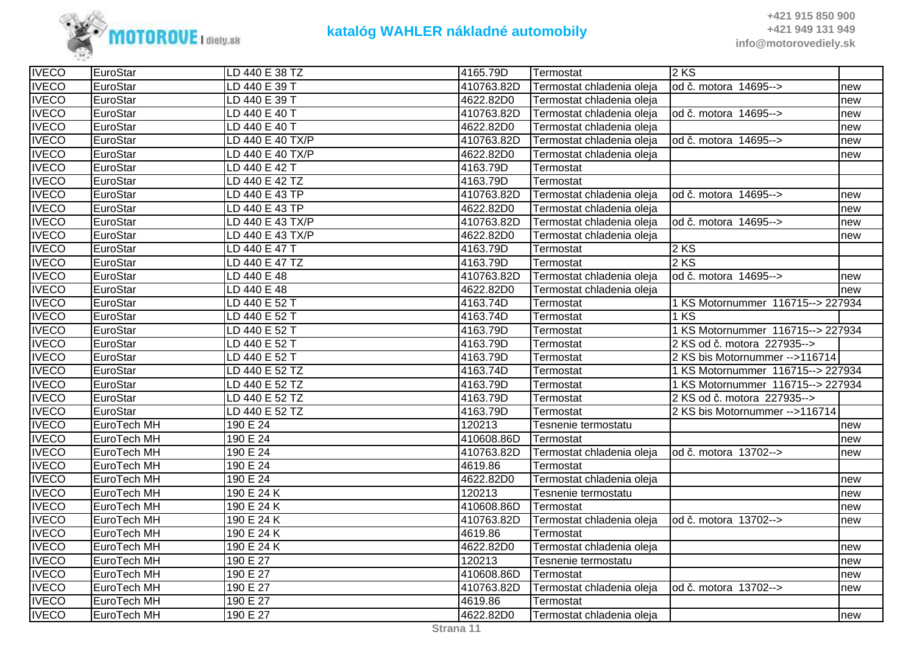| | | | | | | |
|---|---|---|---|---|---|---|
| IVECO | EuroStar | LD 440 E 38 TZ | 4165.79D | Termostat | 2 KS | |
| IVECO | EuroStar | LD 440 E 39 T | 410763.82D | Termostat chladenia oleja | od č. motora 14695--> | new |
| IVECO | EuroStar | LD 440 E 39 T | 4622.82D0 | Termostat chladenia oleja | | new |
| IVECO | EuroStar | LD 440 E 40 T | 410763.82D | Termostat chladenia oleja | od č. motora 14695--> | new |
| IVECO | EuroStar | LD 440 E 40 T | 4622.82D0 | Termostat chladenia oleja | | new |
| IVECO | EuroStar | LD 440 E 40 TX/P | 410763.82D | Termostat chladenia oleja | od č. motora 14695--> | new |
| IVECO | EuroStar | LD 440 E 40 TX/P | 4622.82D0 | Termostat chladenia oleja | | new |
| IVECO | EuroStar | LD 440 E 42 T | 4163.79D | Termostat | | |
| IVECO | EuroStar | LD 440 E 42 TZ | 4163.79D | Termostat | | |
| IVECO | EuroStar | LD 440 E 43 TP | 410763.82D | Termostat chladenia oleja | od č. motora 14695--> | new |
| IVECO | EuroStar | LD 440 E 43 TP | 4622.82D0 | Termostat chladenia oleja | | new |
| IVECO | EuroStar | LD 440 E 43 TX/P | 410763.82D | Termostat chladenia oleja | od č. motora 14695--> | new |
| IVECO | EuroStar | LD 440 E 43 TX/P | 4622.82D0 | Termostat chladenia oleja | | new |
| IVECO | EuroStar | LD 440 E 47 T | 4163.79D | Termostat | 2 KS | |
| IVECO | EuroStar | LD 440 E 47 TZ | 4163.79D | Termostat | 2 KS | |
| IVECO | EuroStar | LD 440 E 48 | 410763.82D | Termostat chladenia oleja | od č. motora 14695--> | new |
| IVECO | EuroStar | LD 440 E 48 | 4622.82D0 | Termostat chladenia oleja | | new |
| IVECO | EuroStar | LD 440 E 52 T | 4163.74D | Termostat | 1 KS Motornummer 116715--> 227934 | |
| IVECO | EuroStar | LD 440 E 52 T | 4163.74D | Termostat | 1 KS | |
| IVECO | EuroStar | LD 440 E 52 T | 4163.79D | Termostat | 1 KS Motornummer 116715--> 227934 | |
| IVECO | EuroStar | LD 440 E 52 T | 4163.79D | Termostat | 2 KS od č. motora 227935--> | |
| IVECO | EuroStar | LD 440 E 52 T | 4163.79D | Termostat | 2 KS bis Motornummer -->116714 | |
| IVECO | EuroStar | LD 440 E 52 TZ | 4163.74D | Termostat | 1 KS Motornummer 116715--> 227934 | |
| IVECO | EuroStar | LD 440 E 52 TZ | 4163.79D | Termostat | 1 KS Motornummer 116715--> 227934 | |
| IVECO | EuroStar | LD 440 E 52 TZ | 4163.79D | Termostat | 2 KS od č. motora 227935--> | |
| IVECO | EuroStar | LD 440 E 52 TZ | 4163.79D | Termostat | 2 KS bis Motornummer -->116714 | |
| IVECO | EuroTech MH | 190 E 24 | 120213 | Tesnenie termostatu | | new |
| IVECO | EuroTech MH | 190 E 24 | 410608.86D | Termostat | | new |
| IVECO | EuroTech MH | 190 E 24 | 410763.82D | Termostat chladenia oleja | od č. motora 13702--> | new |
| IVECO | EuroTech MH | 190 E 24 | 4619.86 | Termostat | | |
| IVECO | EuroTech MH | 190 E 24 | 4622.82D0 | Termostat chladenia oleja | | new |
| IVECO | EuroTech MH | 190 E 24 K | 120213 | Tesnenie termostatu | | new |
| IVECO | EuroTech MH | 190 E 24 K | 410608.86D | Termostat | | new |
| IVECO | EuroTech MH | 190 E 24 K | 410763.82D | Termostat chladenia oleja | od č. motora 13702--> | new |
| IVECO | EuroTech MH | 190 E 24 K | 4619.86 | Termostat | | |
| IVECO | EuroTech MH | 190 E 24 K | 4622.82D0 | Termostat chladenia oleja | | new |
| IVECO | EuroTech MH | 190 E 27 | 120213 | Tesnenie termostatu | | new |
| IVECO | EuroTech MH | 190 E 27 | 410608.86D | Termostat | | new |
| IVECO | EuroTech MH | 190 E 27 | 410763.82D | Termostat chladenia oleja | od č. motora 13702--> | new |
| IVECO | EuroTech MH | 190 E 27 | 4619.86 | Termostat | | |
| IVECO | EuroTech MH | 190 E 27 | 4622.82D0 | Termostat chladenia oleja | | new |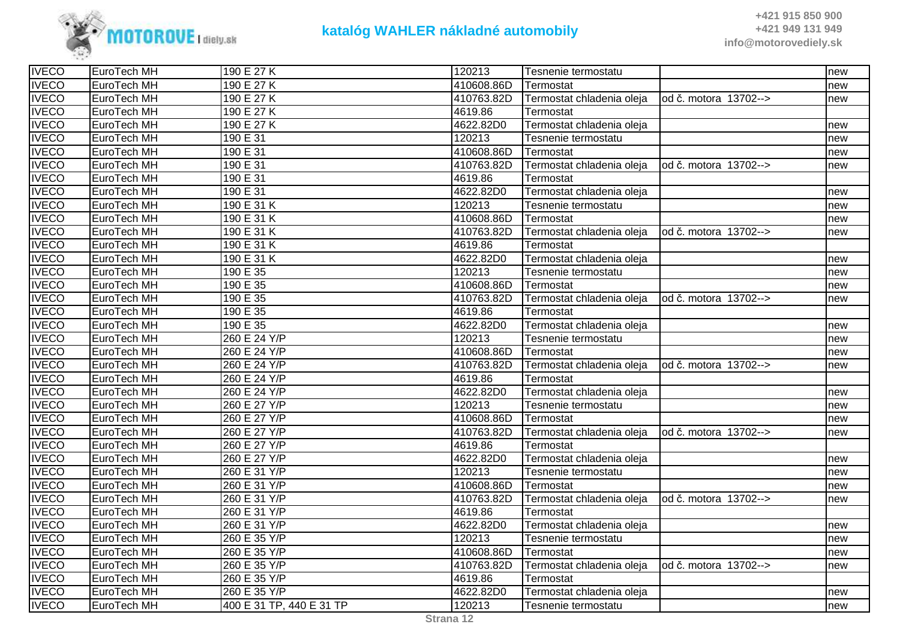# katalóg WAHLER nákladné automobily

+421 915 850 900
+421 949 131 949
info@motorovediely.sk

| | | | | | | |
|---|---|---|---|---|---|---|
| IVECO | EuroTech MH | 190 E 27 K | 120213 | Tesnenie termostatu | | new |
| IVECO | EuroTech MH | 190 E 27 K | 410608.86D | Termostat | | new |
| IVECO | EuroTech MH | 190 E 27 K | 410763.82D | Termostat chladenia oleja | od č. motora 13702--> | new |
| IVECO | EuroTech MH | 190 E 27 K | 4619.86 | Termostat | | |
| IVECO | EuroTech MH | 190 E 27 K | 4622.82D0 | Termostat chladenia oleja | | new |
| IVECO | EuroTech MH | 190 E 31 | 120213 | Tesnenie termostatu | | new |
| IVECO | EuroTech MH | 190 E 31 | 410608.86D | Termostat | | new |
| IVECO | EuroTech MH | 190 E 31 | 410763.82D | Termostat chladenia oleja | od č. motora 13702--> | new |
| IVECO | EuroTech MH | 190 E 31 | 4619.86 | Termostat | | |
| IVECO | EuroTech MH | 190 E 31 | 4622.82D0 | Termostat chladenia oleja | | new |
| IVECO | EuroTech MH | 190 E 31 K | 120213 | Tesnenie termostatu | | new |
| IVECO | EuroTech MH | 190 E 31 K | 410608.86D | Termostat | | new |
| IVECO | EuroTech MH | 190 E 31 K | 410763.82D | Termostat chladenia oleja | od č. motora 13702--> | new |
| IVECO | EuroTech MH | 190 E 31 K | 4619.86 | Termostat | | |
| IVECO | EuroTech MH | 190 E 31 K | 4622.82D0 | Termostat chladenia oleja | | new |
| IVECO | EuroTech MH | 190 E 35 | 120213 | Tesnenie termostatu | | new |
| IVECO | EuroTech MH | 190 E 35 | 410608.86D | Termostat | | new |
| IVECO | EuroTech MH | 190 E 35 | 410763.82D | Termostat chladenia oleja | od č. motora 13702--> | new |
| IVECO | EuroTech MH | 190 E 35 | 4619.86 | Termostat | | |
| IVECO | EuroTech MH | 190 E 35 | 4622.82D0 | Termostat chladenia oleja | | new |
| IVECO | EuroTech MH | 260 E 24 Y/P | 120213 | Tesnenie termostatu | | new |
| IVECO | EuroTech MH | 260 E 24 Y/P | 410608.86D | Termostat | | new |
| IVECO | EuroTech MH | 260 E 24 Y/P | 410763.82D | Termostat chladenia oleja | od č. motora 13702--> | new |
| IVECO | EuroTech MH | 260 E 24 Y/P | 4619.86 | Termostat | | |
| IVECO | EuroTech MH | 260 E 24 Y/P | 4622.82D0 | Termostat chladenia oleja | | new |
| IVECO | EuroTech MH | 260 E 27 Y/P | 120213 | Tesnenie termostatu | | new |
| IVECO | EuroTech MH | 260 E 27 Y/P | 410608.86D | Termostat | | new |
| IVECO | EuroTech MH | 260 E 27 Y/P | 410763.82D | Termostat chladenia oleja | od č. motora 13702--> | new |
| IVECO | EuroTech MH | 260 E 27 Y/P | 4619.86 | Termostat | | |
| IVECO | EuroTech MH | 260 E 27 Y/P | 4622.82D0 | Termostat chladenia oleja | | new |
| IVECO | EuroTech MH | 260 E 31 Y/P | 120213 | Tesnenie termostatu | | new |
| IVECO | EuroTech MH | 260 E 31 Y/P | 410608.86D | Termostat | | new |
| IVECO | EuroTech MH | 260 E 31 Y/P | 410763.82D | Termostat chladenia oleja | od č. motora 13702--> | new |
| IVECO | EuroTech MH | 260 E 31 Y/P | 4619.86 | Termostat | | |
| IVECO | EuroTech MH | 260 E 31 Y/P | 4622.82D0 | Termostat chladenia oleja | | new |
| IVECO | EuroTech MH | 260 E 35 Y/P | 120213 | Tesnenie termostatu | | new |
| IVECO | EuroTech MH | 260 E 35 Y/P | 410608.86D | Termostat | | new |
| IVECO | EuroTech MH | 260 E 35 Y/P | 410763.82D | Termostat chladenia oleja | od č. motora 13702--> | new |
| IVECO | EuroTech MH | 260 E 35 Y/P | 4619.86 | Termostat | | |
| IVECO | EuroTech MH | 260 E 35 Y/P | 4622.82D0 | Termostat chladenia oleja | | new |
| IVECO | EuroTech MH | 400 E 31 TP, 440 E 31 TP | 120213 | Tesnenie termostatu | | new |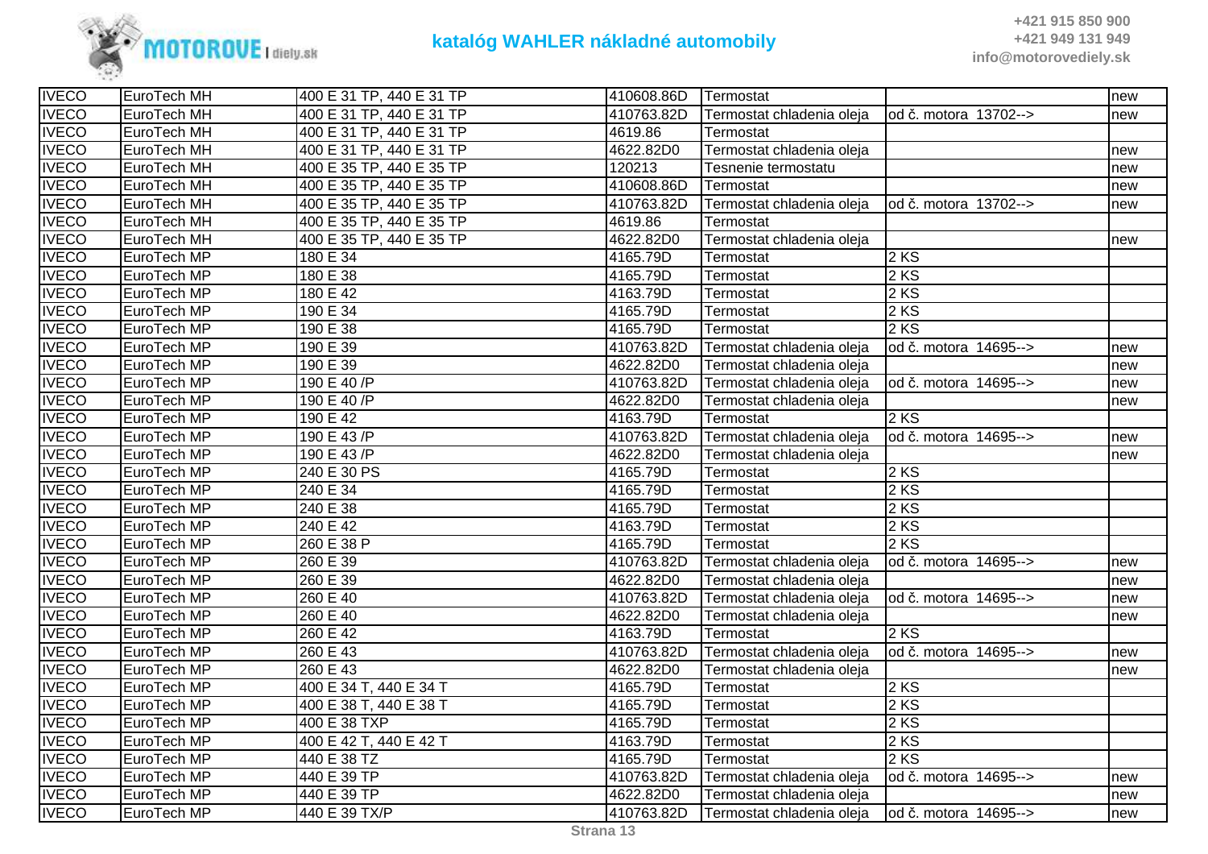| IVECO | EuroTech MH | 400 E 31 TP, 440 E 31 TP | 410608.86D | Termostat | | new |
|---|---|---|---|---|---|---|
| IVECO | EuroTech MH | 400 E 31 TP, 440 E 31 TP | 410763.82D | Termostat chladenia oleja | od č. motora 13702--> | new |
| IVECO | EuroTech MH | 400 E 31 TP, 440 E 31 TP | 4619.86 | Termostat | | |
| IVECO | EuroTech MH | 400 E 31 TP, 440 E 31 TP | 4622.82D0 | Termostat chladenia oleja | | new |
| IVECO | EuroTech MH | 400 E 35 TP, 440 E 35 TP | 120213 | Tesnenie termostatu | | new |
| IVECO | EuroTech MH | 400 E 35 TP, 440 E 35 TP | 410608.86D | Termostat | | new |
| IVECO | EuroTech MH | 400 E 35 TP, 440 E 35 TP | 410763.82D | Termostat chladenia oleja | od č. motora 13702--> | new |
| IVECO | EuroTech MH | 400 E 35 TP, 440 E 35 TP | 4619.86 | Termostat | | |
| IVECO | EuroTech MH | 400 E 35 TP, 440 E 35 TP | 4622.82D0 | Termostat chladenia oleja | | new |
| IVECO | EuroTech MP | 180 E 34 | 4165.79D | Termostat | 2 KS | |
| IVECO | EuroTech MP | 180 E 38 | 4165.79D | Termostat | 2 KS | |
| IVECO | EuroTech MP | 180 E 42 | 4163.79D | Termostat | 2 KS | |
| IVECO | EuroTech MP | 190 E 34 | 4165.79D | Termostat | 2 KS | |
| IVECO | EuroTech MP | 190 E 38 | 4165.79D | Termostat | 2 KS | |
| IVECO | EuroTech MP | 190 E 39 | 410763.82D | Termostat chladenia oleja | od č. motora 14695--> | new |
| IVECO | EuroTech MP | 190 E 39 | 4622.82D0 | Termostat chladenia oleja | | new |
| IVECO | EuroTech MP | 190 E 40 /P | 410763.82D | Termostat chladenia oleja | od č. motora 14695--> | new |
| IVECO | EuroTech MP | 190 E 40 /P | 4622.82D0 | Termostat chladenia oleja | | new |
| IVECO | EuroTech MP | 190 E 42 | 4163.79D | Termostat | 2 KS | |
| IVECO | EuroTech MP | 190 E 43 /P | 410763.82D | Termostat chladenia oleja | od č. motora 14695--> | new |
| IVECO | EuroTech MP | 190 E 43 /P | 4622.82D0 | Termostat chladenia oleja | | new |
| IVECO | EuroTech MP | 240 E 30 PS | 4165.79D | Termostat | 2 KS | |
| IVECO | EuroTech MP | 240 E 34 | 4165.79D | Termostat | 2 KS | |
| IVECO | EuroTech MP | 240 E 38 | 4165.79D | Termostat | 2 KS | |
| IVECO | EuroTech MP | 240 E 42 | 4163.79D | Termostat | 2 KS | |
| IVECO | EuroTech MP | 260 E 38 P | 4165.79D | Termostat | 2 KS | |
| IVECO | EuroTech MP | 260 E 39 | 410763.82D | Termostat chladenia oleja | od č. motora 14695--> | new |
| IVECO | EuroTech MP | 260 E 39 | 4622.82D0 | Termostat chladenia oleja | | new |
| IVECO | EuroTech MP | 260 E 40 | 410763.82D | Termostat chladenia oleja | od č. motora 14695--> | new |
| IVECO | EuroTech MP | 260 E 40 | 4622.82D0 | Termostat chladenia oleja | | new |
| IVECO | EuroTech MP | 260 E 42 | 4163.79D | Termostat | 2 KS | |
| IVECO | EuroTech MP | 260 E 43 | 410763.82D | Termostat chladenia oleja | od č. motora 14695--> | new |
| IVECO | EuroTech MP | 260 E 43 | 4622.82D0 | Termostat chladenia oleja | | new |
| IVECO | EuroTech MP | 400 E 34 T, 440 E 34 T | 4165.79D | Termostat | 2 KS | |
| IVECO | EuroTech MP | 400 E 38 T, 440 E 38 T | 4165.79D | Termostat | 2 KS | |
| IVECO | EuroTech MP | 400 E 38 TXP | 4165.79D | Termostat | 2 KS | |
| IVECO | EuroTech MP | 400 E 42 T, 440 E 42 T | 4163.79D | Termostat | 2 KS | |
| IVECO | EuroTech MP | 440 E 38 TZ | 4165.79D | Termostat | 2 KS | |
| IVECO | EuroTech MP | 440 E 39 TP | 410763.82D | Termostat chladenia oleja | od č. motora 14695--> | new |
| IVECO | EuroTech MP | 440 E 39 TP | 4622.82D0 | Termostat chladenia oleja | | new |
| IVECO | EuroTech MP | 440 E 39 TX/P | 410763.82D | Termostat chladenia oleja | od č. motora 14695--> | new |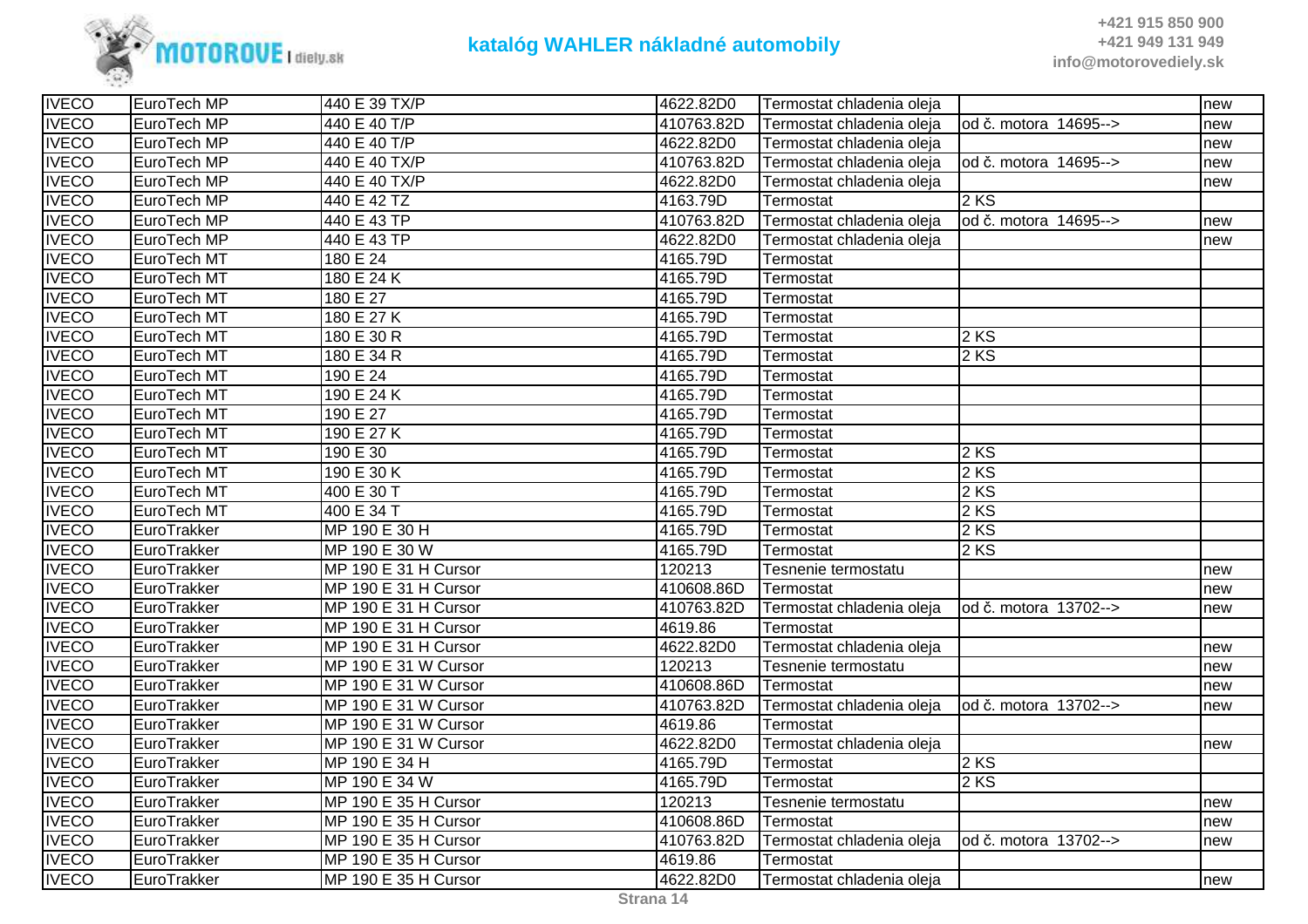| IVECO | EuroTech MP | 440 E 39 TX/P | 4622.82D0 | Termostat chladenia oleja | | new |
|---|---|---|---|---|---|---|
| IVECO | EuroTech MP | 440 E 40 T/P | 410763.82D | Termostat chladenia oleja | od č. motora 14695--> | new |
| IVECO | EuroTech MP | 440 E 40 T/P | 4622.82D0 | Termostat chladenia oleja | | new |
| IVECO | EuroTech MP | 440 E 40 TX/P | 410763.82D | Termostat chladenia oleja | od č. motora 14695--> | new |
| IVECO | EuroTech MP | 440 E 40 TX/P | 4622.82D0 | Termostat chladenia oleja | | new |
| IVECO | EuroTech MP | 440 E 42 TZ | 4163.79D | Termostat | 2 KS | |
| IVECO | EuroTech MP | 440 E 43 TP | 410763.82D | Termostat chladenia oleja | od č. motora 14695--> | new |
| IVECO | EuroTech MP | 440 E 43 TP | 4622.82D0 | Termostat chladenia oleja | | new |
| IVECO | EuroTech MT | 180 E 24 | 4165.79D | Termostat | | |
| IVECO | EuroTech MT | 180 E 24 K | 4165.79D | Termostat | | |
| IVECO | EuroTech MT | 180 E 27 | 4165.79D | Termostat | | |
| IVECO | EuroTech MT | 180 E 27 K | 4165.79D | Termostat | | |
| IVECO | EuroTech MT | 180 E 30 R | 4165.79D | Termostat | 2 KS | |
| IVECO | EuroTech MT | 180 E 34 R | 4165.79D | Termostat | 2 KS | |
| IVECO | EuroTech MT | 190 E 24 | 4165.79D | Termostat | | |
| IVECO | EuroTech MT | 190 E 24 K | 4165.79D | Termostat | | |
| IVECO | EuroTech MT | 190 E 27 | 4165.79D | Termostat | | |
| IVECO | EuroTech MT | 190 E 27 K | 4165.79D | Termostat | | |
| IVECO | EuroTech MT | 190 E 30 | 4165.79D | Termostat | 2 KS | |
| IVECO | EuroTech MT | 190 E 30 K | 4165.79D | Termostat | 2 KS | |
| IVECO | EuroTech MT | 400 E 30 T | 4165.79D | Termostat | 2 KS | |
| IVECO | EuroTech MT | 400 E 34 T | 4165.79D | Termostat | 2 KS | |
| IVECO | EuroTrakker | MP 190 E 30 H | 4165.79D | Termostat | 2 KS | |
| IVECO | EuroTrakker | MP 190 E 30 W | 4165.79D | Termostat | 2 KS | |
| IVECO | EuroTrakker | MP 190 E 31 H Cursor | 120213 | Tesnenie termostatu | | new |
| IVECO | EuroTrakker | MP 190 E 31 H Cursor | 410608.86D | Termostat | | new |
| IVECO | EuroTrakker | MP 190 E 31 H Cursor | 410763.82D | Termostat chladenia oleja | od č. motora 13702--> | new |
| IVECO | EuroTrakker | MP 190 E 31 H Cursor | 4619.86 | Termostat | | |
| IVECO | EuroTrakker | MP 190 E 31 H Cursor | 4622.82D0 | Termostat chladenia oleja | | new |
| IVECO | EuroTrakker | MP 190 E 31 W Cursor | 120213 | Tesnenie termostatu | | new |
| IVECO | EuroTrakker | MP 190 E 31 W Cursor | 410608.86D | Termostat | | new |
| IVECO | EuroTrakker | MP 190 E 31 W Cursor | 410763.82D | Termostat chladenia oleja | od č. motora 13702--> | new |
| IVECO | EuroTrakker | MP 190 E 31 W Cursor | 4619.86 | Termostat | | |
| IVECO | EuroTrakker | MP 190 E 31 W Cursor | 4622.82D0 | Termostat chladenia oleja | | new |
| IVECO | EuroTrakker | MP 190 E 34 H | 4165.79D | Termostat | 2 KS | |
| IVECO | EuroTrakker | MP 190 E 34 W | 4165.79D | Termostat | 2 KS | |
| IVECO | EuroTrakker | MP 190 E 35 H Cursor | 120213 | Tesnenie termostatu | | new |
| IVECO | EuroTrakker | MP 190 E 35 H Cursor | 410608.86D | Termostat | | new |
| IVECO | EuroTrakker | MP 190 E 35 H Cursor | 410763.82D | Termostat chladenia oleja | od č. motora 13702--> | new |
| IVECO | EuroTrakker | MP 190 E 35 H Cursor | 4619.86 | Termostat | | |
| IVECO | EuroTrakker | MP 190 E 35 H Cursor | 4622.82D0 | Termostat chladenia oleja | | new |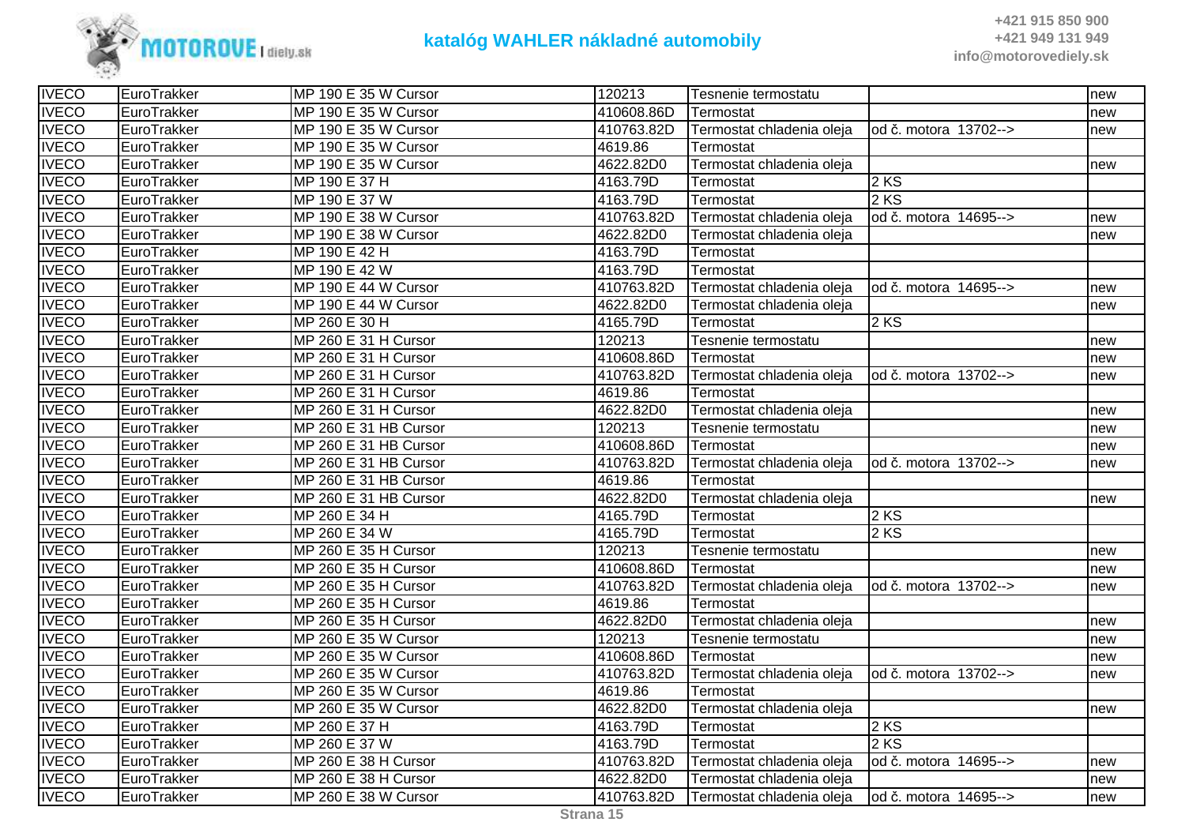| IVECO | EuroTrakker | MP 190 E 35 W Cursor | 120213 | Tesnenie termostatu | | new |
|---|---|---|---|---|---|---|
| IVECO | EuroTrakker | MP 190 E 35 W Cursor | 410608.86D | Termostat | | new |
| IVECO | EuroTrakker | MP 190 E 35 W Cursor | 410763.82D | Termostat chladenia oleja | od č. motora 13702--> | new |
| IVECO | EuroTrakker | MP 190 E 35 W Cursor | 4619.86 | Termostat | | |
| IVECO | EuroTrakker | MP 190 E 35 W Cursor | 4622.82D0 | Termostat chladenia oleja | | new |
| IVECO | EuroTrakker | MP 190 E 37 H | 4163.79D | Termostat | 2 KS | |
| IVECO | EuroTrakker | MP 190 E 37 W | 4163.79D | Termostat | 2 KS | |
| IVECO | EuroTrakker | MP 190 E 38 W Cursor | 410763.82D | Termostat chladenia oleja | od č. motora 14695--> | new |
| IVECO | EuroTrakker | MP 190 E 38 W Cursor | 4622.82D0 | Termostat chladenia oleja | | new |
| IVECO | EuroTrakker | MP 190 E 42 H | 4163.79D | Termostat | | |
| IVECO | EuroTrakker | MP 190 E 42 W | 4163.79D | Termostat | | |
| IVECO | EuroTrakker | MP 190 E 44 W Cursor | 410763.82D | Termostat chladenia oleja | od č. motora 14695--> | new |
| IVECO | EuroTrakker | MP 190 E 44 W Cursor | 4622.82D0 | Termostat chladenia oleja | | new |
| IVECO | EuroTrakker | MP 260 E 30 H | 4165.79D | Termostat | 2 KS | |
| IVECO | EuroTrakker | MP 260 E 31 H Cursor | 120213 | Tesnenie termostatu | | new |
| IVECO | EuroTrakker | MP 260 E 31 H Cursor | 410608.86D | Termostat | | new |
| IVECO | EuroTrakker | MP 260 E 31 H Cursor | 410763.82D | Termostat chladenia oleja | od č. motora 13702--> | new |
| IVECO | EuroTrakker | MP 260 E 31 H Cursor | 4619.86 | Termostat | | |
| IVECO | EuroTrakker | MP 260 E 31 H Cursor | 4622.82D0 | Termostat chladenia oleja | | new |
| IVECO | EuroTrakker | MP 260 E 31 HB Cursor | 120213 | Tesnenie termostatu | | new |
| IVECO | EuroTrakker | MP 260 E 31 HB Cursor | 410608.86D | Termostat | | new |
| IVECO | EuroTrakker | MP 260 E 31 HB Cursor | 410763.82D | Termostat chladenia oleja | od č. motora 13702--> | new |
| IVECO | EuroTrakker | MP 260 E 31 HB Cursor | 4619.86 | Termostat | | |
| IVECO | EuroTrakker | MP 260 E 31 HB Cursor | 4622.82D0 | Termostat chladenia oleja | | new |
| IVECO | EuroTrakker | MP 260 E 34 H | 4165.79D | Termostat | 2 KS | |
| IVECO | EuroTrakker | MP 260 E 34 W | 4165.79D | Termostat | 2 KS | |
| IVECO | EuroTrakker | MP 260 E 35 H Cursor | 120213 | Tesnenie termostatu | | new |
| IVECO | EuroTrakker | MP 260 E 35 H Cursor | 410608.86D | Termostat | | new |
| IVECO | EuroTrakker | MP 260 E 35 H Cursor | 410763.82D | Termostat chladenia oleja | od č. motora 13702--> | new |
| IVECO | EuroTrakker | MP 260 E 35 H Cursor | 4619.86 | Termostat | | |
| IVECO | EuroTrakker | MP 260 E 35 H Cursor | 4622.82D0 | Termostat chladenia oleja | | new |
| IVECO | EuroTrakker | MP 260 E 35 W Cursor | 120213 | Tesnenie termostatu | | new |
| IVECO | EuroTrakker | MP 260 E 35 W Cursor | 410608.86D | Termostat | | new |
| IVECO | EuroTrakker | MP 260 E 35 W Cursor | 410763.82D | Termostat chladenia oleja | od č. motora 13702--> | new |
| IVECO | EuroTrakker | MP 260 E 35 W Cursor | 4619.86 | Termostat | | |
| IVECO | EuroTrakker | MP 260 E 35 W Cursor | 4622.82D0 | Termostat chladenia oleja | | new |
| IVECO | EuroTrakker | MP 260 E 37 H | 4163.79D | Termostat | 2 KS | |
| IVECO | EuroTrakker | MP 260 E 37 W | 4163.79D | Termostat | 2 KS | |
| IVECO | EuroTrakker | MP 260 E 38 H Cursor | 410763.82D | Termostat chladenia oleja | od č. motora 14695--> | new |
| IVECO | EuroTrakker | MP 260 E 38 H Cursor | 4622.82D0 | Termostat chladenia oleja | | new |
| IVECO | EuroTrakker | MP 260 E 38 W Cursor | 410763.82D | Termostat chladenia oleja | od č. motora 14695--> | new |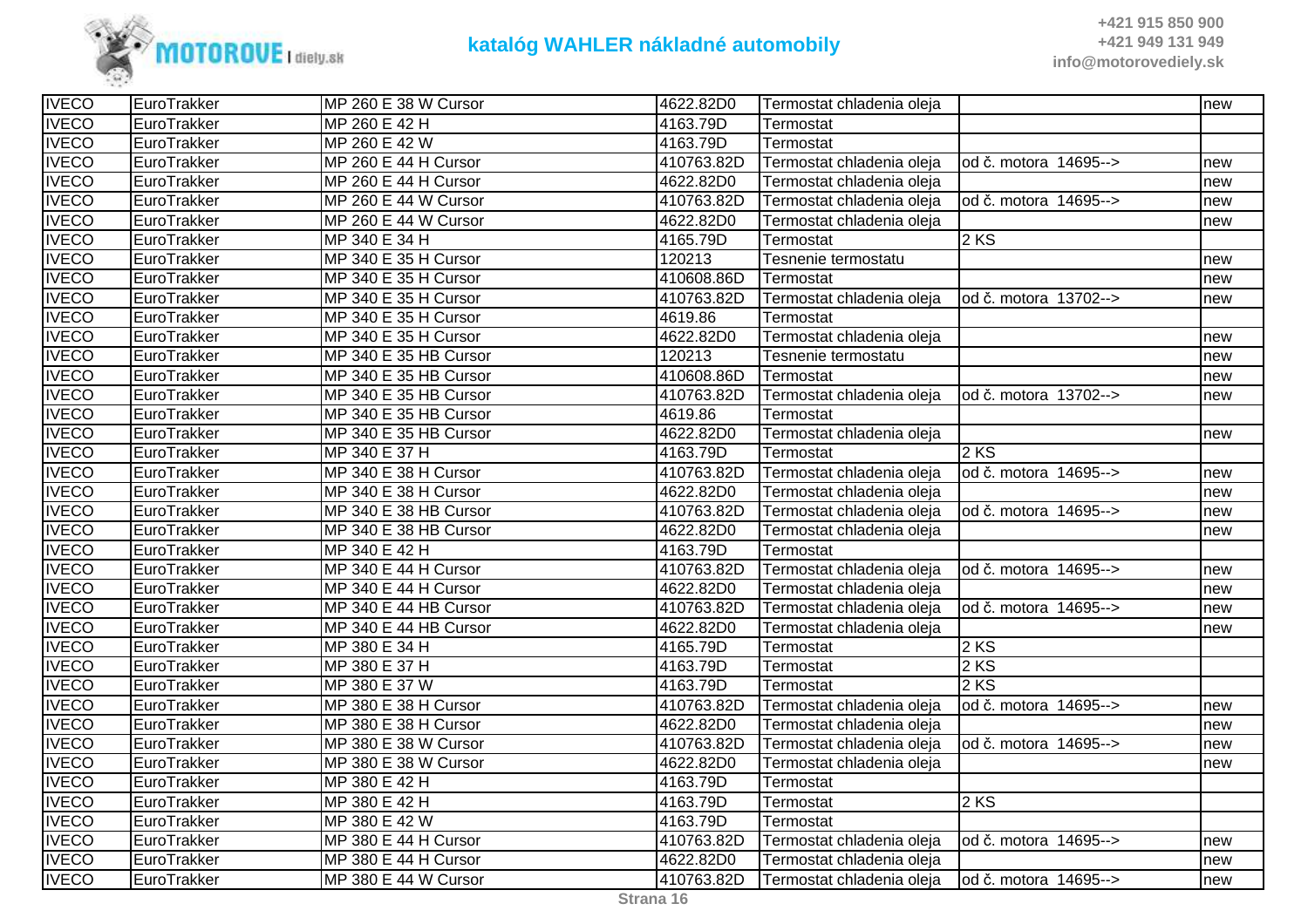| IVECO | EuroTrakker | MP 260 E 38 W Cursor | 4622.82D0 | Termostat chladenia oleja | | new |
|---|---|---|---|---|---|---|
| IVECO | EuroTrakker | MP 260 E 42 H | 4163.79D | Termostat | | |
| IVECO | EuroTrakker | MP 260 E 42 W | 4163.79D | Termostat | | |
| IVECO | EuroTrakker | MP 260 E 44 H Cursor | 410763.82D | Termostat chladenia oleja | od č. motora 14695--> | new |
| IVECO | EuroTrakker | MP 260 E 44 H Cursor | 4622.82D0 | Termostat chladenia oleja | | new |
| IVECO | EuroTrakker | MP 260 E 44 W Cursor | 410763.82D | Termostat chladenia oleja | od č. motora 14695--> | new |
| IVECO | EuroTrakker | MP 260 E 44 W Cursor | 4622.82D0 | Termostat chladenia oleja | | new |
| IVECO | EuroTrakker | MP 340 E 34 H | 4165.79D | Termostat | 2 KS | |
| IVECO | EuroTrakker | MP 340 E 35 H Cursor | 120213 | Tesnenie termostatu | | new |
| IVECO | EuroTrakker | MP 340 E 35 H Cursor | 410608.86D | Termostat | | new |
| IVECO | EuroTrakker | MP 340 E 35 H Cursor | 410763.82D | Termostat chladenia oleja | od č. motora 13702--> | new |
| IVECO | EuroTrakker | MP 340 E 35 H Cursor | 4619.86 | Termostat | | |
| IVECO | EuroTrakker | MP 340 E 35 H Cursor | 4622.82D0 | Termostat chladenia oleja | | new |
| IVECO | EuroTrakker | MP 340 E 35 HB Cursor | 120213 | Tesnenie termostatu | | new |
| IVECO | EuroTrakker | MP 340 E 35 HB Cursor | 410608.86D | Termostat | | new |
| IVECO | EuroTrakker | MP 340 E 35 HB Cursor | 410763.82D | Termostat chladenia oleja | od č. motora 13702--> | new |
| IVECO | EuroTrakker | MP 340 E 35 HB Cursor | 4619.86 | Termostat | | |
| IVECO | EuroTrakker | MP 340 E 35 HB Cursor | 4622.82D0 | Termostat chladenia oleja | | new |
| IVECO | EuroTrakker | MP 340 E 37 H | 4163.79D | Termostat | 2 KS | |
| IVECO | EuroTrakker | MP 340 E 38 H Cursor | 410763.82D | Termostat chladenia oleja | od č. motora 14695--> | new |
| IVECO | EuroTrakker | MP 340 E 38 H Cursor | 4622.82D0 | Termostat chladenia oleja | | new |
| IVECO | EuroTrakker | MP 340 E 38 HB Cursor | 410763.82D | Termostat chladenia oleja | od č. motora 14695--> | new |
| IVECO | EuroTrakker | MP 340 E 38 HB Cursor | 4622.82D0 | Termostat chladenia oleja | | new |
| IVECO | EuroTrakker | MP 340 E 42 H | 4163.79D | Termostat | | |
| IVECO | EuroTrakker | MP 340 E 44 H Cursor | 410763.82D | Termostat chladenia oleja | od č. motora 14695--> | new |
| IVECO | EuroTrakker | MP 340 E 44 H Cursor | 4622.82D0 | Termostat chladenia oleja | | new |
| IVECO | EuroTrakker | MP 340 E 44 HB Cursor | 410763.82D | Termostat chladenia oleja | od č. motora 14695--> | new |
| IVECO | EuroTrakker | MP 340 E 44 HB Cursor | 4622.82D0 | Termostat chladenia oleja | | new |
| IVECO | EuroTrakker | MP 380 E 34 H | 4165.79D | Termostat | 2 KS | |
| IVECO | EuroTrakker | MP 380 E 37 H | 4163.79D | Termostat | 2 KS | |
| IVECO | EuroTrakker | MP 380 E 37 W | 4163.79D | Termostat | 2 KS | |
| IVECO | EuroTrakker | MP 380 E 38 H Cursor | 410763.82D | Termostat chladenia oleja | od č. motora 14695--> | new |
| IVECO | EuroTrakker | MP 380 E 38 H Cursor | 4622.82D0 | Termostat chladenia oleja | | new |
| IVECO | EuroTrakker | MP 380 E 38 W Cursor | 410763.82D | Termostat chladenia oleja | od č. motora 14695--> | new |
| IVECO | EuroTrakker | MP 380 E 38 W Cursor | 4622.82D0 | Termostat chladenia oleja | | new |
| IVECO | EuroTrakker | MP 380 E 42 H | 4163.79D | Termostat | | |
| IVECO | EuroTrakker | MP 380 E 42 H | 4163.79D | Termostat | 2 KS | |
| IVECO | EuroTrakker | MP 380 E 42 W | 4163.79D | Termostat | | |
| IVECO | EuroTrakker | MP 380 E 44 H Cursor | 410763.82D | Termostat chladenia oleja | od č. motora 14695--> | new |
| IVECO | EuroTrakker | MP 380 E 44 H Cursor | 4622.82D0 | Termostat chladenia oleja | | new |
| IVECO | EuroTrakker | MP 380 E 44 W Cursor | 410763.82D | Termostat chladenia oleja | od č. motora 14695--> | new |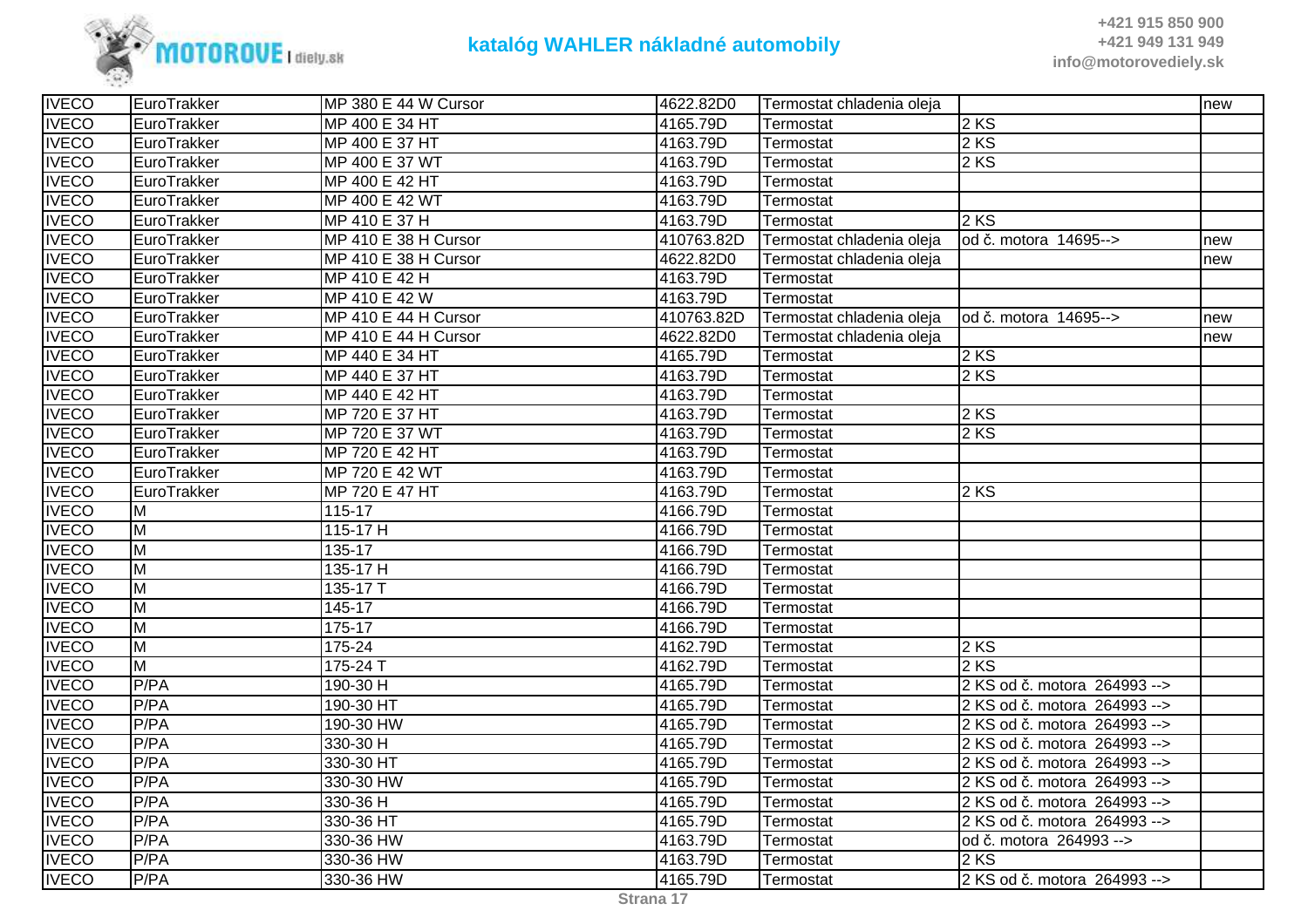# katalóg WAHLER nákladné automobily

+421 915 850 900
+421 949 131 949
info@motorovediely.sk

| | | | | | | |
|---|---|---|---|---|---|---|
| IVECO | EuroTrakker | MP 380 E 44 W Cursor | 4622.82D0 | Termostat chladenia oleja | | new |
| IVECO | EuroTrakker | MP 400 E 34 HT | 4165.79D | Termostat | 2 KS | |
| IVECO | EuroTrakker | MP 400 E 37 HT | 4163.79D | Termostat | 2 KS | |
| IVECO | EuroTrakker | MP 400 E 37 WT | 4163.79D | Termostat | 2 KS | |
| IVECO | EuroTrakker | MP 400 E 42 HT | 4163.79D | Termostat | | |
| IVECO | EuroTrakker | MP 400 E 42 WT | 4163.79D | Termostat | | |
| IVECO | EuroTrakker | MP 410 E 37 H | 4163.79D | Termostat | 2 KS | |
| IVECO | EuroTrakker | MP 410 E 38 H Cursor | 410763.82D | Termostat chladenia oleja | od č. motora 14695--> | new |
| IVECO | EuroTrakker | MP 410 E 38 H Cursor | 4622.82D0 | Termostat chladenia oleja | | new |
| IVECO | EuroTrakker | MP 410 E 42 H | 4163.79D | Termostat | | |
| IVECO | EuroTrakker | MP 410 E 42 W | 4163.79D | Termostat | | |
| IVECO | EuroTrakker | MP 410 E 44 H Cursor | 410763.82D | Termostat chladenia oleja | od č. motora 14695--> | new |
| IVECO | EuroTrakker | MP 410 E 44 H Cursor | 4622.82D0 | Termostat chladenia oleja | | new |
| IVECO | EuroTrakker | MP 440 E 34 HT | 4165.79D | Termostat | 2 KS | |
| IVECO | EuroTrakker | MP 440 E 37 HT | 4163.79D | Termostat | 2 KS | |
| IVECO | EuroTrakker | MP 440 E 42 HT | 4163.79D | Termostat | | |
| IVECO | EuroTrakker | MP 720 E 37 HT | 4163.79D | Termostat | 2 KS | |
| IVECO | EuroTrakker | MP 720 E 37 WT | 4163.79D | Termostat | 2 KS | |
| IVECO | EuroTrakker | MP 720 E 42 HT | 4163.79D | Termostat | | |
| IVECO | EuroTrakker | MP 720 E 42 WT | 4163.79D | Termostat | | |
| IVECO | EuroTrakker | MP 720 E 47 HT | 4163.79D | Termostat | 2 KS | |
| IVECO | M | 115-17 | 4166.79D | Termostat | | |
| IVECO | M | 115-17 H | 4166.79D | Termostat | | |
| IVECO | M | 135-17 | 4166.79D | Termostat | | |
| IVECO | M | 135-17 H | 4166.79D | Termostat | | |
| IVECO | M | 135-17 T | 4166.79D | Termostat | | |
| IVECO | M | 145-17 | 4166.79D | Termostat | | |
| IVECO | M | 175-17 | 4166.79D | Termostat | | |
| IVECO | M | 175-24 | 4162.79D | Termostat | 2 KS | |
| IVECO | M | 175-24 T | 4162.79D | Termostat | 2 KS | |
| IVECO | P/PA | 190-30 H | 4165.79D | Termostat | 2 KS od č. motora 264993 --> | |
| IVECO | P/PA | 190-30 HT | 4165.79D | Termostat | 2 KS od č. motora 264993 --> | |
| IVECO | P/PA | 190-30 HW | 4165.79D | Termostat | 2 KS od č. motora 264993 --> | |
| IVECO | P/PA | 330-30 H | 4165.79D | Termostat | 2 KS od č. motora 264993 --> | |
| IVECO | P/PA | 330-30 HT | 4165.79D | Termostat | 2 KS od č. motora 264993 --> | |
| IVECO | P/PA | 330-30 HW | 4165.79D | Termostat | 2 KS od č. motora 264993 --> | |
| IVECO | P/PA | 330-36 H | 4165.79D | Termostat | 2 KS od č. motora 264993 --> | |
| IVECO | P/PA | 330-36 HT | 4165.79D | Termostat | 2 KS od č. motora 264993 --> | |
| IVECO | P/PA | 330-36 HW | 4163.79D | Termostat | od č. motora 264993 --> | |
| IVECO | P/PA | 330-36 HW | 4163.79D | Termostat | 2 KS | |
| IVECO | P/PA | 330-36 HW | 4165.79D | Termostat | 2 KS od č. motora 264993 --> | |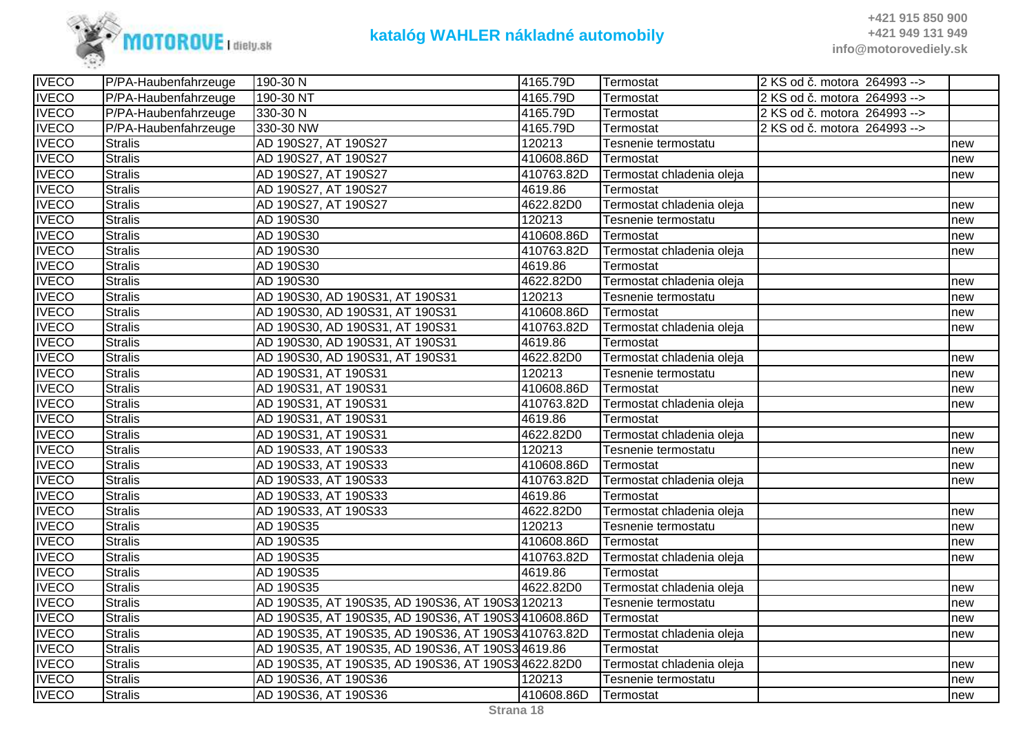| IVECO | P/PA-Haubenfahrzeuge | 190-30 N | 4165.79D | Termostat | 2 KS od č. motora 264993 --> | |
|---|---|---|---|---|---|---|
| IVECO | P/PA-Haubenfahrzeuge | 190-30 NT | 4165.79D | Termostat | 2 KS od č. motora 264993 --> | |
| IVECO | P/PA-Haubenfahrzeuge | 330-30 N | 4165.79D | Termostat | 2 KS od č. motora 264993 --> | |
| IVECO | P/PA-Haubenfahrzeuge | 330-30 NW | 4165.79D | Termostat | 2 KS od č. motora 264993 --> | |
| IVECO | Stralis | AD 190S27, AT 190S27 | 120213 | Tesnenie termostatu | | new |
| IVECO | Stralis | AD 190S27, AT 190S27 | 410608.86D | Termostat | | new |
| IVECO | Stralis | AD 190S27, AT 190S27 | 410763.82D | Termostat chladenia oleja | | new |
| IVECO | Stralis | AD 190S27, AT 190S27 | 4619.86 | Termostat | | |
| IVECO | Stralis | AD 190S27, AT 190S27 | 4622.82D0 | Termostat chladenia oleja | | new |
| IVECO | Stralis | AD 190S30 | 120213 | Tesnenie termostatu | | new |
| IVECO | Stralis | AD 190S30 | 410608.86D | Termostat | | new |
| IVECO | Stralis | AD 190S30 | 410763.82D | Termostat chladenia oleja | | new |
| IVECO | Stralis | AD 190S30 | 4619.86 | Termostat | | |
| IVECO | Stralis | AD 190S30 | 4622.82D0 | Termostat chladenia oleja | | new |
| IVECO | Stralis | AD 190S30, AD 190S31, AT 190S31 | 120213 | Tesnenie termostatu | | new |
| IVECO | Stralis | AD 190S30, AD 190S31, AT 190S31 | 410608.86D | Termostat | | new |
| IVECO | Stralis | AD 190S30, AD 190S31, AT 190S31 | 410763.82D | Termostat chladenia oleja | | new |
| IVECO | Stralis | AD 190S30, AD 190S31, AT 190S31 | 4619.86 | Termostat | | |
| IVECO | Stralis | AD 190S30, AD 190S31, AT 190S31 | 4622.82D0 | Termostat chladenia oleja | | new |
| IVECO | Stralis | AD 190S31, AT 190S31 | 120213 | Tesnenie termostatu | | new |
| IVECO | Stralis | AD 190S31, AT 190S31 | 410608.86D | Termostat | | new |
| IVECO | Stralis | AD 190S31, AT 190S31 | 410763.82D | Termostat chladenia oleja | | new |
| IVECO | Stralis | AD 190S31, AT 190S31 | 4619.86 | Termostat | | |
| IVECO | Stralis | AD 190S31, AT 190S31 | 4622.82D0 | Termostat chladenia oleja | | new |
| IVECO | Stralis | AD 190S33, AT 190S33 | 120213 | Tesnenie termostatu | | new |
| IVECO | Stralis | AD 190S33, AT 190S33 | 410608.86D | Termostat | | new |
| IVECO | Stralis | AD 190S33, AT 190S33 | 410763.82D | Termostat chladenia oleja | | new |
| IVECO | Stralis | AD 190S33, AT 190S33 | 4619.86 | Termostat | | |
| IVECO | Stralis | AD 190S33, AT 190S33 | 4622.82D0 | Termostat chladenia oleja | | new |
| IVECO | Stralis | AD 190S35 | 120213 | Tesnenie termostatu | | new |
| IVECO | Stralis | AD 190S35 | 410608.86D | Termostat | | new |
| IVECO | Stralis | AD 190S35 | 410763.82D | Termostat chladenia oleja | | new |
| IVECO | Stralis | AD 190S35 | 4619.86 | Termostat | | |
| IVECO | Stralis | AD 190S35 | 4622.82D0 | Termostat chladenia oleja | | new |
| IVECO | Stralis | AD 190S35, AT 190S35, AD 190S36, AT 190S3 | 120213 | Tesnenie termostatu | | new |
| IVECO | Stralis | AD 190S35, AT 190S35, AD 190S36, AT 190S3 | 410608.86D | Termostat | | new |
| IVECO | Stralis | AD 190S35, AT 190S35, AD 190S36, AT 190S3 | 410763.82D | Termostat chladenia oleja | | new |
| IVECO | Stralis | AD 190S35, AT 190S35, AD 190S36, AT 190S3 | 4619.86 | Termostat | | |
| IVECO | Stralis | AD 190S35, AT 190S35, AD 190S36, AT 190S3 | 4622.82D0 | Termostat chladenia oleja | | new |
| IVECO | Stralis | AD 190S36, AT 190S36 | 120213 | Tesnenie termostatu | | new |
| IVECO | Stralis | AD 190S36, AT 190S36 | 410608.86D | Termostat | | new |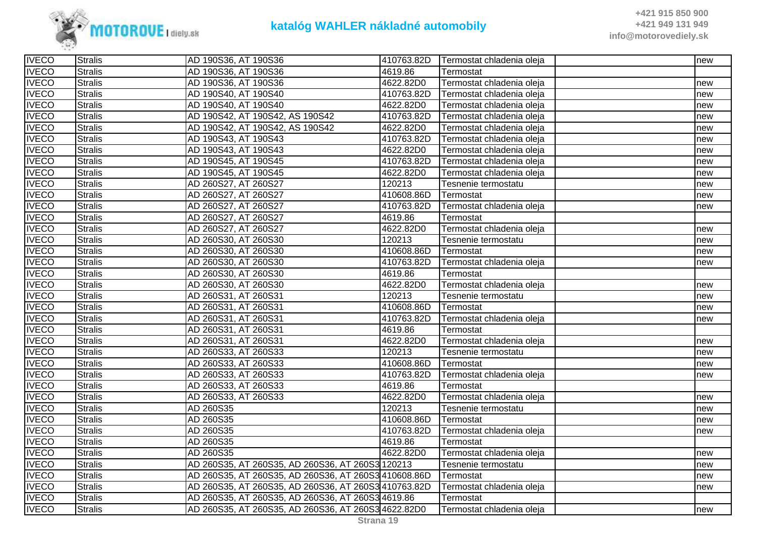| IVECO | Stralis | AD 190S36, AT 190S36 | 410763.82D | Termostat chladenia oleja | | new |
|---|---|---|---|---|---|---|
| IVECO | Stralis | AD 190S36, AT 190S36 | 4619.86 | Termostat | | |
| IVECO | Stralis | AD 190S36, AT 190S36 | 4622.82D0 | Termostat chladenia oleja | | new |
| IVECO | Stralis | AD 190S40, AT 190S40 | 410763.82D | Termostat chladenia oleja | | new |
| IVECO | Stralis | AD 190S40, AT 190S40 | 4622.82D0 | Termostat chladenia oleja | | new |
| IVECO | Stralis | AD 190S42, AT 190S42, AS 190S42 | 410763.82D | Termostat chladenia oleja | | new |
| IVECO | Stralis | AD 190S42, AT 190S42, AS 190S42 | 4622.82D0 | Termostat chladenia oleja | | new |
| IVECO | Stralis | AD 190S43, AT 190S43 | 410763.82D | Termostat chladenia oleja | | new |
| IVECO | Stralis | AD 190S43, AT 190S43 | 4622.82D0 | Termostat chladenia oleja | | new |
| IVECO | Stralis | AD 190S45, AT 190S45 | 410763.82D | Termostat chladenia oleja | | new |
| IVECO | Stralis | AD 190S45, AT 190S45 | 4622.82D0 | Termostat chladenia oleja | | new |
| IVECO | Stralis | AD 260S27, AT 260S27 | 120213 | Tesnenie termostatu | | new |
| IVECO | Stralis | AD 260S27, AT 260S27 | 410608.86D | Termostat | | new |
| IVECO | Stralis | AD 260S27, AT 260S27 | 410763.82D | Termostat chladenia oleja | | new |
| IVECO | Stralis | AD 260S27, AT 260S27 | 4619.86 | Termostat | | |
| IVECO | Stralis | AD 260S27, AT 260S27 | 4622.82D0 | Termostat chladenia oleja | | new |
| IVECO | Stralis | AD 260S30, AT 260S30 | 120213 | Tesnenie termostatu | | new |
| IVECO | Stralis | AD 260S30, AT 260S30 | 410608.86D | Termostat | | new |
| IVECO | Stralis | AD 260S30, AT 260S30 | 410763.82D | Termostat chladenia oleja | | new |
| IVECO | Stralis | AD 260S30, AT 260S30 | 4619.86 | Termostat | | |
| IVECO | Stralis | AD 260S30, AT 260S30 | 4622.82D0 | Termostat chladenia oleja | | new |
| IVECO | Stralis | AD 260S31, AT 260S31 | 120213 | Tesnenie termostatu | | new |
| IVECO | Stralis | AD 260S31, AT 260S31 | 410608.86D | Termostat | | new |
| IVECO | Stralis | AD 260S31, AT 260S31 | 410763.82D | Termostat chladenia oleja | | new |
| IVECO | Stralis | AD 260S31, AT 260S31 | 4619.86 | Termostat | | |
| IVECO | Stralis | AD 260S31, AT 260S31 | 4622.82D0 | Termostat chladenia oleja | | new |
| IVECO | Stralis | AD 260S33, AT 260S33 | 120213 | Tesnenie termostatu | | new |
| IVECO | Stralis | AD 260S33, AT 260S33 | 410608.86D | Termostat | | new |
| IVECO | Stralis | AD 260S33, AT 260S33 | 410763.82D | Termostat chladenia oleja | | new |
| IVECO | Stralis | AD 260S33, AT 260S33 | 4619.86 | Termostat | | |
| IVECO | Stralis | AD 260S33, AT 260S33 | 4622.82D0 | Termostat chladenia oleja | | new |
| IVECO | Stralis | AD 260S35 | 120213 | Tesnenie termostatu | | new |
| IVECO | Stralis | AD 260S35 | 410608.86D | Termostat | | new |
| IVECO | Stralis | AD 260S35 | 410763.82D | Termostat chladenia oleja | | new |
| IVECO | Stralis | AD 260S35 | 4619.86 | Termostat | | |
| IVECO | Stralis | AD 260S35 | 4622.82D0 | Termostat chladenia oleja | | new |
| IVECO | Stralis | AD 260S35, AT 260S35, AD 260S36, AT 260S3 | 120213 | Tesnenie termostatu | | new |
| IVECO | Stralis | AD 260S35, AT 260S35, AD 260S36, AT 260S3 | 410608.86D | Termostat | | new |
| IVECO | Stralis | AD 260S35, AT 260S35, AD 260S36, AT 260S3 | 410763.82D | Termostat chladenia oleja | | new |
| IVECO | Stralis | AD 260S35, AT 260S35, AD 260S36, AT 260S3 | 4619.86 | Termostat | | |
| IVECO | Stralis | AD 260S35, AT 260S35, AD 260S36, AT 260S3 | 4622.82D0 | Termostat chladenia oleja | | new |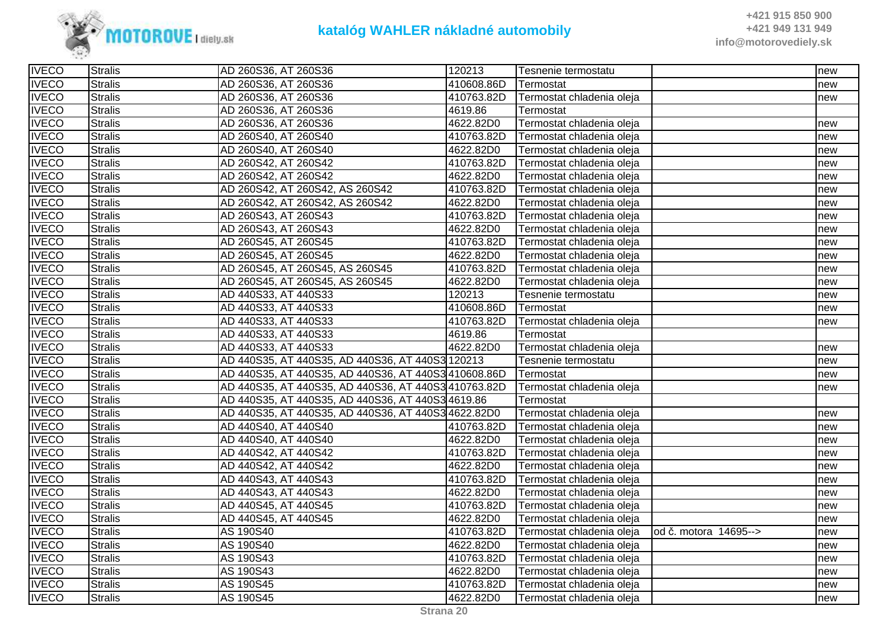| IVECO | Stralis | AD 260S36, AT 260S36 | 120213 | Tesnenie termostatu | | new |
|---|---|---|---|---|---|---|
| IVECO | Stralis | AD 260S36, AT 260S36 | 410608.86D | Termostat | | new |
| IVECO | Stralis | AD 260S36, AT 260S36 | 410763.82D | Termostat chladenia oleja | | new |
| IVECO | Stralis | AD 260S36, AT 260S36 | 4619.86 | Termostat | | |
| IVECO | Stralis | AD 260S36, AT 260S36 | 4622.82D0 | Termostat chladenia oleja | | new |
| IVECO | Stralis | AD 260S40, AT 260S40 | 410763.82D | Termostat chladenia oleja | | new |
| IVECO | Stralis | AD 260S40, AT 260S40 | 4622.82D0 | Termostat chladenia oleja | | new |
| IVECO | Stralis | AD 260S42, AT 260S42 | 410763.82D | Termostat chladenia oleja | | new |
| IVECO | Stralis | AD 260S42, AT 260S42 | 4622.82D0 | Termostat chladenia oleja | | new |
| IVECO | Stralis | AD 260S42, AT 260S42, AS 260S42 | 410763.82D | Termostat chladenia oleja | | new |
| IVECO | Stralis | AD 260S42, AT 260S42, AS 260S42 | 4622.82D0 | Termostat chladenia oleja | | new |
| IVECO | Stralis | AD 260S43, AT 260S43 | 410763.82D | Termostat chladenia oleja | | new |
| IVECO | Stralis | AD 260S43, AT 260S43 | 4622.82D0 | Termostat chladenia oleja | | new |
| IVECO | Stralis | AD 260S45, AT 260S45 | 410763.82D | Termostat chladenia oleja | | new |
| IVECO | Stralis | AD 260S45, AT 260S45 | 4622.82D0 | Termostat chladenia oleja | | new |
| IVECO | Stralis | AD 260S45, AT 260S45, AS 260S45 | 410763.82D | Termostat chladenia oleja | | new |
| IVECO | Stralis | AD 260S45, AT 260S45, AS 260S45 | 4622.82D0 | Termostat chladenia oleja | | new |
| IVECO | Stralis | AD 440S33, AT 440S33 | 120213 | Tesnenie termostatu | | new |
| IVECO | Stralis | AD 440S33, AT 440S33 | 410608.86D | Termostat | | new |
| IVECO | Stralis | AD 440S33, AT 440S33 | 410763.82D | Termostat chladenia oleja | | new |
| IVECO | Stralis | AD 440S33, AT 440S33 | 4619.86 | Termostat | | |
| IVECO | Stralis | AD 440S33, AT 440S33 | 4622.82D0 | Termostat chladenia oleja | | new |
| IVECO | Stralis | AD 440S35, AT 440S35, AD 440S36, AT 440S3 | 120213 | Tesnenie termostatu | | new |
| IVECO | Stralis | AD 440S35, AT 440S35, AD 440S36, AT 440S3 | 410608.86D | Termostat | | new |
| IVECO | Stralis | AD 440S35, AT 440S35, AD 440S36, AT 440S3 | 410763.82D | Termostat chladenia oleja | | new |
| IVECO | Stralis | AD 440S35, AT 440S35, AD 440S36, AT 440S3 | 4619.86 | Termostat | | |
| IVECO | Stralis | AD 440S35, AT 440S35, AD 440S36, AT 440S3 | 4622.82D0 | Termostat chladenia oleja | | new |
| IVECO | Stralis | AD 440S40, AT 440S40 | 410763.82D | Termostat chladenia oleja | | new |
| IVECO | Stralis | AD 440S40, AT 440S40 | 4622.82D0 | Termostat chladenia oleja | | new |
| IVECO | Stralis | AD 440S42, AT 440S42 | 410763.82D | Termostat chladenia oleja | | new |
| IVECO | Stralis | AD 440S42, AT 440S42 | 4622.82D0 | Termostat chladenia oleja | | new |
| IVECO | Stralis | AD 440S43, AT 440S43 | 410763.82D | Termostat chladenia oleja | | new |
| IVECO | Stralis | AD 440S43, AT 440S43 | 4622.82D0 | Termostat chladenia oleja | | new |
| IVECO | Stralis | AD 440S45, AT 440S45 | 410763.82D | Termostat chladenia oleja | | new |
| IVECO | Stralis | AD 440S45, AT 440S45 | 4622.82D0 | Termostat chladenia oleja | | new |
| IVECO | Stralis | AS 190S40 | 410763.82D | Termostat chladenia oleja | od č. motora 14695--> | new |
| IVECO | Stralis | AS 190S40 | 4622.82D0 | Termostat chladenia oleja | | new |
| IVECO | Stralis | AS 190S43 | 410763.82D | Termostat chladenia oleja | | new |
| IVECO | Stralis | AS 190S43 | 4622.82D0 | Termostat chladenia oleja | | new |
| IVECO | Stralis | AS 190S45 | 410763.82D | Termostat chladenia oleja | | new |
| IVECO | Stralis | AS 190S45 | 4622.82D0 | Termostat chladenia oleja | | new |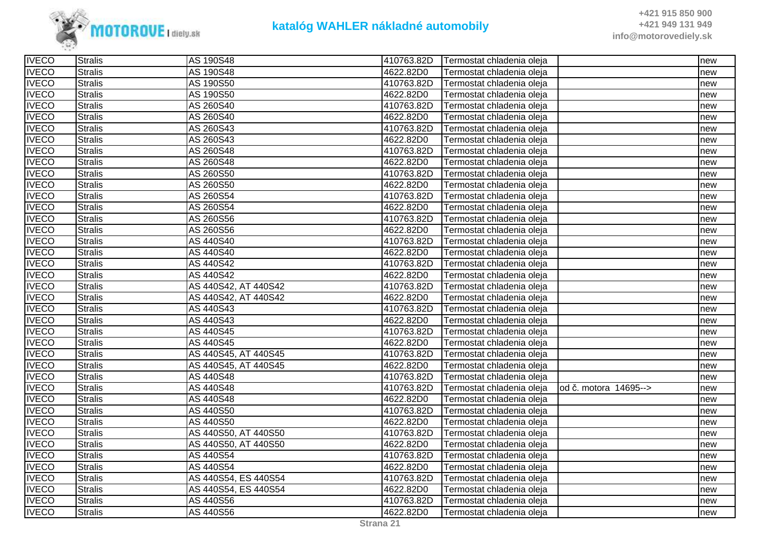| IVECO | Stralis | AS 190S48 | 410763.82D | Termostat chladenia oleja | | new |
|---|---|---|---|---|---|---|
| IVECO | Stralis | AS 190S48 | 4622.82D0 | Termostat chladenia oleja | | new |
| IVECO | Stralis | AS 190S50 | 410763.82D | Termostat chladenia oleja | | new |
| IVECO | Stralis | AS 190S50 | 4622.82D0 | Termostat chladenia oleja | | new |
| IVECO | Stralis | AS 260S40 | 410763.82D | Termostat chladenia oleja | | new |
| IVECO | Stralis | AS 260S40 | 4622.82D0 | Termostat chladenia oleja | | new |
| IVECO | Stralis | AS 260S43 | 410763.82D | Termostat chladenia oleja | | new |
| IVECO | Stralis | AS 260S43 | 4622.82D0 | Termostat chladenia oleja | | new |
| IVECO | Stralis | AS 260S48 | 410763.82D | Termostat chladenia oleja | | new |
| IVECO | Stralis | AS 260S48 | 4622.82D0 | Termostat chladenia oleja | | new |
| IVECO | Stralis | AS 260S50 | 410763.82D | Termostat chladenia oleja | | new |
| IVECO | Stralis | AS 260S50 | 4622.82D0 | Termostat chladenia oleja | | new |
| IVECO | Stralis | AS 260S54 | 410763.82D | Termostat chladenia oleja | | new |
| IVECO | Stralis | AS 260S54 | 4622.82D0 | Termostat chladenia oleja | | new |
| IVECO | Stralis | AS 260S56 | 410763.82D | Termostat chladenia oleja | | new |
| IVECO | Stralis | AS 260S56 | 4622.82D0 | Termostat chladenia oleja | | new |
| IVECO | Stralis | AS 440S40 | 410763.82D | Termostat chladenia oleja | | new |
| IVECO | Stralis | AS 440S40 | 4622.82D0 | Termostat chladenia oleja | | new |
| IVECO | Stralis | AS 440S42 | 410763.82D | Termostat chladenia oleja | | new |
| IVECO | Stralis | AS 440S42 | 4622.82D0 | Termostat chladenia oleja | | new |
| IVECO | Stralis | AS 440S42, AT 440S42 | 410763.82D | Termostat chladenia oleja | | new |
| IVECO | Stralis | AS 440S42, AT 440S42 | 4622.82D0 | Termostat chladenia oleja | | new |
| IVECO | Stralis | AS 440S43 | 410763.82D | Termostat chladenia oleja | | new |
| IVECO | Stralis | AS 440S43 | 4622.82D0 | Termostat chladenia oleja | | new |
| IVECO | Stralis | AS 440S45 | 410763.82D | Termostat chladenia oleja | | new |
| IVECO | Stralis | AS 440S45 | 4622.82D0 | Termostat chladenia oleja | | new |
| IVECO | Stralis | AS 440S45, AT 440S45 | 410763.82D | Termostat chladenia oleja | | new |
| IVECO | Stralis | AS 440S45, AT 440S45 | 4622.82D0 | Termostat chladenia oleja | | new |
| IVECO | Stralis | AS 440S48 | 410763.82D | Termostat chladenia oleja | | new |
| IVECO | Stralis | AS 440S48 | 410763.82D | Termostat chladenia oleja | od č. motora 14695--> | new |
| IVECO | Stralis | AS 440S48 | 4622.82D0 | Termostat chladenia oleja | | new |
| IVECO | Stralis | AS 440S50 | 410763.82D | Termostat chladenia oleja | | new |
| IVECO | Stralis | AS 440S50 | 4622.82D0 | Termostat chladenia oleja | | new |
| IVECO | Stralis | AS 440S50, AT 440S50 | 410763.82D | Termostat chladenia oleja | | new |
| IVECO | Stralis | AS 440S50, AT 440S50 | 4622.82D0 | Termostat chladenia oleja | | new |
| IVECO | Stralis | AS 440S54 | 410763.82D | Termostat chladenia oleja | | new |
| IVECO | Stralis | AS 440S54 | 4622.82D0 | Termostat chladenia oleja | | new |
| IVECO | Stralis | AS 440S54, ES 440S54 | 410763.82D | Termostat chladenia oleja | | new |
| IVECO | Stralis | AS 440S54, ES 440S54 | 4622.82D0 | Termostat chladenia oleja | | new |
| IVECO | Stralis | AS 440S56 | 410763.82D | Termostat chladenia oleja | | new |
| IVECO | Stralis | AS 440S56 | 4622.82D0 | Termostat chladenia oleja | | new |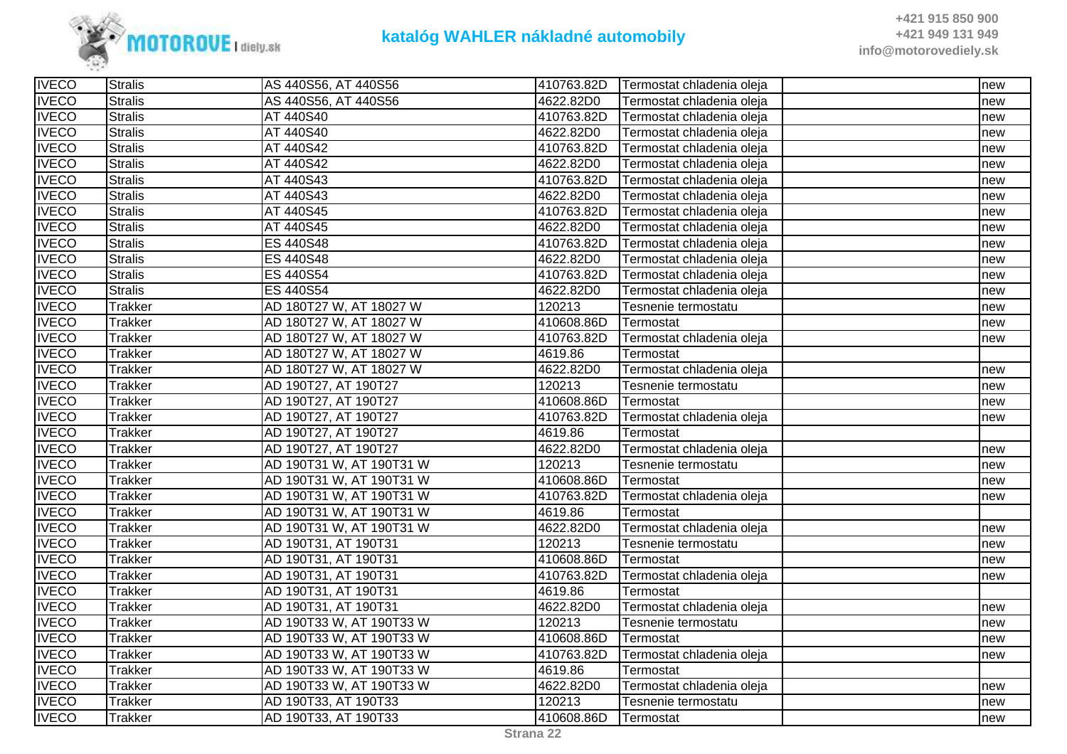| IVECO | Stralis | AS 440S56, AT 440S56 | 410763.82D | Termostat chladenia oleja | | new |
|---|---|---|---|---|---|---|
| IVECO | Stralis | AS 440S56, AT 440S56 | 4622.82D0 | Termostat chladenia oleja | | new |
| IVECO | Stralis | AT 440S40 | 410763.82D | Termostat chladenia oleja | | new |
| IVECO | Stralis | AT 440S40 | 4622.82D0 | Termostat chladenia oleja | | new |
| IVECO | Stralis | AT 440S42 | 410763.82D | Termostat chladenia oleja | | new |
| IVECO | Stralis | AT 440S42 | 4622.82D0 | Termostat chladenia oleja | | new |
| IVECO | Stralis | AT 440S43 | 410763.82D | Termostat chladenia oleja | | new |
| IVECO | Stralis | AT 440S43 | 4622.82D0 | Termostat chladenia oleja | | new |
| IVECO | Stralis | AT 440S45 | 410763.82D | Termostat chladenia oleja | | new |
| IVECO | Stralis | AT 440S45 | 4622.82D0 | Termostat chladenia oleja | | new |
| IVECO | Stralis | ES 440S48 | 410763.82D | Termostat chladenia oleja | | new |
| IVECO | Stralis | ES 440S48 | 4622.82D0 | Termostat chladenia oleja | | new |
| IVECO | Stralis | ES 440S54 | 410763.82D | Termostat chladenia oleja | | new |
| IVECO | Stralis | ES 440S54 | 4622.82D0 | Termostat chladenia oleja | | new |
| IVECO | Trakker | AD 180T27 W, AT 18027 W | 120213 | Tesnenie termostatu | | new |
| IVECO | Trakker | AD 180T27 W, AT 18027 W | 410608.86D | Termostat | | new |
| IVECO | Trakker | AD 180T27 W, AT 18027 W | 410763.82D | Termostat chladenia oleja | | new |
| IVECO | Trakker | AD 180T27 W, AT 18027 W | 4619.86 | Termostat | | |
| IVECO | Trakker | AD 180T27 W, AT 18027 W | 4622.82D0 | Termostat chladenia oleja | | new |
| IVECO | Trakker | AD 190T27, AT 190T27 | 120213 | Tesnenie termostatu | | new |
| IVECO | Trakker | AD 190T27, AT 190T27 | 410608.86D | Termostat | | new |
| IVECO | Trakker | AD 190T27, AT 190T27 | 410763.82D | Termostat chladenia oleja | | new |
| IVECO | Trakker | AD 190T27, AT 190T27 | 4619.86 | Termostat | | |
| IVECO | Trakker | AD 190T27, AT 190T27 | 4622.82D0 | Termostat chladenia oleja | | new |
| IVECO | Trakker | AD 190T31 W, AT 190T31 W | 120213 | Tesnenie termostatu | | new |
| IVECO | Trakker | AD 190T31 W, AT 190T31 W | 410608.86D | Termostat | | new |
| IVECO | Trakker | AD 190T31 W, AT 190T31 W | 410763.82D | Termostat chladenia oleja | | new |
| IVECO | Trakker | AD 190T31 W, AT 190T31 W | 4619.86 | Termostat | | |
| IVECO | Trakker | AD 190T31 W, AT 190T31 W | 4622.82D0 | Termostat chladenia oleja | | new |
| IVECO | Trakker | AD 190T31, AT 190T31 | 120213 | Tesnenie termostatu | | new |
| IVECO | Trakker | AD 190T31, AT 190T31 | 410608.86D | Termostat | | new |
| IVECO | Trakker | AD 190T31, AT 190T31 | 410763.82D | Termostat chladenia oleja | | new |
| IVECO | Trakker | AD 190T31, AT 190T31 | 4619.86 | Termostat | | |
| IVECO | Trakker | AD 190T31, AT 190T31 | 4622.82D0 | Termostat chladenia oleja | | new |
| IVECO | Trakker | AD 190T33 W, AT 190T33 W | 120213 | Tesnenie termostatu | | new |
| IVECO | Trakker | AD 190T33 W, AT 190T33 W | 410608.86D | Termostat | | new |
| IVECO | Trakker | AD 190T33 W, AT 190T33 W | 410763.82D | Termostat chladenia oleja | | new |
| IVECO | Trakker | AD 190T33 W, AT 190T33 W | 4619.86 | Termostat | | |
| IVECO | Trakker | AD 190T33 W, AT 190T33 W | 4622.82D0 | Termostat chladenia oleja | | new |
| IVECO | Trakker | AD 190T33, AT 190T33 | 120213 | Tesnenie termostatu | | new |
| IVECO | Trakker | AD 190T33, AT 190T33 | 410608.86D | Termostat | | new |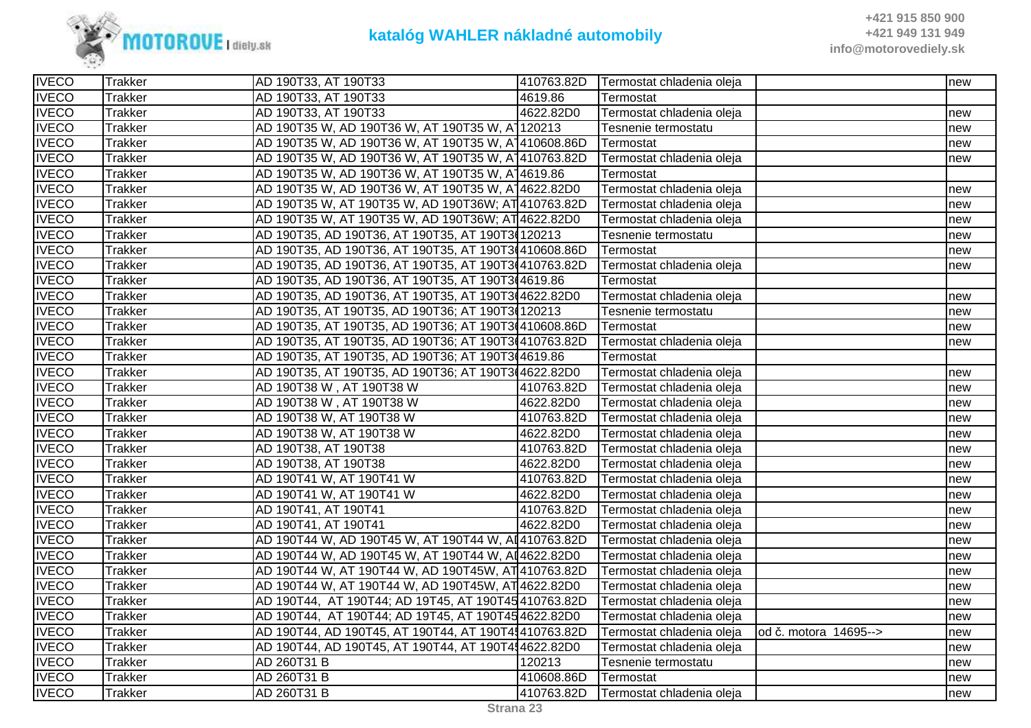# katalóg WAHLER nákladné automobily

| | | | | | | |
|---|---|---|---|---|---|---|
| IVECO | Trakker | AD 190T33, AT 190T33 | 410763.82D | Termostat chladenia oleja | | new |
| IVECO | Trakker | AD 190T33, AT 190T33 | 4619.86 | Termostat | | |
| IVECO | Trakker | AD 190T33, AT 190T33 | 4622.82D0 | Termostat chladenia oleja | | new |
| IVECO | Trakker | AD 190T35 W, AD 190T36 W, AT 190T35 W, A | 120213 | Tesnenie termostatu | | new |
| IVECO | Trakker | AD 190T35 W, AD 190T36 W, AT 190T35 W, A | 410608.86D | Termostat | | new |
| IVECO | Trakker | AD 190T35 W, AD 190T36 W, AT 190T35 W, A | 410763.82D | Termostat chladenia oleja | | new |
| IVECO | Trakker | AD 190T35 W, AD 190T36 W, AT 190T35 W, A | 4619.86 | Termostat | | |
| IVECO | Trakker | AD 190T35 W, AD 190T36 W, AT 190T35 W, A | 4622.82D0 | Termostat chladenia oleja | | new |
| IVECO | Trakker | AD 190T35 W, AT 190T35 W, AD 190T36W; AT | 410763.82D | Termostat chladenia oleja | | new |
| IVECO | Trakker | AD 190T35 W, AT 190T35 W, AD 190T36W; AT | 4622.82D0 | Termostat chladenia oleja | | new |
| IVECO | Trakker | AD 190T35, AD 190T36, AT 190T35, AT 190T3 | 120213 | Tesnenie termostatu | | new |
| IVECO | Trakker | AD 190T35, AD 190T36, AT 190T35, AT 190T3 | 410608.86D | Termostat | | new |
| IVECO | Trakker | AD 190T35, AD 190T36, AT 190T35, AT 190T3 | 410763.82D | Termostat chladenia oleja | | new |
| IVECO | Trakker | AD 190T35, AD 190T36, AT 190T35, AT 190T3 | 4619.86 | Termostat | | |
| IVECO | Trakker | AD 190T35, AD 190T36, AT 190T35, AT 190T3 | 4622.82D0 | Termostat chladenia oleja | | new |
| IVECO | Trakker | AD 190T35, AT 190T35, AD 190T36; AT 190T3 | 120213 | Tesnenie termostatu | | new |
| IVECO | Trakker | AD 190T35, AT 190T35, AD 190T36; AT 190T3 | 410608.86D | Termostat | | new |
| IVECO | Trakker | AD 190T35, AT 190T35, AD 190T36; AT 190T3 | 410763.82D | Termostat chladenia oleja | | new |
| IVECO | Trakker | AD 190T35, AT 190T35, AD 190T36; AT 190T3 | 4619.86 | Termostat | | |
| IVECO | Trakker | AD 190T35, AT 190T35, AD 190T36; AT 190T3 | 4622.82D0 | Termostat chladenia oleja | | new |
| IVECO | Trakker | AD 190T38 W , AT 190T38 W | 410763.82D | Termostat chladenia oleja | | new |
| IVECO | Trakker | AD 190T38 W , AT 190T38 W | 4622.82D0 | Termostat chladenia oleja | | new |
| IVECO | Trakker | AD 190T38 W, AT 190T38 W | 410763.82D | Termostat chladenia oleja | | new |
| IVECO | Trakker | AD 190T38 W, AT 190T38 W | 4622.82D0 | Termostat chladenia oleja | | new |
| IVECO | Trakker | AD 190T38, AT 190T38 | 410763.82D | Termostat chladenia oleja | | new |
| IVECO | Trakker | AD 190T38, AT 190T38 | 4622.82D0 | Termostat chladenia oleja | | new |
| IVECO | Trakker | AD 190T41 W, AT 190T41 W | 410763.82D | Termostat chladenia oleja | | new |
| IVECO | Trakker | AD 190T41 W, AT 190T41 W | 4622.82D0 | Termostat chladenia oleja | | new |
| IVECO | Trakker | AD 190T41, AT 190T41 | 410763.82D | Termostat chladenia oleja | | new |
| IVECO | Trakker | AD 190T41, AT 190T41 | 4622.82D0 | Termostat chladenia oleja | | new |
| IVECO | Trakker | AD 190T44 W, AD 190T45 W, AT 190T44 W, A | 410763.82D | Termostat chladenia oleja | | new |
| IVECO | Trakker | AD 190T44 W, AD 190T45 W, AT 190T44 W, A | 4622.82D0 | Termostat chladenia oleja | | new |
| IVECO | Trakker | AD 190T44 W, AT 190T44 W, AD 190T45W, AT | 410763.82D | Termostat chladenia oleja | | new |
| IVECO | Trakker | AD 190T44 W, AT 190T44 W, AD 190T45W, AT | 4622.82D0 | Termostat chladenia oleja | | new |
| IVECO | Trakker | AD 190T44, AT 190T44; AD 19T45, AT 190T45 | 410763.82D | Termostat chladenia oleja | | new |
| IVECO | Trakker | AD 190T44, AT 190T44; AD 19T45, AT 190T45 | 4622.82D0 | Termostat chladenia oleja | | new |
| IVECO | Trakker | AD 190T44, AD 190T45, AT 190T44, AT 190T4 | 410763.82D | Termostat chladenia oleja | od č. motora 14695--> | new |
| IVECO | Trakker | AD 190T44, AD 190T45, AT 190T44, AT 190T4 | 4622.82D0 | Termostat chladenia oleja | | new |
| IVECO | Trakker | AD 260T31 B | 120213 | Tesnenie termostatu | | new |
| IVECO | Trakker | AD 260T31 B | 410608.86D | Termostat | | new |
| IVECO | Trakker | AD 260T31 B | 410763.82D | Termostat chladenia oleja | | new |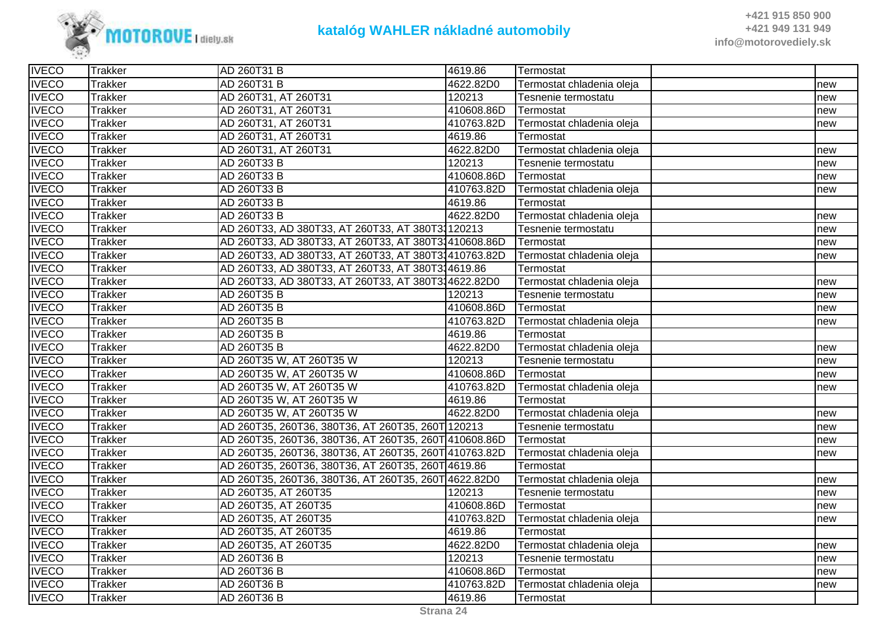| | | | | | | |
|---|---|---|---|---|---|---|
| IVECO | Trakker | AD 260T31 B | 4619.86 | Termostat | | |
| IVECO | Trakker | AD 260T31 B | 4622.82D0 | Termostat chladenia oleja | | new |
| IVECO | Trakker | AD 260T31, AT 260T31 | 120213 | Tesnenie termostatu | | new |
| IVECO | Trakker | AD 260T31, AT 260T31 | 410608.86D | Termostat | | new |
| IVECO | Trakker | AD 260T31, AT 260T31 | 410763.82D | Termostat chladenia oleja | | new |
| IVECO | Trakker | AD 260T31, AT 260T31 | 4619.86 | Termostat | | |
| IVECO | Trakker | AD 260T31, AT 260T31 | 4622.82D0 | Termostat chladenia oleja | | new |
| IVECO | Trakker | AD 260T33 B | 120213 | Tesnenie termostatu | | new |
| IVECO | Trakker | AD 260T33 B | 410608.86D | Termostat | | new |
| IVECO | Trakker | AD 260T33 B | 410763.82D | Termostat chladenia oleja | | new |
| IVECO | Trakker | AD 260T33 B | 4619.86 | Termostat | | |
| IVECO | Trakker | AD 260T33 B | 4622.82D0 | Termostat chladenia oleja | | new |
| IVECO | Trakker | AD 260T33, AD 380T33, AT 260T33, AT 380T3 | 120213 | Tesnenie termostatu | | new |
| IVECO | Trakker | AD 260T33, AD 380T33, AT 260T33, AT 380T3 | 410608.86D | Termostat | | new |
| IVECO | Trakker | AD 260T33, AD 380T33, AT 260T33, AT 380T3 | 410763.82D | Termostat chladenia oleja | | new |
| IVECO | Trakker | AD 260T33, AD 380T33, AT 260T33, AT 380T3 | 4619.86 | Termostat | | |
| IVECO | Trakker | AD 260T33, AD 380T33, AT 260T33, AT 380T3 | 4622.82D0 | Termostat chladenia oleja | | new |
| IVECO | Trakker | AD 260T35 B | 120213 | Tesnenie termostatu | | new |
| IVECO | Trakker | AD 260T35 B | 410608.86D | Termostat | | new |
| IVECO | Trakker | AD 260T35 B | 410763.82D | Termostat chladenia oleja | | new |
| IVECO | Trakker | AD 260T35 B | 4619.86 | Termostat | | |
| IVECO | Trakker | AD 260T35 B | 4622.82D0 | Termostat chladenia oleja | | new |
| IVECO | Trakker | AD 260T35 W, AT 260T35 W | 120213 | Tesnenie termostatu | | new |
| IVECO | Trakker | AD 260T35 W, AT 260T35 W | 410608.86D | Termostat | | new |
| IVECO | Trakker | AD 260T35 W, AT 260T35 W | 410763.82D | Termostat chladenia oleja | | new |
| IVECO | Trakker | AD 260T35 W, AT 260T35 W | 4619.86 | Termostat | | |
| IVECO | Trakker | AD 260T35 W, AT 260T35 W | 4622.82D0 | Termostat chladenia oleja | | new |
| IVECO | Trakker | AD 260T35, 260T36, 380T36, AT 260T35, 260T | 120213 | Tesnenie termostatu | | new |
| IVECO | Trakker | AD 260T35, 260T36, 380T36, AT 260T35, 260T | 410608.86D | Termostat | | new |
| IVECO | Trakker | AD 260T35, 260T36, 380T36, AT 260T35, 260T | 410763.82D | Termostat chladenia oleja | | new |
| IVECO | Trakker | AD 260T35, 260T36, 380T36, AT 260T35, 260T | 4619.86 | Termostat | | |
| IVECO | Trakker | AD 260T35, 260T36, 380T36, AT 260T35, 260T | 4622.82D0 | Termostat chladenia oleja | | new |
| IVECO | Trakker | AD 260T35, AT 260T35 | 120213 | Tesnenie termostatu | | new |
| IVECO | Trakker | AD 260T35, AT 260T35 | 410608.86D | Termostat | | new |
| IVECO | Trakker | AD 260T35, AT 260T35 | 410763.82D | Termostat chladenia oleja | | new |
| IVECO | Trakker | AD 260T35, AT 260T35 | 4619.86 | Termostat | | |
| IVECO | Trakker | AD 260T35, AT 260T35 | 4622.82D0 | Termostat chladenia oleja | | new |
| IVECO | Trakker | AD 260T36 B | 120213 | Tesnenie termostatu | | new |
| IVECO | Trakker | AD 260T36 B | 410608.86D | Termostat | | new |
| IVECO | Trakker | AD 260T36 B | 410763.82D | Termostat chladenia oleja | | new |
| IVECO | Trakker | AD 260T36 B | 4619.86 | Termostat | | |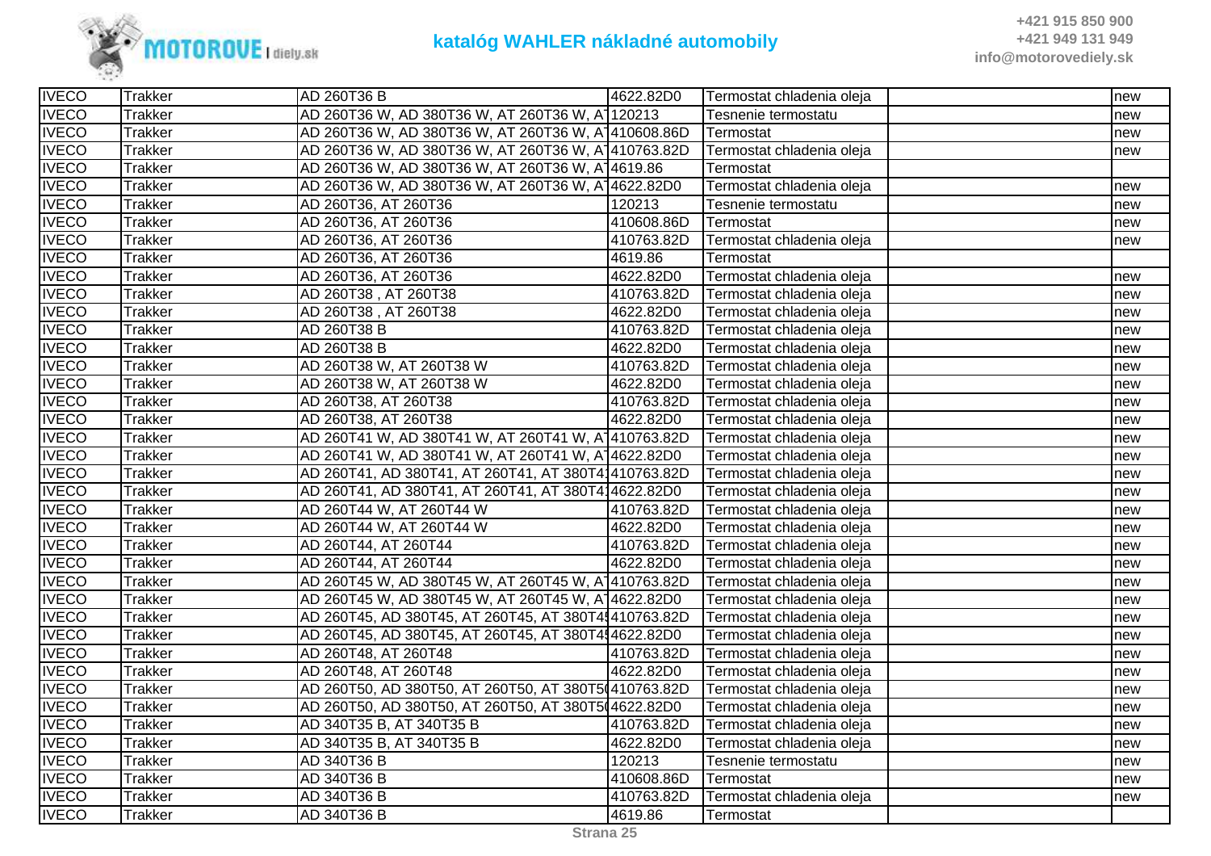| IVECO | Trakker | AD 260T36 B | 4622.82D0 | Termostat chladenia oleja | | new |
|---|---|---|---|---|---|---|
| IVECO | Trakker | AD 260T36 W, AD 380T36 W, AT 260T36 W, A | 120213 | Tesnenie termostatu | | new |
| IVECO | Trakker | AD 260T36 W, AD 380T36 W, AT 260T36 W, A | 410608.86D | Termostat | | new |
| IVECO | Trakker | AD 260T36 W, AD 380T36 W, AT 260T36 W, A | 410763.82D | Termostat chladenia oleja | | new |
| IVECO | Trakker | AD 260T36 W, AD 380T36 W, AT 260T36 W, A | 4619.86 | Termostat | | |
| IVECO | Trakker | AD 260T36 W, AD 380T36 W, AT 260T36 W, A | 4622.82D0 | Termostat chladenia oleja | | new |
| IVECO | Trakker | AD 260T36, AT 260T36 | 120213 | Tesnenie termostatu | | new |
| IVECO | Trakker | AD 260T36, AT 260T36 | 410608.86D | Termostat | | new |
| IVECO | Trakker | AD 260T36, AT 260T36 | 410763.82D | Termostat chladenia oleja | | new |
| IVECO | Trakker | AD 260T36, AT 260T36 | 4619.86 | Termostat | | |
| IVECO | Trakker | AD 260T36, AT 260T36 | 4622.82D0 | Termostat chladenia oleja | | new |
| IVECO | Trakker | AD 260T38 , AT 260T38 | 410763.82D | Termostat chladenia oleja | | new |
| IVECO | Trakker | AD 260T38 , AT 260T38 | 4622.82D0 | Termostat chladenia oleja | | new |
| IVECO | Trakker | AD 260T38 B | 410763.82D | Termostat chladenia oleja | | new |
| IVECO | Trakker | AD 260T38 B | 4622.82D0 | Termostat chladenia oleja | | new |
| IVECO | Trakker | AD 260T38 W, AT 260T38 W | 410763.82D | Termostat chladenia oleja | | new |
| IVECO | Trakker | AD 260T38 W, AT 260T38 W | 4622.82D0 | Termostat chladenia oleja | | new |
| IVECO | Trakker | AD 260T38, AT 260T38 | 410763.82D | Termostat chladenia oleja | | new |
| IVECO | Trakker | AD 260T38, AT 260T38 | 4622.82D0 | Termostat chladenia oleja | | new |
| IVECO | Trakker | AD 260T41 W, AD 380T41 W, AT 260T41 W, A | 410763.82D | Termostat chladenia oleja | | new |
| IVECO | Trakker | AD 260T41 W, AD 380T41 W, AT 260T41 W, A | 4622.82D0 | Termostat chladenia oleja | | new |
| IVECO | Trakker | AD 260T41, AD 380T41, AT 260T41, AT 380T4 | 410763.82D | Termostat chladenia oleja | | new |
| IVECO | Trakker | AD 260T41, AD 380T41, AT 260T41, AT 380T4 | 4622.82D0 | Termostat chladenia oleja | | new |
| IVECO | Trakker | AD 260T44 W, AT 260T44 W | 410763.82D | Termostat chladenia oleja | | new |
| IVECO | Trakker | AD 260T44 W, AT 260T44 W | 4622.82D0 | Termostat chladenia oleja | | new |
| IVECO | Trakker | AD 260T44, AT 260T44 | 410763.82D | Termostat chladenia oleja | | new |
| IVECO | Trakker | AD 260T44, AT 260T44 | 4622.82D0 | Termostat chladenia oleja | | new |
| IVECO | Trakker | AD 260T45 W, AD 380T45 W, AT 260T45 W, A | 410763.82D | Termostat chladenia oleja | | new |
| IVECO | Trakker | AD 260T45 W, AD 380T45 W, AT 260T45 W, A | 4622.82D0 | Termostat chladenia oleja | | new |
| IVECO | Trakker | AD 260T45, AD 380T45, AT 260T45, AT 380T4 | 410763.82D | Termostat chladenia oleja | | new |
| IVECO | Trakker | AD 260T45, AD 380T45, AT 260T45, AT 380T4 | 4622.82D0 | Termostat chladenia oleja | | new |
| IVECO | Trakker | AD 260T48, AT 260T48 | 410763.82D | Termostat chladenia oleja | | new |
| IVECO | Trakker | AD 260T48, AT 260T48 | 4622.82D0 | Termostat chladenia oleja | | new |
| IVECO | Trakker | AD 260T50, AD 380T50, AT 260T50, AT 380T5 | 410763.82D | Termostat chladenia oleja | | new |
| IVECO | Trakker | AD 260T50, AD 380T50, AT 260T50, AT 380T5 | 4622.82D0 | Termostat chladenia oleja | | new |
| IVECO | Trakker | AD 340T35 B, AT 340T35 B | 410763.82D | Termostat chladenia oleja | | new |
| IVECO | Trakker | AD 340T35 B, AT 340T35 B | 4622.82D0 | Termostat chladenia oleja | | new |
| IVECO | Trakker | AD 340T36 B | 120213 | Tesnenie termostatu | | new |
| IVECO | Trakker | AD 340T36 B | 410608.86D | Termostat | | new |
| IVECO | Trakker | AD 340T36 B | 410763.82D | Termostat chladenia oleja | | new |
| IVECO | Trakker | AD 340T36 B | 4619.86 | Termostat | | |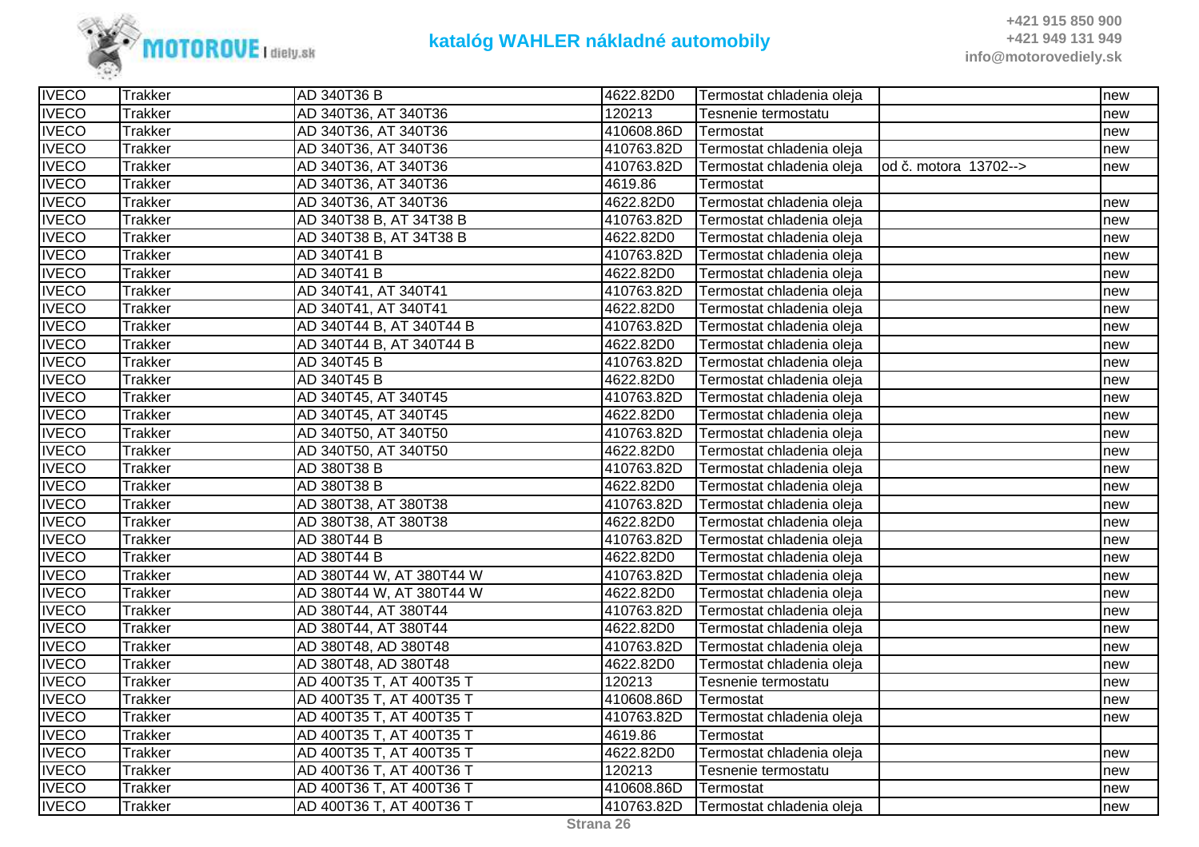| IVECO | Trakker | AD 340T36 B | 4622.82D0 | Termostat chladenia oleja | | new |
|---|---|---|---|---|---|---|
| IVECO | Trakker | AD 340T36, AT 340T36 | 120213 | Tesnenie termostatu | | new |
| IVECO | Trakker | AD 340T36, AT 340T36 | 410608.86D | Termostat | | new |
| IVECO | Trakker | AD 340T36, AT 340T36 | 410763.82D | Termostat chladenia oleja | | new |
| IVECO | Trakker | AD 340T36, AT 340T36 | 410763.82D | Termostat chladenia oleja | od č. motora 13702--> | new |
| IVECO | Trakker | AD 340T36, AT 340T36 | 4619.86 | Termostat | | |
| IVECO | Trakker | AD 340T36, AT 340T36 | 4622.82D0 | Termostat chladenia oleja | | new |
| IVECO | Trakker | AD 340T38 B, AT 34T38 B | 410763.82D | Termostat chladenia oleja | | new |
| IVECO | Trakker | AD 340T38 B, AT 34T38 B | 4622.82D0 | Termostat chladenia oleja | | new |
| IVECO | Trakker | AD 340T41 B | 410763.82D | Termostat chladenia oleja | | new |
| IVECO | Trakker | AD 340T41 B | 4622.82D0 | Termostat chladenia oleja | | new |
| IVECO | Trakker | AD 340T41, AT 340T41 | 410763.82D | Termostat chladenia oleja | | new |
| IVECO | Trakker | AD 340T41, AT 340T41 | 4622.82D0 | Termostat chladenia oleja | | new |
| IVECO | Trakker | AD 340T44 B, AT 340T44 B | 410763.82D | Termostat chladenia oleja | | new |
| IVECO | Trakker | AD 340T44 B, AT 340T44 B | 4622.82D0 | Termostat chladenia oleja | | new |
| IVECO | Trakker | AD 340T45 B | 410763.82D | Termostat chladenia oleja | | new |
| IVECO | Trakker | AD 340T45 B | 4622.82D0 | Termostat chladenia oleja | | new |
| IVECO | Trakker | AD 340T45, AT 340T45 | 410763.82D | Termostat chladenia oleja | | new |
| IVECO | Trakker | AD 340T45, AT 340T45 | 4622.82D0 | Termostat chladenia oleja | | new |
| IVECO | Trakker | AD 340T50, AT 340T50 | 410763.82D | Termostat chladenia oleja | | new |
| IVECO | Trakker | AD 340T50, AT 340T50 | 4622.82D0 | Termostat chladenia oleja | | new |
| IVECO | Trakker | AD 380T38 B | 410763.82D | Termostat chladenia oleja | | new |
| IVECO | Trakker | AD 380T38 B | 4622.82D0 | Termostat chladenia oleja | | new |
| IVECO | Trakker | AD 380T38, AT 380T38 | 410763.82D | Termostat chladenia oleja | | new |
| IVECO | Trakker | AD 380T38, AT 380T38 | 4622.82D0 | Termostat chladenia oleja | | new |
| IVECO | Trakker | AD 380T44 B | 410763.82D | Termostat chladenia oleja | | new |
| IVECO | Trakker | AD 380T44 B | 4622.82D0 | Termostat chladenia oleja | | new |
| IVECO | Trakker | AD 380T44 W, AT 380T44 W | 410763.82D | Termostat chladenia oleja | | new |
| IVECO | Trakker | AD 380T44 W, AT 380T44 W | 4622.82D0 | Termostat chladenia oleja | | new |
| IVECO | Trakker | AD 380T44, AT 380T44 | 410763.82D | Termostat chladenia oleja | | new |
| IVECO | Trakker | AD 380T44, AT 380T44 | 4622.82D0 | Termostat chladenia oleja | | new |
| IVECO | Trakker | AD 380T48, AD 380T48 | 410763.82D | Termostat chladenia oleja | | new |
| IVECO | Trakker | AD 380T48, AD 380T48 | 4622.82D0 | Termostat chladenia oleja | | new |
| IVECO | Trakker | AD 400T35 T, AT 400T35 T | 120213 | Tesnenie termostatu | | new |
| IVECO | Trakker | AD 400T35 T, AT 400T35 T | 410608.86D | Termostat | | new |
| IVECO | Trakker | AD 400T35 T, AT 400T35 T | 410763.82D | Termostat chladenia oleja | | new |
| IVECO | Trakker | AD 400T35 T, AT 400T35 T | 4619.86 | Termostat | | |
| IVECO | Trakker | AD 400T35 T, AT 400T35 T | 4622.82D0 | Termostat chladenia oleja | | new |
| IVECO | Trakker | AD 400T36 T, AT 400T36 T | 120213 | Tesnenie termostatu | | new |
| IVECO | Trakker | AD 400T36 T, AT 400T36 T | 410608.86D | Termostat | | new |
| IVECO | Trakker | AD 400T36 T, AT 400T36 T | 410763.82D | Termostat chladenia oleja | | new |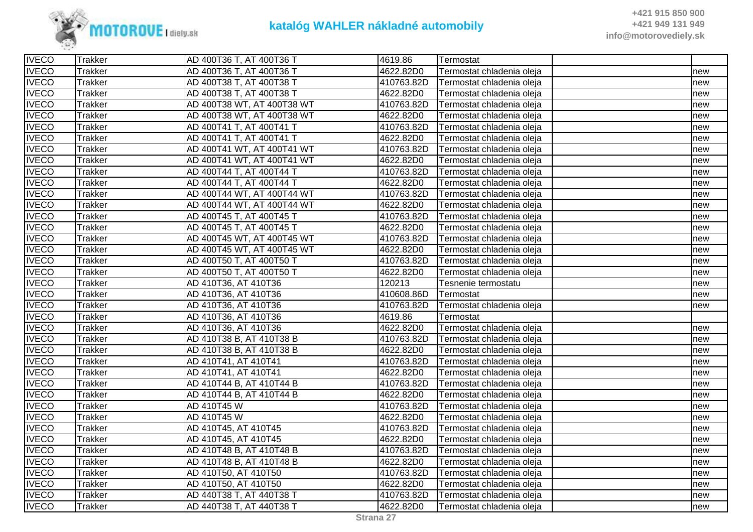# katalóg WAHLER nákladné automobily

| | | | | | | |
|---|---|---|---|---|---|---|
| IVECO | Trakker | AD 400T36 T, AT 400T36 T | 4619.86 | Termostat | | |
| IVECO | Trakker | AD 400T36 T, AT 400T36 T | 4622.82D0 | Termostat chladenia oleja | | new |
| IVECO | Trakker | AD 400T38 T, AT 400T38 T | 410763.82D | Termostat chladenia oleja | | new |
| IVECO | Trakker | AD 400T38 T, AT 400T38 T | 4622.82D0 | Termostat chladenia oleja | | new |
| IVECO | Trakker | AD 400T38 WT, AT 400T38 WT | 410763.82D | Termostat chladenia oleja | | new |
| IVECO | Trakker | AD 400T38 WT, AT 400T38 WT | 4622.82D0 | Termostat chladenia oleja | | new |
| IVECO | Trakker | AD 400T41 T, AT 400T41 T | 410763.82D | Termostat chladenia oleja | | new |
| IVECO | Trakker | AD 400T41 T, AT 400T41 T | 4622.82D0 | Termostat chladenia oleja | | new |
| IVECO | Trakker | AD 400T41 WT, AT 400T41 WT | 410763.82D | Termostat chladenia oleja | | new |
| IVECO | Trakker | AD 400T41 WT, AT 400T41 WT | 4622.82D0 | Termostat chladenia oleja | | new |
| IVECO | Trakker | AD 400T44 T, AT 400T44 T | 410763.82D | Termostat chladenia oleja | | new |
| IVECO | Trakker | AD 400T44 T, AT 400T44 T | 4622.82D0 | Termostat chladenia oleja | | new |
| IVECO | Trakker | AD 400T44 WT, AT 400T44 WT | 410763.82D | Termostat chladenia oleja | | new |
| IVECO | Trakker | AD 400T44 WT, AT 400T44 WT | 4622.82D0 | Termostat chladenia oleja | | new |
| IVECO | Trakker | AD 400T45 T, AT 400T45 T | 410763.82D | Termostat chladenia oleja | | new |
| IVECO | Trakker | AD 400T45 T, AT 400T45 T | 4622.82D0 | Termostat chladenia oleja | | new |
| IVECO | Trakker | AD 400T45 WT, AT 400T45 WT | 410763.82D | Termostat chladenia oleja | | new |
| IVECO | Trakker | AD 400T45 WT, AT 400T45 WT | 4622.82D0 | Termostat chladenia oleja | | new |
| IVECO | Trakker | AD 400T50 T, AT 400T50 T | 410763.82D | Termostat chladenia oleja | | new |
| IVECO | Trakker | AD 400T50 T, AT 400T50 T | 4622.82D0 | Termostat chladenia oleja | | new |
| IVECO | Trakker | AD 410T36, AT 410T36 | 120213 | Tesnenie termostatu | | new |
| IVECO | Trakker | AD 410T36, AT 410T36 | 410608.86D | Termostat | | new |
| IVECO | Trakker | AD 410T36, AT 410T36 | 410763.82D | Termostat chladenia oleja | | new |
| IVECO | Trakker | AD 410T36, AT 410T36 | 4619.86 | Termostat | | |
| IVECO | Trakker | AD 410T36, AT 410T36 | 4622.82D0 | Termostat chladenia oleja | | new |
| IVECO | Trakker | AD 410T38 B, AT 410T38 B | 410763.82D | Termostat chladenia oleja | | new |
| IVECO | Trakker | AD 410T38 B, AT 410T38 B | 4622.82D0 | Termostat chladenia oleja | | new |
| IVECO | Trakker | AD 410T41, AT 410T41 | 410763.82D | Termostat chladenia oleja | | new |
| IVECO | Trakker | AD 410T41, AT 410T41 | 4622.82D0 | Termostat chladenia oleja | | new |
| IVECO | Trakker | AD 410T44 B, AT 410T44 B | 410763.82D | Termostat chladenia oleja | | new |
| IVECO | Trakker | AD 410T44 B, AT 410T44 B | 4622.82D0 | Termostat chladenia oleja | | new |
| IVECO | Trakker | AD 410T45 W | 410763.82D | Termostat chladenia oleja | | new |
| IVECO | Trakker | AD 410T45 W | 4622.82D0 | Termostat chladenia oleja | | new |
| IVECO | Trakker | AD 410T45, AT 410T45 | 410763.82D | Termostat chladenia oleja | | new |
| IVECO | Trakker | AD 410T45, AT 410T45 | 4622.82D0 | Termostat chladenia oleja | | new |
| IVECO | Trakker | AD 410T48 B, AT 410T48 B | 410763.82D | Termostat chladenia oleja | | new |
| IVECO | Trakker | AD 410T48 B, AT 410T48 B | 4622.82D0 | Termostat chladenia oleja | | new |
| IVECO | Trakker | AD 410T50, AT 410T50 | 410763.82D | Termostat chladenia oleja | | new |
| IVECO | Trakker | AD 410T50, AT 410T50 | 4622.82D0 | Termostat chladenia oleja | | new |
| IVECO | Trakker | AD 440T38 T, AT 440T38 T | 410763.82D | Termostat chladenia oleja | | new |
| IVECO | Trakker | AD 440T38 T, AT 440T38 T | 4622.82D0 | Termostat chladenia oleja | | new |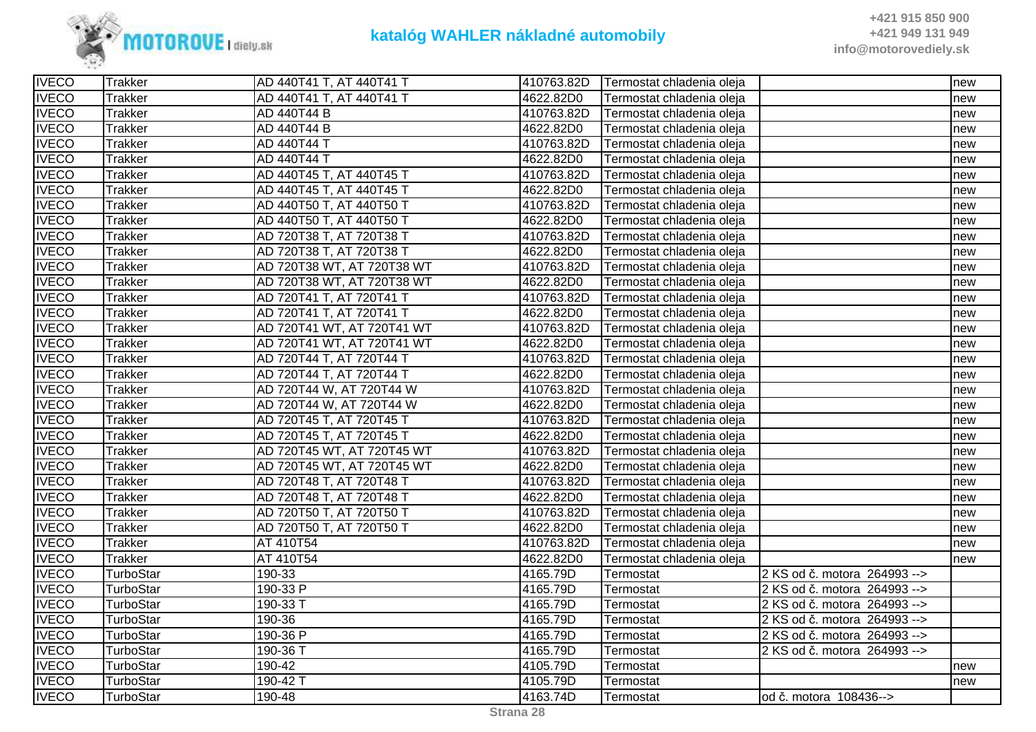# katalóg WAHLER nákladné automobily

+421 915 850 900
+421 949 131 949
info@motorovediely.sk

| | | | | | | |
|---|---|---|---|---|---|---|
| IVECO | Trakker | AD 440T41 T, AT 440T41 T | 410763.82D | Termostat chladenia oleja | | new |
| IVECO | Trakker | AD 440T41 T, AT 440T41 T | 4622.82D0 | Termostat chladenia oleja | | new |
| IVECO | Trakker | AD 440T44 B | 410763.82D | Termostat chladenia oleja | | new |
| IVECO | Trakker | AD 440T44 B | 4622.82D0 | Termostat chladenia oleja | | new |
| IVECO | Trakker | AD 440T44 T | 410763.82D | Termostat chladenia oleja | | new |
| IVECO | Trakker | AD 440T44 T | 4622.82D0 | Termostat chladenia oleja | | new |
| IVECO | Trakker | AD 440T45 T, AT 440T45 T | 410763.82D | Termostat chladenia oleja | | new |
| IVECO | Trakker | AD 440T45 T, AT 440T45 T | 4622.82D0 | Termostat chladenia oleja | | new |
| IVECO | Trakker | AD 440T50 T, AT 440T50 T | 410763.82D | Termostat chladenia oleja | | new |
| IVECO | Trakker | AD 440T50 T, AT 440T50 T | 4622.82D0 | Termostat chladenia oleja | | new |
| IVECO | Trakker | AD 720T38 T, AT 720T38 T | 410763.82D | Termostat chladenia oleja | | new |
| IVECO | Trakker | AD 720T38 T, AT 720T38 T | 4622.82D0 | Termostat chladenia oleja | | new |
| IVECO | Trakker | AD 720T38 WT, AT 720T38 WT | 410763.82D | Termostat chladenia oleja | | new |
| IVECO | Trakker | AD 720T38 WT, AT 720T38 WT | 4622.82D0 | Termostat chladenia oleja | | new |
| IVECO | Trakker | AD 720T41 T, AT 720T41 T | 410763.82D | Termostat chladenia oleja | | new |
| IVECO | Trakker | AD 720T41 T, AT 720T41 T | 4622.82D0 | Termostat chladenia oleja | | new |
| IVECO | Trakker | AD 720T41 WT, AT 720T41 WT | 410763.82D | Termostat chladenia oleja | | new |
| IVECO | Trakker | AD 720T41 WT, AT 720T41 WT | 4622.82D0 | Termostat chladenia oleja | | new |
| IVECO | Trakker | AD 720T44 T, AT 720T44 T | 410763.82D | Termostat chladenia oleja | | new |
| IVECO | Trakker | AD 720T44 T, AT 720T44 T | 4622.82D0 | Termostat chladenia oleja | | new |
| IVECO | Trakker | AD 720T44 W, AT 720T44 W | 410763.82D | Termostat chladenia oleja | | new |
| IVECO | Trakker | AD 720T44 W, AT 720T44 W | 4622.82D0 | Termostat chladenia oleja | | new |
| IVECO | Trakker | AD 720T45 T, AT 720T45 T | 410763.82D | Termostat chladenia oleja | | new |
| IVECO | Trakker | AD 720T45 T, AT 720T45 T | 4622.82D0 | Termostat chladenia oleja | | new |
| IVECO | Trakker | AD 720T45 WT, AT 720T45 WT | 410763.82D | Termostat chladenia oleja | | new |
| IVECO | Trakker | AD 720T45 WT, AT 720T45 WT | 4622.82D0 | Termostat chladenia oleja | | new |
| IVECO | Trakker | AD 720T48 T, AT 720T48 T | 410763.82D | Termostat chladenia oleja | | new |
| IVECO | Trakker | AD 720T48 T, AT 720T48 T | 4622.82D0 | Termostat chladenia oleja | | new |
| IVECO | Trakker | AD 720T50 T, AT 720T50 T | 410763.82D | Termostat chladenia oleja | | new |
| IVECO | Trakker | AD 720T50 T, AT 720T50 T | 4622.82D0 | Termostat chladenia oleja | | new |
| IVECO | Trakker | AT 410T54 | 410763.82D | Termostat chladenia oleja | | new |
| IVECO | Trakker | AT 410T54 | 4622.82D0 | Termostat chladenia oleja | | new |
| IVECO | TurboStar | 190-33 | 4165.79D | Termostat | 2 KS od č. motora 264993 --> | |
| IVECO | TurboStar | 190-33 P | 4165.79D | Termostat | 2 KS od č. motora 264993 --> | |
| IVECO | TurboStar | 190-33 T | 4165.79D | Termostat | 2 KS od č. motora 264993 --> | |
| IVECO | TurboStar | 190-36 | 4165.79D | Termostat | 2 KS od č. motora 264993 --> | |
| IVECO | TurboStar | 190-36 P | 4165.79D | Termostat | 2 KS od č. motora 264993 --> | |
| IVECO | TurboStar | 190-36 T | 4165.79D | Termostat | 2 KS od č. motora 264993 --> | |
| IVECO | TurboStar | 190-42 | 4105.79D | Termostat | | new |
| IVECO | TurboStar | 190-42 T | 4105.79D | Termostat | | new |
| IVECO | TurboStar | 190-48 | 4163.74D | Termostat | od č. motora 108436--> | |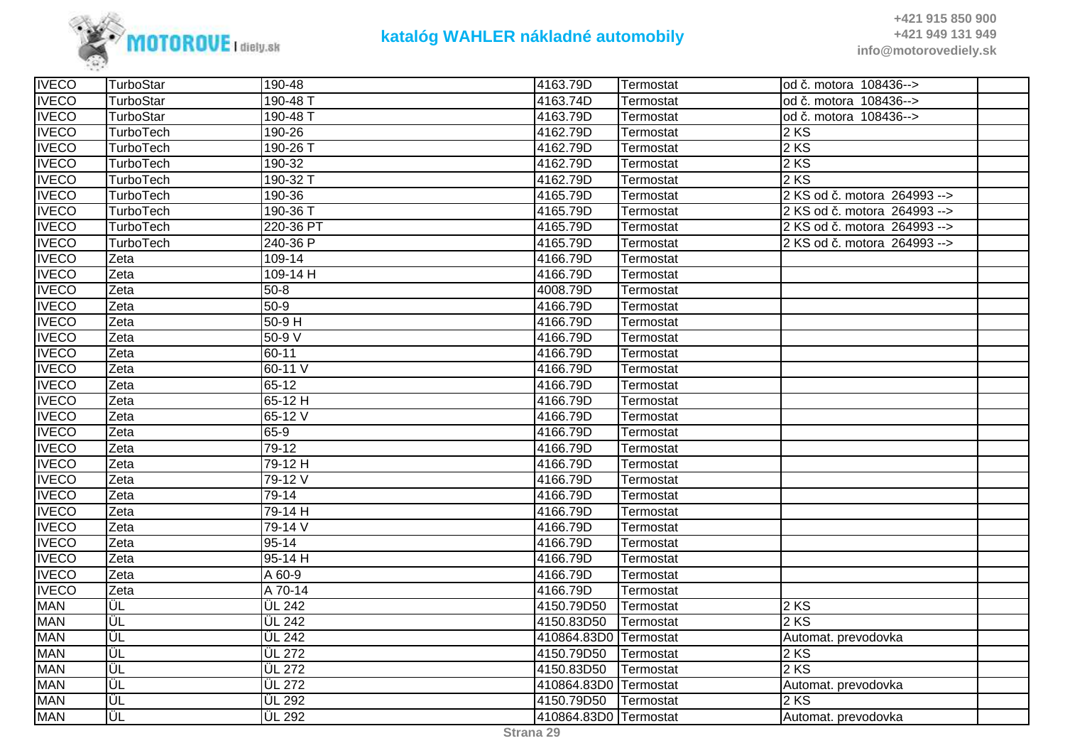# katalóg WAHLER nákladné automobily

| | | | | | | |
|---|---|---|---|---|---|---|
| IVECO | TurboStar | 190-48 | 4163.79D | Termostat | od č. motora 108436--> | |
| IVECO | TurboStar | 190-48 T | 4163.74D | Termostat | od č. motora 108436--> | |
| IVECO | TurboStar | 190-48 T | 4163.79D | Termostat | od č. motora 108436--> | |
| IVECO | TurboTech | 190-26 | 4162.79D | Termostat | 2 KS | |
| IVECO | TurboTech | 190-26 T | 4162.79D | Termostat | 2 KS | |
| IVECO | TurboTech | 190-32 | 4162.79D | Termostat | 2 KS | |
| IVECO | TurboTech | 190-32 T | 4162.79D | Termostat | 2 KS | |
| IVECO | TurboTech | 190-36 | 4165.79D | Termostat | 2 KS od č. motora 264993 --> | |
| IVECO | TurboTech | 190-36 T | 4165.79D | Termostat | 2 KS od č. motora 264993 --> | |
| IVECO | TurboTech | 220-36 PT | 4165.79D | Termostat | 2 KS od č. motora 264993 --> | |
| IVECO | TurboTech | 240-36 P | 4165.79D | Termostat | 2 KS od č. motora 264993 --> | |
| IVECO | Zeta | 109-14 | 4166.79D | Termostat | | |
| IVECO | Zeta | 109-14 H | 4166.79D | Termostat | | |
| IVECO | Zeta | 50-8 | 4008.79D | Termostat | | |
| IVECO | Zeta | 50-9 | 4166.79D | Termostat | | |
| IVECO | Zeta | 50-9 H | 4166.79D | Termostat | | |
| IVECO | Zeta | 50-9 V | 4166.79D | Termostat | | |
| IVECO | Zeta | 60-11 | 4166.79D | Termostat | | |
| IVECO | Zeta | 60-11 V | 4166.79D | Termostat | | |
| IVECO | Zeta | 65-12 | 4166.79D | Termostat | | |
| IVECO | Zeta | 65-12 H | 4166.79D | Termostat | | |
| IVECO | Zeta | 65-12 V | 4166.79D | Termostat | | |
| IVECO | Zeta | 65-9 | 4166.79D | Termostat | | |
| IVECO | Zeta | 79-12 | 4166.79D | Termostat | | |
| IVECO | Zeta | 79-12 H | 4166.79D | Termostat | | |
| IVECO | Zeta | 79-12 V | 4166.79D | Termostat | | |
| IVECO | Zeta | 79-14 | 4166.79D | Termostat | | |
| IVECO | Zeta | 79-14 H | 4166.79D | Termostat | | |
| IVECO | Zeta | 79-14 V | 4166.79D | Termostat | | |
| IVECO | Zeta | 95-14 | 4166.79D | Termostat | | |
| IVECO | Zeta | 95-14 H | 4166.79D | Termostat | | |
| IVECO | Zeta | A 60-9 | 4166.79D | Termostat | | |
| IVECO | Zeta | A 70-14 | 4166.79D | Termostat | | |
| MAN | ÜL | ÜL 242 | 4150.79D50 | Termostat | 2 KS | |
| MAN | ÜL | ÜL 242 | 4150.83D50 | Termostat | 2 KS | |
| MAN | ÜL | ÜL 242 | 410864.83D0 | Termostat | Automat. prevodovka | |
| MAN | ÜL | ÜL 272 | 4150.79D50 | Termostat | 2 KS | |
| MAN | ÜL | ÜL 272 | 4150.83D50 | Termostat | 2 KS | |
| MAN | ÜL | ÜL 272 | 410864.83D0 | Termostat | Automat. prevodovka | |
| MAN | ÜL | ÜL 292 | 4150.79D50 | Termostat | 2 KS | |
| MAN | ÜL | ÜL 292 | 410864.83D0 | Termostat | Automat. prevodovka | |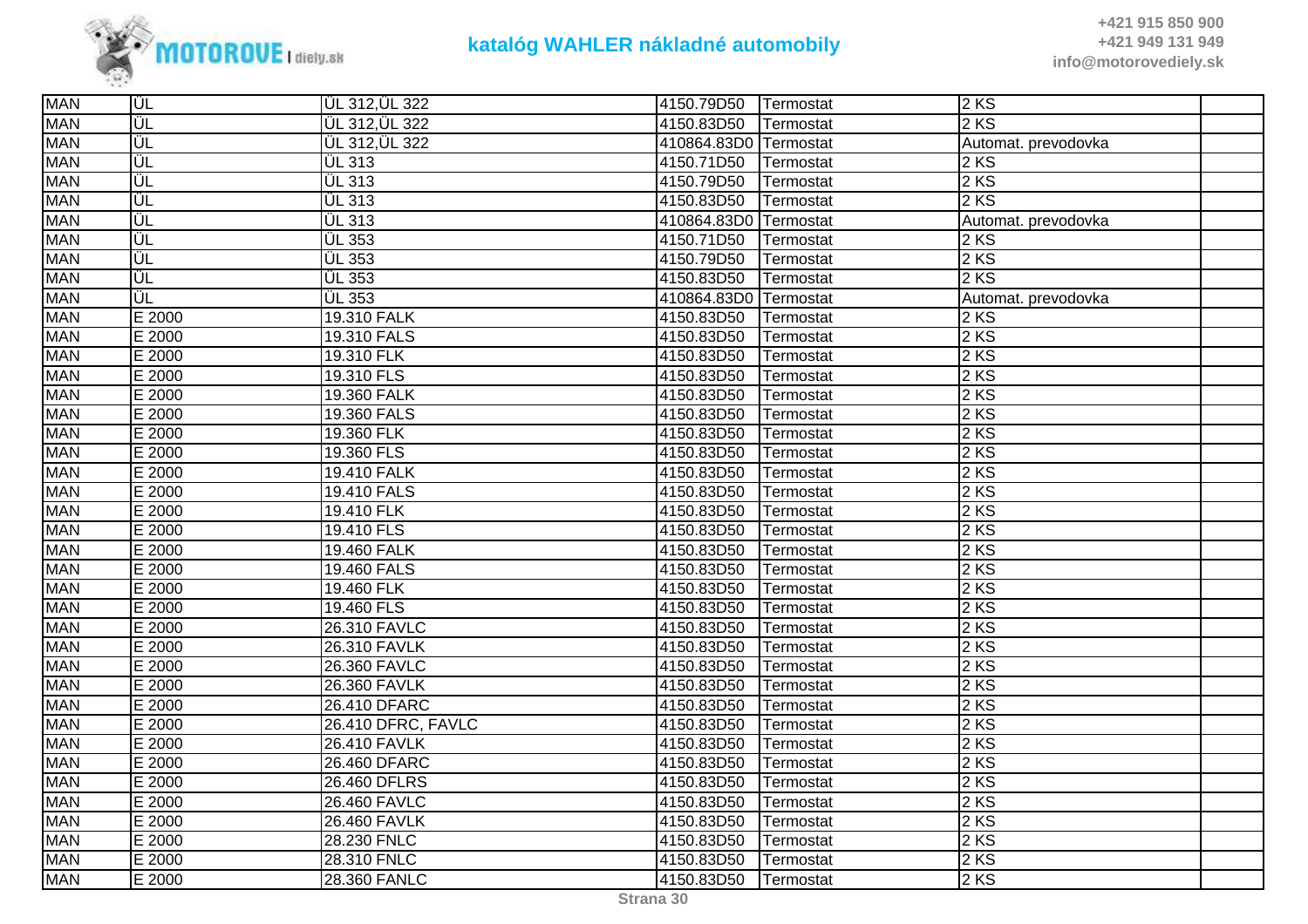| | | | | | | |
|---|---|---|---|---|---|---|
| MAN | ÜL | ÜL 312,ÜL 322 | 4150.79D50 | Termostat | 2 KS | |
| MAN | ÜL | ÜL 312,ÜL 322 | 4150.83D50 | Termostat | 2 KS | |
| MAN | ÜL | ÜL 312,ÜL 322 | 410864.83D0 | Termostat | Automat. prevodovka | |
| MAN | ÜL | ÜL 313 | 4150.71D50 | Termostat | 2 KS | |
| MAN | ÜL | ÜL 313 | 4150.79D50 | Termostat | 2 KS | |
| MAN | ÜL | ÜL 313 | 4150.83D50 | Termostat | 2 KS | |
| MAN | ÜL | ÜL 313 | 410864.83D0 | Termostat | Automat. prevodovka | |
| MAN | ÜL | ÜL 353 | 4150.71D50 | Termostat | 2 KS | |
| MAN | ÜL | ÜL 353 | 4150.79D50 | Termostat | 2 KS | |
| MAN | ÜL | ÜL 353 | 4150.83D50 | Termostat | 2 KS | |
| MAN | ÜL | ÜL 353 | 410864.83D0 | Termostat | Automat. prevodovka | |
| MAN | E 2000 | 19.310 FALK | 4150.83D50 | Termostat | 2 KS | |
| MAN | E 2000 | 19.310 FALS | 4150.83D50 | Termostat | 2 KS | |
| MAN | E 2000 | 19.310 FLK | 4150.83D50 | Termostat | 2 KS | |
| MAN | E 2000 | 19.310 FLS | 4150.83D50 | Termostat | 2 KS | |
| MAN | E 2000 | 19.360 FALK | 4150.83D50 | Termostat | 2 KS | |
| MAN | E 2000 | 19.360 FALS | 4150.83D50 | Termostat | 2 KS | |
| MAN | E 2000 | 19.360 FLK | 4150.83D50 | Termostat | 2 KS | |
| MAN | E 2000 | 19.360 FLS | 4150.83D50 | Termostat | 2 KS | |
| MAN | E 2000 | 19.410 FALK | 4150.83D50 | Termostat | 2 KS | |
| MAN | E 2000 | 19.410 FALS | 4150.83D50 | Termostat | 2 KS | |
| MAN | E 2000 | 19.410 FLK | 4150.83D50 | Termostat | 2 KS | |
| MAN | E 2000 | 19.410 FLS | 4150.83D50 | Termostat | 2 KS | |
| MAN | E 2000 | 19.460 FALK | 4150.83D50 | Termostat | 2 KS | |
| MAN | E 2000 | 19.460 FALS | 4150.83D50 | Termostat | 2 KS | |
| MAN | E 2000 | 19.460 FLK | 4150.83D50 | Termostat | 2 KS | |
| MAN | E 2000 | 19.460 FLS | 4150.83D50 | Termostat | 2 KS | |
| MAN | E 2000 | 26.310 FAVLC | 4150.83D50 | Termostat | 2 KS | |
| MAN | E 2000 | 26.310 FAVLK | 4150.83D50 | Termostat | 2 KS | |
| MAN | E 2000 | 26.360 FAVLC | 4150.83D50 | Termostat | 2 KS | |
| MAN | E 2000 | 26.360 FAVLK | 4150.83D50 | Termostat | 2 KS | |
| MAN | E 2000 | 26.410 DFARC | 4150.83D50 | Termostat | 2 KS | |
| MAN | E 2000 | 26.410 DFRC, FAVLC | 4150.83D50 | Termostat | 2 KS | |
| MAN | E 2000 | 26.410 FAVLK | 4150.83D50 | Termostat | 2 KS | |
| MAN | E 2000 | 26.460 DFARC | 4150.83D50 | Termostat | 2 KS | |
| MAN | E 2000 | 26.460 DFLRS | 4150.83D50 | Termostat | 2 KS | |
| MAN | E 2000 | 26.460 FAVLC | 4150.83D50 | Termostat | 2 KS | |
| MAN | E 2000 | 26.460 FAVLK | 4150.83D50 | Termostat | 2 KS | |
| MAN | E 2000 | 28.230 FNLC | 4150.83D50 | Termostat | 2 KS | |
| MAN | E 2000 | 28.310 FNLC | 4150.83D50 | Termostat | 2 KS | |
| MAN | E 2000 | 28.360 FANLC | 4150.83D50 | Termostat | 2 KS | |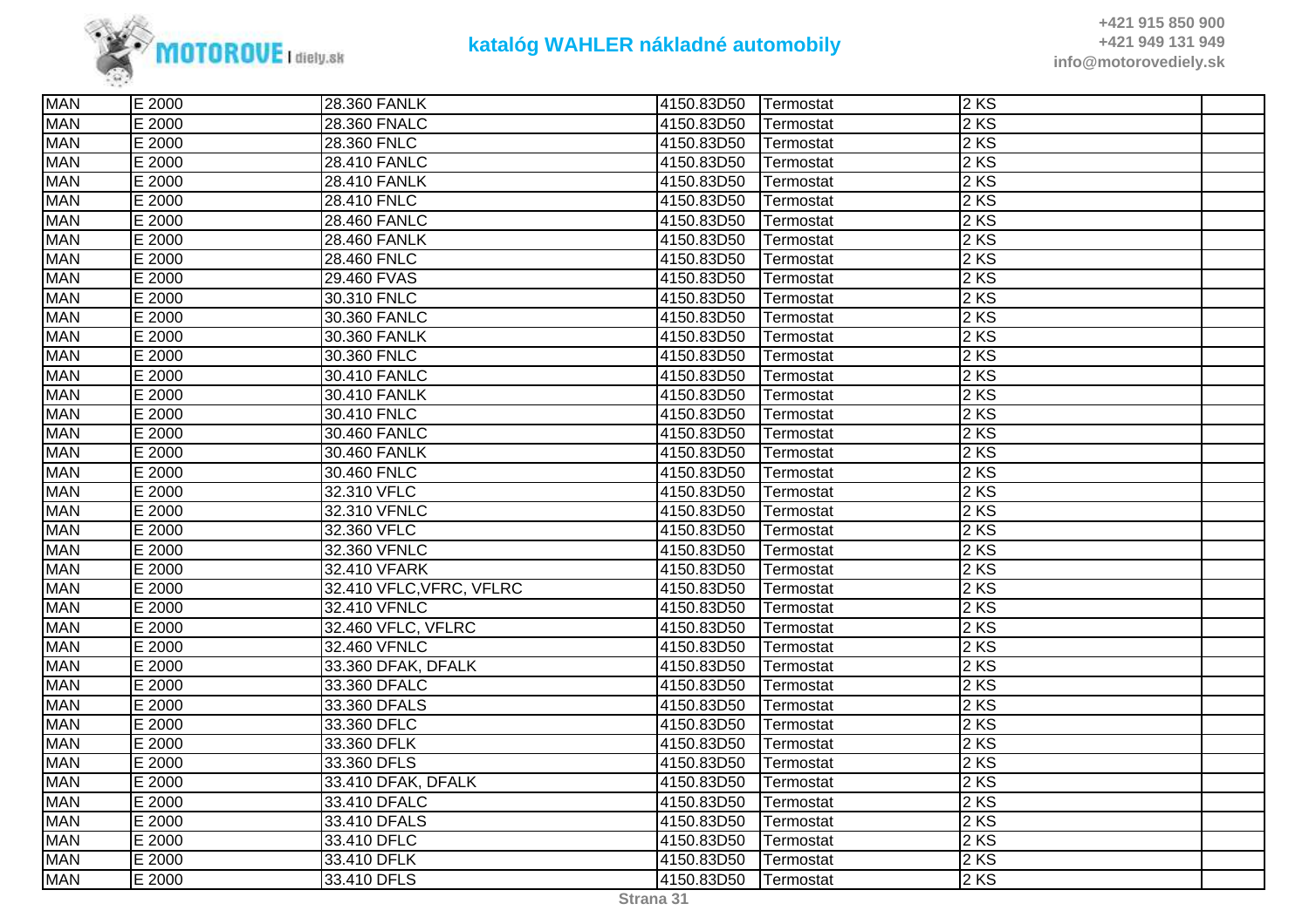| MAN | E 2000 | 28.360 FANLK | 4150.83D50 | Termostat | 2 KS | |
|---|---|---|---|---|---|---|
| MAN | E 2000 | 28.360 FNALC | 4150.83D50 | Termostat | 2 KS | |
| MAN | E 2000 | 28.360 FNLC | 4150.83D50 | Termostat | 2 KS | |
| MAN | E 2000 | 28.410 FANLC | 4150.83D50 | Termostat | 2 KS | |
| MAN | E 2000 | 28.410 FANLK | 4150.83D50 | Termostat | 2 KS | |
| MAN | E 2000 | 28.410 FNLC | 4150.83D50 | Termostat | 2 KS | |
| MAN | E 2000 | 28.460 FANLC | 4150.83D50 | Termostat | 2 KS | |
| MAN | E 2000 | 28.460 FANLK | 4150.83D50 | Termostat | 2 KS | |
| MAN | E 2000 | 28.460 FNLC | 4150.83D50 | Termostat | 2 KS | |
| MAN | E 2000 | 29.460 FVAS | 4150.83D50 | Termostat | 2 KS | |
| MAN | E 2000 | 30.310 FNLC | 4150.83D50 | Termostat | 2 KS | |
| MAN | E 2000 | 30.360 FANLC | 4150.83D50 | Termostat | 2 KS | |
| MAN | E 2000 | 30.360 FANLK | 4150.83D50 | Termostat | 2 KS | |
| MAN | E 2000 | 30.360 FNLC | 4150.83D50 | Termostat | 2 KS | |
| MAN | E 2000 | 30.410 FANLC | 4150.83D50 | Termostat | 2 KS | |
| MAN | E 2000 | 30.410 FANLK | 4150.83D50 | Termostat | 2 KS | |
| MAN | E 2000 | 30.410 FNLC | 4150.83D50 | Termostat | 2 KS | |
| MAN | E 2000 | 30.460 FANLC | 4150.83D50 | Termostat | 2 KS | |
| MAN | E 2000 | 30.460 FANLK | 4150.83D50 | Termostat | 2 KS | |
| MAN | E 2000 | 30.460 FNLC | 4150.83D50 | Termostat | 2 KS | |
| MAN | E 2000 | 32.310 VFLC | 4150.83D50 | Termostat | 2 KS | |
| MAN | E 2000 | 32.310 VFNLC | 4150.83D50 | Termostat | 2 KS | |
| MAN | E 2000 | 32.360 VFLC | 4150.83D50 | Termostat | 2 KS | |
| MAN | E 2000 | 32.360 VFNLC | 4150.83D50 | Termostat | 2 KS | |
| MAN | E 2000 | 32.410 VFARK | 4150.83D50 | Termostat | 2 KS | |
| MAN | E 2000 | 32.410 VFLC,VFRC, VFLRC | 4150.83D50 | Termostat | 2 KS | |
| MAN | E 2000 | 32.410 VFNLC | 4150.83D50 | Termostat | 2 KS | |
| MAN | E 2000 | 32.460 VFLC, VFLRC | 4150.83D50 | Termostat | 2 KS | |
| MAN | E 2000 | 32.460 VFNLC | 4150.83D50 | Termostat | 2 KS | |
| MAN | E 2000 | 33.360 DFAK, DFALK | 4150.83D50 | Termostat | 2 KS | |
| MAN | E 2000 | 33.360 DFALC | 4150.83D50 | Termostat | 2 KS | |
| MAN | E 2000 | 33.360 DFALS | 4150.83D50 | Termostat | 2 KS | |
| MAN | E 2000 | 33.360 DFLC | 4150.83D50 | Termostat | 2 KS | |
| MAN | E 2000 | 33.360 DFLK | 4150.83D50 | Termostat | 2 KS | |
| MAN | E 2000 | 33.360 DFLS | 4150.83D50 | Termostat | 2 KS | |
| MAN | E 2000 | 33.410 DFAK, DFALK | 4150.83D50 | Termostat | 2 KS | |
| MAN | E 2000 | 33.410 DFALC | 4150.83D50 | Termostat | 2 KS | |
| MAN | E 2000 | 33.410 DFALS | 4150.83D50 | Termostat | 2 KS | |
| MAN | E 2000 | 33.410 DFLC | 4150.83D50 | Termostat | 2 KS | |
| MAN | E 2000 | 33.410 DFLK | 4150.83D50 | Termostat | 2 KS | |
| MAN | E 2000 | 33.410 DFLS | 4150.83D50 | Termostat | 2 KS | |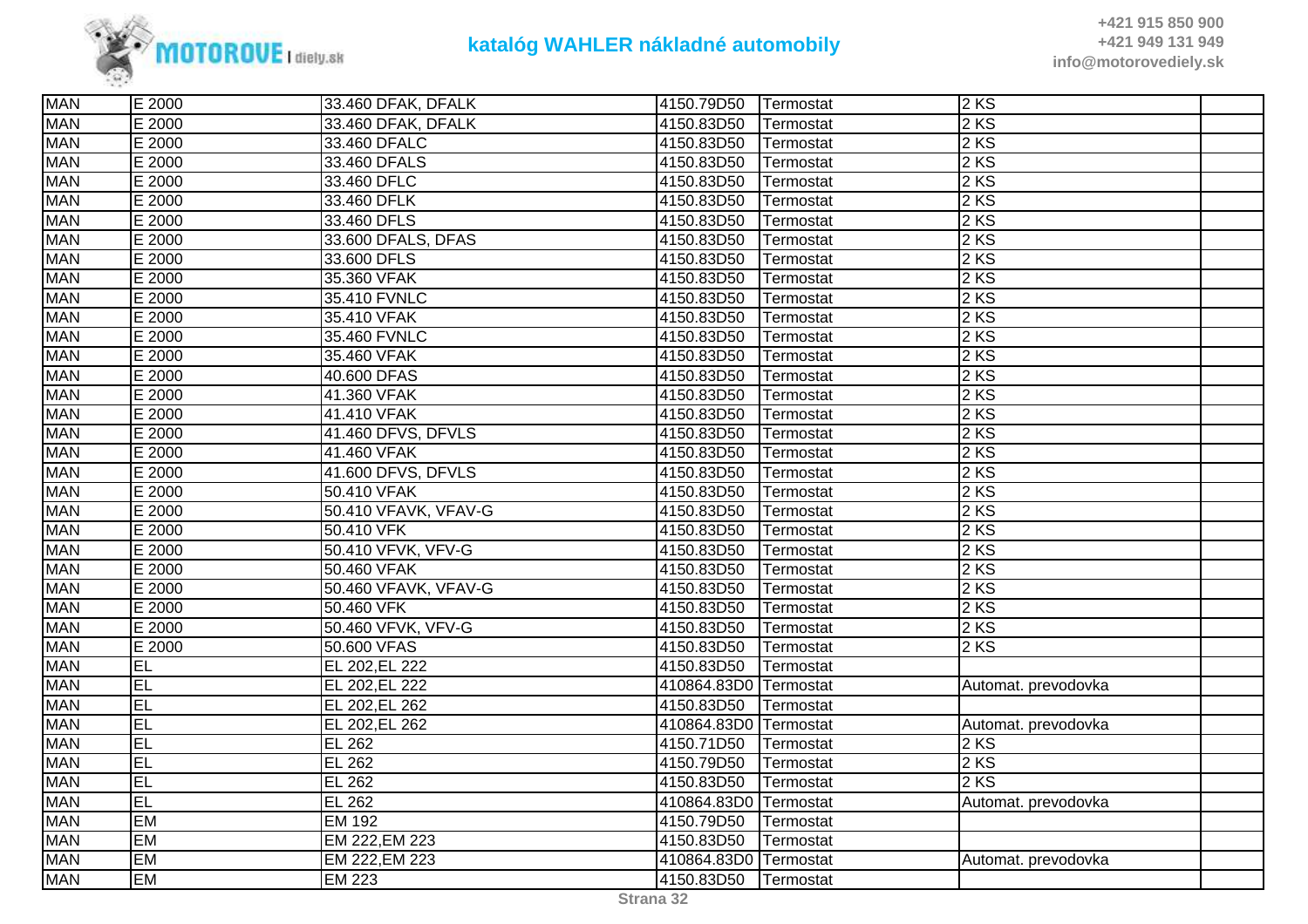| | | | | | | |
|---|---|---|---|---|---|---|
| MAN | E 2000 | 33.460 DFAK, DFALK | 4150.79D50 | Termostat | 2 KS | |
| MAN | E 2000 | 33.460 DFAK, DFALK | 4150.83D50 | Termostat | 2 KS | |
| MAN | E 2000 | 33.460 DFALC | 4150.83D50 | Termostat | 2 KS | |
| MAN | E 2000 | 33.460 DFALS | 4150.83D50 | Termostat | 2 KS | |
| MAN | E 2000 | 33.460 DFLC | 4150.83D50 | Termostat | 2 KS | |
| MAN | E 2000 | 33.460 DFLK | 4150.83D50 | Termostat | 2 KS | |
| MAN | E 2000 | 33.460 DFLS | 4150.83D50 | Termostat | 2 KS | |
| MAN | E 2000 | 33.600 DFALS, DFAS | 4150.83D50 | Termostat | 2 KS | |
| MAN | E 2000 | 33.600 DFLS | 4150.83D50 | Termostat | 2 KS | |
| MAN | E 2000 | 35.360 VFAK | 4150.83D50 | Termostat | 2 KS | |
| MAN | E 2000 | 35.410 FVNLC | 4150.83D50 | Termostat | 2 KS | |
| MAN | E 2000 | 35.410 VFAK | 4150.83D50 | Termostat | 2 KS | |
| MAN | E 2000 | 35.460 FVNLC | 4150.83D50 | Termostat | 2 KS | |
| MAN | E 2000 | 35.460 VFAK | 4150.83D50 | Termostat | 2 KS | |
| MAN | E 2000 | 40.600 DFAS | 4150.83D50 | Termostat | 2 KS | |
| MAN | E 2000 | 41.360 VFAK | 4150.83D50 | Termostat | 2 KS | |
| MAN | E 2000 | 41.410 VFAK | 4150.83D50 | Termostat | 2 KS | |
| MAN | E 2000 | 41.460 DFVS, DFVLS | 4150.83D50 | Termostat | 2 KS | |
| MAN | E 2000 | 41.460 VFAK | 4150.83D50 | Termostat | 2 KS | |
| MAN | E 2000 | 41.600 DFVS, DFVLS | 4150.83D50 | Termostat | 2 KS | |
| MAN | E 2000 | 50.410 VFAK | 4150.83D50 | Termostat | 2 KS | |
| MAN | E 2000 | 50.410 VFAVK, VFAV-G | 4150.83D50 | Termostat | 2 KS | |
| MAN | E 2000 | 50.410 VFK | 4150.83D50 | Termostat | 2 KS | |
| MAN | E 2000 | 50.410 VFVK, VFV-G | 4150.83D50 | Termostat | 2 KS | |
| MAN | E 2000 | 50.460 VFAK | 4150.83D50 | Termostat | 2 KS | |
| MAN | E 2000 | 50.460 VFAVK, VFAV-G | 4150.83D50 | Termostat | 2 KS | |
| MAN | E 2000 | 50.460 VFK | 4150.83D50 | Termostat | 2 KS | |
| MAN | E 2000 | 50.460 VFVK, VFV-G | 4150.83D50 | Termostat | 2 KS | |
| MAN | E 2000 | 50.600 VFAS | 4150.83D50 | Termostat | 2 KS | |
| MAN | EL | EL 202,EL 222 | 4150.83D50 | Termostat | | |
| MAN | EL | EL 202,EL 222 | 410864.83D0 | Termostat | Automat. prevodovka | |
| MAN | EL | EL 202,EL 262 | 4150.83D50 | Termostat | | |
| MAN | EL | EL 202,EL 262 | 410864.83D0 | Termostat | Automat. prevodovka | |
| MAN | EL | EL 262 | 4150.71D50 | Termostat | 2 KS | |
| MAN | EL | EL 262 | 4150.79D50 | Termostat | 2 KS | |
| MAN | EL | EL 262 | 4150.83D50 | Termostat | 2 KS | |
| MAN | EL | EL 262 | 410864.83D0 | Termostat | Automat. prevodovka | |
| MAN | EM | EM 192 | 4150.79D50 | Termostat | | |
| MAN | EM | EM 222,EM 223 | 4150.83D50 | Termostat | | |
| MAN | EM | EM 222,EM 223 | 410864.83D0 | Termostat | Automat. prevodovka | |
| MAN | EM | EM 223 | 4150.83D50 | Termostat | | |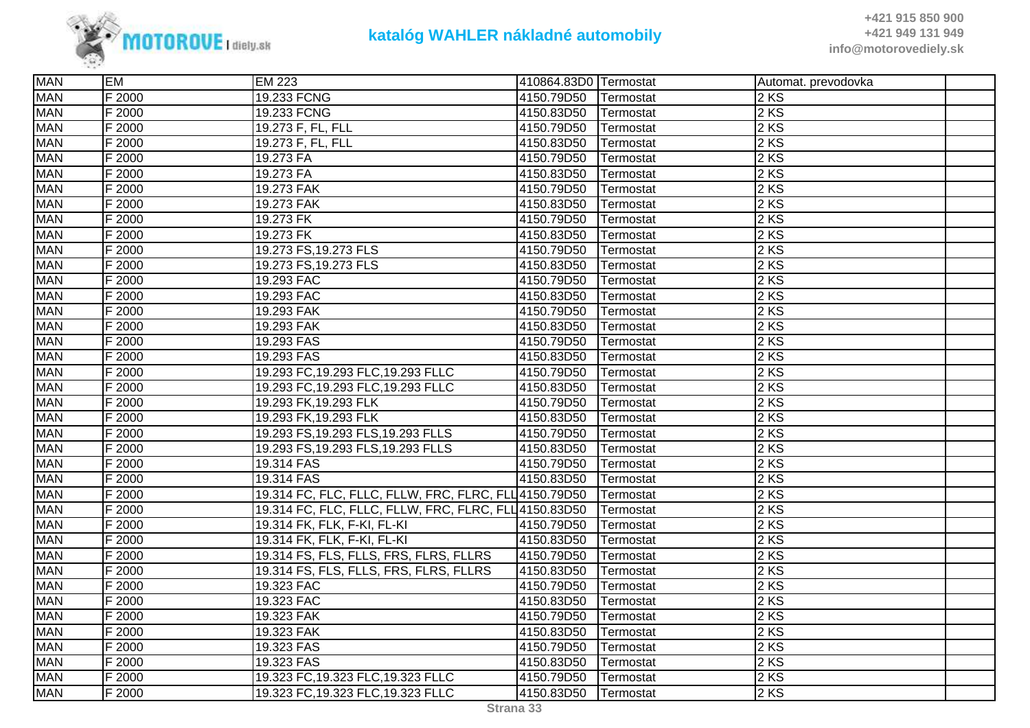| MAN | EM | EM 223 | 410864.83D0 | Termostat | Automat. prevodovka | |
|---|---|---|---|---|---|---|
| MAN | F 2000 | 19.233 FCNG | 4150.79D50 | Termostat | 2 KS | |
| MAN | F 2000 | 19.233 FCNG | 4150.83D50 | Termostat | 2 KS | |
| MAN | F 2000 | 19.273 F, FL, FLL | 4150.79D50 | Termostat | 2 KS | |
| MAN | F 2000 | 19.273 F, FL, FLL | 4150.83D50 | Termostat | 2 KS | |
| MAN | F 2000 | 19.273 FA | 4150.79D50 | Termostat | 2 KS | |
| MAN | F 2000 | 19.273 FA | 4150.83D50 | Termostat | 2 KS | |
| MAN | F 2000 | 19.273 FAK | 4150.79D50 | Termostat | 2 KS | |
| MAN | F 2000 | 19.273 FAK | 4150.83D50 | Termostat | 2 KS | |
| MAN | F 2000 | 19.273 FK | 4150.79D50 | Termostat | 2 KS | |
| MAN | F 2000 | 19.273 FK | 4150.83D50 | Termostat | 2 KS | |
| MAN | F 2000 | 19.273 FS,19.273 FLS | 4150.79D50 | Termostat | 2 KS | |
| MAN | F 2000 | 19.273 FS,19.273 FLS | 4150.83D50 | Termostat | 2 KS | |
| MAN | F 2000 | 19.293 FAC | 4150.79D50 | Termostat | 2 KS | |
| MAN | F 2000 | 19.293 FAC | 4150.83D50 | Termostat | 2 KS | |
| MAN | F 2000 | 19.293 FAK | 4150.79D50 | Termostat | 2 KS | |
| MAN | F 2000 | 19.293 FAK | 4150.83D50 | Termostat | 2 KS | |
| MAN | F 2000 | 19.293 FAS | 4150.79D50 | Termostat | 2 KS | |
| MAN | F 2000 | 19.293 FAS | 4150.83D50 | Termostat | 2 KS | |
| MAN | F 2000 | 19.293 FC,19.293 FLC,19.293 FLLC | 4150.79D50 | Termostat | 2 KS | |
| MAN | F 2000 | 19.293 FC,19.293 FLC,19.293 FLLC | 4150.83D50 | Termostat | 2 KS | |
| MAN | F 2000 | 19.293 FK,19.293 FLK | 4150.79D50 | Termostat | 2 KS | |
| MAN | F 2000 | 19.293 FK,19.293 FLK | 4150.83D50 | Termostat | 2 KS | |
| MAN | F 2000 | 19.293 FS,19.293 FLS,19.293 FLLS | 4150.79D50 | Termostat | 2 KS | |
| MAN | F 2000 | 19.293 FS,19.293 FLS,19.293 FLLS | 4150.83D50 | Termostat | 2 KS | |
| MAN | F 2000 | 19.314 FAS | 4150.79D50 | Termostat | 2 KS | |
| MAN | F 2000 | 19.314 FAS | 4150.83D50 | Termostat | 2 KS | |
| MAN | F 2000 | 19.314 FC, FLC, FLLC, FLLW, FRC, FLRC, FLL | 4150.79D50 | Termostat | 2 KS | |
| MAN | F 2000 | 19.314 FC, FLC, FLLC, FLLW, FRC, FLRC, FLL | 4150.83D50 | Termostat | 2 KS | |
| MAN | F 2000 | 19.314 FK, FLK, F-KI, FL-KI | 4150.79D50 | Termostat | 2 KS | |
| MAN | F 2000 | 19.314 FK, FLK, F-KI, FL-KI | 4150.83D50 | Termostat | 2 KS | |
| MAN | F 2000 | 19.314 FS, FLS, FLLS, FRS, FLRS, FLLRS | 4150.79D50 | Termostat | 2 KS | |
| MAN | F 2000 | 19.314 FS, FLS, FLLS, FRS, FLRS, FLLRS | 4150.83D50 | Termostat | 2 KS | |
| MAN | F 2000 | 19.323 FAC | 4150.79D50 | Termostat | 2 KS | |
| MAN | F 2000 | 19.323 FAC | 4150.83D50 | Termostat | 2 KS | |
| MAN | F 2000 | 19.323 FAK | 4150.79D50 | Termostat | 2 KS | |
| MAN | F 2000 | 19.323 FAK | 4150.83D50 | Termostat | 2 KS | |
| MAN | F 2000 | 19.323 FAS | 4150.79D50 | Termostat | 2 KS | |
| MAN | F 2000 | 19.323 FAS | 4150.83D50 | Termostat | 2 KS | |
| MAN | F 2000 | 19.323 FC,19.323 FLC,19.323 FLLC | 4150.79D50 | Termostat | 2 KS | |
| MAN | F 2000 | 19.323 FC,19.323 FLC,19.323 FLLC | 4150.83D50 | Termostat | 2 KS | |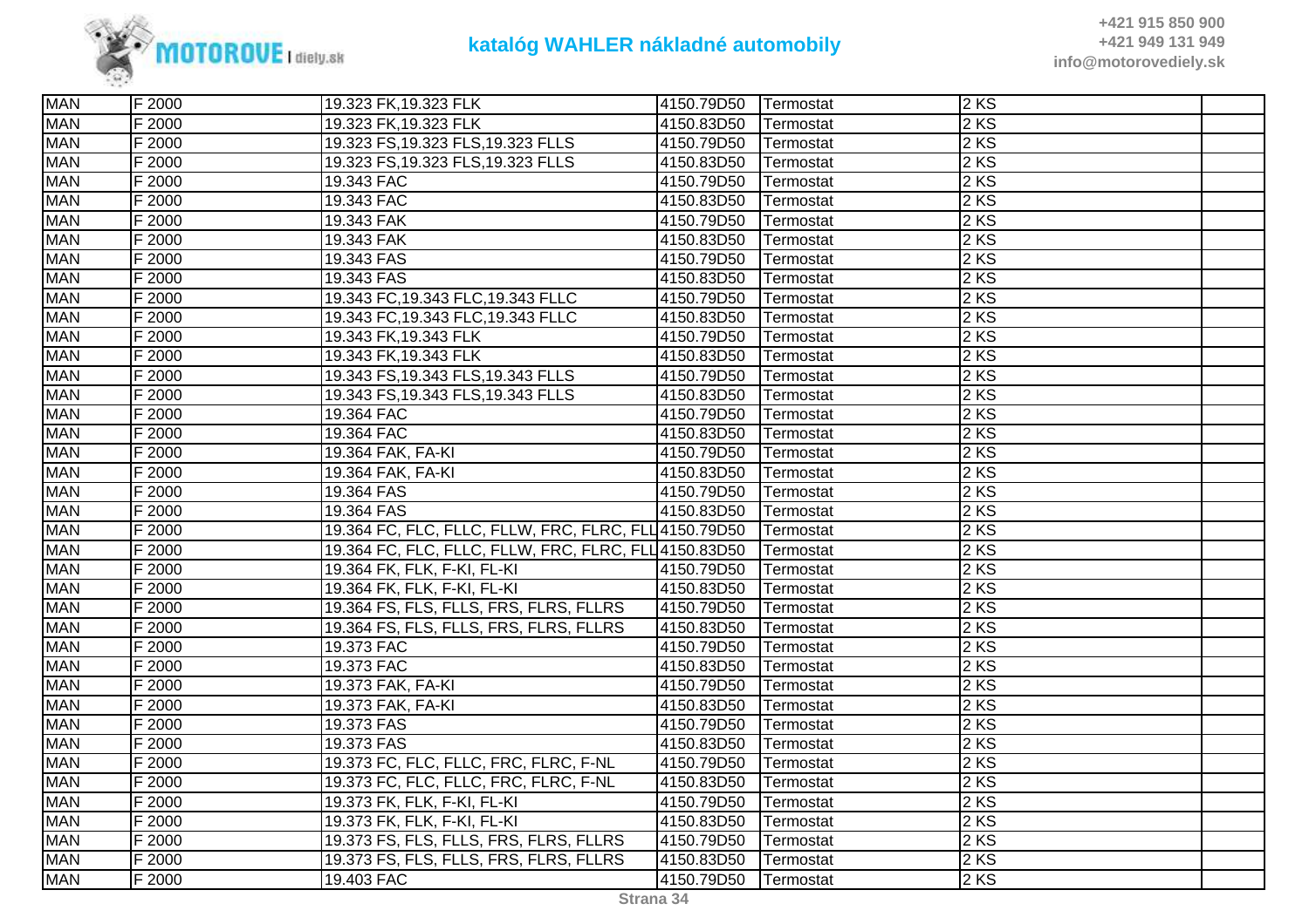| MAN | F 2000 | 19.323 FK,19.323 FLK | 4150.79D50 | Termostat | 2 KS | |
|---|---|---|---|---|---|---|
| MAN | F 2000 | 19.323 FK,19.323 FLK | 4150.83D50 | Termostat | 2 KS | |
| MAN | F 2000 | 19.323 FS,19.323 FLS,19.323 FLLS | 4150.79D50 | Termostat | 2 KS | |
| MAN | F 2000 | 19.323 FS,19.323 FLS,19.323 FLLS | 4150.83D50 | Termostat | 2 KS | |
| MAN | F 2000 | 19.343 FAC | 4150.79D50 | Termostat | 2 KS | |
| MAN | F 2000 | 19.343 FAC | 4150.83D50 | Termostat | 2 KS | |
| MAN | F 2000 | 19.343 FAK | 4150.79D50 | Termostat | 2 KS | |
| MAN | F 2000 | 19.343 FAK | 4150.83D50 | Termostat | 2 KS | |
| MAN | F 2000 | 19.343 FAS | 4150.79D50 | Termostat | 2 KS | |
| MAN | F 2000 | 19.343 FAS | 4150.83D50 | Termostat | 2 KS | |
| MAN | F 2000 | 19.343 FC,19.343 FLC,19.343 FLLC | 4150.79D50 | Termostat | 2 KS | |
| MAN | F 2000 | 19.343 FC,19.343 FLC,19.343 FLLC | 4150.83D50 | Termostat | 2 KS | |
| MAN | F 2000 | 19.343 FK,19.343 FLK | 4150.79D50 | Termostat | 2 KS | |
| MAN | F 2000 | 19.343 FK,19.343 FLK | 4150.83D50 | Termostat | 2 KS | |
| MAN | F 2000 | 19.343 FS,19.343 FLS,19.343 FLLS | 4150.79D50 | Termostat | 2 KS | |
| MAN | F 2000 | 19.343 FS,19.343 FLS,19.343 FLLS | 4150.83D50 | Termostat | 2 KS | |
| MAN | F 2000 | 19.364 FAC | 4150.79D50 | Termostat | 2 KS | |
| MAN | F 2000 | 19.364 FAC | 4150.83D50 | Termostat | 2 KS | |
| MAN | F 2000 | 19.364 FAK, FA-KI | 4150.79D50 | Termostat | 2 KS | |
| MAN | F 2000 | 19.364 FAK, FA-KI | 4150.83D50 | Termostat | 2 KS | |
| MAN | F 2000 | 19.364 FAS | 4150.79D50 | Termostat | 2 KS | |
| MAN | F 2000 | 19.364 FAS | 4150.83D50 | Termostat | 2 KS | |
| MAN | F 2000 | 19.364 FC, FLC, FLLC, FLLW, FRC, FLRC, FLL | 4150.79D50 | Termostat | 2 KS | |
| MAN | F 2000 | 19.364 FC, FLC, FLLC, FLLW, FRC, FLRC, FLL | 4150.83D50 | Termostat | 2 KS | |
| MAN | F 2000 | 19.364 FK, FLK, F-KI, FL-KI | 4150.79D50 | Termostat | 2 KS | |
| MAN | F 2000 | 19.364 FK, FLK, F-KI, FL-KI | 4150.83D50 | Termostat | 2 KS | |
| MAN | F 2000 | 19.364 FS, FLS, FLLS, FRS, FLRS, FLLRS | 4150.79D50 | Termostat | 2 KS | |
| MAN | F 2000 | 19.364 FS, FLS, FLLS, FRS, FLRS, FLLRS | 4150.83D50 | Termostat | 2 KS | |
| MAN | F 2000 | 19.373 FAC | 4150.79D50 | Termostat | 2 KS | |
| MAN | F 2000 | 19.373 FAC | 4150.83D50 | Termostat | 2 KS | |
| MAN | F 2000 | 19.373 FAK, FA-KI | 4150.79D50 | Termostat | 2 KS | |
| MAN | F 2000 | 19.373 FAK, FA-KI | 4150.83D50 | Termostat | 2 KS | |
| MAN | F 2000 | 19.373 FAS | 4150.79D50 | Termostat | 2 KS | |
| MAN | F 2000 | 19.373 FAS | 4150.83D50 | Termostat | 2 KS | |
| MAN | F 2000 | 19.373 FC, FLC, FLLC, FRC, FLRC, F-NL | 4150.79D50 | Termostat | 2 KS | |
| MAN | F 2000 | 19.373 FC, FLC, FLLC, FRC, FLRC, F-NL | 4150.83D50 | Termostat | 2 KS | |
| MAN | F 2000 | 19.373 FK, FLK, F-KI, FL-KI | 4150.79D50 | Termostat | 2 KS | |
| MAN | F 2000 | 19.373 FK, FLK, F-KI, FL-KI | 4150.83D50 | Termostat | 2 KS | |
| MAN | F 2000 | 19.373 FS, FLS, FLLS, FRS, FLRS, FLLRS | 4150.79D50 | Termostat | 2 KS | |
| MAN | F 2000 | 19.373 FS, FLS, FLLS, FRS, FLRS, FLLRS | 4150.83D50 | Termostat | 2 KS | |
| MAN | F 2000 | 19.403 FAC | 4150.79D50 | Termostat | 2 KS | |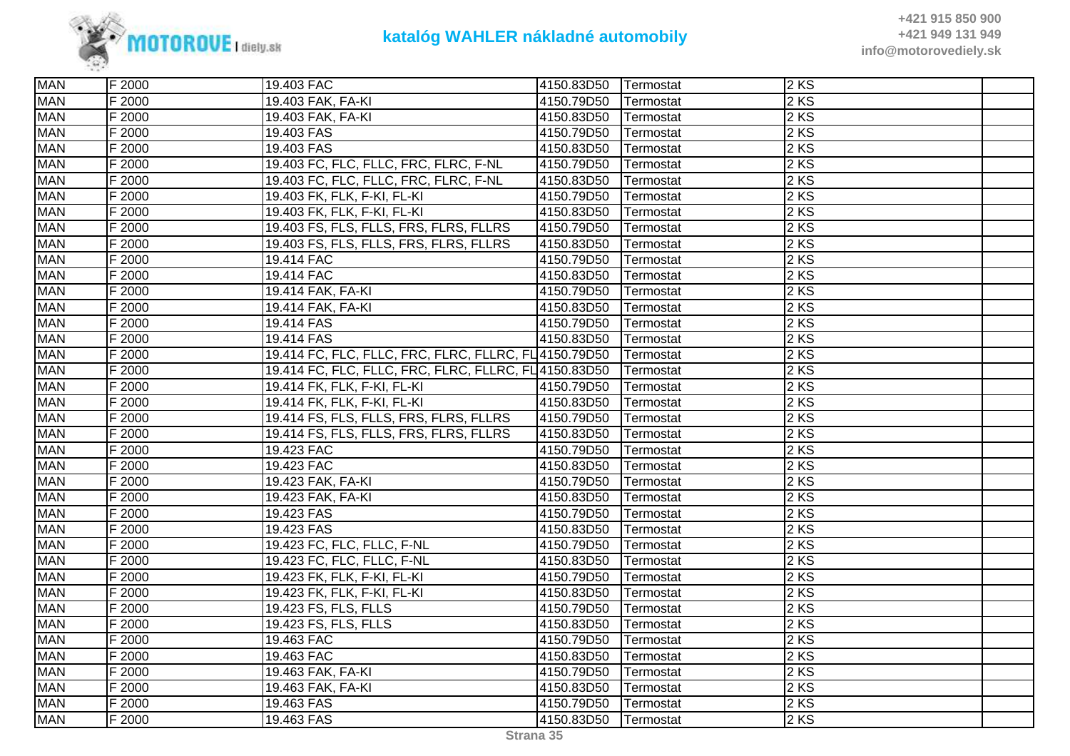| MAN | F 2000 | 19.403 FAC | 4150.83D50 | Termostat | 2 KS | |
|---|---|---|---|---|---|---|
| MAN | F 2000 | 19.403 FAK, FA-KI | 4150.79D50 | Termostat | 2 KS | |
| MAN | F 2000 | 19.403 FAK, FA-KI | 4150.83D50 | Termostat | 2 KS | |
| MAN | F 2000 | 19.403 FAS | 4150.79D50 | Termostat | 2 KS | |
| MAN | F 2000 | 19.403 FAS | 4150.83D50 | Termostat | 2 KS | |
| MAN | F 2000 | 19.403 FC, FLC, FLLC, FRC, FLRC, F-NL | 4150.79D50 | Termostat | 2 KS | |
| MAN | F 2000 | 19.403 FC, FLC, FLLC, FRC, FLRC, F-NL | 4150.83D50 | Termostat | 2 KS | |
| MAN | F 2000 | 19.403 FK, FLK, F-KI, FL-KI | 4150.79D50 | Termostat | 2 KS | |
| MAN | F 2000 | 19.403 FK, FLK, F-KI, FL-KI | 4150.83D50 | Termostat | 2 KS | |
| MAN | F 2000 | 19.403 FS, FLS, FLLS, FRS, FLRS, FLLRS | 4150.79D50 | Termostat | 2 KS | |
| MAN | F 2000 | 19.403 FS, FLS, FLLS, FRS, FLRS, FLLRS | 4150.83D50 | Termostat | 2 KS | |
| MAN | F 2000 | 19.414 FAC | 4150.79D50 | Termostat | 2 KS | |
| MAN | F 2000 | 19.414 FAC | 4150.83D50 | Termostat | 2 KS | |
| MAN | F 2000 | 19.414 FAK, FA-KI | 4150.79D50 | Termostat | 2 KS | |
| MAN | F 2000 | 19.414 FAK, FA-KI | 4150.83D50 | Termostat | 2 KS | |
| MAN | F 2000 | 19.414 FAS | 4150.79D50 | Termostat | 2 KS | |
| MAN | F 2000 | 19.414 FAS | 4150.83D50 | Termostat | 2 KS | |
| MAN | F 2000 | 19.414 FC, FLC, FLLC, FRC, FLRC, FLLRC, FL | 4150.79D50 | Termostat | 2 KS | |
| MAN | F 2000 | 19.414 FC, FLC, FLLC, FRC, FLRC, FLLRC, FL | 4150.83D50 | Termostat | 2 KS | |
| MAN | F 2000 | 19.414 FK, FLK, F-KI, FL-KI | 4150.79D50 | Termostat | 2 KS | |
| MAN | F 2000 | 19.414 FK, FLK, F-KI, FL-KI | 4150.83D50 | Termostat | 2 KS | |
| MAN | F 2000 | 19.414 FS, FLS, FLLS, FRS, FLRS, FLLRS | 4150.79D50 | Termostat | 2 KS | |
| MAN | F 2000 | 19.414 FS, FLS, FLLS, FRS, FLRS, FLLRS | 4150.83D50 | Termostat | 2 KS | |
| MAN | F 2000 | 19.423 FAC | 4150.79D50 | Termostat | 2 KS | |
| MAN | F 2000 | 19.423 FAC | 4150.83D50 | Termostat | 2 KS | |
| MAN | F 2000 | 19.423 FAK, FA-KI | 4150.79D50 | Termostat | 2 KS | |
| MAN | F 2000 | 19.423 FAK, FA-KI | 4150.83D50 | Termostat | 2 KS | |
| MAN | F 2000 | 19.423 FAS | 4150.79D50 | Termostat | 2 KS | |
| MAN | F 2000 | 19.423 FAS | 4150.83D50 | Termostat | 2 KS | |
| MAN | F 2000 | 19.423 FC, FLC, FLLC, F-NL | 4150.79D50 | Termostat | 2 KS | |
| MAN | F 2000 | 19.423 FC, FLC, FLLC, F-NL | 4150.83D50 | Termostat | 2 KS | |
| MAN | F 2000 | 19.423 FK, FLK, F-KI, FL-KI | 4150.79D50 | Termostat | 2 KS | |
| MAN | F 2000 | 19.423 FK, FLK, F-KI, FL-KI | 4150.83D50 | Termostat | 2 KS | |
| MAN | F 2000 | 19.423 FS, FLS, FLLS | 4150.79D50 | Termostat | 2 KS | |
| MAN | F 2000 | 19.423 FS, FLS, FLLS | 4150.83D50 | Termostat | 2 KS | |
| MAN | F 2000 | 19.463 FAC | 4150.79D50 | Termostat | 2 KS | |
| MAN | F 2000 | 19.463 FAC | 4150.83D50 | Termostat | 2 KS | |
| MAN | F 2000 | 19.463 FAK, FA-KI | 4150.79D50 | Termostat | 2 KS | |
| MAN | F 2000 | 19.463 FAK, FA-KI | 4150.83D50 | Termostat | 2 KS | |
| MAN | F 2000 | 19.463 FAS | 4150.79D50 | Termostat | 2 KS | |
| MAN | F 2000 | 19.463 FAS | 4150.83D50 | Termostat | 2 KS | |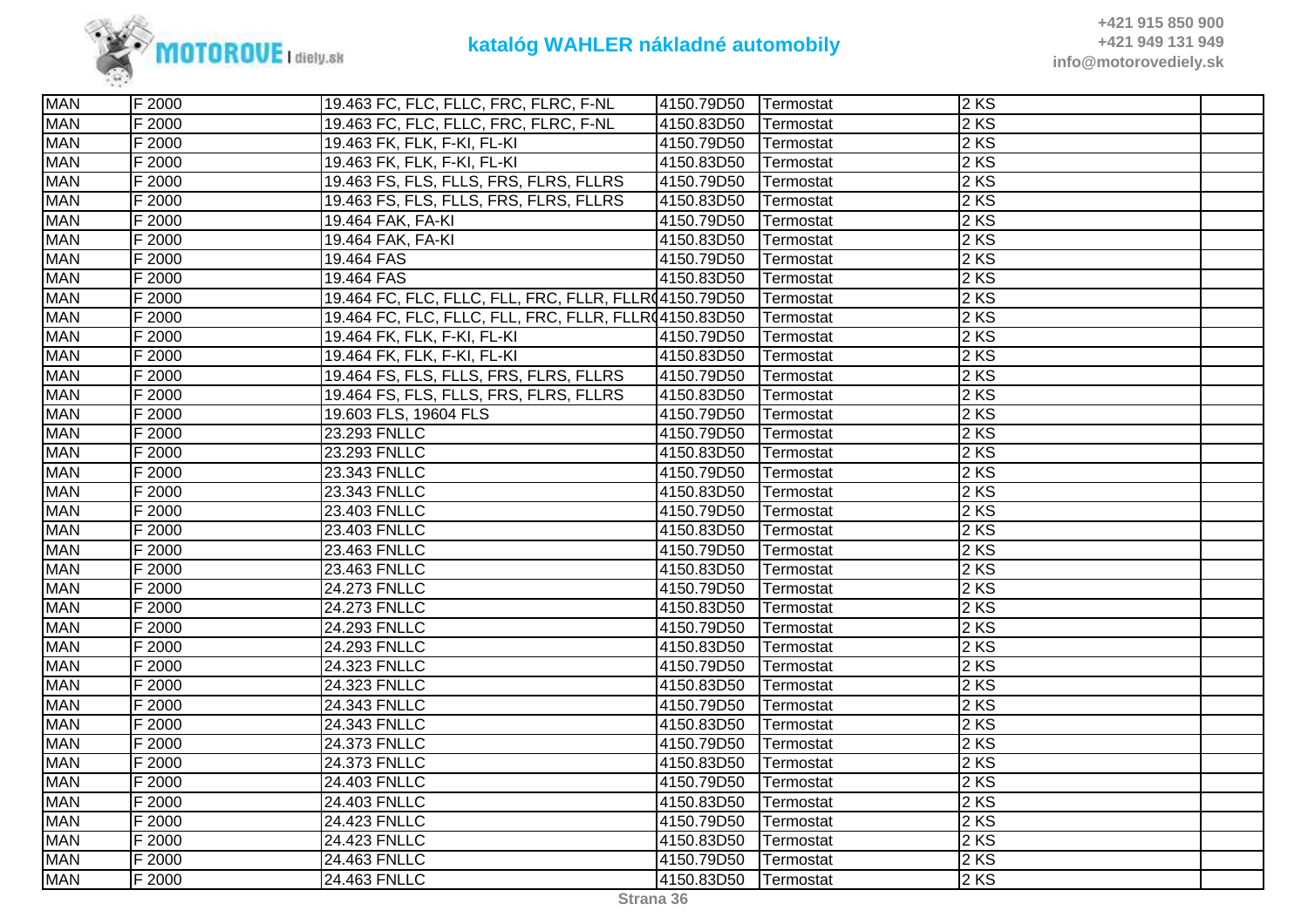| MAN | F 2000 | 19.463 FC, FLC, FLLC, FRC, FLRC, F-NL | 4150.79D50 | Termostat | 2 KS | |
|---|---|---|---|---|---|---|
| MAN | F 2000 | 19.463 FC, FLC, FLLC, FRC, FLRC, F-NL | 4150.83D50 | Termostat | 2 KS | |
| MAN | F 2000 | 19.463 FK, FLK, F-KI, FL-KI | 4150.79D50 | Termostat | 2 KS | |
| MAN | F 2000 | 19.463 FK, FLK, F-KI, FL-KI | 4150.83D50 | Termostat | 2 KS | |
| MAN | F 2000 | 19.463 FS, FLS, FLLS, FRS, FLRS, FLLRS | 4150.79D50 | Termostat | 2 KS | |
| MAN | F 2000 | 19.463 FS, FLS, FLLS, FRS, FLRS, FLLRS | 4150.83D50 | Termostat | 2 KS | |
| MAN | F 2000 | 19.464 FAK, FA-KI | 4150.79D50 | Termostat | 2 KS | |
| MAN | F 2000 | 19.464 FAK, FA-KI | 4150.83D50 | Termostat | 2 KS | |
| MAN | F 2000 | 19.464 FAS | 4150.79D50 | Termostat | 2 KS | |
| MAN | F 2000 | 19.464 FAS | 4150.83D50 | Termostat | 2 KS | |
| MAN | F 2000 | 19.464 FC, FLC, FLLC, FLL, FRC, FLLR, FLLR( | 4150.79D50 | Termostat | 2 KS | |
| MAN | F 2000 | 19.464 FC, FLC, FLLC, FLL, FRC, FLLR, FLLR( | 4150.83D50 | Termostat | 2 KS | |
| MAN | F 2000 | 19.464 FK, FLK, F-KI, FL-KI | 4150.79D50 | Termostat | 2 KS | |
| MAN | F 2000 | 19.464 FK, FLK, F-KI, FL-KI | 4150.83D50 | Termostat | 2 KS | |
| MAN | F 2000 | 19.464 FS, FLS, FLLS, FRS, FLRS, FLLRS | 4150.79D50 | Termostat | 2 KS | |
| MAN | F 2000 | 19.464 FS, FLS, FLLS, FRS, FLRS, FLLRS | 4150.83D50 | Termostat | 2 KS | |
| MAN | F 2000 | 19.603 FLS, 19604 FLS | 4150.79D50 | Termostat | 2 KS | |
| MAN | F 2000 | 23.293 FNLLC | 4150.79D50 | Termostat | 2 KS | |
| MAN | F 2000 | 23.293 FNLLC | 4150.83D50 | Termostat | 2 KS | |
| MAN | F 2000 | 23.343 FNLLC | 4150.79D50 | Termostat | 2 KS | |
| MAN | F 2000 | 23.343 FNLLC | 4150.83D50 | Termostat | 2 KS | |
| MAN | F 2000 | 23.403 FNLLC | 4150.79D50 | Termostat | 2 KS | |
| MAN | F 2000 | 23.403 FNLLC | 4150.83D50 | Termostat | 2 KS | |
| MAN | F 2000 | 23.463 FNLLC | 4150.79D50 | Termostat | 2 KS | |
| MAN | F 2000 | 23.463 FNLLC | 4150.83D50 | Termostat | 2 KS | |
| MAN | F 2000 | 24.273 FNLLC | 4150.79D50 | Termostat | 2 KS | |
| MAN | F 2000 | 24.273 FNLLC | 4150.83D50 | Termostat | 2 KS | |
| MAN | F 2000 | 24.293 FNLLC | 4150.79D50 | Termostat | 2 KS | |
| MAN | F 2000 | 24.293 FNLLC | 4150.83D50 | Termostat | 2 KS | |
| MAN | F 2000 | 24.323 FNLLC | 4150.79D50 | Termostat | 2 KS | |
| MAN | F 2000 | 24.323 FNLLC | 4150.83D50 | Termostat | 2 KS | |
| MAN | F 2000 | 24.343 FNLLC | 4150.79D50 | Termostat | 2 KS | |
| MAN | F 2000 | 24.343 FNLLC | 4150.83D50 | Termostat | 2 KS | |
| MAN | F 2000 | 24.373 FNLLC | 4150.79D50 | Termostat | 2 KS | |
| MAN | F 2000 | 24.373 FNLLC | 4150.83D50 | Termostat | 2 KS | |
| MAN | F 2000 | 24.403 FNLLC | 4150.79D50 | Termostat | 2 KS | |
| MAN | F 2000 | 24.403 FNLLC | 4150.83D50 | Termostat | 2 KS | |
| MAN | F 2000 | 24.423 FNLLC | 4150.79D50 | Termostat | 2 KS | |
| MAN | F 2000 | 24.423 FNLLC | 4150.83D50 | Termostat | 2 KS | |
| MAN | F 2000 | 24.463 FNLLC | 4150.79D50 | Termostat | 2 KS | |
| MAN | F 2000 | 24.463 FNLLC | 4150.83D50 | Termostat | 2 KS | |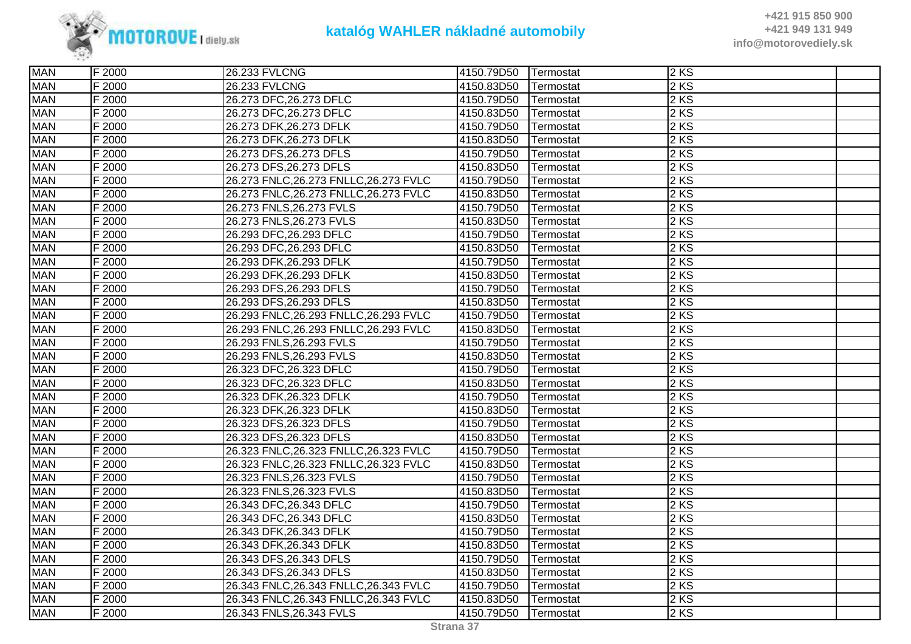| | | | | | | |
|---|---|---|---|---|---|---|
| MAN | F 2000 | 26.233 FVLCNG | 4150.79D50 | Termostat | 2 KS | |
| MAN | F 2000 | 26.233 FVLCNG | 4150.83D50 | Termostat | 2 KS | |
| MAN | F 2000 | 26.273 DFC,26.273 DFLC | 4150.79D50 | Termostat | 2 KS | |
| MAN | F 2000 | 26.273 DFC,26.273 DFLC | 4150.83D50 | Termostat | 2 KS | |
| MAN | F 2000 | 26.273 DFK,26.273 DFLK | 4150.79D50 | Termostat | 2 KS | |
| MAN | F 2000 | 26.273 DFK,26.273 DFLK | 4150.83D50 | Termostat | 2 KS | |
| MAN | F 2000 | 26.273 DFS,26.273 DFLS | 4150.79D50 | Termostat | 2 KS | |
| MAN | F 2000 | 26.273 DFS,26.273 DFLS | 4150.83D50 | Termostat | 2 KS | |
| MAN | F 2000 | 26.273 FNLC,26.273 FNLLC,26.273 FVLC | 4150.79D50 | Termostat | 2 KS | |
| MAN | F 2000 | 26.273 FNLC,26.273 FNLLC,26.273 FVLC | 4150.83D50 | Termostat | 2 KS | |
| MAN | F 2000 | 26.273 FNLS,26.273 FVLS | 4150.79D50 | Termostat | 2 KS | |
| MAN | F 2000 | 26.273 FNLS,26.273 FVLS | 4150.83D50 | Termostat | 2 KS | |
| MAN | F 2000 | 26.293 DFC,26.293 DFLC | 4150.79D50 | Termostat | 2 KS | |
| MAN | F 2000 | 26.293 DFC,26.293 DFLC | 4150.83D50 | Termostat | 2 KS | |
| MAN | F 2000 | 26.293 DFK,26.293 DFLK | 4150.79D50 | Termostat | 2 KS | |
| MAN | F 2000 | 26.293 DFK,26.293 DFLK | 4150.83D50 | Termostat | 2 KS | |
| MAN | F 2000 | 26.293 DFS,26.293 DFLS | 4150.79D50 | Termostat | 2 KS | |
| MAN | F 2000 | 26.293 DFS,26.293 DFLS | 4150.83D50 | Termostat | 2 KS | |
| MAN | F 2000 | 26.293 FNLC,26.293 FNLLC,26.293 FVLC | 4150.79D50 | Termostat | 2 KS | |
| MAN | F 2000 | 26.293 FNLC,26.293 FNLLC,26.293 FVLC | 4150.83D50 | Termostat | 2 KS | |
| MAN | F 2000 | 26.293 FNLS,26.293 FVLS | 4150.79D50 | Termostat | 2 KS | |
| MAN | F 2000 | 26.293 FNLS,26.293 FVLS | 4150.83D50 | Termostat | 2 KS | |
| MAN | F 2000 | 26.323 DFC,26.323 DFLC | 4150.79D50 | Termostat | 2 KS | |
| MAN | F 2000 | 26.323 DFC,26.323 DFLC | 4150.83D50 | Termostat | 2 KS | |
| MAN | F 2000 | 26.323 DFK,26.323 DFLK | 4150.79D50 | Termostat | 2 KS | |
| MAN | F 2000 | 26.323 DFK,26.323 DFLK | 4150.83D50 | Termostat | 2 KS | |
| MAN | F 2000 | 26.323 DFS,26.323 DFLS | 4150.79D50 | Termostat | 2 KS | |
| MAN | F 2000 | 26.323 DFS,26.323 DFLS | 4150.83D50 | Termostat | 2 KS | |
| MAN | F 2000 | 26.323 FNLC,26.323 FNLLC,26.323 FVLC | 4150.79D50 | Termostat | 2 KS | |
| MAN | F 2000 | 26.323 FNLC,26.323 FNLLC,26.323 FVLC | 4150.83D50 | Termostat | 2 KS | |
| MAN | F 2000 | 26.323 FNLS,26.323 FVLS | 4150.79D50 | Termostat | 2 KS | |
| MAN | F 2000 | 26.323 FNLS,26.323 FVLS | 4150.83D50 | Termostat | 2 KS | |
| MAN | F 2000 | 26.343 DFC,26.343 DFLC | 4150.79D50 | Termostat | 2 KS | |
| MAN | F 2000 | 26.343 DFC,26.343 DFLC | 4150.83D50 | Termostat | 2 KS | |
| MAN | F 2000 | 26.343 DFK,26.343 DFLK | 4150.79D50 | Termostat | 2 KS | |
| MAN | F 2000 | 26.343 DFK,26.343 DFLK | 4150.83D50 | Termostat | 2 KS | |
| MAN | F 2000 | 26.343 DFS,26.343 DFLS | 4150.79D50 | Termostat | 2 KS | |
| MAN | F 2000 | 26.343 DFS,26.343 DFLS | 4150.83D50 | Termostat | 2 KS | |
| MAN | F 2000 | 26.343 FNLC,26.343 FNLLC,26.343 FVLC | 4150.79D50 | Termostat | 2 KS | |
| MAN | F 2000 | 26.343 FNLC,26.343 FNLLC,26.343 FVLC | 4150.83D50 | Termostat | 2 KS | |
| MAN | F 2000 | 26.343 FNLS,26.343 FVLS | 4150.79D50 | Termostat | 2 KS | |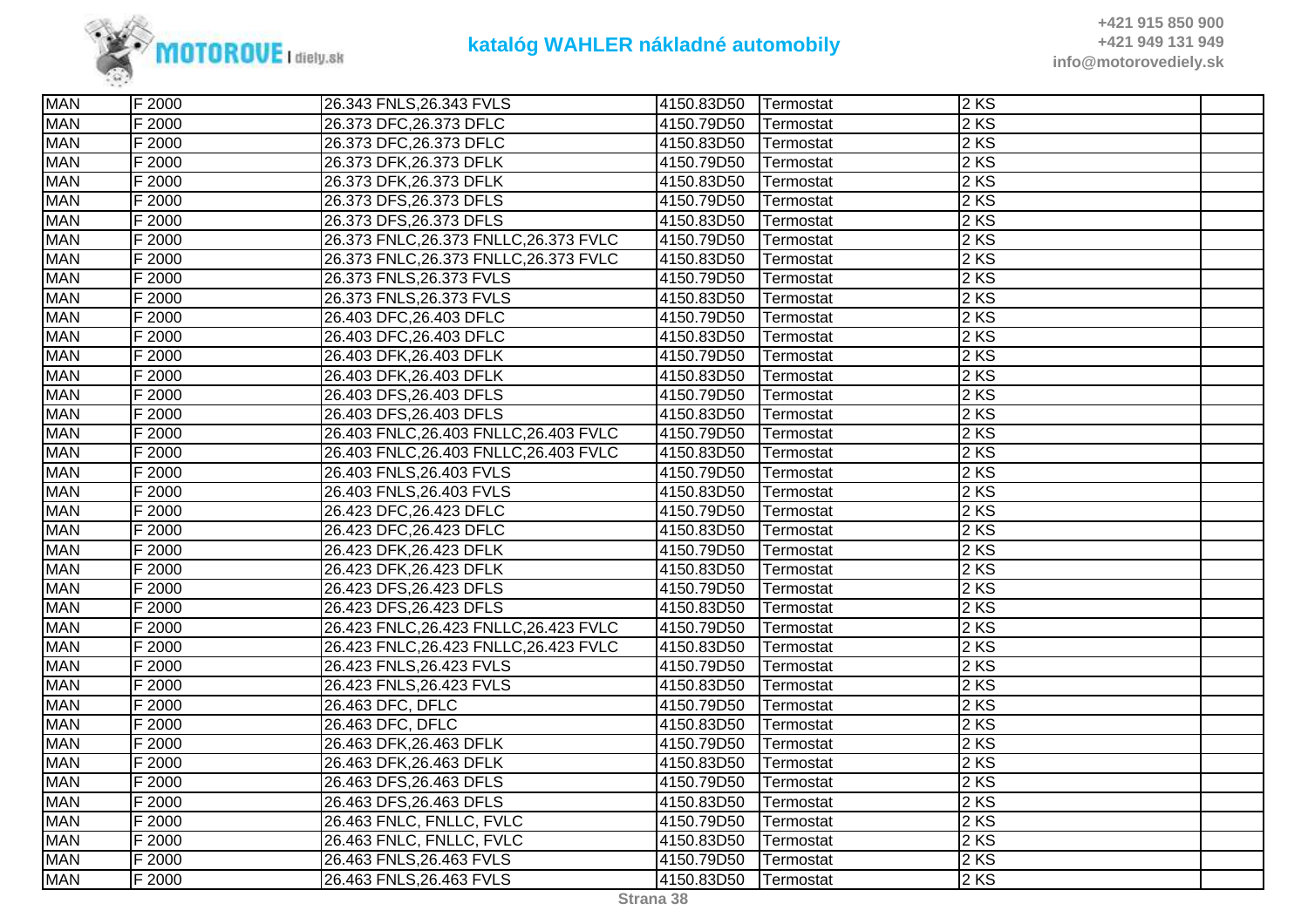| MAN | F 2000 | 26.343 FNLS,26.343 FVLS | 4150.83D50 | Termostat | 2 KS | |
|---|---|---|---|---|---|---|
| MAN | F 2000 | 26.373 DFC,26.373 DFLC | 4150.79D50 | Termostat | 2 KS | |
| MAN | F 2000 | 26.373 DFC,26.373 DFLC | 4150.83D50 | Termostat | 2 KS | |
| MAN | F 2000 | 26.373 DFK,26.373 DFLK | 4150.79D50 | Termostat | 2 KS | |
| MAN | F 2000 | 26.373 DFK,26.373 DFLK | 4150.83D50 | Termostat | 2 KS | |
| MAN | F 2000 | 26.373 DFS,26.373 DFLS | 4150.79D50 | Termostat | 2 KS | |
| MAN | F 2000 | 26.373 DFS,26.373 DFLS | 4150.83D50 | Termostat | 2 KS | |
| MAN | F 2000 | 26.373 FNLC,26.373 FNLLC,26.373 FVLC | 4150.79D50 | Termostat | 2 KS | |
| MAN | F 2000 | 26.373 FNLC,26.373 FNLLC,26.373 FVLC | 4150.83D50 | Termostat | 2 KS | |
| MAN | F 2000 | 26.373 FNLS,26.373 FVLS | 4150.79D50 | Termostat | 2 KS | |
| MAN | F 2000 | 26.373 FNLS,26.373 FVLS | 4150.83D50 | Termostat | 2 KS | |
| MAN | F 2000 | 26.403 DFC,26.403 DFLC | 4150.79D50 | Termostat | 2 KS | |
| MAN | F 2000 | 26.403 DFC,26.403 DFLC | 4150.83D50 | Termostat | 2 KS | |
| MAN | F 2000 | 26.403 DFK,26.403 DFLK | 4150.79D50 | Termostat | 2 KS | |
| MAN | F 2000 | 26.403 DFK,26.403 DFLK | 4150.83D50 | Termostat | 2 KS | |
| MAN | F 2000 | 26.403 DFS,26.403 DFLS | 4150.79D50 | Termostat | 2 KS | |
| MAN | F 2000 | 26.403 DFS,26.403 DFLS | 4150.83D50 | Termostat | 2 KS | |
| MAN | F 2000 | 26.403 FNLC,26.403 FNLLC,26.403 FVLC | 4150.79D50 | Termostat | 2 KS | |
| MAN | F 2000 | 26.403 FNLC,26.403 FNLLC,26.403 FVLC | 4150.83D50 | Termostat | 2 KS | |
| MAN | F 2000 | 26.403 FNLS,26.403 FVLS | 4150.79D50 | Termostat | 2 KS | |
| MAN | F 2000 | 26.403 FNLS,26.403 FVLS | 4150.83D50 | Termostat | 2 KS | |
| MAN | F 2000 | 26.423 DFC,26.423 DFLC | 4150.79D50 | Termostat | 2 KS | |
| MAN | F 2000 | 26.423 DFC,26.423 DFLC | 4150.83D50 | Termostat | 2 KS | |
| MAN | F 2000 | 26.423 DFK,26.423 DFLK | 4150.79D50 | Termostat | 2 KS | |
| MAN | F 2000 | 26.423 DFK,26.423 DFLK | 4150.83D50 | Termostat | 2 KS | |
| MAN | F 2000 | 26.423 DFS,26.423 DFLS | 4150.79D50 | Termostat | 2 KS | |
| MAN | F 2000 | 26.423 DFS,26.423 DFLS | 4150.83D50 | Termostat | 2 KS | |
| MAN | F 2000 | 26.423 FNLC,26.423 FNLLC,26.423 FVLC | 4150.79D50 | Termostat | 2 KS | |
| MAN | F 2000 | 26.423 FNLC,26.423 FNLLC,26.423 FVLC | 4150.83D50 | Termostat | 2 KS | |
| MAN | F 2000 | 26.423 FNLS,26.423 FVLS | 4150.79D50 | Termostat | 2 KS | |
| MAN | F 2000 | 26.423 FNLS,26.423 FVLS | 4150.83D50 | Termostat | 2 KS | |
| MAN | F 2000 | 26.463 DFC, DFLC | 4150.79D50 | Termostat | 2 KS | |
| MAN | F 2000 | 26.463 DFC, DFLC | 4150.83D50 | Termostat | 2 KS | |
| MAN | F 2000 | 26.463 DFK,26.463 DFLK | 4150.79D50 | Termostat | 2 KS | |
| MAN | F 2000 | 26.463 DFK,26.463 DFLK | 4150.83D50 | Termostat | 2 KS | |
| MAN | F 2000 | 26.463 DFS,26.463 DFLS | 4150.79D50 | Termostat | 2 KS | |
| MAN | F 2000 | 26.463 DFS,26.463 DFLS | 4150.83D50 | Termostat | 2 KS | |
| MAN | F 2000 | 26.463 FNLC, FNLLC, FVLC | 4150.79D50 | Termostat | 2 KS | |
| MAN | F 2000 | 26.463 FNLC, FNLLC, FVLC | 4150.83D50 | Termostat | 2 KS | |
| MAN | F 2000 | 26.463 FNLS,26.463 FVLS | 4150.79D50 | Termostat | 2 KS | |
| MAN | F 2000 | 26.463 FNLS,26.463 FVLS | 4150.83D50 | Termostat | 2 KS | |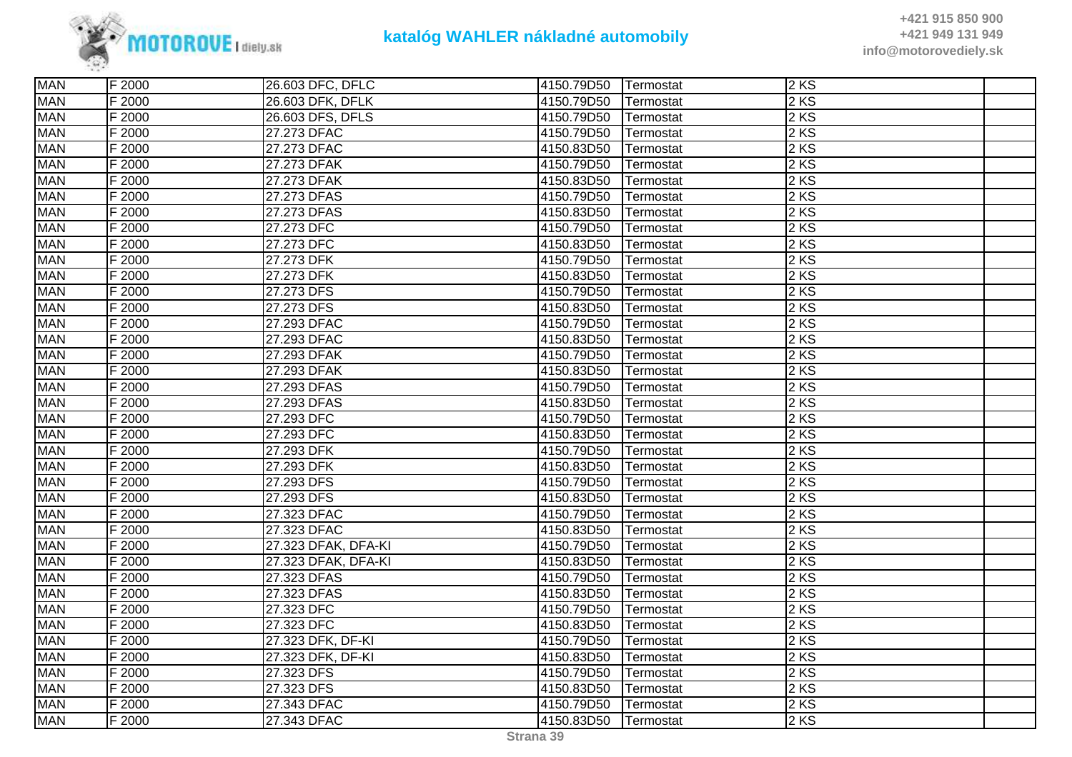| MAN | F 2000 | 26.603 DFC, DFLC | 4150.79D50 | Termostat | 2 KS | |
|---|---|---|---|---|---|---|
| MAN | F 2000 | 26.603 DFK, DFLK | 4150.79D50 | Termostat | 2 KS | |
| MAN | F 2000 | 26.603 DFS, DFLS | 4150.79D50 | Termostat | 2 KS | |
| MAN | F 2000 | 27.273 DFAC | 4150.79D50 | Termostat | 2 KS | |
| MAN | F 2000 | 27.273 DFAC | 4150.83D50 | Termostat | 2 KS | |
| MAN | F 2000 | 27.273 DFAK | 4150.79D50 | Termostat | 2 KS | |
| MAN | F 2000 | 27.273 DFAK | 4150.83D50 | Termostat | 2 KS | |
| MAN | F 2000 | 27.273 DFAS | 4150.79D50 | Termostat | 2 KS | |
| MAN | F 2000 | 27.273 DFAS | 4150.83D50 | Termostat | 2 KS | |
| MAN | F 2000 | 27.273 DFC | 4150.79D50 | Termostat | 2 KS | |
| MAN | F 2000 | 27.273 DFC | 4150.83D50 | Termostat | 2 KS | |
| MAN | F 2000 | 27.273 DFK | 4150.79D50 | Termostat | 2 KS | |
| MAN | F 2000 | 27.273 DFK | 4150.83D50 | Termostat | 2 KS | |
| MAN | F 2000 | 27.273 DFS | 4150.79D50 | Termostat | 2 KS | |
| MAN | F 2000 | 27.273 DFS | 4150.83D50 | Termostat | 2 KS | |
| MAN | F 2000 | 27.293 DFAC | 4150.79D50 | Termostat | 2 KS | |
| MAN | F 2000 | 27.293 DFAC | 4150.83D50 | Termostat | 2 KS | |
| MAN | F 2000 | 27.293 DFAK | 4150.79D50 | Termostat | 2 KS | |
| MAN | F 2000 | 27.293 DFAK | 4150.83D50 | Termostat | 2 KS | |
| MAN | F 2000 | 27.293 DFAS | 4150.79D50 | Termostat | 2 KS | |
| MAN | F 2000 | 27.293 DFAS | 4150.83D50 | Termostat | 2 KS | |
| MAN | F 2000 | 27.293 DFC | 4150.79D50 | Termostat | 2 KS | |
| MAN | F 2000 | 27.293 DFC | 4150.83D50 | Termostat | 2 KS | |
| MAN | F 2000 | 27.293 DFK | 4150.79D50 | Termostat | 2 KS | |
| MAN | F 2000 | 27.293 DFK | 4150.83D50 | Termostat | 2 KS | |
| MAN | F 2000 | 27.293 DFS | 4150.79D50 | Termostat | 2 KS | |
| MAN | F 2000 | 27.293 DFS | 4150.83D50 | Termostat | 2 KS | |
| MAN | F 2000 | 27.323 DFAC | 4150.79D50 | Termostat | 2 KS | |
| MAN | F 2000 | 27.323 DFAC | 4150.83D50 | Termostat | 2 KS | |
| MAN | F 2000 | 27.323 DFAK, DFA-KI | 4150.79D50 | Termostat | 2 KS | |
| MAN | F 2000 | 27.323 DFAK, DFA-KI | 4150.83D50 | Termostat | 2 KS | |
| MAN | F 2000 | 27.323 DFAS | 4150.79D50 | Termostat | 2 KS | |
| MAN | F 2000 | 27.323 DFAS | 4150.83D50 | Termostat | 2 KS | |
| MAN | F 2000 | 27.323 DFC | 4150.79D50 | Termostat | 2 KS | |
| MAN | F 2000 | 27.323 DFC | 4150.83D50 | Termostat | 2 KS | |
| MAN | F 2000 | 27.323 DFK, DF-KI | 4150.79D50 | Termostat | 2 KS | |
| MAN | F 2000 | 27.323 DFK, DF-KI | 4150.83D50 | Termostat | 2 KS | |
| MAN | F 2000 | 27.323 DFS | 4150.79D50 | Termostat | 2 KS | |
| MAN | F 2000 | 27.323 DFS | 4150.83D50 | Termostat | 2 KS | |
| MAN | F 2000 | 27.343 DFAC | 4150.79D50 | Termostat | 2 KS | |
| MAN | F 2000 | 27.343 DFAC | 4150.83D50 | Termostat | 2 KS | |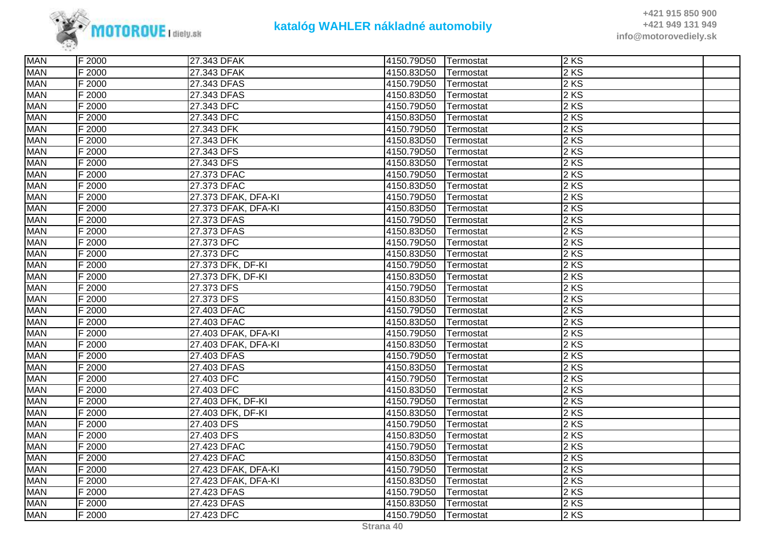| MAN | F 2000 | 27.343 DFAK | 4150.79D50 | Termostat | 2 KS | |
|---|---|---|---|---|---|---|
| MAN | F 2000 | 27.343 DFAK | 4150.83D50 | Termostat | 2 KS | |
| MAN | F 2000 | 27.343 DFAS | 4150.79D50 | Termostat | 2 KS | |
| MAN | F 2000 | 27.343 DFAS | 4150.83D50 | Termostat | 2 KS | |
| MAN | F 2000 | 27.343 DFC | 4150.79D50 | Termostat | 2 KS | |
| MAN | F 2000 | 27.343 DFC | 4150.83D50 | Termostat | 2 KS | |
| MAN | F 2000 | 27.343 DFK | 4150.79D50 | Termostat | 2 KS | |
| MAN | F 2000 | 27.343 DFK | 4150.83D50 | Termostat | 2 KS | |
| MAN | F 2000 | 27.343 DFS | 4150.79D50 | Termostat | 2 KS | |
| MAN | F 2000 | 27.343 DFS | 4150.83D50 | Termostat | 2 KS | |
| MAN | F 2000 | 27.373 DFAC | 4150.79D50 | Termostat | 2 KS | |
| MAN | F 2000 | 27.373 DFAC | 4150.83D50 | Termostat | 2 KS | |
| MAN | F 2000 | 27.373 DFAK, DFA-KI | 4150.79D50 | Termostat | 2 KS | |
| MAN | F 2000 | 27.373 DFAK, DFA-KI | 4150.83D50 | Termostat | 2 KS | |
| MAN | F 2000 | 27.373 DFAS | 4150.79D50 | Termostat | 2 KS | |
| MAN | F 2000 | 27.373 DFAS | 4150.83D50 | Termostat | 2 KS | |
| MAN | F 2000 | 27.373 DFC | 4150.79D50 | Termostat | 2 KS | |
| MAN | F 2000 | 27.373 DFC | 4150.83D50 | Termostat | 2 KS | |
| MAN | F 2000 | 27.373 DFK, DF-KI | 4150.79D50 | Termostat | 2 KS | |
| MAN | F 2000 | 27.373 DFK, DF-KI | 4150.83D50 | Termostat | 2 KS | |
| MAN | F 2000 | 27.373 DFS | 4150.79D50 | Termostat | 2 KS | |
| MAN | F 2000 | 27.373 DFS | 4150.83D50 | Termostat | 2 KS | |
| MAN | F 2000 | 27.403 DFAC | 4150.79D50 | Termostat | 2 KS | |
| MAN | F 2000 | 27.403 DFAC | 4150.83D50 | Termostat | 2 KS | |
| MAN | F 2000 | 27.403 DFAK, DFA-KI | 4150.79D50 | Termostat | 2 KS | |
| MAN | F 2000 | 27.403 DFAK, DFA-KI | 4150.83D50 | Termostat | 2 KS | |
| MAN | F 2000 | 27.403 DFAS | 4150.79D50 | Termostat | 2 KS | |
| MAN | F 2000 | 27.403 DFAS | 4150.83D50 | Termostat | 2 KS | |
| MAN | F 2000 | 27.403 DFC | 4150.79D50 | Termostat | 2 KS | |
| MAN | F 2000 | 27.403 DFC | 4150.83D50 | Termostat | 2 KS | |
| MAN | F 2000 | 27.403 DFK, DF-KI | 4150.79D50 | Termostat | 2 KS | |
| MAN | F 2000 | 27.403 DFK, DF-KI | 4150.83D50 | Termostat | 2 KS | |
| MAN | F 2000 | 27.403 DFS | 4150.79D50 | Termostat | 2 KS | |
| MAN | F 2000 | 27.403 DFS | 4150.83D50 | Termostat | 2 KS | |
| MAN | F 2000 | 27.423 DFAC | 4150.79D50 | Termostat | 2 KS | |
| MAN | F 2000 | 27.423 DFAC | 4150.83D50 | Termostat | 2 KS | |
| MAN | F 2000 | 27.423 DFAK, DFA-KI | 4150.79D50 | Termostat | 2 KS | |
| MAN | F 2000 | 27.423 DFAK, DFA-KI | 4150.83D50 | Termostat | 2 KS | |
| MAN | F 2000 | 27.423 DFAS | 4150.79D50 | Termostat | 2 KS | |
| MAN | F 2000 | 27.423 DFAS | 4150.83D50 | Termostat | 2 KS | |
| MAN | F 2000 | 27.423 DFC | 4150.79D50 | Termostat | 2 KS | |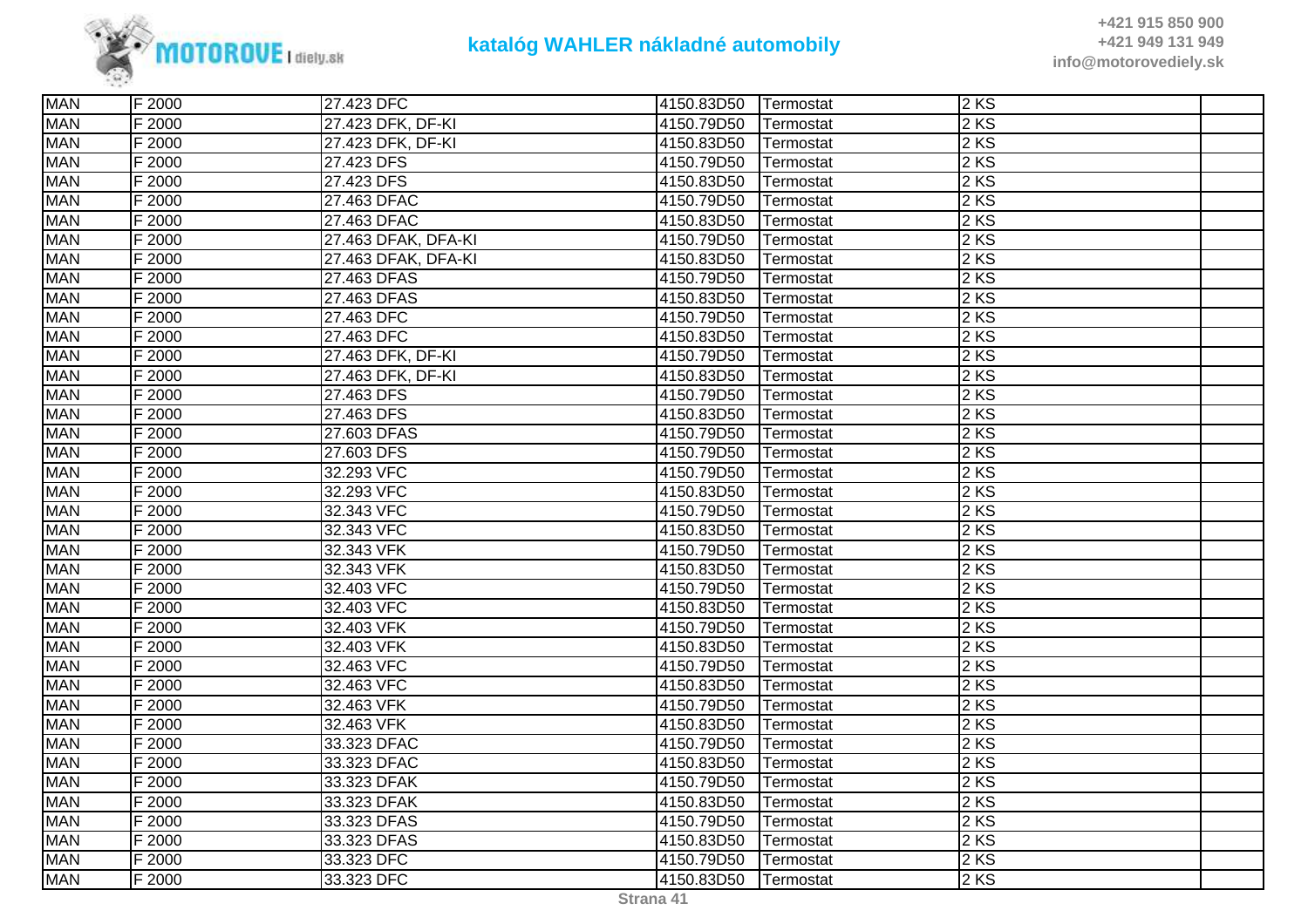| MAN | F 2000 | 27.423 DFC | 4150.83D50 | Termostat | 2 KS | |
|---|---|---|---|---|---|---|
| MAN | F 2000 | 27.423 DFK, DF-KI | 4150.79D50 | Termostat | 2 KS | |
| MAN | F 2000 | 27.423 DFK, DF-KI | 4150.83D50 | Termostat | 2 KS | |
| MAN | F 2000 | 27.423 DFS | 4150.79D50 | Termostat | 2 KS | |
| MAN | F 2000 | 27.423 DFS | 4150.83D50 | Termostat | 2 KS | |
| MAN | F 2000 | 27.463 DFAC | 4150.79D50 | Termostat | 2 KS | |
| MAN | F 2000 | 27.463 DFAC | 4150.83D50 | Termostat | 2 KS | |
| MAN | F 2000 | 27.463 DFAK, DFA-KI | 4150.79D50 | Termostat | 2 KS | |
| MAN | F 2000 | 27.463 DFAK, DFA-KI | 4150.83D50 | Termostat | 2 KS | |
| MAN | F 2000 | 27.463 DFAS | 4150.79D50 | Termostat | 2 KS | |
| MAN | F 2000 | 27.463 DFAS | 4150.83D50 | Termostat | 2 KS | |
| MAN | F 2000 | 27.463 DFC | 4150.79D50 | Termostat | 2 KS | |
| MAN | F 2000 | 27.463 DFC | 4150.83D50 | Termostat | 2 KS | |
| MAN | F 2000 | 27.463 DFK, DF-KI | 4150.79D50 | Termostat | 2 KS | |
| MAN | F 2000 | 27.463 DFK, DF-KI | 4150.83D50 | Termostat | 2 KS | |
| MAN | F 2000 | 27.463 DFS | 4150.79D50 | Termostat | 2 KS | |
| MAN | F 2000 | 27.463 DFS | 4150.83D50 | Termostat | 2 KS | |
| MAN | F 2000 | 27.603 DFAS | 4150.79D50 | Termostat | 2 KS | |
| MAN | F 2000 | 27.603 DFS | 4150.79D50 | Termostat | 2 KS | |
| MAN | F 2000 | 32.293 VFC | 4150.79D50 | Termostat | 2 KS | |
| MAN | F 2000 | 32.293 VFC | 4150.83D50 | Termostat | 2 KS | |
| MAN | F 2000 | 32.343 VFC | 4150.79D50 | Termostat | 2 KS | |
| MAN | F 2000 | 32.343 VFC | 4150.83D50 | Termostat | 2 KS | |
| MAN | F 2000 | 32.343 VFK | 4150.79D50 | Termostat | 2 KS | |
| MAN | F 2000 | 32.343 VFK | 4150.83D50 | Termostat | 2 KS | |
| MAN | F 2000 | 32.403 VFC | 4150.79D50 | Termostat | 2 KS | |
| MAN | F 2000 | 32.403 VFC | 4150.83D50 | Termostat | 2 KS | |
| MAN | F 2000 | 32.403 VFK | 4150.79D50 | Termostat | 2 KS | |
| MAN | F 2000 | 32.403 VFK | 4150.83D50 | Termostat | 2 KS | |
| MAN | F 2000 | 32.463 VFC | 4150.79D50 | Termostat | 2 KS | |
| MAN | F 2000 | 32.463 VFC | 4150.83D50 | Termostat | 2 KS | |
| MAN | F 2000 | 32.463 VFK | 4150.79D50 | Termostat | 2 KS | |
| MAN | F 2000 | 32.463 VFK | 4150.83D50 | Termostat | 2 KS | |
| MAN | F 2000 | 33.323 DFAC | 4150.79D50 | Termostat | 2 KS | |
| MAN | F 2000 | 33.323 DFAC | 4150.83D50 | Termostat | 2 KS | |
| MAN | F 2000 | 33.323 DFAK | 4150.79D50 | Termostat | 2 KS | |
| MAN | F 2000 | 33.323 DFAK | 4150.83D50 | Termostat | 2 KS | |
| MAN | F 2000 | 33.323 DFAS | 4150.79D50 | Termostat | 2 KS | |
| MAN | F 2000 | 33.323 DFAS | 4150.83D50 | Termostat | 2 KS | |
| MAN | F 2000 | 33.323 DFC | 4150.79D50 | Termostat | 2 KS | |
| MAN | F 2000 | 33.323 DFC | 4150.83D50 | Termostat | 2 KS | |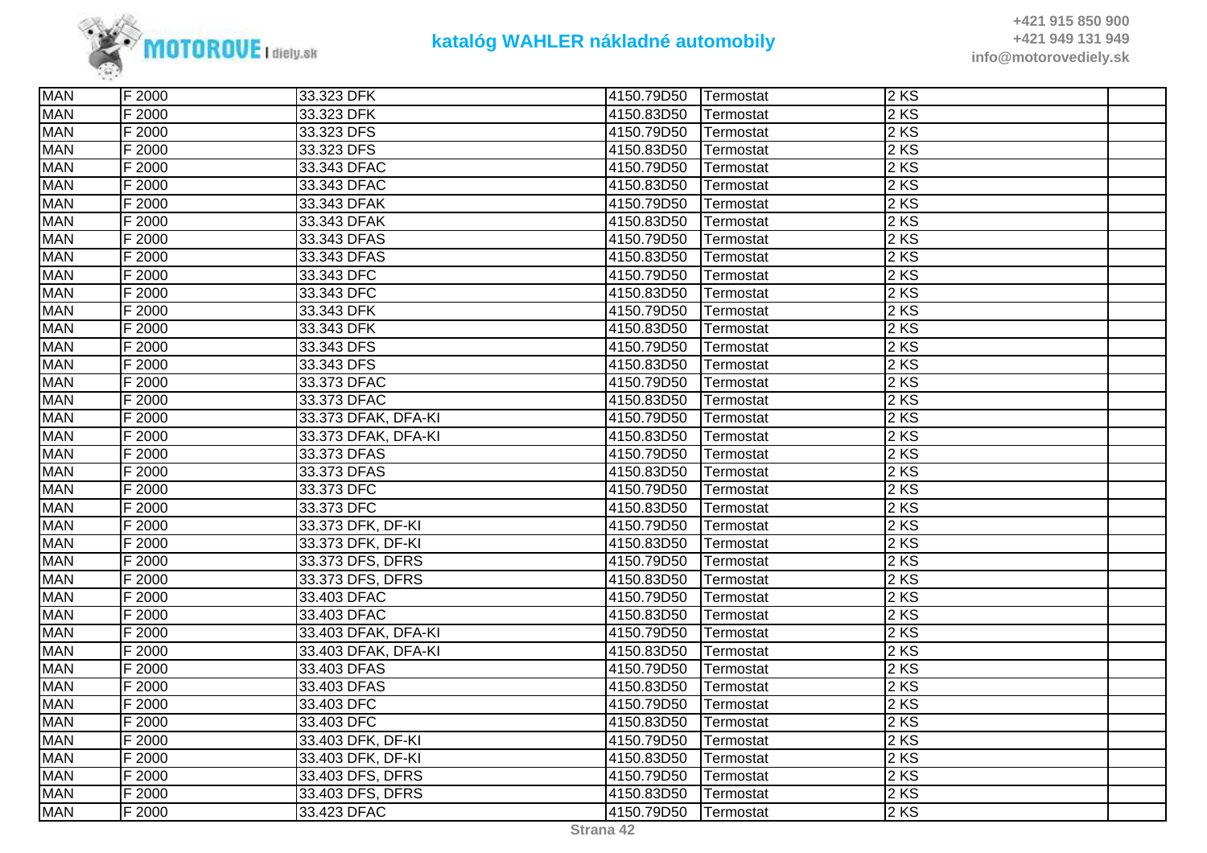| MAN | F 2000 | 33.323 DFK | 4150.79D50 | Termostat | 2 KS | |
|---|---|---|---|---|---|---|
| MAN | F 2000 | 33.323 DFK | 4150.83D50 | Termostat | 2 KS | |
| MAN | F 2000 | 33.323 DFS | 4150.79D50 | Termostat | 2 KS | |
| MAN | F 2000 | 33.323 DFS | 4150.83D50 | Termostat | 2 KS | |
| MAN | F 2000 | 33.343 DFAC | 4150.79D50 | Termostat | 2 KS | |
| MAN | F 2000 | 33.343 DFAC | 4150.83D50 | Termostat | 2 KS | |
| MAN | F 2000 | 33.343 DFAK | 4150.79D50 | Termostat | 2 KS | |
| MAN | F 2000 | 33.343 DFAK | 4150.83D50 | Termostat | 2 KS | |
| MAN | F 2000 | 33.343 DFAS | 4150.79D50 | Termostat | 2 KS | |
| MAN | F 2000 | 33.343 DFAS | 4150.83D50 | Termostat | 2 KS | |
| MAN | F 2000 | 33.343 DFC | 4150.79D50 | Termostat | 2 KS | |
| MAN | F 2000 | 33.343 DFC | 4150.83D50 | Termostat | 2 KS | |
| MAN | F 2000 | 33.343 DFK | 4150.79D50 | Termostat | 2 KS | |
| MAN | F 2000 | 33.343 DFK | 4150.83D50 | Termostat | 2 KS | |
| MAN | F 2000 | 33.343 DFS | 4150.79D50 | Termostat | 2 KS | |
| MAN | F 2000 | 33.343 DFS | 4150.83D50 | Termostat | 2 KS | |
| MAN | F 2000 | 33.373 DFAC | 4150.79D50 | Termostat | 2 KS | |
| MAN | F 2000 | 33.373 DFAC | 4150.83D50 | Termostat | 2 KS | |
| MAN | F 2000 | 33.373 DFAK, DFA-KI | 4150.79D50 | Termostat | 2 KS | |
| MAN | F 2000 | 33.373 DFAK, DFA-KI | 4150.83D50 | Termostat | 2 KS | |
| MAN | F 2000 | 33.373 DFAS | 4150.79D50 | Termostat | 2 KS | |
| MAN | F 2000 | 33.373 DFAS | 4150.83D50 | Termostat | 2 KS | |
| MAN | F 2000 | 33.373 DFC | 4150.79D50 | Termostat | 2 KS | |
| MAN | F 2000 | 33.373 DFC | 4150.83D50 | Termostat | 2 KS | |
| MAN | F 2000 | 33.373 DFK, DF-KI | 4150.79D50 | Termostat | 2 KS | |
| MAN | F 2000 | 33.373 DFK, DF-KI | 4150.83D50 | Termostat | 2 KS | |
| MAN | F 2000 | 33.373 DFS, DFRS | 4150.79D50 | Termostat | 2 KS | |
| MAN | F 2000 | 33.373 DFS, DFRS | 4150.83D50 | Termostat | 2 KS | |
| MAN | F 2000 | 33.403 DFAC | 4150.79D50 | Termostat | 2 KS | |
| MAN | F 2000 | 33.403 DFAC | 4150.83D50 | Termostat | 2 KS | |
| MAN | F 2000 | 33.403 DFAK, DFA-KI | 4150.79D50 | Termostat | 2 KS | |
| MAN | F 2000 | 33.403 DFAK, DFA-KI | 4150.83D50 | Termostat | 2 KS | |
| MAN | F 2000 | 33.403 DFAS | 4150.79D50 | Termostat | 2 KS | |
| MAN | F 2000 | 33.403 DFAS | 4150.83D50 | Termostat | 2 KS | |
| MAN | F 2000 | 33.403 DFC | 4150.79D50 | Termostat | 2 KS | |
| MAN | F 2000 | 33.403 DFC | 4150.83D50 | Termostat | 2 KS | |
| MAN | F 2000 | 33.403 DFK, DF-KI | 4150.79D50 | Termostat | 2 KS | |
| MAN | F 2000 | 33.403 DFK, DF-KI | 4150.83D50 | Termostat | 2 KS | |
| MAN | F 2000 | 33.403 DFS, DFRS | 4150.79D50 | Termostat | 2 KS | |
| MAN | F 2000 | 33.403 DFS, DFRS | 4150.83D50 | Termostat | 2 KS | |
| MAN | F 2000 | 33.423 DFAC | 4150.79D50 | Termostat | 2 KS | |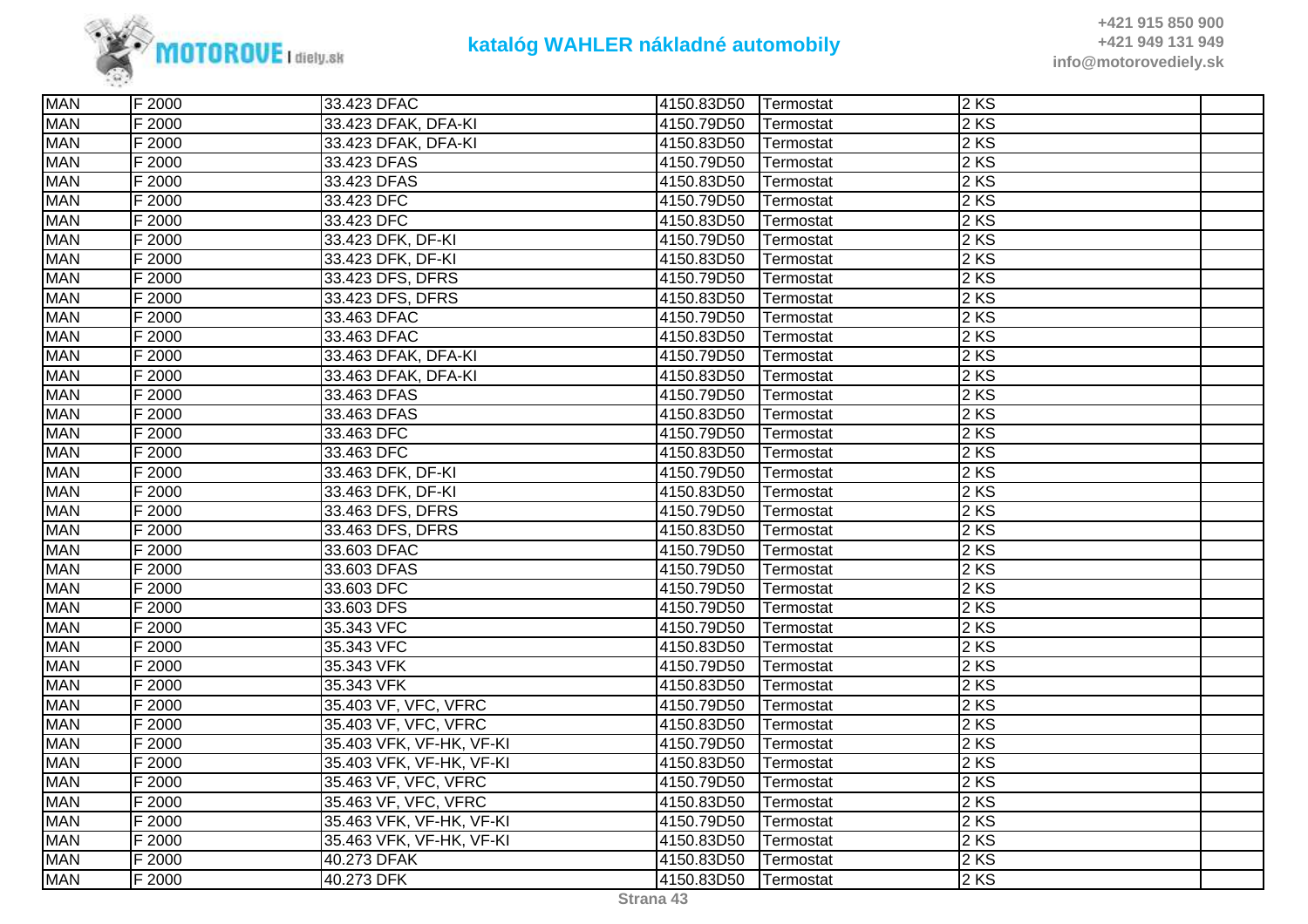| MAN | F 2000 | 33.423 DFAC | 4150.83D50 | Termostat | 2 KS | |
|---|---|---|---|---|---|---|
| MAN | F 2000 | 33.423 DFAK, DFA-KI | 4150.79D50 | Termostat | 2 KS | |
| MAN | F 2000 | 33.423 DFAK, DFA-KI | 4150.83D50 | Termostat | 2 KS | |
| MAN | F 2000 | 33.423 DFAS | 4150.79D50 | Termostat | 2 KS | |
| MAN | F 2000 | 33.423 DFAS | 4150.83D50 | Termostat | 2 KS | |
| MAN | F 2000 | 33.423 DFC | 4150.79D50 | Termostat | 2 KS | |
| MAN | F 2000 | 33.423 DFC | 4150.83D50 | Termostat | 2 KS | |
| MAN | F 2000 | 33.423 DFK, DF-KI | 4150.79D50 | Termostat | 2 KS | |
| MAN | F 2000 | 33.423 DFK, DF-KI | 4150.83D50 | Termostat | 2 KS | |
| MAN | F 2000 | 33.423 DFS, DFRS | 4150.79D50 | Termostat | 2 KS | |
| MAN | F 2000 | 33.423 DFS, DFRS | 4150.83D50 | Termostat | 2 KS | |
| MAN | F 2000 | 33.463 DFAC | 4150.79D50 | Termostat | 2 KS | |
| MAN | F 2000 | 33.463 DFAC | 4150.83D50 | Termostat | 2 KS | |
| MAN | F 2000 | 33.463 DFAK, DFA-KI | 4150.79D50 | Termostat | 2 KS | |
| MAN | F 2000 | 33.463 DFAK, DFA-KI | 4150.83D50 | Termostat | 2 KS | |
| MAN | F 2000 | 33.463 DFAS | 4150.79D50 | Termostat | 2 KS | |
| MAN | F 2000 | 33.463 DFAS | 4150.83D50 | Termostat | 2 KS | |
| MAN | F 2000 | 33.463 DFC | 4150.79D50 | Termostat | 2 KS | |
| MAN | F 2000 | 33.463 DFC | 4150.83D50 | Termostat | 2 KS | |
| MAN | F 2000 | 33.463 DFK, DF-KI | 4150.79D50 | Termostat | 2 KS | |
| MAN | F 2000 | 33.463 DFK, DF-KI | 4150.83D50 | Termostat | 2 KS | |
| MAN | F 2000 | 33.463 DFS, DFRS | 4150.79D50 | Termostat | 2 KS | |
| MAN | F 2000 | 33.463 DFS, DFRS | 4150.83D50 | Termostat | 2 KS | |
| MAN | F 2000 | 33.603 DFAC | 4150.79D50 | Termostat | 2 KS | |
| MAN | F 2000 | 33.603 DFAS | 4150.79D50 | Termostat | 2 KS | |
| MAN | F 2000 | 33.603 DFC | 4150.79D50 | Termostat | 2 KS | |
| MAN | F 2000 | 33.603 DFS | 4150.79D50 | Termostat | 2 KS | |
| MAN | F 2000 | 35.343 VFC | 4150.79D50 | Termostat | 2 KS | |
| MAN | F 2000 | 35.343 VFC | 4150.83D50 | Termostat | 2 KS | |
| MAN | F 2000 | 35.343 VFK | 4150.79D50 | Termostat | 2 KS | |
| MAN | F 2000 | 35.343 VFK | 4150.83D50 | Termostat | 2 KS | |
| MAN | F 2000 | 35.403 VF, VFC, VFRC | 4150.79D50 | Termostat | 2 KS | |
| MAN | F 2000 | 35.403 VF, VFC, VFRC | 4150.83D50 | Termostat | 2 KS | |
| MAN | F 2000 | 35.403 VFK, VF-HK, VF-KI | 4150.79D50 | Termostat | 2 KS | |
| MAN | F 2000 | 35.403 VFK, VF-HK, VF-KI | 4150.83D50 | Termostat | 2 KS | |
| MAN | F 2000 | 35.463 VF, VFC, VFRC | 4150.79D50 | Termostat | 2 KS | |
| MAN | F 2000 | 35.463 VF, VFC, VFRC | 4150.83D50 | Termostat | 2 KS | |
| MAN | F 2000 | 35.463 VFK, VF-HK, VF-KI | 4150.79D50 | Termostat | 2 KS | |
| MAN | F 2000 | 35.463 VFK, VF-HK, VF-KI | 4150.83D50 | Termostat | 2 KS | |
| MAN | F 2000 | 40.273 DFAK | 4150.83D50 | Termostat | 2 KS | |
| MAN | F 2000 | 40.273 DFK | 4150.83D50 | Termostat | 2 KS | |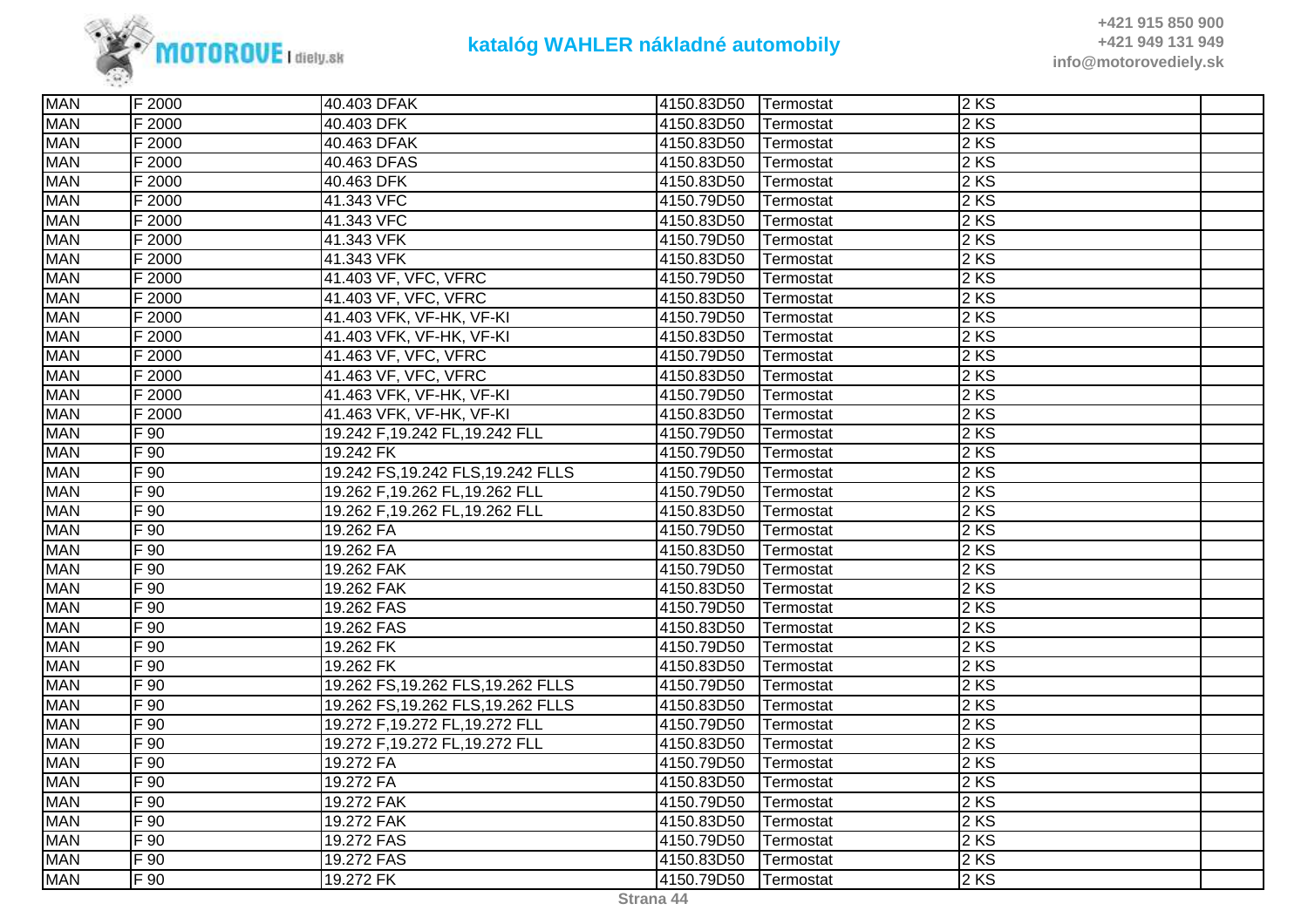| MAN | F 2000 | 40.403 DFAK | 4150.83D50 | Termostat | 2 KS | |
|---|---|---|---|---|---|---|
| MAN | F 2000 | 40.403 DFK | 4150.83D50 | Termostat | 2 KS | |
| MAN | F 2000 | 40.463 DFAK | 4150.83D50 | Termostat | 2 KS | |
| MAN | F 2000 | 40.463 DFAS | 4150.83D50 | Termostat | 2 KS | |
| MAN | F 2000 | 40.463 DFK | 4150.83D50 | Termostat | 2 KS | |
| MAN | F 2000 | 41.343 VFC | 4150.79D50 | Termostat | 2 KS | |
| MAN | F 2000 | 41.343 VFC | 4150.83D50 | Termostat | 2 KS | |
| MAN | F 2000 | 41.343 VFK | 4150.79D50 | Termostat | 2 KS | |
| MAN | F 2000 | 41.343 VFK | 4150.83D50 | Termostat | 2 KS | |
| MAN | F 2000 | 41.403 VF, VFC, VFRC | 4150.79D50 | Termostat | 2 KS | |
| MAN | F 2000 | 41.403 VF, VFC, VFRC | 4150.83D50 | Termostat | 2 KS | |
| MAN | F 2000 | 41.403 VFK, VF-HK, VF-KI | 4150.79D50 | Termostat | 2 KS | |
| MAN | F 2000 | 41.403 VFK, VF-HK, VF-KI | 4150.83D50 | Termostat | 2 KS | |
| MAN | F 2000 | 41.463 VF, VFC, VFRC | 4150.79D50 | Termostat | 2 KS | |
| MAN | F 2000 | 41.463 VF, VFC, VFRC | 4150.83D50 | Termostat | 2 KS | |
| MAN | F 2000 | 41.463 VFK, VF-HK, VF-KI | 4150.79D50 | Termostat | 2 KS | |
| MAN | F 2000 | 41.463 VFK, VF-HK, VF-KI | 4150.83D50 | Termostat | 2 KS | |
| MAN | F 90 | 19.242 F,19.242 FL,19.242 FLL | 4150.79D50 | Termostat | 2 KS | |
| MAN | F 90 | 19.242 FK | 4150.79D50 | Termostat | 2 KS | |
| MAN | F 90 | 19.242 FS,19.242 FLS,19.242 FLLS | 4150.79D50 | Termostat | 2 KS | |
| MAN | F 90 | 19.262 F,19.262 FL,19.262 FLL | 4150.79D50 | Termostat | 2 KS | |
| MAN | F 90 | 19.262 F,19.262 FL,19.262 FLL | 4150.83D50 | Termostat | 2 KS | |
| MAN | F 90 | 19.262 FA | 4150.79D50 | Termostat | 2 KS | |
| MAN | F 90 | 19.262 FA | 4150.83D50 | Termostat | 2 KS | |
| MAN | F 90 | 19.262 FAK | 4150.79D50 | Termostat | 2 KS | |
| MAN | F 90 | 19.262 FAK | 4150.83D50 | Termostat | 2 KS | |
| MAN | F 90 | 19.262 FAS | 4150.79D50 | Termostat | 2 KS | |
| MAN | F 90 | 19.262 FAS | 4150.83D50 | Termostat | 2 KS | |
| MAN | F 90 | 19.262 FK | 4150.79D50 | Termostat | 2 KS | |
| MAN | F 90 | 19.262 FK | 4150.83D50 | Termostat | 2 KS | |
| MAN | F 90 | 19.262 FS,19.262 FLS,19.262 FLLS | 4150.79D50 | Termostat | 2 KS | |
| MAN | F 90 | 19.262 FS,19.262 FLS,19.262 FLLS | 4150.83D50 | Termostat | 2 KS | |
| MAN | F 90 | 19.272 F,19.272 FL,19.272 FLL | 4150.79D50 | Termostat | 2 KS | |
| MAN | F 90 | 19.272 F,19.272 FL,19.272 FLL | 4150.83D50 | Termostat | 2 KS | |
| MAN | F 90 | 19.272 FA | 4150.79D50 | Termostat | 2 KS | |
| MAN | F 90 | 19.272 FA | 4150.83D50 | Termostat | 2 KS | |
| MAN | F 90 | 19.272 FAK | 4150.79D50 | Termostat | 2 KS | |
| MAN | F 90 | 19.272 FAK | 4150.83D50 | Termostat | 2 KS | |
| MAN | F 90 | 19.272 FAS | 4150.79D50 | Termostat | 2 KS | |
| MAN | F 90 | 19.272 FAS | 4150.83D50 | Termostat | 2 KS | |
| MAN | F 90 | 19.272 FK | 4150.79D50 | Termostat | 2 KS | |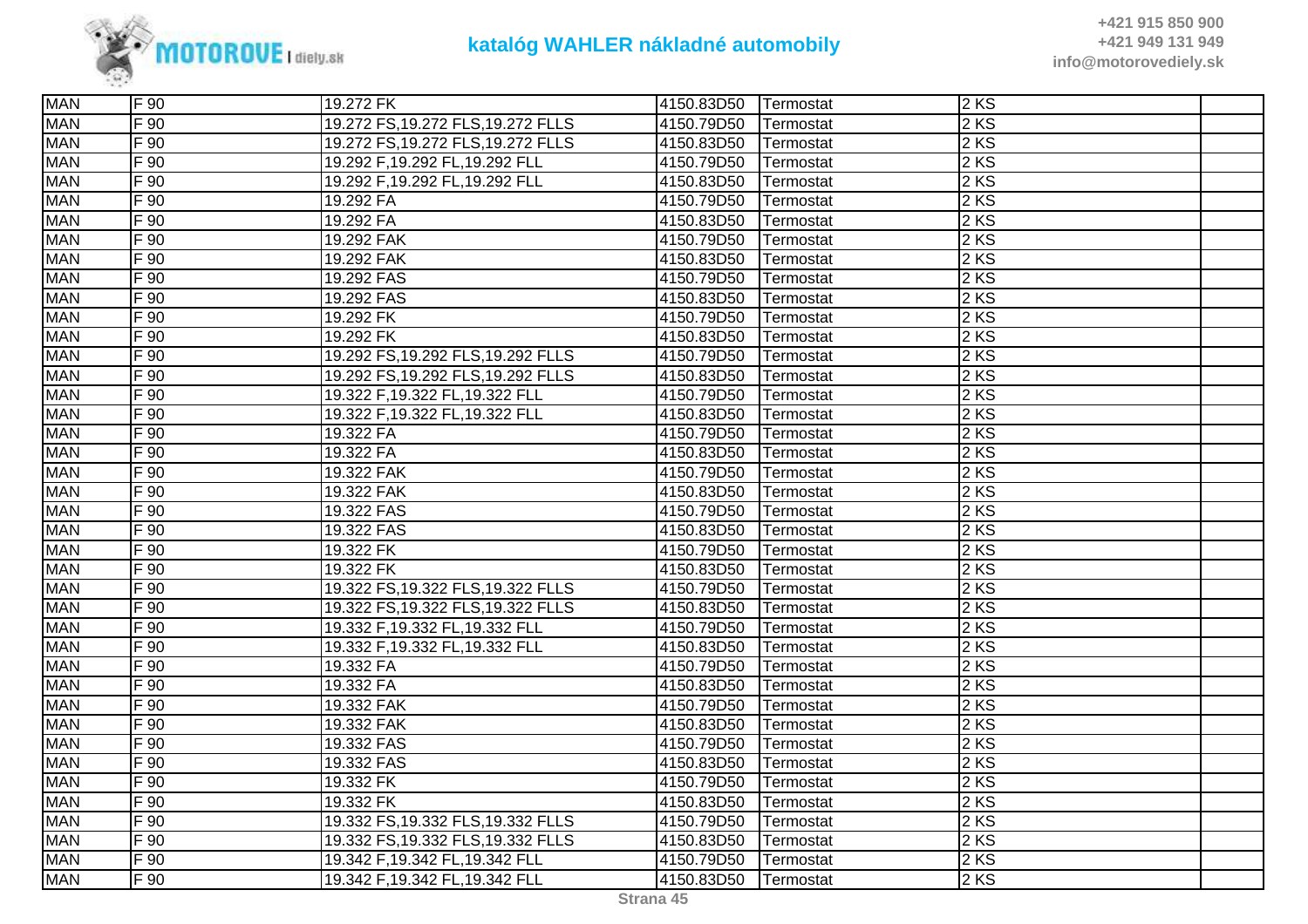| MAN | F 90 | 19.272 FK | 4150.83D50 | Termostat | 2 KS | |
|---|---|---|---|---|---|---|
| MAN | F 90 | 19.272 FS,19.272 FLS,19.272 FLLS | 4150.79D50 | Termostat | 2 KS | |
| MAN | F 90 | 19.272 FS,19.272 FLS,19.272 FLLS | 4150.83D50 | Termostat | 2 KS | |
| MAN | F 90 | 19.292 F,19.292 FL,19.292 FLL | 4150.79D50 | Termostat | 2 KS | |
| MAN | F 90 | 19.292 F,19.292 FL,19.292 FLL | 4150.83D50 | Termostat | 2 KS | |
| MAN | F 90 | 19.292 FA | 4150.79D50 | Termostat | 2 KS | |
| MAN | F 90 | 19.292 FA | 4150.83D50 | Termostat | 2 KS | |
| MAN | F 90 | 19.292 FAK | 4150.79D50 | Termostat | 2 KS | |
| MAN | F 90 | 19.292 FAK | 4150.83D50 | Termostat | 2 KS | |
| MAN | F 90 | 19.292 FAS | 4150.79D50 | Termostat | 2 KS | |
| MAN | F 90 | 19.292 FAS | 4150.83D50 | Termostat | 2 KS | |
| MAN | F 90 | 19.292 FK | 4150.79D50 | Termostat | 2 KS | |
| MAN | F 90 | 19.292 FK | 4150.83D50 | Termostat | 2 KS | |
| MAN | F 90 | 19.292 FS,19.292 FLS,19.292 FLLS | 4150.79D50 | Termostat | 2 KS | |
| MAN | F 90 | 19.292 FS,19.292 FLS,19.292 FLLS | 4150.83D50 | Termostat | 2 KS | |
| MAN | F 90 | 19.322 F,19.322 FL,19.322 FLL | 4150.79D50 | Termostat | 2 KS | |
| MAN | F 90 | 19.322 F,19.322 FL,19.322 FLL | 4150.83D50 | Termostat | 2 KS | |
| MAN | F 90 | 19.322 FA | 4150.79D50 | Termostat | 2 KS | |
| MAN | F 90 | 19.322 FA | 4150.83D50 | Termostat | 2 KS | |
| MAN | F 90 | 19.322 FAK | 4150.79D50 | Termostat | 2 KS | |
| MAN | F 90 | 19.322 FAK | 4150.83D50 | Termostat | 2 KS | |
| MAN | F 90 | 19.322 FAS | 4150.79D50 | Termostat | 2 KS | |
| MAN | F 90 | 19.322 FAS | 4150.83D50 | Termostat | 2 KS | |
| MAN | F 90 | 19.322 FK | 4150.79D50 | Termostat | 2 KS | |
| MAN | F 90 | 19.322 FK | 4150.83D50 | Termostat | 2 KS | |
| MAN | F 90 | 19.322 FS,19.322 FLS,19.322 FLLS | 4150.79D50 | Termostat | 2 KS | |
| MAN | F 90 | 19.322 FS,19.322 FLS,19.322 FLLS | 4150.83D50 | Termostat | 2 KS | |
| MAN | F 90 | 19.332 F,19.332 FL,19.332 FLL | 4150.79D50 | Termostat | 2 KS | |
| MAN | F 90 | 19.332 F,19.332 FL,19.332 FLL | 4150.83D50 | Termostat | 2 KS | |
| MAN | F 90 | 19.332 FA | 4150.79D50 | Termostat | 2 KS | |
| MAN | F 90 | 19.332 FA | 4150.83D50 | Termostat | 2 KS | |
| MAN | F 90 | 19.332 FAK | 4150.79D50 | Termostat | 2 KS | |
| MAN | F 90 | 19.332 FAK | 4150.83D50 | Termostat | 2 KS | |
| MAN | F 90 | 19.332 FAS | 4150.79D50 | Termostat | 2 KS | |
| MAN | F 90 | 19.332 FAS | 4150.83D50 | Termostat | 2 KS | |
| MAN | F 90 | 19.332 FK | 4150.79D50 | Termostat | 2 KS | |
| MAN | F 90 | 19.332 FK | 4150.83D50 | Termostat | 2 KS | |
| MAN | F 90 | 19.332 FS,19.332 FLS,19.332 FLLS | 4150.79D50 | Termostat | 2 KS | |
| MAN | F 90 | 19.332 FS,19.332 FLS,19.332 FLLS | 4150.83D50 | Termostat | 2 KS | |
| MAN | F 90 | 19.342 F,19.342 FL,19.342 FLL | 4150.79D50 | Termostat | 2 KS | |
| MAN | F 90 | 19.342 F,19.342 FL,19.342 FLL | 4150.83D50 | Termostat | 2 KS | |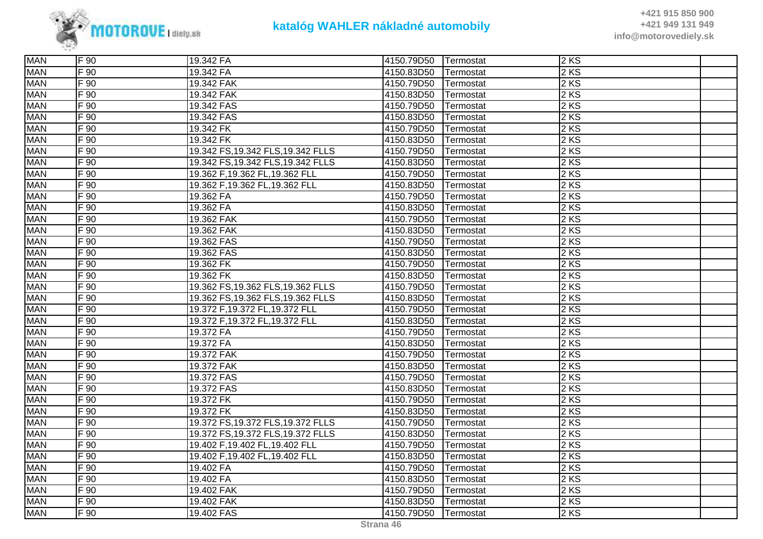| MAN | F 90 | 19.342 FA | 4150.79D50 | Termostat | 2 KS | |
|---|---|---|---|---|---|---|
| MAN | F 90 | 19.342 FA | 4150.83D50 | Termostat | 2 KS | |
| MAN | F 90 | 19.342 FAK | 4150.79D50 | Termostat | 2 KS | |
| MAN | F 90 | 19.342 FAK | 4150.83D50 | Termostat | 2 KS | |
| MAN | F 90 | 19.342 FAS | 4150.79D50 | Termostat | 2 KS | |
| MAN | F 90 | 19.342 FAS | 4150.83D50 | Termostat | 2 KS | |
| MAN | F 90 | 19.342 FK | 4150.79D50 | Termostat | 2 KS | |
| MAN | F 90 | 19.342 FK | 4150.83D50 | Termostat | 2 KS | |
| MAN | F 90 | 19.342 FS,19.342 FLS,19.342 FLLS | 4150.79D50 | Termostat | 2 KS | |
| MAN | F 90 | 19.342 FS,19.342 FLS,19.342 FLLS | 4150.83D50 | Termostat | 2 KS | |
| MAN | F 90 | 19.362 F,19.362 FL,19.362 FLL | 4150.79D50 | Termostat | 2 KS | |
| MAN | F 90 | 19.362 F,19.362 FL,19.362 FLL | 4150.83D50 | Termostat | 2 KS | |
| MAN | F 90 | 19.362 FA | 4150.79D50 | Termostat | 2 KS | |
| MAN | F 90 | 19.362 FA | 4150.83D50 | Termostat | 2 KS | |
| MAN | F 90 | 19.362 FAK | 4150.79D50 | Termostat | 2 KS | |
| MAN | F 90 | 19.362 FAK | 4150.83D50 | Termostat | 2 KS | |
| MAN | F 90 | 19.362 FAS | 4150.79D50 | Termostat | 2 KS | |
| MAN | F 90 | 19.362 FAS | 4150.83D50 | Termostat | 2 KS | |
| MAN | F 90 | 19.362 FK | 4150.79D50 | Termostat | 2 KS | |
| MAN | F 90 | 19.362 FK | 4150.83D50 | Termostat | 2 KS | |
| MAN | F 90 | 19.362 FS,19.362 FLS,19.362 FLLS | 4150.79D50 | Termostat | 2 KS | |
| MAN | F 90 | 19.362 FS,19.362 FLS,19.362 FLLS | 4150.83D50 | Termostat | 2 KS | |
| MAN | F 90 | 19.372 F,19.372 FL,19.372 FLL | 4150.79D50 | Termostat | 2 KS | |
| MAN | F 90 | 19.372 F,19.372 FL,19.372 FLL | 4150.83D50 | Termostat | 2 KS | |
| MAN | F 90 | 19.372 FA | 4150.79D50 | Termostat | 2 KS | |
| MAN | F 90 | 19.372 FA | 4150.83D50 | Termostat | 2 KS | |
| MAN | F 90 | 19.372 FAK | 4150.79D50 | Termostat | 2 KS | |
| MAN | F 90 | 19.372 FAK | 4150.83D50 | Termostat | 2 KS | |
| MAN | F 90 | 19.372 FAS | 4150.79D50 | Termostat | 2 KS | |
| MAN | F 90 | 19.372 FAS | 4150.83D50 | Termostat | 2 KS | |
| MAN | F 90 | 19.372 FK | 4150.79D50 | Termostat | 2 KS | |
| MAN | F 90 | 19.372 FK | 4150.83D50 | Termostat | 2 KS | |
| MAN | F 90 | 19.372 FS,19.372 FLS,19.372 FLLS | 4150.79D50 | Termostat | 2 KS | |
| MAN | F 90 | 19.372 FS,19.372 FLS,19.372 FLLS | 4150.83D50 | Termostat | 2 KS | |
| MAN | F 90 | 19.402 F,19.402 FL,19.402 FLL | 4150.79D50 | Termostat | 2 KS | |
| MAN | F 90 | 19.402 F,19.402 FL,19.402 FLL | 4150.83D50 | Termostat | 2 KS | |
| MAN | F 90 | 19.402 FA | 4150.79D50 | Termostat | 2 KS | |
| MAN | F 90 | 19.402 FA | 4150.83D50 | Termostat | 2 KS | |
| MAN | F 90 | 19.402 FAK | 4150.79D50 | Termostat | 2 KS | |
| MAN | F 90 | 19.402 FAK | 4150.83D50 | Termostat | 2 KS | |
| MAN | F 90 | 19.402 FAS | 4150.79D50 | Termostat | 2 KS | |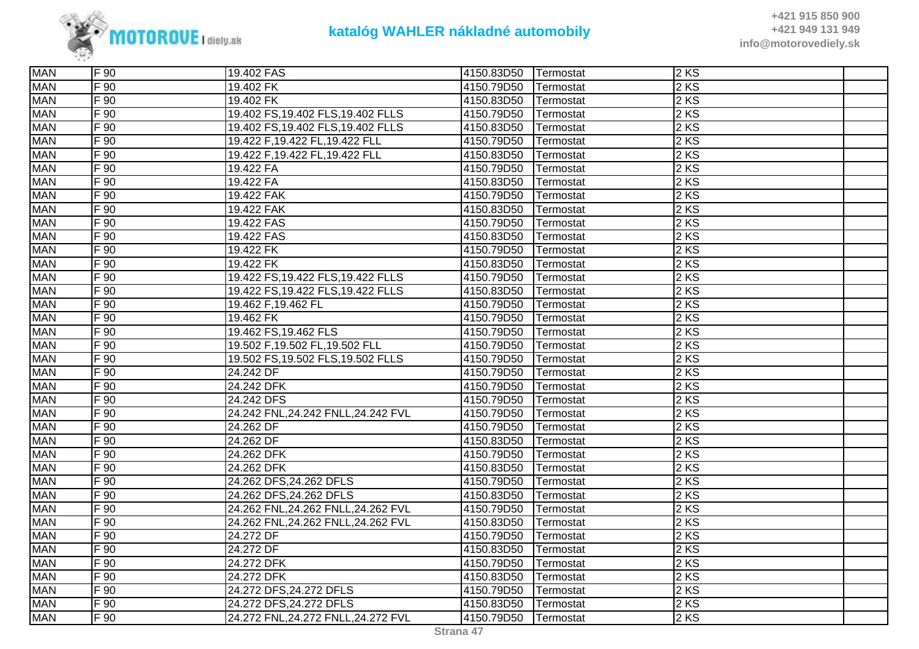| MAN | F 90 | 19.402 FAS | 4150.83D50 | Termostat | 2 KS | |
|---|---|---|---|---|---|---|
| MAN | F 90 | 19.402 FK | 4150.79D50 | Termostat | 2 KS | |
| MAN | F 90 | 19.402 FK | 4150.83D50 | Termostat | 2 KS | |
| MAN | F 90 | 19.402 FS,19.402 FLS,19.402 FLLS | 4150.79D50 | Termostat | 2 KS | |
| MAN | F 90 | 19.402 FS,19.402 FLS,19.402 FLLS | 4150.83D50 | Termostat | 2 KS | |
| MAN | F 90 | 19.422 F,19.422 FL,19.422 FLL | 4150.79D50 | Termostat | 2 KS | |
| MAN | F 90 | 19.422 F,19.422 FL,19.422 FLL | 4150.83D50 | Termostat | 2 KS | |
| MAN | F 90 | 19.422 FA | 4150.79D50 | Termostat | 2 KS | |
| MAN | F 90 | 19.422 FA | 4150.83D50 | Termostat | 2 KS | |
| MAN | F 90 | 19.422 FAK | 4150.79D50 | Termostat | 2 KS | |
| MAN | F 90 | 19.422 FAK | 4150.83D50 | Termostat | 2 KS | |
| MAN | F 90 | 19.422 FAS | 4150.79D50 | Termostat | 2 KS | |
| MAN | F 90 | 19.422 FAS | 4150.83D50 | Termostat | 2 KS | |
| MAN | F 90 | 19.422 FK | 4150.79D50 | Termostat | 2 KS | |
| MAN | F 90 | 19.422 FK | 4150.83D50 | Termostat | 2 KS | |
| MAN | F 90 | 19.422 FS,19.422 FLS,19.422 FLLS | 4150.79D50 | Termostat | 2 KS | |
| MAN | F 90 | 19.422 FS,19.422 FLS,19.422 FLLS | 4150.83D50 | Termostat | 2 KS | |
| MAN | F 90 | 19.462 F,19.462 FL | 4150.79D50 | Termostat | 2 KS | |
| MAN | F 90 | 19.462 FK | 4150.79D50 | Termostat | 2 KS | |
| MAN | F 90 | 19.462 FS,19.462 FLS | 4150.79D50 | Termostat | 2 KS | |
| MAN | F 90 | 19.502 F,19.502 FL,19.502 FLL | 4150.79D50 | Termostat | 2 KS | |
| MAN | F 90 | 19.502 FS,19.502 FLS,19.502 FLLS | 4150.79D50 | Termostat | 2 KS | |
| MAN | F 90 | 24.242 DF | 4150.79D50 | Termostat | 2 KS | |
| MAN | F 90 | 24.242 DFK | 4150.79D50 | Termostat | 2 KS | |
| MAN | F 90 | 24.242 DFS | 4150.79D50 | Termostat | 2 KS | |
| MAN | F 90 | 24.242 FNL,24.242 FNLL,24.242 FVL | 4150.79D50 | Termostat | 2 KS | |
| MAN | F 90 | 24.262 DF | 4150.79D50 | Termostat | 2 KS | |
| MAN | F 90 | 24.262 DF | 4150.83D50 | Termostat | 2 KS | |
| MAN | F 90 | 24.262 DFK | 4150.79D50 | Termostat | 2 KS | |
| MAN | F 90 | 24.262 DFK | 4150.83D50 | Termostat | 2 KS | |
| MAN | F 90 | 24.262 DFS,24.262 DFLS | 4150.79D50 | Termostat | 2 KS | |
| MAN | F 90 | 24.262 DFS,24.262 DFLS | 4150.83D50 | Termostat | 2 KS | |
| MAN | F 90 | 24.262 FNL,24.262 FNLL,24.262 FVL | 4150.79D50 | Termostat | 2 KS | |
| MAN | F 90 | 24.262 FNL,24.262 FNLL,24.262 FVL | 4150.83D50 | Termostat | 2 KS | |
| MAN | F 90 | 24.272 DF | 4150.79D50 | Termostat | 2 KS | |
| MAN | F 90 | 24.272 DF | 4150.83D50 | Termostat | 2 KS | |
| MAN | F 90 | 24.272 DFK | 4150.79D50 | Termostat | 2 KS | |
| MAN | F 90 | 24.272 DFK | 4150.83D50 | Termostat | 2 KS | |
| MAN | F 90 | 24.272 DFS,24.272 DFLS | 4150.79D50 | Termostat | 2 KS | |
| MAN | F 90 | 24.272 DFS,24.272 DFLS | 4150.83D50 | Termostat | 2 KS | |
| MAN | F 90 | 24.272 FNL,24.272 FNLL,24.272 FVL | 4150.79D50 | Termostat | 2 KS | |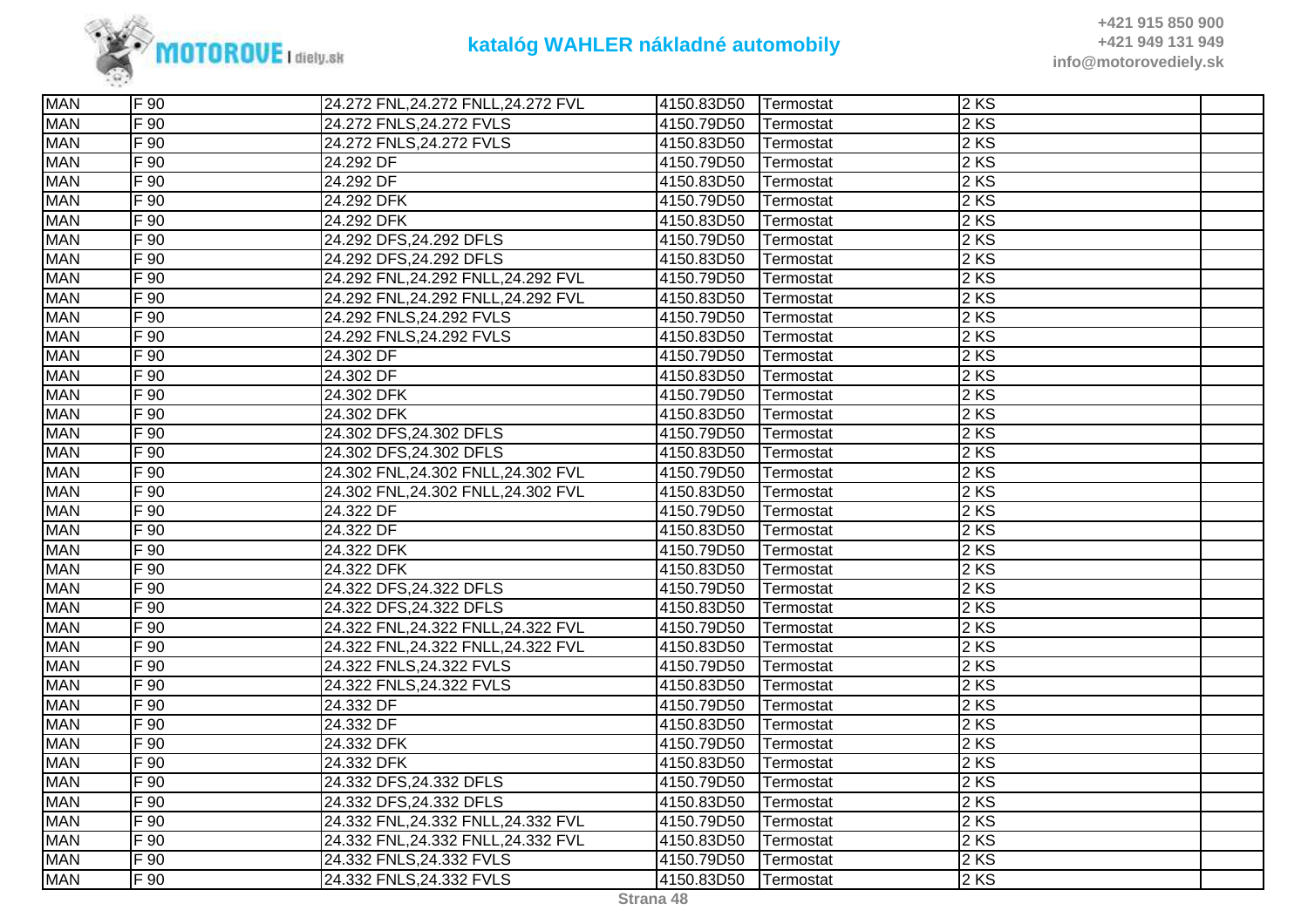| MAN | F 90 | 24.272 FNL,24.272 FNLL,24.272 FVL | 4150.83D50 | Termostat | 2 KS | |
|---|---|---|---|---|---|---|
| MAN | F 90 | 24.272 FNLS,24.272 FVLS | 4150.79D50 | Termostat | 2 KS | |
| MAN | F 90 | 24.272 FNLS,24.272 FVLS | 4150.83D50 | Termostat | 2 KS | |
| MAN | F 90 | 24.292 DF | 4150.79D50 | Termostat | 2 KS | |
| MAN | F 90 | 24.292 DF | 4150.83D50 | Termostat | 2 KS | |
| MAN | F 90 | 24.292 DFK | 4150.79D50 | Termostat | 2 KS | |
| MAN | F 90 | 24.292 DFK | 4150.83D50 | Termostat | 2 KS | |
| MAN | F 90 | 24.292 DFS,24.292 DFLS | 4150.79D50 | Termostat | 2 KS | |
| MAN | F 90 | 24.292 DFS,24.292 DFLS | 4150.83D50 | Termostat | 2 KS | |
| MAN | F 90 | 24.292 FNL,24.292 FNLL,24.292 FVL | 4150.79D50 | Termostat | 2 KS | |
| MAN | F 90 | 24.292 FNL,24.292 FNLL,24.292 FVL | 4150.83D50 | Termostat | 2 KS | |
| MAN | F 90 | 24.292 FNLS,24.292 FVLS | 4150.79D50 | Termostat | 2 KS | |
| MAN | F 90 | 24.292 FNLS,24.292 FVLS | 4150.83D50 | Termostat | 2 KS | |
| MAN | F 90 | 24.302 DF | 4150.79D50 | Termostat | 2 KS | |
| MAN | F 90 | 24.302 DF | 4150.83D50 | Termostat | 2 KS | |
| MAN | F 90 | 24.302 DFK | 4150.79D50 | Termostat | 2 KS | |
| MAN | F 90 | 24.302 DFK | 4150.83D50 | Termostat | 2 KS | |
| MAN | F 90 | 24.302 DFS,24.302 DFLS | 4150.79D50 | Termostat | 2 KS | |
| MAN | F 90 | 24.302 DFS,24.302 DFLS | 4150.83D50 | Termostat | 2 KS | |
| MAN | F 90 | 24.302 FNL,24.302 FNLL,24.302 FVL | 4150.79D50 | Termostat | 2 KS | |
| MAN | F 90 | 24.302 FNL,24.302 FNLL,24.302 FVL | 4150.83D50 | Termostat | 2 KS | |
| MAN | F 90 | 24.322 DF | 4150.79D50 | Termostat | 2 KS | |
| MAN | F 90 | 24.322 DF | 4150.83D50 | Termostat | 2 KS | |
| MAN | F 90 | 24.322 DFK | 4150.79D50 | Termostat | 2 KS | |
| MAN | F 90 | 24.322 DFK | 4150.83D50 | Termostat | 2 KS | |
| MAN | F 90 | 24.322 DFS,24.322 DFLS | 4150.79D50 | Termostat | 2 KS | |
| MAN | F 90 | 24.322 DFS,24.322 DFLS | 4150.83D50 | Termostat | 2 KS | |
| MAN | F 90 | 24.322 FNL,24.322 FNLL,24.322 FVL | 4150.79D50 | Termostat | 2 KS | |
| MAN | F 90 | 24.322 FNL,24.322 FNLL,24.322 FVL | 4150.83D50 | Termostat | 2 KS | |
| MAN | F 90 | 24.322 FNLS,24.322 FVLS | 4150.79D50 | Termostat | 2 KS | |
| MAN | F 90 | 24.322 FNLS,24.322 FVLS | 4150.83D50 | Termostat | 2 KS | |
| MAN | F 90 | 24.332 DF | 4150.79D50 | Termostat | 2 KS | |
| MAN | F 90 | 24.332 DF | 4150.83D50 | Termostat | 2 KS | |
| MAN | F 90 | 24.332 DFK | 4150.79D50 | Termostat | 2 KS | |
| MAN | F 90 | 24.332 DFK | 4150.83D50 | Termostat | 2 KS | |
| MAN | F 90 | 24.332 DFS,24.332 DFLS | 4150.79D50 | Termostat | 2 KS | |
| MAN | F 90 | 24.332 DFS,24.332 DFLS | 4150.83D50 | Termostat | 2 KS | |
| MAN | F 90 | 24.332 FNL,24.332 FNLL,24.332 FVL | 4150.79D50 | Termostat | 2 KS | |
| MAN | F 90 | 24.332 FNL,24.332 FNLL,24.332 FVL | 4150.83D50 | Termostat | 2 KS | |
| MAN | F 90 | 24.332 FNLS,24.332 FVLS | 4150.79D50 | Termostat | 2 KS | |
| MAN | F 90 | 24.332 FNLS,24.332 FVLS | 4150.83D50 | Termostat | 2 KS | |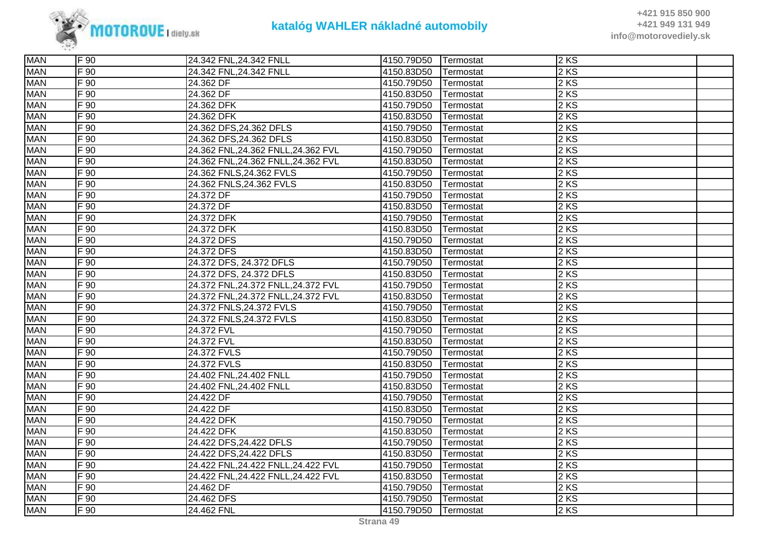| MAN | F 90 | 24.342 FNL,24.342 FNLL | 4150.79D50 | Termostat | 2 KS | |
|---|---|---|---|---|---|---|
| MAN | F 90 | 24.342 FNL,24.342 FNLL | 4150.83D50 | Termostat | 2 KS | |
| MAN | F 90 | 24.362 DF | 4150.79D50 | Termostat | 2 KS | |
| MAN | F 90 | 24.362 DF | 4150.83D50 | Termostat | 2 KS | |
| MAN | F 90 | 24.362 DFK | 4150.79D50 | Termostat | 2 KS | |
| MAN | F 90 | 24.362 DFK | 4150.83D50 | Termostat | 2 KS | |
| MAN | F 90 | 24.362 DFS,24.362 DFLS | 4150.79D50 | Termostat | 2 KS | |
| MAN | F 90 | 24.362 DFS,24.362 DFLS | 4150.83D50 | Termostat | 2 KS | |
| MAN | F 90 | 24.362 FNL,24.362 FNLL,24.362 FVL | 4150.79D50 | Termostat | 2 KS | |
| MAN | F 90 | 24.362 FNL,24.362 FNLL,24.362 FVL | 4150.83D50 | Termostat | 2 KS | |
| MAN | F 90 | 24.362 FNLS,24.362 FVLS | 4150.79D50 | Termostat | 2 KS | |
| MAN | F 90 | 24.362 FNLS,24.362 FVLS | 4150.83D50 | Termostat | 2 KS | |
| MAN | F 90 | 24.372 DF | 4150.79D50 | Termostat | 2 KS | |
| MAN | F 90 | 24.372 DF | 4150.83D50 | Termostat | 2 KS | |
| MAN | F 90 | 24.372 DFK | 4150.79D50 | Termostat | 2 KS | |
| MAN | F 90 | 24.372 DFK | 4150.83D50 | Termostat | 2 KS | |
| MAN | F 90 | 24.372 DFS | 4150.79D50 | Termostat | 2 KS | |
| MAN | F 90 | 24.372 DFS | 4150.83D50 | Termostat | 2 KS | |
| MAN | F 90 | 24.372 DFS, 24.372 DFLS | 4150.79D50 | Termostat | 2 KS | |
| MAN | F 90 | 24.372 DFS, 24.372 DFLS | 4150.83D50 | Termostat | 2 KS | |
| MAN | F 90 | 24.372 FNL,24.372 FNLL,24.372 FVL | 4150.79D50 | Termostat | 2 KS | |
| MAN | F 90 | 24.372 FNL,24.372 FNLL,24.372 FVL | 4150.83D50 | Termostat | 2 KS | |
| MAN | F 90 | 24.372 FNLS,24.372 FVLS | 4150.79D50 | Termostat | 2 KS | |
| MAN | F 90 | 24.372 FNLS,24.372 FVLS | 4150.83D50 | Termostat | 2 KS | |
| MAN | F 90 | 24.372 FVL | 4150.79D50 | Termostat | 2 KS | |
| MAN | F 90 | 24.372 FVL | 4150.83D50 | Termostat | 2 KS | |
| MAN | F 90 | 24.372 FVLS | 4150.79D50 | Termostat | 2 KS | |
| MAN | F 90 | 24.372 FVLS | 4150.83D50 | Termostat | 2 KS | |
| MAN | F 90 | 24.402 FNL,24.402 FNLL | 4150.79D50 | Termostat | 2 KS | |
| MAN | F 90 | 24.402 FNL,24.402 FNLL | 4150.83D50 | Termostat | 2 KS | |
| MAN | F 90 | 24.422 DF | 4150.79D50 | Termostat | 2 KS | |
| MAN | F 90 | 24.422 DF | 4150.83D50 | Termostat | 2 KS | |
| MAN | F 90 | 24.422 DFK | 4150.79D50 | Termostat | 2 KS | |
| MAN | F 90 | 24.422 DFK | 4150.83D50 | Termostat | 2 KS | |
| MAN | F 90 | 24.422 DFS,24.422 DFLS | 4150.79D50 | Termostat | 2 KS | |
| MAN | F 90 | 24.422 DFS,24.422 DFLS | 4150.83D50 | Termostat | 2 KS | |
| MAN | F 90 | 24.422 FNL,24.422 FNLL,24.422 FVL | 4150.79D50 | Termostat | 2 KS | |
| MAN | F 90 | 24.422 FNL,24.422 FNLL,24.422 FVL | 4150.83D50 | Termostat | 2 KS | |
| MAN | F 90 | 24.462 DF | 4150.79D50 | Termostat | 2 KS | |
| MAN | F 90 | 24.462 DFS | 4150.79D50 | Termostat | 2 KS | |
| MAN | F 90 | 24.462 FNL | 4150.79D50 | Termostat | 2 KS | |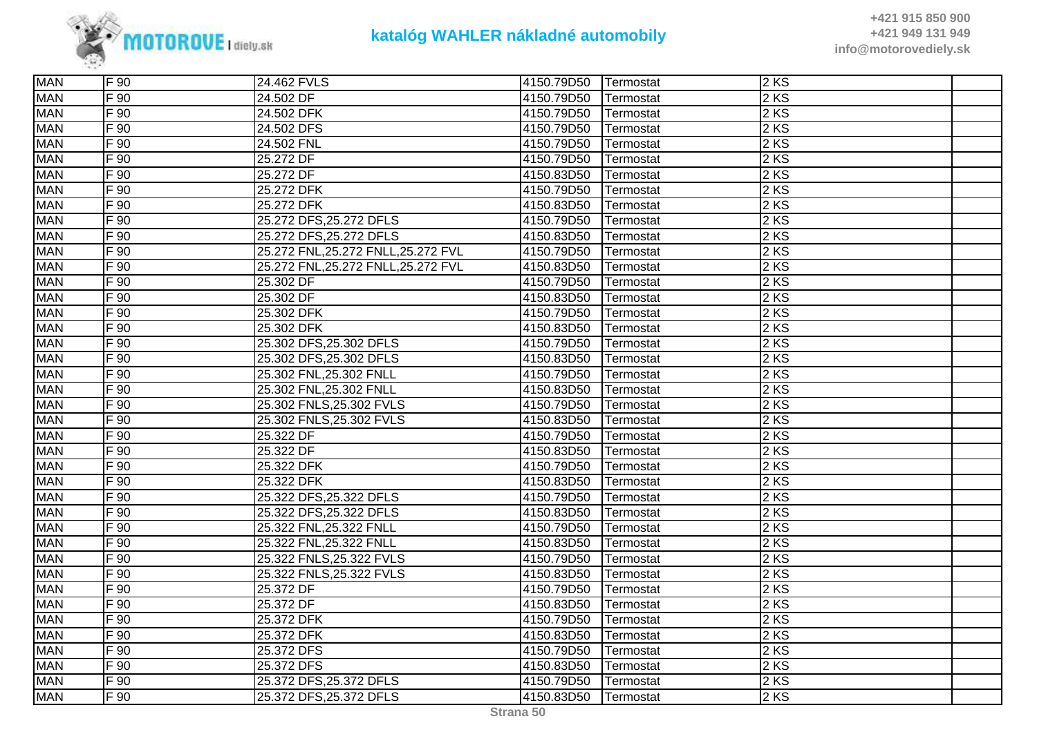| MAN | F 90 | 24.462 FVLS | 4150.79D50 | Termostat | 2 KS | |
|---|---|---|---|---|---|---|
| MAN | F 90 | 24.502 DF | 4150.79D50 | Termostat | 2 KS | |
| MAN | F 90 | 24.502 DFK | 4150.79D50 | Termostat | 2 KS | |
| MAN | F 90 | 24.502 DFS | 4150.79D50 | Termostat | 2 KS | |
| MAN | F 90 | 24.502 FNL | 4150.79D50 | Termostat | 2 KS | |
| MAN | F 90 | 25.272 DF | 4150.79D50 | Termostat | 2 KS | |
| MAN | F 90 | 25.272 DF | 4150.83D50 | Termostat | 2 KS | |
| MAN | F 90 | 25.272 DFK | 4150.79D50 | Termostat | 2 KS | |
| MAN | F 90 | 25.272 DFK | 4150.83D50 | Termostat | 2 KS | |
| MAN | F 90 | 25.272 DFS,25.272 DFLS | 4150.79D50 | Termostat | 2 KS | |
| MAN | F 90 | 25.272 DFS,25.272 DFLS | 4150.83D50 | Termostat | 2 KS | |
| MAN | F 90 | 25.272 FNL,25.272 FNLL,25.272 FVL | 4150.79D50 | Termostat | 2 KS | |
| MAN | F 90 | 25.272 FNL,25.272 FNLL,25.272 FVL | 4150.83D50 | Termostat | 2 KS | |
| MAN | F 90 | 25.302 DF | 4150.79D50 | Termostat | 2 KS | |
| MAN | F 90 | 25.302 DF | 4150.83D50 | Termostat | 2 KS | |
| MAN | F 90 | 25.302 DFK | 4150.79D50 | Termostat | 2 KS | |
| MAN | F 90 | 25.302 DFK | 4150.83D50 | Termostat | 2 KS | |
| MAN | F 90 | 25.302 DFS,25.302 DFLS | 4150.79D50 | Termostat | 2 KS | |
| MAN | F 90 | 25.302 DFS,25.302 DFLS | 4150.83D50 | Termostat | 2 KS | |
| MAN | F 90 | 25.302 FNL,25.302 FNLL | 4150.79D50 | Termostat | 2 KS | |
| MAN | F 90 | 25.302 FNL,25.302 FNLL | 4150.83D50 | Termostat | 2 KS | |
| MAN | F 90 | 25.302 FNLS,25.302 FVLS | 4150.79D50 | Termostat | 2 KS | |
| MAN | F 90 | 25.302 FNLS,25.302 FVLS | 4150.83D50 | Termostat | 2 KS | |
| MAN | F 90 | 25.322 DF | 4150.79D50 | Termostat | 2 KS | |
| MAN | F 90 | 25.322 DF | 4150.83D50 | Termostat | 2 KS | |
| MAN | F 90 | 25.322 DFK | 4150.79D50 | Termostat | 2 KS | |
| MAN | F 90 | 25.322 DFK | 4150.83D50 | Termostat | 2 KS | |
| MAN | F 90 | 25.322 DFS,25.322 DFLS | 4150.79D50 | Termostat | 2 KS | |
| MAN | F 90 | 25.322 DFS,25.322 DFLS | 4150.83D50 | Termostat | 2 KS | |
| MAN | F 90 | 25.322 FNL,25.322 FNLL | 4150.79D50 | Termostat | 2 KS | |
| MAN | F 90 | 25.322 FNL,25.322 FNLL | 4150.83D50 | Termostat | 2 KS | |
| MAN | F 90 | 25.322 FNLS,25.322 FVLS | 4150.79D50 | Termostat | 2 KS | |
| MAN | F 90 | 25.322 FNLS,25.322 FVLS | 4150.83D50 | Termostat | 2 KS | |
| MAN | F 90 | 25.372 DF | 4150.79D50 | Termostat | 2 KS | |
| MAN | F 90 | 25.372 DF | 4150.83D50 | Termostat | 2 KS | |
| MAN | F 90 | 25.372 DFK | 4150.79D50 | Termostat | 2 KS | |
| MAN | F 90 | 25.372 DFK | 4150.83D50 | Termostat | 2 KS | |
| MAN | F 90 | 25.372 DFS | 4150.79D50 | Termostat | 2 KS | |
| MAN | F 90 | 25.372 DFS | 4150.83D50 | Termostat | 2 KS | |
| MAN | F 90 | 25.372 DFS,25.372 DFLS | 4150.79D50 | Termostat | 2 KS | |
| MAN | F 90 | 25.372 DFS,25.372 DFLS | 4150.83D50 | Termostat | 2 KS | |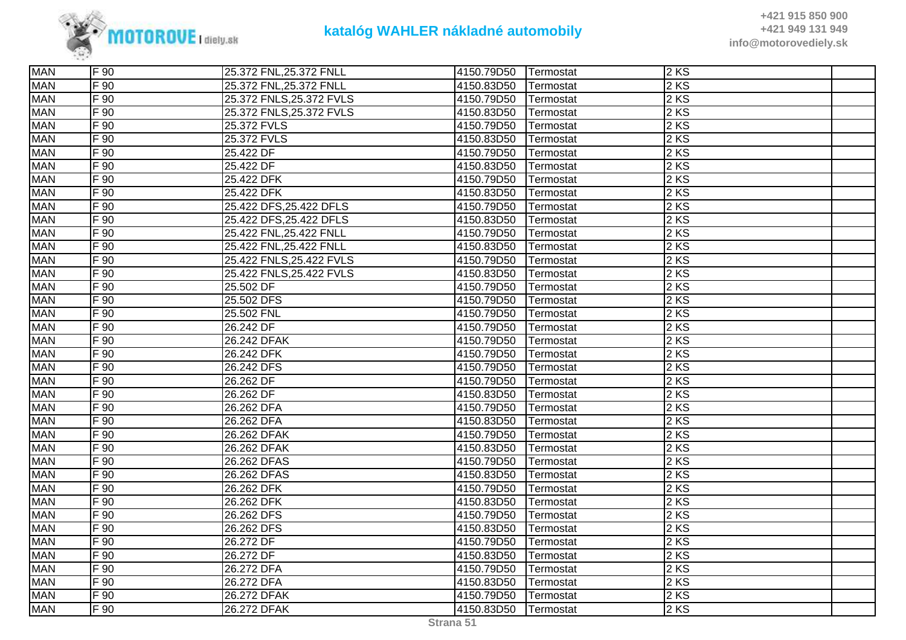| | | | | | | |
|---|---|---|---|---|---|---|
| MAN | F 90 | 25.372 FNL,25.372 FNLL | 4150.79D50 | Termostat | 2 KS | |
| MAN | F 90 | 25.372 FNL,25.372 FNLL | 4150.83D50 | Termostat | 2 KS | |
| MAN | F 90 | 25.372 FNLS,25.372 FVLS | 4150.79D50 | Termostat | 2 KS | |
| MAN | F 90 | 25.372 FNLS,25.372 FVLS | 4150.83D50 | Termostat | 2 KS | |
| MAN | F 90 | 25.372 FVLS | 4150.79D50 | Termostat | 2 KS | |
| MAN | F 90 | 25.372 FVLS | 4150.83D50 | Termostat | 2 KS | |
| MAN | F 90 | 25.422 DF | 4150.79D50 | Termostat | 2 KS | |
| MAN | F 90 | 25.422 DF | 4150.83D50 | Termostat | 2 KS | |
| MAN | F 90 | 25.422 DFK | 4150.79D50 | Termostat | 2 KS | |
| MAN | F 90 | 25.422 DFK | 4150.83D50 | Termostat | 2 KS | |
| MAN | F 90 | 25.422 DFS,25.422 DFLS | 4150.79D50 | Termostat | 2 KS | |
| MAN | F 90 | 25.422 DFS,25.422 DFLS | 4150.83D50 | Termostat | 2 KS | |
| MAN | F 90 | 25.422 FNL,25.422 FNLL | 4150.79D50 | Termostat | 2 KS | |
| MAN | F 90 | 25.422 FNL,25.422 FNLL | 4150.83D50 | Termostat | 2 KS | |
| MAN | F 90 | 25.422 FNLS,25.422 FVLS | 4150.79D50 | Termostat | 2 KS | |
| MAN | F 90 | 25.422 FNLS,25.422 FVLS | 4150.83D50 | Termostat | 2 KS | |
| MAN | F 90 | 25.502 DF | 4150.79D50 | Termostat | 2 KS | |
| MAN | F 90 | 25.502 DFS | 4150.79D50 | Termostat | 2 KS | |
| MAN | F 90 | 25.502 FNL | 4150.79D50 | Termostat | 2 KS | |
| MAN | F 90 | 26.242 DF | 4150.79D50 | Termostat | 2 KS | |
| MAN | F 90 | 26.242 DFAK | 4150.79D50 | Termostat | 2 KS | |
| MAN | F 90 | 26.242 DFK | 4150.79D50 | Termostat | 2 KS | |
| MAN | F 90 | 26.242 DFS | 4150.79D50 | Termostat | 2 KS | |
| MAN | F 90 | 26.262 DF | 4150.79D50 | Termostat | 2 KS | |
| MAN | F 90 | 26.262 DF | 4150.83D50 | Termostat | 2 KS | |
| MAN | F 90 | 26.262 DFA | 4150.79D50 | Termostat | 2 KS | |
| MAN | F 90 | 26.262 DFA | 4150.83D50 | Termostat | 2 KS | |
| MAN | F 90 | 26.262 DFAK | 4150.79D50 | Termostat | 2 KS | |
| MAN | F 90 | 26.262 DFAK | 4150.83D50 | Termostat | 2 KS | |
| MAN | F 90 | 26.262 DFAS | 4150.79D50 | Termostat | 2 KS | |
| MAN | F 90 | 26.262 DFAS | 4150.83D50 | Termostat | 2 KS | |
| MAN | F 90 | 26.262 DFK | 4150.79D50 | Termostat | 2 KS | |
| MAN | F 90 | 26.262 DFK | 4150.83D50 | Termostat | 2 KS | |
| MAN | F 90 | 26.262 DFS | 4150.79D50 | Termostat | 2 KS | |
| MAN | F 90 | 26.262 DFS | 4150.83D50 | Termostat | 2 KS | |
| MAN | F 90 | 26.272 DF | 4150.79D50 | Termostat | 2 KS | |
| MAN | F 90 | 26.272 DF | 4150.83D50 | Termostat | 2 KS | |
| MAN | F 90 | 26.272 DFA | 4150.79D50 | Termostat | 2 KS | |
| MAN | F 90 | 26.272 DFA | 4150.83D50 | Termostat | 2 KS | |
| MAN | F 90 | 26.272 DFAK | 4150.79D50 | Termostat | 2 KS | |
| MAN | F 90 | 26.272 DFAK | 4150.83D50 | Termostat | 2 KS | |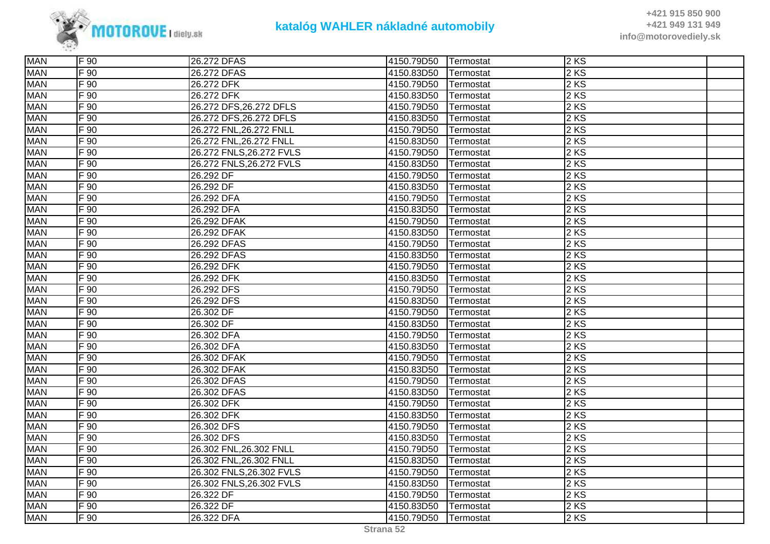| MAN | F 90 | 26.272 DFAS | 4150.79D50 | Termostat | 2 KS | |
|---|---|---|---|---|---|---|
| MAN | F 90 | 26.272 DFAS | 4150.83D50 | Termostat | 2 KS | |
| MAN | F 90 | 26.272 DFK | 4150.79D50 | Termostat | 2 KS | |
| MAN | F 90 | 26.272 DFK | 4150.83D50 | Termostat | 2 KS | |
| MAN | F 90 | 26.272 DFS,26.272 DFLS | 4150.79D50 | Termostat | 2 KS | |
| MAN | F 90 | 26.272 DFS,26.272 DFLS | 4150.83D50 | Termostat | 2 KS | |
| MAN | F 90 | 26.272 FNL,26.272 FNLL | 4150.79D50 | Termostat | 2 KS | |
| MAN | F 90 | 26.272 FNL,26.272 FNLL | 4150.83D50 | Termostat | 2 KS | |
| MAN | F 90 | 26.272 FNLS,26.272 FVLS | 4150.79D50 | Termostat | 2 KS | |
| MAN | F 90 | 26.272 FNLS,26.272 FVLS | 4150.83D50 | Termostat | 2 KS | |
| MAN | F 90 | 26.292 DF | 4150.79D50 | Termostat | 2 KS | |
| MAN | F 90 | 26.292 DF | 4150.83D50 | Termostat | 2 KS | |
| MAN | F 90 | 26.292 DFA | 4150.79D50 | Termostat | 2 KS | |
| MAN | F 90 | 26.292 DFA | 4150.83D50 | Termostat | 2 KS | |
| MAN | F 90 | 26.292 DFAK | 4150.79D50 | Termostat | 2 KS | |
| MAN | F 90 | 26.292 DFAK | 4150.83D50 | Termostat | 2 KS | |
| MAN | F 90 | 26.292 DFAS | 4150.79D50 | Termostat | 2 KS | |
| MAN | F 90 | 26.292 DFAS | 4150.83D50 | Termostat | 2 KS | |
| MAN | F 90 | 26.292 DFK | 4150.79D50 | Termostat | 2 KS | |
| MAN | F 90 | 26.292 DFK | 4150.83D50 | Termostat | 2 KS | |
| MAN | F 90 | 26.292 DFS | 4150.79D50 | Termostat | 2 KS | |
| MAN | F 90 | 26.292 DFS | 4150.83D50 | Termostat | 2 KS | |
| MAN | F 90 | 26.302 DF | 4150.79D50 | Termostat | 2 KS | |
| MAN | F 90 | 26.302 DF | 4150.83D50 | Termostat | 2 KS | |
| MAN | F 90 | 26.302 DFA | 4150.79D50 | Termostat | 2 KS | |
| MAN | F 90 | 26.302 DFA | 4150.83D50 | Termostat | 2 KS | |
| MAN | F 90 | 26.302 DFAK | 4150.79D50 | Termostat | 2 KS | |
| MAN | F 90 | 26.302 DFAK | 4150.83D50 | Termostat | 2 KS | |
| MAN | F 90 | 26.302 DFAS | 4150.79D50 | Termostat | 2 KS | |
| MAN | F 90 | 26.302 DFAS | 4150.83D50 | Termostat | 2 KS | |
| MAN | F 90 | 26.302 DFK | 4150.79D50 | Termostat | 2 KS | |
| MAN | F 90 | 26.302 DFK | 4150.83D50 | Termostat | 2 KS | |
| MAN | F 90 | 26.302 DFS | 4150.79D50 | Termostat | 2 KS | |
| MAN | F 90 | 26.302 DFS | 4150.83D50 | Termostat | 2 KS | |
| MAN | F 90 | 26.302 FNL,26.302 FNLL | 4150.79D50 | Termostat | 2 KS | |
| MAN | F 90 | 26.302 FNL,26.302 FNLL | 4150.83D50 | Termostat | 2 KS | |
| MAN | F 90 | 26.302 FNLS,26.302 FVLS | 4150.79D50 | Termostat | 2 KS | |
| MAN | F 90 | 26.302 FNLS,26.302 FVLS | 4150.83D50 | Termostat | 2 KS | |
| MAN | F 90 | 26.322 DF | 4150.79D50 | Termostat | 2 KS | |
| MAN | F 90 | 26.322 DF | 4150.83D50 | Termostat | 2 KS | |
| MAN | F 90 | 26.322 DFA | 4150.79D50 | Termostat | 2 KS | |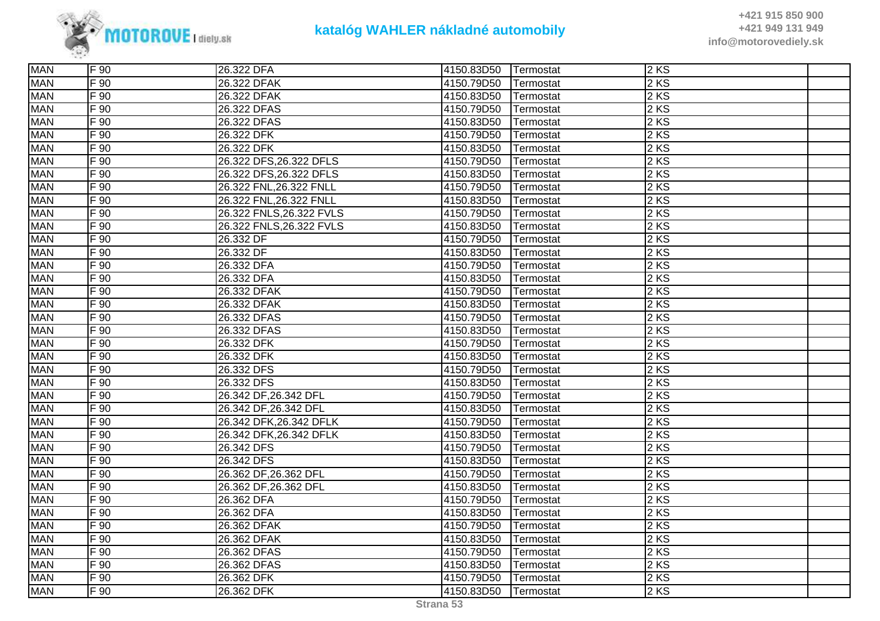| MAN | F 90 | 26.322 DFA | 4150.83D50 | Termostat | 2 KS | |
|---|---|---|---|---|---|---|
| MAN | F 90 | 26.322 DFAK | 4150.79D50 | Termostat | 2 KS | |
| MAN | F 90 | 26.322 DFAK | 4150.83D50 | Termostat | 2 KS | |
| MAN | F 90 | 26.322 DFAS | 4150.79D50 | Termostat | 2 KS | |
| MAN | F 90 | 26.322 DFAS | 4150.83D50 | Termostat | 2 KS | |
| MAN | F 90 | 26.322 DFK | 4150.79D50 | Termostat | 2 KS | |
| MAN | F 90 | 26.322 DFK | 4150.83D50 | Termostat | 2 KS | |
| MAN | F 90 | 26.322 DFS,26.322 DFLS | 4150.79D50 | Termostat | 2 KS | |
| MAN | F 90 | 26.322 DFS,26.322 DFLS | 4150.83D50 | Termostat | 2 KS | |
| MAN | F 90 | 26.322 FNL,26.322 FNLL | 4150.79D50 | Termostat | 2 KS | |
| MAN | F 90 | 26.322 FNL,26.322 FNLL | 4150.83D50 | Termostat | 2 KS | |
| MAN | F 90 | 26.322 FNLS,26.322 FVLS | 4150.79D50 | Termostat | 2 KS | |
| MAN | F 90 | 26.322 FNLS,26.322 FVLS | 4150.83D50 | Termostat | 2 KS | |
| MAN | F 90 | 26.332 DF | 4150.79D50 | Termostat | 2 KS | |
| MAN | F 90 | 26.332 DF | 4150.83D50 | Termostat | 2 KS | |
| MAN | F 90 | 26.332 DFA | 4150.79D50 | Termostat | 2 KS | |
| MAN | F 90 | 26.332 DFA | 4150.83D50 | Termostat | 2 KS | |
| MAN | F 90 | 26.332 DFAK | 4150.79D50 | Termostat | 2 KS | |
| MAN | F 90 | 26.332 DFAK | 4150.83D50 | Termostat | 2 KS | |
| MAN | F 90 | 26.332 DFAS | 4150.79D50 | Termostat | 2 KS | |
| MAN | F 90 | 26.332 DFAS | 4150.83D50 | Termostat | 2 KS | |
| MAN | F 90 | 26.332 DFK | 4150.79D50 | Termostat | 2 KS | |
| MAN | F 90 | 26.332 DFK | 4150.83D50 | Termostat | 2 KS | |
| MAN | F 90 | 26.332 DFS | 4150.79D50 | Termostat | 2 KS | |
| MAN | F 90 | 26.332 DFS | 4150.83D50 | Termostat | 2 KS | |
| MAN | F 90 | 26.342 DF,26.342 DFL | 4150.79D50 | Termostat | 2 KS | |
| MAN | F 90 | 26.342 DF,26.342 DFL | 4150.83D50 | Termostat | 2 KS | |
| MAN | F 90 | 26.342 DFK,26.342 DFLK | 4150.79D50 | Termostat | 2 KS | |
| MAN | F 90 | 26.342 DFK,26.342 DFLK | 4150.83D50 | Termostat | 2 KS | |
| MAN | F 90 | 26.342 DFS | 4150.79D50 | Termostat | 2 KS | |
| MAN | F 90 | 26.342 DFS | 4150.83D50 | Termostat | 2 KS | |
| MAN | F 90 | 26.362 DF,26.362 DFL | 4150.79D50 | Termostat | 2 KS | |
| MAN | F 90 | 26.362 DF,26.362 DFL | 4150.83D50 | Termostat | 2 KS | |
| MAN | F 90 | 26.362 DFA | 4150.79D50 | Termostat | 2 KS | |
| MAN | F 90 | 26.362 DFA | 4150.83D50 | Termostat | 2 KS | |
| MAN | F 90 | 26.362 DFAK | 4150.79D50 | Termostat | 2 KS | |
| MAN | F 90 | 26.362 DFAK | 4150.83D50 | Termostat | 2 KS | |
| MAN | F 90 | 26.362 DFAS | 4150.79D50 | Termostat | 2 KS | |
| MAN | F 90 | 26.362 DFAS | 4150.83D50 | Termostat | 2 KS | |
| MAN | F 90 | 26.362 DFK | 4150.79D50 | Termostat | 2 KS | |
| MAN | F 90 | 26.362 DFK | 4150.83D50 | Termostat | 2 KS | |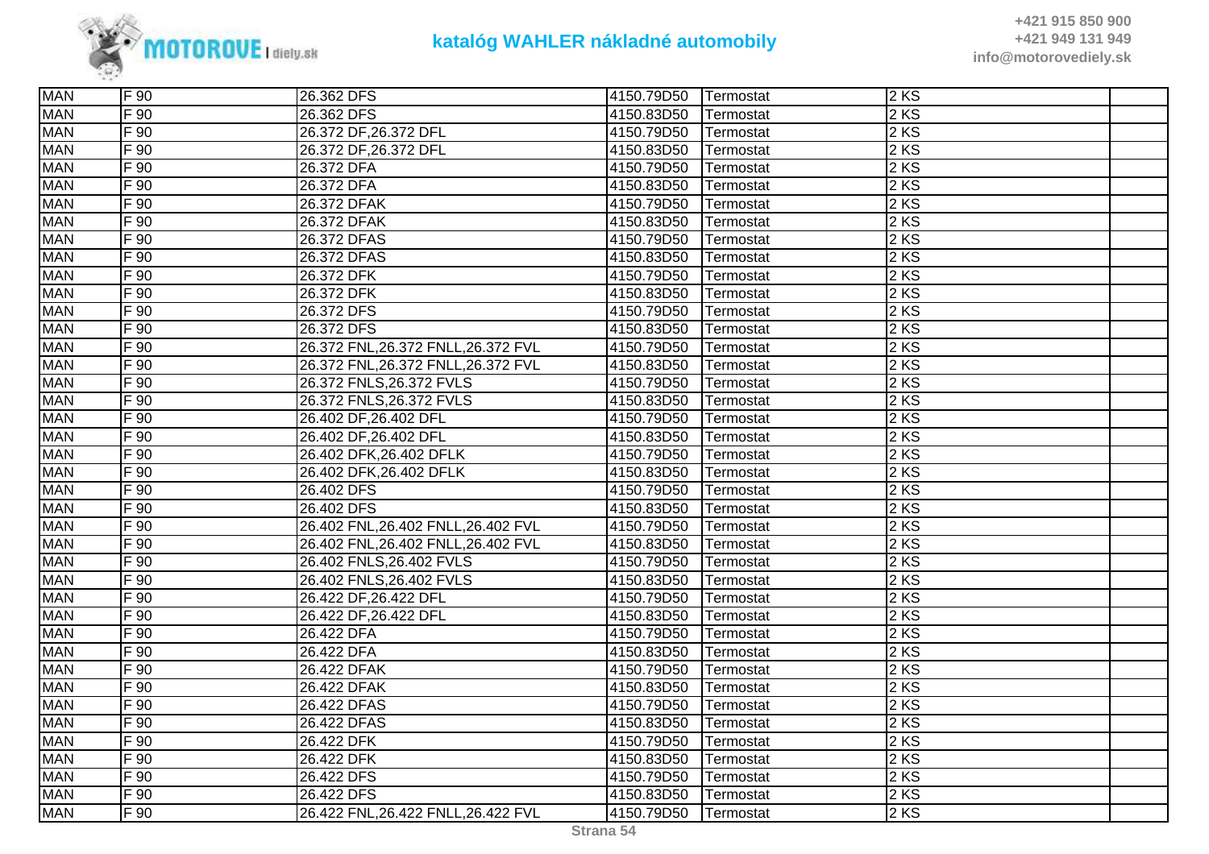| MAN | F 90 | 26.362 DFS | 4150.79D50 | Termostat | 2 KS | |
|---|---|---|---|---|---|---|
| MAN | F 90 | 26.362 DFS | 4150.83D50 | Termostat | 2 KS | |
| MAN | F 90 | 26.372 DF,26.372 DFL | 4150.79D50 | Termostat | 2 KS | |
| MAN | F 90 | 26.372 DF,26.372 DFL | 4150.83D50 | Termostat | 2 KS | |
| MAN | F 90 | 26.372 DFA | 4150.79D50 | Termostat | 2 KS | |
| MAN | F 90 | 26.372 DFA | 4150.83D50 | Termostat | 2 KS | |
| MAN | F 90 | 26.372 DFAK | 4150.79D50 | Termostat | 2 KS | |
| MAN | F 90 | 26.372 DFAK | 4150.83D50 | Termostat | 2 KS | |
| MAN | F 90 | 26.372 DFAS | 4150.79D50 | Termostat | 2 KS | |
| MAN | F 90 | 26.372 DFAS | 4150.83D50 | Termostat | 2 KS | |
| MAN | F 90 | 26.372 DFK | 4150.79D50 | Termostat | 2 KS | |
| MAN | F 90 | 26.372 DFK | 4150.83D50 | Termostat | 2 KS | |
| MAN | F 90 | 26.372 DFS | 4150.79D50 | Termostat | 2 KS | |
| MAN | F 90 | 26.372 DFS | 4150.83D50 | Termostat | 2 KS | |
| MAN | F 90 | 26.372 FNL,26.372 FNLL,26.372 FVL | 4150.79D50 | Termostat | 2 KS | |
| MAN | F 90 | 26.372 FNL,26.372 FNLL,26.372 FVL | 4150.83D50 | Termostat | 2 KS | |
| MAN | F 90 | 26.372 FNLS,26.372 FVLS | 4150.79D50 | Termostat | 2 KS | |
| MAN | F 90 | 26.372 FNLS,26.372 FVLS | 4150.83D50 | Termostat | 2 KS | |
| MAN | F 90 | 26.402 DF,26.402 DFL | 4150.79D50 | Termostat | 2 KS | |
| MAN | F 90 | 26.402 DF,26.402 DFL | 4150.83D50 | Termostat | 2 KS | |
| MAN | F 90 | 26.402 DFK,26.402 DFLK | 4150.79D50 | Termostat | 2 KS | |
| MAN | F 90 | 26.402 DFK,26.402 DFLK | 4150.83D50 | Termostat | 2 KS | |
| MAN | F 90 | 26.402 DFS | 4150.79D50 | Termostat | 2 KS | |
| MAN | F 90 | 26.402 DFS | 4150.83D50 | Termostat | 2 KS | |
| MAN | F 90 | 26.402 FNL,26.402 FNLL,26.402 FVL | 4150.79D50 | Termostat | 2 KS | |
| MAN | F 90 | 26.402 FNL,26.402 FNLL,26.402 FVL | 4150.83D50 | Termostat | 2 KS | |
| MAN | F 90 | 26.402 FNLS,26.402 FVLS | 4150.79D50 | Termostat | 2 KS | |
| MAN | F 90 | 26.402 FNLS,26.402 FVLS | 4150.83D50 | Termostat | 2 KS | |
| MAN | F 90 | 26.422 DF,26.422 DFL | 4150.79D50 | Termostat | 2 KS | |
| MAN | F 90 | 26.422 DF,26.422 DFL | 4150.83D50 | Termostat | 2 KS | |
| MAN | F 90 | 26.422 DFA | 4150.79D50 | Termostat | 2 KS | |
| MAN | F 90 | 26.422 DFA | 4150.83D50 | Termostat | 2 KS | |
| MAN | F 90 | 26.422 DFAK | 4150.79D50 | Termostat | 2 KS | |
| MAN | F 90 | 26.422 DFAK | 4150.83D50 | Termostat | 2 KS | |
| MAN | F 90 | 26.422 DFAS | 4150.79D50 | Termostat | 2 KS | |
| MAN | F 90 | 26.422 DFAS | 4150.83D50 | Termostat | 2 KS | |
| MAN | F 90 | 26.422 DFK | 4150.79D50 | Termostat | 2 KS | |
| MAN | F 90 | 26.422 DFK | 4150.83D50 | Termostat | 2 KS | |
| MAN | F 90 | 26.422 DFS | 4150.79D50 | Termostat | 2 KS | |
| MAN | F 90 | 26.422 DFS | 4150.83D50 | Termostat | 2 KS | |
| MAN | F 90 | 26.422 FNL,26.422 FNLL,26.422 FVL | 4150.79D50 | Termostat | 2 KS | |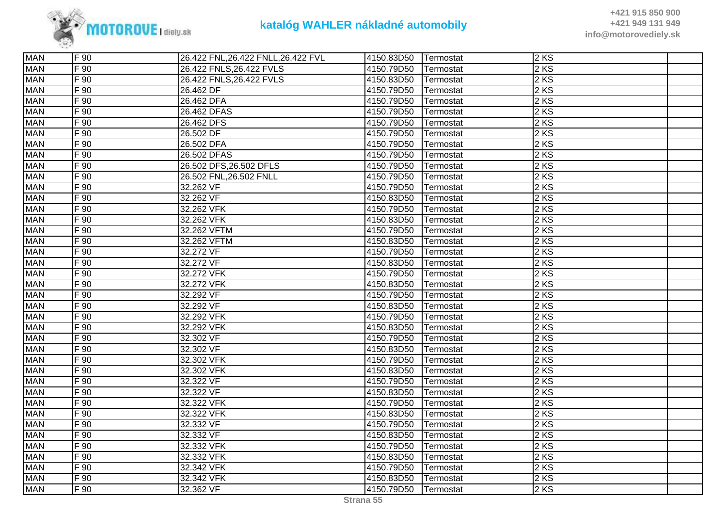| MAN | F 90 | 26.422 FNL,26.422 FNLL,26.422 FVL | 4150.83D50 | Termostat | 2 KS | |
|---|---|---|---|---|---|---|
| MAN | F 90 | 26.422 FNLS,26.422 FVLS | 4150.79D50 | Termostat | 2 KS | |
| MAN | F 90 | 26.422 FNLS,26.422 FVLS | 4150.83D50 | Termostat | 2 KS | |
| MAN | F 90 | 26.462 DF | 4150.79D50 | Termostat | 2 KS | |
| MAN | F 90 | 26.462 DFA | 4150.79D50 | Termostat | 2 KS | |
| MAN | F 90 | 26.462 DFAS | 4150.79D50 | Termostat | 2 KS | |
| MAN | F 90 | 26.462 DFS | 4150.79D50 | Termostat | 2 KS | |
| MAN | F 90 | 26.502 DF | 4150.79D50 | Termostat | 2 KS | |
| MAN | F 90 | 26.502 DFA | 4150.79D50 | Termostat | 2 KS | |
| MAN | F 90 | 26.502 DFAS | 4150.79D50 | Termostat | 2 KS | |
| MAN | F 90 | 26.502 DFS,26.502 DFLS | 4150.79D50 | Termostat | 2 KS | |
| MAN | F 90 | 26.502 FNL,26.502 FNLL | 4150.79D50 | Termostat | 2 KS | |
| MAN | F 90 | 32.262 VF | 4150.79D50 | Termostat | 2 KS | |
| MAN | F 90 | 32.262 VF | 4150.83D50 | Termostat | 2 KS | |
| MAN | F 90 | 32.262 VFK | 4150.79D50 | Termostat | 2 KS | |
| MAN | F 90 | 32.262 VFK | 4150.83D50 | Termostat | 2 KS | |
| MAN | F 90 | 32.262 VFTM | 4150.79D50 | Termostat | 2 KS | |
| MAN | F 90 | 32.262 VFTM | 4150.83D50 | Termostat | 2 KS | |
| MAN | F 90 | 32.272 VF | 4150.79D50 | Termostat | 2 KS | |
| MAN | F 90 | 32.272 VF | 4150.83D50 | Termostat | 2 KS | |
| MAN | F 90 | 32.272 VFK | 4150.79D50 | Termostat | 2 KS | |
| MAN | F 90 | 32.272 VFK | 4150.83D50 | Termostat | 2 KS | |
| MAN | F 90 | 32.292 VF | 4150.79D50 | Termostat | 2 KS | |
| MAN | F 90 | 32.292 VF | 4150.83D50 | Termostat | 2 KS | |
| MAN | F 90 | 32.292 VFK | 4150.79D50 | Termostat | 2 KS | |
| MAN | F 90 | 32.292 VFK | 4150.83D50 | Termostat | 2 KS | |
| MAN | F 90 | 32.302 VF | 4150.79D50 | Termostat | 2 KS | |
| MAN | F 90 | 32.302 VF | 4150.83D50 | Termostat | 2 KS | |
| MAN | F 90 | 32.302 VFK | 4150.79D50 | Termostat | 2 KS | |
| MAN | F 90 | 32.302 VFK | 4150.83D50 | Termostat | 2 KS | |
| MAN | F 90 | 32.322 VF | 4150.79D50 | Termostat | 2 KS | |
| MAN | F 90 | 32.322 VF | 4150.83D50 | Termostat | 2 KS | |
| MAN | F 90 | 32.322 VFK | 4150.79D50 | Termostat | 2 KS | |
| MAN | F 90 | 32.322 VFK | 4150.83D50 | Termostat | 2 KS | |
| MAN | F 90 | 32.332 VF | 4150.79D50 | Termostat | 2 KS | |
| MAN | F 90 | 32.332 VF | 4150.83D50 | Termostat | 2 KS | |
| MAN | F 90 | 32.332 VFK | 4150.79D50 | Termostat | 2 KS | |
| MAN | F 90 | 32.332 VFK | 4150.83D50 | Termostat | 2 KS | |
| MAN | F 90 | 32.342 VFK | 4150.79D50 | Termostat | 2 KS | |
| MAN | F 90 | 32.342 VFK | 4150.83D50 | Termostat | 2 KS | |
| MAN | F 90 | 32.362 VF | 4150.79D50 | Termostat | 2 KS | |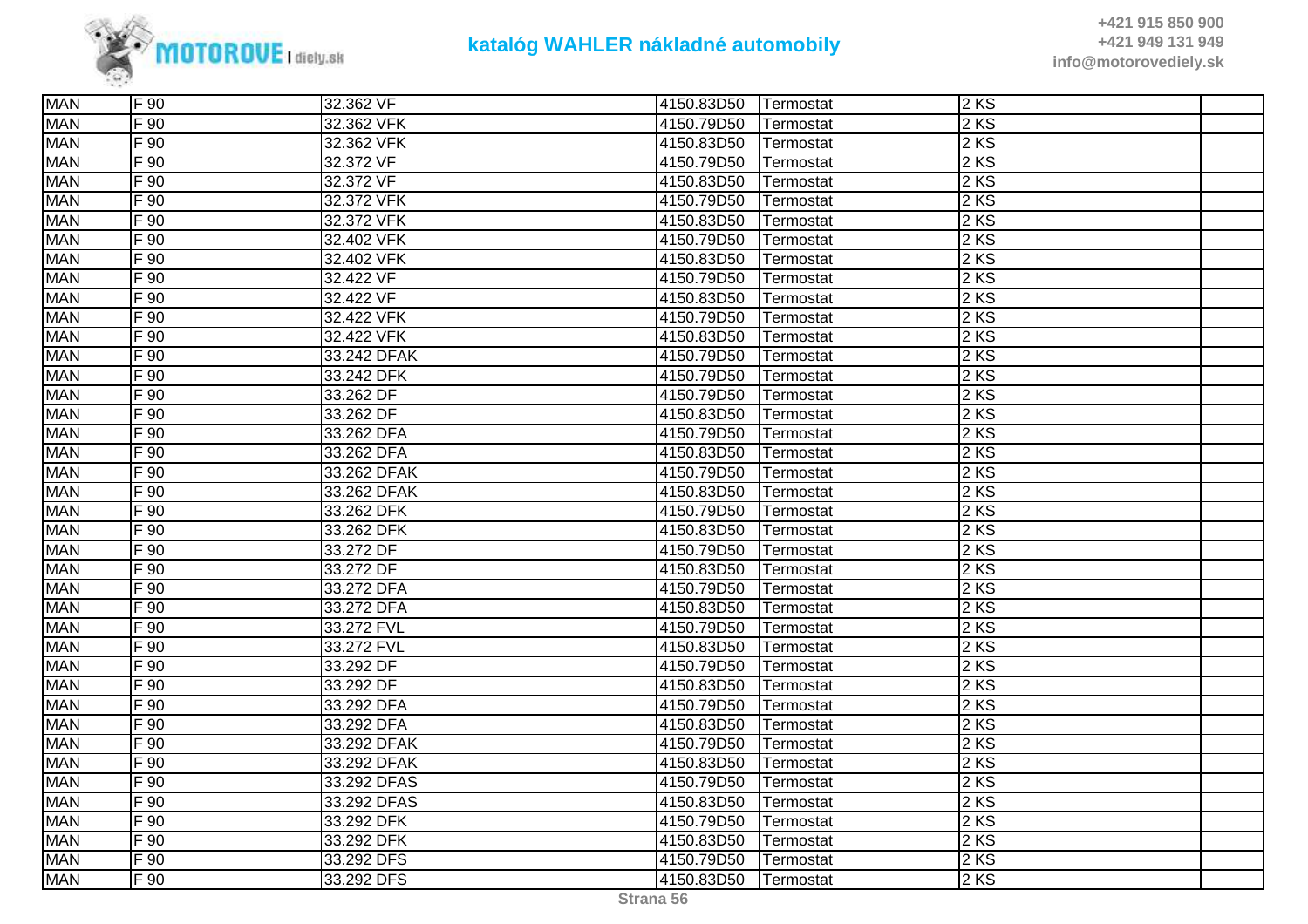| | | | | | | |
|---|---|---|---|---|---|---|
| MAN | F 90 | 32.362 VF | 4150.83D50 | Termostat | 2 KS | |
| MAN | F 90 | 32.362 VFK | 4150.79D50 | Termostat | 2 KS | |
| MAN | F 90 | 32.362 VFK | 4150.83D50 | Termostat | 2 KS | |
| MAN | F 90 | 32.372 VF | 4150.79D50 | Termostat | 2 KS | |
| MAN | F 90 | 32.372 VF | 4150.83D50 | Termostat | 2 KS | |
| MAN | F 90 | 32.372 VFK | 4150.79D50 | Termostat | 2 KS | |
| MAN | F 90 | 32.372 VFK | 4150.83D50 | Termostat | 2 KS | |
| MAN | F 90 | 32.402 VFK | 4150.79D50 | Termostat | 2 KS | |
| MAN | F 90 | 32.402 VFK | 4150.83D50 | Termostat | 2 KS | |
| MAN | F 90 | 32.422 VF | 4150.79D50 | Termostat | 2 KS | |
| MAN | F 90 | 32.422 VF | 4150.83D50 | Termostat | 2 KS | |
| MAN | F 90 | 32.422 VFK | 4150.79D50 | Termostat | 2 KS | |
| MAN | F 90 | 32.422 VFK | 4150.83D50 | Termostat | 2 KS | |
| MAN | F 90 | 33.242 DFAK | 4150.79D50 | Termostat | 2 KS | |
| MAN | F 90 | 33.242 DFK | 4150.79D50 | Termostat | 2 KS | |
| MAN | F 90 | 33.262 DF | 4150.79D50 | Termostat | 2 KS | |
| MAN | F 90 | 33.262 DF | 4150.83D50 | Termostat | 2 KS | |
| MAN | F 90 | 33.262 DFA | 4150.79D50 | Termostat | 2 KS | |
| MAN | F 90 | 33.262 DFA | 4150.83D50 | Termostat | 2 KS | |
| MAN | F 90 | 33.262 DFAK | 4150.79D50 | Termostat | 2 KS | |
| MAN | F 90 | 33.262 DFAK | 4150.83D50 | Termostat | 2 KS | |
| MAN | F 90 | 33.262 DFK | 4150.79D50 | Termostat | 2 KS | |
| MAN | F 90 | 33.262 DFK | 4150.83D50 | Termostat | 2 KS | |
| MAN | F 90 | 33.272 DF | 4150.79D50 | Termostat | 2 KS | |
| MAN | F 90 | 33.272 DF | 4150.83D50 | Termostat | 2 KS | |
| MAN | F 90 | 33.272 DFA | 4150.79D50 | Termostat | 2 KS | |
| MAN | F 90 | 33.272 DFA | 4150.83D50 | Termostat | 2 KS | |
| MAN | F 90 | 33.272 FVL | 4150.79D50 | Termostat | 2 KS | |
| MAN | F 90 | 33.272 FVL | 4150.83D50 | Termostat | 2 KS | |
| MAN | F 90 | 33.292 DF | 4150.79D50 | Termostat | 2 KS | |
| MAN | F 90 | 33.292 DF | 4150.83D50 | Termostat | 2 KS | |
| MAN | F 90 | 33.292 DFA | 4150.79D50 | Termostat | 2 KS | |
| MAN | F 90 | 33.292 DFA | 4150.83D50 | Termostat | 2 KS | |
| MAN | F 90 | 33.292 DFAK | 4150.79D50 | Termostat | 2 KS | |
| MAN | F 90 | 33.292 DFAK | 4150.83D50 | Termostat | 2 KS | |
| MAN | F 90 | 33.292 DFAS | 4150.79D50 | Termostat | 2 KS | |
| MAN | F 90 | 33.292 DFAS | 4150.83D50 | Termostat | 2 KS | |
| MAN | F 90 | 33.292 DFK | 4150.79D50 | Termostat | 2 KS | |
| MAN | F 90 | 33.292 DFK | 4150.83D50 | Termostat | 2 KS | |
| MAN | F 90 | 33.292 DFS | 4150.79D50 | Termostat | 2 KS | |
| MAN | F 90 | 33.292 DFS | 4150.83D50 | Termostat | 2 KS | |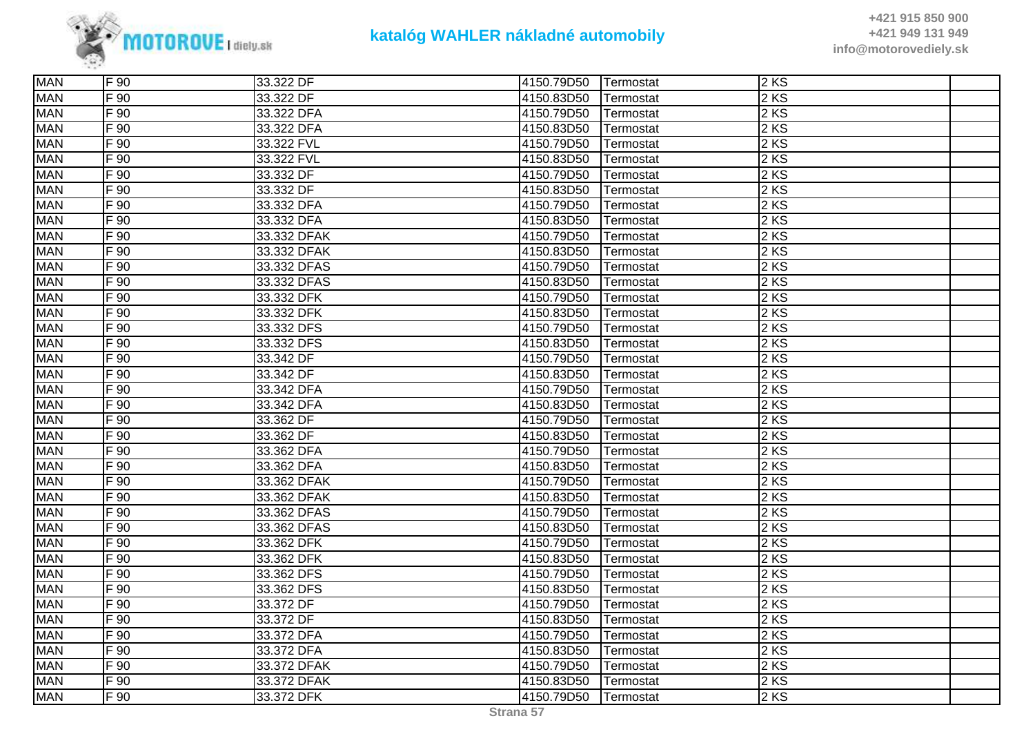| MAN | F 90 | 33.322 DF | 4150.79D50 | Termostat | 2 KS | |
|---|---|---|---|---|---|---|
| MAN | F 90 | 33.322 DF | 4150.83D50 | Termostat | 2 KS | |
| MAN | F 90 | 33.322 DFA | 4150.79D50 | Termostat | 2 KS | |
| MAN | F 90 | 33.322 DFA | 4150.83D50 | Termostat | 2 KS | |
| MAN | F 90 | 33.322 FVL | 4150.79D50 | Termostat | 2 KS | |
| MAN | F 90 | 33.322 FVL | 4150.83D50 | Termostat | 2 KS | |
| MAN | F 90 | 33.332 DF | 4150.79D50 | Termostat | 2 KS | |
| MAN | F 90 | 33.332 DF | 4150.83D50 | Termostat | 2 KS | |
| MAN | F 90 | 33.332 DFA | 4150.79D50 | Termostat | 2 KS | |
| MAN | F 90 | 33.332 DFA | 4150.83D50 | Termostat | 2 KS | |
| MAN | F 90 | 33.332 DFAK | 4150.79D50 | Termostat | 2 KS | |
| MAN | F 90 | 33.332 DFAK | 4150.83D50 | Termostat | 2 KS | |
| MAN | F 90 | 33.332 DFAS | 4150.79D50 | Termostat | 2 KS | |
| MAN | F 90 | 33.332 DFAS | 4150.83D50 | Termostat | 2 KS | |
| MAN | F 90 | 33.332 DFK | 4150.79D50 | Termostat | 2 KS | |
| MAN | F 90 | 33.332 DFK | 4150.83D50 | Termostat | 2 KS | |
| MAN | F 90 | 33.332 DFS | 4150.79D50 | Termostat | 2 KS | |
| MAN | F 90 | 33.332 DFS | 4150.83D50 | Termostat | 2 KS | |
| MAN | F 90 | 33.342 DF | 4150.79D50 | Termostat | 2 KS | |
| MAN | F 90 | 33.342 DF | 4150.83D50 | Termostat | 2 KS | |
| MAN | F 90 | 33.342 DFA | 4150.79D50 | Termostat | 2 KS | |
| MAN | F 90 | 33.342 DFA | 4150.83D50 | Termostat | 2 KS | |
| MAN | F 90 | 33.362 DF | 4150.79D50 | Termostat | 2 KS | |
| MAN | F 90 | 33.362 DF | 4150.83D50 | Termostat | 2 KS | |
| MAN | F 90 | 33.362 DFA | 4150.79D50 | Termostat | 2 KS | |
| MAN | F 90 | 33.362 DFA | 4150.83D50 | Termostat | 2 KS | |
| MAN | F 90 | 33.362 DFAK | 4150.79D50 | Termostat | 2 KS | |
| MAN | F 90 | 33.362 DFAK | 4150.83D50 | Termostat | 2 KS | |
| MAN | F 90 | 33.362 DFAS | 4150.79D50 | Termostat | 2 KS | |
| MAN | F 90 | 33.362 DFAS | 4150.83D50 | Termostat | 2 KS | |
| MAN | F 90 | 33.362 DFK | 4150.79D50 | Termostat | 2 KS | |
| MAN | F 90 | 33.362 DFK | 4150.83D50 | Termostat | 2 KS | |
| MAN | F 90 | 33.362 DFS | 4150.79D50 | Termostat | 2 KS | |
| MAN | F 90 | 33.362 DFS | 4150.83D50 | Termostat | 2 KS | |
| MAN | F 90 | 33.372 DF | 4150.79D50 | Termostat | 2 KS | |
| MAN | F 90 | 33.372 DF | 4150.83D50 | Termostat | 2 KS | |
| MAN | F 90 | 33.372 DFA | 4150.79D50 | Termostat | 2 KS | |
| MAN | F 90 | 33.372 DFA | 4150.83D50 | Termostat | 2 KS | |
| MAN | F 90 | 33.372 DFAK | 4150.79D50 | Termostat | 2 KS | |
| MAN | F 90 | 33.372 DFAK | 4150.83D50 | Termostat | 2 KS | |
| MAN | F 90 | 33.372 DFK | 4150.79D50 | Termostat | 2 KS | |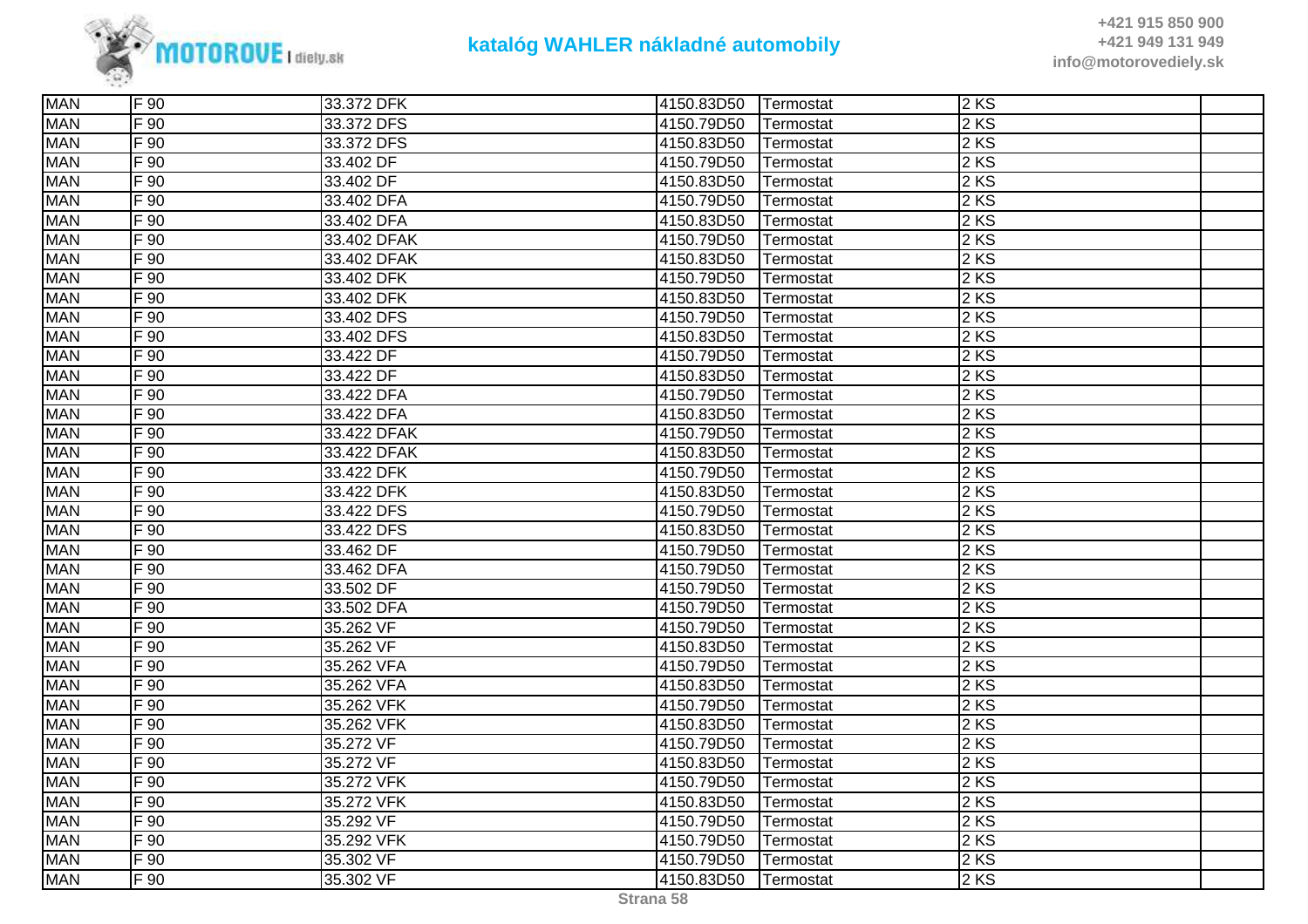| MAN | F 90 | 33.372 DFK | 4150.83D50 | Termostat | 2 KS | |
|---|---|---|---|---|---|---|
| MAN | F 90 | 33.372 DFS | 4150.79D50 | Termostat | 2 KS | |
| MAN | F 90 | 33.372 DFS | 4150.83D50 | Termostat | 2 KS | |
| MAN | F 90 | 33.402 DF | 4150.79D50 | Termostat | 2 KS | |
| MAN | F 90 | 33.402 DF | 4150.83D50 | Termostat | 2 KS | |
| MAN | F 90 | 33.402 DFA | 4150.79D50 | Termostat | 2 KS | |
| MAN | F 90 | 33.402 DFA | 4150.83D50 | Termostat | 2 KS | |
| MAN | F 90 | 33.402 DFAK | 4150.79D50 | Termostat | 2 KS | |
| MAN | F 90 | 33.402 DFAK | 4150.83D50 | Termostat | 2 KS | |
| MAN | F 90 | 33.402 DFK | 4150.79D50 | Termostat | 2 KS | |
| MAN | F 90 | 33.402 DFK | 4150.83D50 | Termostat | 2 KS | |
| MAN | F 90 | 33.402 DFS | 4150.79D50 | Termostat | 2 KS | |
| MAN | F 90 | 33.402 DFS | 4150.83D50 | Termostat | 2 KS | |
| MAN | F 90 | 33.422 DF | 4150.79D50 | Termostat | 2 KS | |
| MAN | F 90 | 33.422 DF | 4150.83D50 | Termostat | 2 KS | |
| MAN | F 90 | 33.422 DFA | 4150.79D50 | Termostat | 2 KS | |
| MAN | F 90 | 33.422 DFA | 4150.83D50 | Termostat | 2 KS | |
| MAN | F 90 | 33.422 DFAK | 4150.79D50 | Termostat | 2 KS | |
| MAN | F 90 | 33.422 DFAK | 4150.83D50 | Termostat | 2 KS | |
| MAN | F 90 | 33.422 DFK | 4150.79D50 | Termostat | 2 KS | |
| MAN | F 90 | 33.422 DFK | 4150.83D50 | Termostat | 2 KS | |
| MAN | F 90 | 33.422 DFS | 4150.79D50 | Termostat | 2 KS | |
| MAN | F 90 | 33.422 DFS | 4150.83D50 | Termostat | 2 KS | |
| MAN | F 90 | 33.462 DF | 4150.79D50 | Termostat | 2 KS | |
| MAN | F 90 | 33.462 DFA | 4150.79D50 | Termostat | 2 KS | |
| MAN | F 90 | 33.502 DF | 4150.79D50 | Termostat | 2 KS | |
| MAN | F 90 | 33.502 DFA | 4150.79D50 | Termostat | 2 KS | |
| MAN | F 90 | 35.262 VF | 4150.79D50 | Termostat | 2 KS | |
| MAN | F 90 | 35.262 VF | 4150.83D50 | Termostat | 2 KS | |
| MAN | F 90 | 35.262 VFA | 4150.79D50 | Termostat | 2 KS | |
| MAN | F 90 | 35.262 VFA | 4150.83D50 | Termostat | 2 KS | |
| MAN | F 90 | 35.262 VFK | 4150.79D50 | Termostat | 2 KS | |
| MAN | F 90 | 35.262 VFK | 4150.83D50 | Termostat | 2 KS | |
| MAN | F 90 | 35.272 VF | 4150.79D50 | Termostat | 2 KS | |
| MAN | F 90 | 35.272 VF | 4150.83D50 | Termostat | 2 KS | |
| MAN | F 90 | 35.272 VFK | 4150.79D50 | Termostat | 2 KS | |
| MAN | F 90 | 35.272 VFK | 4150.83D50 | Termostat | 2 KS | |
| MAN | F 90 | 35.292 VF | 4150.79D50 | Termostat | 2 KS | |
| MAN | F 90 | 35.292 VFK | 4150.79D50 | Termostat | 2 KS | |
| MAN | F 90 | 35.302 VF | 4150.79D50 | Termostat | 2 KS | |
| MAN | F 90 | 35.302 VF | 4150.83D50 | Termostat | 2 KS | |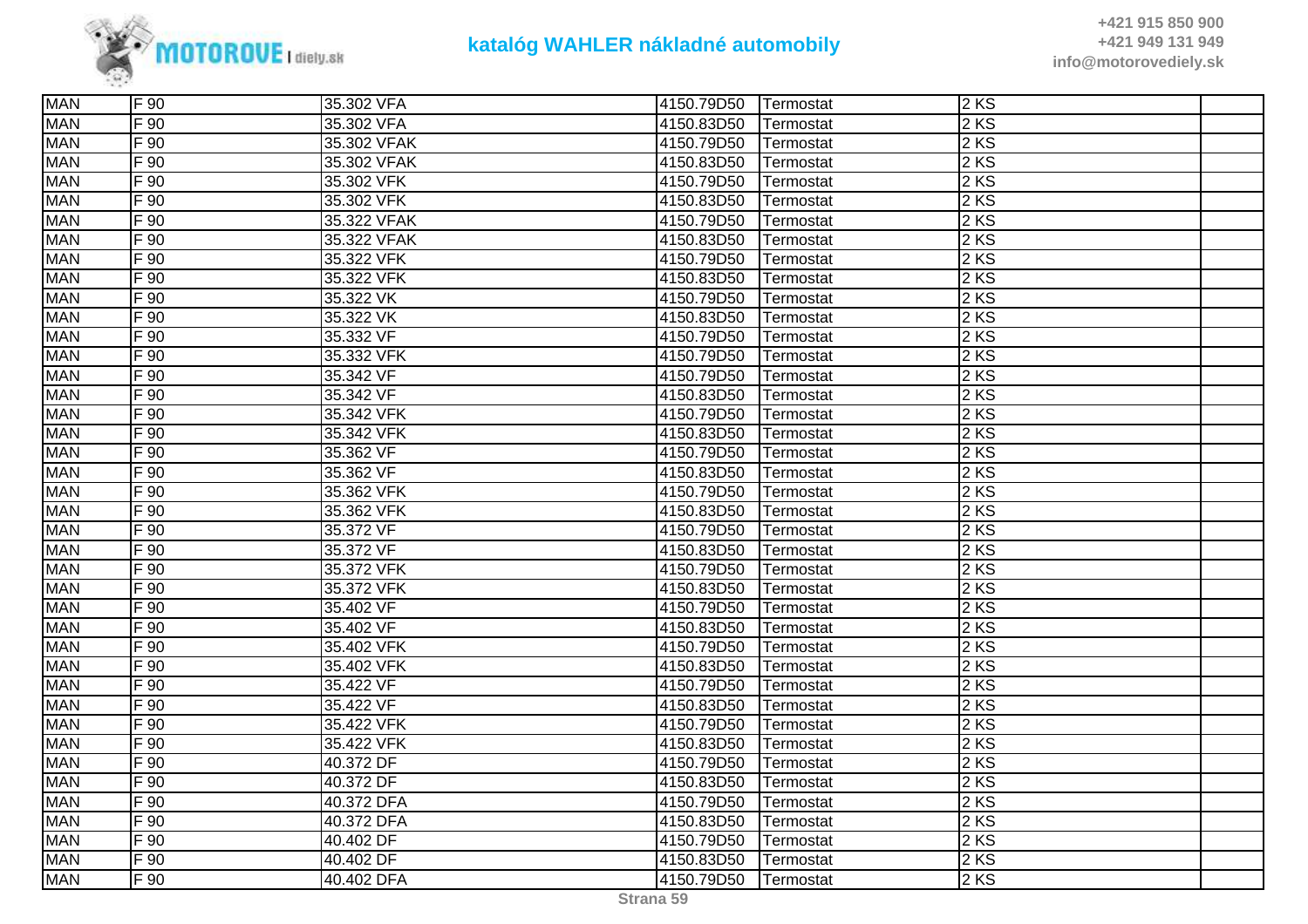| MAN | F 90 | 35.302 VFA | 4150.79D50 | Termostat | 2 KS | |
|---|---|---|---|---|---|---|
| MAN | F 90 | 35.302 VFA | 4150.83D50 | Termostat | 2 KS | |
| MAN | F 90 | 35.302 VFAK | 4150.79D50 | Termostat | 2 KS | |
| MAN | F 90 | 35.302 VFAK | 4150.83D50 | Termostat | 2 KS | |
| MAN | F 90 | 35.302 VFK | 4150.79D50 | Termostat | 2 KS | |
| MAN | F 90 | 35.302 VFK | 4150.83D50 | Termostat | 2 KS | |
| MAN | F 90 | 35.322 VFAK | 4150.79D50 | Termostat | 2 KS | |
| MAN | F 90 | 35.322 VFAK | 4150.83D50 | Termostat | 2 KS | |
| MAN | F 90 | 35.322 VFK | 4150.79D50 | Termostat | 2 KS | |
| MAN | F 90 | 35.322 VFK | 4150.83D50 | Termostat | 2 KS | |
| MAN | F 90 | 35.322 VK | 4150.79D50 | Termostat | 2 KS | |
| MAN | F 90 | 35.322 VK | 4150.83D50 | Termostat | 2 KS | |
| MAN | F 90 | 35.332 VF | 4150.79D50 | Termostat | 2 KS | |
| MAN | F 90 | 35.332 VFK | 4150.79D50 | Termostat | 2 KS | |
| MAN | F 90 | 35.342 VF | 4150.79D50 | Termostat | 2 KS | |
| MAN | F 90 | 35.342 VF | 4150.83D50 | Termostat | 2 KS | |
| MAN | F 90 | 35.342 VFK | 4150.79D50 | Termostat | 2 KS | |
| MAN | F 90 | 35.342 VFK | 4150.83D50 | Termostat | 2 KS | |
| MAN | F 90 | 35.362 VF | 4150.79D50 | Termostat | 2 KS | |
| MAN | F 90 | 35.362 VF | 4150.83D50 | Termostat | 2 KS | |
| MAN | F 90 | 35.362 VFK | 4150.79D50 | Termostat | 2 KS | |
| MAN | F 90 | 35.362 VFK | 4150.83D50 | Termostat | 2 KS | |
| MAN | F 90 | 35.372 VF | 4150.79D50 | Termostat | 2 KS | |
| MAN | F 90 | 35.372 VF | 4150.83D50 | Termostat | 2 KS | |
| MAN | F 90 | 35.372 VFK | 4150.79D50 | Termostat | 2 KS | |
| MAN | F 90 | 35.372 VFK | 4150.83D50 | Termostat | 2 KS | |
| MAN | F 90 | 35.402 VF | 4150.79D50 | Termostat | 2 KS | |
| MAN | F 90 | 35.402 VF | 4150.83D50 | Termostat | 2 KS | |
| MAN | F 90 | 35.402 VFK | 4150.79D50 | Termostat | 2 KS | |
| MAN | F 90 | 35.402 VFK | 4150.83D50 | Termostat | 2 KS | |
| MAN | F 90 | 35.422 VF | 4150.79D50 | Termostat | 2 KS | |
| MAN | F 90 | 35.422 VF | 4150.83D50 | Termostat | 2 KS | |
| MAN | F 90 | 35.422 VFK | 4150.79D50 | Termostat | 2 KS | |
| MAN | F 90 | 35.422 VFK | 4150.83D50 | Termostat | 2 KS | |
| MAN | F 90 | 40.372 DF | 4150.79D50 | Termostat | 2 KS | |
| MAN | F 90 | 40.372 DF | 4150.83D50 | Termostat | 2 KS | |
| MAN | F 90 | 40.372 DFA | 4150.79D50 | Termostat | 2 KS | |
| MAN | F 90 | 40.372 DFA | 4150.83D50 | Termostat | 2 KS | |
| MAN | F 90 | 40.402 DF | 4150.79D50 | Termostat | 2 KS | |
| MAN | F 90 | 40.402 DF | 4150.83D50 | Termostat | 2 KS | |
| MAN | F 90 | 40.402 DFA | 4150.79D50 | Termostat | 2 KS | |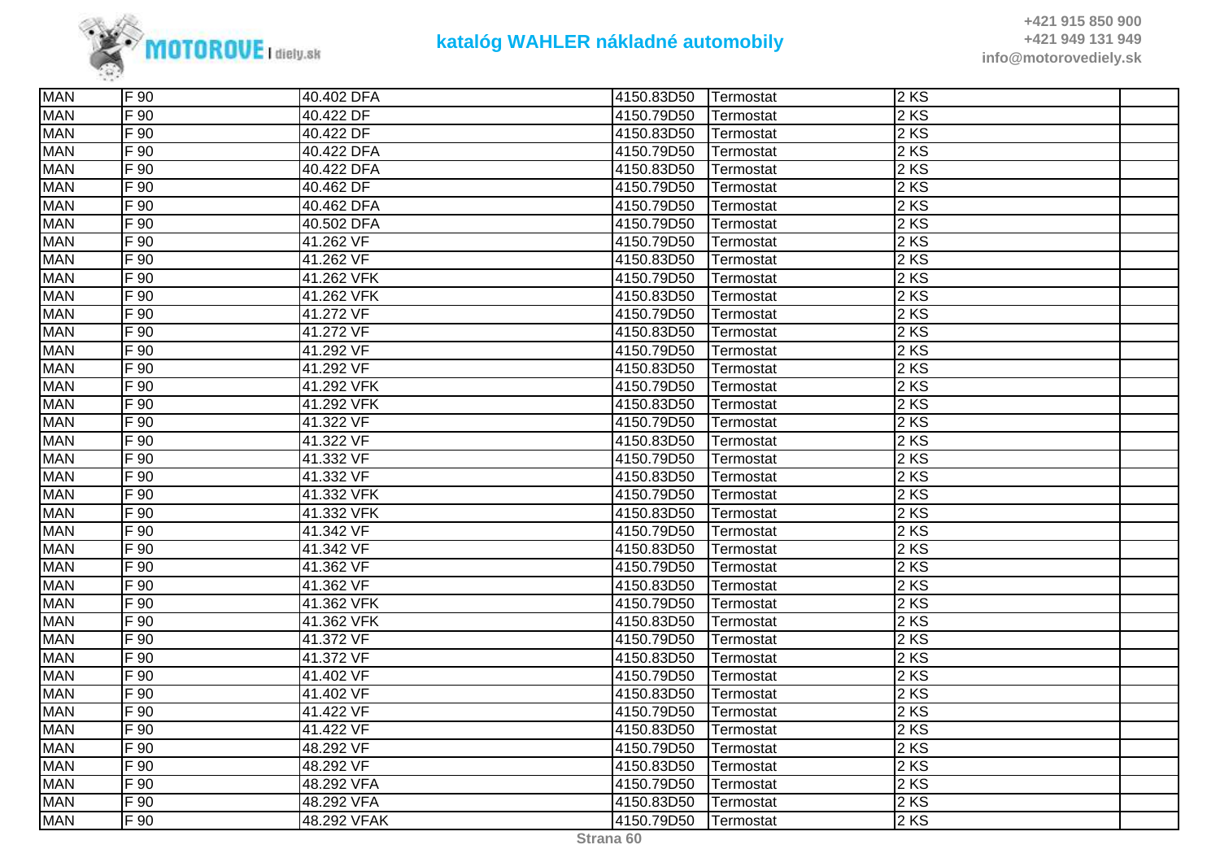| MAN | F 90 | 40.402 DFA | 4150.83D50 | Termostat | 2 KS | |
|---|---|---|---|---|---|---|
| MAN | F 90 | 40.422 DF | 4150.79D50 | Termostat | 2 KS | |
| MAN | F 90 | 40.422 DF | 4150.83D50 | Termostat | 2 KS | |
| MAN | F 90 | 40.422 DFA | 4150.79D50 | Termostat | 2 KS | |
| MAN | F 90 | 40.422 DFA | 4150.83D50 | Termostat | 2 KS | |
| MAN | F 90 | 40.462 DF | 4150.79D50 | Termostat | 2 KS | |
| MAN | F 90 | 40.462 DFA | 4150.79D50 | Termostat | 2 KS | |
| MAN | F 90 | 40.502 DFA | 4150.79D50 | Termostat | 2 KS | |
| MAN | F 90 | 41.262 VF | 4150.79D50 | Termostat | 2 KS | |
| MAN | F 90 | 41.262 VF | 4150.83D50 | Termostat | 2 KS | |
| MAN | F 90 | 41.262 VFK | 4150.79D50 | Termostat | 2 KS | |
| MAN | F 90 | 41.262 VFK | 4150.83D50 | Termostat | 2 KS | |
| MAN | F 90 | 41.272 VF | 4150.79D50 | Termostat | 2 KS | |
| MAN | F 90 | 41.272 VF | 4150.83D50 | Termostat | 2 KS | |
| MAN | F 90 | 41.292 VF | 4150.79D50 | Termostat | 2 KS | |
| MAN | F 90 | 41.292 VF | 4150.83D50 | Termostat | 2 KS | |
| MAN | F 90 | 41.292 VFK | 4150.79D50 | Termostat | 2 KS | |
| MAN | F 90 | 41.292 VFK | 4150.83D50 | Termostat | 2 KS | |
| MAN | F 90 | 41.322 VF | 4150.79D50 | Termostat | 2 KS | |
| MAN | F 90 | 41.322 VF | 4150.83D50 | Termostat | 2 KS | |
| MAN | F 90 | 41.332 VF | 4150.79D50 | Termostat | 2 KS | |
| MAN | F 90 | 41.332 VF | 4150.83D50 | Termostat | 2 KS | |
| MAN | F 90 | 41.332 VFK | 4150.79D50 | Termostat | 2 KS | |
| MAN | F 90 | 41.332 VFK | 4150.83D50 | Termostat | 2 KS | |
| MAN | F 90 | 41.342 VF | 4150.79D50 | Termostat | 2 KS | |
| MAN | F 90 | 41.342 VF | 4150.83D50 | Termostat | 2 KS | |
| MAN | F 90 | 41.362 VF | 4150.79D50 | Termostat | 2 KS | |
| MAN | F 90 | 41.362 VF | 4150.83D50 | Termostat | 2 KS | |
| MAN | F 90 | 41.362 VFK | 4150.79D50 | Termostat | 2 KS | |
| MAN | F 90 | 41.362 VFK | 4150.83D50 | Termostat | 2 KS | |
| MAN | F 90 | 41.372 VF | 4150.79D50 | Termostat | 2 KS | |
| MAN | F 90 | 41.372 VF | 4150.83D50 | Termostat | 2 KS | |
| MAN | F 90 | 41.402 VF | 4150.79D50 | Termostat | 2 KS | |
| MAN | F 90 | 41.402 VF | 4150.83D50 | Termostat | 2 KS | |
| MAN | F 90 | 41.422 VF | 4150.79D50 | Termostat | 2 KS | |
| MAN | F 90 | 41.422 VF | 4150.83D50 | Termostat | 2 KS | |
| MAN | F 90 | 48.292 VF | 4150.79D50 | Termostat | 2 KS | |
| MAN | F 90 | 48.292 VF | 4150.83D50 | Termostat | 2 KS | |
| MAN | F 90 | 48.292 VFA | 4150.79D50 | Termostat | 2 KS | |
| MAN | F 90 | 48.292 VFA | 4150.83D50 | Termostat | 2 KS | |
| MAN | F 90 | 48.292 VFAK | 4150.79D50 | Termostat | 2 KS | |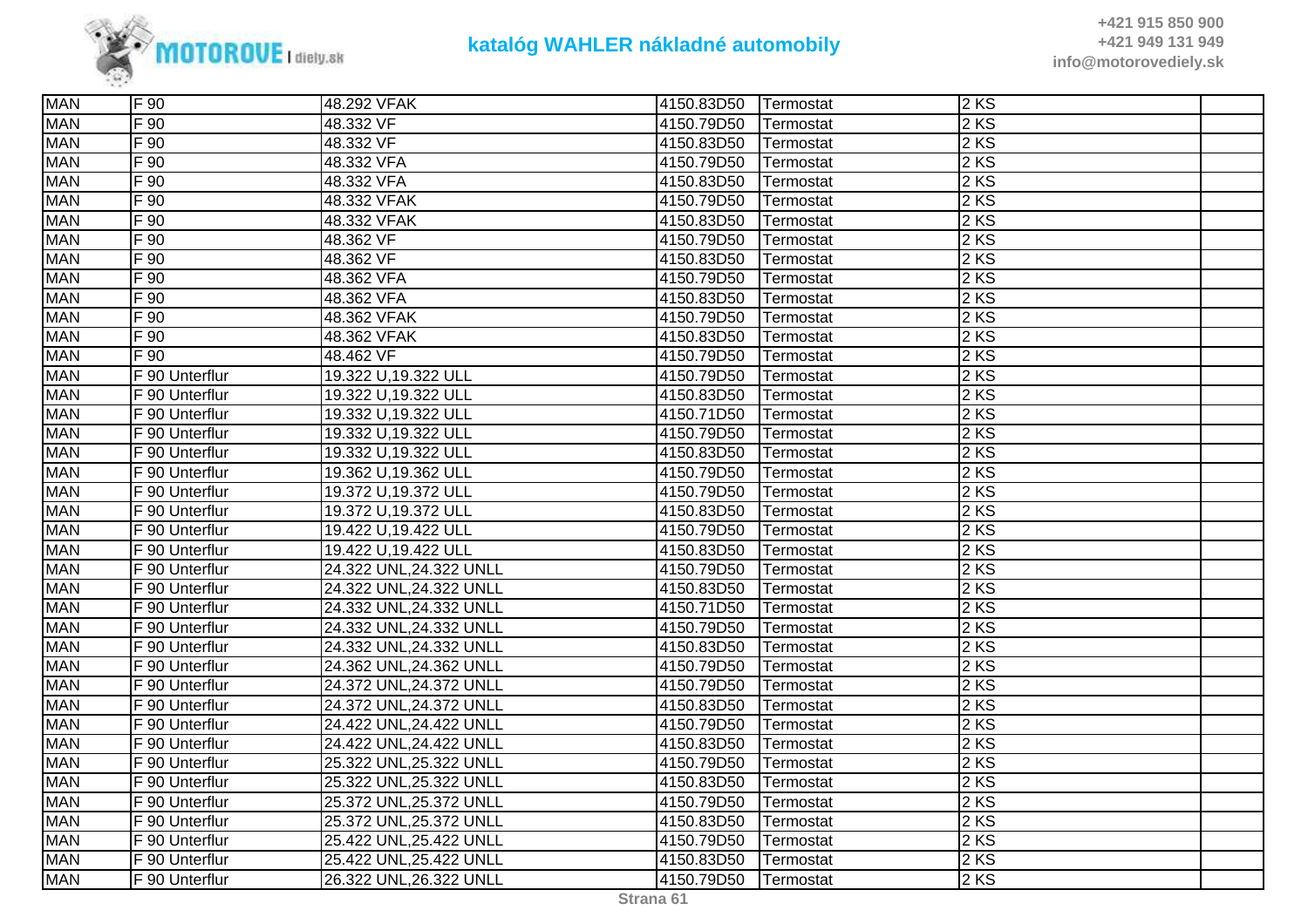| MAN | F 90 | 48.292 VFAK | 4150.83D50 | Termostat | 2 KS | |
|---|---|---|---|---|---|---|
| MAN | F 90 | 48.332 VF | 4150.79D50 | Termostat | 2 KS | |
| MAN | F 90 | 48.332 VF | 4150.83D50 | Termostat | 2 KS | |
| MAN | F 90 | 48.332 VFA | 4150.79D50 | Termostat | 2 KS | |
| MAN | F 90 | 48.332 VFA | 4150.83D50 | Termostat | 2 KS | |
| MAN | F 90 | 48.332 VFAK | 4150.79D50 | Termostat | 2 KS | |
| MAN | F 90 | 48.332 VFAK | 4150.83D50 | Termostat | 2 KS | |
| MAN | F 90 | 48.362 VF | 4150.79D50 | Termostat | 2 KS | |
| MAN | F 90 | 48.362 VF | 4150.83D50 | Termostat | 2 KS | |
| MAN | F 90 | 48.362 VFA | 4150.79D50 | Termostat | 2 KS | |
| MAN | F 90 | 48.362 VFA | 4150.83D50 | Termostat | 2 KS | |
| MAN | F 90 | 48.362 VFAK | 4150.79D50 | Termostat | 2 KS | |
| MAN | F 90 | 48.362 VFAK | 4150.83D50 | Termostat | 2 KS | |
| MAN | F 90 | 48.462 VF | 4150.79D50 | Termostat | 2 KS | |
| MAN | F 90 Unterflur | 19.322 U,19.322 ULL | 4150.79D50 | Termostat | 2 KS | |
| MAN | F 90 Unterflur | 19.322 U,19.322 ULL | 4150.83D50 | Termostat | 2 KS | |
| MAN | F 90 Unterflur | 19.332 U,19.322 ULL | 4150.71D50 | Termostat | 2 KS | |
| MAN | F 90 Unterflur | 19.332 U,19.322 ULL | 4150.79D50 | Termostat | 2 KS | |
| MAN | F 90 Unterflur | 19.332 U,19.322 ULL | 4150.83D50 | Termostat | 2 KS | |
| MAN | F 90 Unterflur | 19.362 U,19.362 ULL | 4150.79D50 | Termostat | 2 KS | |
| MAN | F 90 Unterflur | 19.372 U,19.372 ULL | 4150.79D50 | Termostat | 2 KS | |
| MAN | F 90 Unterflur | 19.372 U,19.372 ULL | 4150.83D50 | Termostat | 2 KS | |
| MAN | F 90 Unterflur | 19.422 U,19.422 ULL | 4150.79D50 | Termostat | 2 KS | |
| MAN | F 90 Unterflur | 19.422 U,19.422 ULL | 4150.83D50 | Termostat | 2 KS | |
| MAN | F 90 Unterflur | 24.322 UNL,24.322 UNLL | 4150.79D50 | Termostat | 2 KS | |
| MAN | F 90 Unterflur | 24.322 UNL,24.322 UNLL | 4150.83D50 | Termostat | 2 KS | |
| MAN | F 90 Unterflur | 24.332 UNL,24.332 UNLL | 4150.71D50 | Termostat | 2 KS | |
| MAN | F 90 Unterflur | 24.332 UNL,24.332 UNLL | 4150.79D50 | Termostat | 2 KS | |
| MAN | F 90 Unterflur | 24.332 UNL,24.332 UNLL | 4150.83D50 | Termostat | 2 KS | |
| MAN | F 90 Unterflur | 24.362 UNL,24.362 UNLL | 4150.79D50 | Termostat | 2 KS | |
| MAN | F 90 Unterflur | 24.372 UNL,24.372 UNLL | 4150.79D50 | Termostat | 2 KS | |
| MAN | F 90 Unterflur | 24.372 UNL,24.372 UNLL | 4150.83D50 | Termostat | 2 KS | |
| MAN | F 90 Unterflur | 24.422 UNL,24.422 UNLL | 4150.79D50 | Termostat | 2 KS | |
| MAN | F 90 Unterflur | 24.422 UNL,24.422 UNLL | 4150.83D50 | Termostat | 2 KS | |
| MAN | F 90 Unterflur | 25.322 UNL,25.322 UNLL | 4150.79D50 | Termostat | 2 KS | |
| MAN | F 90 Unterflur | 25.322 UNL,25.322 UNLL | 4150.83D50 | Termostat | 2 KS | |
| MAN | F 90 Unterflur | 25.372 UNL,25.372 UNLL | 4150.79D50 | Termostat | 2 KS | |
| MAN | F 90 Unterflur | 25.372 UNL,25.372 UNLL | 4150.83D50 | Termostat | 2 KS | |
| MAN | F 90 Unterflur | 25.422 UNL,25.422 UNLL | 4150.79D50 | Termostat | 2 KS | |
| MAN | F 90 Unterflur | 25.422 UNL,25.422 UNLL | 4150.83D50 | Termostat | 2 KS | |
| MAN | F 90 Unterflur | 26.322 UNL,26.322 UNLL | 4150.79D50 | Termostat | 2 KS | |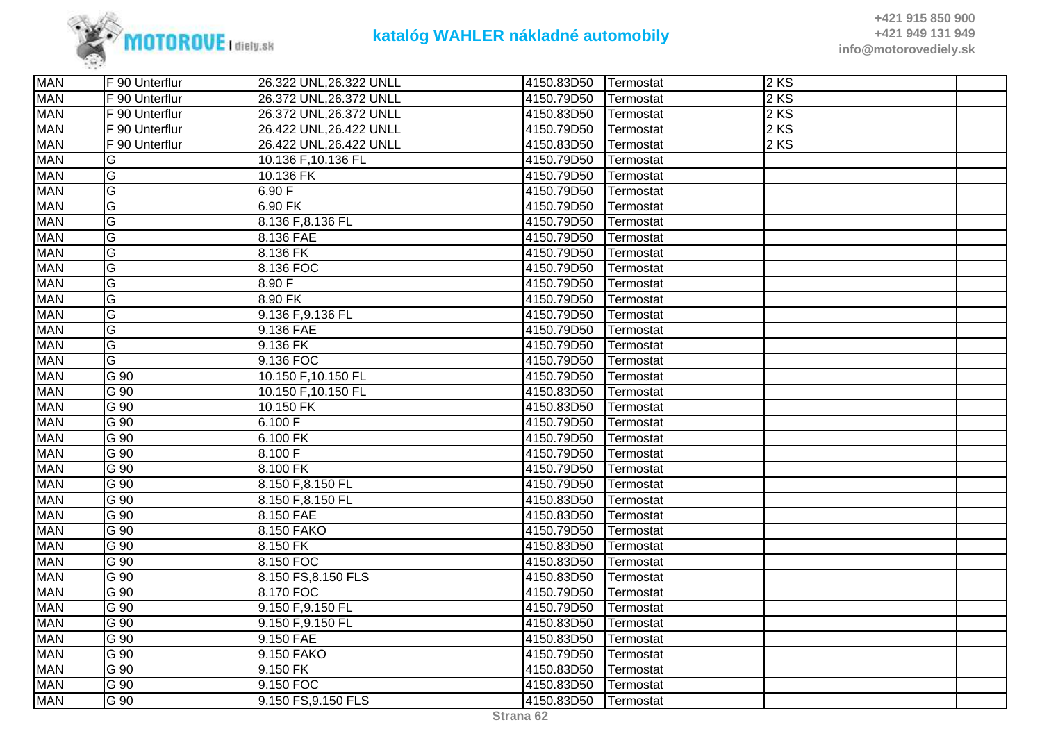| MAN | F 90 Unterflur | 26.322 UNL,26.322 UNLL | 4150.83D50 | Termostat | 2 KS | |
|---|---|---|---|---|---|---|
| MAN | F 90 Unterflur | 26.372 UNL,26.372 UNLL | 4150.79D50 | Termostat | 2 KS | |
| MAN | F 90 Unterflur | 26.372 UNL,26.372 UNLL | 4150.83D50 | Termostat | 2 KS | |
| MAN | F 90 Unterflur | 26.422 UNL,26.422 UNLL | 4150.79D50 | Termostat | 2 KS | |
| MAN | F 90 Unterflur | 26.422 UNL,26.422 UNLL | 4150.83D50 | Termostat | 2 KS | |
| MAN | G | 10.136 F,10.136 FL | 4150.79D50 | Termostat | | |
| MAN | G | 10.136 FK | 4150.79D50 | Termostat | | |
| MAN | G | 6.90 F | 4150.79D50 | Termostat | | |
| MAN | G | 6.90 FK | 4150.79D50 | Termostat | | |
| MAN | G | 8.136 F,8.136 FL | 4150.79D50 | Termostat | | |
| MAN | G | 8.136 FAE | 4150.79D50 | Termostat | | |
| MAN | G | 8.136 FK | 4150.79D50 | Termostat | | |
| MAN | G | 8.136 FOC | 4150.79D50 | Termostat | | |
| MAN | G | 8.90 F | 4150.79D50 | Termostat | | |
| MAN | G | 8.90 FK | 4150.79D50 | Termostat | | |
| MAN | G | 9.136 F,9.136 FL | 4150.79D50 | Termostat | | |
| MAN | G | 9.136 FAE | 4150.79D50 | Termostat | | |
| MAN | G | 9.136 FK | 4150.79D50 | Termostat | | |
| MAN | G | 9.136 FOC | 4150.79D50 | Termostat | | |
| MAN | G 90 | 10.150 F,10.150 FL | 4150.79D50 | Termostat | | |
| MAN | G 90 | 10.150 F,10.150 FL | 4150.83D50 | Termostat | | |
| MAN | G 90 | 10.150 FK | 4150.83D50 | Termostat | | |
| MAN | G 90 | 6.100 F | 4150.79D50 | Termostat | | |
| MAN | G 90 | 6.100 FK | 4150.79D50 | Termostat | | |
| MAN | G 90 | 8.100 F | 4150.79D50 | Termostat | | |
| MAN | G 90 | 8.100 FK | 4150.79D50 | Termostat | | |
| MAN | G 90 | 8.150 F,8.150 FL | 4150.79D50 | Termostat | | |
| MAN | G 90 | 8.150 F,8.150 FL | 4150.83D50 | Termostat | | |
| MAN | G 90 | 8.150 FAE | 4150.83D50 | Termostat | | |
| MAN | G 90 | 8.150 FAKO | 4150.79D50 | Termostat | | |
| MAN | G 90 | 8.150 FK | 4150.83D50 | Termostat | | |
| MAN | G 90 | 8.150 FOC | 4150.83D50 | Termostat | | |
| MAN | G 90 | 8.150 FS,8.150 FLS | 4150.83D50 | Termostat | | |
| MAN | G 90 | 8.170 FOC | 4150.79D50 | Termostat | | |
| MAN | G 90 | 9.150 F,9.150 FL | 4150.79D50 | Termostat | | |
| MAN | G 90 | 9.150 F,9.150 FL | 4150.83D50 | Termostat | | |
| MAN | G 90 | 9.150 FAE | 4150.83D50 | Termostat | | |
| MAN | G 90 | 9.150 FAKO | 4150.79D50 | Termostat | | |
| MAN | G 90 | 9.150 FK | 4150.83D50 | Termostat | | |
| MAN | G 90 | 9.150 FOC | 4150.83D50 | Termostat | | |
| MAN | G 90 | 9.150 FS,9.150 FLS | 4150.83D50 | Termostat | | |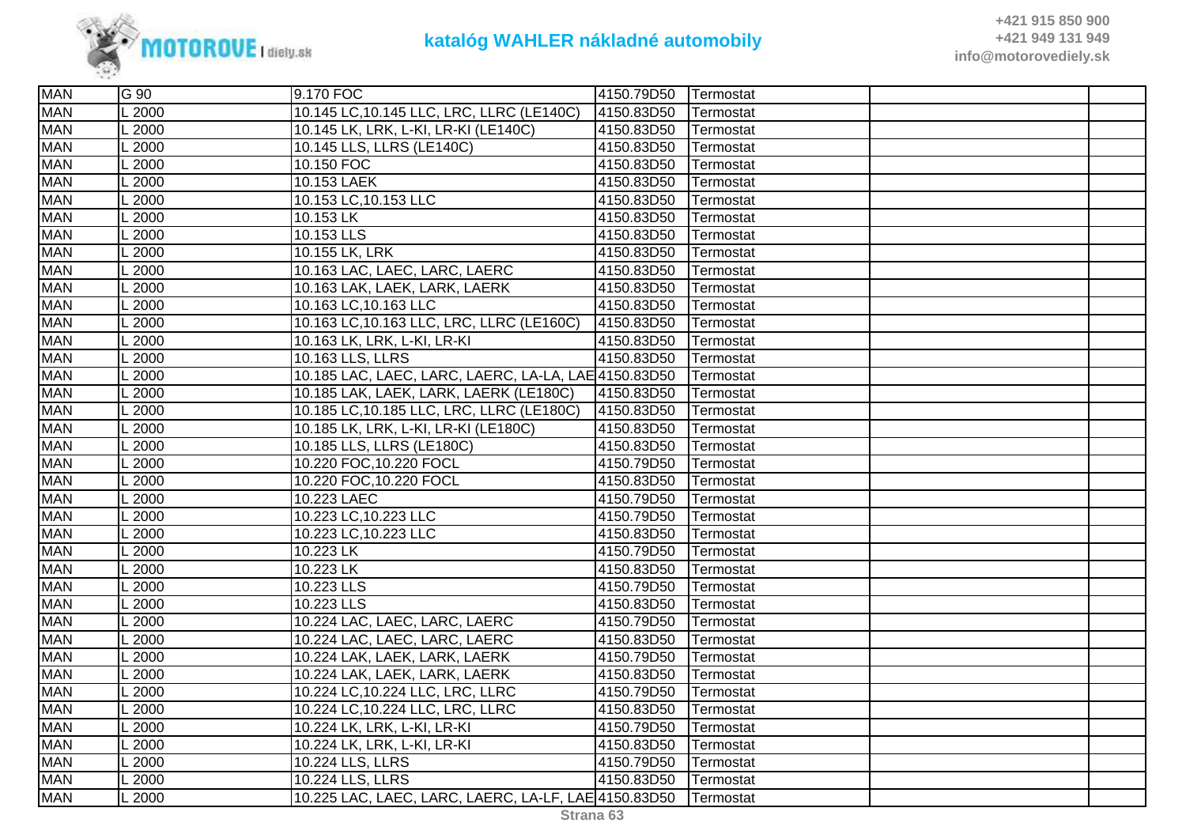| MAN | G 90 | 9.170 FOC | 4150.79D50 | Termostat | | |
|---|---|---|---|---|---|---|
| MAN | L 2000 | 10.145 LC,10.145 LLC, LRC, LLRC (LE140C) | 4150.83D50 | Termostat | | |
| MAN | L 2000 | 10.145 LK, LRK, L-KI, LR-KI (LE140C) | 4150.83D50 | Termostat | | |
| MAN | L 2000 | 10.145 LLS, LLRS (LE140C) | 4150.83D50 | Termostat | | |
| MAN | L 2000 | 10.150 FOC | 4150.83D50 | Termostat | | |
| MAN | L 2000 | 10.153 LAEK | 4150.83D50 | Termostat | | |
| MAN | L 2000 | 10.153 LC,10.153 LLC | 4150.83D50 | Termostat | | |
| MAN | L 2000 | 10.153 LK | 4150.83D50 | Termostat | | |
| MAN | L 2000 | 10.153 LLS | 4150.83D50 | Termostat | | |
| MAN | L 2000 | 10.155 LK, LRK | 4150.83D50 | Termostat | | |
| MAN | L 2000 | 10.163 LAC, LAEC, LARC, LAERC | 4150.83D50 | Termostat | | |
| MAN | L 2000 | 10.163 LAK, LAEK, LARK, LAERK | 4150.83D50 | Termostat | | |
| MAN | L 2000 | 10.163 LC,10.163 LLC | 4150.83D50 | Termostat | | |
| MAN | L 2000 | 10.163 LC,10.163 LLC, LRC, LLRC (LE160C) | 4150.83D50 | Termostat | | |
| MAN | L 2000 | 10.163 LK, LRK, L-KI, LR-KI | 4150.83D50 | Termostat | | |
| MAN | L 2000 | 10.163 LLS, LLRS | 4150.83D50 | Termostat | | |
| MAN | L 2000 | 10.185 LAC, LAEC, LARC, LAERC, LA-LA, LAE | 4150.83D50 | Termostat | | |
| MAN | L 2000 | 10.185 LAK, LAEK, LARK, LAERK (LE180C) | 4150.83D50 | Termostat | | |
| MAN | L 2000 | 10.185 LC,10.185 LLC, LRC, LLRC (LE180C) | 4150.83D50 | Termostat | | |
| MAN | L 2000 | 10.185 LK, LRK, L-KI, LR-KI (LE180C) | 4150.83D50 | Termostat | | |
| MAN | L 2000 | 10.185 LLS, LLRS (LE180C) | 4150.83D50 | Termostat | | |
| MAN | L 2000 | 10.220 FOC,10.220 FOCL | 4150.79D50 | Termostat | | |
| MAN | L 2000 | 10.220 FOC,10.220 FOCL | 4150.83D50 | Termostat | | |
| MAN | L 2000 | 10.223 LAEC | 4150.79D50 | Termostat | | |
| MAN | L 2000 | 10.223 LC,10.223 LLC | 4150.79D50 | Termostat | | |
| MAN | L 2000 | 10.223 LC,10.223 LLC | 4150.83D50 | Termostat | | |
| MAN | L 2000 | 10.223 LK | 4150.79D50 | Termostat | | |
| MAN | L 2000 | 10.223 LK | 4150.83D50 | Termostat | | |
| MAN | L 2000 | 10.223 LLS | 4150.79D50 | Termostat | | |
| MAN | L 2000 | 10.223 LLS | 4150.83D50 | Termostat | | |
| MAN | L 2000 | 10.224 LAC, LAEC, LARC, LAERC | 4150.79D50 | Termostat | | |
| MAN | L 2000 | 10.224 LAC, LAEC, LARC, LAERC | 4150.83D50 | Termostat | | |
| MAN | L 2000 | 10.224 LAK, LAEK, LARK, LAERK | 4150.79D50 | Termostat | | |
| MAN | L 2000 | 10.224 LAK, LAEK, LARK, LAERK | 4150.83D50 | Termostat | | |
| MAN | L 2000 | 10.224 LC,10.224 LLC, LRC, LLRC | 4150.79D50 | Termostat | | |
| MAN | L 2000 | 10.224 LC,10.224 LLC, LRC, LLRC | 4150.83D50 | Termostat | | |
| MAN | L 2000 | 10.224 LK, LRK, L-KI, LR-KI | 4150.79D50 | Termostat | | |
| MAN | L 2000 | 10.224 LK, LRK, L-KI, LR-KI | 4150.83D50 | Termostat | | |
| MAN | L 2000 | 10.224 LLS, LLRS | 4150.79D50 | Termostat | | |
| MAN | L 2000 | 10.224 LLS, LLRS | 4150.83D50 | Termostat | | |
| MAN | L 2000 | 10.225 LAC, LAEC, LARC, LAERC, LA-LF, LAE | 4150.83D50 | Termostat | | |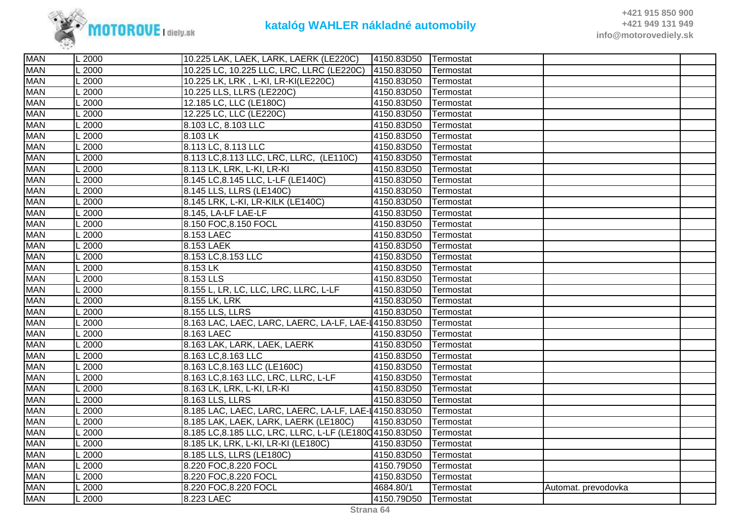# katalóg WAHLER nákladné automobily

+421 915 850 900
+421 949 131 949
info@motorovediely.sk

| | | | | | | |
|---|---|---|---|---|---|---|
| MAN | L 2000 | 10.225 LAK, LAEK, LARK, LAERK (LE220C) | 4150.83D50 | Termostat | | |
| MAN | L 2000 | 10.225 LC, 10.225 LLC, LRC, LLRC (LE220C) | 4150.83D50 | Termostat | | |
| MAN | L 2000 | 10.225 LK, LRK , L-KI, LR-KI(LE220C) | 4150.83D50 | Termostat | | |
| MAN | L 2000 | 10.225 LLS, LLRS (LE220C) | 4150.83D50 | Termostat | | |
| MAN | L 2000 | 12.185 LC, LLC (LE180C) | 4150.83D50 | Termostat | | |
| MAN | L 2000 | 12.225 LC, LLC (LE220C) | 4150.83D50 | Termostat | | |
| MAN | L 2000 | 8.103 LC, 8.103 LLC | 4150.83D50 | Termostat | | |
| MAN | L 2000 | 8.103 LK | 4150.83D50 | Termostat | | |
| MAN | L 2000 | 8.113 LC, 8.113 LLC | 4150.83D50 | Termostat | | |
| MAN | L 2000 | 8.113 LC,8.113 LLC, LRC, LLRC, (LE110C) | 4150.83D50 | Termostat | | |
| MAN | L 2000 | 8.113 LK, LRK, L-KI, LR-KI | 4150.83D50 | Termostat | | |
| MAN | L 2000 | 8.145 LC,8.145 LLC, L-LF (LE140C) | 4150.83D50 | Termostat | | |
| MAN | L 2000 | 8.145 LLS, LLRS (LE140C) | 4150.83D50 | Termostat | | |
| MAN | L 2000 | 8.145 LRK, L-KI, LR-KILK (LE140C) | 4150.83D50 | Termostat | | |
| MAN | L 2000 | 8.145, LA-LF LAE-LF | 4150.83D50 | Termostat | | |
| MAN | L 2000 | 8.150 FOC,8.150 FOCL | 4150.83D50 | Termostat | | |
| MAN | L 2000 | 8.153 LAEC | 4150.83D50 | Termostat | | |
| MAN | L 2000 | 8.153 LAEK | 4150.83D50 | Termostat | | |
| MAN | L 2000 | 8.153 LC,8.153 LLC | 4150.83D50 | Termostat | | |
| MAN | L 2000 | 8.153 LK | 4150.83D50 | Termostat | | |
| MAN | L 2000 | 8.153 LLS | 4150.83D50 | Termostat | | |
| MAN | L 2000 | 8.155 L, LR, LC, LLC, LRC, LLRC, L-LF | 4150.83D50 | Termostat | | |
| MAN | L 2000 | 8.155 LK, LRK | 4150.83D50 | Termostat | | |
| MAN | L 2000 | 8.155 LLS, LLRS | 4150.83D50 | Termostat | | |
| MAN | L 2000 | 8.163 LAC, LAEC, LARC, LAERC, LA-LF, LAE-L | 4150.83D50 | Termostat | | |
| MAN | L 2000 | 8.163 LAEC | 4150.83D50 | Termostat | | |
| MAN | L 2000 | 8.163 LAK, LARK, LAEK, LAERK | 4150.83D50 | Termostat | | |
| MAN | L 2000 | 8.163 LC,8.163 LLC | 4150.83D50 | Termostat | | |
| MAN | L 2000 | 8.163 LC,8.163 LLC (LE160C) | 4150.83D50 | Termostat | | |
| MAN | L 2000 | 8.163 LC,8.163 LLC, LRC, LLRC, L-LF | 4150.83D50 | Termostat | | |
| MAN | L 2000 | 8.163 LK, LRK, L-KI, LR-KI | 4150.83D50 | Termostat | | |
| MAN | L 2000 | 8.163 LLS, LLRS | 4150.83D50 | Termostat | | |
| MAN | L 2000 | 8.185 LAC, LAEC, LARC, LAERC, LA-LF, LAE-L | 4150.83D50 | Termostat | | |
| MAN | L 2000 | 8.185 LAK, LAEK, LARK, LAERK (LE180C) | 4150.83D50 | Termostat | | |
| MAN | L 2000 | 8.185 LC,8.185 LLC, LRC, LLRC, L-LF (LE180C | 4150.83D50 | Termostat | | |
| MAN | L 2000 | 8.185 LK, LRK, L-KI, LR-KI (LE180C) | 4150.83D50 | Termostat | | |
| MAN | L 2000 | 8.185 LLS, LLRS (LE180C) | 4150.83D50 | Termostat | | |
| MAN | L 2000 | 8.220 FOC,8.220 FOCL | 4150.79D50 | Termostat | | |
| MAN | L 2000 | 8.220 FOC,8.220 FOCL | 4150.83D50 | Termostat | | |
| MAN | L 2000 | 8.220 FOC,8.220 FOCL | 4684.80/1 | Termostat | Automat. prevodovka | |
| MAN | L 2000 | 8.223 LAEC | 4150.79D50 | Termostat | | |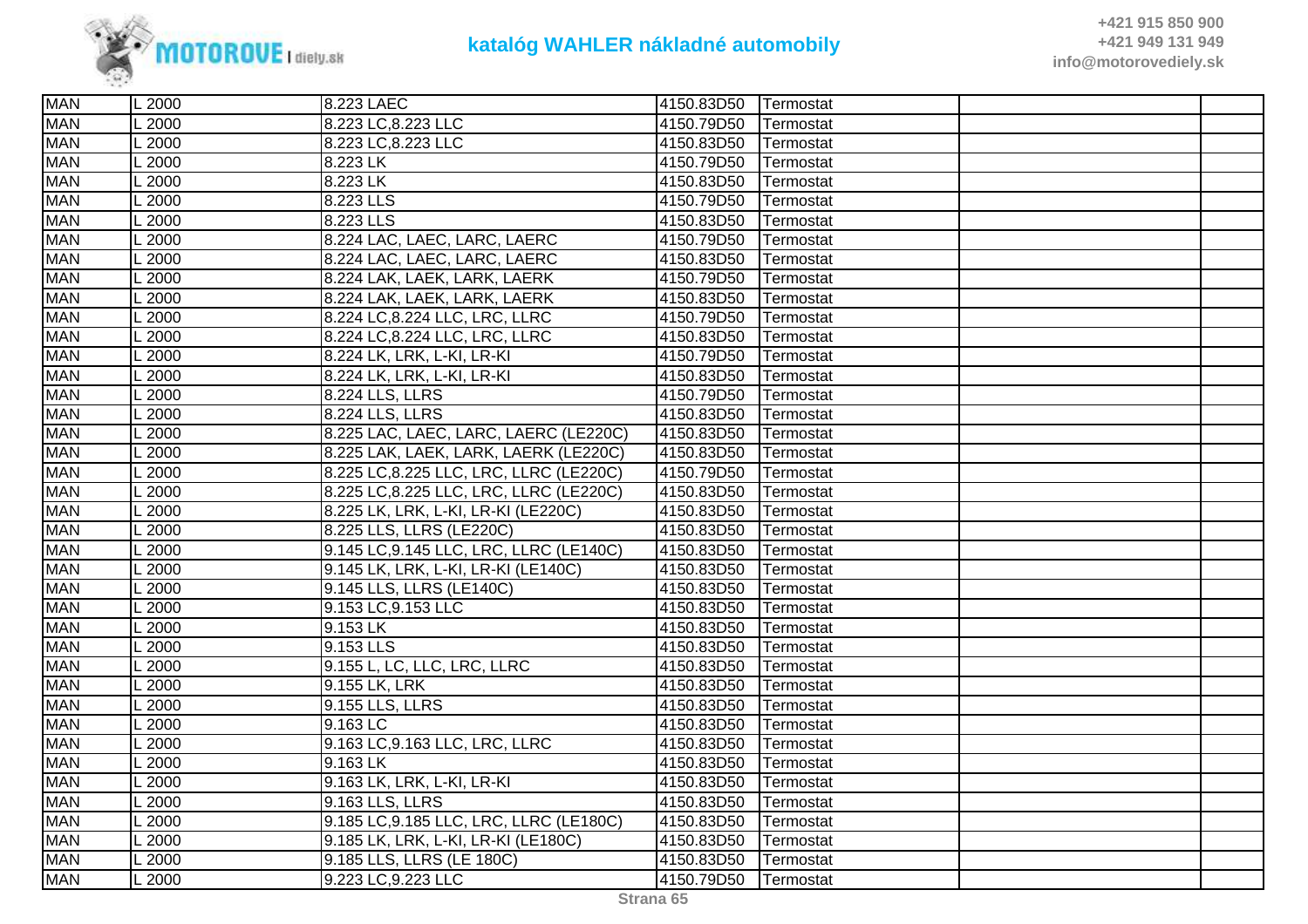# katalóg WAHLER nákladné automobily

+421 915 850 900
+421 949 131 949
info@motorovediely.sk

| | | | | | | |
|---|---|---|---|---|---|---|
| MAN | L 2000 | 8.223 LAEC | 4150.83D50 | Termostat | | |
| MAN | L 2000 | 8.223 LC,8.223 LLC | 4150.79D50 | Termostat | | |
| MAN | L 2000 | 8.223 LC,8.223 LLC | 4150.83D50 | Termostat | | |
| MAN | L 2000 | 8.223 LK | 4150.79D50 | Termostat | | |
| MAN | L 2000 | 8.223 LK | 4150.83D50 | Termostat | | |
| MAN | L 2000 | 8.223 LLS | 4150.79D50 | Termostat | | |
| MAN | L 2000 | 8.223 LLS | 4150.83D50 | Termostat | | |
| MAN | L 2000 | 8.224 LAC, LAEC, LARC, LAERC | 4150.79D50 | Termostat | | |
| MAN | L 2000 | 8.224 LAC, LAEC, LARC, LAERC | 4150.83D50 | Termostat | | |
| MAN | L 2000 | 8.224 LAK, LAEK, LARK, LAERK | 4150.79D50 | Termostat | | |
| MAN | L 2000 | 8.224 LAK, LAEK, LARK, LAERK | 4150.83D50 | Termostat | | |
| MAN | L 2000 | 8.224 LC,8.224 LLC, LRC, LLRC | 4150.79D50 | Termostat | | |
| MAN | L 2000 | 8.224 LC,8.224 LLC, LRC, LLRC | 4150.83D50 | Termostat | | |
| MAN | L 2000 | 8.224 LK, LRK, L-KI, LR-KI | 4150.79D50 | Termostat | | |
| MAN | L 2000 | 8.224 LK, LRK, L-KI, LR-KI | 4150.83D50 | Termostat | | |
| MAN | L 2000 | 8.224 LLS, LLRS | 4150.79D50 | Termostat | | |
| MAN | L 2000 | 8.224 LLS, LLRS | 4150.83D50 | Termostat | | |
| MAN | L 2000 | 8.225 LAC, LAEC, LARC, LAERC (LE220C) | 4150.83D50 | Termostat | | |
| MAN | L 2000 | 8.225 LAK, LAEK, LARK, LAERK (LE220C) | 4150.83D50 | Termostat | | |
| MAN | L 2000 | 8.225 LC,8.225 LLC, LRC, LLRC (LE220C) | 4150.79D50 | Termostat | | |
| MAN | L 2000 | 8.225 LC,8.225 LLC, LRC, LLRC (LE220C) | 4150.83D50 | Termostat | | |
| MAN | L 2000 | 8.225 LK, LRK, L-KI, LR-KI (LE220C) | 4150.83D50 | Termostat | | |
| MAN | L 2000 | 8.225 LLS, LLRS (LE220C) | 4150.83D50 | Termostat | | |
| MAN | L 2000 | 9.145 LC,9.145 LLC, LRC, LLRC (LE140C) | 4150.83D50 | Termostat | | |
| MAN | L 2000 | 9.145 LK, LRK, L-KI, LR-KI (LE140C) | 4150.83D50 | Termostat | | |
| MAN | L 2000 | 9.145 LLS, LLRS (LE140C) | 4150.83D50 | Termostat | | |
| MAN | L 2000 | 9.153 LC,9.153 LLC | 4150.83D50 | Termostat | | |
| MAN | L 2000 | 9.153 LK | 4150.83D50 | Termostat | | |
| MAN | L 2000 | 9.153 LLS | 4150.83D50 | Termostat | | |
| MAN | L 2000 | 9.155 L, LC, LLC, LRC, LLRC | 4150.83D50 | Termostat | | |
| MAN | L 2000 | 9.155 LK, LRK | 4150.83D50 | Termostat | | |
| MAN | L 2000 | 9.155 LLS, LLRS | 4150.83D50 | Termostat | | |
| MAN | L 2000 | 9.163 LC | 4150.83D50 | Termostat | | |
| MAN | L 2000 | 9.163 LC,9.163 LLC, LRC, LLRC | 4150.83D50 | Termostat | | |
| MAN | L 2000 | 9.163 LK | 4150.83D50 | Termostat | | |
| MAN | L 2000 | 9.163 LK, LRK, L-KI, LR-KI | 4150.83D50 | Termostat | | |
| MAN | L 2000 | 9.163 LLS, LLRS | 4150.83D50 | Termostat | | |
| MAN | L 2000 | 9.185 LC,9.185 LLC, LRC, LLRC (LE180C) | 4150.83D50 | Termostat | | |
| MAN | L 2000 | 9.185 LK, LRK, L-KI, LR-KI (LE180C) | 4150.83D50 | Termostat | | |
| MAN | L 2000 | 9.185 LLS, LLRS (LE 180C) | 4150.83D50 | Termostat | | |
| MAN | L 2000 | 9.223 LC,9.223 LLC | 4150.79D50 | Termostat | | |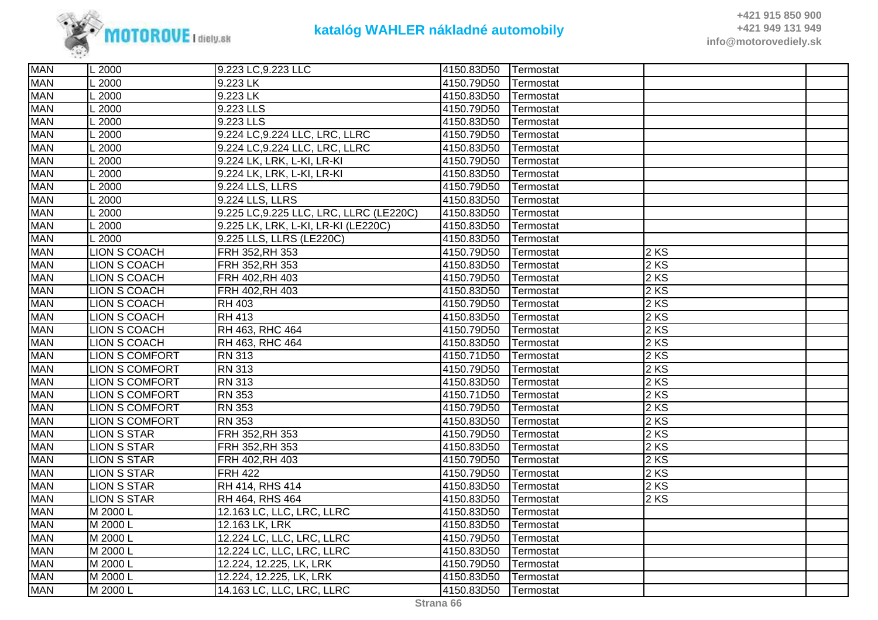# katalóg WAHLER nákladné automobily

| | | | | | | |
|---|---|---|---|---|---|---|
| MAN | L 2000 | 9.223 LC,9.223 LLC | 4150.83D50 | Termostat | | |
| MAN | L 2000 | 9.223 LK | 4150.79D50 | Termostat | | |
| MAN | L 2000 | 9.223 LK | 4150.83D50 | Termostat | | |
| MAN | L 2000 | 9.223 LLS | 4150.79D50 | Termostat | | |
| MAN | L 2000 | 9.223 LLS | 4150.83D50 | Termostat | | |
| MAN | L 2000 | 9.224 LC,9.224 LLC, LRC, LLRC | 4150.79D50 | Termostat | | |
| MAN | L 2000 | 9.224 LC,9.224 LLC, LRC, LLRC | 4150.83D50 | Termostat | | |
| MAN | L 2000 | 9.224 LK, LRK, L-KI, LR-KI | 4150.79D50 | Termostat | | |
| MAN | L 2000 | 9.224 LK, LRK, L-KI, LR-KI | 4150.83D50 | Termostat | | |
| MAN | L 2000 | 9.224 LLS, LLRS | 4150.79D50 | Termostat | | |
| MAN | L 2000 | 9.224 LLS, LLRS | 4150.83D50 | Termostat | | |
| MAN | L 2000 | 9.225 LC,9.225 LLC, LRC, LLRC (LE220C) | 4150.83D50 | Termostat | | |
| MAN | L 2000 | 9.225 LK, LRK, L-KI, LR-KI (LE220C) | 4150.83D50 | Termostat | | |
| MAN | L 2000 | 9.225 LLS, LLRS (LE220C) | 4150.83D50 | Termostat | | |
| MAN | LION S COACH | FRH 352,RH 353 | 4150.79D50 | Termostat | 2 KS | |
| MAN | LION S COACH | FRH 352,RH 353 | 4150.83D50 | Termostat | 2 KS | |
| MAN | LION S COACH | FRH 402,RH 403 | 4150.79D50 | Termostat | 2 KS | |
| MAN | LION S COACH | FRH 402,RH 403 | 4150.83D50 | Termostat | 2 KS | |
| MAN | LION S COACH | RH 403 | 4150.79D50 | Termostat | 2 KS | |
| MAN | LION S COACH | RH 413 | 4150.83D50 | Termostat | 2 KS | |
| MAN | LION S COACH | RH 463, RHC 464 | 4150.79D50 | Termostat | 2 KS | |
| MAN | LION S COACH | RH 463, RHC 464 | 4150.83D50 | Termostat | 2 KS | |
| MAN | LION S COMFORT | RN 313 | 4150.71D50 | Termostat | 2 KS | |
| MAN | LION S COMFORT | RN 313 | 4150.79D50 | Termostat | 2 KS | |
| MAN | LION S COMFORT | RN 313 | 4150.83D50 | Termostat | 2 KS | |
| MAN | LION S COMFORT | RN 353 | 4150.71D50 | Termostat | 2 KS | |
| MAN | LION S COMFORT | RN 353 | 4150.79D50 | Termostat | 2 KS | |
| MAN | LION S COMFORT | RN 353 | 4150.83D50 | Termostat | 2 KS | |
| MAN | LION S STAR | FRH 352,RH 353 | 4150.79D50 | Termostat | 2 KS | |
| MAN | LION S STAR | FRH 352,RH 353 | 4150.83D50 | Termostat | 2 KS | |
| MAN | LION S STAR | FRH 402,RH 403 | 4150.79D50 | Termostat | 2 KS | |
| MAN | LION S STAR | FRH 422 | 4150.79D50 | Termostat | 2 KS | |
| MAN | LION S STAR | RH 414, RHS 414 | 4150.83D50 | Termostat | 2 KS | |
| MAN | LION S STAR | RH 464, RHS 464 | 4150.83D50 | Termostat | 2 KS | |
| MAN | M 2000 L | 12.163 LC, LLC, LRC, LLRC | 4150.83D50 | Termostat | | |
| MAN | M 2000 L | 12.163 LK, LRK | 4150.83D50 | Termostat | | |
| MAN | M 2000 L | 12.224 LC, LLC, LRC, LLRC | 4150.79D50 | Termostat | | |
| MAN | M 2000 L | 12.224 LC, LLC, LRC, LLRC | 4150.83D50 | Termostat | | |
| MAN | M 2000 L | 12.224, 12.225, LK, LRK | 4150.79D50 | Termostat | | |
| MAN | M 2000 L | 12.224, 12.225, LK, LRK | 4150.83D50 | Termostat | | |
| MAN | M 2000 L | 14.163 LC, LLC, LRC, LLRC | 4150.83D50 | Termostat | | |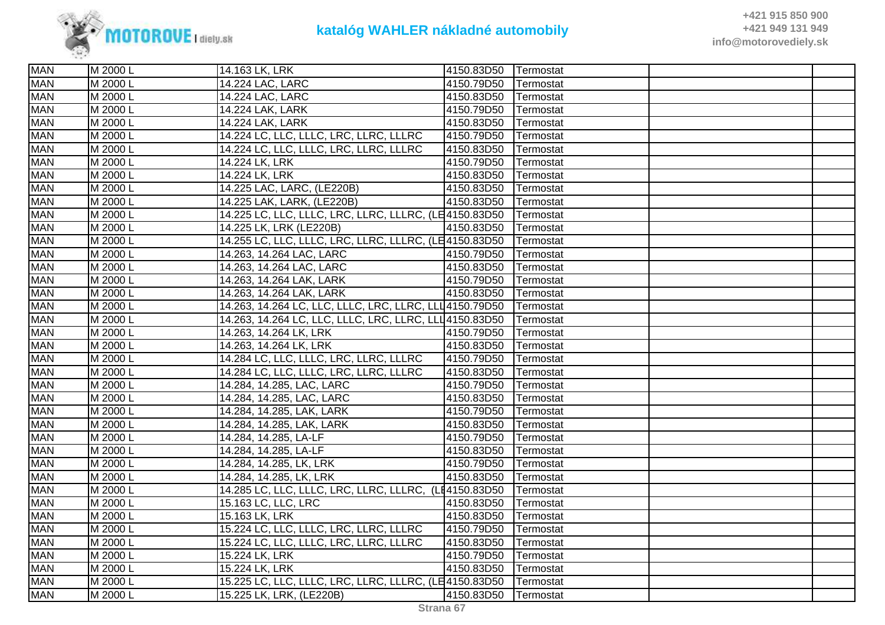| MAN | M 2000 L | 14.163 LK, LRK | 4150.83D50 | Termostat | | |
|---|---|---|---|---|---|---|
| MAN | M 2000 L | 14.224 LAC, LARC | 4150.79D50 | Termostat | | |
| MAN | M 2000 L | 14.224 LAC, LARC | 4150.83D50 | Termostat | | |
| MAN | M 2000 L | 14.224 LAK, LARK | 4150.79D50 | Termostat | | |
| MAN | M 2000 L | 14.224 LAK, LARK | 4150.83D50 | Termostat | | |
| MAN | M 2000 L | 14.224 LC, LLC, LLLC, LRC, LLRC, LLLRC | 4150.79D50 | Termostat | | |
| MAN | M 2000 L | 14.224 LC, LLC, LLLC, LRC, LLRC, LLLRC | 4150.83D50 | Termostat | | |
| MAN | M 2000 L | 14.224 LK, LRK | 4150.79D50 | Termostat | | |
| MAN | M 2000 L | 14.224 LK, LRK | 4150.83D50 | Termostat | | |
| MAN | M 2000 L | 14.225 LAC, LARC, (LE220B) | 4150.83D50 | Termostat | | |
| MAN | M 2000 L | 14.225 LAK, LARK, (LE220B) | 4150.83D50 | Termostat | | |
| MAN | M 2000 L | 14.225 LC, LLC, LLLC, LRC, LLRC, LLLRC, (LE | 4150.83D50 | Termostat | | |
| MAN | M 2000 L | 14.225 LK, LRK (LE220B) | 4150.83D50 | Termostat | | |
| MAN | M 2000 L | 14.255 LC, LLC, LLLC, LRC, LLRC, LLLRC, (LE | 4150.83D50 | Termostat | | |
| MAN | M 2000 L | 14.263, 14.264 LAC, LARC | 4150.79D50 | Termostat | | |
| MAN | M 2000 L | 14.263, 14.264 LAC, LARC | 4150.83D50 | Termostat | | |
| MAN | M 2000 L | 14.263, 14.264 LAK, LARK | 4150.79D50 | Termostat | | |
| MAN | M 2000 L | 14.263, 14.264 LAK, LARK | 4150.83D50 | Termostat | | |
| MAN | M 2000 L | 14.263, 14.264 LC, LLC, LLLC, LRC, LLRC, LLL | 4150.79D50 | Termostat | | |
| MAN | M 2000 L | 14.263, 14.264 LC, LLC, LLLC, LRC, LLRC, LLL | 4150.83D50 | Termostat | | |
| MAN | M 2000 L | 14.263, 14.264 LK, LRK | 4150.79D50 | Termostat | | |
| MAN | M 2000 L | 14.263, 14.264 LK, LRK | 4150.83D50 | Termostat | | |
| MAN | M 2000 L | 14.284 LC, LLC, LLLC, LRC, LLRC, LLLRC | 4150.79D50 | Termostat | | |
| MAN | M 2000 L | 14.284 LC, LLC, LLLC, LRC, LLRC, LLLRC | 4150.83D50 | Termostat | | |
| MAN | M 2000 L | 14.284, 14.285, LAC, LARC | 4150.79D50 | Termostat | | |
| MAN | M 2000 L | 14.284, 14.285, LAC, LARC | 4150.83D50 | Termostat | | |
| MAN | M 2000 L | 14.284, 14.285, LAK, LARK | 4150.79D50 | Termostat | | |
| MAN | M 2000 L | 14.284, 14.285, LAK, LARK | 4150.83D50 | Termostat | | |
| MAN | M 2000 L | 14.284, 14.285, LA-LF | 4150.79D50 | Termostat | | |
| MAN | M 2000 L | 14.284, 14.285, LA-LF | 4150.83D50 | Termostat | | |
| MAN | M 2000 L | 14.284, 14.285, LK, LRK | 4150.79D50 | Termostat | | |
| MAN | M 2000 L | 14.284, 14.285, LK, LRK | 4150.83D50 | Termostat | | |
| MAN | M 2000 L | 14.285 LC, LLC, LLLC, LRC, LLRC, LLLRC, (LE | 4150.83D50 | Termostat | | |
| MAN | M 2000 L | 15.163 LC, LLC, LRC | 4150.83D50 | Termostat | | |
| MAN | M 2000 L | 15.163 LK, LRK | 4150.83D50 | Termostat | | |
| MAN | M 2000 L | 15.224 LC, LLC, LLLC, LRC, LLRC, LLLRC | 4150.79D50 | Termostat | | |
| MAN | M 2000 L | 15.224 LC, LLC, LLLC, LRC, LLRC, LLLRC | 4150.83D50 | Termostat | | |
| MAN | M 2000 L | 15.224 LK, LRK | 4150.79D50 | Termostat | | |
| MAN | M 2000 L | 15.224 LK, LRK | 4150.83D50 | Termostat | | |
| MAN | M 2000 L | 15.225 LC, LLC, LLLC, LRC, LLRC, LLLRC, (LE | 4150.83D50 | Termostat | | |
| MAN | M 2000 L | 15.225 LK, LRK, (LE220B) | 4150.83D50 | Termostat | | |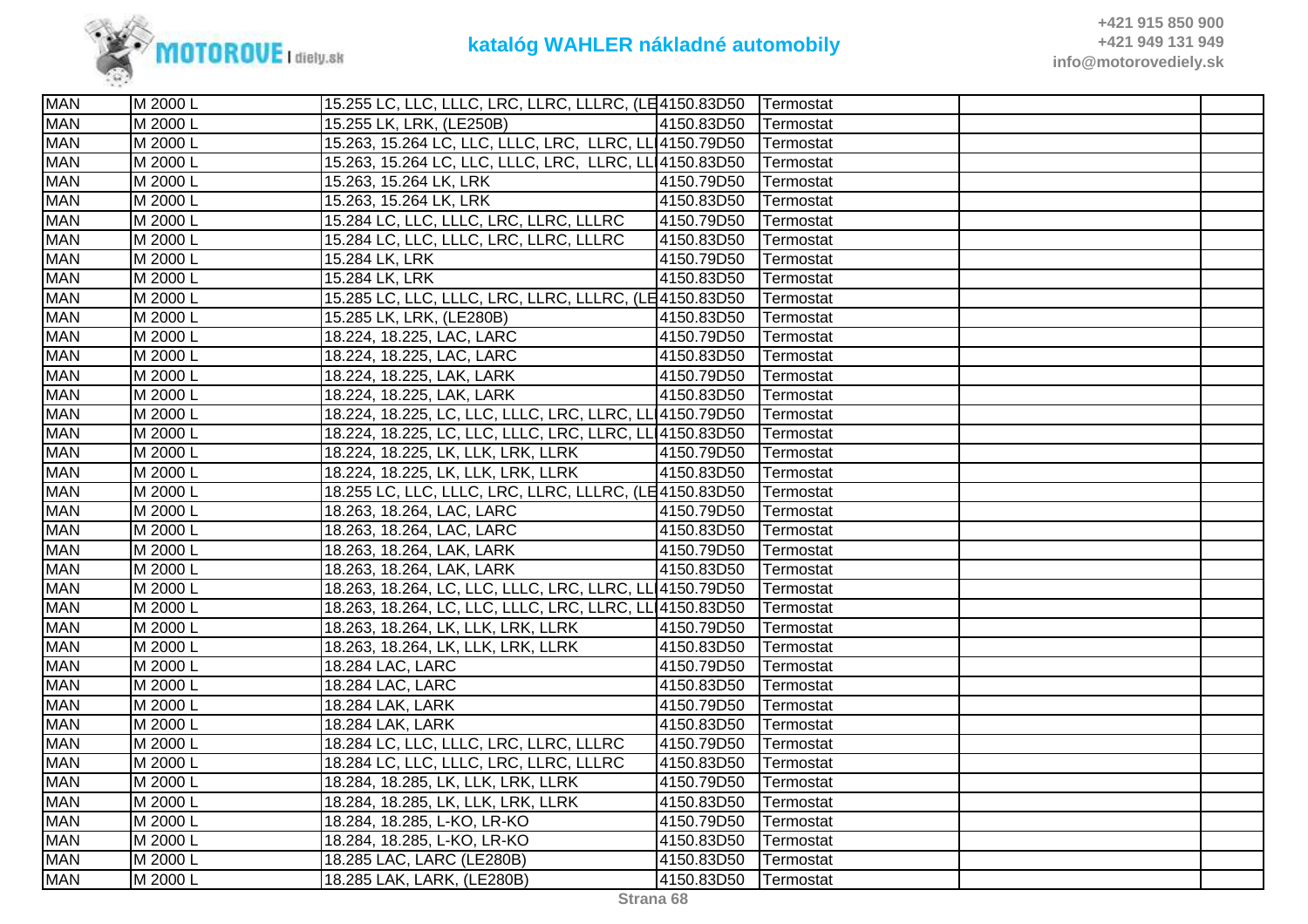| MAN | M 2000 L | 15.255 LC, LLC, LLLC, LRC, LLRC, LLLRC, (LE | 4150.83D50 | Termostat | | |
|---|---|---|---|---|---|---|
| MAN | M 2000 L | 15.255 LK, LRK, (LE250B) | 4150.83D50 | Termostat | | |
| MAN | M 2000 L | 15.263, 15.264 LC, LLC, LLLC, LRC, LLRC, LL | 4150.79D50 | Termostat | | |
| MAN | M 2000 L | 15.263, 15.264 LC, LLC, LLLC, LRC, LLRC, LL | 4150.83D50 | Termostat | | |
| MAN | M 2000 L | 15.263, 15.264 LK, LRK | 4150.79D50 | Termostat | | |
| MAN | M 2000 L | 15.263, 15.264 LK, LRK | 4150.83D50 | Termostat | | |
| MAN | M 2000 L | 15.284 LC, LLC, LLLC, LRC, LLRC, LLLRC | 4150.79D50 | Termostat | | |
| MAN | M 2000 L | 15.284 LC, LLC, LLLC, LRC, LLRC, LLLRC | 4150.83D50 | Termostat | | |
| MAN | M 2000 L | 15.284 LK, LRK | 4150.79D50 | Termostat | | |
| MAN | M 2000 L | 15.284 LK, LRK | 4150.83D50 | Termostat | | |
| MAN | M 2000 L | 15.285 LC, LLC, LLLC, LRC, LLRC, LLLRC, (LE | 4150.83D50 | Termostat | | |
| MAN | M 2000 L | 15.285 LK, LRK, (LE280B) | 4150.83D50 | Termostat | | |
| MAN | M 2000 L | 18.224, 18.225, LAC, LARC | 4150.79D50 | Termostat | | |
| MAN | M 2000 L | 18.224, 18.225, LAC, LARC | 4150.83D50 | Termostat | | |
| MAN | M 2000 L | 18.224, 18.225, LAK, LARK | 4150.79D50 | Termostat | | |
| MAN | M 2000 L | 18.224, 18.225, LAK, LARK | 4150.83D50 | Termostat | | |
| MAN | M 2000 L | 18.224, 18.225, LC, LLC, LLLC, LRC, LLRC, LL | 4150.79D50 | Termostat | | |
| MAN | M 2000 L | 18.224, 18.225, LC, LLC, LLLC, LRC, LLRC, LL | 4150.83D50 | Termostat | | |
| MAN | M 2000 L | 18.224, 18.225, LK, LLK, LRK, LLRK | 4150.79D50 | Termostat | | |
| MAN | M 2000 L | 18.224, 18.225, LK, LLK, LRK, LLRK | 4150.83D50 | Termostat | | |
| MAN | M 2000 L | 18.255 LC, LLC, LLLC, LRC, LLRC, LLLRC, (LE | 4150.83D50 | Termostat | | |
| MAN | M 2000 L | 18.263, 18.264, LAC, LARC | 4150.79D50 | Termostat | | |
| MAN | M 2000 L | 18.263, 18.264, LAC, LARC | 4150.83D50 | Termostat | | |
| MAN | M 2000 L | 18.263, 18.264, LAK, LARK | 4150.79D50 | Termostat | | |
| MAN | M 2000 L | 18.263, 18.264, LAK, LARK | 4150.83D50 | Termostat | | |
| MAN | M 2000 L | 18.263, 18.264, LC, LLC, LLLC, LRC, LLRC, LL | 4150.79D50 | Termostat | | |
| MAN | M 2000 L | 18.263, 18.264, LC, LLC, LLLC, LRC, LLRC, LL | 4150.83D50 | Termostat | | |
| MAN | M 2000 L | 18.263, 18.264, LK, LLK, LRK, LLRK | 4150.79D50 | Termostat | | |
| MAN | M 2000 L | 18.263, 18.264, LK, LLK, LRK, LLRK | 4150.83D50 | Termostat | | |
| MAN | M 2000 L | 18.284 LAC, LARC | 4150.79D50 | Termostat | | |
| MAN | M 2000 L | 18.284 LAC, LARC | 4150.83D50 | Termostat | | |
| MAN | M 2000 L | 18.284 LAK, LARK | 4150.79D50 | Termostat | | |
| MAN | M 2000 L | 18.284 LAK, LARK | 4150.83D50 | Termostat | | |
| MAN | M 2000 L | 18.284 LC, LLC, LLLC, LRC, LLRC, LLLRC | 4150.79D50 | Termostat | | |
| MAN | M 2000 L | 18.284 LC, LLC, LLLC, LRC, LLRC, LLLRC | 4150.83D50 | Termostat | | |
| MAN | M 2000 L | 18.284, 18.285, LK, LLK, LRK, LLRK | 4150.79D50 | Termostat | | |
| MAN | M 2000 L | 18.284, 18.285, LK, LLK, LRK, LLRK | 4150.83D50 | Termostat | | |
| MAN | M 2000 L | 18.284, 18.285, L-KO, LR-KO | 4150.79D50 | Termostat | | |
| MAN | M 2000 L | 18.284, 18.285, L-KO, LR-KO | 4150.83D50 | Termostat | | |
| MAN | M 2000 L | 18.285 LAC, LARC (LE280B) | 4150.83D50 | Termostat | | |
| MAN | M 2000 L | 18.285 LAK, LARK, (LE280B) | 4150.83D50 | Termostat | | |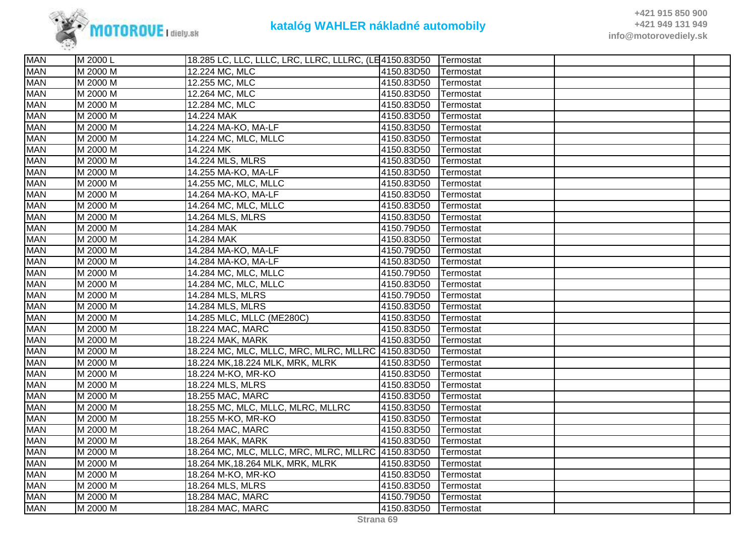| | | | | | | |
|---|---|---|---|---|---|---|
| MAN | M 2000 L | 18.285 LC, LLC, LLLC, LRC, LLRC, LLLRC, (LE | 4150.83D50 | Termostat | | |
| MAN | M 2000 M | 12.224 MC, MLC | 4150.83D50 | Termostat | | |
| MAN | M 2000 M | 12.255 MC, MLC | 4150.83D50 | Termostat | | |
| MAN | M 2000 M | 12.264 MC, MLC | 4150.83D50 | Termostat | | |
| MAN | M 2000 M | 12.284 MC, MLC | 4150.83D50 | Termostat | | |
| MAN | M 2000 M | 14.224 MAK | 4150.83D50 | Termostat | | |
| MAN | M 2000 M | 14.224 MA-KO, MA-LF | 4150.83D50 | Termostat | | |
| MAN | M 2000 M | 14.224 MC, MLC, MLLC | 4150.83D50 | Termostat | | |
| MAN | M 2000 M | 14.224 MK | 4150.83D50 | Termostat | | |
| MAN | M 2000 M | 14.224 MLS, MLRS | 4150.83D50 | Termostat | | |
| MAN | M 2000 M | 14.255 MA-KO, MA-LF | 4150.83D50 | Termostat | | |
| MAN | M 2000 M | 14.255 MC, MLC, MLLC | 4150.83D50 | Termostat | | |
| MAN | M 2000 M | 14.264 MA-KO, MA-LF | 4150.83D50 | Termostat | | |
| MAN | M 2000 M | 14.264 MC, MLC, MLLC | 4150.83D50 | Termostat | | |
| MAN | M 2000 M | 14.264 MLS, MLRS | 4150.83D50 | Termostat | | |
| MAN | M 2000 M | 14.284 MAK | 4150.79D50 | Termostat | | |
| MAN | M 2000 M | 14.284 MAK | 4150.83D50 | Termostat | | |
| MAN | M 2000 M | 14.284 MA-KO, MA-LF | 4150.79D50 | Termostat | | |
| MAN | M 2000 M | 14.284 MA-KO, MA-LF | 4150.83D50 | Termostat | | |
| MAN | M 2000 M | 14.284 MC, MLC, MLLC | 4150.79D50 | Termostat | | |
| MAN | M 2000 M | 14.284 MC, MLC, MLLC | 4150.83D50 | Termostat | | |
| MAN | M 2000 M | 14.284 MLS, MLRS | 4150.79D50 | Termostat | | |
| MAN | M 2000 M | 14.284 MLS, MLRS | 4150.83D50 | Termostat | | |
| MAN | M 2000 M | 14.285 MLC, MLLC (ME280C) | 4150.83D50 | Termostat | | |
| MAN | M 2000 M | 18.224 MAC, MARC | 4150.83D50 | Termostat | | |
| MAN | M 2000 M | 18.224 MAK, MARK | 4150.83D50 | Termostat | | |
| MAN | M 2000 M | 18.224 MC, MLC, MLLC, MRC, MLRC, MLLRC | 4150.83D50 | Termostat | | |
| MAN | M 2000 M | 18.224 MK,18.224 MLK, MRK, MLRK | 4150.83D50 | Termostat | | |
| MAN | M 2000 M | 18.224 M-KO, MR-KO | 4150.83D50 | Termostat | | |
| MAN | M 2000 M | 18.224 MLS, MLRS | 4150.83D50 | Termostat | | |
| MAN | M 2000 M | 18.255 MAC, MARC | 4150.83D50 | Termostat | | |
| MAN | M 2000 M | 18.255 MC, MLC, MLLC, MLRC, MLLRC | 4150.83D50 | Termostat | | |
| MAN | M 2000 M | 18.255 M-KO, MR-KO | 4150.83D50 | Termostat | | |
| MAN | M 2000 M | 18.264 MAC, MARC | 4150.83D50 | Termostat | | |
| MAN | M 2000 M | 18.264 MAK, MARK | 4150.83D50 | Termostat | | |
| MAN | M 2000 M | 18.264 MC, MLC, MLLC, MRC, MLRC, MLLRC | 4150.83D50 | Termostat | | |
| MAN | M 2000 M | 18.264 MK,18.264 MLK, MRK, MLRK | 4150.83D50 | Termostat | | |
| MAN | M 2000 M | 18.264 M-KO, MR-KO | 4150.83D50 | Termostat | | |
| MAN | M 2000 M | 18.264 MLS, MLRS | 4150.83D50 | Termostat | | |
| MAN | M 2000 M | 18.284 MAC, MARC | 4150.79D50 | Termostat | | |
| MAN | M 2000 M | 18.284 MAC, MARC | 4150.83D50 | Termostat | | |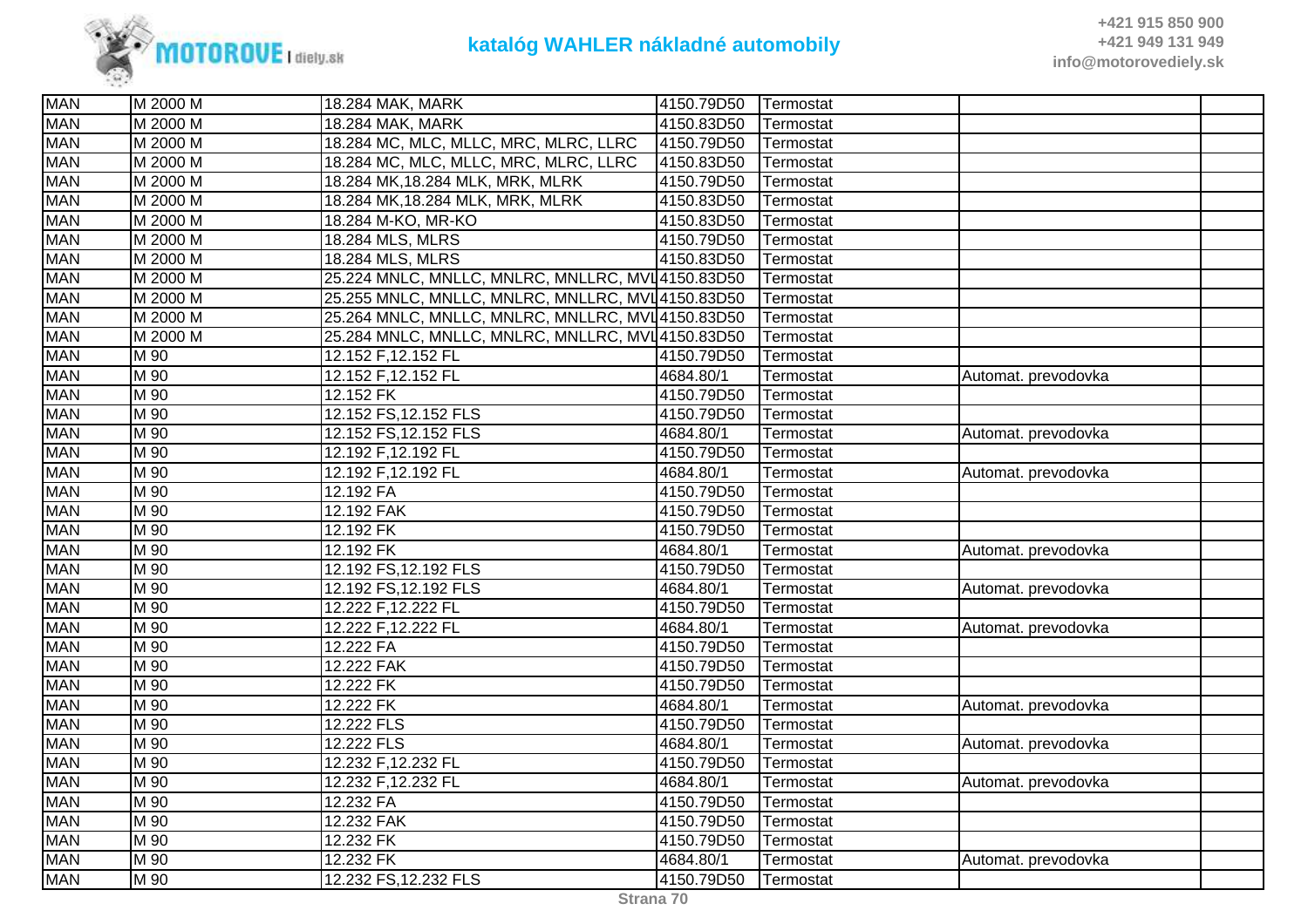| | | | | | | |
|---|---|---|---|---|---|---|
| MAN | M 2000 M | 18.284 MAK, MARK | 4150.79D50 | Termostat | | |
| MAN | M 2000 M | 18.284 MAK, MARK | 4150.83D50 | Termostat | | |
| MAN | M 2000 M | 18.284 MC, MLC, MLLC, MRC, MLRC, LLRC | 4150.79D50 | Termostat | | |
| MAN | M 2000 M | 18.284 MC, MLC, MLLC, MRC, MLRC, LLRC | 4150.83D50 | Termostat | | |
| MAN | M 2000 M | 18.284 MK,18.284 MLK, MRK, MLRK | 4150.79D50 | Termostat | | |
| MAN | M 2000 M | 18.284 MK,18.284 MLK, MRK, MLRK | 4150.83D50 | Termostat | | |
| MAN | M 2000 M | 18.284 M-KO, MR-KO | 4150.83D50 | Termostat | | |
| MAN | M 2000 M | 18.284 MLS, MLRS | 4150.79D50 | Termostat | | |
| MAN | M 2000 M | 18.284 MLS, MLRS | 4150.83D50 | Termostat | | |
| MAN | M 2000 M | 25.224 MNLC, MNLLC, MNLRC, MNLLRC, MVL | 4150.83D50 | Termostat | | |
| MAN | M 2000 M | 25.255 MNLC, MNLLC, MNLRC, MNLLRC, MVL | 4150.83D50 | Termostat | | |
| MAN | M 2000 M | 25.264 MNLC, MNLLC, MNLRC, MNLLRC, MVL | 4150.83D50 | Termostat | | |
| MAN | M 2000 M | 25.284 MNLC, MNLLC, MNLRC, MNLLRC, MVL | 4150.83D50 | Termostat | | |
| MAN | M 90 | 12.152 F,12.152 FL | 4150.79D50 | Termostat | | |
| MAN | M 90 | 12.152 F,12.152 FL | 4684.80/1 | Termostat | Automat. prevodovka | |
| MAN | M 90 | 12.152 FK | 4150.79D50 | Termostat | | |
| MAN | M 90 | 12.152 FS,12.152 FLS | 4150.79D50 | Termostat | | |
| MAN | M 90 | 12.152 FS,12.152 FLS | 4684.80/1 | Termostat | Automat. prevodovka | |
| MAN | M 90 | 12.192 F,12.192 FL | 4150.79D50 | Termostat | | |
| MAN | M 90 | 12.192 F,12.192 FL | 4684.80/1 | Termostat | Automat. prevodovka | |
| MAN | M 90 | 12.192 FA | 4150.79D50 | Termostat | | |
| MAN | M 90 | 12.192 FAK | 4150.79D50 | Termostat | | |
| MAN | M 90 | 12.192 FK | 4150.79D50 | Termostat | | |
| MAN | M 90 | 12.192 FK | 4684.80/1 | Termostat | Automat. prevodovka | |
| MAN | M 90 | 12.192 FS,12.192 FLS | 4150.79D50 | Termostat | | |
| MAN | M 90 | 12.192 FS,12.192 FLS | 4684.80/1 | Termostat | Automat. prevodovka | |
| MAN | M 90 | 12.222 F,12.222 FL | 4150.79D50 | Termostat | | |
| MAN | M 90 | 12.222 F,12.222 FL | 4684.80/1 | Termostat | Automat. prevodovka | |
| MAN | M 90 | 12.222 FA | 4150.79D50 | Termostat | | |
| MAN | M 90 | 12.222 FAK | 4150.79D50 | Termostat | | |
| MAN | M 90 | 12.222 FK | 4150.79D50 | Termostat | | |
| MAN | M 90 | 12.222 FK | 4684.80/1 | Termostat | Automat. prevodovka | |
| MAN | M 90 | 12.222 FLS | 4150.79D50 | Termostat | | |
| MAN | M 90 | 12.222 FLS | 4684.80/1 | Termostat | Automat. prevodovka | |
| MAN | M 90 | 12.232 F,12.232 FL | 4150.79D50 | Termostat | | |
| MAN | M 90 | 12.232 F,12.232 FL | 4684.80/1 | Termostat | Automat. prevodovka | |
| MAN | M 90 | 12.232 FA | 4150.79D50 | Termostat | | |
| MAN | M 90 | 12.232 FAK | 4150.79D50 | Termostat | | |
| MAN | M 90 | 12.232 FK | 4150.79D50 | Termostat | | |
| MAN | M 90 | 12.232 FK | 4684.80/1 | Termostat | Automat. prevodovka | |
| MAN | M 90 | 12.232 FS,12.232 FLS | 4150.79D50 | Termostat | | |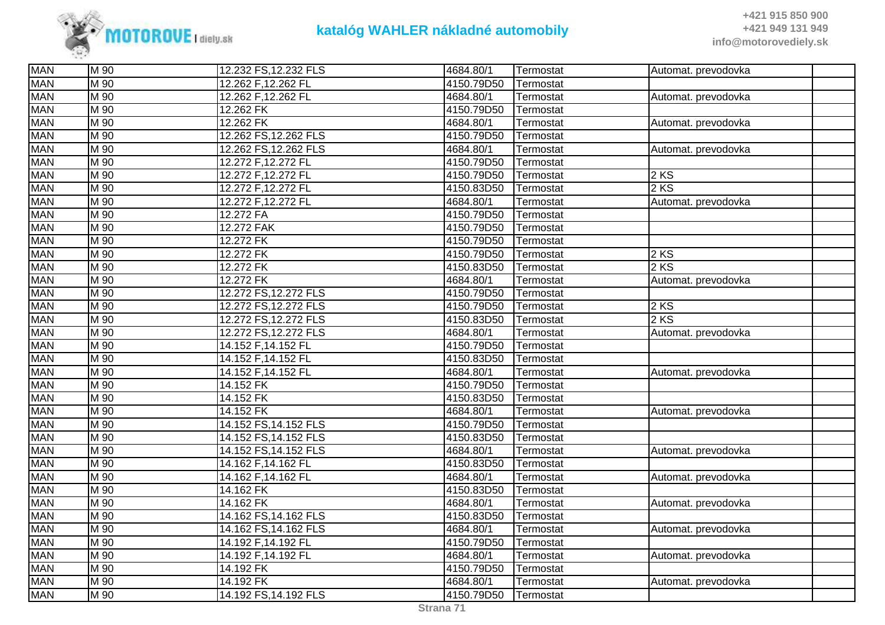| MAN | M 90 | 12.232 FS,12.232 FLS | 4684.80/1 | Termostat | Automat. prevodovka | |
|---|---|---|---|---|---|---|
| MAN | M 90 | 12.262 F,12.262 FL | 4150.79D50 | Termostat | | |
| MAN | M 90 | 12.262 F,12.262 FL | 4684.80/1 | Termostat | Automat. prevodovka | |
| MAN | M 90 | 12.262 FK | 4150.79D50 | Termostat | | |
| MAN | M 90 | 12.262 FK | 4684.80/1 | Termostat | Automat. prevodovka | |
| MAN | M 90 | 12.262 FS,12.262 FLS | 4150.79D50 | Termostat | | |
| MAN | M 90 | 12.262 FS,12.262 FLS | 4684.80/1 | Termostat | Automat. prevodovka | |
| MAN | M 90 | 12.272 F,12.272 FL | 4150.79D50 | Termostat | | |
| MAN | M 90 | 12.272 F,12.272 FL | 4150.79D50 | Termostat | 2 KS | |
| MAN | M 90 | 12.272 F,12.272 FL | 4150.83D50 | Termostat | 2 KS | |
| MAN | M 90 | 12.272 F,12.272 FL | 4684.80/1 | Termostat | Automat. prevodovka | |
| MAN | M 90 | 12.272 FA | 4150.79D50 | Termostat | | |
| MAN | M 90 | 12.272 FAK | 4150.79D50 | Termostat | | |
| MAN | M 90 | 12.272 FK | 4150.79D50 | Termostat | | |
| MAN | M 90 | 12.272 FK | 4150.79D50 | Termostat | 2 KS | |
| MAN | M 90 | 12.272 FK | 4150.83D50 | Termostat | 2 KS | |
| MAN | M 90 | 12.272 FK | 4684.80/1 | Termostat | Automat. prevodovka | |
| MAN | M 90 | 12.272 FS,12.272 FLS | 4150.79D50 | Termostat | | |
| MAN | M 90 | 12.272 FS,12.272 FLS | 4150.79D50 | Termostat | 2 KS | |
| MAN | M 90 | 12.272 FS,12.272 FLS | 4150.83D50 | Termostat | 2 KS | |
| MAN | M 90 | 12.272 FS,12.272 FLS | 4684.80/1 | Termostat | Automat. prevodovka | |
| MAN | M 90 | 14.152 F,14.152 FL | 4150.79D50 | Termostat | | |
| MAN | M 90 | 14.152 F,14.152 FL | 4150.83D50 | Termostat | | |
| MAN | M 90 | 14.152 F,14.152 FL | 4684.80/1 | Termostat | Automat. prevodovka | |
| MAN | M 90 | 14.152 FK | 4150.79D50 | Termostat | | |
| MAN | M 90 | 14.152 FK | 4150.83D50 | Termostat | | |
| MAN | M 90 | 14.152 FK | 4684.80/1 | Termostat | Automat. prevodovka | |
| MAN | M 90 | 14.152 FS,14.152 FLS | 4150.79D50 | Termostat | | |
| MAN | M 90 | 14.152 FS,14.152 FLS | 4150.83D50 | Termostat | | |
| MAN | M 90 | 14.152 FS,14.152 FLS | 4684.80/1 | Termostat | Automat. prevodovka | |
| MAN | M 90 | 14.162 F,14.162 FL | 4150.83D50 | Termostat | | |
| MAN | M 90 | 14.162 F,14.162 FL | 4684.80/1 | Termostat | Automat. prevodovka | |
| MAN | M 90 | 14.162 FK | 4150.83D50 | Termostat | | |
| MAN | M 90 | 14.162 FK | 4684.80/1 | Termostat | Automat. prevodovka | |
| MAN | M 90 | 14.162 FS,14.162 FLS | 4150.83D50 | Termostat | | |
| MAN | M 90 | 14.162 FS,14.162 FLS | 4684.80/1 | Termostat | Automat. prevodovka | |
| MAN | M 90 | 14.192 F,14.192 FL | 4150.79D50 | Termostat | | |
| MAN | M 90 | 14.192 F,14.192 FL | 4684.80/1 | Termostat | Automat. prevodovka | |
| MAN | M 90 | 14.192 FK | 4150.79D50 | Termostat | | |
| MAN | M 90 | 14.192 FK | 4684.80/1 | Termostat | Automat. prevodovka | |
| MAN | M 90 | 14.192 FS,14.192 FLS | 4150.79D50 | Termostat | | |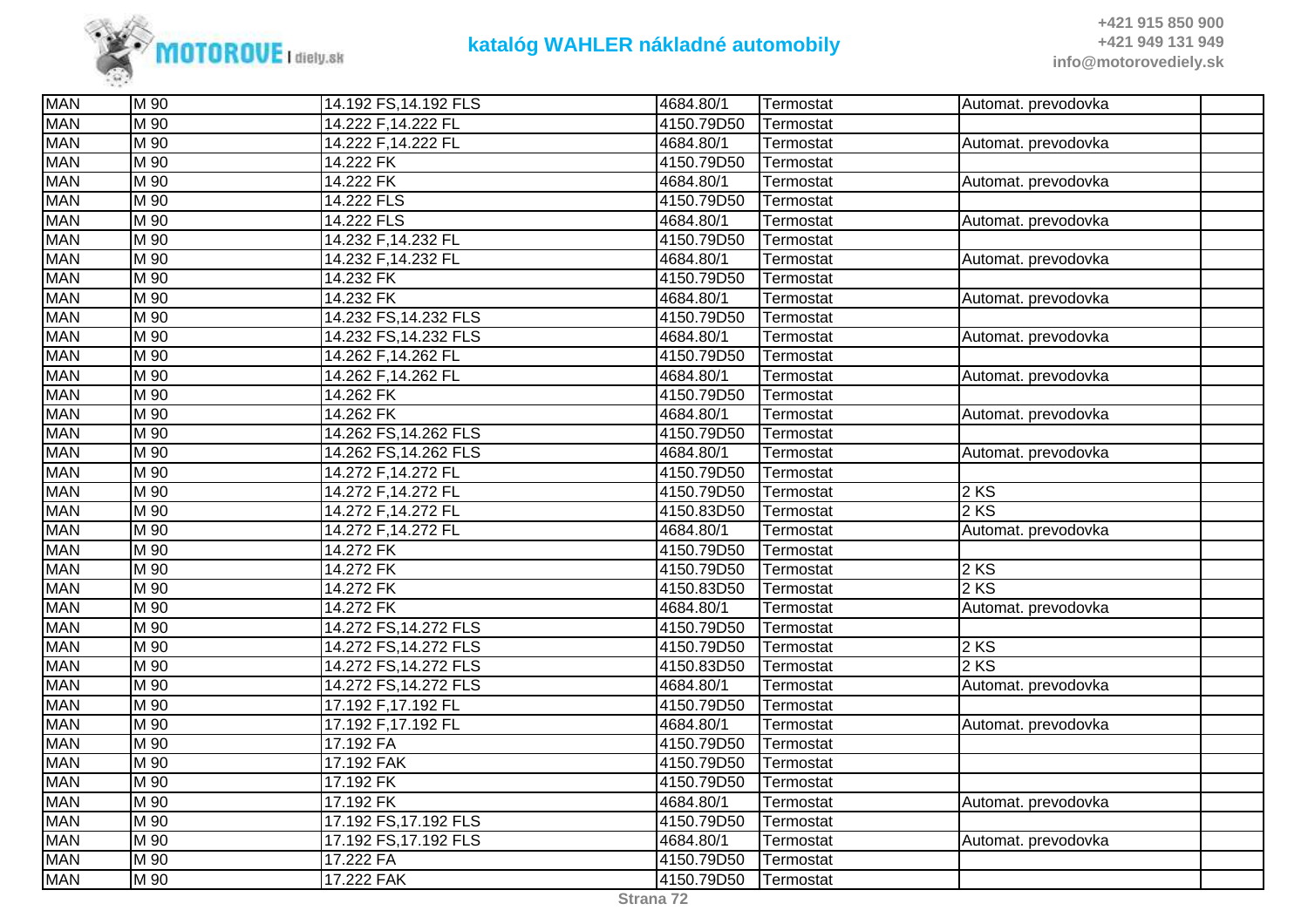| MAN | M 90 | 14.192 FS,14.192 FLS | 4684.80/1 | Termostat | Automat. prevodovka | |
|---|---|---|---|---|---|---|
| MAN | M 90 | 14.222 F,14.222 FL | 4150.79D50 | Termostat | | |
| MAN | M 90 | 14.222 F,14.222 FL | 4684.80/1 | Termostat | Automat. prevodovka | |
| MAN | M 90 | 14.222 FK | 4150.79D50 | Termostat | | |
| MAN | M 90 | 14.222 FK | 4684.80/1 | Termostat | Automat. prevodovka | |
| MAN | M 90 | 14.222 FLS | 4150.79D50 | Termostat | | |
| MAN | M 90 | 14.222 FLS | 4684.80/1 | Termostat | Automat. prevodovka | |
| MAN | M 90 | 14.232 F,14.232 FL | 4150.79D50 | Termostat | | |
| MAN | M 90 | 14.232 F,14.232 FL | 4684.80/1 | Termostat | Automat. prevodovka | |
| MAN | M 90 | 14.232 FK | 4150.79D50 | Termostat | | |
| MAN | M 90 | 14.232 FK | 4684.80/1 | Termostat | Automat. prevodovka | |
| MAN | M 90 | 14.232 FS,14.232 FLS | 4150.79D50 | Termostat | | |
| MAN | M 90 | 14.232 FS,14.232 FLS | 4684.80/1 | Termostat | Automat. prevodovka | |
| MAN | M 90 | 14.262 F,14.262 FL | 4150.79D50 | Termostat | | |
| MAN | M 90 | 14.262 F,14.262 FL | 4684.80/1 | Termostat | Automat. prevodovka | |
| MAN | M 90 | 14.262 FK | 4150.79D50 | Termostat | | |
| MAN | M 90 | 14.262 FK | 4684.80/1 | Termostat | Automat. prevodovka | |
| MAN | M 90 | 14.262 FS,14.262 FLS | 4150.79D50 | Termostat | | |
| MAN | M 90 | 14.262 FS,14.262 FLS | 4684.80/1 | Termostat | Automat. prevodovka | |
| MAN | M 90 | 14.272 F,14.272 FL | 4150.79D50 | Termostat | | |
| MAN | M 90 | 14.272 F,14.272 FL | 4150.79D50 | Termostat | 2 KS | |
| MAN | M 90 | 14.272 F,14.272 FL | 4150.83D50 | Termostat | 2 KS | |
| MAN | M 90 | 14.272 F,14.272 FL | 4684.80/1 | Termostat | Automat. prevodovka | |
| MAN | M 90 | 14.272 FK | 4150.79D50 | Termostat | | |
| MAN | M 90 | 14.272 FK | 4150.79D50 | Termostat | 2 KS | |
| MAN | M 90 | 14.272 FK | 4150.83D50 | Termostat | 2 KS | |
| MAN | M 90 | 14.272 FK | 4684.80/1 | Termostat | Automat. prevodovka | |
| MAN | M 90 | 14.272 FS,14.272 FLS | 4150.79D50 | Termostat | | |
| MAN | M 90 | 14.272 FS,14.272 FLS | 4150.79D50 | Termostat | 2 KS | |
| MAN | M 90 | 14.272 FS,14.272 FLS | 4150.83D50 | Termostat | 2 KS | |
| MAN | M 90 | 14.272 FS,14.272 FLS | 4684.80/1 | Termostat | Automat. prevodovka | |
| MAN | M 90 | 17.192 F,17.192 FL | 4150.79D50 | Termostat | | |
| MAN | M 90 | 17.192 F,17.192 FL | 4684.80/1 | Termostat | Automat. prevodovka | |
| MAN | M 90 | 17.192 FA | 4150.79D50 | Termostat | | |
| MAN | M 90 | 17.192 FAK | 4150.79D50 | Termostat | | |
| MAN | M 90 | 17.192 FK | 4150.79D50 | Termostat | | |
| MAN | M 90 | 17.192 FK | 4684.80/1 | Termostat | Automat. prevodovka | |
| MAN | M 90 | 17.192 FS,17.192 FLS | 4150.79D50 | Termostat | | |
| MAN | M 90 | 17.192 FS,17.192 FLS | 4684.80/1 | Termostat | Automat. prevodovka | |
| MAN | M 90 | 17.222 FA | 4150.79D50 | Termostat | | |
| MAN | M 90 | 17.222 FAK | 4150.79D50 | Termostat | | |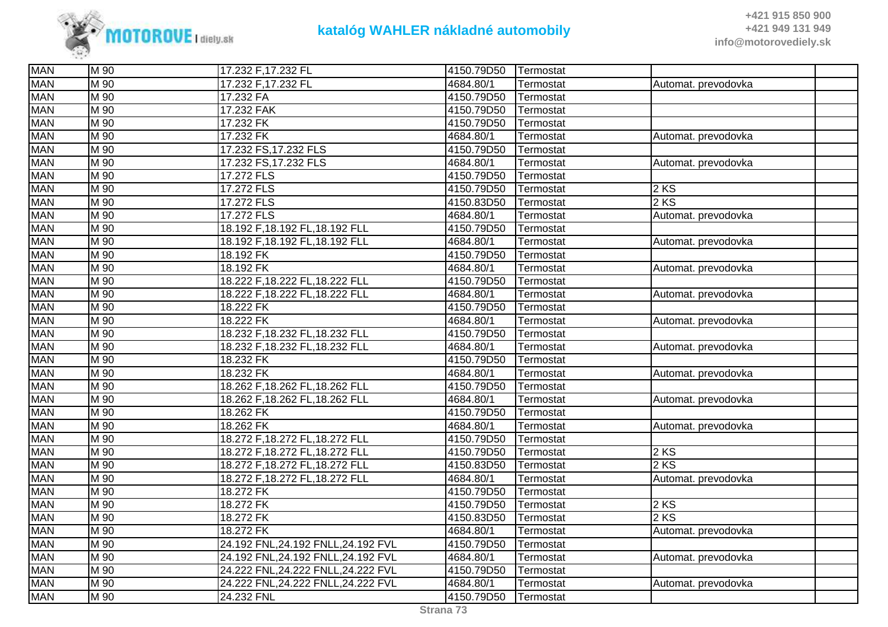| MAN | M 90 | 17.232 F,17.232 FL | 4150.79D50 | Termostat | | |
|---|---|---|---|---|---|---|
| MAN | M 90 | 17.232 F,17.232 FL | 4684.80/1 | Termostat | Automat. prevodovka | |
| MAN | M 90 | 17.232 FA | 4150.79D50 | Termostat | | |
| MAN | M 90 | 17.232 FAK | 4150.79D50 | Termostat | | |
| MAN | M 90 | 17.232 FK | 4150.79D50 | Termostat | | |
| MAN | M 90 | 17.232 FK | 4684.80/1 | Termostat | Automat. prevodovka | |
| MAN | M 90 | 17.232 FS,17.232 FLS | 4150.79D50 | Termostat | | |
| MAN | M 90 | 17.232 FS,17.232 FLS | 4684.80/1 | Termostat | Automat. prevodovka | |
| MAN | M 90 | 17.272 FLS | 4150.79D50 | Termostat | | |
| MAN | M 90 | 17.272 FLS | 4150.79D50 | Termostat | 2 KS | |
| MAN | M 90 | 17.272 FLS | 4150.83D50 | Termostat | 2 KS | |
| MAN | M 90 | 17.272 FLS | 4684.80/1 | Termostat | Automat. prevodovka | |
| MAN | M 90 | 18.192 F,18.192 FL,18.192 FLL | 4150.79D50 | Termostat | | |
| MAN | M 90 | 18.192 F,18.192 FL,18.192 FLL | 4684.80/1 | Termostat | Automat. prevodovka | |
| MAN | M 90 | 18.192 FK | 4150.79D50 | Termostat | | |
| MAN | M 90 | 18.192 FK | 4684.80/1 | Termostat | Automat. prevodovka | |
| MAN | M 90 | 18.222 F,18.222 FL,18.222 FLL | 4150.79D50 | Termostat | | |
| MAN | M 90 | 18.222 F,18.222 FL,18.222 FLL | 4684.80/1 | Termostat | Automat. prevodovka | |
| MAN | M 90 | 18.222 FK | 4150.79D50 | Termostat | | |
| MAN | M 90 | 18.222 FK | 4684.80/1 | Termostat | Automat. prevodovka | |
| MAN | M 90 | 18.232 F,18.232 FL,18.232 FLL | 4150.79D50 | Termostat | | |
| MAN | M 90 | 18.232 F,18.232 FL,18.232 FLL | 4684.80/1 | Termostat | Automat. prevodovka | |
| MAN | M 90 | 18.232 FK | 4150.79D50 | Termostat | | |
| MAN | M 90 | 18.232 FK | 4684.80/1 | Termostat | Automat. prevodovka | |
| MAN | M 90 | 18.262 F,18.262 FL,18.262 FLL | 4150.79D50 | Termostat | | |
| MAN | M 90 | 18.262 F,18.262 FL,18.262 FLL | 4684.80/1 | Termostat | Automat. prevodovka | |
| MAN | M 90 | 18.262 FK | 4150.79D50 | Termostat | | |
| MAN | M 90 | 18.262 FK | 4684.80/1 | Termostat | Automat. prevodovka | |
| MAN | M 90 | 18.272 F,18.272 FL,18.272 FLL | 4150.79D50 | Termostat | | |
| MAN | M 90 | 18.272 F,18.272 FL,18.272 FLL | 4150.79D50 | Termostat | 2 KS | |
| MAN | M 90 | 18.272 F,18.272 FL,18.272 FLL | 4150.83D50 | Termostat | 2 KS | |
| MAN | M 90 | 18.272 F,18.272 FL,18.272 FLL | 4684.80/1 | Termostat | Automat. prevodovka | |
| MAN | M 90 | 18.272 FK | 4150.79D50 | Termostat | | |
| MAN | M 90 | 18.272 FK | 4150.79D50 | Termostat | 2 KS | |
| MAN | M 90 | 18.272 FK | 4150.83D50 | Termostat | 2 KS | |
| MAN | M 90 | 18.272 FK | 4684.80/1 | Termostat | Automat. prevodovka | |
| MAN | M 90 | 24.192 FNL,24.192 FNLL,24.192 FVL | 4150.79D50 | Termostat | | |
| MAN | M 90 | 24.192 FNL,24.192 FNLL,24.192 FVL | 4684.80/1 | Termostat | Automat. prevodovka | |
| MAN | M 90 | 24.222 FNL,24.222 FNLL,24.222 FVL | 4150.79D50 | Termostat | | |
| MAN | M 90 | 24.222 FNL,24.222 FNLL,24.222 FVL | 4684.80/1 | Termostat | Automat. prevodovka | |
| MAN | M 90 | 24.232 FNL | 4150.79D50 | Termostat | | |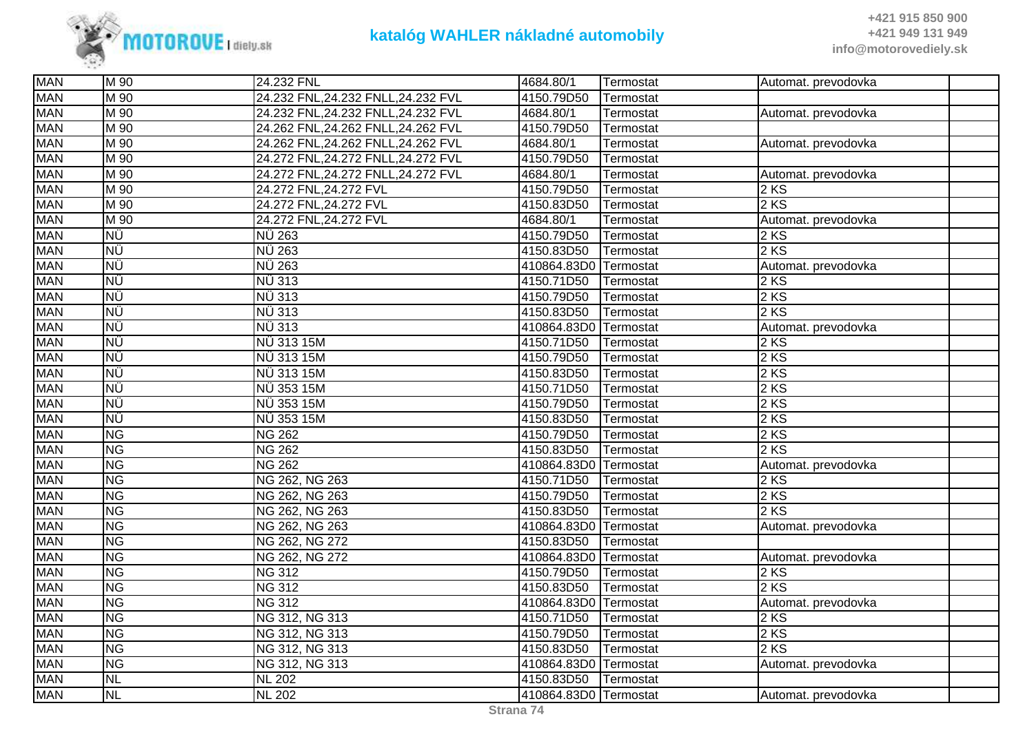| MAN | M 90 | 24.232 FNL | 4684.80/1 | Termostat | Automat. prevodovka | |
|---|---|---|---|---|---|---|
| MAN | M 90 | 24.232 FNL,24.232 FNLL,24.232 FVL | 4150.79D50 | Termostat | | |
| MAN | M 90 | 24.232 FNL,24.232 FNLL,24.232 FVL | 4684.80/1 | Termostat | Automat. prevodovka | |
| MAN | M 90 | 24.262 FNL,24.262 FNLL,24.262 FVL | 4150.79D50 | Termostat | | |
| MAN | M 90 | 24.262 FNL,24.262 FNLL,24.262 FVL | 4684.80/1 | Termostat | Automat. prevodovka | |
| MAN | M 90 | 24.272 FNL,24.272 FNLL,24.272 FVL | 4150.79D50 | Termostat | | |
| MAN | M 90 | 24.272 FNL,24.272 FNLL,24.272 FVL | 4684.80/1 | Termostat | Automat. prevodovka | |
| MAN | M 90 | 24.272 FNL,24.272 FVL | 4150.79D50 | Termostat | 2 KS | |
| MAN | M 90 | 24.272 FNL,24.272 FVL | 4150.83D50 | Termostat | 2 KS | |
| MAN | M 90 | 24.272 FNL,24.272 FVL | 4684.80/1 | Termostat | Automat. prevodovka | |
| MAN | NÜ | NÜ 263 | 4150.79D50 | Termostat | 2 KS | |
| MAN | NÜ | NÜ 263 | 4150.83D50 | Termostat | 2 KS | |
| MAN | NÜ | NÜ 263 | 410864.83D0 | Termostat | Automat. prevodovka | |
| MAN | NÜ | NÜ 313 | 4150.71D50 | Termostat | 2 KS | |
| MAN | NÜ | NÜ 313 | 4150.79D50 | Termostat | 2 KS | |
| MAN | NÜ | NÜ 313 | 4150.83D50 | Termostat | 2 KS | |
| MAN | NÜ | NÜ 313 | 410864.83D0 | Termostat | Automat. prevodovka | |
| MAN | NÜ | NÜ 313 15M | 4150.71D50 | Termostat | 2 KS | |
| MAN | NÜ | NÜ 313 15M | 4150.79D50 | Termostat | 2 KS | |
| MAN | NÜ | NÜ 313 15M | 4150.83D50 | Termostat | 2 KS | |
| MAN | NÜ | NÜ 353 15M | 4150.71D50 | Termostat | 2 KS | |
| MAN | NÜ | NÜ 353 15M | 4150.79D50 | Termostat | 2 KS | |
| MAN | NÜ | NÜ 353 15M | 4150.83D50 | Termostat | 2 KS | |
| MAN | NG | NG 262 | 4150.79D50 | Termostat | 2 KS | |
| MAN | NG | NG 262 | 4150.83D50 | Termostat | 2 KS | |
| MAN | NG | NG 262 | 410864.83D0 | Termostat | Automat. prevodovka | |
| MAN | NG | NG 262, NG 263 | 4150.71D50 | Termostat | 2 KS | |
| MAN | NG | NG 262, NG 263 | 4150.79D50 | Termostat | 2 KS | |
| MAN | NG | NG 262, NG 263 | 4150.83D50 | Termostat | 2 KS | |
| MAN | NG | NG 262, NG 263 | 410864.83D0 | Termostat | Automat. prevodovka | |
| MAN | NG | NG 262, NG 272 | 4150.83D50 | Termostat | | |
| MAN | NG | NG 262, NG 272 | 410864.83D0 | Termostat | Automat. prevodovka | |
| MAN | NG | NG 312 | 4150.79D50 | Termostat | 2 KS | |
| MAN | NG | NG 312 | 4150.83D50 | Termostat | 2 KS | |
| MAN | NG | NG 312 | 410864.83D0 | Termostat | Automat. prevodovka | |
| MAN | NG | NG 312, NG 313 | 4150.71D50 | Termostat | 2 KS | |
| MAN | NG | NG 312, NG 313 | 4150.79D50 | Termostat | 2 KS | |
| MAN | NG | NG 312, NG 313 | 4150.83D50 | Termostat | 2 KS | |
| MAN | NG | NG 312, NG 313 | 410864.83D0 | Termostat | Automat. prevodovka | |
| MAN | NL | NL 202 | 4150.83D50 | Termostat | | |
| MAN | NL | NL 202 | 410864.83D0 | Termostat | Automat. prevodovka | |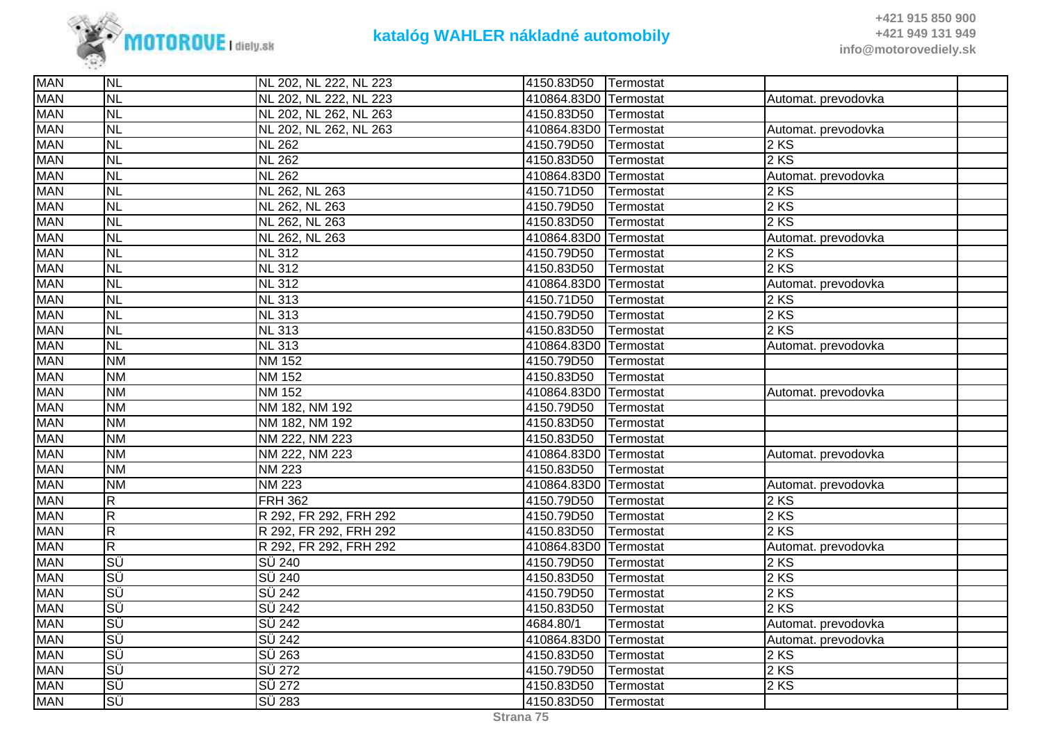| | | | | | | |
|---|---|---|---|---|---|---|
| MAN | NL | NL 202, NL 222, NL 223 | 4150.83D50 | Termostat | | |
| MAN | NL | NL 202, NL 222, NL 223 | 410864.83D0 | Termostat | Automat. prevodovka | |
| MAN | NL | NL 202, NL 262, NL 263 | 4150.83D50 | Termostat | | |
| MAN | NL | NL 202, NL 262, NL 263 | 410864.83D0 | Termostat | Automat. prevodovka | |
| MAN | NL | NL 262 | 4150.79D50 | Termostat | 2 KS | |
| MAN | NL | NL 262 | 4150.83D50 | Termostat | 2 KS | |
| MAN | NL | NL 262 | 410864.83D0 | Termostat | Automat. prevodovka | |
| MAN | NL | NL 262, NL 263 | 4150.71D50 | Termostat | 2 KS | |
| MAN | NL | NL 262, NL 263 | 4150.79D50 | Termostat | 2 KS | |
| MAN | NL | NL 262, NL 263 | 4150.83D50 | Termostat | 2 KS | |
| MAN | NL | NL 262, NL 263 | 410864.83D0 | Termostat | Automat. prevodovka | |
| MAN | NL | NL 312 | 4150.79D50 | Termostat | 2 KS | |
| MAN | NL | NL 312 | 4150.83D50 | Termostat | 2 KS | |
| MAN | NL | NL 312 | 410864.83D0 | Termostat | Automat. prevodovka | |
| MAN | NL | NL 313 | 4150.71D50 | Termostat | 2 KS | |
| MAN | NL | NL 313 | 4150.79D50 | Termostat | 2 KS | |
| MAN | NL | NL 313 | 4150.83D50 | Termostat | 2 KS | |
| MAN | NL | NL 313 | 410864.83D0 | Termostat | Automat. prevodovka | |
| MAN | NM | NM 152 | 4150.79D50 | Termostat | | |
| MAN | NM | NM 152 | 4150.83D50 | Termostat | | |
| MAN | NM | NM 152 | 410864.83D0 | Termostat | Automat. prevodovka | |
| MAN | NM | NM 182, NM 192 | 4150.79D50 | Termostat | | |
| MAN | NM | NM 182, NM 192 | 4150.83D50 | Termostat | | |
| MAN | NM | NM 222, NM 223 | 4150.83D50 | Termostat | | |
| MAN | NM | NM 222, NM 223 | 410864.83D0 | Termostat | Automat. prevodovka | |
| MAN | NM | NM 223 | 4150.83D50 | Termostat | | |
| MAN | NM | NM 223 | 410864.83D0 | Termostat | Automat. prevodovka | |
| MAN | R | FRH 362 | 4150.79D50 | Termostat | 2 KS | |
| MAN | R | R 292, FR 292, FRH 292 | 4150.79D50 | Termostat | 2 KS | |
| MAN | R | R 292, FR 292, FRH 292 | 4150.83D50 | Termostat | 2 KS | |
| MAN | R | R 292, FR 292, FRH 292 | 410864.83D0 | Termostat | Automat. prevodovka | |
| MAN | SÜ | SÜ 240 | 4150.79D50 | Termostat | 2 KS | |
| MAN | SÜ | SÜ 240 | 4150.83D50 | Termostat | 2 KS | |
| MAN | SÜ | SÜ 242 | 4150.79D50 | Termostat | 2 KS | |
| MAN | SÜ | SÜ 242 | 4150.83D50 | Termostat | 2 KS | |
| MAN | SÜ | SÜ 242 | 4684.80/1 | Termostat | Automat. prevodovka | |
| MAN | SÜ | SÜ 242 | 410864.83D0 | Termostat | Automat. prevodovka | |
| MAN | SÜ | SÜ 263 | 4150.83D50 | Termostat | 2 KS | |
| MAN | SÜ | SÜ 272 | 4150.79D50 | Termostat | 2 KS | |
| MAN | SÜ | SÜ 272 | 4150.83D50 | Termostat | 2 KS | |
| MAN | SÜ | SÜ 283 | 4150.83D50 | Termostat | | |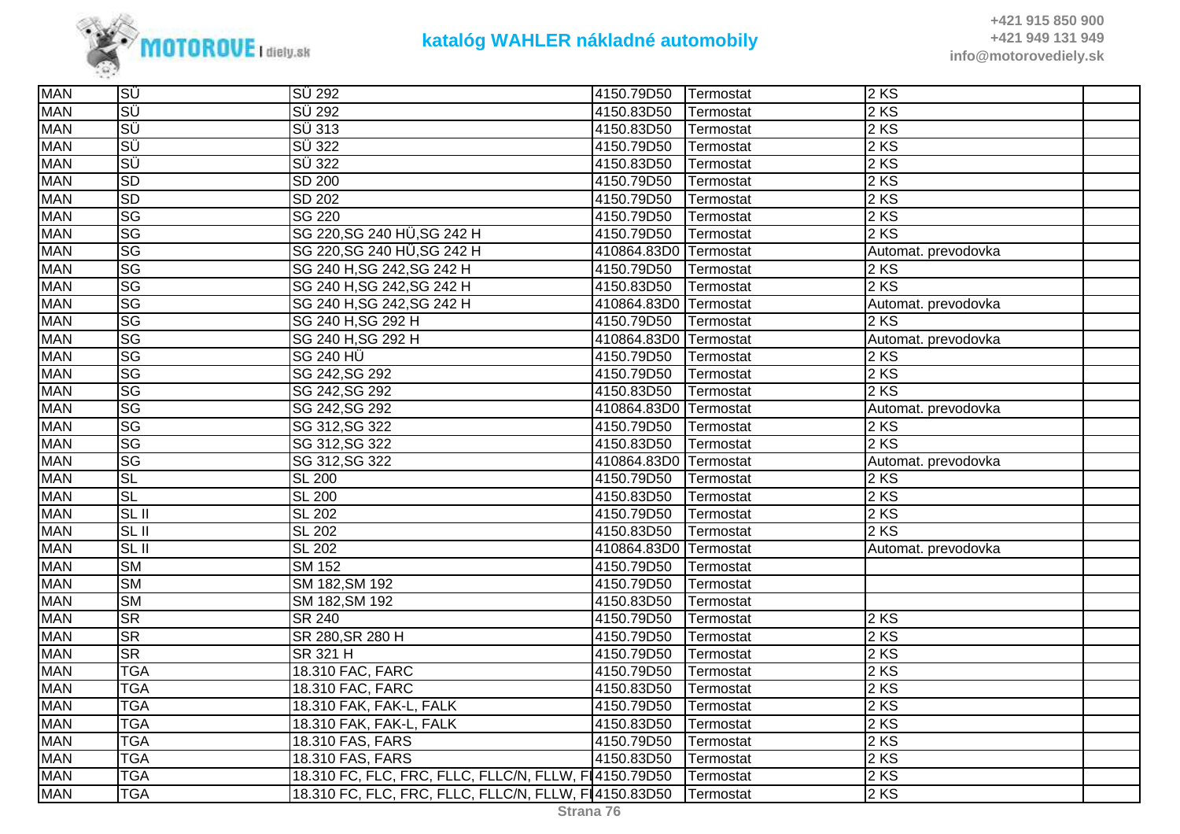| MAN | SÜ | SÜ 292 | 4150.79D50 | Termostat | 2 KS | |
|---|---|---|---|---|---|---|
| MAN | SÜ | SÜ 292 | 4150.83D50 | Termostat | 2 KS | |
| MAN | SÜ | SÜ 313 | 4150.83D50 | Termostat | 2 KS | |
| MAN | SÜ | SÜ 322 | 4150.79D50 | Termostat | 2 KS | |
| MAN | SÜ | SÜ 322 | 4150.83D50 | Termostat | 2 KS | |
| MAN | SD | SD 200 | 4150.79D50 | Termostat | 2 KS | |
| MAN | SD | SD 202 | 4150.79D50 | Termostat | 2 KS | |
| MAN | SG | SG 220 | 4150.79D50 | Termostat | 2 KS | |
| MAN | SG | SG 220,SG 240 HÜ,SG 242 H | 4150.79D50 | Termostat | 2 KS | |
| MAN | SG | SG 220,SG 240 HÜ,SG 242 H | 410864.83D0 | Termostat | Automat. prevodovka | |
| MAN | SG | SG 240 H,SG 242,SG 242 H | 4150.79D50 | Termostat | 2 KS | |
| MAN | SG | SG 240 H,SG 242,SG 242 H | 4150.83D50 | Termostat | 2 KS | |
| MAN | SG | SG 240 H,SG 242,SG 242 H | 410864.83D0 | Termostat | Automat. prevodovka | |
| MAN | SG | SG 240 H,SG 292 H | 4150.79D50 | Termostat | 2 KS | |
| MAN | SG | SG 240 H,SG 292 H | 410864.83D0 | Termostat | Automat. prevodovka | |
| MAN | SG | SG 240 HÜ | 4150.79D50 | Termostat | 2 KS | |
| MAN | SG | SG 242,SG 292 | 4150.79D50 | Termostat | 2 KS | |
| MAN | SG | SG 242,SG 292 | 4150.83D50 | Termostat | 2 KS | |
| MAN | SG | SG 242,SG 292 | 410864.83D0 | Termostat | Automat. prevodovka | |
| MAN | SG | SG 312,SG 322 | 4150.79D50 | Termostat | 2 KS | |
| MAN | SG | SG 312,SG 322 | 4150.83D50 | Termostat | 2 KS | |
| MAN | SG | SG 312,SG 322 | 410864.83D0 | Termostat | Automat. prevodovka | |
| MAN | SL | SL 200 | 4150.79D50 | Termostat | 2 KS | |
| MAN | SL | SL 200 | 4150.83D50 | Termostat | 2 KS | |
| MAN | SL II | SL 202 | 4150.79D50 | Termostat | 2 KS | |
| MAN | SL II | SL 202 | 4150.83D50 | Termostat | 2 KS | |
| MAN | SL II | SL 202 | 410864.83D0 | Termostat | Automat. prevodovka | |
| MAN | SM | SM 152 | 4150.79D50 | Termostat | | |
| MAN | SM | SM 182,SM 192 | 4150.79D50 | Termostat | | |
| MAN | SM | SM 182,SM 192 | 4150.83D50 | Termostat | | |
| MAN | SR | SR 240 | 4150.79D50 | Termostat | 2 KS | |
| MAN | SR | SR 280,SR 280 H | 4150.79D50 | Termostat | 2 KS | |
| MAN | SR | SR 321 H | 4150.79D50 | Termostat | 2 KS | |
| MAN | TGA | 18.310 FAC, FARC | 4150.79D50 | Termostat | 2 KS | |
| MAN | TGA | 18.310 FAC, FARC | 4150.83D50 | Termostat | 2 KS | |
| MAN | TGA | 18.310 FAK, FAK-L, FALK | 4150.79D50 | Termostat | 2 KS | |
| MAN | TGA | 18.310 FAK, FAK-L, FALK | 4150.83D50 | Termostat | 2 KS | |
| MAN | TGA | 18.310 FAS, FARS | 4150.79D50 | Termostat | 2 KS | |
| MAN | TGA | 18.310 FAS, FARS | 4150.83D50 | Termostat | 2 KS | |
| MAN | TGA | 18.310 FC, FLC, FRC, FLLC, FLLC/N, FLLW, FI | 4150.79D50 | Termostat | 2 KS | |
| MAN | TGA | 18.310 FC, FLC, FRC, FLLC, FLLC/N, FLLW, FI | 4150.83D50 | Termostat | 2 KS | |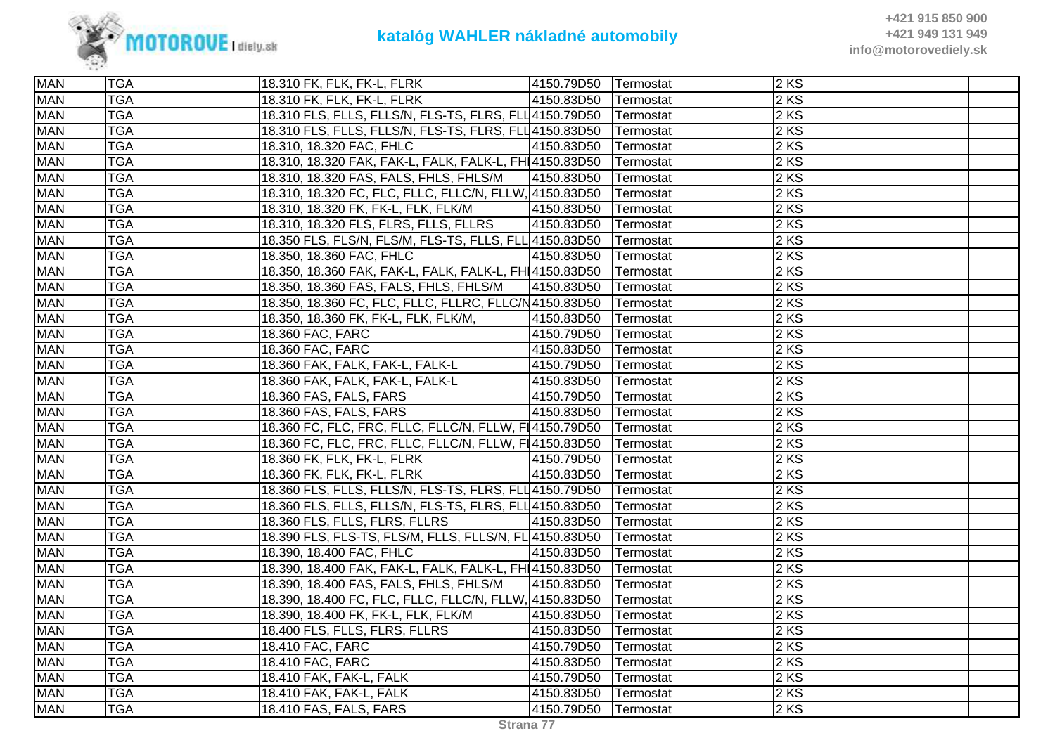| | | | | | | |
|---|---|---|---|---|---|---|
| MAN | TGA | 18.310 FK, FLK, FK-L, FLRK | 4150.79D50 | Termostat | 2 KS | |
| MAN | TGA | 18.310 FK, FLK, FK-L, FLRK | 4150.83D50 | Termostat | 2 KS | |
| MAN | TGA | 18.310 FLS, FLLS, FLLS/N, FLS-TS, FLRS, FLL | 4150.79D50 | Termostat | 2 KS | |
| MAN | TGA | 18.310 FLS, FLLS, FLLS/N, FLS-TS, FLRS, FLL | 4150.83D50 | Termostat | 2 KS | |
| MAN | TGA | 18.310, 18.320 FAC, FHLC | 4150.83D50 | Termostat | 2 KS | |
| MAN | TGA | 18.310, 18.320 FAK, FAK-L, FALK, FALK-L, FHI | 4150.83D50 | Termostat | 2 KS | |
| MAN | TGA | 18.310, 18.320 FAS, FALS, FHLS, FHLS/M | 4150.83D50 | Termostat | 2 KS | |
| MAN | TGA | 18.310, 18.320 FC, FLC, FLLC, FLLC/N, FLLW, | 4150.83D50 | Termostat | 2 KS | |
| MAN | TGA | 18.310, 18.320 FK, FK-L, FLK, FLK/M | 4150.83D50 | Termostat | 2 KS | |
| MAN | TGA | 18.310, 18.320 FLS, FLRS, FLLS, FLLRS | 4150.83D50 | Termostat | 2 KS | |
| MAN | TGA | 18.350 FLS, FLS/N, FLS/M, FLS-TS, FLLS, FLL | 4150.83D50 | Termostat | 2 KS | |
| MAN | TGA | 18.350, 18.360 FAC, FHLC | 4150.83D50 | Termostat | 2 KS | |
| MAN | TGA | 18.350, 18.360 FAK, FAK-L, FALK, FALK-L, FHI | 4150.83D50 | Termostat | 2 KS | |
| MAN | TGA | 18.350, 18.360 FAS, FALS, FHLS, FHLS/M | 4150.83D50 | Termostat | 2 KS | |
| MAN | TGA | 18.350, 18.360 FC, FLC, FLLC, FLLRC, FLLC/N | 4150.83D50 | Termostat | 2 KS | |
| MAN | TGA | 18.350, 18.360 FK, FK-L, FLK, FLK/M, | 4150.83D50 | Termostat | 2 KS | |
| MAN | TGA | 18.360 FAC, FARC | 4150.79D50 | Termostat | 2 KS | |
| MAN | TGA | 18.360 FAC, FARC | 4150.83D50 | Termostat | 2 KS | |
| MAN | TGA | 18.360 FAK, FALK, FAK-L, FALK-L | 4150.79D50 | Termostat | 2 KS | |
| MAN | TGA | 18.360 FAK, FALK, FAK-L, FALK-L | 4150.83D50 | Termostat | 2 KS | |
| MAN | TGA | 18.360 FAS, FALS, FARS | 4150.79D50 | Termostat | 2 KS | |
| MAN | TGA | 18.360 FAS, FALS, FARS | 4150.83D50 | Termostat | 2 KS | |
| MAN | TGA | 18.360 FC, FLC, FRC, FLLC, FLLC/N, FLLW, FI | 4150.79D50 | Termostat | 2 KS | |
| MAN | TGA | 18.360 FC, FLC, FRC, FLLC, FLLC/N, FLLW, FI | 4150.83D50 | Termostat | 2 KS | |
| MAN | TGA | 18.360 FK, FLK, FK-L, FLRK | 4150.79D50 | Termostat | 2 KS | |
| MAN | TGA | 18.360 FK, FLK, FK-L, FLRK | 4150.83D50 | Termostat | 2 KS | |
| MAN | TGA | 18.360 FLS, FLLS, FLLS/N, FLS-TS, FLRS, FLL | 4150.79D50 | Termostat | 2 KS | |
| MAN | TGA | 18.360 FLS, FLLS, FLLS/N, FLS-TS, FLRS, FLL | 4150.83D50 | Termostat | 2 KS | |
| MAN | TGA | 18.360 FLS, FLLS, FLRS, FLLRS | 4150.83D50 | Termostat | 2 KS | |
| MAN | TGA | 18.390 FLS, FLS-TS, FLS/M, FLLS, FLLS/N, FL | 4150.83D50 | Termostat | 2 KS | |
| MAN | TGA | 18.390, 18.400 FAC, FHLC | 4150.83D50 | Termostat | 2 KS | |
| MAN | TGA | 18.390, 18.400 FAK, FAK-L, FALK, FALK-L, FHI | 4150.83D50 | Termostat | 2 KS | |
| MAN | TGA | 18.390, 18.400 FAS, FALS, FHLS, FHLS/M | 4150.83D50 | Termostat | 2 KS | |
| MAN | TGA | 18.390, 18.400 FC, FLC, FLLC, FLLC/N, FLLW, | 4150.83D50 | Termostat | 2 KS | |
| MAN | TGA | 18.390, 18.400 FK, FK-L, FLK, FLK/M | 4150.83D50 | Termostat | 2 KS | |
| MAN | TGA | 18.400 FLS, FLLS, FLRS, FLLRS | 4150.83D50 | Termostat | 2 KS | |
| MAN | TGA | 18.410 FAC, FARC | 4150.79D50 | Termostat | 2 KS | |
| MAN | TGA | 18.410 FAC, FARC | 4150.83D50 | Termostat | 2 KS | |
| MAN | TGA | 18.410 FAK, FAK-L, FALK | 4150.79D50 | Termostat | 2 KS | |
| MAN | TGA | 18.410 FAK, FAK-L, FALK | 4150.83D50 | Termostat | 2 KS | |
| MAN | TGA | 18.410 FAS, FALS, FARS | 4150.79D50 | Termostat | 2 KS | |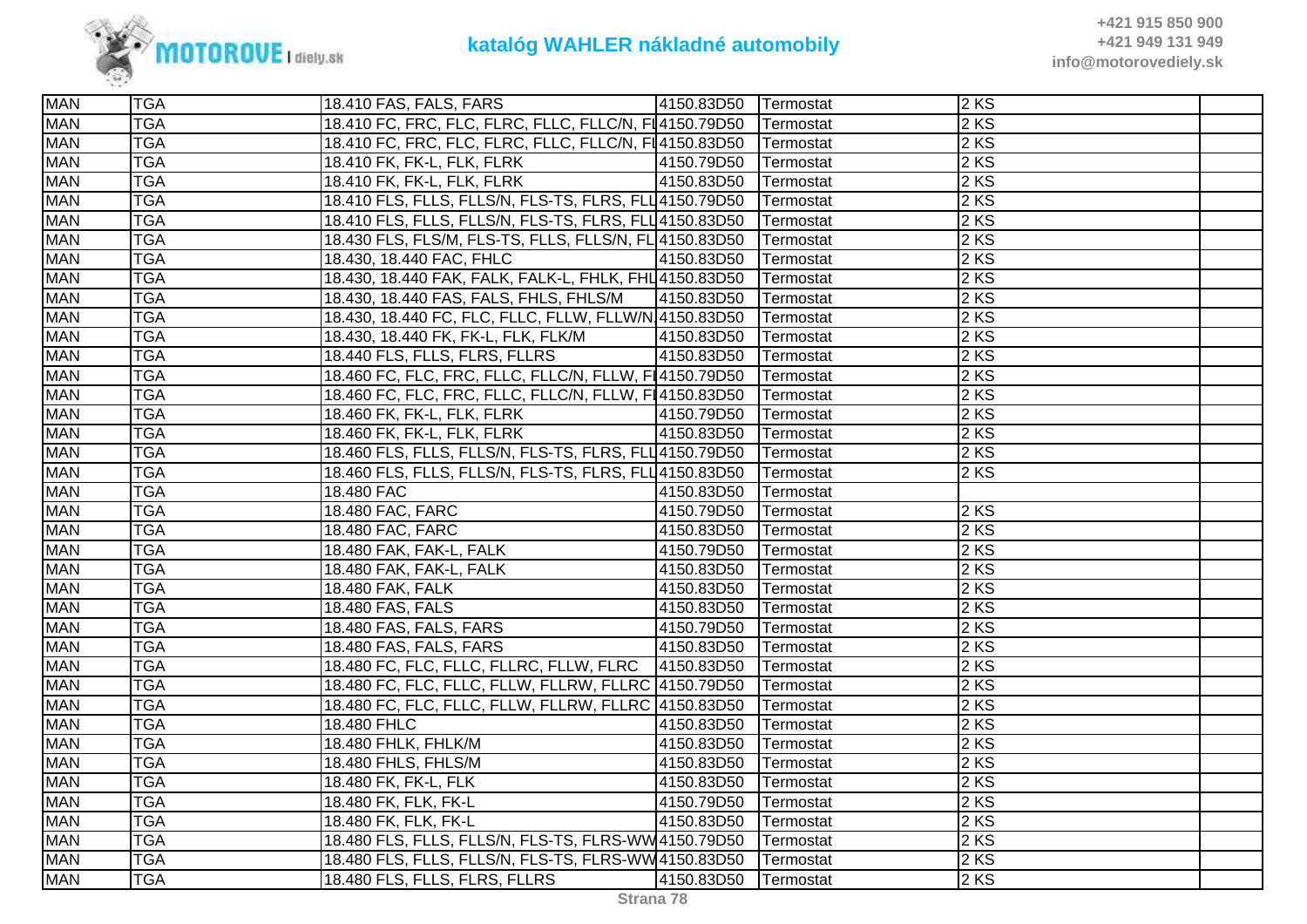# katalóg WAHLER nákladné automobily

+421 915 850 900
+421 949 131 949
info@motorovediely.sk

| | | | | | | |
|---|---|---|---|---|---|---|
| MAN | TGA | 18.410 FAS, FALS, FARS | 4150.83D50 | Termostat | 2 KS | |
| MAN | TGA | 18.410 FC, FRC, FLC, FLRC, FLLC, FLLC/N, FI | 4150.79D50 | Termostat | 2 KS | |
| MAN | TGA | 18.410 FC, FRC, FLC, FLRC, FLLC, FLLC/N, FI | 4150.83D50 | Termostat | 2 KS | |
| MAN | TGA | 18.410 FK, FK-L, FLK, FLRK | 4150.79D50 | Termostat | 2 KS | |
| MAN | TGA | 18.410 FK, FK-L, FLK, FLRK | 4150.83D50 | Termostat | 2 KS | |
| MAN | TGA | 18.410 FLS, FLLS, FLLS/N, FLS-TS, FLRS, FLL | 4150.79D50 | Termostat | 2 KS | |
| MAN | TGA | 18.410 FLS, FLLS, FLLS/N, FLS-TS, FLRS, FLL | 4150.83D50 | Termostat | 2 KS | |
| MAN | TGA | 18.430 FLS, FLS/M, FLS-TS, FLLS, FLLS/N, FL | 4150.83D50 | Termostat | 2 KS | |
| MAN | TGA | 18.430, 18.440 FAC, FHLC | 4150.83D50 | Termostat | 2 KS | |
| MAN | TGA | 18.430, 18.440 FAK, FALK, FALK-L, FHLK, FHL | 4150.83D50 | Termostat | 2 KS | |
| MAN | TGA | 18.430, 18.440 FAS, FALS, FHLS, FHLS/M | 4150.83D50 | Termostat | 2 KS | |
| MAN | TGA | 18.430, 18.440 FC, FLC, FLLC, FLLW, FLLW/N | 4150.83D50 | Termostat | 2 KS | |
| MAN | TGA | 18.430, 18.440 FK, FK-L, FLK, FLK/M | 4150.83D50 | Termostat | 2 KS | |
| MAN | TGA | 18.440 FLS, FLLS, FLRS, FLLRS | 4150.83D50 | Termostat | 2 KS | |
| MAN | TGA | 18.460 FC, FLC, FRC, FLLC, FLLC/N, FLLW, FI | 4150.79D50 | Termostat | 2 KS | |
| MAN | TGA | 18.460 FC, FLC, FRC, FLLC, FLLC/N, FLLW, FI | 4150.83D50 | Termostat | 2 KS | |
| MAN | TGA | 18.460 FK, FK-L, FLK, FLRK | 4150.79D50 | Termostat | 2 KS | |
| MAN | TGA | 18.460 FK, FK-L, FLK, FLRK | 4150.83D50 | Termostat | 2 KS | |
| MAN | TGA | 18.460 FLS, FLLS, FLLS/N, FLS-TS, FLRS, FLL | 4150.79D50 | Termostat | 2 KS | |
| MAN | TGA | 18.460 FLS, FLLS, FLLS/N, FLS-TS, FLRS, FLL | 4150.83D50 | Termostat | 2 KS | |
| MAN | TGA | 18.480 FAC | 4150.83D50 | Termostat | | |
| MAN | TGA | 18.480 FAC, FARC | 4150.79D50 | Termostat | 2 KS | |
| MAN | TGA | 18.480 FAC, FARC | 4150.83D50 | Termostat | 2 KS | |
| MAN | TGA | 18.480 FAK, FAK-L, FALK | 4150.79D50 | Termostat | 2 KS | |
| MAN | TGA | 18.480 FAK, FAK-L, FALK | 4150.83D50 | Termostat | 2 KS | |
| MAN | TGA | 18.480 FAK, FALK | 4150.83D50 | Termostat | 2 KS | |
| MAN | TGA | 18.480 FAS, FALS | 4150.83D50 | Termostat | 2 KS | |
| MAN | TGA | 18.480 FAS, FALS, FARS | 4150.79D50 | Termostat | 2 KS | |
| MAN | TGA | 18.480 FAS, FALS, FARS | 4150.83D50 | Termostat | 2 KS | |
| MAN | TGA | 18.480 FC, FLC, FLLC, FLLRC, FLLW, FLRC | 4150.83D50 | Termostat | 2 KS | |
| MAN | TGA | 18.480 FC, FLC, FLLC, FLLW, FLLRW, FLLRC | 4150.79D50 | Termostat | 2 KS | |
| MAN | TGA | 18.480 FC, FLC, FLLC, FLLW, FLLRW, FLLRC | 4150.83D50 | Termostat | 2 KS | |
| MAN | TGA | 18.480 FHLC | 4150.83D50 | Termostat | 2 KS | |
| MAN | TGA | 18.480 FHLK, FHLK/M | 4150.83D50 | Termostat | 2 KS | |
| MAN | TGA | 18.480 FHLS, FHLS/M | 4150.83D50 | Termostat | 2 KS | |
| MAN | TGA | 18.480 FK, FK-L, FLK | 4150.83D50 | Termostat | 2 KS | |
| MAN | TGA | 18.480 FK, FLK, FK-L | 4150.79D50 | Termostat | 2 KS | |
| MAN | TGA | 18.480 FK, FLK, FK-L | 4150.83D50 | Termostat | 2 KS | |
| MAN | TGA | 18.480 FLS, FLLS, FLLS/N, FLS-TS, FLRS-WW | 4150.79D50 | Termostat | 2 KS | |
| MAN | TGA | 18.480 FLS, FLLS, FLLS/N, FLS-TS, FLRS-WW | 4150.83D50 | Termostat | 2 KS | |
| MAN | TGA | 18.480 FLS, FLLS, FLRS, FLLRS | 4150.83D50 | Termostat | 2 KS | |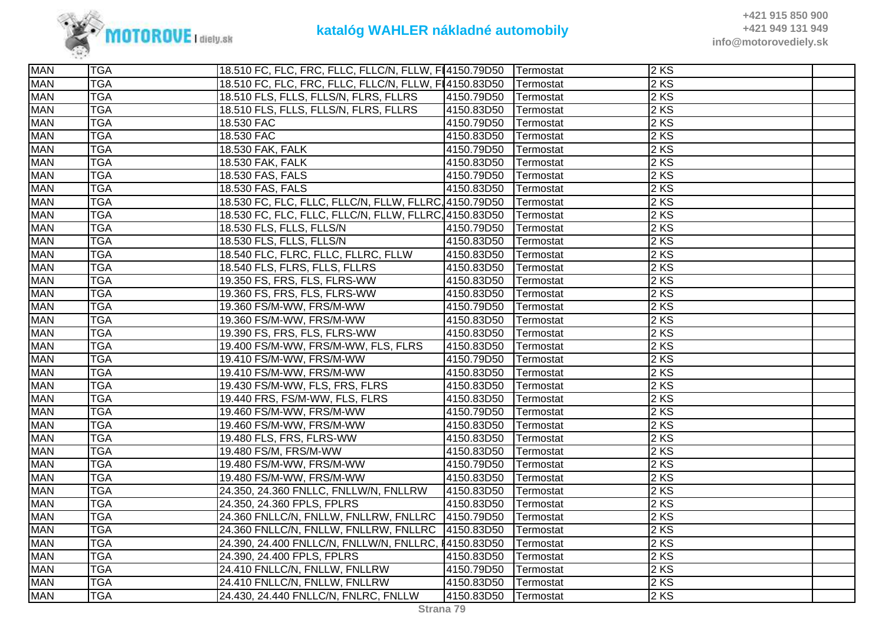| MAN | TGA | 18.510 FC, FLC, FRC, FLLC, FLLC/N, FLLW, FI | 4150.79D50 | Termostat | 2 KS | |
|---|---|---|---|---|---|---|
| MAN | TGA | 18.510 FC, FLC, FRC, FLLC, FLLC/N, FLLW, FI | 4150.83D50 | Termostat | 2 KS | |
| MAN | TGA | 18.510 FLS, FLLS, FLLS/N, FLRS, FLLRS | 4150.79D50 | Termostat | 2 KS | |
| MAN | TGA | 18.510 FLS, FLLS, FLLS/N, FLRS, FLLRS | 4150.83D50 | Termostat | 2 KS | |
| MAN | TGA | 18.530 FAC | 4150.79D50 | Termostat | 2 KS | |
| MAN | TGA | 18.530 FAC | 4150.83D50 | Termostat | 2 KS | |
| MAN | TGA | 18.530 FAK, FALK | 4150.79D50 | Termostat | 2 KS | |
| MAN | TGA | 18.530 FAK, FALK | 4150.83D50 | Termostat | 2 KS | |
| MAN | TGA | 18.530 FAS, FALS | 4150.79D50 | Termostat | 2 KS | |
| MAN | TGA | 18.530 FAS, FALS | 4150.83D50 | Termostat | 2 KS | |
| MAN | TGA | 18.530 FC, FLC, FLLC, FLLC/N, FLLW, FLLRC, | 4150.79D50 | Termostat | 2 KS | |
| MAN | TGA | 18.530 FC, FLC, FLLC, FLLC/N, FLLW, FLLRC, | 4150.83D50 | Termostat | 2 KS | |
| MAN | TGA | 18.530 FLS, FLLS, FLLS/N | 4150.79D50 | Termostat | 2 KS | |
| MAN | TGA | 18.530 FLS, FLLS, FLLS/N | 4150.83D50 | Termostat | 2 KS | |
| MAN | TGA | 18.540 FLC, FLRC, FLLC, FLLRC, FLLW | 4150.83D50 | Termostat | 2 KS | |
| MAN | TGA | 18.540 FLS, FLRS, FLLS, FLLRS | 4150.83D50 | Termostat | 2 KS | |
| MAN | TGA | 19.350 FS, FRS, FLS, FLRS-WW | 4150.83D50 | Termostat | 2 KS | |
| MAN | TGA | 19.360 FS, FRS, FLS, FLRS-WW | 4150.83D50 | Termostat | 2 KS | |
| MAN | TGA | 19.360 FS/M-WW, FRS/M-WW | 4150.79D50 | Termostat | 2 KS | |
| MAN | TGA | 19.360 FS/M-WW, FRS/M-WW | 4150.83D50 | Termostat | 2 KS | |
| MAN | TGA | 19.390 FS, FRS, FLS, FLRS-WW | 4150.83D50 | Termostat | 2 KS | |
| MAN | TGA | 19.400 FS/M-WW, FRS/M-WW, FLS, FLRS | 4150.83D50 | Termostat | 2 KS | |
| MAN | TGA | 19.410 FS/M-WW, FRS/M-WW | 4150.79D50 | Termostat | 2 KS | |
| MAN | TGA | 19.410 FS/M-WW, FRS/M-WW | 4150.83D50 | Termostat | 2 KS | |
| MAN | TGA | 19.430 FS/M-WW, FLS, FRS, FLRS | 4150.83D50 | Termostat | 2 KS | |
| MAN | TGA | 19.440 FRS, FS/M-WW, FLS, FLRS | 4150.83D50 | Termostat | 2 KS | |
| MAN | TGA | 19.460 FS/M-WW, FRS/M-WW | 4150.79D50 | Termostat | 2 KS | |
| MAN | TGA | 19.460 FS/M-WW, FRS/M-WW | 4150.83D50 | Termostat | 2 KS | |
| MAN | TGA | 19.480 FLS, FRS, FLRS-WW | 4150.83D50 | Termostat | 2 KS | |
| MAN | TGA | 19.480 FS/M, FRS/M-WW | 4150.83D50 | Termostat | 2 KS | |
| MAN | TGA | 19.480 FS/M-WW, FRS/M-WW | 4150.79D50 | Termostat | 2 KS | |
| MAN | TGA | 19.480 FS/M-WW, FRS/M-WW | 4150.83D50 | Termostat | 2 KS | |
| MAN | TGA | 24.350, 24.360 FNLLC, FNLLW/N, FNLLRW | 4150.83D50 | Termostat | 2 KS | |
| MAN | TGA | 24.350, 24.360 FPLS, FPLRS | 4150.83D50 | Termostat | 2 KS | |
| MAN | TGA | 24.360 FNLLC/N, FNLLW, FNLLRW, FNLLRC | 4150.79D50 | Termostat | 2 KS | |
| MAN | TGA | 24.360 FNLLC/N, FNLLW, FNLLRW, FNLLRC | 4150.83D50 | Termostat | 2 KS | |
| MAN | TGA | 24.390, 24.400 FNLLC/N, FNLLW/N, FNLLRC, I | 4150.83D50 | Termostat | 2 KS | |
| MAN | TGA | 24.390, 24.400 FPLS, FPLRS | 4150.83D50 | Termostat | 2 KS | |
| MAN | TGA | 24.410 FNLLC/N, FNLLW, FNLLRW | 4150.79D50 | Termostat | 2 KS | |
| MAN | TGA | 24.410 FNLLC/N, FNLLW, FNLLRW | 4150.83D50 | Termostat | 2 KS | |
| MAN | TGA | 24.430, 24.440 FNLLC/N, FNLRC, FNLLW | 4150.83D50 | Termostat | 2 KS | |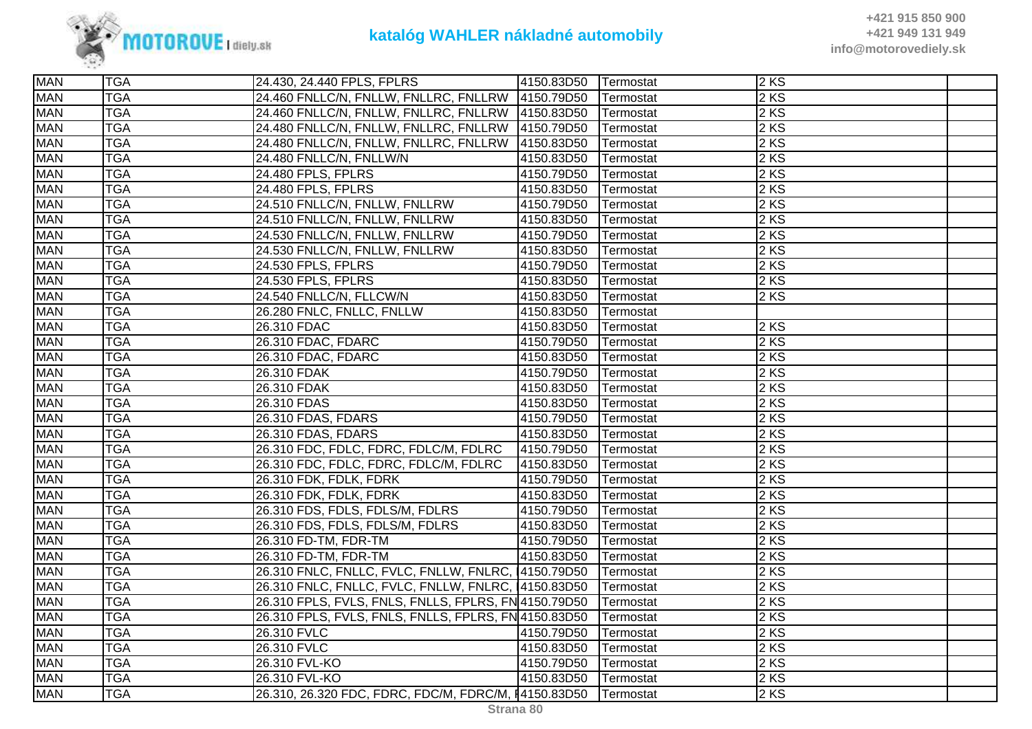| MAN | TGA | 24.430, 24.440 FPLS, FPLRS | 4150.83D50 | Termostat | 2 KS | |
|---|---|---|---|---|---|---|
| MAN | TGA | 24.460 FNLLC/N, FNLLW, FNLLRC, FNLLRW | 4150.79D50 | Termostat | 2 KS | |
| MAN | TGA | 24.460 FNLLC/N, FNLLW, FNLLRC, FNLLRW | 4150.83D50 | Termostat | 2 KS | |
| MAN | TGA | 24.480 FNLLC/N, FNLLW, FNLLRC, FNLLRW | 4150.79D50 | Termostat | 2 KS | |
| MAN | TGA | 24.480 FNLLC/N, FNLLW, FNLLRC, FNLLRW | 4150.83D50 | Termostat | 2 KS | |
| MAN | TGA | 24.480 FNLLC/N, FNLLW/N | 4150.83D50 | Termostat | 2 KS | |
| MAN | TGA | 24.480 FPLS, FPLRS | 4150.79D50 | Termostat | 2 KS | |
| MAN | TGA | 24.480 FPLS, FPLRS | 4150.83D50 | Termostat | 2 KS | |
| MAN | TGA | 24.510 FNLLC/N, FNLLW, FNLLRW | 4150.79D50 | Termostat | 2 KS | |
| MAN | TGA | 24.510 FNLLC/N, FNLLW, FNLLRW | 4150.83D50 | Termostat | 2 KS | |
| MAN | TGA | 24.530 FNLLC/N, FNLLW, FNLLRW | 4150.79D50 | Termostat | 2 KS | |
| MAN | TGA | 24.530 FNLLC/N, FNLLW, FNLLRW | 4150.83D50 | Termostat | 2 KS | |
| MAN | TGA | 24.530 FPLS, FPLRS | 4150.79D50 | Termostat | 2 KS | |
| MAN | TGA | 24.530 FPLS, FPLRS | 4150.83D50 | Termostat | 2 KS | |
| MAN | TGA | 24.540 FNLLC/N, FLLCW/N | 4150.83D50 | Termostat | 2 KS | |
| MAN | TGA | 26.280 FNLC, FNLLC, FNLLW | 4150.83D50 | Termostat | | |
| MAN | TGA | 26.310 FDAC | 4150.83D50 | Termostat | 2 KS | |
| MAN | TGA | 26.310 FDAC, FDARC | 4150.79D50 | Termostat | 2 KS | |
| MAN | TGA | 26.310 FDAC, FDARC | 4150.83D50 | Termostat | 2 KS | |
| MAN | TGA | 26.310 FDAK | 4150.79D50 | Termostat | 2 KS | |
| MAN | TGA | 26.310 FDAK | 4150.83D50 | Termostat | 2 KS | |
| MAN | TGA | 26.310 FDAS | 4150.83D50 | Termostat | 2 KS | |
| MAN | TGA | 26.310 FDAS, FDARS | 4150.79D50 | Termostat | 2 KS | |
| MAN | TGA | 26.310 FDAS, FDARS | 4150.83D50 | Termostat | 2 KS | |
| MAN | TGA | 26.310 FDC, FDLC, FDRC, FDLC/M, FDLRC | 4150.79D50 | Termostat | 2 KS | |
| MAN | TGA | 26.310 FDC, FDLC, FDRC, FDLC/M, FDLRC | 4150.83D50 | Termostat | 2 KS | |
| MAN | TGA | 26.310 FDK, FDLK, FDRK | 4150.79D50 | Termostat | 2 KS | |
| MAN | TGA | 26.310 FDK, FDLK, FDRK | 4150.83D50 | Termostat | 2 KS | |
| MAN | TGA | 26.310 FDS, FDLS, FDLS/M, FDLRS | 4150.79D50 | Termostat | 2 KS | |
| MAN | TGA | 26.310 FDS, FDLS, FDLS/M, FDLRS | 4150.83D50 | Termostat | 2 KS | |
| MAN | TGA | 26.310 FD-TM, FDR-TM | 4150.79D50 | Termostat | 2 KS | |
| MAN | TGA | 26.310 FD-TM, FDR-TM | 4150.83D50 | Termostat | 2 KS | |
| MAN | TGA | 26.310 FNLC, FNLLC, FVLC, FNLLW, FNLRC, | 4150.79D50 | Termostat | 2 KS | |
| MAN | TGA | 26.310 FNLC, FNLLC, FVLC, FNLLW, FNLRC, | 4150.83D50 | Termostat | 2 KS | |
| MAN | TGA | 26.310 FPLS, FVLS, FNLS, FNLLS, FPLRS, FN | 4150.79D50 | Termostat | 2 KS | |
| MAN | TGA | 26.310 FPLS, FVLS, FNLS, FNLLS, FPLRS, FN | 4150.83D50 | Termostat | 2 KS | |
| MAN | TGA | 26.310 FVLC | 4150.79D50 | Termostat | 2 KS | |
| MAN | TGA | 26.310 FVLC | 4150.83D50 | Termostat | 2 KS | |
| MAN | TGA | 26.310 FVL-KO | 4150.79D50 | Termostat | 2 KS | |
| MAN | TGA | 26.310 FVL-KO | 4150.83D50 | Termostat | 2 KS | |
| MAN | TGA | 26.310, 26.320 FDC, FDRC, FDC/M, FDRC/M, F | 4150.83D50 | Termostat | 2 KS | |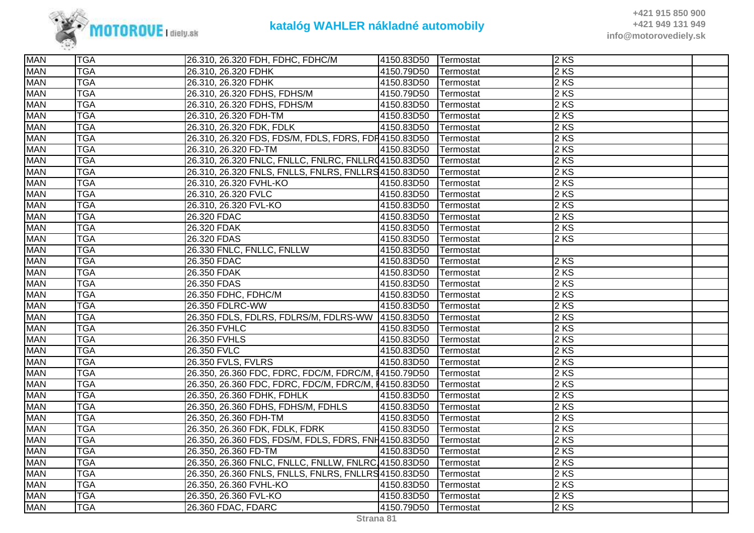| MAN | TGA | 26.310, 26.320 FDH, FDHC, FDHC/M | 4150.83D50 | Termostat | 2 KS | |
|---|---|---|---|---|---|---|
| MAN | TGA | 26.310, 26.320 FDHK | 4150.79D50 | Termostat | 2 KS | |
| MAN | TGA | 26.310, 26.320 FDHK | 4150.83D50 | Termostat | 2 KS | |
| MAN | TGA | 26.310, 26.320 FDHS, FDHS/M | 4150.79D50 | Termostat | 2 KS | |
| MAN | TGA | 26.310, 26.320 FDHS, FDHS/M | 4150.83D50 | Termostat | 2 KS | |
| MAN | TGA | 26.310, 26.320 FDH-TM | 4150.83D50 | Termostat | 2 KS | |
| MAN | TGA | 26.310, 26.320 FDK, FDLK | 4150.83D50 | Termostat | 2 KS | |
| MAN | TGA | 26.310, 26.320 FDS, FDS/M, FDLS, FDRS, FDR | 4150.83D50 | Termostat | 2 KS | |
| MAN | TGA | 26.310, 26.320 FD-TM | 4150.83D50 | Termostat | 2 KS | |
| MAN | TGA | 26.310, 26.320 FNLC, FNLLC, FNLRC, FNLLRC | 4150.83D50 | Termostat | 2 KS | |
| MAN | TGA | 26.310, 26.320 FNLS, FNLLS, FNLRS, FNLLRS | 4150.83D50 | Termostat | 2 KS | |
| MAN | TGA | 26.310, 26.320 FVHL-KO | 4150.83D50 | Termostat | 2 KS | |
| MAN | TGA | 26.310, 26.320 FVLC | 4150.83D50 | Termostat | 2 KS | |
| MAN | TGA | 26.310, 26.320 FVL-KO | 4150.83D50 | Termostat | 2 KS | |
| MAN | TGA | 26.320 FDAC | 4150.83D50 | Termostat | 2 KS | |
| MAN | TGA | 26.320 FDAK | 4150.83D50 | Termostat | 2 KS | |
| MAN | TGA | 26.320 FDAS | 4150.83D50 | Termostat | 2 KS | |
| MAN | TGA | 26.330 FNLC, FNLLC, FNLLW | 4150.83D50 | Termostat | | |
| MAN | TGA | 26.350 FDAC | 4150.83D50 | Termostat | 2 KS | |
| MAN | TGA | 26.350 FDAK | 4150.83D50 | Termostat | 2 KS | |
| MAN | TGA | 26.350 FDAS | 4150.83D50 | Termostat | 2 KS | |
| MAN | TGA | 26.350 FDHC, FDHC/M | 4150.83D50 | Termostat | 2 KS | |
| MAN | TGA | 26.350 FDLRC-WW | 4150.83D50 | Termostat | 2 KS | |
| MAN | TGA | 26.350 FDLS, FDLRS, FDLRS/M, FDLRS-WW | 4150.83D50 | Termostat | 2 KS | |
| MAN | TGA | 26.350 FVHLC | 4150.83D50 | Termostat | 2 KS | |
| MAN | TGA | 26.350 FVHLS | 4150.83D50 | Termostat | 2 KS | |
| MAN | TGA | 26.350 FVLC | 4150.83D50 | Termostat | 2 KS | |
| MAN | TGA | 26.350 FVLS, FVLRS | 4150.83D50 | Termostat | 2 KS | |
| MAN | TGA | 26.350, 26.360 FDC, FDRC, FDC/M, FDRC/M, F | 4150.79D50 | Termostat | 2 KS | |
| MAN | TGA | 26.350, 26.360 FDC, FDRC, FDC/M, FDRC/M, F | 4150.83D50 | Termostat | 2 KS | |
| MAN | TGA | 26.350, 26.360 FDHK, FDHLK | 4150.83D50 | Termostat | 2 KS | |
| MAN | TGA | 26.350, 26.360 FDHS, FDHS/M, FDHLS | 4150.83D50 | Termostat | 2 KS | |
| MAN | TGA | 26.350, 26.360 FDH-TM | 4150.83D50 | Termostat | 2 KS | |
| MAN | TGA | 26.350, 26.360 FDK, FDLK, FDRK | 4150.83D50 | Termostat | 2 KS | |
| MAN | TGA | 26.350, 26.360 FDS, FDS/M, FDLS, FDRS, FNH | 4150.83D50 | Termostat | 2 KS | |
| MAN | TGA | 26.350, 26.360 FD-TM | 4150.83D50 | Termostat | 2 KS | |
| MAN | TGA | 26.350, 26.360 FNLC, FNLLC, FNLLW, FNLRC | 4150.83D50 | Termostat | 2 KS | |
| MAN | TGA | 26.350, 26.360 FNLS, FNLLS, FNLRS, FNLLRS | 4150.83D50 | Termostat | 2 KS | |
| MAN | TGA | 26.350, 26.360 FVHL-KO | 4150.83D50 | Termostat | 2 KS | |
| MAN | TGA | 26.350, 26.360 FVL-KO | 4150.83D50 | Termostat | 2 KS | |
| MAN | TGA | 26.360 FDAC, FDARC | 4150.79D50 | Termostat | 2 KS | |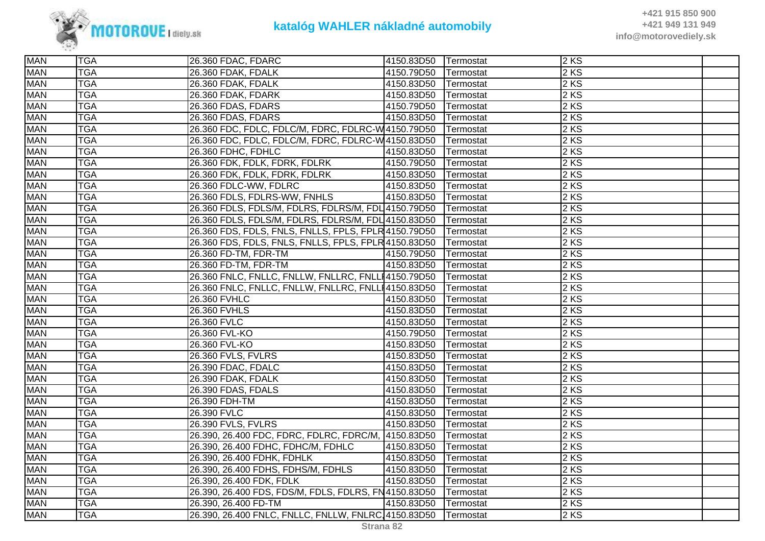| MAN | TGA | 26.360 FDAC, FDARC | 4150.83D50 | Termostat | 2 KS | |
|---|---|---|---|---|---|---|
| MAN | TGA | 26.360 FDAK, FDALK | 4150.79D50 | Termostat | 2 KS | |
| MAN | TGA | 26.360 FDAK, FDALK | 4150.83D50 | Termostat | 2 KS | |
| MAN | TGA | 26.360 FDAK, FDARK | 4150.83D50 | Termostat | 2 KS | |
| MAN | TGA | 26.360 FDAS, FDARS | 4150.79D50 | Termostat | 2 KS | |
| MAN | TGA | 26.360 FDAS, FDARS | 4150.83D50 | Termostat | 2 KS | |
| MAN | TGA | 26.360 FDC, FDLC, FDLC/M, FDRC, FDLRC-W | 4150.79D50 | Termostat | 2 KS | |
| MAN | TGA | 26.360 FDC, FDLC, FDLC/M, FDRC, FDLRC-W | 4150.83D50 | Termostat | 2 KS | |
| MAN | TGA | 26.360 FDHC, FDHLC | 4150.83D50 | Termostat | 2 KS | |
| MAN | TGA | 26.360 FDK, FDLK, FDRK, FDLRK | 4150.79D50 | Termostat | 2 KS | |
| MAN | TGA | 26.360 FDK, FDLK, FDRK, FDLRK | 4150.83D50 | Termostat | 2 KS | |
| MAN | TGA | 26.360 FDLC-WW, FDLRC | 4150.83D50 | Termostat | 2 KS | |
| MAN | TGA | 26.360 FDLS, FDLRS-WW, FNHLS | 4150.83D50 | Termostat | 2 KS | |
| MAN | TGA | 26.360 FDLS, FDLS/M, FDLRS, FDLRS/M, FDL | 4150.79D50 | Termostat | 2 KS | |
| MAN | TGA | 26.360 FDLS, FDLS/M, FDLRS, FDLRS/M, FDL | 4150.83D50 | Termostat | 2 KS | |
| MAN | TGA | 26.360 FDS, FDLS, FNLS, FNLLS, FPLS, FPLR | 4150.79D50 | Termostat | 2 KS | |
| MAN | TGA | 26.360 FDS, FDLS, FNLS, FNLLS, FPLS, FPLR | 4150.83D50 | Termostat | 2 KS | |
| MAN | TGA | 26.360 FD-TM, FDR-TM | 4150.79D50 | Termostat | 2 KS | |
| MAN | TGA | 26.360 FD-TM, FDR-TM | 4150.83D50 | Termostat | 2 KS | |
| MAN | TGA | 26.360 FNLC, FNLLC, FNLLW, FNLLRC, FNLL | 4150.79D50 | Termostat | 2 KS | |
| MAN | TGA | 26.360 FNLC, FNLLC, FNLLW, FNLLRC, FNLL | 4150.83D50 | Termostat | 2 KS | |
| MAN | TGA | 26.360 FVHLC | 4150.83D50 | Termostat | 2 KS | |
| MAN | TGA | 26.360 FVHLS | 4150.83D50 | Termostat | 2 KS | |
| MAN | TGA | 26.360 FVLC | 4150.83D50 | Termostat | 2 KS | |
| MAN | TGA | 26.360 FVL-KO | 4150.79D50 | Termostat | 2 KS | |
| MAN | TGA | 26.360 FVL-KO | 4150.83D50 | Termostat | 2 KS | |
| MAN | TGA | 26.360 FVLS, FVLRS | 4150.83D50 | Termostat | 2 KS | |
| MAN | TGA | 26.390 FDAC, FDALC | 4150.83D50 | Termostat | 2 KS | |
| MAN | TGA | 26.390 FDAK, FDALK | 4150.83D50 | Termostat | 2 KS | |
| MAN | TGA | 26.390 FDAS, FDALS | 4150.83D50 | Termostat | 2 KS | |
| MAN | TGA | 26.390 FDH-TM | 4150.83D50 | Termostat | 2 KS | |
| MAN | TGA | 26.390 FVLC | 4150.83D50 | Termostat | 2 KS | |
| MAN | TGA | 26.390 FVLS, FVLRS | 4150.83D50 | Termostat | 2 KS | |
| MAN | TGA | 26.390, 26.400 FDC, FDRC, FDLRC, FDRC/M, | 4150.83D50 | Termostat | 2 KS | |
| MAN | TGA | 26.390, 26.400 FDHC, FDHC/M, FDHLC | 4150.83D50 | Termostat | 2 KS | |
| MAN | TGA | 26.390, 26.400 FDHK, FDHLK | 4150.83D50 | Termostat | 2 KS | |
| MAN | TGA | 26.390, 26.400 FDHS, FDHS/M, FDHLS | 4150.83D50 | Termostat | 2 KS | |
| MAN | TGA | 26.390, 26.400 FDK, FDLK | 4150.83D50 | Termostat | 2 KS | |
| MAN | TGA | 26.390, 26.400 FDS, FDS/M, FDLS, FDLRS, FN | 4150.83D50 | Termostat | 2 KS | |
| MAN | TGA | 26.390, 26.400 FD-TM | 4150.83D50 | Termostat | 2 KS | |
| MAN | TGA | 26.390, 26.400 FNLC, FNLLC, FNLLW, FNLRC, | 4150.83D50 | Termostat | 2 KS | |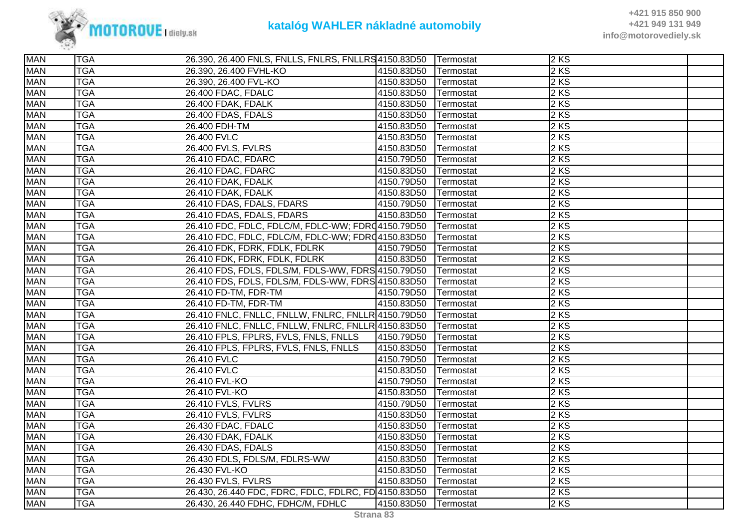| MAN | TGA | 26.390, 26.400 FNLS, FNLLS, FNLRS, FNLLRS | 4150.83D50 | Termostat | 2 KS | |
|---|---|---|---|---|---|---|
| MAN | TGA | 26.390, 26.400 FVHL-KO | 4150.83D50 | Termostat | 2 KS | |
| MAN | TGA | 26.390, 26.400 FVL-KO | 4150.83D50 | Termostat | 2 KS | |
| MAN | TGA | 26.400 FDAC, FDALC | 4150.83D50 | Termostat | 2 KS | |
| MAN | TGA | 26.400 FDAK, FDALK | 4150.83D50 | Termostat | 2 KS | |
| MAN | TGA | 26.400 FDAS, FDALS | 4150.83D50 | Termostat | 2 KS | |
| MAN | TGA | 26.400 FDH-TM | 4150.83D50 | Termostat | 2 KS | |
| MAN | TGA | 26.400 FVLC | 4150.83D50 | Termostat | 2 KS | |
| MAN | TGA | 26.400 FVLS, FVLRS | 4150.83D50 | Termostat | 2 KS | |
| MAN | TGA | 26.410 FDAC, FDARC | 4150.79D50 | Termostat | 2 KS | |
| MAN | TGA | 26.410 FDAC, FDARC | 4150.83D50 | Termostat | 2 KS | |
| MAN | TGA | 26.410 FDAK, FDALK | 4150.79D50 | Termostat | 2 KS | |
| MAN | TGA | 26.410 FDAK, FDALK | 4150.83D50 | Termostat | 2 KS | |
| MAN | TGA | 26.410 FDAS, FDALS, FDARS | 4150.79D50 | Termostat | 2 KS | |
| MAN | TGA | 26.410 FDAS, FDALS, FDARS | 4150.83D50 | Termostat | 2 KS | |
| MAN | TGA | 26.410 FDC, FDLC, FDLC/M, FDLC-WW; FDRC | 4150.79D50 | Termostat | 2 KS | |
| MAN | TGA | 26.410 FDC, FDLC, FDLC/M, FDLC-WW; FDRC | 4150.83D50 | Termostat | 2 KS | |
| MAN | TGA | 26.410 FDK, FDRK, FDLK, FDLRK | 4150.79D50 | Termostat | 2 KS | |
| MAN | TGA | 26.410 FDK, FDRK, FDLK, FDLRK | 4150.83D50 | Termostat | 2 KS | |
| MAN | TGA | 26.410 FDS, FDLS, FDLS/M, FDLS-WW, FDRS | 4150.79D50 | Termostat | 2 KS | |
| MAN | TGA | 26.410 FDS, FDLS, FDLS/M, FDLS-WW, FDRS | 4150.83D50 | Termostat | 2 KS | |
| MAN | TGA | 26.410 FD-TM, FDR-TM | 4150.79D50 | Termostat | 2 KS | |
| MAN | TGA | 26.410 FD-TM, FDR-TM | 4150.83D50 | Termostat | 2 KS | |
| MAN | TGA | 26.410 FNLC, FNLLC, FNLLW, FNLRC, FNLLR | 4150.79D50 | Termostat | 2 KS | |
| MAN | TGA | 26.410 FNLC, FNLLC, FNLLW, FNLRC, FNLLR | 4150.83D50 | Termostat | 2 KS | |
| MAN | TGA | 26.410 FPLS, FPLRS, FVLS, FNLS, FNLLS | 4150.79D50 | Termostat | 2 KS | |
| MAN | TGA | 26.410 FPLS, FPLRS, FVLS, FNLS, FNLLS | 4150.83D50 | Termostat | 2 KS | |
| MAN | TGA | 26.410 FVLC | 4150.79D50 | Termostat | 2 KS | |
| MAN | TGA | 26.410 FVLC | 4150.83D50 | Termostat | 2 KS | |
| MAN | TGA | 26.410 FVL-KO | 4150.79D50 | Termostat | 2 KS | |
| MAN | TGA | 26.410 FVL-KO | 4150.83D50 | Termostat | 2 KS | |
| MAN | TGA | 26.410 FVLS, FVLRS | 4150.79D50 | Termostat | 2 KS | |
| MAN | TGA | 26.410 FVLS, FVLRS | 4150.83D50 | Termostat | 2 KS | |
| MAN | TGA | 26.430 FDAC, FDALC | 4150.83D50 | Termostat | 2 KS | |
| MAN | TGA | 26.430 FDAK, FDALK | 4150.83D50 | Termostat | 2 KS | |
| MAN | TGA | 26.430 FDAS, FDALS | 4150.83D50 | Termostat | 2 KS | |
| MAN | TGA | 26.430 FDLS, FDLS/M, FDLRS-WW | 4150.83D50 | Termostat | 2 KS | |
| MAN | TGA | 26.430 FVL-KO | 4150.83D50 | Termostat | 2 KS | |
| MAN | TGA | 26.430 FVLS, FVLRS | 4150.83D50 | Termostat | 2 KS | |
| MAN | TGA | 26.430, 26.440 FDC, FDRC, FDLC, FDLRC, FD | 4150.83D50 | Termostat | 2 KS | |
| MAN | TGA | 26.430, 26.440 FDHC, FDHC/M, FDHLC | 4150.83D50 | Termostat | 2 KS | |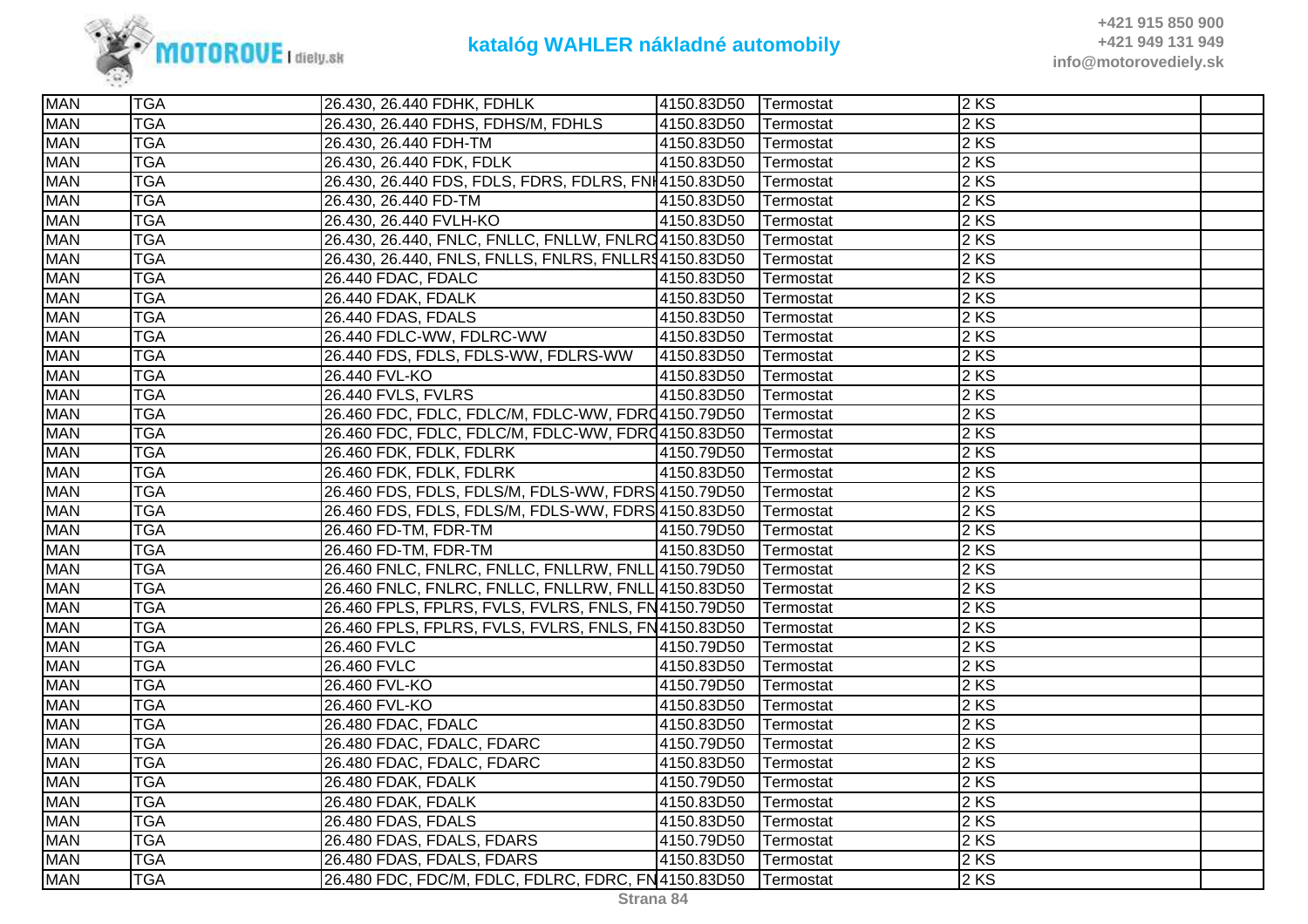| MAN | TGA | 26.430, 26.440 FDHK, FDHLK | 4150.83D50 | Termostat | 2 KS | |
|---|---|---|---|---|---|---|
| MAN | TGA | 26.430, 26.440 FDHS, FDHS/M, FDHLS | 4150.83D50 | Termostat | 2 KS | |
| MAN | TGA | 26.430, 26.440 FDH-TM | 4150.83D50 | Termostat | 2 KS | |
| MAN | TGA | 26.430, 26.440 FDK, FDLK | 4150.83D50 | Termostat | 2 KS | |
| MAN | TGA | 26.430, 26.440 FDS, FDLS, FDRS, FDLRS, FNI | 4150.83D50 | Termostat | 2 KS | |
| MAN | TGA | 26.430, 26.440 FD-TM | 4150.83D50 | Termostat | 2 KS | |
| MAN | TGA | 26.430, 26.440 FVLH-KO | 4150.83D50 | Termostat | 2 KS | |
| MAN | TGA | 26.430, 26.440, FNLC, FNLLC, FNLLW, FNLRC | 4150.83D50 | Termostat | 2 KS | |
| MAN | TGA | 26.430, 26.440, FNLS, FNLLS, FNLRS, FNLLRS | 4150.83D50 | Termostat | 2 KS | |
| MAN | TGA | 26.440 FDAC, FDALC | 4150.83D50 | Termostat | 2 KS | |
| MAN | TGA | 26.440 FDAK, FDALK | 4150.83D50 | Termostat | 2 KS | |
| MAN | TGA | 26.440 FDAS, FDALS | 4150.83D50 | Termostat | 2 KS | |
| MAN | TGA | 26.440 FDLC-WW, FDLRC-WW | 4150.83D50 | Termostat | 2 KS | |
| MAN | TGA | 26.440 FDS, FDLS, FDLS-WW, FDLRS-WW | 4150.83D50 | Termostat | 2 KS | |
| MAN | TGA | 26.440 FVL-KO | 4150.83D50 | Termostat | 2 KS | |
| MAN | TGA | 26.440 FVLS, FVLRS | 4150.83D50 | Termostat | 2 KS | |
| MAN | TGA | 26.460 FDC, FDLC, FDLC/M, FDLC-WW, FDRC | 4150.79D50 | Termostat | 2 KS | |
| MAN | TGA | 26.460 FDC, FDLC, FDLC/M, FDLC-WW, FDRC | 4150.83D50 | Termostat | 2 KS | |
| MAN | TGA | 26.460 FDK, FDLK, FDLRK | 4150.79D50 | Termostat | 2 KS | |
| MAN | TGA | 26.460 FDK, FDLK, FDLRK | 4150.83D50 | Termostat | 2 KS | |
| MAN | TGA | 26.460 FDS, FDLS, FDLS/M, FDLS-WW, FDRS | 4150.79D50 | Termostat | 2 KS | |
| MAN | TGA | 26.460 FDS, FDLS, FDLS/M, FDLS-WW, FDRS | 4150.83D50 | Termostat | 2 KS | |
| MAN | TGA | 26.460 FD-TM, FDR-TM | 4150.79D50 | Termostat | 2 KS | |
| MAN | TGA | 26.460 FD-TM, FDR-TM | 4150.83D50 | Termostat | 2 KS | |
| MAN | TGA | 26.460 FNLC, FNLRC, FNLLC, FNLLRW, FNLL | 4150.79D50 | Termostat | 2 KS | |
| MAN | TGA | 26.460 FNLC, FNLRC, FNLLC, FNLLRW, FNLL | 4150.83D50 | Termostat | 2 KS | |
| MAN | TGA | 26.460 FPLS, FPLRS, FVLS, FVLRS, FNLS, FN | 4150.79D50 | Termostat | 2 KS | |
| MAN | TGA | 26.460 FPLS, FPLRS, FVLS, FVLRS, FNLS, FN | 4150.83D50 | Termostat | 2 KS | |
| MAN | TGA | 26.460 FVLC | 4150.79D50 | Termostat | 2 KS | |
| MAN | TGA | 26.460 FVLC | 4150.83D50 | Termostat | 2 KS | |
| MAN | TGA | 26.460 FVL-KO | 4150.79D50 | Termostat | 2 KS | |
| MAN | TGA | 26.460 FVL-KO | 4150.83D50 | Termostat | 2 KS | |
| MAN | TGA | 26.480 FDAC, FDALC | 4150.83D50 | Termostat | 2 KS | |
| MAN | TGA | 26.480 FDAC, FDALC, FDARC | 4150.79D50 | Termostat | 2 KS | |
| MAN | TGA | 26.480 FDAC, FDALC, FDARC | 4150.83D50 | Termostat | 2 KS | |
| MAN | TGA | 26.480 FDAK, FDALK | 4150.79D50 | Termostat | 2 KS | |
| MAN | TGA | 26.480 FDAK, FDALK | 4150.83D50 | Termostat | 2 KS | |
| MAN | TGA | 26.480 FDAS, FDALS | 4150.83D50 | Termostat | 2 KS | |
| MAN | TGA | 26.480 FDAS, FDALS, FDARS | 4150.79D50 | Termostat | 2 KS | |
| MAN | TGA | 26.480 FDAS, FDALS, FDARS | 4150.83D50 | Termostat | 2 KS | |
| MAN | TGA | 26.480 FDC, FDC/M, FDLC, FDLRC, FDRC, FN | 4150.83D50 | Termostat | 2 KS | |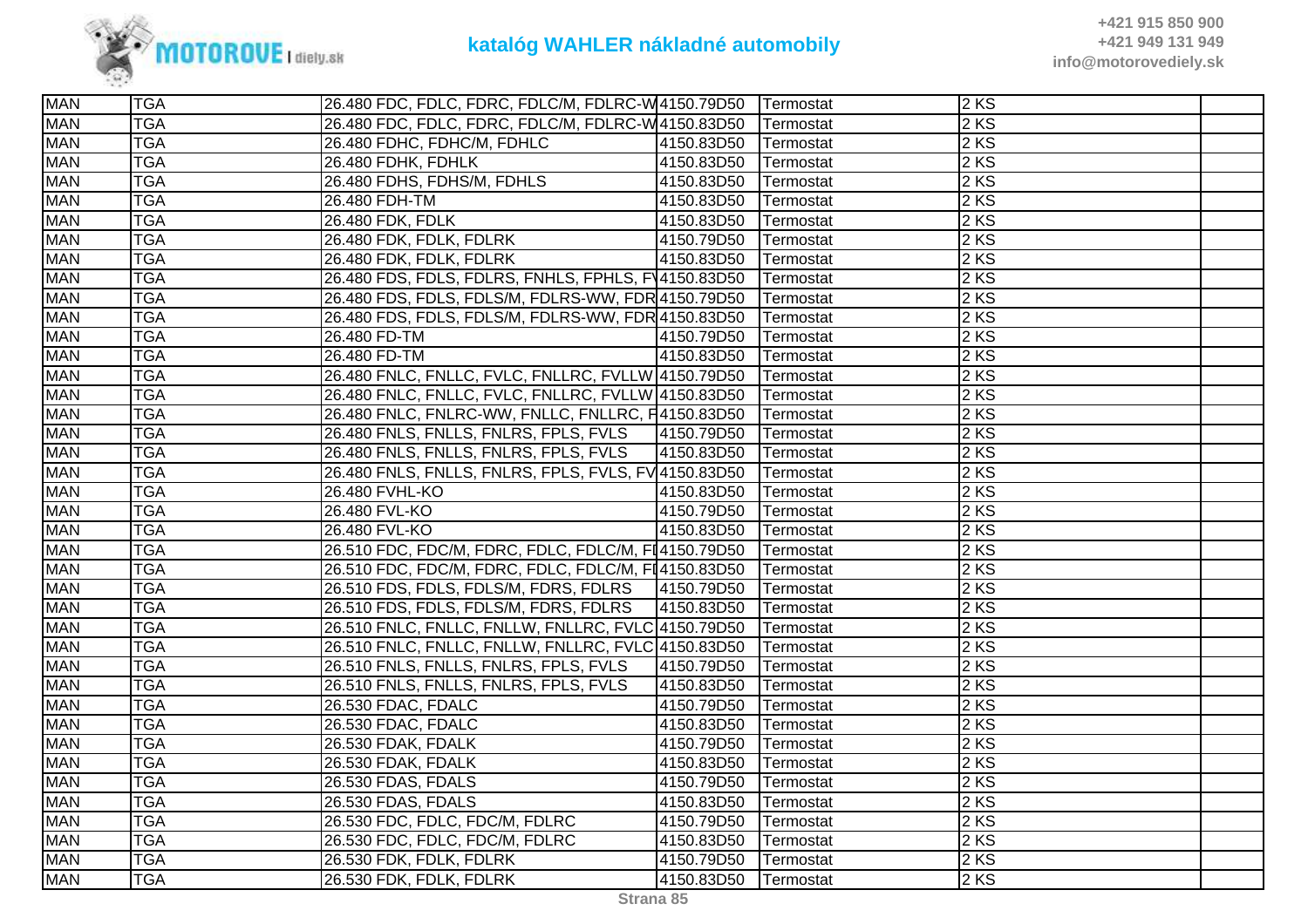| MAN | TGA | 26.480 FDC, FDLC, FDRC, FDLC/M, FDLRC-W | 4150.79D50 | Termostat | 2 KS | |
|---|---|---|---|---|---|---|
| MAN | TGA | 26.480 FDC, FDLC, FDRC, FDLC/M, FDLRC-W | 4150.83D50 | Termostat | 2 KS | |
| MAN | TGA | 26.480 FDHC, FDHC/M, FDHLC | 4150.83D50 | Termostat | 2 KS | |
| MAN | TGA | 26.480 FDHK, FDHLK | 4150.83D50 | Termostat | 2 KS | |
| MAN | TGA | 26.480 FDHS, FDHS/M, FDHLS | 4150.83D50 | Termostat | 2 KS | |
| MAN | TGA | 26.480 FDH-TM | 4150.83D50 | Termostat | 2 KS | |
| MAN | TGA | 26.480 FDK, FDLK | 4150.83D50 | Termostat | 2 KS | |
| MAN | TGA | 26.480 FDK, FDLK, FDLRK | 4150.79D50 | Termostat | 2 KS | |
| MAN | TGA | 26.480 FDK, FDLK, FDLRK | 4150.83D50 | Termostat | 2 KS | |
| MAN | TGA | 26.480 FDS, FDLS, FDLRS, FNHLS, FPHLS, F\ | 4150.83D50 | Termostat | 2 KS | |
| MAN | TGA | 26.480 FDS, FDLS, FDLS/M, FDLRS-WW, FDR | 4150.79D50 | Termostat | 2 KS | |
| MAN | TGA | 26.480 FDS, FDLS, FDLS/M, FDLRS-WW, FDR | 4150.83D50 | Termostat | 2 KS | |
| MAN | TGA | 26.480 FD-TM | 4150.79D50 | Termostat | 2 KS | |
| MAN | TGA | 26.480 FD-TM | 4150.83D50 | Termostat | 2 KS | |
| MAN | TGA | 26.480 FNLC, FNLLC, FVLC, FNLLRC, FVLLW | 4150.79D50 | Termostat | 2 KS | |
| MAN | TGA | 26.480 FNLC, FNLLC, FVLC, FNLLRC, FVLLW | 4150.83D50 | Termostat | 2 KS | |
| MAN | TGA | 26.480 FNLC, FNLRC-WW, FNLLC, FNLLRC, F | 4150.83D50 | Termostat | 2 KS | |
| MAN | TGA | 26.480 FNLS, FNLLS, FNLRS, FPLS, FVLS | 4150.79D50 | Termostat | 2 KS | |
| MAN | TGA | 26.480 FNLS, FNLLS, FNLRS, FPLS, FVLS | 4150.83D50 | Termostat | 2 KS | |
| MAN | TGA | 26.480 FNLS, FNLLS, FNLRS, FPLS, FVLS, FV | 4150.83D50 | Termostat | 2 KS | |
| MAN | TGA | 26.480 FVHL-KO | 4150.83D50 | Termostat | 2 KS | |
| MAN | TGA | 26.480 FVL-KO | 4150.79D50 | Termostat | 2 KS | |
| MAN | TGA | 26.480 FVL-KO | 4150.83D50 | Termostat | 2 KS | |
| MAN | TGA | 26.510 FDC, FDC/M, FDRC, FDLC, FDLC/M, FI | 4150.79D50 | Termostat | 2 KS | |
| MAN | TGA | 26.510 FDC, FDC/M, FDRC, FDLC, FDLC/M, FI | 4150.83D50 | Termostat | 2 KS | |
| MAN | TGA | 26.510 FDS, FDLS, FDLS/M, FDRS, FDLRS | 4150.79D50 | Termostat | 2 KS | |
| MAN | TGA | 26.510 FDS, FDLS, FDLS/M, FDRS, FDLRS | 4150.83D50 | Termostat | 2 KS | |
| MAN | TGA | 26.510 FNLC, FNLLC, FNLLW, FNLLRC, FVLC | 4150.79D50 | Termostat | 2 KS | |
| MAN | TGA | 26.510 FNLC, FNLLC, FNLLW, FNLLRC, FVLC | 4150.83D50 | Termostat | 2 KS | |
| MAN | TGA | 26.510 FNLS, FNLLS, FNLRS, FPLS, FVLS | 4150.79D50 | Termostat | 2 KS | |
| MAN | TGA | 26.510 FNLS, FNLLS, FNLRS, FPLS, FVLS | 4150.83D50 | Termostat | 2 KS | |
| MAN | TGA | 26.530 FDAC, FDALC | 4150.79D50 | Termostat | 2 KS | |
| MAN | TGA | 26.530 FDAC, FDALC | 4150.83D50 | Termostat | 2 KS | |
| MAN | TGA | 26.530 FDAK, FDALK | 4150.79D50 | Termostat | 2 KS | |
| MAN | TGA | 26.530 FDAK, FDALK | 4150.83D50 | Termostat | 2 KS | |
| MAN | TGA | 26.530 FDAS, FDALS | 4150.79D50 | Termostat | 2 KS | |
| MAN | TGA | 26.530 FDAS, FDALS | 4150.83D50 | Termostat | 2 KS | |
| MAN | TGA | 26.530 FDC, FDLC, FDC/M, FDLRC | 4150.79D50 | Termostat | 2 KS | |
| MAN | TGA | 26.530 FDC, FDLC, FDC/M, FDLRC | 4150.83D50 | Termostat | 2 KS | |
| MAN | TGA | 26.530 FDK, FDLK, FDLRK | 4150.79D50 | Termostat | 2 KS | |
| MAN | TGA | 26.530 FDK, FDLK, FDLRK | 4150.83D50 | Termostat | 2 KS | |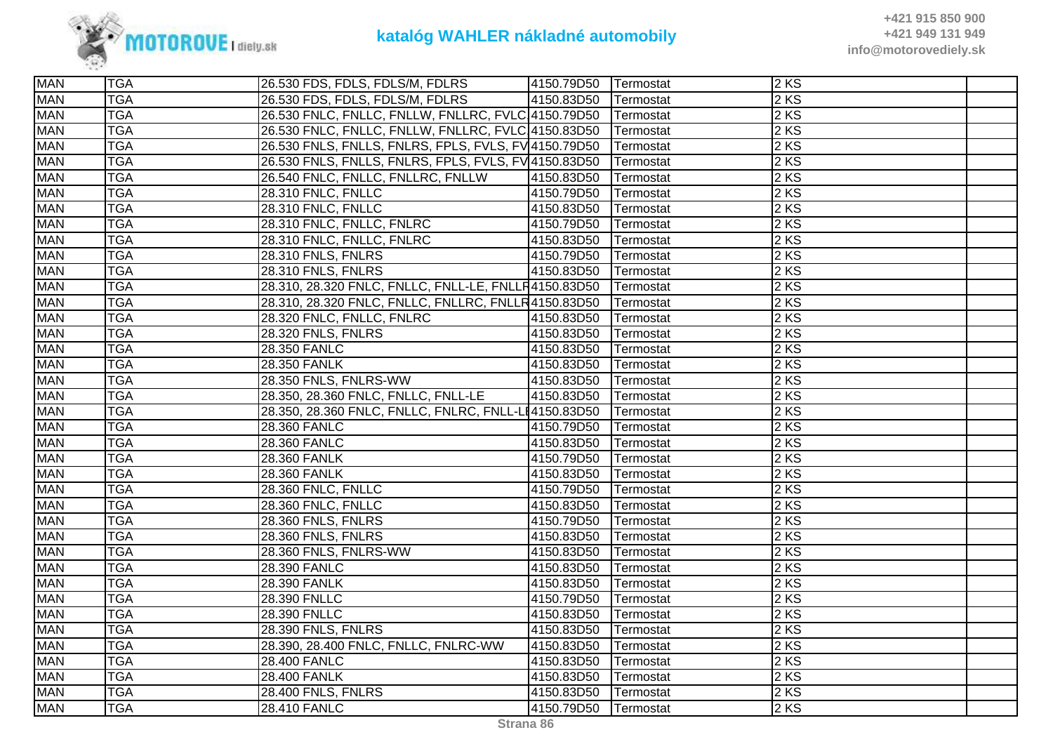| MAN | TGA | 26.530 FDS, FDLS, FDLS/M, FDLRS | 4150.79D50 | Termostat | 2 KS | |
|---|---|---|---|---|---|---|
| MAN | TGA | 26.530 FDS, FDLS, FDLS/M, FDLRS | 4150.83D50 | Termostat | 2 KS | |
| MAN | TGA | 26.530 FNLC, FNLLC, FNLLW, FNLLRC, FVLC | 4150.79D50 | Termostat | 2 KS | |
| MAN | TGA | 26.530 FNLC, FNLLC, FNLLW, FNLLRC, FVLC | 4150.83D50 | Termostat | 2 KS | |
| MAN | TGA | 26.530 FNLS, FNLLS, FNLRS, FPLS, FVLS, FV | 4150.79D50 | Termostat | 2 KS | |
| MAN | TGA | 26.530 FNLS, FNLLS, FNLRS, FPLS, FVLS, FV | 4150.83D50 | Termostat | 2 KS | |
| MAN | TGA | 26.540 FNLC, FNLLC, FNLLRC, FNLLW | 4150.83D50 | Termostat | 2 KS | |
| MAN | TGA | 28.310 FNLC, FNLLC | 4150.79D50 | Termostat | 2 KS | |
| MAN | TGA | 28.310 FNLC, FNLLC | 4150.83D50 | Termostat | 2 KS | |
| MAN | TGA | 28.310 FNLC, FNLLC, FNLRC | 4150.79D50 | Termostat | 2 KS | |
| MAN | TGA | 28.310 FNLC, FNLLC, FNLRC | 4150.83D50 | Termostat | 2 KS | |
| MAN | TGA | 28.310 FNLS, FNLRS | 4150.79D50 | Termostat | 2 KS | |
| MAN | TGA | 28.310 FNLS, FNLRS | 4150.83D50 | Termostat | 2 KS | |
| MAN | TGA | 28.310, 28.320 FNLC, FNLLC, FNLL-LE, FNLLR | 4150.83D50 | Termostat | 2 KS | |
| MAN | TGA | 28.310, 28.320 FNLC, FNLLC, FNLLRC, FNLLR | 4150.83D50 | Termostat | 2 KS | |
| MAN | TGA | 28.320 FNLC, FNLLC, FNLRC | 4150.83D50 | Termostat | 2 KS | |
| MAN | TGA | 28.320 FNLS, FNLRS | 4150.83D50 | Termostat | 2 KS | |
| MAN | TGA | 28.350 FANLC | 4150.83D50 | Termostat | 2 KS | |
| MAN | TGA | 28.350 FANLK | 4150.83D50 | Termostat | 2 KS | |
| MAN | TGA | 28.350 FNLS, FNLRS-WW | 4150.83D50 | Termostat | 2 KS | |
| MAN | TGA | 28.350, 28.360 FNLC, FNLLC, FNLL-LE | 4150.83D50 | Termostat | 2 KS | |
| MAN | TGA | 28.350, 28.360 FNLC, FNLLC, FNLRC, FNLL-LE | 4150.83D50 | Termostat | 2 KS | |
| MAN | TGA | 28.360 FANLC | 4150.79D50 | Termostat | 2 KS | |
| MAN | TGA | 28.360 FANLC | 4150.83D50 | Termostat | 2 KS | |
| MAN | TGA | 28.360 FANLK | 4150.79D50 | Termostat | 2 KS | |
| MAN | TGA | 28.360 FANLK | 4150.83D50 | Termostat | 2 KS | |
| MAN | TGA | 28.360 FNLC, FNLLC | 4150.79D50 | Termostat | 2 KS | |
| MAN | TGA | 28.360 FNLC, FNLLC | 4150.83D50 | Termostat | 2 KS | |
| MAN | TGA | 28.360 FNLS, FNLRS | 4150.79D50 | Termostat | 2 KS | |
| MAN | TGA | 28.360 FNLS, FNLRS | 4150.83D50 | Termostat | 2 KS | |
| MAN | TGA | 28.360 FNLS, FNLRS-WW | 4150.83D50 | Termostat | 2 KS | |
| MAN | TGA | 28.390 FANLC | 4150.83D50 | Termostat | 2 KS | |
| MAN | TGA | 28.390 FANLK | 4150.83D50 | Termostat | 2 KS | |
| MAN | TGA | 28.390 FNLLC | 4150.79D50 | Termostat | 2 KS | |
| MAN | TGA | 28.390 FNLLC | 4150.83D50 | Termostat | 2 KS | |
| MAN | TGA | 28.390 FNLS, FNLRS | 4150.83D50 | Termostat | 2 KS | |
| MAN | TGA | 28.390, 28.400 FNLC, FNLLC, FNLRC-WW | 4150.83D50 | Termostat | 2 KS | |
| MAN | TGA | 28.400 FANLC | 4150.83D50 | Termostat | 2 KS | |
| MAN | TGA | 28.400 FANLK | 4150.83D50 | Termostat | 2 KS | |
| MAN | TGA | 28.400 FNLS, FNLRS | 4150.83D50 | Termostat | 2 KS | |
| MAN | TGA | 28.410 FANLC | 4150.79D50 | Termostat | 2 KS | |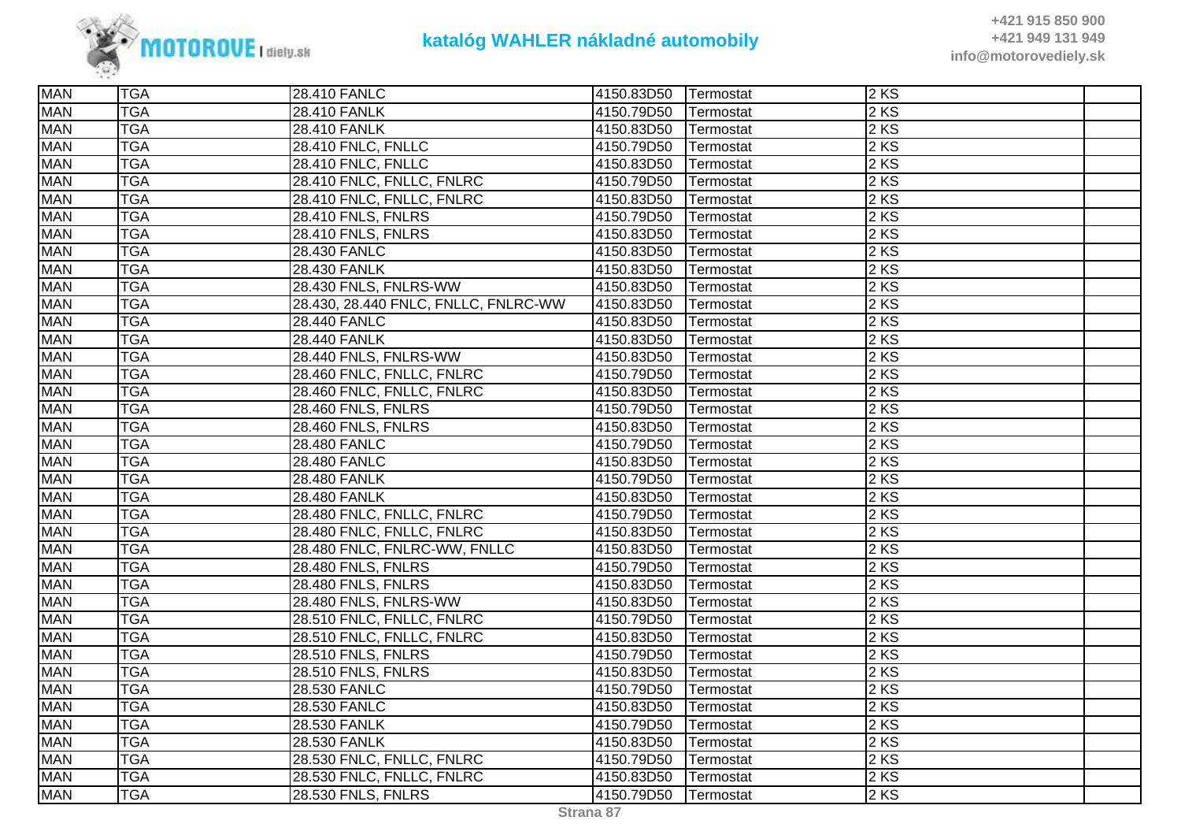| MAN | TGA | 28.410 FANLC | 4150.83D50 | Termostat | 2 KS | |
|---|---|---|---|---|---|---|
| MAN | TGA | 28.410 FANLK | 4150.79D50 | Termostat | 2 KS | |
| MAN | TGA | 28.410 FANLK | 4150.83D50 | Termostat | 2 KS | |
| MAN | TGA | 28.410 FNLC, FNLLC | 4150.79D50 | Termostat | 2 KS | |
| MAN | TGA | 28.410 FNLC, FNLLC | 4150.83D50 | Termostat | 2 KS | |
| MAN | TGA | 28.410 FNLC, FNLLC, FNLRC | 4150.79D50 | Termostat | 2 KS | |
| MAN | TGA | 28.410 FNLC, FNLLC, FNLRC | 4150.83D50 | Termostat | 2 KS | |
| MAN | TGA | 28.410 FNLS, FNLRS | 4150.79D50 | Termostat | 2 KS | |
| MAN | TGA | 28.410 FNLS, FNLRS | 4150.83D50 | Termostat | 2 KS | |
| MAN | TGA | 28.430 FANLC | 4150.83D50 | Termostat | 2 KS | |
| MAN | TGA | 28.430 FANLK | 4150.83D50 | Termostat | 2 KS | |
| MAN | TGA | 28.430 FNLS, FNLRS-WW | 4150.83D50 | Termostat | 2 KS | |
| MAN | TGA | 28.430, 28.440 FNLC, FNLLC, FNLRC-WW | 4150.83D50 | Termostat | 2 KS | |
| MAN | TGA | 28.440 FANLC | 4150.83D50 | Termostat | 2 KS | |
| MAN | TGA | 28.440 FANLK | 4150.83D50 | Termostat | 2 KS | |
| MAN | TGA | 28.440 FNLS, FNLRS-WW | 4150.83D50 | Termostat | 2 KS | |
| MAN | TGA | 28.460 FNLC, FNLLC, FNLRC | 4150.79D50 | Termostat | 2 KS | |
| MAN | TGA | 28.460 FNLC, FNLLC, FNLRC | 4150.83D50 | Termostat | 2 KS | |
| MAN | TGA | 28.460 FNLS, FNLRS | 4150.79D50 | Termostat | 2 KS | |
| MAN | TGA | 28.460 FNLS, FNLRS | 4150.83D50 | Termostat | 2 KS | |
| MAN | TGA | 28.480 FANLC | 4150.79D50 | Termostat | 2 KS | |
| MAN | TGA | 28.480 FANLC | 4150.83D50 | Termostat | 2 KS | |
| MAN | TGA | 28.480 FANLK | 4150.79D50 | Termostat | 2 KS | |
| MAN | TGA | 28.480 FANLK | 4150.83D50 | Termostat | 2 KS | |
| MAN | TGA | 28.480 FNLC, FNLLC, FNLRC | 4150.79D50 | Termostat | 2 KS | |
| MAN | TGA | 28.480 FNLC, FNLLC, FNLRC | 4150.83D50 | Termostat | 2 KS | |
| MAN | TGA | 28.480 FNLC, FNLRC-WW, FNLLC | 4150.83D50 | Termostat | 2 KS | |
| MAN | TGA | 28.480 FNLS, FNLRS | 4150.79D50 | Termostat | 2 KS | |
| MAN | TGA | 28.480 FNLS, FNLRS | 4150.83D50 | Termostat | 2 KS | |
| MAN | TGA | 28.480 FNLS, FNLRS-WW | 4150.83D50 | Termostat | 2 KS | |
| MAN | TGA | 28.510 FNLC, FNLLC, FNLRC | 4150.79D50 | Termostat | 2 KS | |
| MAN | TGA | 28.510 FNLC, FNLLC, FNLRC | 4150.83D50 | Termostat | 2 KS | |
| MAN | TGA | 28.510 FNLS, FNLRS | 4150.79D50 | Termostat | 2 KS | |
| MAN | TGA | 28.510 FNLS, FNLRS | 4150.83D50 | Termostat | 2 KS | |
| MAN | TGA | 28.530 FANLC | 4150.79D50 | Termostat | 2 KS | |
| MAN | TGA | 28.530 FANLC | 4150.83D50 | Termostat | 2 KS | |
| MAN | TGA | 28.530 FANLK | 4150.79D50 | Termostat | 2 KS | |
| MAN | TGA | 28.530 FANLK | 4150.83D50 | Termostat | 2 KS | |
| MAN | TGA | 28.530 FNLC, FNLLC, FNLRC | 4150.79D50 | Termostat | 2 KS | |
| MAN | TGA | 28.530 FNLC, FNLLC, FNLRC | 4150.83D50 | Termostat | 2 KS | |
| MAN | TGA | 28.530 FNLS, FNLRS | 4150.79D50 | Termostat | 2 KS | |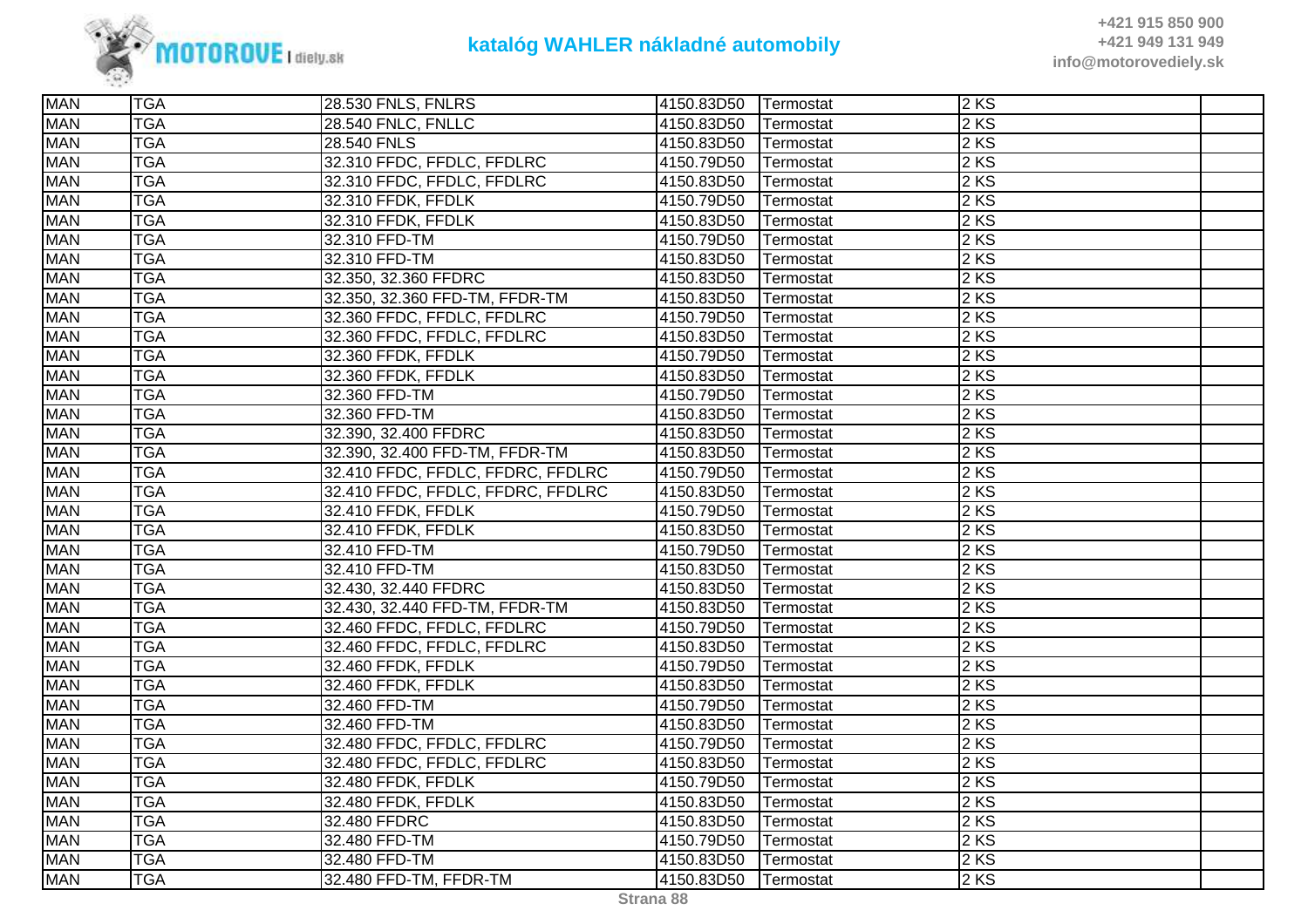| MAN | TGA | 28.530 FNLS, FNLRS | 4150.83D50 | Termostat | 2 KS | |
|---|---|---|---|---|---|---|
| MAN | TGA | 28.540 FNLC, FNLLC | 4150.83D50 | Termostat | 2 KS | |
| MAN | TGA | 28.540 FNLS | 4150.83D50 | Termostat | 2 KS | |
| MAN | TGA | 32.310 FFDC, FFDLC, FFDLRC | 4150.79D50 | Termostat | 2 KS | |
| MAN | TGA | 32.310 FFDC, FFDLC, FFDLRC | 4150.83D50 | Termostat | 2 KS | |
| MAN | TGA | 32.310 FFDK, FFDLK | 4150.79D50 | Termostat | 2 KS | |
| MAN | TGA | 32.310 FFDK, FFDLK | 4150.83D50 | Termostat | 2 KS | |
| MAN | TGA | 32.310 FFD-TM | 4150.79D50 | Termostat | 2 KS | |
| MAN | TGA | 32.310 FFD-TM | 4150.83D50 | Termostat | 2 KS | |
| MAN | TGA | 32.350, 32.360 FFDRC | 4150.83D50 | Termostat | 2 KS | |
| MAN | TGA | 32.350, 32.360 FFD-TM, FFDR-TM | 4150.83D50 | Termostat | 2 KS | |
| MAN | TGA | 32.360 FFDC, FFDLC, FFDLRC | 4150.79D50 | Termostat | 2 KS | |
| MAN | TGA | 32.360 FFDC, FFDLC, FFDLRC | 4150.83D50 | Termostat | 2 KS | |
| MAN | TGA | 32.360 FFDK, FFDLK | 4150.79D50 | Termostat | 2 KS | |
| MAN | TGA | 32.360 FFDK, FFDLK | 4150.83D50 | Termostat | 2 KS | |
| MAN | TGA | 32.360 FFD-TM | 4150.79D50 | Termostat | 2 KS | |
| MAN | TGA | 32.360 FFD-TM | 4150.83D50 | Termostat | 2 KS | |
| MAN | TGA | 32.390, 32.400 FFDRC | 4150.83D50 | Termostat | 2 KS | |
| MAN | TGA | 32.390, 32.400 FFD-TM, FFDR-TM | 4150.83D50 | Termostat | 2 KS | |
| MAN | TGA | 32.410 FFDC, FFDLC, FFDRC, FFDLRC | 4150.79D50 | Termostat | 2 KS | |
| MAN | TGA | 32.410 FFDC, FFDLC, FFDRC, FFDLRC | 4150.83D50 | Termostat | 2 KS | |
| MAN | TGA | 32.410 FFDK, FFDLK | 4150.79D50 | Termostat | 2 KS | |
| MAN | TGA | 32.410 FFDK, FFDLK | 4150.83D50 | Termostat | 2 KS | |
| MAN | TGA | 32.410 FFD-TM | 4150.79D50 | Termostat | 2 KS | |
| MAN | TGA | 32.410 FFD-TM | 4150.83D50 | Termostat | 2 KS | |
| MAN | TGA | 32.430, 32.440 FFDRC | 4150.83D50 | Termostat | 2 KS | |
| MAN | TGA | 32.430, 32.440 FFD-TM, FFDR-TM | 4150.83D50 | Termostat | 2 KS | |
| MAN | TGA | 32.460 FFDC, FFDLC, FFDLRC | 4150.79D50 | Termostat | 2 KS | |
| MAN | TGA | 32.460 FFDC, FFDLC, FFDLRC | 4150.83D50 | Termostat | 2 KS | |
| MAN | TGA | 32.460 FFDK, FFDLK | 4150.79D50 | Termostat | 2 KS | |
| MAN | TGA | 32.460 FFDK, FFDLK | 4150.83D50 | Termostat | 2 KS | |
| MAN | TGA | 32.460 FFD-TM | 4150.79D50 | Termostat | 2 KS | |
| MAN | TGA | 32.460 FFD-TM | 4150.83D50 | Termostat | 2 KS | |
| MAN | TGA | 32.480 FFDC, FFDLC, FFDLRC | 4150.79D50 | Termostat | 2 KS | |
| MAN | TGA | 32.480 FFDC, FFDLC, FFDLRC | 4150.83D50 | Termostat | 2 KS | |
| MAN | TGA | 32.480 FFDK, FFDLK | 4150.79D50 | Termostat | 2 KS | |
| MAN | TGA | 32.480 FFDK, FFDLK | 4150.83D50 | Termostat | 2 KS | |
| MAN | TGA | 32.480 FFDRC | 4150.83D50 | Termostat | 2 KS | |
| MAN | TGA | 32.480 FFD-TM | 4150.79D50 | Termostat | 2 KS | |
| MAN | TGA | 32.480 FFD-TM | 4150.83D50 | Termostat | 2 KS | |
| MAN | TGA | 32.480 FFD-TM, FFDR-TM | 4150.83D50 | Termostat | 2 KS | |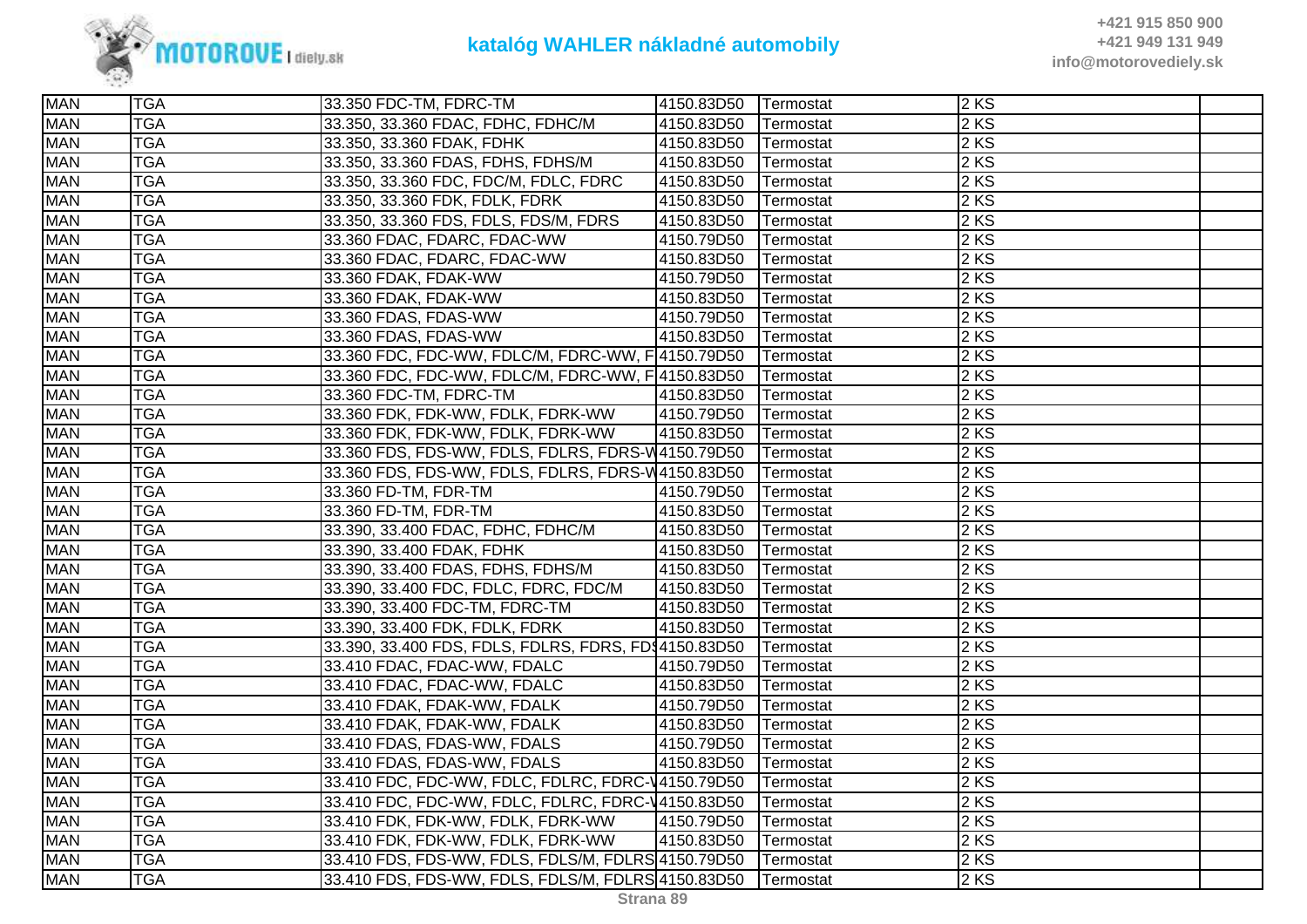| MAN | TGA | 33.350 FDC-TM, FDRC-TM | 4150.83D50 | Termostat | 2 KS | |
|---|---|---|---|---|---|---|
| MAN | TGA | 33.350, 33.360 FDAC, FDHC, FDHC/M | 4150.83D50 | Termostat | 2 KS | |
| MAN | TGA | 33.350, 33.360 FDAK, FDHK | 4150.83D50 | Termostat | 2 KS | |
| MAN | TGA | 33.350, 33.360 FDAS, FDHS, FDHS/M | 4150.83D50 | Termostat | 2 KS | |
| MAN | TGA | 33.350, 33.360 FDC, FDC/M, FDLC, FDRC | 4150.83D50 | Termostat | 2 KS | |
| MAN | TGA | 33.350, 33.360 FDK, FDLK, FDRK | 4150.83D50 | Termostat | 2 KS | |
| MAN | TGA | 33.350, 33.360 FDS, FDLS, FDS/M, FDRS | 4150.83D50 | Termostat | 2 KS | |
| MAN | TGA | 33.360 FDAC, FDARC, FDAC-WW | 4150.79D50 | Termostat | 2 KS | |
| MAN | TGA | 33.360 FDAC, FDARC, FDAC-WW | 4150.83D50 | Termostat | 2 KS | |
| MAN | TGA | 33.360 FDAK, FDAK-WW | 4150.79D50 | Termostat | 2 KS | |
| MAN | TGA | 33.360 FDAK, FDAK-WW | 4150.83D50 | Termostat | 2 KS | |
| MAN | TGA | 33.360 FDAS, FDAS-WW | 4150.79D50 | Termostat | 2 KS | |
| MAN | TGA | 33.360 FDAS, FDAS-WW | 4150.83D50 | Termostat | 2 KS | |
| MAN | TGA | 33.360 FDC, FDC-WW, FDLC/M, FDRC-WW, F | 4150.79D50 | Termostat | 2 KS | |
| MAN | TGA | 33.360 FDC, FDC-WW, FDLC/M, FDRC-WW, F | 4150.83D50 | Termostat | 2 KS | |
| MAN | TGA | 33.360 FDC-TM, FDRC-TM | 4150.83D50 | Termostat | 2 KS | |
| MAN | TGA | 33.360 FDK, FDK-WW, FDLK, FDRK-WW | 4150.79D50 | Termostat | 2 KS | |
| MAN | TGA | 33.360 FDK, FDK-WW, FDLK, FDRK-WW | 4150.83D50 | Termostat | 2 KS | |
| MAN | TGA | 33.360 FDS, FDS-WW, FDLS, FDLRS, FDRS-W | 4150.79D50 | Termostat | 2 KS | |
| MAN | TGA | 33.360 FDS, FDS-WW, FDLS, FDLRS, FDRS-W | 4150.83D50 | Termostat | 2 KS | |
| MAN | TGA | 33.360 FD-TM, FDR-TM | 4150.79D50 | Termostat | 2 KS | |
| MAN | TGA | 33.360 FD-TM, FDR-TM | 4150.83D50 | Termostat | 2 KS | |
| MAN | TGA | 33.390, 33.400 FDAC, FDHC, FDHC/M | 4150.83D50 | Termostat | 2 KS | |
| MAN | TGA | 33.390, 33.400 FDAK, FDHK | 4150.83D50 | Termostat | 2 KS | |
| MAN | TGA | 33.390, 33.400 FDAS, FDHS, FDHS/M | 4150.83D50 | Termostat | 2 KS | |
| MAN | TGA | 33.390, 33.400 FDC, FDLC, FDRC, FDC/M | 4150.83D50 | Termostat | 2 KS | |
| MAN | TGA | 33.390, 33.400 FDC-TM, FDRC-TM | 4150.83D50 | Termostat | 2 KS | |
| MAN | TGA | 33.390, 33.400 FDK, FDLK, FDRK | 4150.83D50 | Termostat | 2 KS | |
| MAN | TGA | 33.390, 33.400 FDS, FDLS, FDLRS, FDRS, FD | 4150.83D50 | Termostat | 2 KS | |
| MAN | TGA | 33.410 FDAC, FDAC-WW, FDALC | 4150.79D50 | Termostat | 2 KS | |
| MAN | TGA | 33.410 FDAC, FDAC-WW, FDALC | 4150.83D50 | Termostat | 2 KS | |
| MAN | TGA | 33.410 FDAK, FDAK-WW, FDALK | 4150.79D50 | Termostat | 2 KS | |
| MAN | TGA | 33.410 FDAK, FDAK-WW, FDALK | 4150.83D50 | Termostat | 2 KS | |
| MAN | TGA | 33.410 FDAS, FDAS-WW, FDALS | 4150.79D50 | Termostat | 2 KS | |
| MAN | TGA | 33.410 FDAS, FDAS-WW, FDALS | 4150.83D50 | Termostat | 2 KS | |
| MAN | TGA | 33.410 FDC, FDC-WW, FDLC, FDLRC, FDRC-V | 4150.79D50 | Termostat | 2 KS | |
| MAN | TGA | 33.410 FDC, FDC-WW, FDLC, FDLRC, FDRC-V | 4150.83D50 | Termostat | 2 KS | |
| MAN | TGA | 33.410 FDK, FDK-WW, FDLK, FDRK-WW | 4150.79D50 | Termostat | 2 KS | |
| MAN | TGA | 33.410 FDK, FDK-WW, FDLK, FDRK-WW | 4150.83D50 | Termostat | 2 KS | |
| MAN | TGA | 33.410 FDS, FDS-WW, FDLS, FDLS/M, FDLRS | 4150.79D50 | Termostat | 2 KS | |
| MAN | TGA | 33.410 FDS, FDS-WW, FDLS, FDLS/M, FDLRS | 4150.83D50 | Termostat | 2 KS | |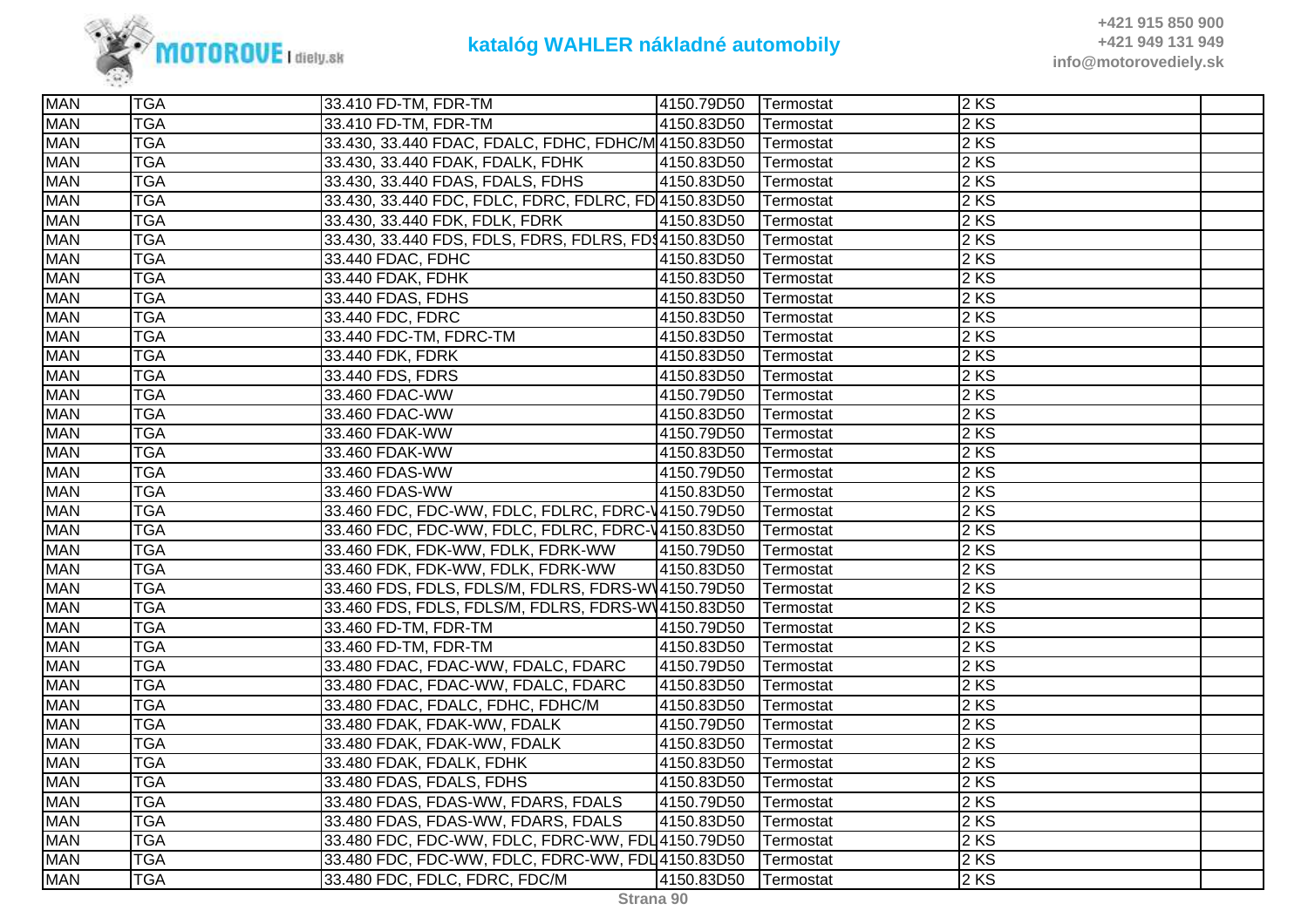| MAN | TGA | 33.410 FD-TM, FDR-TM | 4150.79D50 | Termostat | 2 KS | |
|---|---|---|---|---|---|---|
| MAN | TGA | 33.410 FD-TM, FDR-TM | 4150.83D50 | Termostat | 2 KS | |
| MAN | TGA | 33.430, 33.440 FDAC, FDALC, FDHC, FDHC/M | 4150.83D50 | Termostat | 2 KS | |
| MAN | TGA | 33.430, 33.440 FDAK, FDALK, FDHK | 4150.83D50 | Termostat | 2 KS | |
| MAN | TGA | 33.430, 33.440 FDAS, FDALS, FDHS | 4150.83D50 | Termostat | 2 KS | |
| MAN | TGA | 33.430, 33.440 FDC, FDLC, FDRC, FDLRC, FD | 4150.83D50 | Termostat | 2 KS | |
| MAN | TGA | 33.430, 33.440 FDK, FDLK, FDRK | 4150.83D50 | Termostat | 2 KS | |
| MAN | TGA | 33.430, 33.440 FDS, FDLS, FDRS, FDLRS, FDS | 4150.83D50 | Termostat | 2 KS | |
| MAN | TGA | 33.440 FDAC, FDHC | 4150.83D50 | Termostat | 2 KS | |
| MAN | TGA | 33.440 FDAK, FDHK | 4150.83D50 | Termostat | 2 KS | |
| MAN | TGA | 33.440 FDAS, FDHS | 4150.83D50 | Termostat | 2 KS | |
| MAN | TGA | 33.440 FDC, FDRC | 4150.83D50 | Termostat | 2 KS | |
| MAN | TGA | 33.440 FDC-TM, FDRC-TM | 4150.83D50 | Termostat | 2 KS | |
| MAN | TGA | 33.440 FDK, FDRK | 4150.83D50 | Termostat | 2 KS | |
| MAN | TGA | 33.440 FDS, FDRS | 4150.83D50 | Termostat | 2 KS | |
| MAN | TGA | 33.460 FDAC-WW | 4150.79D50 | Termostat | 2 KS | |
| MAN | TGA | 33.460 FDAC-WW | 4150.83D50 | Termostat | 2 KS | |
| MAN | TGA | 33.460 FDAK-WW | 4150.79D50 | Termostat | 2 KS | |
| MAN | TGA | 33.460 FDAK-WW | 4150.83D50 | Termostat | 2 KS | |
| MAN | TGA | 33.460 FDAS-WW | 4150.79D50 | Termostat | 2 KS | |
| MAN | TGA | 33.460 FDAS-WW | 4150.83D50 | Termostat | 2 KS | |
| MAN | TGA | 33.460 FDC, FDC-WW, FDLC, FDLRC, FDRC-W | 4150.79D50 | Termostat | 2 KS | |
| MAN | TGA | 33.460 FDC, FDC-WW, FDLC, FDLRC, FDRC-W | 4150.83D50 | Termostat | 2 KS | |
| MAN | TGA | 33.460 FDK, FDK-WW, FDLK, FDRK-WW | 4150.79D50 | Termostat | 2 KS | |
| MAN | TGA | 33.460 FDK, FDK-WW, FDLK, FDRK-WW | 4150.83D50 | Termostat | 2 KS | |
| MAN | TGA | 33.460 FDS, FDLS, FDLS/M, FDLRS, FDRS-WW | 4150.79D50 | Termostat | 2 KS | |
| MAN | TGA | 33.460 FDS, FDLS, FDLS/M, FDLRS, FDRS-WW | 4150.83D50 | Termostat | 2 KS | |
| MAN | TGA | 33.460 FD-TM, FDR-TM | 4150.79D50 | Termostat | 2 KS | |
| MAN | TGA | 33.460 FD-TM, FDR-TM | 4150.83D50 | Termostat | 2 KS | |
| MAN | TGA | 33.480 FDAC, FDAC-WW, FDALC, FDARC | 4150.79D50 | Termostat | 2 KS | |
| MAN | TGA | 33.480 FDAC, FDAC-WW, FDALC, FDARC | 4150.83D50 | Termostat | 2 KS | |
| MAN | TGA | 33.480 FDAC, FDALC, FDHC, FDHC/M | 4150.83D50 | Termostat | 2 KS | |
| MAN | TGA | 33.480 FDAK, FDAK-WW, FDALK | 4150.79D50 | Termostat | 2 KS | |
| MAN | TGA | 33.480 FDAK, FDAK-WW, FDALK | 4150.83D50 | Termostat | 2 KS | |
| MAN | TGA | 33.480 FDAK, FDALK, FDHK | 4150.83D50 | Termostat | 2 KS | |
| MAN | TGA | 33.480 FDAS, FDALS, FDHS | 4150.83D50 | Termostat | 2 KS | |
| MAN | TGA | 33.480 FDAS, FDAS-WW, FDARS, FDALS | 4150.79D50 | Termostat | 2 KS | |
| MAN | TGA | 33.480 FDAS, FDAS-WW, FDARS, FDALS | 4150.83D50 | Termostat | 2 KS | |
| MAN | TGA | 33.480 FDC, FDC-WW, FDLC, FDRC-WW, FDL | 4150.79D50 | Termostat | 2 KS | |
| MAN | TGA | 33.480 FDC, FDC-WW, FDLC, FDRC-WW, FDL | 4150.83D50 | Termostat | 2 KS | |
| MAN | TGA | 33.480 FDC, FDLC, FDRC, FDC/M | 4150.83D50 | Termostat | 2 KS | |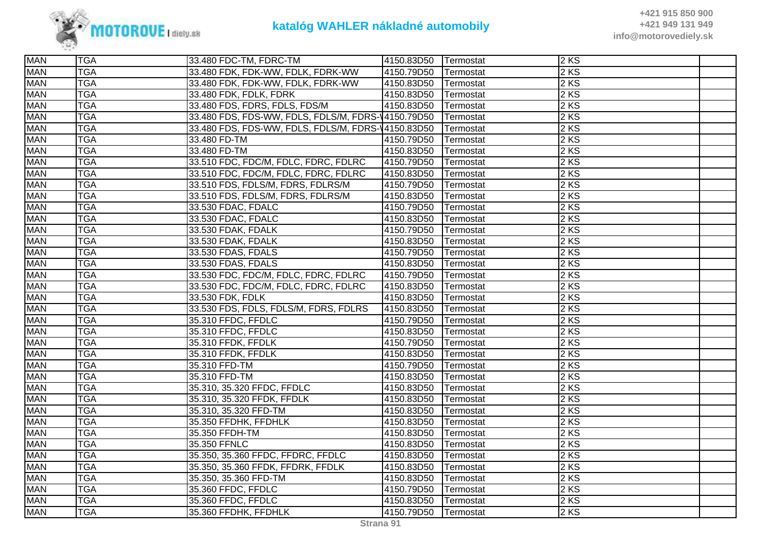| MAN | TGA | 33.480 FDC-TM, FDRC-TM | 4150.83D50 | Termostat | 2 KS | |
|---|---|---|---|---|---|---|
| MAN | TGA | 33.480 FDK, FDK-WW, FDLK, FDRK-WW | 4150.79D50 | Termostat | 2 KS | |
| MAN | TGA | 33.480 FDK, FDK-WW, FDLK, FDRK-WW | 4150.83D50 | Termostat | 2 KS | |
| MAN | TGA | 33.480 FDK, FDLK, FDRK | 4150.83D50 | Termostat | 2 KS | |
| MAN | TGA | 33.480 FDS, FDRS, FDLS, FDS/M | 4150.83D50 | Termostat | 2 KS | |
| MAN | TGA | 33.480 FDS, FDS-WW, FDLS, FDLS/M, FDRS-\ | 4150.79D50 | Termostat | 2 KS | |
| MAN | TGA | 33.480 FDS, FDS-WW, FDLS, FDLS/M, FDRS-\ | 4150.83D50 | Termostat | 2 KS | |
| MAN | TGA | 33.480 FD-TM | 4150.79D50 | Termostat | 2 KS | |
| MAN | TGA | 33.480 FD-TM | 4150.83D50 | Termostat | 2 KS | |
| MAN | TGA | 33.510 FDC, FDC/M, FDLC, FDRC, FDLRC | 4150.79D50 | Termostat | 2 KS | |
| MAN | TGA | 33.510 FDC, FDC/M, FDLC, FDRC, FDLRC | 4150.83D50 | Termostat | 2 KS | |
| MAN | TGA | 33.510 FDS, FDLS/M, FDRS, FDLRS/M | 4150.79D50 | Termostat | 2 KS | |
| MAN | TGA | 33.510 FDS, FDLS/M, FDRS, FDLRS/M | 4150.83D50 | Termostat | 2 KS | |
| MAN | TGA | 33.530 FDAC, FDALC | 4150.79D50 | Termostat | 2 KS | |
| MAN | TGA | 33.530 FDAC, FDALC | 4150.83D50 | Termostat | 2 KS | |
| MAN | TGA | 33.530 FDAK, FDALK | 4150.79D50 | Termostat | 2 KS | |
| MAN | TGA | 33.530 FDAK, FDALK | 4150.83D50 | Termostat | 2 KS | |
| MAN | TGA | 33.530 FDAS, FDALS | 4150.79D50 | Termostat | 2 KS | |
| MAN | TGA | 33.530 FDAS, FDALS | 4150.83D50 | Termostat | 2 KS | |
| MAN | TGA | 33.530 FDC, FDC/M, FDLC, FDRC, FDLRC | 4150.79D50 | Termostat | 2 KS | |
| MAN | TGA | 33.530 FDC, FDC/M, FDLC, FDRC, FDLRC | 4150.83D50 | Termostat | 2 KS | |
| MAN | TGA | 33.530 FDK, FDLK | 4150.83D50 | Termostat | 2 KS | |
| MAN | TGA | 33.530 FDS, FDLS, FDLS/M, FDRS, FDLRS | 4150.83D50 | Termostat | 2 KS | |
| MAN | TGA | 35.310 FFDC, FFDLC | 4150.79D50 | Termostat | 2 KS | |
| MAN | TGA | 35.310 FFDC, FFDLC | 4150.83D50 | Termostat | 2 KS | |
| MAN | TGA | 35.310 FFDK, FFDLK | 4150.79D50 | Termostat | 2 KS | |
| MAN | TGA | 35.310 FFDK, FFDLK | 4150.83D50 | Termostat | 2 KS | |
| MAN | TGA | 35.310 FFD-TM | 4150.79D50 | Termostat | 2 KS | |
| MAN | TGA | 35.310 FFD-TM | 4150.83D50 | Termostat | 2 KS | |
| MAN | TGA | 35.310, 35.320 FFDC, FFDLC | 4150.83D50 | Termostat | 2 KS | |
| MAN | TGA | 35.310, 35.320 FFDK, FFDLK | 4150.83D50 | Termostat | 2 KS | |
| MAN | TGA | 35.310, 35.320 FFD-TM | 4150.83D50 | Termostat | 2 KS | |
| MAN | TGA | 35.350 FFDHK, FFDHLK | 4150.83D50 | Termostat | 2 KS | |
| MAN | TGA | 35.350 FFDH-TM | 4150.83D50 | Termostat | 2 KS | |
| MAN | TGA | 35.350 FFNLC | 4150.83D50 | Termostat | 2 KS | |
| MAN | TGA | 35.350, 35.360 FFDC, FFDRC, FFDLC | 4150.83D50 | Termostat | 2 KS | |
| MAN | TGA | 35.350, 35.360 FFDK, FFDRK, FFDLK | 4150.83D50 | Termostat | 2 KS | |
| MAN | TGA | 35.350, 35.360 FFD-TM | 4150.83D50 | Termostat | 2 KS | |
| MAN | TGA | 35.360 FFDC, FFDLC | 4150.79D50 | Termostat | 2 KS | |
| MAN | TGA | 35.360 FFDC, FFDLC | 4150.83D50 | Termostat | 2 KS | |
| MAN | TGA | 35.360 FFDHK, FFDHLK | 4150.79D50 | Termostat | 2 KS | |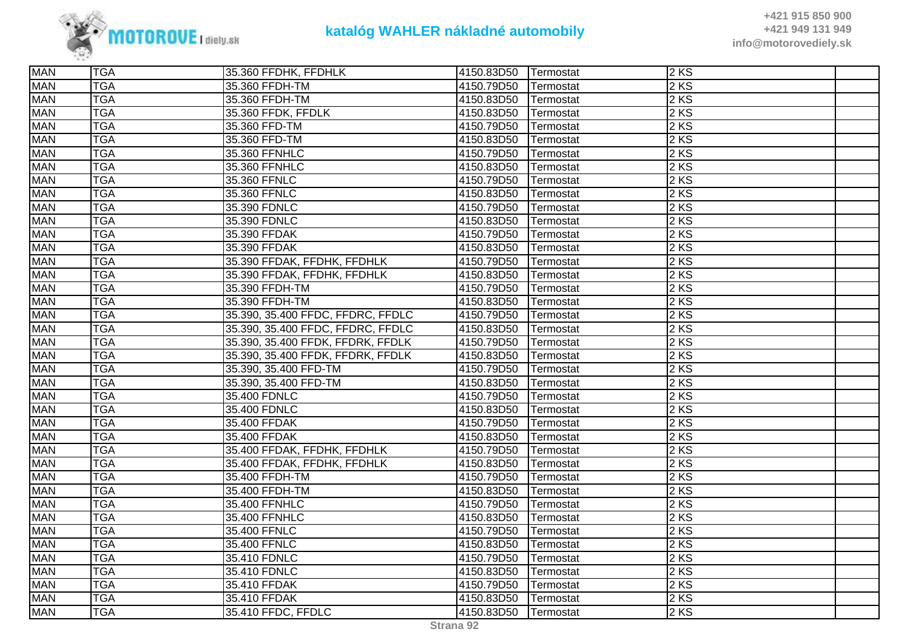| | | | | | | |
|---|---|---|---|---|---|---|
| MAN | TGA | 35.360 FFDHK, FFDHLK | 4150.83D50 | Termostat | 2 KS | |
| MAN | TGA | 35.360 FFDH-TM | 4150.79D50 | Termostat | 2 KS | |
| MAN | TGA | 35.360 FFDH-TM | 4150.83D50 | Termostat | 2 KS | |
| MAN | TGA | 35.360 FFDK, FFDLK | 4150.83D50 | Termostat | 2 KS | |
| MAN | TGA | 35.360 FFD-TM | 4150.79D50 | Termostat | 2 KS | |
| MAN | TGA | 35.360 FFD-TM | 4150.83D50 | Termostat | 2 KS | |
| MAN | TGA | 35.360 FFNHLC | 4150.79D50 | Termostat | 2 KS | |
| MAN | TGA | 35.360 FFNHLC | 4150.83D50 | Termostat | 2 KS | |
| MAN | TGA | 35.360 FFNLC | 4150.79D50 | Termostat | 2 KS | |
| MAN | TGA | 35.360 FFNLC | 4150.83D50 | Termostat | 2 KS | |
| MAN | TGA | 35.390 FDNLC | 4150.79D50 | Termostat | 2 KS | |
| MAN | TGA | 35.390 FDNLC | 4150.83D50 | Termostat | 2 KS | |
| MAN | TGA | 35.390 FFDAK | 4150.79D50 | Termostat | 2 KS | |
| MAN | TGA | 35.390 FFDAK | 4150.83D50 | Termostat | 2 KS | |
| MAN | TGA | 35.390 FFDAK, FFDHK, FFDHLK | 4150.79D50 | Termostat | 2 KS | |
| MAN | TGA | 35.390 FFDAK, FFDHK, FFDHLK | 4150.83D50 | Termostat | 2 KS | |
| MAN | TGA | 35.390 FFDH-TM | 4150.79D50 | Termostat | 2 KS | |
| MAN | TGA | 35.390 FFDH-TM | 4150.83D50 | Termostat | 2 KS | |
| MAN | TGA | 35.390, 35.400 FFDC, FFDRC, FFDLC | 4150.79D50 | Termostat | 2 KS | |
| MAN | TGA | 35.390, 35.400 FFDC, FFDRC, FFDLC | 4150.83D50 | Termostat | 2 KS | |
| MAN | TGA | 35.390, 35.400 FFDK, FFDRK, FFDLK | 4150.79D50 | Termostat | 2 KS | |
| MAN | TGA | 35.390, 35.400 FFDK, FFDRK, FFDLK | 4150.83D50 | Termostat | 2 KS | |
| MAN | TGA | 35.390, 35.400 FFD-TM | 4150.79D50 | Termostat | 2 KS | |
| MAN | TGA | 35.390, 35.400 FFD-TM | 4150.83D50 | Termostat | 2 KS | |
| MAN | TGA | 35.400 FDNLC | 4150.79D50 | Termostat | 2 KS | |
| MAN | TGA | 35.400 FDNLC | 4150.83D50 | Termostat | 2 KS | |
| MAN | TGA | 35.400 FFDAK | 4150.79D50 | Termostat | 2 KS | |
| MAN | TGA | 35.400 FFDAK | 4150.83D50 | Termostat | 2 KS | |
| MAN | TGA | 35.400 FFDAK, FFDHK, FFDHLK | 4150.79D50 | Termostat | 2 KS | |
| MAN | TGA | 35.400 FFDAK, FFDHK, FFDHLK | 4150.83D50 | Termostat | 2 KS | |
| MAN | TGA | 35.400 FFDH-TM | 4150.79D50 | Termostat | 2 KS | |
| MAN | TGA | 35.400 FFDH-TM | 4150.83D50 | Termostat | 2 KS | |
| MAN | TGA | 35.400 FFNHLC | 4150.79D50 | Termostat | 2 KS | |
| MAN | TGA | 35.400 FFNHLC | 4150.83D50 | Termostat | 2 KS | |
| MAN | TGA | 35.400 FFNLC | 4150.79D50 | Termostat | 2 KS | |
| MAN | TGA | 35.400 FFNLC | 4150.83D50 | Termostat | 2 KS | |
| MAN | TGA | 35.410 FDNLC | 4150.79D50 | Termostat | 2 KS | |
| MAN | TGA | 35.410 FDNLC | 4150.83D50 | Termostat | 2 KS | |
| MAN | TGA | 35.410 FFDAK | 4150.79D50 | Termostat | 2 KS | |
| MAN | TGA | 35.410 FFDAK | 4150.83D50 | Termostat | 2 KS | |
| MAN | TGA | 35.410 FFDC, FFDLC | 4150.83D50 | Termostat | 2 KS | |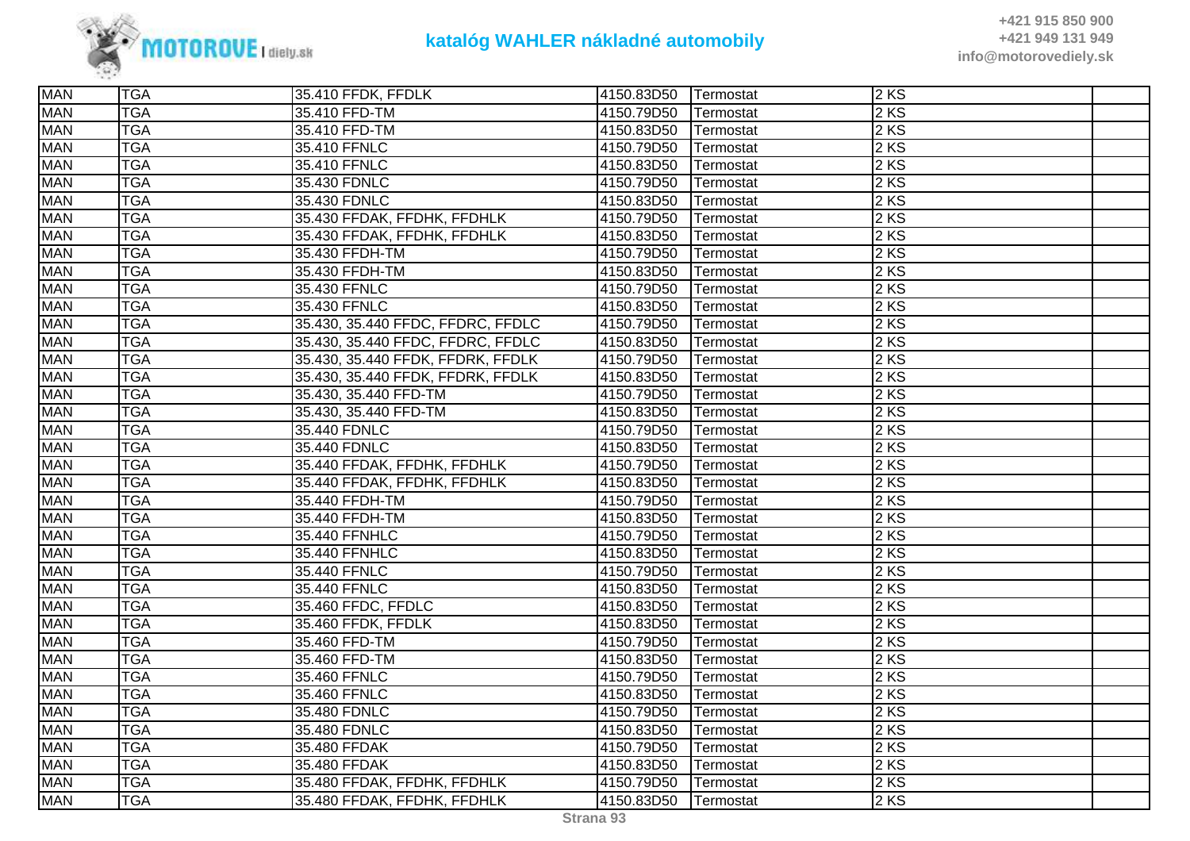| | | | | | | |
|---|---|---|---|---|---|---|
| MAN | TGA | 35.410 FFDK, FFDLK | 4150.83D50 | Termostat | 2 KS | |
| MAN | TGA | 35.410 FFD-TM | 4150.79D50 | Termostat | 2 KS | |
| MAN | TGA | 35.410 FFD-TM | 4150.83D50 | Termostat | 2 KS | |
| MAN | TGA | 35.410 FFNLC | 4150.79D50 | Termostat | 2 KS | |
| MAN | TGA | 35.410 FFNLC | 4150.83D50 | Termostat | 2 KS | |
| MAN | TGA | 35.430 FDNLC | 4150.79D50 | Termostat | 2 KS | |
| MAN | TGA | 35.430 FDNLC | 4150.83D50 | Termostat | 2 KS | |
| MAN | TGA | 35.430 FFDAK, FFDHK, FFDHLK | 4150.79D50 | Termostat | 2 KS | |
| MAN | TGA | 35.430 FFDAK, FFDHK, FFDHLK | 4150.83D50 | Termostat | 2 KS | |
| MAN | TGA | 35.430 FFDH-TM | 4150.79D50 | Termostat | 2 KS | |
| MAN | TGA | 35.430 FFDH-TM | 4150.83D50 | Termostat | 2 KS | |
| MAN | TGA | 35.430 FFNLC | 4150.79D50 | Termostat | 2 KS | |
| MAN | TGA | 35.430 FFNLC | 4150.83D50 | Termostat | 2 KS | |
| MAN | TGA | 35.430, 35.440 FFDC, FFDRC, FFDLC | 4150.79D50 | Termostat | 2 KS | |
| MAN | TGA | 35.430, 35.440 FFDC, FFDRC, FFDLC | 4150.83D50 | Termostat | 2 KS | |
| MAN | TGA | 35.430, 35.440 FFDK, FFDRK, FFDLK | 4150.79D50 | Termostat | 2 KS | |
| MAN | TGA | 35.430, 35.440 FFDK, FFDRK, FFDLK | 4150.83D50 | Termostat | 2 KS | |
| MAN | TGA | 35.430, 35.440 FFD-TM | 4150.79D50 | Termostat | 2 KS | |
| MAN | TGA | 35.430, 35.440 FFD-TM | 4150.83D50 | Termostat | 2 KS | |
| MAN | TGA | 35.440 FDNLC | 4150.79D50 | Termostat | 2 KS | |
| MAN | TGA | 35.440 FDNLC | 4150.83D50 | Termostat | 2 KS | |
| MAN | TGA | 35.440 FFDAK, FFDHK, FFDHLK | 4150.79D50 | Termostat | 2 KS | |
| MAN | TGA | 35.440 FFDAK, FFDHK, FFDHLK | 4150.83D50 | Termostat | 2 KS | |
| MAN | TGA | 35.440 FFDH-TM | 4150.79D50 | Termostat | 2 KS | |
| MAN | TGA | 35.440 FFDH-TM | 4150.83D50 | Termostat | 2 KS | |
| MAN | TGA | 35.440 FFNHLC | 4150.79D50 | Termostat | 2 KS | |
| MAN | TGA | 35.440 FFNHLC | 4150.83D50 | Termostat | 2 KS | |
| MAN | TGA | 35.440 FFNLC | 4150.79D50 | Termostat | 2 KS | |
| MAN | TGA | 35.440 FFNLC | 4150.83D50 | Termostat | 2 KS | |
| MAN | TGA | 35.460 FFDC, FFDLC | 4150.83D50 | Termostat | 2 KS | |
| MAN | TGA | 35.460 FFDK, FFDLK | 4150.83D50 | Termostat | 2 KS | |
| MAN | TGA | 35.460 FFD-TM | 4150.79D50 | Termostat | 2 KS | |
| MAN | TGA | 35.460 FFD-TM | 4150.83D50 | Termostat | 2 KS | |
| MAN | TGA | 35.460 FFNLC | 4150.79D50 | Termostat | 2 KS | |
| MAN | TGA | 35.460 FFNLC | 4150.83D50 | Termostat | 2 KS | |
| MAN | TGA | 35.480 FDNLC | 4150.79D50 | Termostat | 2 KS | |
| MAN | TGA | 35.480 FDNLC | 4150.83D50 | Termostat | 2 KS | |
| MAN | TGA | 35.480 FFDAK | 4150.79D50 | Termostat | 2 KS | |
| MAN | TGA | 35.480 FFDAK | 4150.83D50 | Termostat | 2 KS | |
| MAN | TGA | 35.480 FFDAK, FFDHK, FFDHLK | 4150.79D50 | Termostat | 2 KS | |
| MAN | TGA | 35.480 FFDAK, FFDHK, FFDHLK | 4150.83D50 | Termostat | 2 KS | |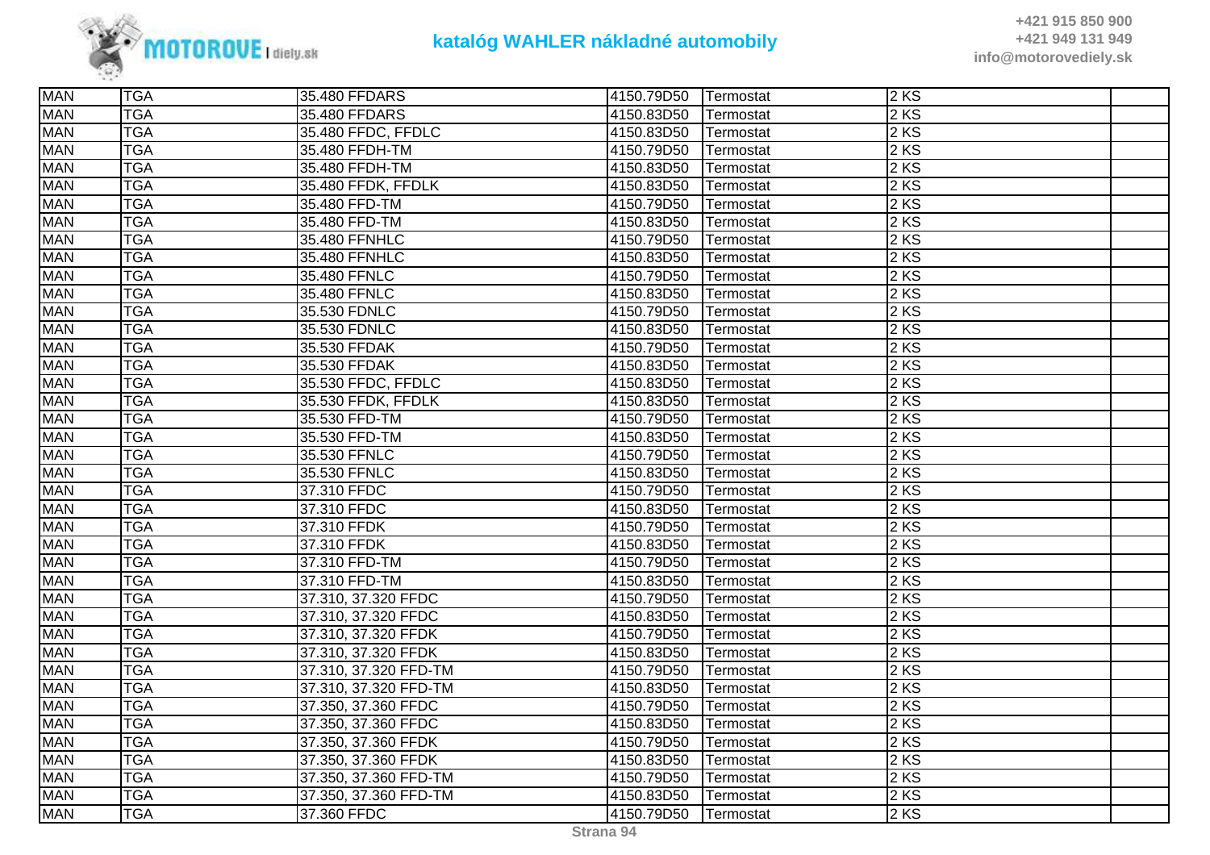| MAN | TGA | 35.480 FFDARS | 4150.79D50 | Termostat | 2 KS | |
|---|---|---|---|---|---|---|
| MAN | TGA | 35.480 FFDARS | 4150.83D50 | Termostat | 2 KS | |
| MAN | TGA | 35.480 FFDC, FFDLC | 4150.83D50 | Termostat | 2 KS | |
| MAN | TGA | 35.480 FFDH-TM | 4150.79D50 | Termostat | 2 KS | |
| MAN | TGA | 35.480 FFDH-TM | 4150.83D50 | Termostat | 2 KS | |
| MAN | TGA | 35.480 FFDK, FFDLK | 4150.83D50 | Termostat | 2 KS | |
| MAN | TGA | 35.480 FFD-TM | 4150.79D50 | Termostat | 2 KS | |
| MAN | TGA | 35.480 FFD-TM | 4150.83D50 | Termostat | 2 KS | |
| MAN | TGA | 35.480 FFNHLC | 4150.79D50 | Termostat | 2 KS | |
| MAN | TGA | 35.480 FFNHLC | 4150.83D50 | Termostat | 2 KS | |
| MAN | TGA | 35.480 FFNLC | 4150.79D50 | Termostat | 2 KS | |
| MAN | TGA | 35.480 FFNLC | 4150.83D50 | Termostat | 2 KS | |
| MAN | TGA | 35.530 FDNLC | 4150.79D50 | Termostat | 2 KS | |
| MAN | TGA | 35.530 FDNLC | 4150.83D50 | Termostat | 2 KS | |
| MAN | TGA | 35.530 FFDAK | 4150.79D50 | Termostat | 2 KS | |
| MAN | TGA | 35.530 FFDAK | 4150.83D50 | Termostat | 2 KS | |
| MAN | TGA | 35.530 FFDC, FFDLC | 4150.83D50 | Termostat | 2 KS | |
| MAN | TGA | 35.530 FFDK, FFDLK | 4150.83D50 | Termostat | 2 KS | |
| MAN | TGA | 35.530 FFD-TM | 4150.79D50 | Termostat | 2 KS | |
| MAN | TGA | 35.530 FFD-TM | 4150.83D50 | Termostat | 2 KS | |
| MAN | TGA | 35.530 FFNLC | 4150.79D50 | Termostat | 2 KS | |
| MAN | TGA | 35.530 FFNLC | 4150.83D50 | Termostat | 2 KS | |
| MAN | TGA | 37.310 FFDC | 4150.79D50 | Termostat | 2 KS | |
| MAN | TGA | 37.310 FFDC | 4150.83D50 | Termostat | 2 KS | |
| MAN | TGA | 37.310 FFDK | 4150.79D50 | Termostat | 2 KS | |
| MAN | TGA | 37.310 FFDK | 4150.83D50 | Termostat | 2 KS | |
| MAN | TGA | 37.310 FFD-TM | 4150.79D50 | Termostat | 2 KS | |
| MAN | TGA | 37.310 FFD-TM | 4150.83D50 | Termostat | 2 KS | |
| MAN | TGA | 37.310, 37.320 FFDC | 4150.79D50 | Termostat | 2 KS | |
| MAN | TGA | 37.310, 37.320 FFDC | 4150.83D50 | Termostat | 2 KS | |
| MAN | TGA | 37.310, 37.320 FFDK | 4150.79D50 | Termostat | 2 KS | |
| MAN | TGA | 37.310, 37.320 FFDK | 4150.83D50 | Termostat | 2 KS | |
| MAN | TGA | 37.310, 37.320 FFD-TM | 4150.79D50 | Termostat | 2 KS | |
| MAN | TGA | 37.310, 37.320 FFD-TM | 4150.83D50 | Termostat | 2 KS | |
| MAN | TGA | 37.350, 37.360 FFDC | 4150.79D50 | Termostat | 2 KS | |
| MAN | TGA | 37.350, 37.360 FFDC | 4150.83D50 | Termostat | 2 KS | |
| MAN | TGA | 37.350, 37.360 FFDK | 4150.79D50 | Termostat | 2 KS | |
| MAN | TGA | 37.350, 37.360 FFDK | 4150.83D50 | Termostat | 2 KS | |
| MAN | TGA | 37.350, 37.360 FFD-TM | 4150.79D50 | Termostat | 2 KS | |
| MAN | TGA | 37.350, 37.360 FFD-TM | 4150.83D50 | Termostat | 2 KS | |
| MAN | TGA | 37.360 FFDC | 4150.79D50 | Termostat | 2 KS | |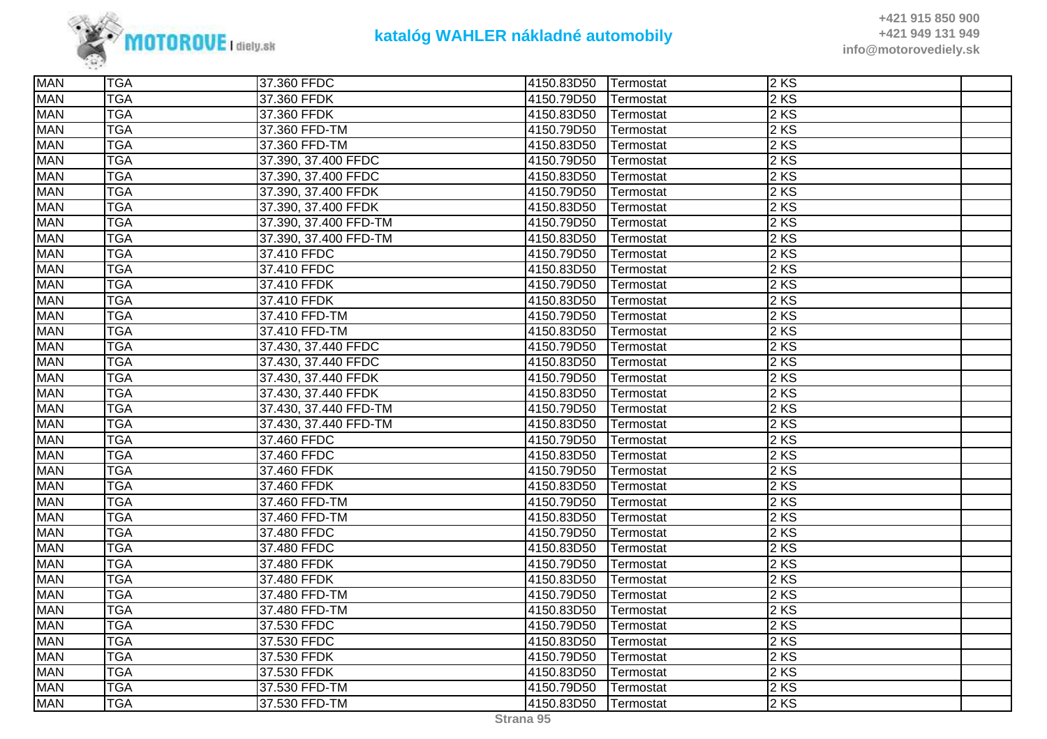| MAN | TGA | 37.360 FFDC | 4150.83D50 | Termostat | 2 KS | |
|---|---|---|---|---|---|---|
| MAN | TGA | 37.360 FFDK | 4150.79D50 | Termostat | 2 KS | |
| MAN | TGA | 37.360 FFDK | 4150.83D50 | Termostat | 2 KS | |
| MAN | TGA | 37.360 FFD-TM | 4150.79D50 | Termostat | 2 KS | |
| MAN | TGA | 37.360 FFD-TM | 4150.83D50 | Termostat | 2 KS | |
| MAN | TGA | 37.390, 37.400 FFDC | 4150.79D50 | Termostat | 2 KS | |
| MAN | TGA | 37.390, 37.400 FFDC | 4150.83D50 | Termostat | 2 KS | |
| MAN | TGA | 37.390, 37.400 FFDK | 4150.79D50 | Termostat | 2 KS | |
| MAN | TGA | 37.390, 37.400 FFDK | 4150.83D50 | Termostat | 2 KS | |
| MAN | TGA | 37.390, 37.400 FFD-TM | 4150.79D50 | Termostat | 2 KS | |
| MAN | TGA | 37.390, 37.400 FFD-TM | 4150.83D50 | Termostat | 2 KS | |
| MAN | TGA | 37.410 FFDC | 4150.79D50 | Termostat | 2 KS | |
| MAN | TGA | 37.410 FFDC | 4150.83D50 | Termostat | 2 KS | |
| MAN | TGA | 37.410 FFDK | 4150.79D50 | Termostat | 2 KS | |
| MAN | TGA | 37.410 FFDK | 4150.83D50 | Termostat | 2 KS | |
| MAN | TGA | 37.410 FFD-TM | 4150.79D50 | Termostat | 2 KS | |
| MAN | TGA | 37.410 FFD-TM | 4150.83D50 | Termostat | 2 KS | |
| MAN | TGA | 37.430, 37.440 FFDC | 4150.79D50 | Termostat | 2 KS | |
| MAN | TGA | 37.430, 37.440 FFDC | 4150.83D50 | Termostat | 2 KS | |
| MAN | TGA | 37.430, 37.440 FFDK | 4150.79D50 | Termostat | 2 KS | |
| MAN | TGA | 37.430, 37.440 FFDK | 4150.83D50 | Termostat | 2 KS | |
| MAN | TGA | 37.430, 37.440 FFD-TM | 4150.79D50 | Termostat | 2 KS | |
| MAN | TGA | 37.430, 37.440 FFD-TM | 4150.83D50 | Termostat | 2 KS | |
| MAN | TGA | 37.460 FFDC | 4150.79D50 | Termostat | 2 KS | |
| MAN | TGA | 37.460 FFDC | 4150.83D50 | Termostat | 2 KS | |
| MAN | TGA | 37.460 FFDK | 4150.79D50 | Termostat | 2 KS | |
| MAN | TGA | 37.460 FFDK | 4150.83D50 | Termostat | 2 KS | |
| MAN | TGA | 37.460 FFD-TM | 4150.79D50 | Termostat | 2 KS | |
| MAN | TGA | 37.460 FFD-TM | 4150.83D50 | Termostat | 2 KS | |
| MAN | TGA | 37.480 FFDC | 4150.79D50 | Termostat | 2 KS | |
| MAN | TGA | 37.480 FFDC | 4150.83D50 | Termostat | 2 KS | |
| MAN | TGA | 37.480 FFDK | 4150.79D50 | Termostat | 2 KS | |
| MAN | TGA | 37.480 FFDK | 4150.83D50 | Termostat | 2 KS | |
| MAN | TGA | 37.480 FFD-TM | 4150.79D50 | Termostat | 2 KS | |
| MAN | TGA | 37.480 FFD-TM | 4150.83D50 | Termostat | 2 KS | |
| MAN | TGA | 37.530 FFDC | 4150.79D50 | Termostat | 2 KS | |
| MAN | TGA | 37.530 FFDC | 4150.83D50 | Termostat | 2 KS | |
| MAN | TGA | 37.530 FFDK | 4150.79D50 | Termostat | 2 KS | |
| MAN | TGA | 37.530 FFDK | 4150.83D50 | Termostat | 2 KS | |
| MAN | TGA | 37.530 FFD-TM | 4150.79D50 | Termostat | 2 KS | |
| MAN | TGA | 37.530 FFD-TM | 4150.83D50 | Termostat | 2 KS | |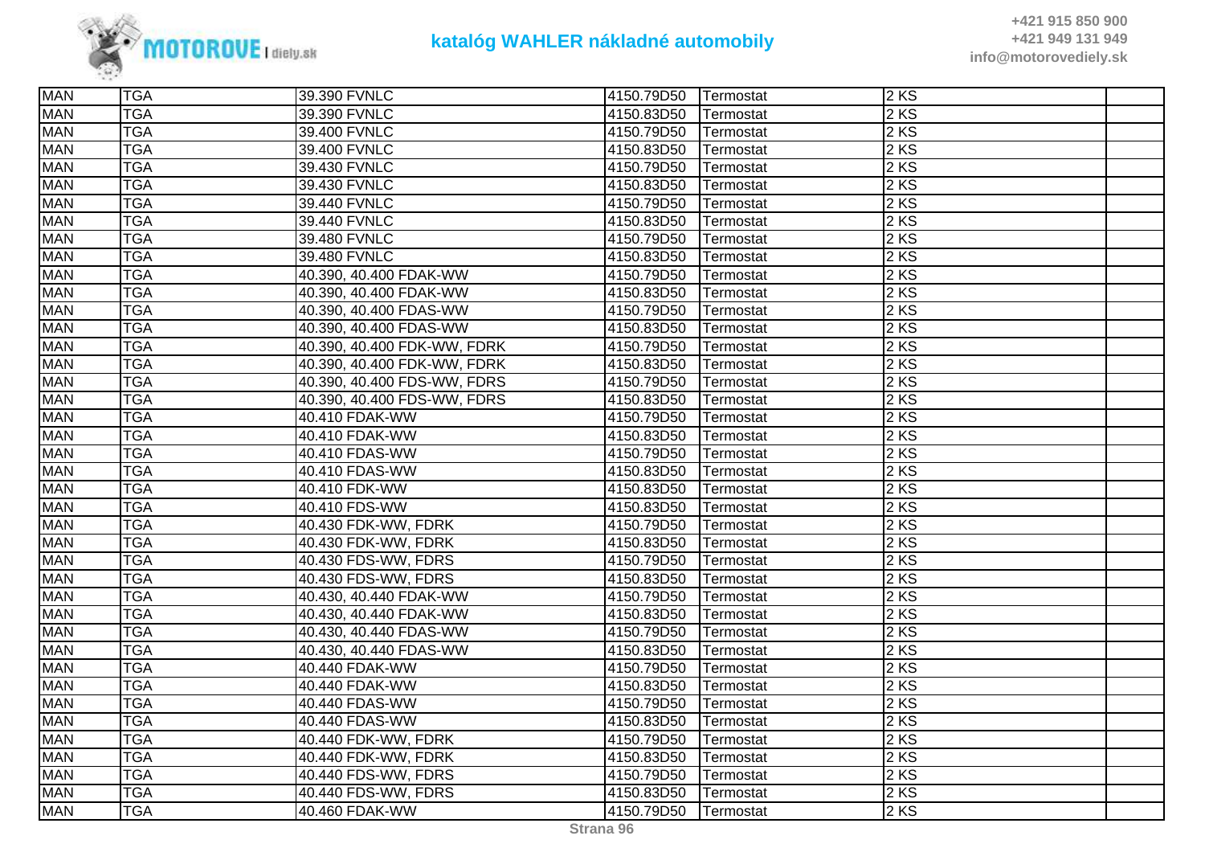| MAN | TGA | 39.390 FVNLC | 4150.79D50 | Termostat | 2 KS | |
|---|---|---|---|---|---|---|
| MAN | TGA | 39.390 FVNLC | 4150.83D50 | Termostat | 2 KS | |
| MAN | TGA | 39.400 FVNLC | 4150.79D50 | Termostat | 2 KS | |
| MAN | TGA | 39.400 FVNLC | 4150.83D50 | Termostat | 2 KS | |
| MAN | TGA | 39.430 FVNLC | 4150.79D50 | Termostat | 2 KS | |
| MAN | TGA | 39.430 FVNLC | 4150.83D50 | Termostat | 2 KS | |
| MAN | TGA | 39.440 FVNLC | 4150.79D50 | Termostat | 2 KS | |
| MAN | TGA | 39.440 FVNLC | 4150.83D50 | Termostat | 2 KS | |
| MAN | TGA | 39.480 FVNLC | 4150.79D50 | Termostat | 2 KS | |
| MAN | TGA | 39.480 FVNLC | 4150.83D50 | Termostat | 2 KS | |
| MAN | TGA | 40.390, 40.400 FDAK-WW | 4150.79D50 | Termostat | 2 KS | |
| MAN | TGA | 40.390, 40.400 FDAK-WW | 4150.83D50 | Termostat | 2 KS | |
| MAN | TGA | 40.390, 40.400 FDAS-WW | 4150.79D50 | Termostat | 2 KS | |
| MAN | TGA | 40.390, 40.400 FDAS-WW | 4150.83D50 | Termostat | 2 KS | |
| MAN | TGA | 40.390, 40.400 FDK-WW, FDRK | 4150.79D50 | Termostat | 2 KS | |
| MAN | TGA | 40.390, 40.400 FDK-WW, FDRK | 4150.83D50 | Termostat | 2 KS | |
| MAN | TGA | 40.390, 40.400 FDS-WW, FDRS | 4150.79D50 | Termostat | 2 KS | |
| MAN | TGA | 40.390, 40.400 FDS-WW, FDRS | 4150.83D50 | Termostat | 2 KS | |
| MAN | TGA | 40.410 FDAK-WW | 4150.79D50 | Termostat | 2 KS | |
| MAN | TGA | 40.410 FDAK-WW | 4150.83D50 | Termostat | 2 KS | |
| MAN | TGA | 40.410 FDAS-WW | 4150.79D50 | Termostat | 2 KS | |
| MAN | TGA | 40.410 FDAS-WW | 4150.83D50 | Termostat | 2 KS | |
| MAN | TGA | 40.410 FDK-WW | 4150.83D50 | Termostat | 2 KS | |
| MAN | TGA | 40.410 FDS-WW | 4150.83D50 | Termostat | 2 KS | |
| MAN | TGA | 40.430 FDK-WW, FDRK | 4150.79D50 | Termostat | 2 KS | |
| MAN | TGA | 40.430 FDK-WW, FDRK | 4150.83D50 | Termostat | 2 KS | |
| MAN | TGA | 40.430 FDS-WW, FDRS | 4150.79D50 | Termostat | 2 KS | |
| MAN | TGA | 40.430 FDS-WW, FDRS | 4150.83D50 | Termostat | 2 KS | |
| MAN | TGA | 40.430, 40.440 FDAK-WW | 4150.79D50 | Termostat | 2 KS | |
| MAN | TGA | 40.430, 40.440 FDAK-WW | 4150.83D50 | Termostat | 2 KS | |
| MAN | TGA | 40.430, 40.440 FDAS-WW | 4150.79D50 | Termostat | 2 KS | |
| MAN | TGA | 40.430, 40.440 FDAS-WW | 4150.83D50 | Termostat | 2 KS | |
| MAN | TGA | 40.440 FDAK-WW | 4150.79D50 | Termostat | 2 KS | |
| MAN | TGA | 40.440 FDAK-WW | 4150.83D50 | Termostat | 2 KS | |
| MAN | TGA | 40.440 FDAS-WW | 4150.79D50 | Termostat | 2 KS | |
| MAN | TGA | 40.440 FDAS-WW | 4150.83D50 | Termostat | 2 KS | |
| MAN | TGA | 40.440 FDK-WW, FDRK | 4150.79D50 | Termostat | 2 KS | |
| MAN | TGA | 40.440 FDK-WW, FDRK | 4150.83D50 | Termostat | 2 KS | |
| MAN | TGA | 40.440 FDS-WW, FDRS | 4150.79D50 | Termostat | 2 KS | |
| MAN | TGA | 40.440 FDS-WW, FDRS | 4150.83D50 | Termostat | 2 KS | |
| MAN | TGA | 40.460 FDAK-WW | 4150.79D50 | Termostat | 2 KS | |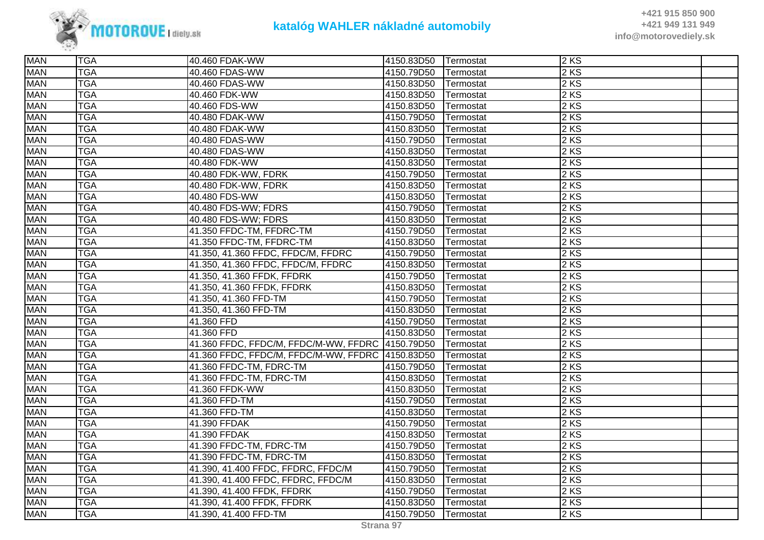| | | | | | | |
|---|---|---|---|---|---|---|
| MAN | TGA | 40.460 FDAK-WW | 4150.83D50 | Termostat | 2 KS | |
| MAN | TGA | 40.460 FDAS-WW | 4150.79D50 | Termostat | 2 KS | |
| MAN | TGA | 40.460 FDAS-WW | 4150.83D50 | Termostat | 2 KS | |
| MAN | TGA | 40.460 FDK-WW | 4150.83D50 | Termostat | 2 KS | |
| MAN | TGA | 40.460 FDS-WW | 4150.83D50 | Termostat | 2 KS | |
| MAN | TGA | 40.480 FDAK-WW | 4150.79D50 | Termostat | 2 KS | |
| MAN | TGA | 40.480 FDAK-WW | 4150.83D50 | Termostat | 2 KS | |
| MAN | TGA | 40.480 FDAS-WW | 4150.79D50 | Termostat | 2 KS | |
| MAN | TGA | 40.480 FDAS-WW | 4150.83D50 | Termostat | 2 KS | |
| MAN | TGA | 40.480 FDK-WW | 4150.83D50 | Termostat | 2 KS | |
| MAN | TGA | 40.480 FDK-WW, FDRK | 4150.79D50 | Termostat | 2 KS | |
| MAN | TGA | 40.480 FDK-WW, FDRK | 4150.83D50 | Termostat | 2 KS | |
| MAN | TGA | 40.480 FDS-WW | 4150.83D50 | Termostat | 2 KS | |
| MAN | TGA | 40.480 FDS-WW; FDRS | 4150.79D50 | Termostat | 2 KS | |
| MAN | TGA | 40.480 FDS-WW; FDRS | 4150.83D50 | Termostat | 2 KS | |
| MAN | TGA | 41.350 FFDC-TM, FFDRC-TM | 4150.79D50 | Termostat | 2 KS | |
| MAN | TGA | 41.350 FFDC-TM, FFDRC-TM | 4150.83D50 | Termostat | 2 KS | |
| MAN | TGA | 41.350, 41.360 FFDC, FFDC/M, FFDRC | 4150.79D50 | Termostat | 2 KS | |
| MAN | TGA | 41.350, 41.360 FFDC, FFDC/M, FFDRC | 4150.83D50 | Termostat | 2 KS | |
| MAN | TGA | 41.350, 41.360 FFDK, FFDRK | 4150.79D50 | Termostat | 2 KS | |
| MAN | TGA | 41.350, 41.360 FFDK, FFDRK | 4150.83D50 | Termostat | 2 KS | |
| MAN | TGA | 41.350, 41.360 FFD-TM | 4150.79D50 | Termostat | 2 KS | |
| MAN | TGA | 41.350, 41.360 FFD-TM | 4150.83D50 | Termostat | 2 KS | |
| MAN | TGA | 41.360 FFD | 4150.79D50 | Termostat | 2 KS | |
| MAN | TGA | 41.360 FFD | 4150.83D50 | Termostat | 2 KS | |
| MAN | TGA | 41.360 FFDC, FFDC/M, FFDC/M-WW, FFDRC | 4150.79D50 | Termostat | 2 KS | |
| MAN | TGA | 41.360 FFDC, FFDC/M, FFDC/M-WW, FFDRC | 4150.83D50 | Termostat | 2 KS | |
| MAN | TGA | 41.360 FFDC-TM, FDRC-TM | 4150.79D50 | Termostat | 2 KS | |
| MAN | TGA | 41.360 FFDC-TM, FDRC-TM | 4150.83D50 | Termostat | 2 KS | |
| MAN | TGA | 41.360 FFDK-WW | 4150.83D50 | Termostat | 2 KS | |
| MAN | TGA | 41.360 FFD-TM | 4150.79D50 | Termostat | 2 KS | |
| MAN | TGA | 41.360 FFD-TM | 4150.83D50 | Termostat | 2 KS | |
| MAN | TGA | 41.390 FFDAK | 4150.79D50 | Termostat | 2 KS | |
| MAN | TGA | 41.390 FFDAK | 4150.83D50 | Termostat | 2 KS | |
| MAN | TGA | 41.390 FFDC-TM, FDRC-TM | 4150.79D50 | Termostat | 2 KS | |
| MAN | TGA | 41.390 FFDC-TM, FDRC-TM | 4150.83D50 | Termostat | 2 KS | |
| MAN | TGA | 41.390, 41.400 FFDC, FFDRC, FFDC/M | 4150.79D50 | Termostat | 2 KS | |
| MAN | TGA | 41.390, 41.400 FFDC, FFDRC, FFDC/M | 4150.83D50 | Termostat | 2 KS | |
| MAN | TGA | 41.390, 41.400 FFDK, FFDRK | 4150.79D50 | Termostat | 2 KS | |
| MAN | TGA | 41.390, 41.400 FFDK, FFDRK | 4150.83D50 | Termostat | 2 KS | |
| MAN | TGA | 41.390, 41.400 FFD-TM | 4150.79D50 | Termostat | 2 KS | |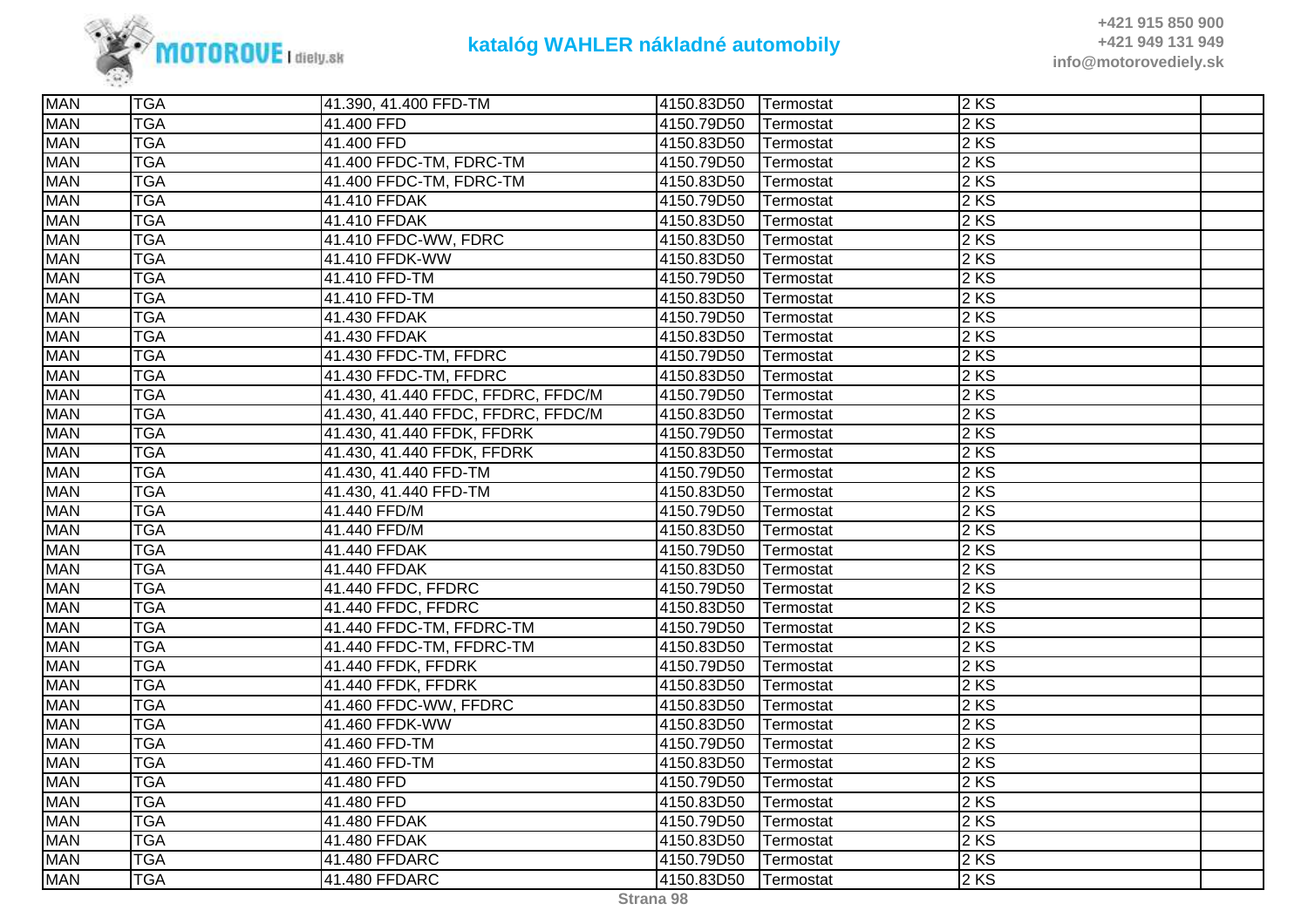| | | | | | | |
|---|---|---|---|---|---|---|
| MAN | TGA | 41.390, 41.400 FFD-TM | 4150.83D50 | Termostat | 2 KS | |
| MAN | TGA | 41.400 FFD | 4150.79D50 | Termostat | 2 KS | |
| MAN | TGA | 41.400 FFD | 4150.83D50 | Termostat | 2 KS | |
| MAN | TGA | 41.400 FFDC-TM, FDRC-TM | 4150.79D50 | Termostat | 2 KS | |
| MAN | TGA | 41.400 FFDC-TM, FDRC-TM | 4150.83D50 | Termostat | 2 KS | |
| MAN | TGA | 41.410 FFDAK | 4150.79D50 | Termostat | 2 KS | |
| MAN | TGA | 41.410 FFDAK | 4150.83D50 | Termostat | 2 KS | |
| MAN | TGA | 41.410 FFDC-WW, FDRC | 4150.83D50 | Termostat | 2 KS | |
| MAN | TGA | 41.410 FFDK-WW | 4150.83D50 | Termostat | 2 KS | |
| MAN | TGA | 41.410 FFD-TM | 4150.79D50 | Termostat | 2 KS | |
| MAN | TGA | 41.410 FFD-TM | 4150.83D50 | Termostat | 2 KS | |
| MAN | TGA | 41.430 FFDAK | 4150.79D50 | Termostat | 2 KS | |
| MAN | TGA | 41.430 FFDAK | 4150.83D50 | Termostat | 2 KS | |
| MAN | TGA | 41.430 FFDC-TM, FFDRC | 4150.79D50 | Termostat | 2 KS | |
| MAN | TGA | 41.430 FFDC-TM, FFDRC | 4150.83D50 | Termostat | 2 KS | |
| MAN | TGA | 41.430, 41.440 FFDC, FFDRC, FFDC/M | 4150.79D50 | Termostat | 2 KS | |
| MAN | TGA | 41.430, 41.440 FFDC, FFDRC, FFDC/M | 4150.83D50 | Termostat | 2 KS | |
| MAN | TGA | 41.430, 41.440 FFDK, FFDRK | 4150.79D50 | Termostat | 2 KS | |
| MAN | TGA | 41.430, 41.440 FFDK, FFDRK | 4150.83D50 | Termostat | 2 KS | |
| MAN | TGA | 41.430, 41.440 FFD-TM | 4150.79D50 | Termostat | 2 KS | |
| MAN | TGA | 41.430, 41.440 FFD-TM | 4150.83D50 | Termostat | 2 KS | |
| MAN | TGA | 41.440 FFD/M | 4150.79D50 | Termostat | 2 KS | |
| MAN | TGA | 41.440 FFD/M | 4150.83D50 | Termostat | 2 KS | |
| MAN | TGA | 41.440 FFDAK | 4150.79D50 | Termostat | 2 KS | |
| MAN | TGA | 41.440 FFDAK | 4150.83D50 | Termostat | 2 KS | |
| MAN | TGA | 41.440 FFDC, FFDRC | 4150.79D50 | Termostat | 2 KS | |
| MAN | TGA | 41.440 FFDC, FFDRC | 4150.83D50 | Termostat | 2 KS | |
| MAN | TGA | 41.440 FFDC-TM, FFDRC-TM | 4150.79D50 | Termostat | 2 KS | |
| MAN | TGA | 41.440 FFDC-TM, FFDRC-TM | 4150.83D50 | Termostat | 2 KS | |
| MAN | TGA | 41.440 FFDK, FFDRK | 4150.79D50 | Termostat | 2 KS | |
| MAN | TGA | 41.440 FFDK, FFDRK | 4150.83D50 | Termostat | 2 KS | |
| MAN | TGA | 41.460 FFDC-WW, FFDRC | 4150.83D50 | Termostat | 2 KS | |
| MAN | TGA | 41.460 FFDK-WW | 4150.83D50 | Termostat | 2 KS | |
| MAN | TGA | 41.460 FFD-TM | 4150.79D50 | Termostat | 2 KS | |
| MAN | TGA | 41.460 FFD-TM | 4150.83D50 | Termostat | 2 KS | |
| MAN | TGA | 41.480 FFD | 4150.79D50 | Termostat | 2 KS | |
| MAN | TGA | 41.480 FFD | 4150.83D50 | Termostat | 2 KS | |
| MAN | TGA | 41.480 FFDAK | 4150.79D50 | Termostat | 2 KS | |
| MAN | TGA | 41.480 FFDAK | 4150.83D50 | Termostat | 2 KS | |
| MAN | TGA | 41.480 FFDARC | 4150.79D50 | Termostat | 2 KS | |
| MAN | TGA | 41.480 FFDARC | 4150.83D50 | Termostat | 2 KS | |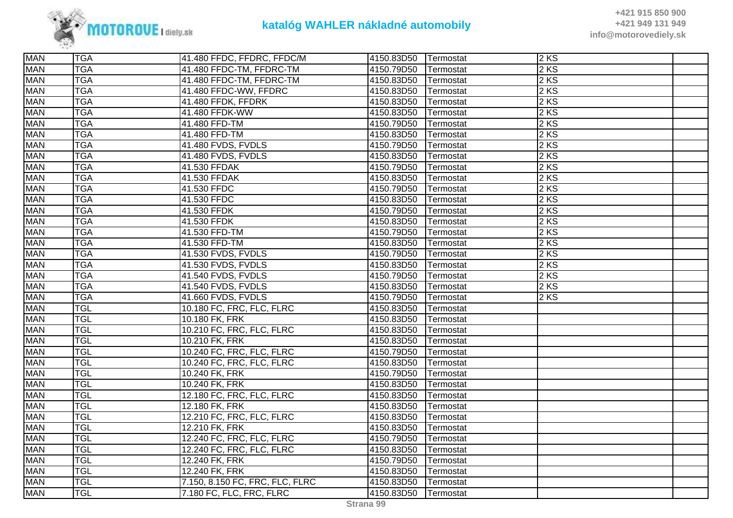| MAN | TGA | 41.480 FFDC, FFDRC, FFDC/M | 4150.83D50 | Termostat | 2 KS | |
|---|---|---|---|---|---|---|
| MAN | TGA | 41.480 FFDC-TM, FFDRC-TM | 4150.79D50 | Termostat | 2 KS | |
| MAN | TGA | 41.480 FFDC-TM, FFDRC-TM | 4150.83D50 | Termostat | 2 KS | |
| MAN | TGA | 41.480 FFDC-WW, FFDRC | 4150.83D50 | Termostat | 2 KS | |
| MAN | TGA | 41.480 FFDK, FFDRK | 4150.83D50 | Termostat | 2 KS | |
| MAN | TGA | 41.480 FFDK-WW | 4150.83D50 | Termostat | 2 KS | |
| MAN | TGA | 41.480 FFD-TM | 4150.79D50 | Termostat | 2 KS | |
| MAN | TGA | 41.480 FFD-TM | 4150.83D50 | Termostat | 2 KS | |
| MAN | TGA | 41.480 FVDS, FVDLS | 4150.79D50 | Termostat | 2 KS | |
| MAN | TGA | 41.480 FVDS, FVDLS | 4150.83D50 | Termostat | 2 KS | |
| MAN | TGA | 41.530 FFDAK | 4150.79D50 | Termostat | 2 KS | |
| MAN | TGA | 41.530 FFDAK | 4150.83D50 | Termostat | 2 KS | |
| MAN | TGA | 41.530 FFDC | 4150.79D50 | Termostat | 2 KS | |
| MAN | TGA | 41.530 FFDC | 4150.83D50 | Termostat | 2 KS | |
| MAN | TGA | 41.530 FFDK | 4150.79D50 | Termostat | 2 KS | |
| MAN | TGA | 41.530 FFDK | 4150.83D50 | Termostat | 2 KS | |
| MAN | TGA | 41.530 FFD-TM | 4150.79D50 | Termostat | 2 KS | |
| MAN | TGA | 41.530 FFD-TM | 4150.83D50 | Termostat | 2 KS | |
| MAN | TGA | 41.530 FVDS, FVDLS | 4150.79D50 | Termostat | 2 KS | |
| MAN | TGA | 41.530 FVDS, FVDLS | 4150.83D50 | Termostat | 2 KS | |
| MAN | TGA | 41.540 FVDS, FVDLS | 4150.79D50 | Termostat | 2 KS | |
| MAN | TGA | 41.540 FVDS, FVDLS | 4150.83D50 | Termostat | 2 KS | |
| MAN | TGA | 41.660 FVDS, FVDLS | 4150.79D50 | Termostat | 2 KS | |
| MAN | TGL | 10.180 FC, FRC, FLC, FLRC | 4150.83D50 | Termostat | | |
| MAN | TGL | 10.180 FK, FRK | 4150.83D50 | Termostat | | |
| MAN | TGL | 10.210 FC, FRC, FLC, FLRC | 4150.83D50 | Termostat | | |
| MAN | TGL | 10.210 FK, FRK | 4150.83D50 | Termostat | | |
| MAN | TGL | 10.240 FC, FRC, FLC, FLRC | 4150.79D50 | Termostat | | |
| MAN | TGL | 10.240 FC, FRC, FLC, FLRC | 4150.83D50 | Termostat | | |
| MAN | TGL | 10.240 FK, FRK | 4150.79D50 | Termostat | | |
| MAN | TGL | 10.240 FK, FRK | 4150.83D50 | Termostat | | |
| MAN | TGL | 12.180 FC, FRC, FLC, FLRC | 4150.83D50 | Termostat | | |
| MAN | TGL | 12.180 FK, FRK | 4150.83D50 | Termostat | | |
| MAN | TGL | 12.210 FC, FRC, FLC, FLRC | 4150.83D50 | Termostat | | |
| MAN | TGL | 12.210 FK, FRK | 4150.83D50 | Termostat | | |
| MAN | TGL | 12.240 FC, FRC, FLC, FLRC | 4150.79D50 | Termostat | | |
| MAN | TGL | 12.240 FC, FRC, FLC, FLRC | 4150.83D50 | Termostat | | |
| MAN | TGL | 12.240 FK, FRK | 4150.79D50 | Termostat | | |
| MAN | TGL | 12.240 FK, FRK | 4150.83D50 | Termostat | | |
| MAN | TGL | 7.150, 8.150 FC, FRC, FLC, FLRC | 4150.83D50 | Termostat | | |
| MAN | TGL | 7.180 FC, FLC, FRC, FLRC | 4150.83D50 | Termostat | | |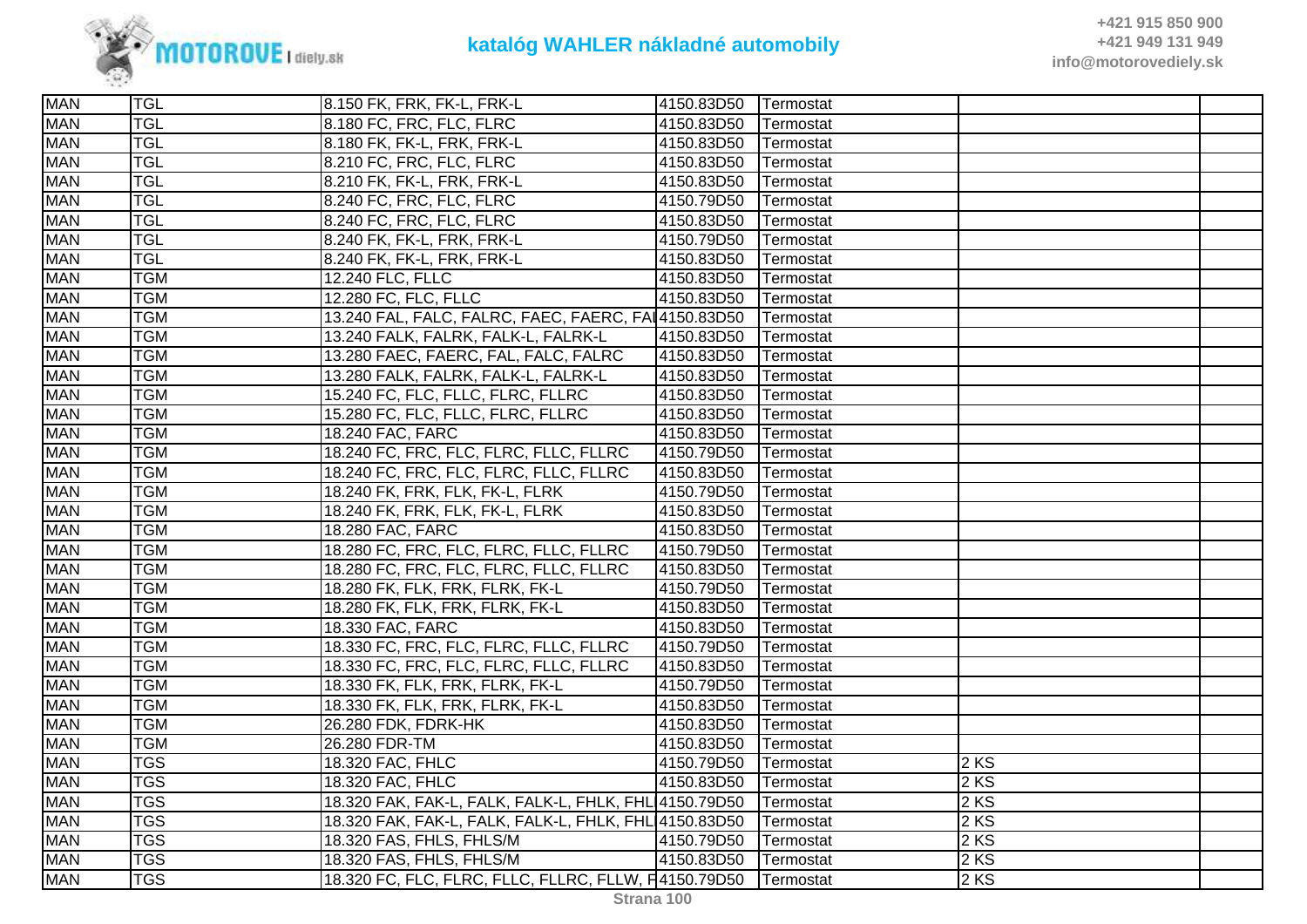| MAN | TGL | 8.150 FK, FRK, FK-L, FRK-L | 4150.83D50 | Termostat | | |
|---|---|---|---|---|---|---|
| MAN | TGL | 8.180 FC, FRC, FLC, FLRC | 4150.83D50 | Termostat | | |
| MAN | TGL | 8.180 FK, FK-L, FRK, FRK-L | 4150.83D50 | Termostat | | |
| MAN | TGL | 8.210 FC, FRC, FLC, FLRC | 4150.83D50 | Termostat | | |
| MAN | TGL | 8.210 FK, FK-L, FRK, FRK-L | 4150.83D50 | Termostat | | |
| MAN | TGL | 8.240 FC, FRC, FLC, FLRC | 4150.79D50 | Termostat | | |
| MAN | TGL | 8.240 FC, FRC, FLC, FLRC | 4150.83D50 | Termostat | | |
| MAN | TGL | 8.240 FK, FK-L, FRK, FRK-L | 4150.79D50 | Termostat | | |
| MAN | TGL | 8.240 FK, FK-L, FRK, FRK-L | 4150.83D50 | Termostat | | |
| MAN | TGM | 12.240 FLC, FLLC | 4150.83D50 | Termostat | | |
| MAN | TGM | 12.280 FC, FLC, FLLC | 4150.83D50 | Termostat | | |
| MAN | TGM | 13.240 FAL, FALC, FALRC, FAEC, FAERC, FAI | 4150.83D50 | Termostat | | |
| MAN | TGM | 13.240 FALK, FALRK, FALK-L, FALRK-L | 4150.83D50 | Termostat | | |
| MAN | TGM | 13.280 FAEC, FAERC, FAL, FALC, FALRC | 4150.83D50 | Termostat | | |
| MAN | TGM | 13.280 FALK, FALRK, FALK-L, FALRK-L | 4150.83D50 | Termostat | | |
| MAN | TGM | 15.240 FC, FLC, FLLC, FLRC, FLLRC | 4150.83D50 | Termostat | | |
| MAN | TGM | 15.280 FC, FLC, FLLC, FLRC, FLLRC | 4150.83D50 | Termostat | | |
| MAN | TGM | 18.240 FAC, FARC | 4150.83D50 | Termostat | | |
| MAN | TGM | 18.240 FC, FRC, FLC, FLRC, FLLC, FLLRC | 4150.79D50 | Termostat | | |
| MAN | TGM | 18.240 FC, FRC, FLC, FLRC, FLLC, FLLRC | 4150.83D50 | Termostat | | |
| MAN | TGM | 18.240 FK, FRK, FLK, FK-L, FLRK | 4150.79D50 | Termostat | | |
| MAN | TGM | 18.240 FK, FRK, FLK, FK-L, FLRK | 4150.83D50 | Termostat | | |
| MAN | TGM | 18.280 FAC, FARC | 4150.83D50 | Termostat | | |
| MAN | TGM | 18.280 FC, FRC, FLC, FLRC, FLLC, FLLRC | 4150.79D50 | Termostat | | |
| MAN | TGM | 18.280 FC, FRC, FLC, FLRC, FLLC, FLLRC | 4150.83D50 | Termostat | | |
| MAN | TGM | 18.280 FK, FLK, FRK, FLRK, FK-L | 4150.79D50 | Termostat | | |
| MAN | TGM | 18.280 FK, FLK, FRK, FLRK, FK-L | 4150.83D50 | Termostat | | |
| MAN | TGM | 18.330 FAC, FARC | 4150.83D50 | Termostat | | |
| MAN | TGM | 18.330 FC, FRC, FLC, FLRC, FLLC, FLLRC | 4150.79D50 | Termostat | | |
| MAN | TGM | 18.330 FC, FRC, FLC, FLRC, FLLC, FLLRC | 4150.83D50 | Termostat | | |
| MAN | TGM | 18.330 FK, FLK, FRK, FLRK, FK-L | 4150.79D50 | Termostat | | |
| MAN | TGM | 18.330 FK, FLK, FRK, FLRK, FK-L | 4150.83D50 | Termostat | | |
| MAN | TGM | 26.280 FDK, FDRK-HK | 4150.83D50 | Termostat | | |
| MAN | TGM | 26.280 FDR-TM | 4150.83D50 | Termostat | | |
| MAN | TGS | 18.320 FAC, FHLC | 4150.79D50 | Termostat | 2 KS | |
| MAN | TGS | 18.320 FAC, FHLC | 4150.83D50 | Termostat | 2 KS | |
| MAN | TGS | 18.320 FAK, FAK-L, FALK, FALK-L, FHLK, FHL | 4150.79D50 | Termostat | 2 KS | |
| MAN | TGS | 18.320 FAK, FAK-L, FALK, FALK-L, FHLK, FHL | 4150.83D50 | Termostat | 2 KS | |
| MAN | TGS | 18.320 FAS, FHLS, FHLS/M | 4150.79D50 | Termostat | 2 KS | |
| MAN | TGS | 18.320 FAS, FHLS, FHLS/M | 4150.83D50 | Termostat | 2 KS | |
| MAN | TGS | 18.320 FC, FLC, FLRC, FLLC, FLLRC, FLLW, F | 4150.79D50 | Termostat | 2 KS | |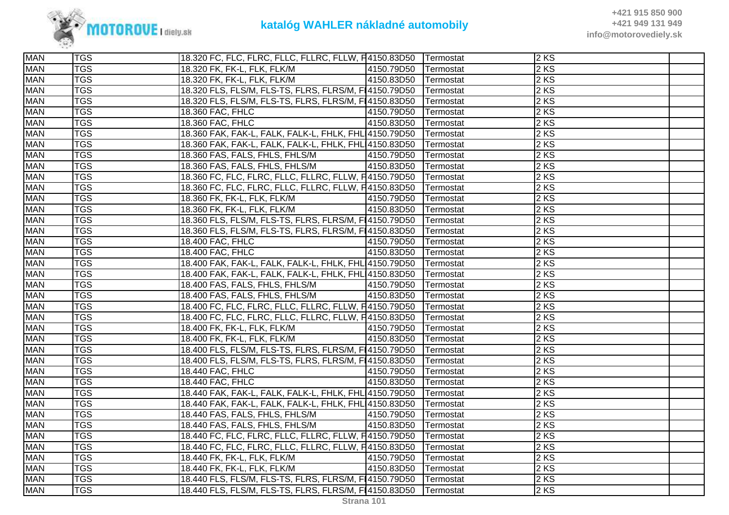| MAN | TGS | 18.320 FC, FLC, FLRC, FLLC, FLLRC, FLLW, F | 4150.83D50 | Termostat | 2 KS | |
|---|---|---|---|---|---|---|
| MAN | TGS | 18.320 FK, FK-L, FLK, FLK/M | 4150.79D50 | Termostat | 2 KS | |
| MAN | TGS | 18.320 FK, FK-L, FLK, FLK/M | 4150.83D50 | Termostat | 2 KS | |
| MAN | TGS | 18.320 FLS, FLS/M, FLS-TS, FLRS, FLRS/M, F | 4150.79D50 | Termostat | 2 KS | |
| MAN | TGS | 18.320 FLS, FLS/M, FLS-TS, FLRS, FLRS/M, F | 4150.83D50 | Termostat | 2 KS | |
| MAN | TGS | 18.360 FAC, FHLC | 4150.79D50 | Termostat | 2 KS | |
| MAN | TGS | 18.360 FAC, FHLC | 4150.83D50 | Termostat | 2 KS | |
| MAN | TGS | 18.360 FAK, FAK-L, FALK, FALK-L, FHLK, FHL | 4150.79D50 | Termostat | 2 KS | |
| MAN | TGS | 18.360 FAK, FAK-L, FALK, FALK-L, FHLK, FHL | 4150.83D50 | Termostat | 2 KS | |
| MAN | TGS | 18.360 FAS, FALS, FHLS, FHLS/M | 4150.79D50 | Termostat | 2 KS | |
| MAN | TGS | 18.360 FAS, FALS, FHLS, FHLS/M | 4150.83D50 | Termostat | 2 KS | |
| MAN | TGS | 18.360 FC, FLC, FLRC, FLLC, FLLRC, FLLW, F | 4150.79D50 | Termostat | 2 KS | |
| MAN | TGS | 18.360 FC, FLC, FLRC, FLLC, FLLRC, FLLW, F | 4150.83D50 | Termostat | 2 KS | |
| MAN | TGS | 18.360 FK, FK-L, FLK, FLK/M | 4150.79D50 | Termostat | 2 KS | |
| MAN | TGS | 18.360 FK, FK-L, FLK, FLK/M | 4150.83D50 | Termostat | 2 KS | |
| MAN | TGS | 18.360 FLS, FLS/M, FLS-TS, FLRS, FLRS/M, F | 4150.79D50 | Termostat | 2 KS | |
| MAN | TGS | 18.360 FLS, FLS/M, FLS-TS, FLRS, FLRS/M, F | 4150.83D50 | Termostat | 2 KS | |
| MAN | TGS | 18.400 FAC, FHLC | 4150.79D50 | Termostat | 2 KS | |
| MAN | TGS | 18.400 FAC, FHLC | 4150.83D50 | Termostat | 2 KS | |
| MAN | TGS | 18.400 FAK, FAK-L, FALK, FALK-L, FHLK, FHL | 4150.79D50 | Termostat | 2 KS | |
| MAN | TGS | 18.400 FAK, FAK-L, FALK, FALK-L, FHLK, FHL | 4150.83D50 | Termostat | 2 KS | |
| MAN | TGS | 18.400 FAS, FALS, FHLS, FHLS/M | 4150.79D50 | Termostat | 2 KS | |
| MAN | TGS | 18.400 FAS, FALS, FHLS, FHLS/M | 4150.83D50 | Termostat | 2 KS | |
| MAN | TGS | 18.400 FC, FLC, FLRC, FLLC, FLLRC, FLLW, F | 4150.79D50 | Termostat | 2 KS | |
| MAN | TGS | 18.400 FC, FLC, FLRC, FLLC, FLLRC, FLLW, F | 4150.83D50 | Termostat | 2 KS | |
| MAN | TGS | 18.400 FK, FK-L, FLK, FLK/M | 4150.79D50 | Termostat | 2 KS | |
| MAN | TGS | 18.400 FK, FK-L, FLK, FLK/M | 4150.83D50 | Termostat | 2 KS | |
| MAN | TGS | 18.400 FLS, FLS/M, FLS-TS, FLRS, FLRS/M, F | 4150.79D50 | Termostat | 2 KS | |
| MAN | TGS | 18.400 FLS, FLS/M, FLS-TS, FLRS, FLRS/M, F | 4150.83D50 | Termostat | 2 KS | |
| MAN | TGS | 18.440 FAC, FHLC | 4150.79D50 | Termostat | 2 KS | |
| MAN | TGS | 18.440 FAC, FHLC | 4150.83D50 | Termostat | 2 KS | |
| MAN | TGS | 18.440 FAK, FAK-L, FALK, FALK-L, FHLK, FHL | 4150.79D50 | Termostat | 2 KS | |
| MAN | TGS | 18.440 FAK, FAK-L, FALK, FALK-L, FHLK, FHL | 4150.83D50 | Termostat | 2 KS | |
| MAN | TGS | 18.440 FAS, FALS, FHLS, FHLS/M | 4150.79D50 | Termostat | 2 KS | |
| MAN | TGS | 18.440 FAS, FALS, FHLS, FHLS/M | 4150.83D50 | Termostat | 2 KS | |
| MAN | TGS | 18.440 FC, FLC, FLRC, FLLC, FLLRC, FLLW, F | 4150.79D50 | Termostat | 2 KS | |
| MAN | TGS | 18.440 FC, FLC, FLRC, FLLC, FLLRC, FLLW, F | 4150.83D50 | Termostat | 2 KS | |
| MAN | TGS | 18.440 FK, FK-L, FLK, FLK/M | 4150.79D50 | Termostat | 2 KS | |
| MAN | TGS | 18.440 FK, FK-L, FLK, FLK/M | 4150.83D50 | Termostat | 2 KS | |
| MAN | TGS | 18.440 FLS, FLS/M, FLS-TS, FLRS, FLRS/M, F | 4150.79D50 | Termostat | 2 KS | |
| MAN | TGS | 18.440 FLS, FLS/M, FLS-TS, FLRS, FLRS/M, F | 4150.83D50 | Termostat | 2 KS | |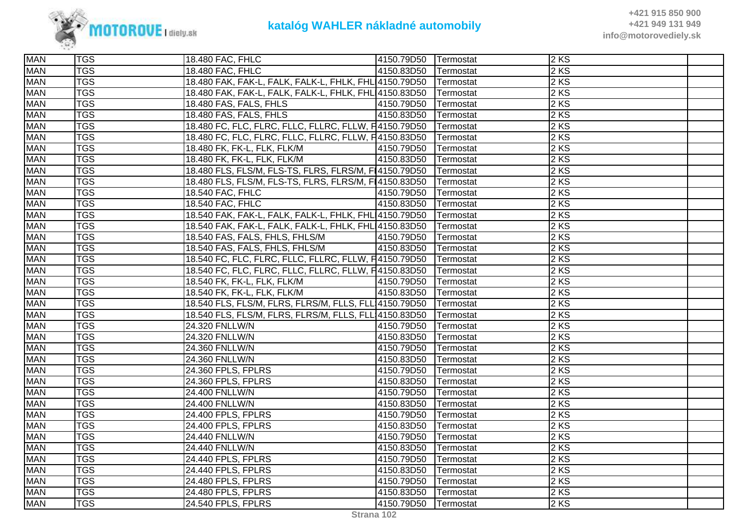| MAN | TGS | 18.480 FAC, FHLC | 4150.79D50 | Termostat | 2 KS | |
|---|---|---|---|---|---|---|
| MAN | TGS | 18.480 FAC, FHLC | 4150.83D50 | Termostat | 2 KS | |
| MAN | TGS | 18.480 FAK, FAK-L, FALK, FALK-L, FHLK, FHL | 4150.79D50 | Termostat | 2 KS | |
| MAN | TGS | 18.480 FAK, FAK-L, FALK, FALK-L, FHLK, FHL | 4150.83D50 | Termostat | 2 KS | |
| MAN | TGS | 18.480 FAS, FALS, FHLS | 4150.79D50 | Termostat | 2 KS | |
| MAN | TGS | 18.480 FAS, FALS, FHLS | 4150.83D50 | Termostat | 2 KS | |
| MAN | TGS | 18.480 FC, FLC, FLRC, FLLC, FLLRC, FLLW, F | 4150.79D50 | Termostat | 2 KS | |
| MAN | TGS | 18.480 FC, FLC, FLRC, FLLC, FLLRC, FLLW, F | 4150.83D50 | Termostat | 2 KS | |
| MAN | TGS | 18.480 FK, FK-L, FLK, FLK/M | 4150.79D50 | Termostat | 2 KS | |
| MAN | TGS | 18.480 FK, FK-L, FLK, FLK/M | 4150.83D50 | Termostat | 2 KS | |
| MAN | TGS | 18.480 FLS, FLS/M, FLS-TS, FLRS, FLRS/M, F | 4150.79D50 | Termostat | 2 KS | |
| MAN | TGS | 18.480 FLS, FLS/M, FLS-TS, FLRS, FLRS/M, F | 4150.83D50 | Termostat | 2 KS | |
| MAN | TGS | 18.540 FAC, FHLC | 4150.79D50 | Termostat | 2 KS | |
| MAN | TGS | 18.540 FAC, FHLC | 4150.83D50 | Termostat | 2 KS | |
| MAN | TGS | 18.540 FAK, FAK-L, FALK, FALK-L, FHLK, FHL | 4150.79D50 | Termostat | 2 KS | |
| MAN | TGS | 18.540 FAK, FAK-L, FALK, FALK-L, FHLK, FHL | 4150.83D50 | Termostat | 2 KS | |
| MAN | TGS | 18.540 FAS, FALS, FHLS, FHLS/M | 4150.79D50 | Termostat | 2 KS | |
| MAN | TGS | 18.540 FAS, FALS, FHLS, FHLS/M | 4150.83D50 | Termostat | 2 KS | |
| MAN | TGS | 18.540 FC, FLC, FLRC, FLLC, FLLRC, FLLW, F | 4150.79D50 | Termostat | 2 KS | |
| MAN | TGS | 18.540 FC, FLC, FLRC, FLLC, FLLRC, FLLW, F | 4150.83D50 | Termostat | 2 KS | |
| MAN | TGS | 18.540 FK, FK-L, FLK, FLK/M | 4150.79D50 | Termostat | 2 KS | |
| MAN | TGS | 18.540 FK, FK-L, FLK, FLK/M | 4150.83D50 | Termostat | 2 KS | |
| MAN | TGS | 18.540 FLS, FLS/M, FLRS, FLRS/M, FLLS, FLL | 4150.79D50 | Termostat | 2 KS | |
| MAN | TGS | 18.540 FLS, FLS/M, FLRS, FLRS/M, FLLS, FLL | 4150.83D50 | Termostat | 2 KS | |
| MAN | TGS | 24.320 FNLLW/N | 4150.79D50 | Termostat | 2 KS | |
| MAN | TGS | 24.320 FNLLW/N | 4150.83D50 | Termostat | 2 KS | |
| MAN | TGS | 24.360 FNLLW/N | 4150.79D50 | Termostat | 2 KS | |
| MAN | TGS | 24.360 FNLLW/N | 4150.83D50 | Termostat | 2 KS | |
| MAN | TGS | 24.360 FPLS, FPLRS | 4150.79D50 | Termostat | 2 KS | |
| MAN | TGS | 24.360 FPLS, FPLRS | 4150.83D50 | Termostat | 2 KS | |
| MAN | TGS | 24.400 FNLLW/N | 4150.79D50 | Termostat | 2 KS | |
| MAN | TGS | 24.400 FNLLW/N | 4150.83D50 | Termostat | 2 KS | |
| MAN | TGS | 24.400 FPLS, FPLRS | 4150.79D50 | Termostat | 2 KS | |
| MAN | TGS | 24.400 FPLS, FPLRS | 4150.83D50 | Termostat | 2 KS | |
| MAN | TGS | 24.440 FNLLW/N | 4150.79D50 | Termostat | 2 KS | |
| MAN | TGS | 24.440 FNLLW/N | 4150.83D50 | Termostat | 2 KS | |
| MAN | TGS | 24.440 FPLS, FPLRS | 4150.79D50 | Termostat | 2 KS | |
| MAN | TGS | 24.440 FPLS, FPLRS | 4150.83D50 | Termostat | 2 KS | |
| MAN | TGS | 24.480 FPLS, FPLRS | 4150.79D50 | Termostat | 2 KS | |
| MAN | TGS | 24.480 FPLS, FPLRS | 4150.83D50 | Termostat | 2 KS | |
| MAN | TGS | 24.540 FPLS, FPLRS | 4150.79D50 | Termostat | 2 KS | |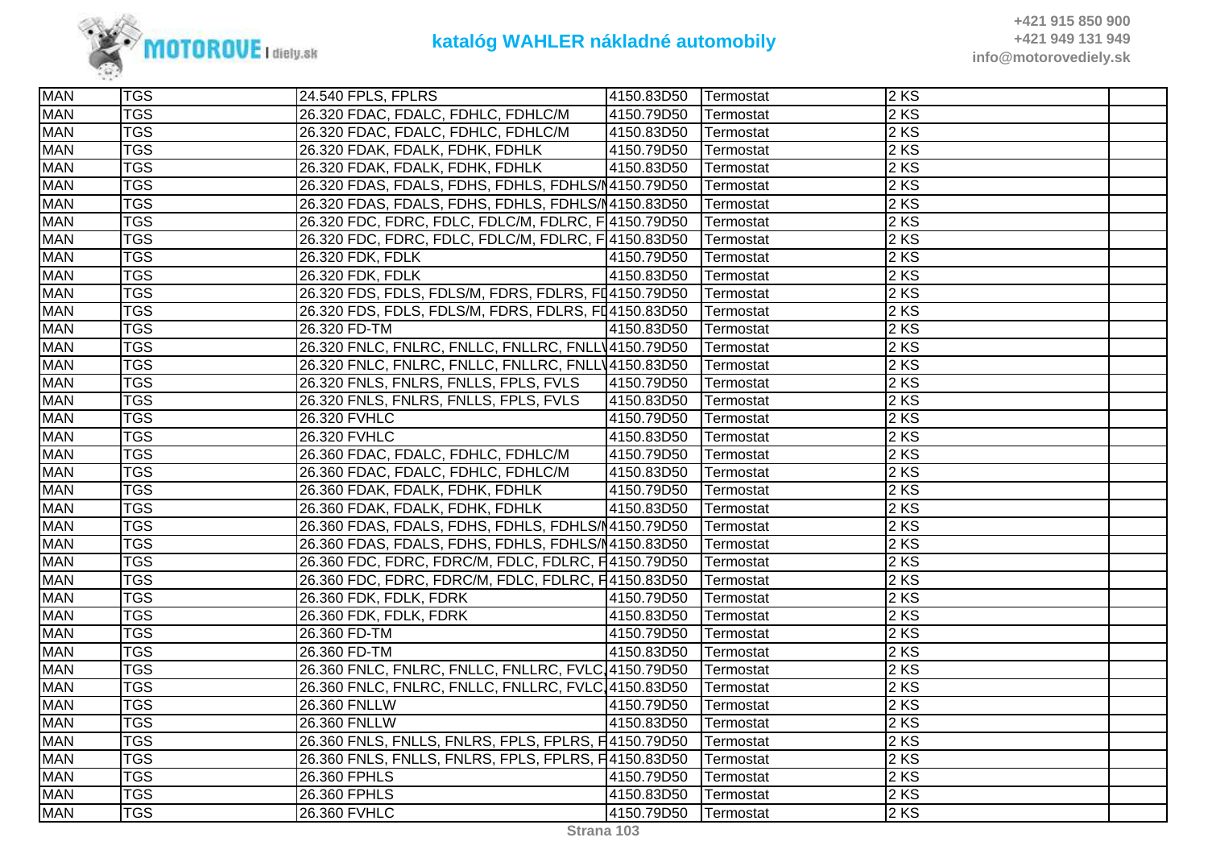| MAN | TGS | 24.540 FPLS, FPLRS | 4150.83D50 | Termostat | 2 KS | |
|---|---|---|---|---|---|---|
| MAN | TGS | 26.320 FDAC, FDALC, FDHLC, FDHLC/M | 4150.79D50 | Termostat | 2 KS | |
| MAN | TGS | 26.320 FDAC, FDALC, FDHLC, FDHLC/M | 4150.83D50 | Termostat | 2 KS | |
| MAN | TGS | 26.320 FDAK, FDALK, FDHK, FDHLK | 4150.79D50 | Termostat | 2 KS | |
| MAN | TGS | 26.320 FDAK, FDALK, FDHK, FDHLK | 4150.83D50 | Termostat | 2 KS | |
| MAN | TGS | 26.320 FDAS, FDALS, FDHS, FDHLS, FDHLS/M | 4150.79D50 | Termostat | 2 KS | |
| MAN | TGS | 26.320 FDAS, FDALS, FDHS, FDHLS, FDHLS/M | 4150.83D50 | Termostat | 2 KS | |
| MAN | TGS | 26.320 FDC, FDRC, FDLC, FDLC/M, FDLRC, F | 4150.79D50 | Termostat | 2 KS | |
| MAN | TGS | 26.320 FDC, FDRC, FDLC, FDLC/M, FDLRC, F | 4150.83D50 | Termostat | 2 KS | |
| MAN | TGS | 26.320 FDK, FDLK | 4150.79D50 | Termostat | 2 KS | |
| MAN | TGS | 26.320 FDK, FDLK | 4150.83D50 | Termostat | 2 KS | |
| MAN | TGS | 26.320 FDS, FDLS, FDLS/M, FDRS, FDLRS, FD | 4150.79D50 | Termostat | 2 KS | |
| MAN | TGS | 26.320 FDS, FDLS, FDLS/M, FDRS, FDLRS, FD | 4150.83D50 | Termostat | 2 KS | |
| MAN | TGS | 26.320 FD-TM | 4150.83D50 | Termostat | 2 KS | |
| MAN | TGS | 26.320 FNLC, FNLRC, FNLLC, FNLLRC, FNLLW | 4150.79D50 | Termostat | 2 KS | |
| MAN | TGS | 26.320 FNLC, FNLRC, FNLLC, FNLLRC, FNLLW | 4150.83D50 | Termostat | 2 KS | |
| MAN | TGS | 26.320 FNLS, FNLRS, FNLLS, FPLS, FVLS | 4150.79D50 | Termostat | 2 KS | |
| MAN | TGS | 26.320 FNLS, FNLRS, FNLLS, FPLS, FVLS | 4150.83D50 | Termostat | 2 KS | |
| MAN | TGS | 26.320 FVHLC | 4150.79D50 | Termostat | 2 KS | |
| MAN | TGS | 26.320 FVHLC | 4150.83D50 | Termostat | 2 KS | |
| MAN | TGS | 26.360 FDAC, FDALC, FDHLC, FDHLC/M | 4150.79D50 | Termostat | 2 KS | |
| MAN | TGS | 26.360 FDAC, FDALC, FDHLC, FDHLC/M | 4150.83D50 | Termostat | 2 KS | |
| MAN | TGS | 26.360 FDAK, FDALK, FDHK, FDHLK | 4150.79D50 | Termostat | 2 KS | |
| MAN | TGS | 26.360 FDAK, FDALK, FDHK, FDHLK | 4150.83D50 | Termostat | 2 KS | |
| MAN | TGS | 26.360 FDAS, FDALS, FDHS, FDHLS, FDHLS/M | 4150.79D50 | Termostat | 2 KS | |
| MAN | TGS | 26.360 FDAS, FDALS, FDHS, FDHLS, FDHLS/M | 4150.83D50 | Termostat | 2 KS | |
| MAN | TGS | 26.360 FDC, FDRC, FDRC/M, FDLC, FDLRC, F | 4150.79D50 | Termostat | 2 KS | |
| MAN | TGS | 26.360 FDC, FDRC, FDRC/M, FDLC, FDLRC, F | 4150.83D50 | Termostat | 2 KS | |
| MAN | TGS | 26.360 FDK, FDLK, FDRK | 4150.79D50 | Termostat | 2 KS | |
| MAN | TGS | 26.360 FDK, FDLK, FDRK | 4150.83D50 | Termostat | 2 KS | |
| MAN | TGS | 26.360 FD-TM | 4150.79D50 | Termostat | 2 KS | |
| MAN | TGS | 26.360 FD-TM | 4150.83D50 | Termostat | 2 KS | |
| MAN | TGS | 26.360 FNLC, FNLRC, FNLLC, FNLLRC, FVLC, | 4150.79D50 | Termostat | 2 KS | |
| MAN | TGS | 26.360 FNLC, FNLRC, FNLLC, FNLLRC, FVLC, | 4150.83D50 | Termostat | 2 KS | |
| MAN | TGS | 26.360 FNLLW | 4150.79D50 | Termostat | 2 KS | |
| MAN | TGS | 26.360 FNLLW | 4150.83D50 | Termostat | 2 KS | |
| MAN | TGS | 26.360 FNLS, FNLLS, FNLRS, FPLS, FPLRS, F | 4150.79D50 | Termostat | 2 KS | |
| MAN | TGS | 26.360 FNLS, FNLLS, FNLRS, FPLS, FPLRS, F | 4150.83D50 | Termostat | 2 KS | |
| MAN | TGS | 26.360 FPHLS | 4150.79D50 | Termostat | 2 KS | |
| MAN | TGS | 26.360 FPHLS | 4150.83D50 | Termostat | 2 KS | |
| MAN | TGS | 26.360 FVHLC | 4150.79D50 | Termostat | 2 KS | |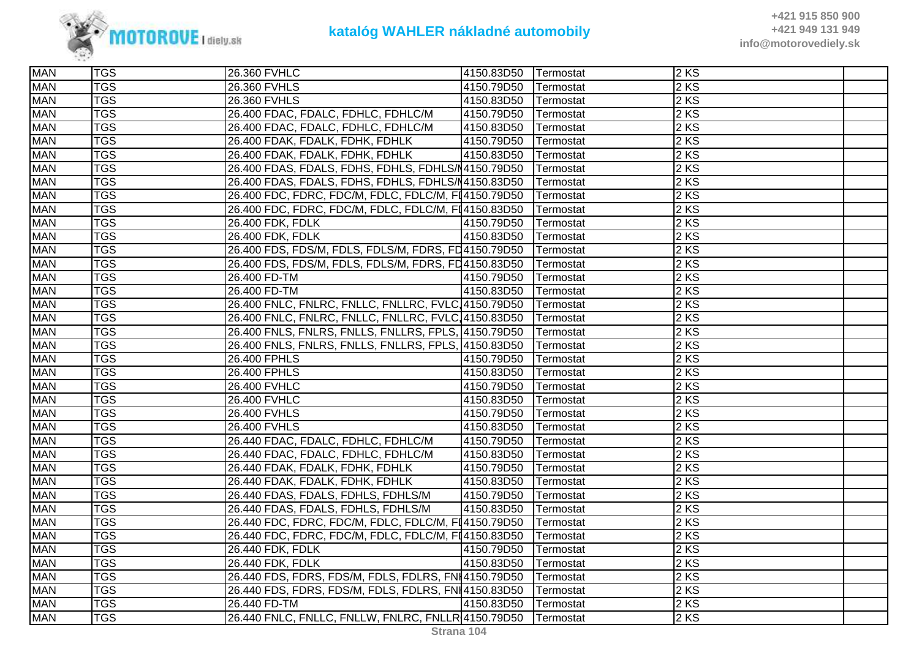| MAN | TGS | 26.360 FVHLC | 4150.83D50 | Termostat | 2 KS | |
|---|---|---|---|---|---|---|
| MAN | TGS | 26.360 FVHLS | 4150.79D50 | Termostat | 2 KS | |
| MAN | TGS | 26.360 FVHLS | 4150.83D50 | Termostat | 2 KS | |
| MAN | TGS | 26.400 FDAC, FDALC, FDHLC, FDHLC/M | 4150.79D50 | Termostat | 2 KS | |
| MAN | TGS | 26.400 FDAC, FDALC, FDHLC, FDHLC/M | 4150.83D50 | Termostat | 2 KS | |
| MAN | TGS | 26.400 FDAK, FDALK, FDHK, FDHLK | 4150.79D50 | Termostat | 2 KS | |
| MAN | TGS | 26.400 FDAK, FDALK, FDHK, FDHLK | 4150.83D50 | Termostat | 2 KS | |
| MAN | TGS | 26.400 FDAS, FDALS, FDHS, FDHLS, FDHLS/M | 4150.79D50 | Termostat | 2 KS | |
| MAN | TGS | 26.400 FDAS, FDALS, FDHS, FDHLS, FDHLS/M | 4150.83D50 | Termostat | 2 KS | |
| MAN | TGS | 26.400 FDC, FDRC, FDC/M, FDLC, FDLC/M, FI | 4150.79D50 | Termostat | 2 KS | |
| MAN | TGS | 26.400 FDC, FDRC, FDC/M, FDLC, FDLC/M, FI | 4150.83D50 | Termostat | 2 KS | |
| MAN | TGS | 26.400 FDK, FDLK | 4150.79D50 | Termostat | 2 KS | |
| MAN | TGS | 26.400 FDK, FDLK | 4150.83D50 | Termostat | 2 KS | |
| MAN | TGS | 26.400 FDS, FDS/M, FDLS, FDLS/M, FDRS, FD | 4150.79D50 | Termostat | 2 KS | |
| MAN | TGS | 26.400 FDS, FDS/M, FDLS, FDLS/M, FDRS, FD | 4150.83D50 | Termostat | 2 KS | |
| MAN | TGS | 26.400 FD-TM | 4150.79D50 | Termostat | 2 KS | |
| MAN | TGS | 26.400 FD-TM | 4150.83D50 | Termostat | 2 KS | |
| MAN | TGS | 26.400 FNLC, FNLRC, FNLLC, FNLLRC, FVLC, | 4150.79D50 | Termostat | 2 KS | |
| MAN | TGS | 26.400 FNLC, FNLRC, FNLLC, FNLLRC, FVLC, | 4150.83D50 | Termostat | 2 KS | |
| MAN | TGS | 26.400 FNLS, FNLRS, FNLLS, FNLLRS, FPLS, | 4150.79D50 | Termostat | 2 KS | |
| MAN | TGS | 26.400 FNLS, FNLRS, FNLLS, FNLLRS, FPLS, | 4150.83D50 | Termostat | 2 KS | |
| MAN | TGS | 26.400 FPHLS | 4150.79D50 | Termostat | 2 KS | |
| MAN | TGS | 26.400 FPHLS | 4150.83D50 | Termostat | 2 KS | |
| MAN | TGS | 26.400 FVHLC | 4150.79D50 | Termostat | 2 KS | |
| MAN | TGS | 26.400 FVHLC | 4150.83D50 | Termostat | 2 KS | |
| MAN | TGS | 26.400 FVHLS | 4150.79D50 | Termostat | 2 KS | |
| MAN | TGS | 26.400 FVHLS | 4150.83D50 | Termostat | 2 KS | |
| MAN | TGS | 26.440 FDAC, FDALC, FDHLC, FDHLC/M | 4150.79D50 | Termostat | 2 KS | |
| MAN | TGS | 26.440 FDAC, FDALC, FDHLC, FDHLC/M | 4150.83D50 | Termostat | 2 KS | |
| MAN | TGS | 26.440 FDAK, FDALK, FDHK, FDHLK | 4150.79D50 | Termostat | 2 KS | |
| MAN | TGS | 26.440 FDAK, FDALK, FDHK, FDHLK | 4150.83D50 | Termostat | 2 KS | |
| MAN | TGS | 26.440 FDAS, FDALS, FDHLS, FDHLS/M | 4150.79D50 | Termostat | 2 KS | |
| MAN | TGS | 26.440 FDAS, FDALS, FDHLS, FDHLS/M | 4150.83D50 | Termostat | 2 KS | |
| MAN | TGS | 26.440 FDC, FDRC, FDC/M, FDLC, FDLC/M, FI | 4150.79D50 | Termostat | 2 KS | |
| MAN | TGS | 26.440 FDC, FDRC, FDC/M, FDLC, FDLC/M, FI | 4150.83D50 | Termostat | 2 KS | |
| MAN | TGS | 26.440 FDK, FDLK | 4150.79D50 | Termostat | 2 KS | |
| MAN | TGS | 26.440 FDK, FDLK | 4150.83D50 | Termostat | 2 KS | |
| MAN | TGS | 26.440 FDS, FDRS, FDS/M, FDLS, FDLRS, FNI | 4150.79D50 | Termostat | 2 KS | |
| MAN | TGS | 26.440 FDS, FDRS, FDS/M, FDLS, FDLRS, FNI | 4150.83D50 | Termostat | 2 KS | |
| MAN | TGS | 26.440 FD-TM | 4150.83D50 | Termostat | 2 KS | |
| MAN | TGS | 26.440 FNLC, FNLLC, FNLLW, FNLRC, FNLLR | 4150.79D50 | Termostat | 2 KS | |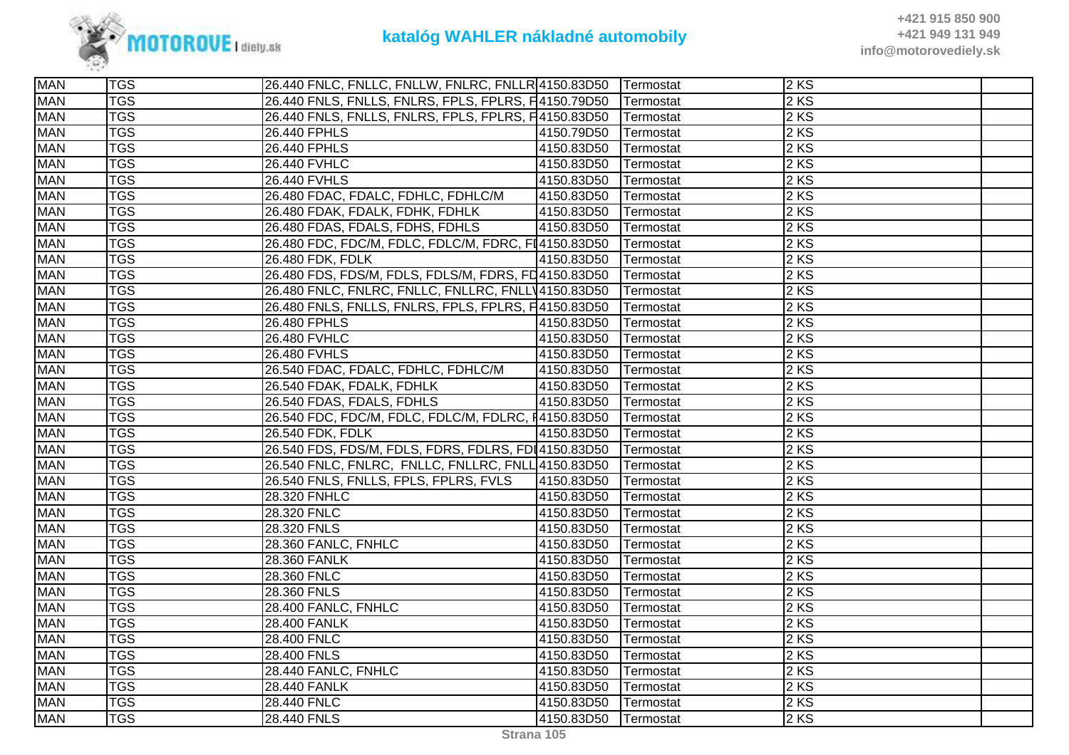| MAN | TGS | 26.440 FNLC, FNLLC, FNLLW, FNLRC, FNLLR | 4150.83D50 | Termostat | 2 KS | |
|---|---|---|---|---|---|---|
| MAN | TGS | 26.440 FNLS, FNLLS, FNLRS, FPLS, FPLRS, F | 4150.79D50 | Termostat | 2 KS | |
| MAN | TGS | 26.440 FNLS, FNLLS, FNLRS, FPLS, FPLRS, F | 4150.83D50 | Termostat | 2 KS | |
| MAN | TGS | 26.440 FPHLS | 4150.79D50 | Termostat | 2 KS | |
| MAN | TGS | 26.440 FPHLS | 4150.83D50 | Termostat | 2 KS | |
| MAN | TGS | 26.440 FVHLC | 4150.83D50 | Termostat | 2 KS | |
| MAN | TGS | 26.440 FVHLS | 4150.83D50 | Termostat | 2 KS | |
| MAN | TGS | 26.480 FDAC, FDALC, FDHLC, FDHLC/M | 4150.83D50 | Termostat | 2 KS | |
| MAN | TGS | 26.480 FDAK, FDALK, FDHK, FDHLK | 4150.83D50 | Termostat | 2 KS | |
| MAN | TGS | 26.480 FDAS, FDALS, FDHS, FDHLS | 4150.83D50 | Termostat | 2 KS | |
| MAN | TGS | 26.480 FDC, FDC/M, FDLC, FDLC/M, FDRC, FI | 4150.83D50 | Termostat | 2 KS | |
| MAN | TGS | 26.480 FDK, FDLK | 4150.83D50 | Termostat | 2 KS | |
| MAN | TGS | 26.480 FDS, FDS/M, FDLS, FDLS/M, FDRS, FD | 4150.83D50 | Termostat | 2 KS | |
| MAN | TGS | 26.480 FNLC, FNLRC, FNLLC, FNLLRC, FNLLV | 4150.83D50 | Termostat | 2 KS | |
| MAN | TGS | 26.480 FNLS, FNLLS, FNLRS, FPLS, FPLRS, F | 4150.83D50 | Termostat | 2 KS | |
| MAN | TGS | 26.480 FPHLS | 4150.83D50 | Termostat | 2 KS | |
| MAN | TGS | 26.480 FVHLC | 4150.83D50 | Termostat | 2 KS | |
| MAN | TGS | 26.480 FVHLS | 4150.83D50 | Termostat | 2 KS | |
| MAN | TGS | 26.540 FDAC, FDALC, FDHLC, FDHLC/M | 4150.83D50 | Termostat | 2 KS | |
| MAN | TGS | 26.540 FDAK, FDALK, FDHLK | 4150.83D50 | Termostat | 2 KS | |
| MAN | TGS | 26.540 FDAS, FDALS, FDHLS | 4150.83D50 | Termostat | 2 KS | |
| MAN | TGS | 26.540 FDC, FDC/M, FDLC, FDLC/M, FDLRC, F | 4150.83D50 | Termostat | 2 KS | |
| MAN | TGS | 26.540 FDK, FDLK | 4150.83D50 | Termostat | 2 KS | |
| MAN | TGS | 26.540 FDS, FDS/M, FDLS, FDRS, FDLRS, FDI | 4150.83D50 | Termostat | 2 KS | |
| MAN | TGS | 26.540 FNLC, FNLRC, FNLLC, FNLLRC, FNLL | 4150.83D50 | Termostat | 2 KS | |
| MAN | TGS | 26.540 FNLS, FNLLS, FPLS, FPLRS, FVLS | 4150.83D50 | Termostat | 2 KS | |
| MAN | TGS | 28.320 FNHLC | 4150.83D50 | Termostat | 2 KS | |
| MAN | TGS | 28.320 FNLC | 4150.83D50 | Termostat | 2 KS | |
| MAN | TGS | 28.320 FNLS | 4150.83D50 | Termostat | 2 KS | |
| MAN | TGS | 28.360 FANLC, FNHLC | 4150.83D50 | Termostat | 2 KS | |
| MAN | TGS | 28.360 FANLK | 4150.83D50 | Termostat | 2 KS | |
| MAN | TGS | 28.360 FNLC | 4150.83D50 | Termostat | 2 KS | |
| MAN | TGS | 28.360 FNLS | 4150.83D50 | Termostat | 2 KS | |
| MAN | TGS | 28.400 FANLC, FNHLC | 4150.83D50 | Termostat | 2 KS | |
| MAN | TGS | 28.400 FANLK | 4150.83D50 | Termostat | 2 KS | |
| MAN | TGS | 28.400 FNLC | 4150.83D50 | Termostat | 2 KS | |
| MAN | TGS | 28.400 FNLS | 4150.83D50 | Termostat | 2 KS | |
| MAN | TGS | 28.440 FANLC, FNHLC | 4150.83D50 | Termostat | 2 KS | |
| MAN | TGS | 28.440 FANLK | 4150.83D50 | Termostat | 2 KS | |
| MAN | TGS | 28.440 FNLC | 4150.83D50 | Termostat | 2 KS | |
| MAN | TGS | 28.440 FNLS | 4150.83D50 | Termostat | 2 KS | |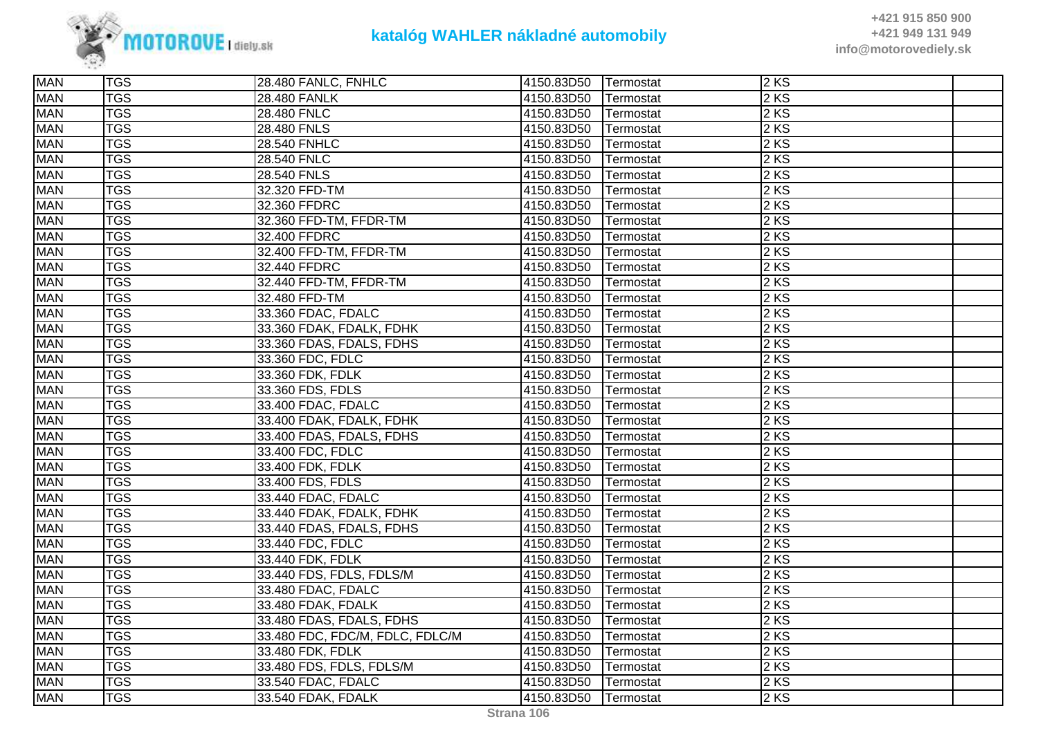| | | | | | | |
|---|---|---|---|---|---|---|
| MAN | TGS | 28.480 FANLC, FNHLC | 4150.83D50 | Termostat | 2 KS | |
| MAN | TGS | 28.480 FANLK | 4150.83D50 | Termostat | 2 KS | |
| MAN | TGS | 28.480 FNLC | 4150.83D50 | Termostat | 2 KS | |
| MAN | TGS | 28.480 FNLS | 4150.83D50 | Termostat | 2 KS | |
| MAN | TGS | 28.540 FNHLC | 4150.83D50 | Termostat | 2 KS | |
| MAN | TGS | 28.540 FNLC | 4150.83D50 | Termostat | 2 KS | |
| MAN | TGS | 28.540 FNLS | 4150.83D50 | Termostat | 2 KS | |
| MAN | TGS | 32.320 FFD-TM | 4150.83D50 | Termostat | 2 KS | |
| MAN | TGS | 32.360 FFDRC | 4150.83D50 | Termostat | 2 KS | |
| MAN | TGS | 32.360 FFD-TM, FFDR-TM | 4150.83D50 | Termostat | 2 KS | |
| MAN | TGS | 32.400 FFDRC | 4150.83D50 | Termostat | 2 KS | |
| MAN | TGS | 32.400 FFD-TM, FFDR-TM | 4150.83D50 | Termostat | 2 KS | |
| MAN | TGS | 32.440 FFDRC | 4150.83D50 | Termostat | 2 KS | |
| MAN | TGS | 32.440 FFD-TM, FFDR-TM | 4150.83D50 | Termostat | 2 KS | |
| MAN | TGS | 32.480 FFD-TM | 4150.83D50 | Termostat | 2 KS | |
| MAN | TGS | 33.360 FDAC, FDALC | 4150.83D50 | Termostat | 2 KS | |
| MAN | TGS | 33.360 FDAK, FDALK, FDHK | 4150.83D50 | Termostat | 2 KS | |
| MAN | TGS | 33.360 FDAS, FDALS, FDHS | 4150.83D50 | Termostat | 2 KS | |
| MAN | TGS | 33.360 FDC, FDLC | 4150.83D50 | Termostat | 2 KS | |
| MAN | TGS | 33.360 FDK, FDLK | 4150.83D50 | Termostat | 2 KS | |
| MAN | TGS | 33.360 FDS, FDLS | 4150.83D50 | Termostat | 2 KS | |
| MAN | TGS | 33.400 FDAC, FDALC | 4150.83D50 | Termostat | 2 KS | |
| MAN | TGS | 33.400 FDAK, FDALK, FDHK | 4150.83D50 | Termostat | 2 KS | |
| MAN | TGS | 33.400 FDAS, FDALS, FDHS | 4150.83D50 | Termostat | 2 KS | |
| MAN | TGS | 33.400 FDC, FDLC | 4150.83D50 | Termostat | 2 KS | |
| MAN | TGS | 33.400 FDK, FDLK | 4150.83D50 | Termostat | 2 KS | |
| MAN | TGS | 33.400 FDS, FDLS | 4150.83D50 | Termostat | 2 KS | |
| MAN | TGS | 33.440 FDAC, FDALC | 4150.83D50 | Termostat | 2 KS | |
| MAN | TGS | 33.440 FDAK, FDALK, FDHK | 4150.83D50 | Termostat | 2 KS | |
| MAN | TGS | 33.440 FDAS, FDALS, FDHS | 4150.83D50 | Termostat | 2 KS | |
| MAN | TGS | 33.440 FDC, FDLC | 4150.83D50 | Termostat | 2 KS | |
| MAN | TGS | 33.440 FDK, FDLK | 4150.83D50 | Termostat | 2 KS | |
| MAN | TGS | 33.440 FDS, FDLS, FDLS/M | 4150.83D50 | Termostat | 2 KS | |
| MAN | TGS | 33.480 FDAC, FDALC | 4150.83D50 | Termostat | 2 KS | |
| MAN | TGS | 33.480 FDAK, FDALK | 4150.83D50 | Termostat | 2 KS | |
| MAN | TGS | 33.480 FDAS, FDALS, FDHS | 4150.83D50 | Termostat | 2 KS | |
| MAN | TGS | 33.480 FDC, FDC/M, FDLC, FDLC/M | 4150.83D50 | Termostat | 2 KS | |
| MAN | TGS | 33.480 FDK, FDLK | 4150.83D50 | Termostat | 2 KS | |
| MAN | TGS | 33.480 FDS, FDLS, FDLS/M | 4150.83D50 | Termostat | 2 KS | |
| MAN | TGS | 33.540 FDAC, FDALC | 4150.83D50 | Termostat | 2 KS | |
| MAN | TGS | 33.540 FDAK, FDALK | 4150.83D50 | Termostat | 2 KS | |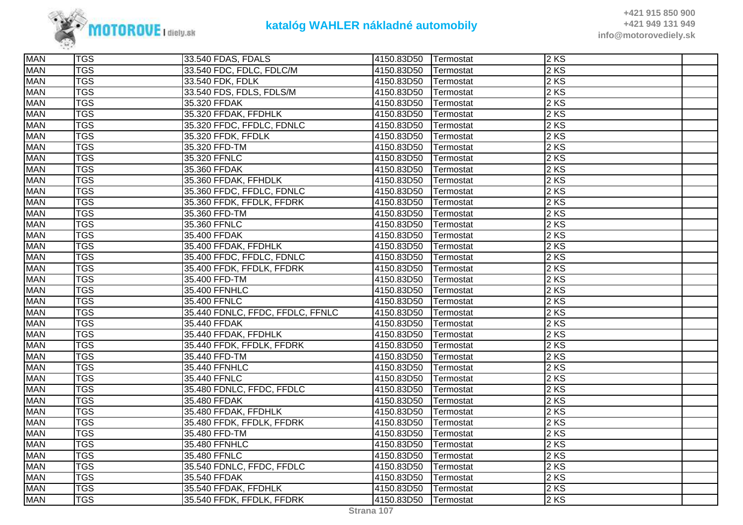| MAN | TGS | 33.540 FDAS, FDALS | 4150.83D50 | Termostat | 2 KS | |
|---|---|---|---|---|---|---|
| MAN | TGS | 33.540 FDC, FDLC, FDLC/M | 4150.83D50 | Termostat | 2 KS | |
| MAN | TGS | 33.540 FDK, FDLK | 4150.83D50 | Termostat | 2 KS | |
| MAN | TGS | 33.540 FDS, FDLS, FDLS/M | 4150.83D50 | Termostat | 2 KS | |
| MAN | TGS | 35.320 FFDAK | 4150.83D50 | Termostat | 2 KS | |
| MAN | TGS | 35.320 FFDAK, FFDHLK | 4150.83D50 | Termostat | 2 KS | |
| MAN | TGS | 35.320 FFDC, FFDLC, FDNLC | 4150.83D50 | Termostat | 2 KS | |
| MAN | TGS | 35.320 FFDK, FFDLK | 4150.83D50 | Termostat | 2 KS | |
| MAN | TGS | 35.320 FFD-TM | 4150.83D50 | Termostat | 2 KS | |
| MAN | TGS | 35.320 FFNLC | 4150.83D50 | Termostat | 2 KS | |
| MAN | TGS | 35.360 FFDAK | 4150.83D50 | Termostat | 2 KS | |
| MAN | TGS | 35.360 FFDAK, FFHDLK | 4150.83D50 | Termostat | 2 KS | |
| MAN | TGS | 35.360 FFDC, FFDLC, FDNLC | 4150.83D50 | Termostat | 2 KS | |
| MAN | TGS | 35.360 FFDK, FFDLK, FFDRK | 4150.83D50 | Termostat | 2 KS | |
| MAN | TGS | 35.360 FFD-TM | 4150.83D50 | Termostat | 2 KS | |
| MAN | TGS | 35.360 FFNLC | 4150.83D50 | Termostat | 2 KS | |
| MAN | TGS | 35.400 FFDAK | 4150.83D50 | Termostat | 2 KS | |
| MAN | TGS | 35.400 FFDAK, FFDHLK | 4150.83D50 | Termostat | 2 KS | |
| MAN | TGS | 35.400 FFDC, FFDLC, FDNLC | 4150.83D50 | Termostat | 2 KS | |
| MAN | TGS | 35.400 FFDK, FFDLK, FFDRK | 4150.83D50 | Termostat | 2 KS | |
| MAN | TGS | 35.400 FFD-TM | 4150.83D50 | Termostat | 2 KS | |
| MAN | TGS | 35.400 FFNHLC | 4150.83D50 | Termostat | 2 KS | |
| MAN | TGS | 35.400 FFNLC | 4150.83D50 | Termostat | 2 KS | |
| MAN | TGS | 35.440 FDNLC, FFDC, FFDLC, FFNLC | 4150.83D50 | Termostat | 2 KS | |
| MAN | TGS | 35.440 FFDAK | 4150.83D50 | Termostat | 2 KS | |
| MAN | TGS | 35.440 FFDAK, FFDHLK | 4150.83D50 | Termostat | 2 KS | |
| MAN | TGS | 35.440 FFDK, FFDLK, FFDRK | 4150.83D50 | Termostat | 2 KS | |
| MAN | TGS | 35.440 FFD-TM | 4150.83D50 | Termostat | 2 KS | |
| MAN | TGS | 35.440 FFNHLC | 4150.83D50 | Termostat | 2 KS | |
| MAN | TGS | 35.440 FFNLC | 4150.83D50 | Termostat | 2 KS | |
| MAN | TGS | 35.480 FDNLC, FFDC, FFDLC | 4150.83D50 | Termostat | 2 KS | |
| MAN | TGS | 35.480 FFDAK | 4150.83D50 | Termostat | 2 KS | |
| MAN | TGS | 35.480 FFDAK, FFDHLK | 4150.83D50 | Termostat | 2 KS | |
| MAN | TGS | 35.480 FFDK, FFDLK, FFDRK | 4150.83D50 | Termostat | 2 KS | |
| MAN | TGS | 35.480 FFD-TM | 4150.83D50 | Termostat | 2 KS | |
| MAN | TGS | 35.480 FFNHLC | 4150.83D50 | Termostat | 2 KS | |
| MAN | TGS | 35.480 FFNLC | 4150.83D50 | Termostat | 2 KS | |
| MAN | TGS | 35.540 FDNLC, FFDC, FFDLC | 4150.83D50 | Termostat | 2 KS | |
| MAN | TGS | 35.540 FFDAK | 4150.83D50 | Termostat | 2 KS | |
| MAN | TGS | 35.540 FFDAK, FFDHLK | 4150.83D50 | Termostat | 2 KS | |
| MAN | TGS | 35.540 FFDK, FFDLK, FFDRK | 4150.83D50 | Termostat | 2 KS | |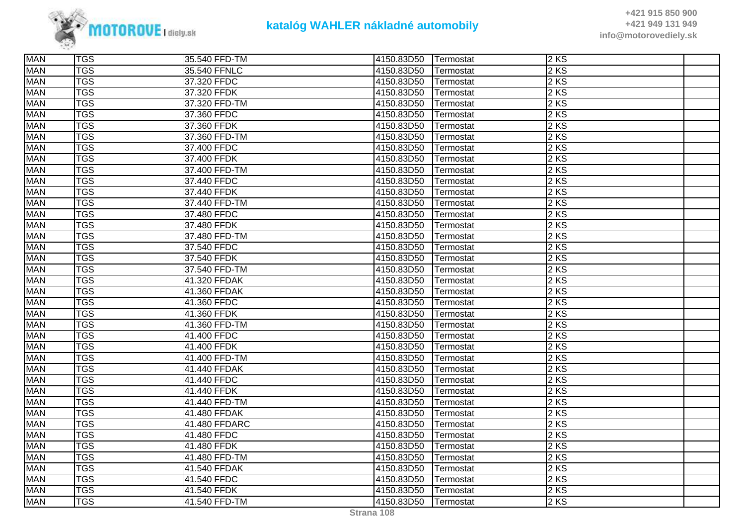| MAN | TGS | 35.540 FFD-TM | 4150.83D50 | Termostat | 2 KS | |
|---|---|---|---|---|---|---|
| MAN | TGS | 35.540 FFNLC | 4150.83D50 | Termostat | 2 KS | |
| MAN | TGS | 37.320 FFDC | 4150.83D50 | Termostat | 2 KS | |
| MAN | TGS | 37.320 FFDK | 4150.83D50 | Termostat | 2 KS | |
| MAN | TGS | 37.320 FFD-TM | 4150.83D50 | Termostat | 2 KS | |
| MAN | TGS | 37.360 FFDC | 4150.83D50 | Termostat | 2 KS | |
| MAN | TGS | 37.360 FFDK | 4150.83D50 | Termostat | 2 KS | |
| MAN | TGS | 37.360 FFD-TM | 4150.83D50 | Termostat | 2 KS | |
| MAN | TGS | 37.400 FFDC | 4150.83D50 | Termostat | 2 KS | |
| MAN | TGS | 37.400 FFDK | 4150.83D50 | Termostat | 2 KS | |
| MAN | TGS | 37.400 FFD-TM | 4150.83D50 | Termostat | 2 KS | |
| MAN | TGS | 37.440 FFDC | 4150.83D50 | Termostat | 2 KS | |
| MAN | TGS | 37.440 FFDK | 4150.83D50 | Termostat | 2 KS | |
| MAN | TGS | 37.440 FFD-TM | 4150.83D50 | Termostat | 2 KS | |
| MAN | TGS | 37.480 FFDC | 4150.83D50 | Termostat | 2 KS | |
| MAN | TGS | 37.480 FFDK | 4150.83D50 | Termostat | 2 KS | |
| MAN | TGS | 37.480 FFD-TM | 4150.83D50 | Termostat | 2 KS | |
| MAN | TGS | 37.540 FFDC | 4150.83D50 | Termostat | 2 KS | |
| MAN | TGS | 37.540 FFDK | 4150.83D50 | Termostat | 2 KS | |
| MAN | TGS | 37.540 FFD-TM | 4150.83D50 | Termostat | 2 KS | |
| MAN | TGS | 41.320 FFDAK | 4150.83D50 | Termostat | 2 KS | |
| MAN | TGS | 41.360 FFDAK | 4150.83D50 | Termostat | 2 KS | |
| MAN | TGS | 41.360 FFDC | 4150.83D50 | Termostat | 2 KS | |
| MAN | TGS | 41.360 FFDK | 4150.83D50 | Termostat | 2 KS | |
| MAN | TGS | 41.360 FFD-TM | 4150.83D50 | Termostat | 2 KS | |
| MAN | TGS | 41.400 FFDC | 4150.83D50 | Termostat | 2 KS | |
| MAN | TGS | 41.400 FFDK | 4150.83D50 | Termostat | 2 KS | |
| MAN | TGS | 41.400 FFD-TM | 4150.83D50 | Termostat | 2 KS | |
| MAN | TGS | 41.440 FFDAK | 4150.83D50 | Termostat | 2 KS | |
| MAN | TGS | 41.440 FFDC | 4150.83D50 | Termostat | 2 KS | |
| MAN | TGS | 41.440 FFDK | 4150.83D50 | Termostat | 2 KS | |
| MAN | TGS | 41.440 FFD-TM | 4150.83D50 | Termostat | 2 KS | |
| MAN | TGS | 41.480 FFDAK | 4150.83D50 | Termostat | 2 KS | |
| MAN | TGS | 41.480 FFDARC | 4150.83D50 | Termostat | 2 KS | |
| MAN | TGS | 41.480 FFDC | 4150.83D50 | Termostat | 2 KS | |
| MAN | TGS | 41.480 FFDK | 4150.83D50 | Termostat | 2 KS | |
| MAN | TGS | 41.480 FFD-TM | 4150.83D50 | Termostat | 2 KS | |
| MAN | TGS | 41.540 FFDAK | 4150.83D50 | Termostat | 2 KS | |
| MAN | TGS | 41.540 FFDC | 4150.83D50 | Termostat | 2 KS | |
| MAN | TGS | 41.540 FFDK | 4150.83D50 | Termostat | 2 KS | |
| MAN | TGS | 41.540 FFD-TM | 4150.83D50 | Termostat | 2 KS | |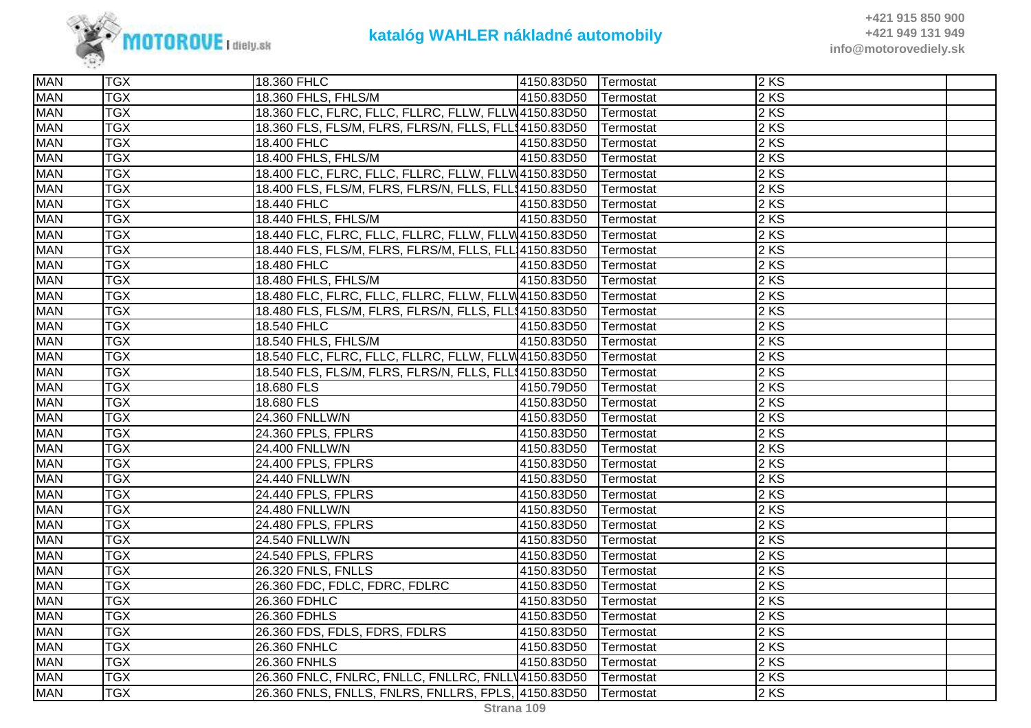| MAN | TGX | 18.360 FHLC | 4150.83D50 | Termostat | 2 KS | |
|---|---|---|---|---|---|---|
| MAN | TGX | 18.360 FHLS, FHLS/M | 4150.83D50 | Termostat | 2 KS | |
| MAN | TGX | 18.360 FLC, FLRC, FLLC, FLLRC, FLLW, FLLW | 4150.83D50 | Termostat | 2 KS | |
| MAN | TGX | 18.360 FLS, FLS/M, FLRS, FLRS/N, FLLS, FLLS | 4150.83D50 | Termostat | 2 KS | |
| MAN | TGX | 18.400 FHLC | 4150.83D50 | Termostat | 2 KS | |
| MAN | TGX | 18.400 FHLS, FHLS/M | 4150.83D50 | Termostat | 2 KS | |
| MAN | TGX | 18.400 FLC, FLRC, FLLC, FLLRC, FLLW, FLLW | 4150.83D50 | Termostat | 2 KS | |
| MAN | TGX | 18.400 FLS, FLS/M, FLRS, FLRS/N, FLLS, FLLS | 4150.83D50 | Termostat | 2 KS | |
| MAN | TGX | 18.440 FHLC | 4150.83D50 | Termostat | 2 KS | |
| MAN | TGX | 18.440 FHLS, FHLS/M | 4150.83D50 | Termostat | 2 KS | |
| MAN | TGX | 18.440 FLC, FLRC, FLLC, FLLRC, FLLW, FLLW | 4150.83D50 | Termostat | 2 KS | |
| MAN | TGX | 18.440 FLS, FLS/M, FLRS, FLRS/M, FLLS, FLL | 4150.83D50 | Termostat | 2 KS | |
| MAN | TGX | 18.480 FHLC | 4150.83D50 | Termostat | 2 KS | |
| MAN | TGX | 18.480 FHLS, FHLS/M | 4150.83D50 | Termostat | 2 KS | |
| MAN | TGX | 18.480 FLC, FLRC, FLLC, FLLRC, FLLW, FLLW | 4150.83D50 | Termostat | 2 KS | |
| MAN | TGX | 18.480 FLS, FLS/M, FLRS, FLRS/N, FLLS, FLLS | 4150.83D50 | Termostat | 2 KS | |
| MAN | TGX | 18.540 FHLC | 4150.83D50 | Termostat | 2 KS | |
| MAN | TGX | 18.540 FHLS, FHLS/M | 4150.83D50 | Termostat | 2 KS | |
| MAN | TGX | 18.540 FLC, FLRC, FLLC, FLLRC, FLLW, FLLW | 4150.83D50 | Termostat | 2 KS | |
| MAN | TGX | 18.540 FLS, FLS/M, FLRS, FLRS/N, FLLS, FLLS | 4150.83D50 | Termostat | 2 KS | |
| MAN | TGX | 18.680 FLS | 4150.79D50 | Termostat | 2 KS | |
| MAN | TGX | 18.680 FLS | 4150.83D50 | Termostat | 2 KS | |
| MAN | TGX | 24.360 FNLLW/N | 4150.83D50 | Termostat | 2 KS | |
| MAN | TGX | 24.360 FPLS, FPLRS | 4150.83D50 | Termostat | 2 KS | |
| MAN | TGX | 24.400 FNLLW/N | 4150.83D50 | Termostat | 2 KS | |
| MAN | TGX | 24.400 FPLS, FPLRS | 4150.83D50 | Termostat | 2 KS | |
| MAN | TGX | 24.440 FNLLW/N | 4150.83D50 | Termostat | 2 KS | |
| MAN | TGX | 24.440 FPLS, FPLRS | 4150.83D50 | Termostat | 2 KS | |
| MAN | TGX | 24.480 FNLLW/N | 4150.83D50 | Termostat | 2 KS | |
| MAN | TGX | 24.480 FPLS, FPLRS | 4150.83D50 | Termostat | 2 KS | |
| MAN | TGX | 24.540 FNLLW/N | 4150.83D50 | Termostat | 2 KS | |
| MAN | TGX | 24.540 FPLS, FPLRS | 4150.83D50 | Termostat | 2 KS | |
| MAN | TGX | 26.320 FNLS, FNLLS | 4150.83D50 | Termostat | 2 KS | |
| MAN | TGX | 26.360 FDC, FDLC, FDRC, FDLRC | 4150.83D50 | Termostat | 2 KS | |
| MAN | TGX | 26.360 FDHLC | 4150.83D50 | Termostat | 2 KS | |
| MAN | TGX | 26.360 FDHLS | 4150.83D50 | Termostat | 2 KS | |
| MAN | TGX | 26.360 FDS, FDLS, FDRS, FDLRS | 4150.83D50 | Termostat | 2 KS | |
| MAN | TGX | 26.360 FNHLC | 4150.83D50 | Termostat | 2 KS | |
| MAN | TGX | 26.360 FNHLS | 4150.83D50 | Termostat | 2 KS | |
| MAN | TGX | 26.360 FNLC, FNLRC, FNLLC, FNLLRC, FNLL\ | 4150.83D50 | Termostat | 2 KS | |
| MAN | TGX | 26.360 FNLS, FNLLS, FNLRS, FNLLRS, FPLS, | 4150.83D50 | Termostat | 2 KS | |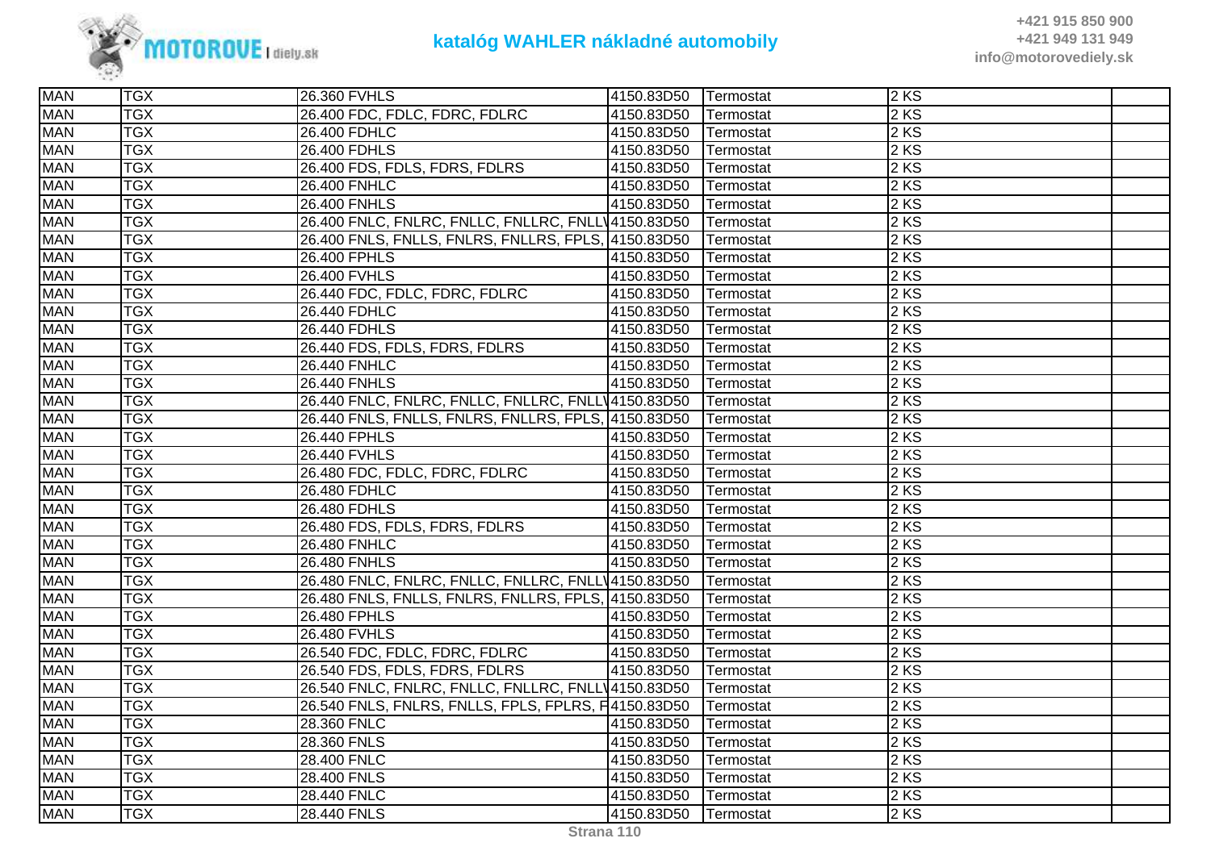| | | | | | | |
|---|---|---|---|---|---|---|
| MAN | TGX | 26.360 FVHLS | 4150.83D50 | Termostat | 2 KS | |
| MAN | TGX | 26.400 FDC, FDLC, FDRC, FDLRC | 4150.83D50 | Termostat | 2 KS | |
| MAN | TGX | 26.400 FDHLC | 4150.83D50 | Termostat | 2 KS | |
| MAN | TGX | 26.400 FDHLS | 4150.83D50 | Termostat | 2 KS | |
| MAN | TGX | 26.400 FDS, FDLS, FDRS, FDLRS | 4150.83D50 | Termostat | 2 KS | |
| MAN | TGX | 26.400 FNHLC | 4150.83D50 | Termostat | 2 KS | |
| MAN | TGX | 26.400 FNHLS | 4150.83D50 | Termostat | 2 KS | |
| MAN | TGX | 26.400 FNLC, FNLRC, FNLLC, FNLLRC, FNLL\ | 4150.83D50 | Termostat | 2 KS | |
| MAN | TGX | 26.400 FNLS, FNLLS, FNLRS, FNLLRS, FPLS, | 4150.83D50 | Termostat | 2 KS | |
| MAN | TGX | 26.400 FPHLS | 4150.83D50 | Termostat | 2 KS | |
| MAN | TGX | 26.400 FVHLS | 4150.83D50 | Termostat | 2 KS | |
| MAN | TGX | 26.440 FDC, FDLC, FDRC, FDLRC | 4150.83D50 | Termostat | 2 KS | |
| MAN | TGX | 26.440 FDHLC | 4150.83D50 | Termostat | 2 KS | |
| MAN | TGX | 26.440 FDHLS | 4150.83D50 | Termostat | 2 KS | |
| MAN | TGX | 26.440 FDS, FDLS, FDRS, FDLRS | 4150.83D50 | Termostat | 2 KS | |
| MAN | TGX | 26.440 FNHLC | 4150.83D50 | Termostat | 2 KS | |
| MAN | TGX | 26.440 FNHLS | 4150.83D50 | Termostat | 2 KS | |
| MAN | TGX | 26.440 FNLC, FNLRC, FNLLC, FNLLRC, FNLL\ | 4150.83D50 | Termostat | 2 KS | |
| MAN | TGX | 26.440 FNLS, FNLLS, FNLRS, FNLLRS, FPLS, | 4150.83D50 | Termostat | 2 KS | |
| MAN | TGX | 26.440 FPHLS | 4150.83D50 | Termostat | 2 KS | |
| MAN | TGX | 26.440 FVHLS | 4150.83D50 | Termostat | 2 KS | |
| MAN | TGX | 26.480 FDC, FDLC, FDRC, FDLRC | 4150.83D50 | Termostat | 2 KS | |
| MAN | TGX | 26.480 FDHLC | 4150.83D50 | Termostat | 2 KS | |
| MAN | TGX | 26.480 FDHLS | 4150.83D50 | Termostat | 2 KS | |
| MAN | TGX | 26.480 FDS, FDLS, FDRS, FDLRS | 4150.83D50 | Termostat | 2 KS | |
| MAN | TGX | 26.480 FNHLC | 4150.83D50 | Termostat | 2 KS | |
| MAN | TGX | 26.480 FNHLS | 4150.83D50 | Termostat | 2 KS | |
| MAN | TGX | 26.480 FNLC, FNLRC, FNLLC, FNLLRC, FNLL\ | 4150.83D50 | Termostat | 2 KS | |
| MAN | TGX | 26.480 FNLS, FNLLS, FNLRS, FNLLRS, FPLS, | 4150.83D50 | Termostat | 2 KS | |
| MAN | TGX | 26.480 FPHLS | 4150.83D50 | Termostat | 2 KS | |
| MAN | TGX | 26.480 FVHLS | 4150.83D50 | Termostat | 2 KS | |
| MAN | TGX | 26.540 FDC, FDLC, FDRC, FDLRC | 4150.83D50 | Termostat | 2 KS | |
| MAN | TGX | 26.540 FDS, FDLS, FDRS, FDLRS | 4150.83D50 | Termostat | 2 KS | |
| MAN | TGX | 26.540 FNLC, FNLRC, FNLLC, FNLLRC, FNLL\ | 4150.83D50 | Termostat | 2 KS | |
| MAN | TGX | 26.540 FNLS, FNLRS, FNLLS, FPLS, FPLRS, F | 4150.83D50 | Termostat | 2 KS | |
| MAN | TGX | 28.360 FNLC | 4150.83D50 | Termostat | 2 KS | |
| MAN | TGX | 28.360 FNLS | 4150.83D50 | Termostat | 2 KS | |
| MAN | TGX | 28.400 FNLC | 4150.83D50 | Termostat | 2 KS | |
| MAN | TGX | 28.400 FNLS | 4150.83D50 | Termostat | 2 KS | |
| MAN | TGX | 28.440 FNLC | 4150.83D50 | Termostat | 2 KS | |
| MAN | TGX | 28.440 FNLS | 4150.83D50 | Termostat | 2 KS | |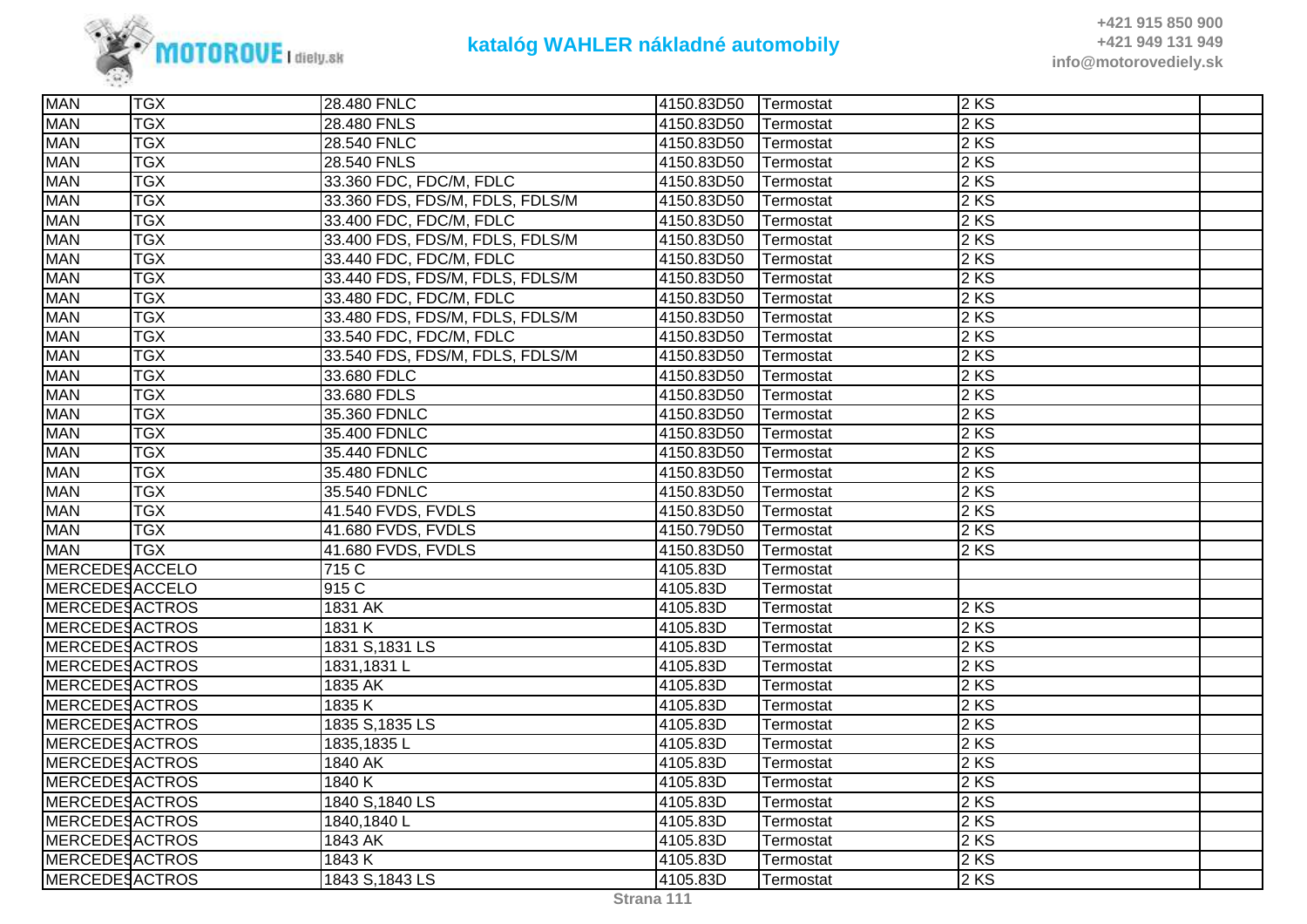| | | | | | | |
|---|---|---|---|---|---|---|
| MAN | TGX | 28.480 FNLC | 4150.83D50 | Termostat | 2 KS | |
| MAN | TGX | 28.480 FNLS | 4150.83D50 | Termostat | 2 KS | |
| MAN | TGX | 28.540 FNLC | 4150.83D50 | Termostat | 2 KS | |
| MAN | TGX | 28.540 FNLS | 4150.83D50 | Termostat | 2 KS | |
| MAN | TGX | 33.360 FDC, FDC/M, FDLC | 4150.83D50 | Termostat | 2 KS | |
| MAN | TGX | 33.360 FDS, FDS/M, FDLS, FDLS/M | 4150.83D50 | Termostat | 2 KS | |
| MAN | TGX | 33.400 FDC, FDC/M, FDLC | 4150.83D50 | Termostat | 2 KS | |
| MAN | TGX | 33.400 FDS, FDS/M, FDLS, FDLS/M | 4150.83D50 | Termostat | 2 KS | |
| MAN | TGX | 33.440 FDC, FDC/M, FDLC | 4150.83D50 | Termostat | 2 KS | |
| MAN | TGX | 33.440 FDS, FDS/M, FDLS, FDLS/M | 4150.83D50 | Termostat | 2 KS | |
| MAN | TGX | 33.480 FDC, FDC/M, FDLC | 4150.83D50 | Termostat | 2 KS | |
| MAN | TGX | 33.480 FDS, FDS/M, FDLS, FDLS/M | 4150.83D50 | Termostat | 2 KS | |
| MAN | TGX | 33.540 FDC, FDC/M, FDLC | 4150.83D50 | Termostat | 2 KS | |
| MAN | TGX | 33.540 FDS, FDS/M, FDLS, FDLS/M | 4150.83D50 | Termostat | 2 KS | |
| MAN | TGX | 33.680 FDLC | 4150.83D50 | Termostat | 2 KS | |
| MAN | TGX | 33.680 FDLS | 4150.83D50 | Termostat | 2 KS | |
| MAN | TGX | 35.360 FDNLC | 4150.83D50 | Termostat | 2 KS | |
| MAN | TGX | 35.400 FDNLC | 4150.83D50 | Termostat | 2 KS | |
| MAN | TGX | 35.440 FDNLC | 4150.83D50 | Termostat | 2 KS | |
| MAN | TGX | 35.480 FDNLC | 4150.83D50 | Termostat | 2 KS | |
| MAN | TGX | 35.540 FDNLC | 4150.83D50 | Termostat | 2 KS | |
| MAN | TGX | 41.540 FVDS, FVDLS | 4150.83D50 | Termostat | 2 KS | |
| MAN | TGX | 41.680 FVDS, FVDLS | 4150.79D50 | Termostat | 2 KS | |
| MAN | TGX | 41.680 FVDS, FVDLS | 4150.83D50 | Termostat | 2 KS | |
| MERCEDES | ACCELO | 715 C | 4105.83D | Termostat | | |
| MERCEDES | ACCELO | 915 C | 4105.83D | Termostat | | |
| MERCEDES | ACTROS | 1831 AK | 4105.83D | Termostat | 2 KS | |
| MERCEDES | ACTROS | 1831 K | 4105.83D | Termostat | 2 KS | |
| MERCEDES | ACTROS | 1831 S,1831 LS | 4105.83D | Termostat | 2 KS | |
| MERCEDES | ACTROS | 1831,1831 L | 4105.83D | Termostat | 2 KS | |
| MERCEDES | ACTROS | 1835 AK | 4105.83D | Termostat | 2 KS | |
| MERCEDES | ACTROS | 1835 K | 4105.83D | Termostat | 2 KS | |
| MERCEDES | ACTROS | 1835 S,1835 LS | 4105.83D | Termostat | 2 KS | |
| MERCEDES | ACTROS | 1835,1835 L | 4105.83D | Termostat | 2 KS | |
| MERCEDES | ACTROS | 1840 AK | 4105.83D | Termostat | 2 KS | |
| MERCEDES | ACTROS | 1840 K | 4105.83D | Termostat | 2 KS | |
| MERCEDES | ACTROS | 1840 S,1840 LS | 4105.83D | Termostat | 2 KS | |
| MERCEDES | ACTROS | 1840,1840 L | 4105.83D | Termostat | 2 KS | |
| MERCEDES | ACTROS | 1843 AK | 4105.83D | Termostat | 2 KS | |
| MERCEDES | ACTROS | 1843 K | 4105.83D | Termostat | 2 KS | |
| MERCEDES | ACTROS | 1843 S,1843 LS | 4105.83D | Termostat | 2 KS | |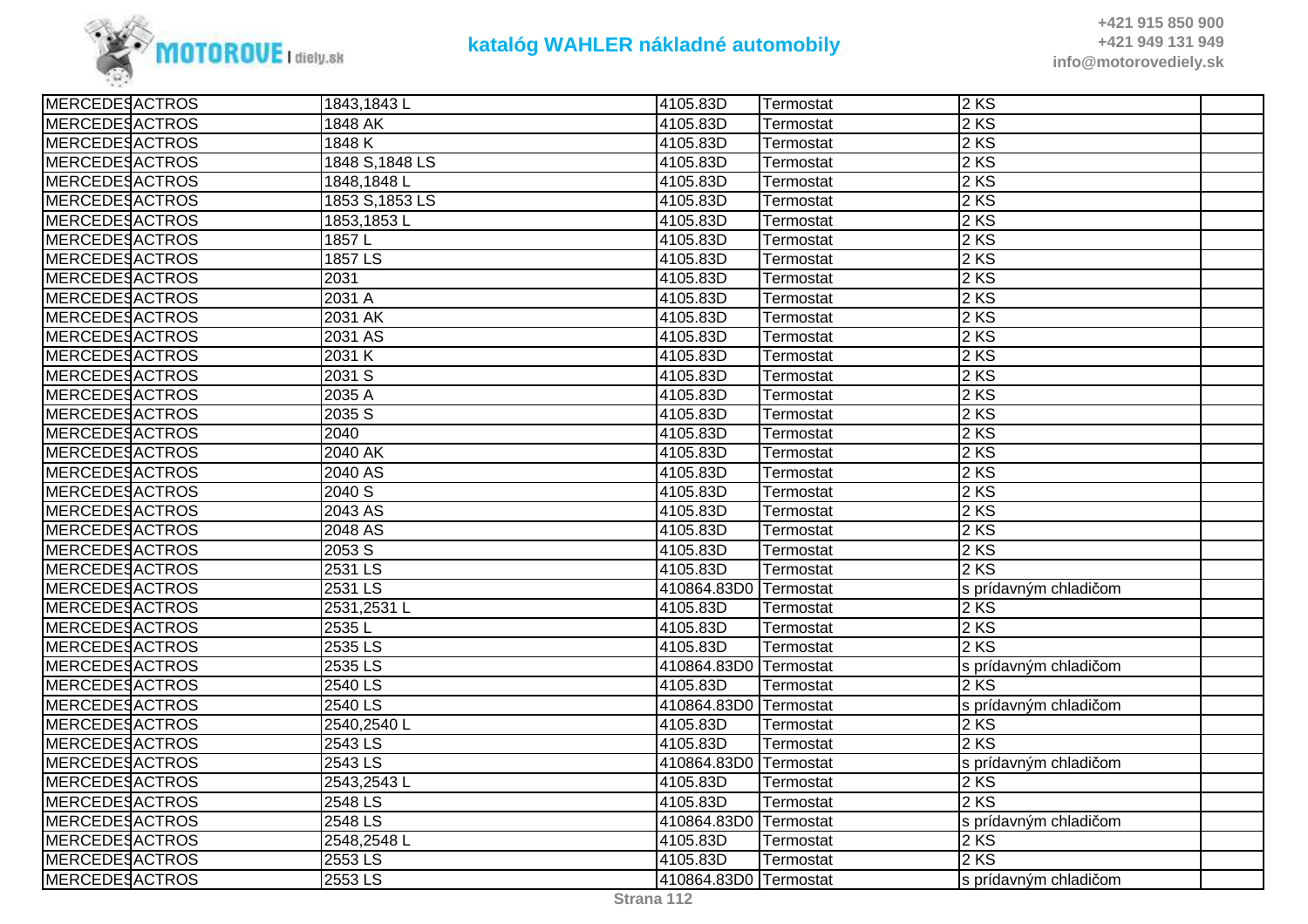# katalóg WAHLER nákladné automobily

| | | | | | | |
|---|---|---|---|---|---|---|
| MERCEDES | ACTROS | 1843,1843 L | 4105.83D | Termostat | 2 KS | |
| MERCEDES | ACTROS | 1848 AK | 4105.83D | Termostat | 2 KS | |
| MERCEDES | ACTROS | 1848 K | 4105.83D | Termostat | 2 KS | |
| MERCEDES | ACTROS | 1848 S,1848 LS | 4105.83D | Termostat | 2 KS | |
| MERCEDES | ACTROS | 1848,1848 L | 4105.83D | Termostat | 2 KS | |
| MERCEDES | ACTROS | 1853 S,1853 LS | 4105.83D | Termostat | 2 KS | |
| MERCEDES | ACTROS | 1853,1853 L | 4105.83D | Termostat | 2 KS | |
| MERCEDES | ACTROS | 1857 L | 4105.83D | Termostat | 2 KS | |
| MERCEDES | ACTROS | 1857 LS | 4105.83D | Termostat | 2 KS | |
| MERCEDES | ACTROS | 2031 | 4105.83D | Termostat | 2 KS | |
| MERCEDES | ACTROS | 2031 A | 4105.83D | Termostat | 2 KS | |
| MERCEDES | ACTROS | 2031 AK | 4105.83D | Termostat | 2 KS | |
| MERCEDES | ACTROS | 2031 AS | 4105.83D | Termostat | 2 KS | |
| MERCEDES | ACTROS | 2031 K | 4105.83D | Termostat | 2 KS | |
| MERCEDES | ACTROS | 2031 S | 4105.83D | Termostat | 2 KS | |
| MERCEDES | ACTROS | 2035 A | 4105.83D | Termostat | 2 KS | |
| MERCEDES | ACTROS | 2035 S | 4105.83D | Termostat | 2 KS | |
| MERCEDES | ACTROS | 2040 | 4105.83D | Termostat | 2 KS | |
| MERCEDES | ACTROS | 2040 AK | 4105.83D | Termostat | 2 KS | |
| MERCEDES | ACTROS | 2040 AS | 4105.83D | Termostat | 2 KS | |
| MERCEDES | ACTROS | 2040 S | 4105.83D | Termostat | 2 KS | |
| MERCEDES | ACTROS | 2043 AS | 4105.83D | Termostat | 2 KS | |
| MERCEDES | ACTROS | 2048 AS | 4105.83D | Termostat | 2 KS | |
| MERCEDES | ACTROS | 2053 S | 4105.83D | Termostat | 2 KS | |
| MERCEDES | ACTROS | 2531 LS | 4105.83D | Termostat | 2 KS | |
| MERCEDES | ACTROS | 2531 LS | 410864.83D0 | Termostat | s prídavným chladičom | |
| MERCEDES | ACTROS | 2531,2531 L | 4105.83D | Termostat | 2 KS | |
| MERCEDES | ACTROS | 2535 L | 4105.83D | Termostat | 2 KS | |
| MERCEDES | ACTROS | 2535 LS | 4105.83D | Termostat | 2 KS | |
| MERCEDES | ACTROS | 2535 LS | 410864.83D0 | Termostat | s prídavným chladičom | |
| MERCEDES | ACTROS | 2540 LS | 4105.83D | Termostat | 2 KS | |
| MERCEDES | ACTROS | 2540 LS | 410864.83D0 | Termostat | s prídavným chladičom | |
| MERCEDES | ACTROS | 2540,2540 L | 4105.83D | Termostat | 2 KS | |
| MERCEDES | ACTROS | 2543 LS | 4105.83D | Termostat | 2 KS | |
| MERCEDES | ACTROS | 2543 LS | 410864.83D0 | Termostat | s prídavným chladičom | |
| MERCEDES | ACTROS | 2543,2543 L | 4105.83D | Termostat | 2 KS | |
| MERCEDES | ACTROS | 2548 LS | 4105.83D | Termostat | 2 KS | |
| MERCEDES | ACTROS | 2548 LS | 410864.83D0 | Termostat | s prídavným chladičom | |
| MERCEDES | ACTROS | 2548,2548 L | 4105.83D | Termostat | 2 KS | |
| MERCEDES | ACTROS | 2553 LS | 4105.83D | Termostat | 2 KS | |
| MERCEDES | ACTROS | 2553 LS | 410864.83D0 | Termostat | s prídavným chladičom | |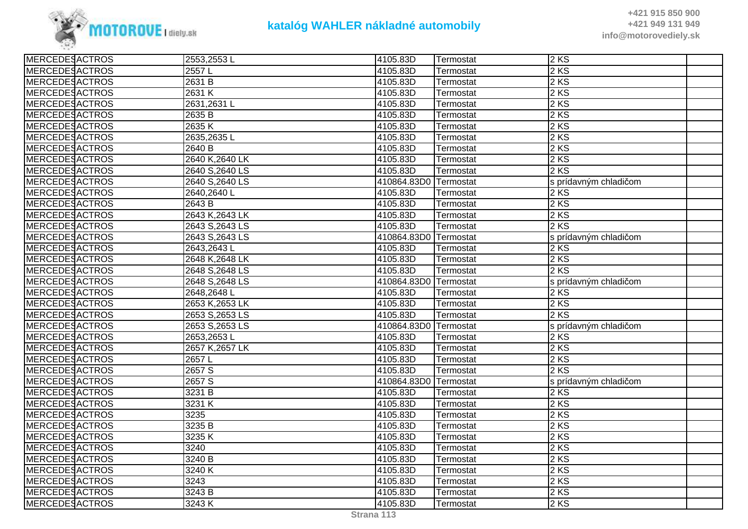| MERCEDES | ACTROS | 2553,2553 L | 4105.83D | Termostat | 2 KS | |
|---|---|---|---|---|---|---|
| MERCEDES | ACTROS | 2557 L | 4105.83D | Termostat | 2 KS | |
| MERCEDES | ACTROS | 2631 B | 4105.83D | Termostat | 2 KS | |
| MERCEDES | ACTROS | 2631 K | 4105.83D | Termostat | 2 KS | |
| MERCEDES | ACTROS | 2631,2631 L | 4105.83D | Termostat | 2 KS | |
| MERCEDES | ACTROS | 2635 B | 4105.83D | Termostat | 2 KS | |
| MERCEDES | ACTROS | 2635 K | 4105.83D | Termostat | 2 KS | |
| MERCEDES | ACTROS | 2635,2635 L | 4105.83D | Termostat | 2 KS | |
| MERCEDES | ACTROS | 2640 B | 4105.83D | Termostat | 2 KS | |
| MERCEDES | ACTROS | 2640 K,2640 LK | 4105.83D | Termostat | 2 KS | |
| MERCEDES | ACTROS | 2640 S,2640 LS | 4105.83D | Termostat | 2 KS | |
| MERCEDES | ACTROS | 2640 S,2640 LS | 410864.83D0 | Termostat | s prídavným chladičom | |
| MERCEDES | ACTROS | 2640,2640 L | 4105.83D | Termostat | 2 KS | |
| MERCEDES | ACTROS | 2643 B | 4105.83D | Termostat | 2 KS | |
| MERCEDES | ACTROS | 2643 K,2643 LK | 4105.83D | Termostat | 2 KS | |
| MERCEDES | ACTROS | 2643 S,2643 LS | 4105.83D | Termostat | 2 KS | |
| MERCEDES | ACTROS | 2643 S,2643 LS | 410864.83D0 | Termostat | s prídavným chladičom | |
| MERCEDES | ACTROS | 2643,2643 L | 4105.83D | Termostat | 2 KS | |
| MERCEDES | ACTROS | 2648 K,2648 LK | 4105.83D | Termostat | 2 KS | |
| MERCEDES | ACTROS | 2648 S,2648 LS | 4105.83D | Termostat | 2 KS | |
| MERCEDES | ACTROS | 2648 S,2648 LS | 410864.83D0 | Termostat | s prídavným chladičom | |
| MERCEDES | ACTROS | 2648,2648 L | 4105.83D | Termostat | 2 KS | |
| MERCEDES | ACTROS | 2653 K,2653 LK | 4105.83D | Termostat | 2 KS | |
| MERCEDES | ACTROS | 2653 S,2653 LS | 4105.83D | Termostat | 2 KS | |
| MERCEDES | ACTROS | 2653 S,2653 LS | 410864.83D0 | Termostat | s prídavným chladičom | |
| MERCEDES | ACTROS | 2653,2653 L | 4105.83D | Termostat | 2 KS | |
| MERCEDES | ACTROS | 2657 K,2657 LK | 4105.83D | Termostat | 2 KS | |
| MERCEDES | ACTROS | 2657 L | 4105.83D | Termostat | 2 KS | |
| MERCEDES | ACTROS | 2657 S | 4105.83D | Termostat | 2 KS | |
| MERCEDES | ACTROS | 2657 S | 410864.83D0 | Termostat | s prídavným chladičom | |
| MERCEDES | ACTROS | 3231 B | 4105.83D | Termostat | 2 KS | |
| MERCEDES | ACTROS | 3231 K | 4105.83D | Termostat | 2 KS | |
| MERCEDES | ACTROS | 3235 | 4105.83D | Termostat | 2 KS | |
| MERCEDES | ACTROS | 3235 B | 4105.83D | Termostat | 2 KS | |
| MERCEDES | ACTROS | 3235 K | 4105.83D | Termostat | 2 KS | |
| MERCEDES | ACTROS | 3240 | 4105.83D | Termostat | 2 KS | |
| MERCEDES | ACTROS | 3240 B | 4105.83D | Termostat | 2 KS | |
| MERCEDES | ACTROS | 3240 K | 4105.83D | Termostat | 2 KS | |
| MERCEDES | ACTROS | 3243 | 4105.83D | Termostat | 2 KS | |
| MERCEDES | ACTROS | 3243 B | 4105.83D | Termostat | 2 KS | |
| MERCEDES | ACTROS | 3243 K | 4105.83D | Termostat | 2 KS | |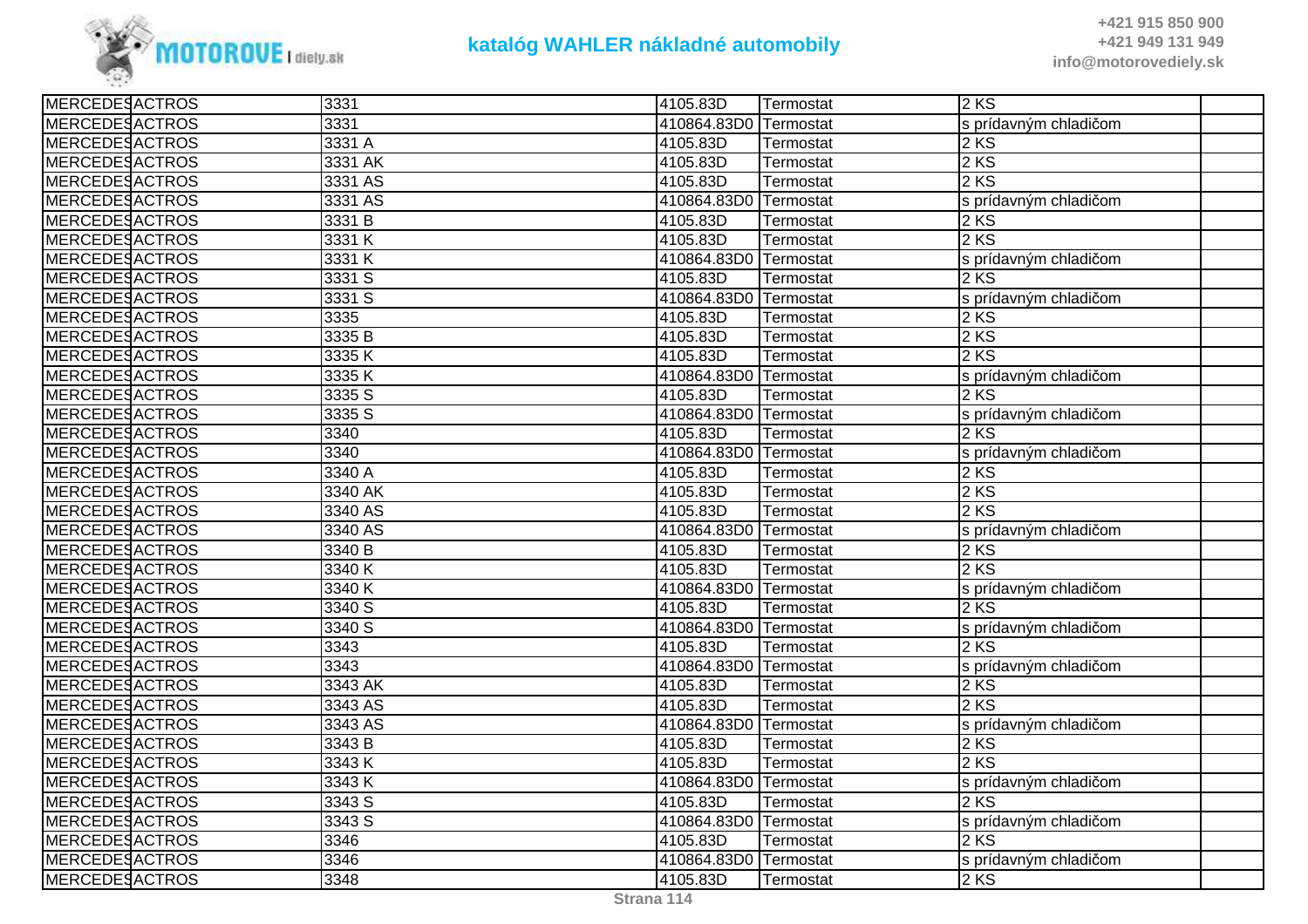| | | | | | | |
|---|---|---|---|---|---|---|
| MERCEDES | ACTROS | 3331 | 4105.83D | Termostat | 2 KS | |
| MERCEDES | ACTROS | 3331 | 410864.83D0 | Termostat | s prídavným chladičom | |
| MERCEDES | ACTROS | 3331 A | 4105.83D | Termostat | 2 KS | |
| MERCEDES | ACTROS | 3331 AK | 4105.83D | Termostat | 2 KS | |
| MERCEDES | ACTROS | 3331 AS | 4105.83D | Termostat | 2 KS | |
| MERCEDES | ACTROS | 3331 AS | 410864.83D0 | Termostat | s prídavným chladičom | |
| MERCEDES | ACTROS | 3331 B | 4105.83D | Termostat | 2 KS | |
| MERCEDES | ACTROS | 3331 K | 4105.83D | Termostat | 2 KS | |
| MERCEDES | ACTROS | 3331 K | 410864.83D0 | Termostat | s prídavným chladičom | |
| MERCEDES | ACTROS | 3331 S | 4105.83D | Termostat | 2 KS | |
| MERCEDES | ACTROS | 3331 S | 410864.83D0 | Termostat | s prídavným chladičom | |
| MERCEDES | ACTROS | 3335 | 4105.83D | Termostat | 2 KS | |
| MERCEDES | ACTROS | 3335 B | 4105.83D | Termostat | 2 KS | |
| MERCEDES | ACTROS | 3335 K | 4105.83D | Termostat | 2 KS | |
| MERCEDES | ACTROS | 3335 K | 410864.83D0 | Termostat | s prídavným chladičom | |
| MERCEDES | ACTROS | 3335 S | 4105.83D | Termostat | 2 KS | |
| MERCEDES | ACTROS | 3335 S | 410864.83D0 | Termostat | s prídavným chladičom | |
| MERCEDES | ACTROS | 3340 | 4105.83D | Termostat | 2 KS | |
| MERCEDES | ACTROS | 3340 | 410864.83D0 | Termostat | s prídavným chladičom | |
| MERCEDES | ACTROS | 3340 A | 4105.83D | Termostat | 2 KS | |
| MERCEDES | ACTROS | 3340 AK | 4105.83D | Termostat | 2 KS | |
| MERCEDES | ACTROS | 3340 AS | 4105.83D | Termostat | 2 KS | |
| MERCEDES | ACTROS | 3340 AS | 410864.83D0 | Termostat | s prídavným chladičom | |
| MERCEDES | ACTROS | 3340 B | 4105.83D | Termostat | 2 KS | |
| MERCEDES | ACTROS | 3340 K | 4105.83D | Termostat | 2 KS | |
| MERCEDES | ACTROS | 3340 K | 410864.83D0 | Termostat | s prídavným chladičom | |
| MERCEDES | ACTROS | 3340 S | 4105.83D | Termostat | 2 KS | |
| MERCEDES | ACTROS | 3340 S | 410864.83D0 | Termostat | s prídavným chladičom | |
| MERCEDES | ACTROS | 3343 | 4105.83D | Termostat | 2 KS | |
| MERCEDES | ACTROS | 3343 | 410864.83D0 | Termostat | s prídavným chladičom | |
| MERCEDES | ACTROS | 3343 AK | 4105.83D | Termostat | 2 KS | |
| MERCEDES | ACTROS | 3343 AS | 4105.83D | Termostat | 2 KS | |
| MERCEDES | ACTROS | 3343 AS | 410864.83D0 | Termostat | s prídavným chladičom | |
| MERCEDES | ACTROS | 3343 B | 4105.83D | Termostat | 2 KS | |
| MERCEDES | ACTROS | 3343 K | 4105.83D | Termostat | 2 KS | |
| MERCEDES | ACTROS | 3343 K | 410864.83D0 | Termostat | s prídavným chladičom | |
| MERCEDES | ACTROS | 3343 S | 4105.83D | Termostat | 2 KS | |
| MERCEDES | ACTROS | 3343 S | 410864.83D0 | Termostat | s prídavným chladičom | |
| MERCEDES | ACTROS | 3346 | 4105.83D | Termostat | 2 KS | |
| MERCEDES | ACTROS | 3346 | 410864.83D0 | Termostat | s prídavným chladičom | |
| MERCEDES | ACTROS | 3348 | 4105.83D | Termostat | 2 KS | |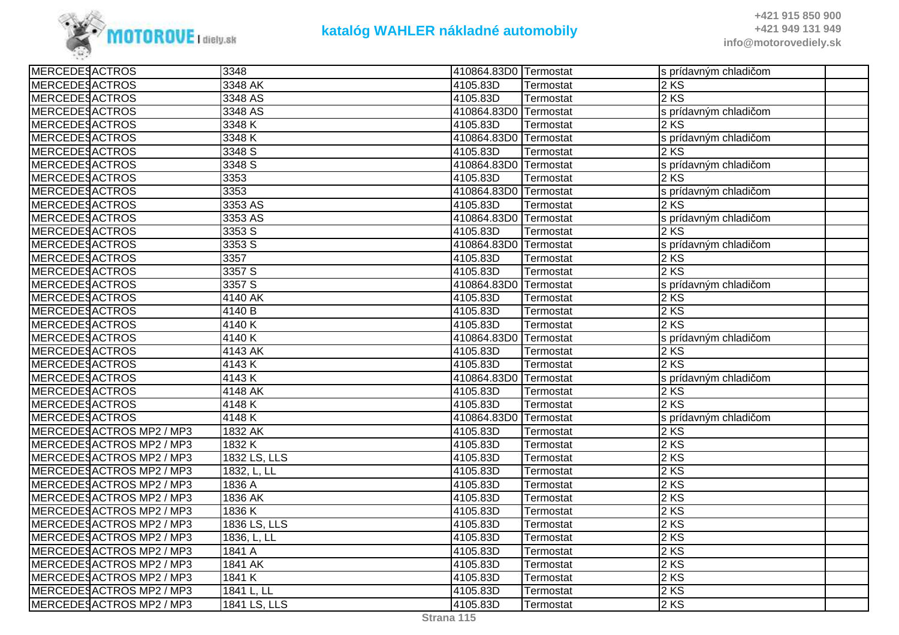| | | | | | | |
|---|---|---|---|---|---|---|
| MERCEDES | ACTROS | 3348 | 410864.83D0 | Termostat | s prídavným chladičom | |
| MERCEDES | ACTROS | 3348 AK | 4105.83D | Termostat | 2 KS | |
| MERCEDES | ACTROS | 3348 AS | 4105.83D | Termostat | 2 KS | |
| MERCEDES | ACTROS | 3348 AS | 410864.83D0 | Termostat | s prídavným chladičom | |
| MERCEDES | ACTROS | 3348 K | 4105.83D | Termostat | 2 KS | |
| MERCEDES | ACTROS | 3348 K | 410864.83D0 | Termostat | s prídavným chladičom | |
| MERCEDES | ACTROS | 3348 S | 4105.83D | Termostat | 2 KS | |
| MERCEDES | ACTROS | 3348 S | 410864.83D0 | Termostat | s prídavným chladičom | |
| MERCEDES | ACTROS | 3353 | 4105.83D | Termostat | 2 KS | |
| MERCEDES | ACTROS | 3353 | 410864.83D0 | Termostat | s prídavným chladičom | |
| MERCEDES | ACTROS | 3353 AS | 4105.83D | Termostat | 2 KS | |
| MERCEDES | ACTROS | 3353 AS | 410864.83D0 | Termostat | s prídavným chladičom | |
| MERCEDES | ACTROS | 3353 S | 4105.83D | Termostat | 2 KS | |
| MERCEDES | ACTROS | 3353 S | 410864.83D0 | Termostat | s prídavným chladičom | |
| MERCEDES | ACTROS | 3357 | 4105.83D | Termostat | 2 KS | |
| MERCEDES | ACTROS | 3357 S | 4105.83D | Termostat | 2 KS | |
| MERCEDES | ACTROS | 3357 S | 410864.83D0 | Termostat | s prídavným chladičom | |
| MERCEDES | ACTROS | 4140 AK | 4105.83D | Termostat | 2 KS | |
| MERCEDES | ACTROS | 4140 B | 4105.83D | Termostat | 2 KS | |
| MERCEDES | ACTROS | 4140 K | 4105.83D | Termostat | 2 KS | |
| MERCEDES | ACTROS | 4140 K | 410864.83D0 | Termostat | s prídavným chladičom | |
| MERCEDES | ACTROS | 4143 AK | 4105.83D | Termostat | 2 KS | |
| MERCEDES | ACTROS | 4143 K | 4105.83D | Termostat | 2 KS | |
| MERCEDES | ACTROS | 4143 K | 410864.83D0 | Termostat | s prídavným chladičom | |
| MERCEDES | ACTROS | 4148 AK | 4105.83D | Termostat | 2 KS | |
| MERCEDES | ACTROS | 4148 K | 4105.83D | Termostat | 2 KS | |
| MERCEDES | ACTROS | 4148 K | 410864.83D0 | Termostat | s prídavným chladičom | |
| MERCEDES | ACTROS MP2 / MP3 | 1832 AK | 4105.83D | Termostat | 2 KS | |
| MERCEDES | ACTROS MP2 / MP3 | 1832 K | 4105.83D | Termostat | 2 KS | |
| MERCEDES | ACTROS MP2 / MP3 | 1832 LS, LLS | 4105.83D | Termostat | 2 KS | |
| MERCEDES | ACTROS MP2 / MP3 | 1832, L, LL | 4105.83D | Termostat | 2 KS | |
| MERCEDES | ACTROS MP2 / MP3 | 1836 A | 4105.83D | Termostat | 2 KS | |
| MERCEDES | ACTROS MP2 / MP3 | 1836 AK | 4105.83D | Termostat | 2 KS | |
| MERCEDES | ACTROS MP2 / MP3 | 1836 K | 4105.83D | Termostat | 2 KS | |
| MERCEDES | ACTROS MP2 / MP3 | 1836 LS, LLS | 4105.83D | Termostat | 2 KS | |
| MERCEDES | ACTROS MP2 / MP3 | 1836, L, LL | 4105.83D | Termostat | 2 KS | |
| MERCEDES | ACTROS MP2 / MP3 | 1841 A | 4105.83D | Termostat | 2 KS | |
| MERCEDES | ACTROS MP2 / MP3 | 1841 AK | 4105.83D | Termostat | 2 KS | |
| MERCEDES | ACTROS MP2 / MP3 | 1841 K | 4105.83D | Termostat | 2 KS | |
| MERCEDES | ACTROS MP2 / MP3 | 1841 L, LL | 4105.83D | Termostat | 2 KS | |
| MERCEDES | ACTROS MP2 / MP3 | 1841 LS, LLS | 4105.83D | Termostat | 2 KS | |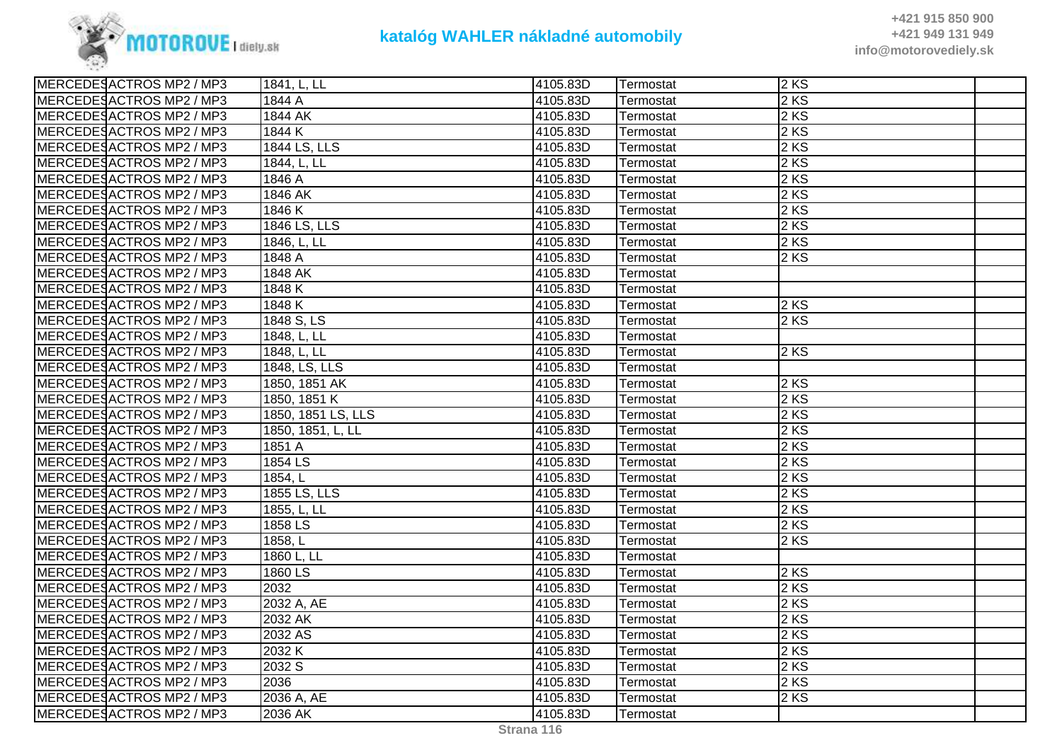# katalóg WAHLER nákladné automobily

+421 915 850 900
+421 949 131 949
info@motorovediely.sk

| | | | | | | |
|---|---|---|---|---|---|---|
| MERCEDES | ACTROS MP2 / MP3 | 1841, L, LL | 4105.83D | Termostat | 2 KS | |
| MERCEDES | ACTROS MP2 / MP3 | 1844 A | 4105.83D | Termostat | 2 KS | |
| MERCEDES | ACTROS MP2 / MP3 | 1844 AK | 4105.83D | Termostat | 2 KS | |
| MERCEDES | ACTROS MP2 / MP3 | 1844 K | 4105.83D | Termostat | 2 KS | |
| MERCEDES | ACTROS MP2 / MP3 | 1844 LS, LLS | 4105.83D | Termostat | 2 KS | |
| MERCEDES | ACTROS MP2 / MP3 | 1844, L, LL | 4105.83D | Termostat | 2 KS | |
| MERCEDES | ACTROS MP2 / MP3 | 1846 A | 4105.83D | Termostat | 2 KS | |
| MERCEDES | ACTROS MP2 / MP3 | 1846 AK | 4105.83D | Termostat | 2 KS | |
| MERCEDES | ACTROS MP2 / MP3 | 1846 K | 4105.83D | Termostat | 2 KS | |
| MERCEDES | ACTROS MP2 / MP3 | 1846 LS, LLS | 4105.83D | Termostat | 2 KS | |
| MERCEDES | ACTROS MP2 / MP3 | 1846, L, LL | 4105.83D | Termostat | 2 KS | |
| MERCEDES | ACTROS MP2 / MP3 | 1848 A | 4105.83D | Termostat | 2 KS | |
| MERCEDES | ACTROS MP2 / MP3 | 1848 AK | 4105.83D | Termostat | | |
| MERCEDES | ACTROS MP2 / MP3 | 1848 K | 4105.83D | Termostat | | |
| MERCEDES | ACTROS MP2 / MP3 | 1848 K | 4105.83D | Termostat | 2 KS | |
| MERCEDES | ACTROS MP2 / MP3 | 1848 S, LS | 4105.83D | Termostat | 2 KS | |
| MERCEDES | ACTROS MP2 / MP3 | 1848, L, LL | 4105.83D | Termostat | | |
| MERCEDES | ACTROS MP2 / MP3 | 1848, L, LL | 4105.83D | Termostat | 2 KS | |
| MERCEDES | ACTROS MP2 / MP3 | 1848, LS, LLS | 4105.83D | Termostat | | |
| MERCEDES | ACTROS MP2 / MP3 | 1850, 1851 AK | 4105.83D | Termostat | 2 KS | |
| MERCEDES | ACTROS MP2 / MP3 | 1850, 1851 K | 4105.83D | Termostat | 2 KS | |
| MERCEDES | ACTROS MP2 / MP3 | 1850, 1851 LS, LLS | 4105.83D | Termostat | 2 KS | |
| MERCEDES | ACTROS MP2 / MP3 | 1850, 1851, L, LL | 4105.83D | Termostat | 2 KS | |
| MERCEDES | ACTROS MP2 / MP3 | 1851 A | 4105.83D | Termostat | 2 KS | |
| MERCEDES | ACTROS MP2 / MP3 | 1854 LS | 4105.83D | Termostat | 2 KS | |
| MERCEDES | ACTROS MP2 / MP3 | 1854, L | 4105.83D | Termostat | 2 KS | |
| MERCEDES | ACTROS MP2 / MP3 | 1855 LS, LLS | 4105.83D | Termostat | 2 KS | |
| MERCEDES | ACTROS MP2 / MP3 | 1855, L, LL | 4105.83D | Termostat | 2 KS | |
| MERCEDES | ACTROS MP2 / MP3 | 1858 LS | 4105.83D | Termostat | 2 KS | |
| MERCEDES | ACTROS MP2 / MP3 | 1858, L | 4105.83D | Termostat | 2 KS | |
| MERCEDES | ACTROS MP2 / MP3 | 1860 L, LL | 4105.83D | Termostat | | |
| MERCEDES | ACTROS MP2 / MP3 | 1860 LS | 4105.83D | Termostat | 2 KS | |
| MERCEDES | ACTROS MP2 / MP3 | 2032 | 4105.83D | Termostat | 2 KS | |
| MERCEDES | ACTROS MP2 / MP3 | 2032 A, AE | 4105.83D | Termostat | 2 KS | |
| MERCEDES | ACTROS MP2 / MP3 | 2032 AK | 4105.83D | Termostat | 2 KS | |
| MERCEDES | ACTROS MP2 / MP3 | 2032 AS | 4105.83D | Termostat | 2 KS | |
| MERCEDES | ACTROS MP2 / MP3 | 2032 K | 4105.83D | Termostat | 2 KS | |
| MERCEDES | ACTROS MP2 / MP3 | 2032 S | 4105.83D | Termostat | 2 KS | |
| MERCEDES | ACTROS MP2 / MP3 | 2036 | 4105.83D | Termostat | 2 KS | |
| MERCEDES | ACTROS MP2 / MP3 | 2036 A, AE | 4105.83D | Termostat | 2 KS | |
| MERCEDES | ACTROS MP2 / MP3 | 2036 AK | 4105.83D | Termostat | | |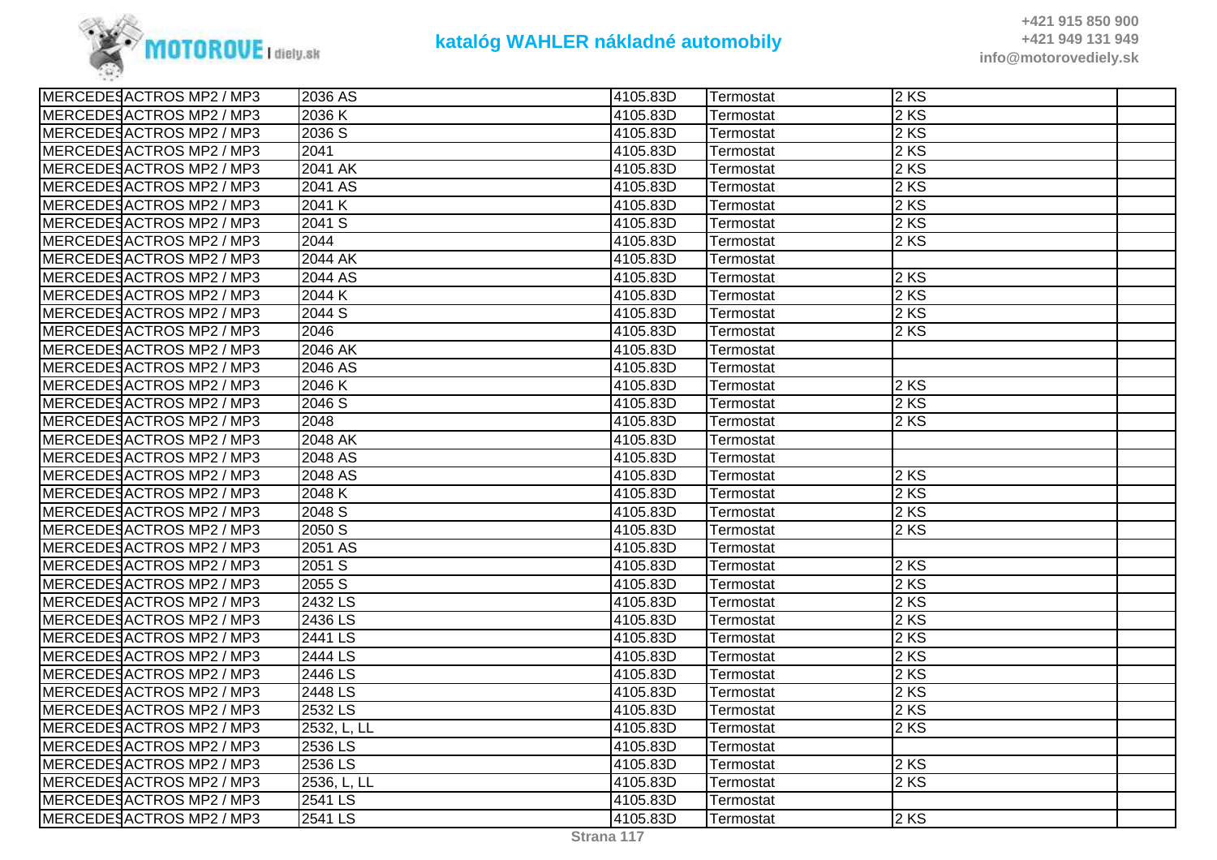# katalóg WAHLER nákladné automobily

| | | | | | | |
|---|---|---|---|---|---|---|
| MERCEDES | ACTROS MP2 / MP3 | 2036 AS | 4105.83D | Termostat | 2 KS | |
| MERCEDES | ACTROS MP2 / MP3 | 2036 K | 4105.83D | Termostat | 2 KS | |
| MERCEDES | ACTROS MP2 / MP3 | 2036 S | 4105.83D | Termostat | 2 KS | |
| MERCEDES | ACTROS MP2 / MP3 | 2041 | 4105.83D | Termostat | 2 KS | |
| MERCEDES | ACTROS MP2 / MP3 | 2041 AK | 4105.83D | Termostat | 2 KS | |
| MERCEDES | ACTROS MP2 / MP3 | 2041 AS | 4105.83D | Termostat | 2 KS | |
| MERCEDES | ACTROS MP2 / MP3 | 2041 K | 4105.83D | Termostat | 2 KS | |
| MERCEDES | ACTROS MP2 / MP3 | 2041 S | 4105.83D | Termostat | 2 KS | |
| MERCEDES | ACTROS MP2 / MP3 | 2044 | 4105.83D | Termostat | 2 KS | |
| MERCEDES | ACTROS MP2 / MP3 | 2044 AK | 4105.83D | Termostat | | |
| MERCEDES | ACTROS MP2 / MP3 | 2044 AS | 4105.83D | Termostat | 2 KS | |
| MERCEDES | ACTROS MP2 / MP3 | 2044 K | 4105.83D | Termostat | 2 KS | |
| MERCEDES | ACTROS MP2 / MP3 | 2044 S | 4105.83D | Termostat | 2 KS | |
| MERCEDES | ACTROS MP2 / MP3 | 2046 | 4105.83D | Termostat | 2 KS | |
| MERCEDES | ACTROS MP2 / MP3 | 2046 AK | 4105.83D | Termostat | | |
| MERCEDES | ACTROS MP2 / MP3 | 2046 AS | 4105.83D | Termostat | | |
| MERCEDES | ACTROS MP2 / MP3 | 2046 K | 4105.83D | Termostat | 2 KS | |
| MERCEDES | ACTROS MP2 / MP3 | 2046 S | 4105.83D | Termostat | 2 KS | |
| MERCEDES | ACTROS MP2 / MP3 | 2048 | 4105.83D | Termostat | 2 KS | |
| MERCEDES | ACTROS MP2 / MP3 | 2048 AK | 4105.83D | Termostat | | |
| MERCEDES | ACTROS MP2 / MP3 | 2048 AS | 4105.83D | Termostat | | |
| MERCEDES | ACTROS MP2 / MP3 | 2048 AS | 4105.83D | Termostat | 2 KS | |
| MERCEDES | ACTROS MP2 / MP3 | 2048 K | 4105.83D | Termostat | 2 KS | |
| MERCEDES | ACTROS MP2 / MP3 | 2048 S | 4105.83D | Termostat | 2 KS | |
| MERCEDES | ACTROS MP2 / MP3 | 2050 S | 4105.83D | Termostat | 2 KS | |
| MERCEDES | ACTROS MP2 / MP3 | 2051 AS | 4105.83D | Termostat | | |
| MERCEDES | ACTROS MP2 / MP3 | 2051 S | 4105.83D | Termostat | 2 KS | |
| MERCEDES | ACTROS MP2 / MP3 | 2055 S | 4105.83D | Termostat | 2 KS | |
| MERCEDES | ACTROS MP2 / MP3 | 2432 LS | 4105.83D | Termostat | 2 KS | |
| MERCEDES | ACTROS MP2 / MP3 | 2436 LS | 4105.83D | Termostat | 2 KS | |
| MERCEDES | ACTROS MP2 / MP3 | 2441 LS | 4105.83D | Termostat | 2 KS | |
| MERCEDES | ACTROS MP2 / MP3 | 2444 LS | 4105.83D | Termostat | 2 KS | |
| MERCEDES | ACTROS MP2 / MP3 | 2446 LS | 4105.83D | Termostat | 2 KS | |
| MERCEDES | ACTROS MP2 / MP3 | 2448 LS | 4105.83D | Termostat | 2 KS | |
| MERCEDES | ACTROS MP2 / MP3 | 2532 LS | 4105.83D | Termostat | 2 KS | |
| MERCEDES | ACTROS MP2 / MP3 | 2532, L, LL | 4105.83D | Termostat | 2 KS | |
| MERCEDES | ACTROS MP2 / MP3 | 2536 LS | 4105.83D | Termostat | | |
| MERCEDES | ACTROS MP2 / MP3 | 2536 LS | 4105.83D | Termostat | 2 KS | |
| MERCEDES | ACTROS MP2 / MP3 | 2536, L, LL | 4105.83D | Termostat | 2 KS | |
| MERCEDES | ACTROS MP2 / MP3 | 2541 LS | 4105.83D | Termostat | | |
| MERCEDES | ACTROS MP2 / MP3 | 2541 LS | 4105.83D | Termostat | 2 KS | |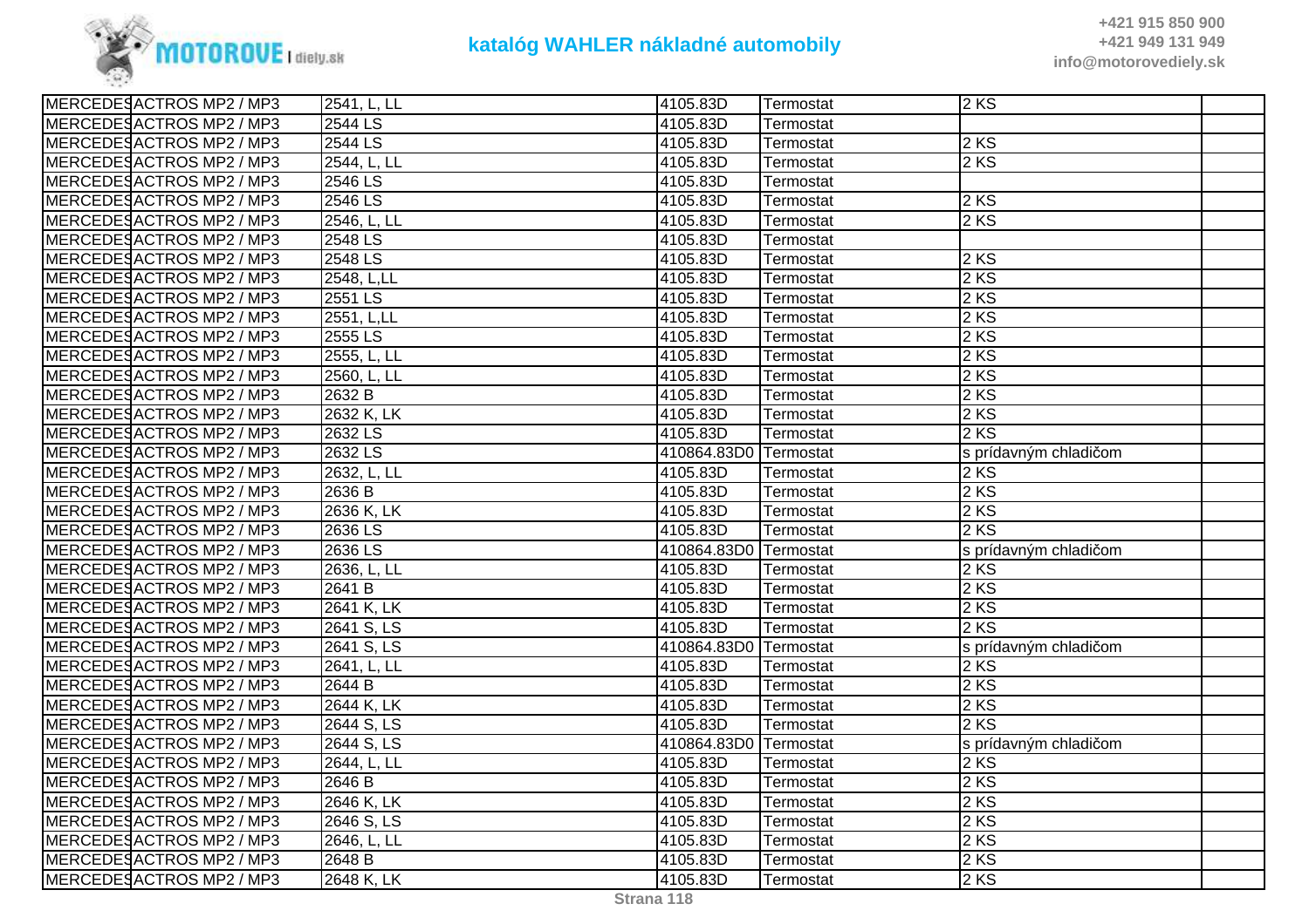| | | | | | | |
|---|---|---|---|---|---|---|
| MERCEDES | ACTROS MP2 / MP3 | 2541, L, LL | 4105.83D | Termostat | 2 KS | |
| MERCEDES | ACTROS MP2 / MP3 | 2544 LS | 4105.83D | Termostat | | |
| MERCEDES | ACTROS MP2 / MP3 | 2544 LS | 4105.83D | Termostat | 2 KS | |
| MERCEDES | ACTROS MP2 / MP3 | 2544, L, LL | 4105.83D | Termostat | 2 KS | |
| MERCEDES | ACTROS MP2 / MP3 | 2546 LS | 4105.83D | Termostat | | |
| MERCEDES | ACTROS MP2 / MP3 | 2546 LS | 4105.83D | Termostat | 2 KS | |
| MERCEDES | ACTROS MP2 / MP3 | 2546, L, LL | 4105.83D | Termostat | 2 KS | |
| MERCEDES | ACTROS MP2 / MP3 | 2548 LS | 4105.83D | Termostat | | |
| MERCEDES | ACTROS MP2 / MP3 | 2548 LS | 4105.83D | Termostat | 2 KS | |
| MERCEDES | ACTROS MP2 / MP3 | 2548, L,LL | 4105.83D | Termostat | 2 KS | |
| MERCEDES | ACTROS MP2 / MP3 | 2551 LS | 4105.83D | Termostat | 2 KS | |
| MERCEDES | ACTROS MP2 / MP3 | 2551, L,LL | 4105.83D | Termostat | 2 KS | |
| MERCEDES | ACTROS MP2 / MP3 | 2555 LS | 4105.83D | Termostat | 2 KS | |
| MERCEDES | ACTROS MP2 / MP3 | 2555, L, LL | 4105.83D | Termostat | 2 KS | |
| MERCEDES | ACTROS MP2 / MP3 | 2560, L, LL | 4105.83D | Termostat | 2 KS | |
| MERCEDES | ACTROS MP2 / MP3 | 2632 B | 4105.83D | Termostat | 2 KS | |
| MERCEDES | ACTROS MP2 / MP3 | 2632 K, LK | 4105.83D | Termostat | 2 KS | |
| MERCEDES | ACTROS MP2 / MP3 | 2632 LS | 4105.83D | Termostat | 2 KS | |
| MERCEDES | ACTROS MP2 / MP3 | 2632 LS | 410864.83D0 | Termostat | s prídavným chladičom | |
| MERCEDES | ACTROS MP2 / MP3 | 2632, L, LL | 4105.83D | Termostat | 2 KS | |
| MERCEDES | ACTROS MP2 / MP3 | 2636 B | 4105.83D | Termostat | 2 KS | |
| MERCEDES | ACTROS MP2 / MP3 | 2636 K, LK | 4105.83D | Termostat | 2 KS | |
| MERCEDES | ACTROS MP2 / MP3 | 2636 LS | 4105.83D | Termostat | 2 KS | |
| MERCEDES | ACTROS MP2 / MP3 | 2636 LS | 410864.83D0 | Termostat | s prídavným chladičom | |
| MERCEDES | ACTROS MP2 / MP3 | 2636, L, LL | 4105.83D | Termostat | 2 KS | |
| MERCEDES | ACTROS MP2 / MP3 | 2641 B | 4105.83D | Termostat | 2 KS | |
| MERCEDES | ACTROS MP2 / MP3 | 2641 K, LK | 4105.83D | Termostat | 2 KS | |
| MERCEDES | ACTROS MP2 / MP3 | 2641 S, LS | 4105.83D | Termostat | 2 KS | |
| MERCEDES | ACTROS MP2 / MP3 | 2641 S, LS | 410864.83D0 | Termostat | s prídavným chladičom | |
| MERCEDES | ACTROS MP2 / MP3 | 2641, L, LL | 4105.83D | Termostat | 2 KS | |
| MERCEDES | ACTROS MP2 / MP3 | 2644 B | 4105.83D | Termostat | 2 KS | |
| MERCEDES | ACTROS MP2 / MP3 | 2644 K, LK | 4105.83D | Termostat | 2 KS | |
| MERCEDES | ACTROS MP2 / MP3 | 2644 S, LS | 4105.83D | Termostat | 2 KS | |
| MERCEDES | ACTROS MP2 / MP3 | 2644 S, LS | 410864.83D0 | Termostat | s prídavným chladičom | |
| MERCEDES | ACTROS MP2 / MP3 | 2644, L, LL | 4105.83D | Termostat | 2 KS | |
| MERCEDES | ACTROS MP2 / MP3 | 2646 B | 4105.83D | Termostat | 2 KS | |
| MERCEDES | ACTROS MP2 / MP3 | 2646 K, LK | 4105.83D | Termostat | 2 KS | |
| MERCEDES | ACTROS MP2 / MP3 | 2646 S, LS | 4105.83D | Termostat | 2 KS | |
| MERCEDES | ACTROS MP2 / MP3 | 2646, L, LL | 4105.83D | Termostat | 2 KS | |
| MERCEDES | ACTROS MP2 / MP3 | 2648 B | 4105.83D | Termostat | 2 KS | |
| MERCEDES | ACTROS MP2 / MP3 | 2648 K, LK | 4105.83D | Termostat | 2 KS | |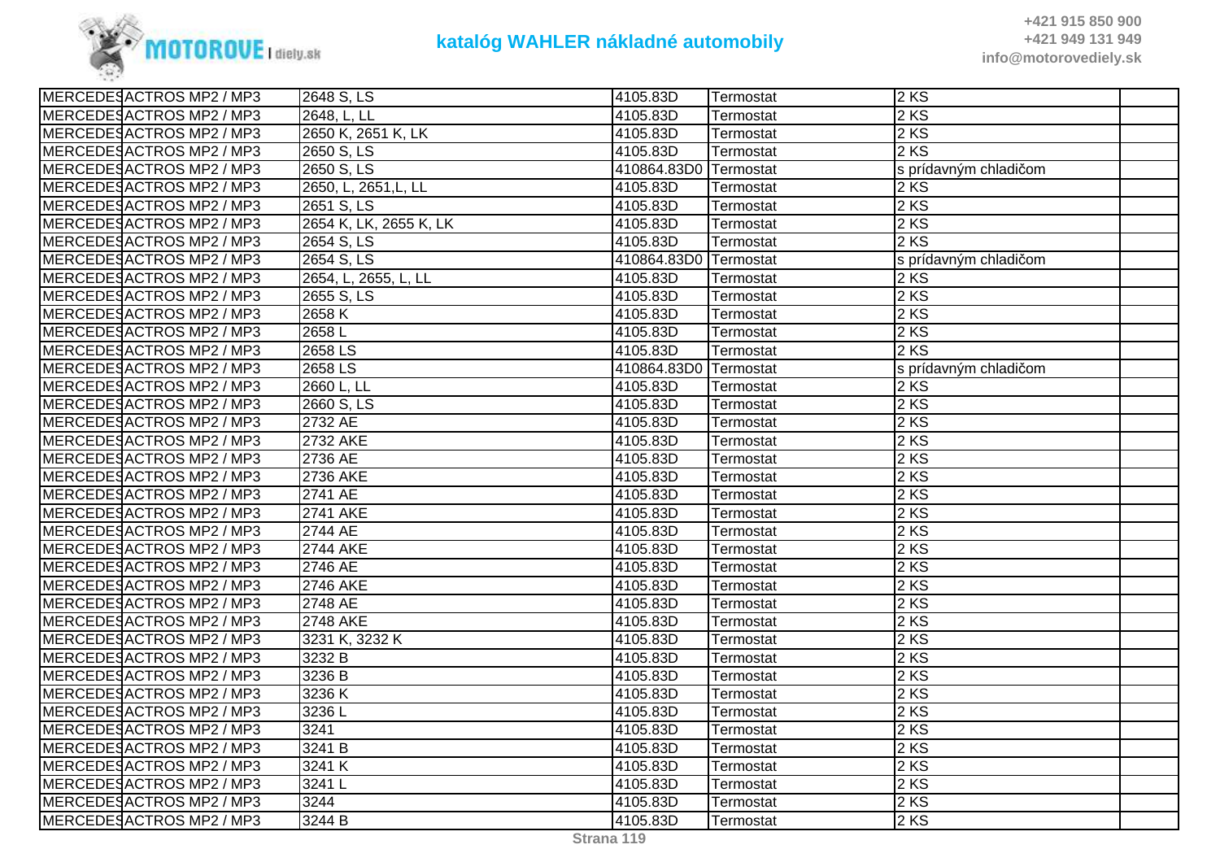| | | | | | | |
|---|---|---|---|---|---|---|
| MERCEDES | ACTROS MP2 / MP3 | 2648 S, LS | 4105.83D | Termostat | 2 KS | |
| MERCEDES | ACTROS MP2 / MP3 | 2648, L, LL | 4105.83D | Termostat | 2 KS | |
| MERCEDES | ACTROS MP2 / MP3 | 2650 K, 2651 K, LK | 4105.83D | Termostat | 2 KS | |
| MERCEDES | ACTROS MP2 / MP3 | 2650 S, LS | 4105.83D | Termostat | 2 KS | |
| MERCEDES | ACTROS MP2 / MP3 | 2650 S, LS | 410864.83D0 | Termostat | s prídavným chladičom | |
| MERCEDES | ACTROS MP2 / MP3 | 2650, L, 2651,L, LL | 4105.83D | Termostat | 2 KS | |
| MERCEDES | ACTROS MP2 / MP3 | 2651 S, LS | 4105.83D | Termostat | 2 KS | |
| MERCEDES | ACTROS MP2 / MP3 | 2654 K, LK, 2655 K, LK | 4105.83D | Termostat | 2 KS | |
| MERCEDES | ACTROS MP2 / MP3 | 2654 S, LS | 4105.83D | Termostat | 2 KS | |
| MERCEDES | ACTROS MP2 / MP3 | 2654 S, LS | 410864.83D0 | Termostat | s prídavným chladičom | |
| MERCEDES | ACTROS MP2 / MP3 | 2654, L, 2655, L, LL | 4105.83D | Termostat | 2 KS | |
| MERCEDES | ACTROS MP2 / MP3 | 2655 S, LS | 4105.83D | Termostat | 2 KS | |
| MERCEDES | ACTROS MP2 / MP3 | 2658 K | 4105.83D | Termostat | 2 KS | |
| MERCEDES | ACTROS MP2 / MP3 | 2658 L | 4105.83D | Termostat | 2 KS | |
| MERCEDES | ACTROS MP2 / MP3 | 2658 LS | 4105.83D | Termostat | 2 KS | |
| MERCEDES | ACTROS MP2 / MP3 | 2658 LS | 410864.83D0 | Termostat | s prídavným chladičom | |
| MERCEDES | ACTROS MP2 / MP3 | 2660 L, LL | 4105.83D | Termostat | 2 KS | |
| MERCEDES | ACTROS MP2 / MP3 | 2660 S, LS | 4105.83D | Termostat | 2 KS | |
| MERCEDES | ACTROS MP2 / MP3 | 2732 AE | 4105.83D | Termostat | 2 KS | |
| MERCEDES | ACTROS MP2 / MP3 | 2732 AKE | 4105.83D | Termostat | 2 KS | |
| MERCEDES | ACTROS MP2 / MP3 | 2736 AE | 4105.83D | Termostat | 2 KS | |
| MERCEDES | ACTROS MP2 / MP3 | 2736 AKE | 4105.83D | Termostat | 2 KS | |
| MERCEDES | ACTROS MP2 / MP3 | 2741 AE | 4105.83D | Termostat | 2 KS | |
| MERCEDES | ACTROS MP2 / MP3 | 2741 AKE | 4105.83D | Termostat | 2 KS | |
| MERCEDES | ACTROS MP2 / MP3 | 2744 AE | 4105.83D | Termostat | 2 KS | |
| MERCEDES | ACTROS MP2 / MP3 | 2744 AKE | 4105.83D | Termostat | 2 KS | |
| MERCEDES | ACTROS MP2 / MP3 | 2746 AE | 4105.83D | Termostat | 2 KS | |
| MERCEDES | ACTROS MP2 / MP3 | 2746 AKE | 4105.83D | Termostat | 2 KS | |
| MERCEDES | ACTROS MP2 / MP3 | 2748 AE | 4105.83D | Termostat | 2 KS | |
| MERCEDES | ACTROS MP2 / MP3 | 2748 AKE | 4105.83D | Termostat | 2 KS | |
| MERCEDES | ACTROS MP2 / MP3 | 3231 K, 3232 K | 4105.83D | Termostat | 2 KS | |
| MERCEDES | ACTROS MP2 / MP3 | 3232 B | 4105.83D | Termostat | 2 KS | |
| MERCEDES | ACTROS MP2 / MP3 | 3236 B | 4105.83D | Termostat | 2 KS | |
| MERCEDES | ACTROS MP2 / MP3 | 3236 K | 4105.83D | Termostat | 2 KS | |
| MERCEDES | ACTROS MP2 / MP3 | 3236 L | 4105.83D | Termostat | 2 KS | |
| MERCEDES | ACTROS MP2 / MP3 | 3241 | 4105.83D | Termostat | 2 KS | |
| MERCEDES | ACTROS MP2 / MP3 | 3241 B | 4105.83D | Termostat | 2 KS | |
| MERCEDES | ACTROS MP2 / MP3 | 3241 K | 4105.83D | Termostat | 2 KS | |
| MERCEDES | ACTROS MP2 / MP3 | 3241 L | 4105.83D | Termostat | 2 KS | |
| MERCEDES | ACTROS MP2 / MP3 | 3244 | 4105.83D | Termostat | 2 KS | |
| MERCEDES | ACTROS MP2 / MP3 | 3244 B | 4105.83D | Termostat | 2 KS | |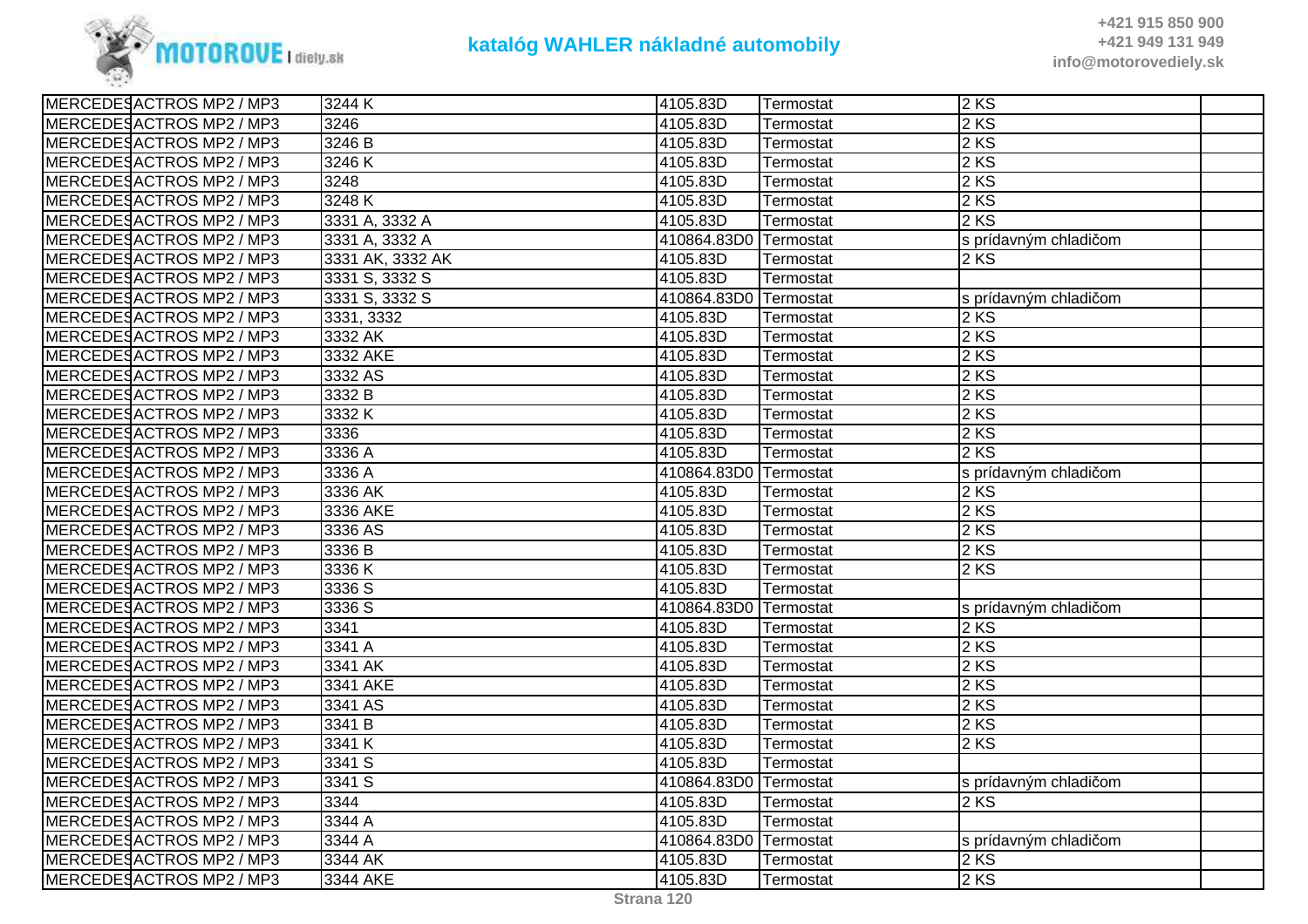| | | | | | | |
|---|---|---|---|---|---|---|
| MERCEDES | ACTROS MP2 / MP3 | 3244 K | 4105.83D | Termostat | 2 KS | |
| MERCEDES | ACTROS MP2 / MP3 | 3246 | 4105.83D | Termostat | 2 KS | |
| MERCEDES | ACTROS MP2 / MP3 | 3246 B | 4105.83D | Termostat | 2 KS | |
| MERCEDES | ACTROS MP2 / MP3 | 3246 K | 4105.83D | Termostat | 2 KS | |
| MERCEDES | ACTROS MP2 / MP3 | 3248 | 4105.83D | Termostat | 2 KS | |
| MERCEDES | ACTROS MP2 / MP3 | 3248 K | 4105.83D | Termostat | 2 KS | |
| MERCEDES | ACTROS MP2 / MP3 | 3331 A, 3332 A | 4105.83D | Termostat | 2 KS | |
| MERCEDES | ACTROS MP2 / MP3 | 3331 A, 3332 A | 410864.83D0 | Termostat | s prídavným chladičom | |
| MERCEDES | ACTROS MP2 / MP3 | 3331 AK, 3332 AK | 4105.83D | Termostat | 2 KS | |
| MERCEDES | ACTROS MP2 / MP3 | 3331 S, 3332 S | 4105.83D | Termostat | | |
| MERCEDES | ACTROS MP2 / MP3 | 3331 S, 3332 S | 410864.83D0 | Termostat | s prídavným chladičom | |
| MERCEDES | ACTROS MP2 / MP3 | 3331, 3332 | 4105.83D | Termostat | 2 KS | |
| MERCEDES | ACTROS MP2 / MP3 | 3332 AK | 4105.83D | Termostat | 2 KS | |
| MERCEDES | ACTROS MP2 / MP3 | 3332 AKE | 4105.83D | Termostat | 2 KS | |
| MERCEDES | ACTROS MP2 / MP3 | 3332 AS | 4105.83D | Termostat | 2 KS | |
| MERCEDES | ACTROS MP2 / MP3 | 3332 B | 4105.83D | Termostat | 2 KS | |
| MERCEDES | ACTROS MP2 / MP3 | 3332 K | 4105.83D | Termostat | 2 KS | |
| MERCEDES | ACTROS MP2 / MP3 | 3336 | 4105.83D | Termostat | 2 KS | |
| MERCEDES | ACTROS MP2 / MP3 | 3336 A | 4105.83D | Termostat | 2 KS | |
| MERCEDES | ACTROS MP2 / MP3 | 3336 A | 410864.83D0 | Termostat | s prídavným chladičom | |
| MERCEDES | ACTROS MP2 / MP3 | 3336 AK | 4105.83D | Termostat | 2 KS | |
| MERCEDES | ACTROS MP2 / MP3 | 3336 AKE | 4105.83D | Termostat | 2 KS | |
| MERCEDES | ACTROS MP2 / MP3 | 3336 AS | 4105.83D | Termostat | 2 KS | |
| MERCEDES | ACTROS MP2 / MP3 | 3336 B | 4105.83D | Termostat | 2 KS | |
| MERCEDES | ACTROS MP2 / MP3 | 3336 K | 4105.83D | Termostat | 2 KS | |
| MERCEDES | ACTROS MP2 / MP3 | 3336 S | 4105.83D | Termostat | | |
| MERCEDES | ACTROS MP2 / MP3 | 3336 S | 410864.83D0 | Termostat | s prídavným chladičom | |
| MERCEDES | ACTROS MP2 / MP3 | 3341 | 4105.83D | Termostat | 2 KS | |
| MERCEDES | ACTROS MP2 / MP3 | 3341 A | 4105.83D | Termostat | 2 KS | |
| MERCEDES | ACTROS MP2 / MP3 | 3341 AK | 4105.83D | Termostat | 2 KS | |
| MERCEDES | ACTROS MP2 / MP3 | 3341 AKE | 4105.83D | Termostat | 2 KS | |
| MERCEDES | ACTROS MP2 / MP3 | 3341 AS | 4105.83D | Termostat | 2 KS | |
| MERCEDES | ACTROS MP2 / MP3 | 3341 B | 4105.83D | Termostat | 2 KS | |
| MERCEDES | ACTROS MP2 / MP3 | 3341 K | 4105.83D | Termostat | 2 KS | |
| MERCEDES | ACTROS MP2 / MP3 | 3341 S | 4105.83D | Termostat | | |
| MERCEDES | ACTROS MP2 / MP3 | 3341 S | 410864.83D0 | Termostat | s prídavným chladičom | |
| MERCEDES | ACTROS MP2 / MP3 | 3344 | 4105.83D | Termostat | 2 KS | |
| MERCEDES | ACTROS MP2 / MP3 | 3344 A | 4105.83D | Termostat | | |
| MERCEDES | ACTROS MP2 / MP3 | 3344 A | 410864.83D0 | Termostat | s prídavným chladičom | |
| MERCEDES | ACTROS MP2 / MP3 | 3344 AK | 4105.83D | Termostat | 2 KS | |
| MERCEDES | ACTROS MP2 / MP3 | 3344 AKE | 4105.83D | Termostat | 2 KS | |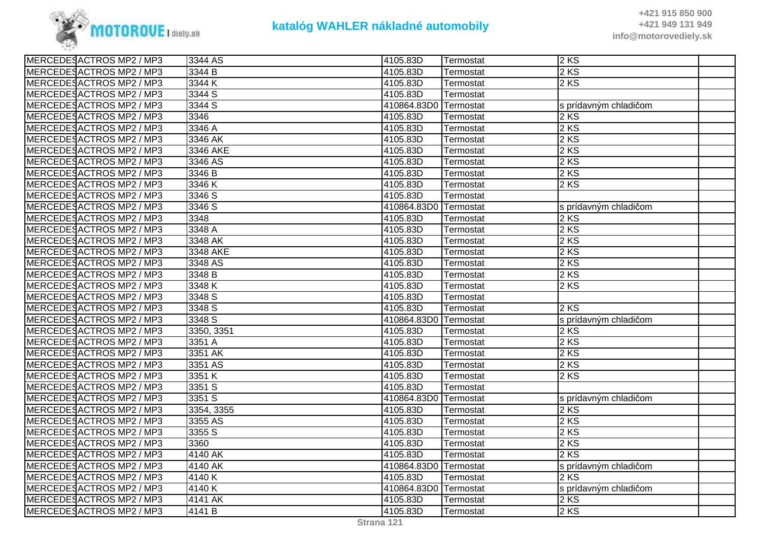| MERCEDES | ACTROS MP2 / MP3 | 3344 AS | 4105.83D | Termostat | 2 KS | |
|---|---|---|---|---|---|---|
| MERCEDES | ACTROS MP2 / MP3 | 3344 B | 4105.83D | Termostat | 2 KS | |
| MERCEDES | ACTROS MP2 / MP3 | 3344 K | 4105.83D | Termostat | 2 KS | |
| MERCEDES | ACTROS MP2 / MP3 | 3344 S | 4105.83D | Termostat | | |
| MERCEDES | ACTROS MP2 / MP3 | 3344 S | 410864.83D0 | Termostat | s prídavným chladičom | |
| MERCEDES | ACTROS MP2 / MP3 | 3346 | 4105.83D | Termostat | 2 KS | |
| MERCEDES | ACTROS MP2 / MP3 | 3346 A | 4105.83D | Termostat | 2 KS | |
| MERCEDES | ACTROS MP2 / MP3 | 3346 AK | 4105.83D | Termostat | 2 KS | |
| MERCEDES | ACTROS MP2 / MP3 | 3346 AKE | 4105.83D | Termostat | 2 KS | |
| MERCEDES | ACTROS MP2 / MP3 | 3346 AS | 4105.83D | Termostat | 2 KS | |
| MERCEDES | ACTROS MP2 / MP3 | 3346 B | 4105.83D | Termostat | 2 KS | |
| MERCEDES | ACTROS MP2 / MP3 | 3346 K | 4105.83D | Termostat | 2 KS | |
| MERCEDES | ACTROS MP2 / MP3 | 3346 S | 4105.83D | Termostat | | |
| MERCEDES | ACTROS MP2 / MP3 | 3346 S | 410864.83D0 | Termostat | s prídavným chladičom | |
| MERCEDES | ACTROS MP2 / MP3 | 3348 | 4105.83D | Termostat | 2 KS | |
| MERCEDES | ACTROS MP2 / MP3 | 3348 A | 4105.83D | Termostat | 2 KS | |
| MERCEDES | ACTROS MP2 / MP3 | 3348 AK | 4105.83D | Termostat | 2 KS | |
| MERCEDES | ACTROS MP2 / MP3 | 3348 AKE | 4105.83D | Termostat | 2 KS | |
| MERCEDES | ACTROS MP2 / MP3 | 3348 AS | 4105.83D | Termostat | 2 KS | |
| MERCEDES | ACTROS MP2 / MP3 | 3348 B | 4105.83D | Termostat | 2 KS | |
| MERCEDES | ACTROS MP2 / MP3 | 3348 K | 4105.83D | Termostat | 2 KS | |
| MERCEDES | ACTROS MP2 / MP3 | 3348 S | 4105.83D | Termostat | | |
| MERCEDES | ACTROS MP2 / MP3 | 3348 S | 4105.83D | Termostat | 2 KS | |
| MERCEDES | ACTROS MP2 / MP3 | 3348 S | 410864.83D0 | Termostat | s prídavným chladičom | |
| MERCEDES | ACTROS MP2 / MP3 | 3350, 3351 | 4105.83D | Termostat | 2 KS | |
| MERCEDES | ACTROS MP2 / MP3 | 3351 A | 4105.83D | Termostat | 2 KS | |
| MERCEDES | ACTROS MP2 / MP3 | 3351 AK | 4105.83D | Termostat | 2 KS | |
| MERCEDES | ACTROS MP2 / MP3 | 3351 AS | 4105.83D | Termostat | 2 KS | |
| MERCEDES | ACTROS MP2 / MP3 | 3351 K | 4105.83D | Termostat | 2 KS | |
| MERCEDES | ACTROS MP2 / MP3 | 3351 S | 4105.83D | Termostat | | |
| MERCEDES | ACTROS MP2 / MP3 | 3351 S | 410864.83D0 | Termostat | s prídavným chladičom | |
| MERCEDES | ACTROS MP2 / MP3 | 3354, 3355 | 4105.83D | Termostat | 2 KS | |
| MERCEDES | ACTROS MP2 / MP3 | 3355 AS | 4105.83D | Termostat | 2 KS | |
| MERCEDES | ACTROS MP2 / MP3 | 3355 S | 4105.83D | Termostat | 2 KS | |
| MERCEDES | ACTROS MP2 / MP3 | 3360 | 4105.83D | Termostat | 2 KS | |
| MERCEDES | ACTROS MP2 / MP3 | 4140 AK | 4105.83D | Termostat | 2 KS | |
| MERCEDES | ACTROS MP2 / MP3 | 4140 AK | 410864.83D0 | Termostat | s prídavným chladičom | |
| MERCEDES | ACTROS MP2 / MP3 | 4140 K | 4105.83D | Termostat | 2 KS | |
| MERCEDES | ACTROS MP2 / MP3 | 4140 K | 410864.83D0 | Termostat | s prídavným chladičom | |
| MERCEDES | ACTROS MP2 / MP3 | 4141 AK | 4105.83D | Termostat | 2 KS | |
| MERCEDES | ACTROS MP2 / MP3 | 4141 B | 4105.83D | Termostat | 2 KS | |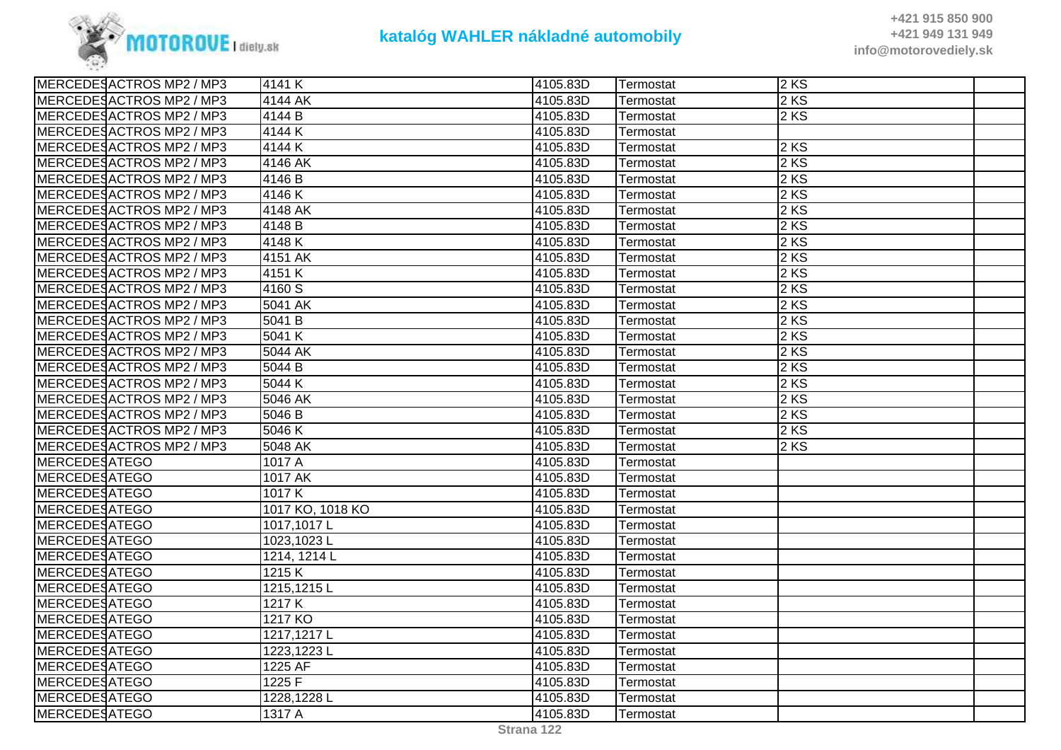| | | | | | | |
|---|---|---|---|---|---|---|
| MERCEDES | ACTROS MP2 / MP3 | 4141 K | 4105.83D | Termostat | 2 KS | |
| MERCEDES | ACTROS MP2 / MP3 | 4144 AK | 4105.83D | Termostat | 2 KS | |
| MERCEDES | ACTROS MP2 / MP3 | 4144 B | 4105.83D | Termostat | 2 KS | |
| MERCEDES | ACTROS MP2 / MP3 | 4144 K | 4105.83D | Termostat | | |
| MERCEDES | ACTROS MP2 / MP3 | 4144 K | 4105.83D | Termostat | 2 KS | |
| MERCEDES | ACTROS MP2 / MP3 | 4146 AK | 4105.83D | Termostat | 2 KS | |
| MERCEDES | ACTROS MP2 / MP3 | 4146 B | 4105.83D | Termostat | 2 KS | |
| MERCEDES | ACTROS MP2 / MP3 | 4146 K | 4105.83D | Termostat | 2 KS | |
| MERCEDES | ACTROS MP2 / MP3 | 4148 AK | 4105.83D | Termostat | 2 KS | |
| MERCEDES | ACTROS MP2 / MP3 | 4148 B | 4105.83D | Termostat | 2 KS | |
| MERCEDES | ACTROS MP2 / MP3 | 4148 K | 4105.83D | Termostat | 2 KS | |
| MERCEDES | ACTROS MP2 / MP3 | 4151 AK | 4105.83D | Termostat | 2 KS | |
| MERCEDES | ACTROS MP2 / MP3 | 4151 K | 4105.83D | Termostat | 2 KS | |
| MERCEDES | ACTROS MP2 / MP3 | 4160 S | 4105.83D | Termostat | 2 KS | |
| MERCEDES | ACTROS MP2 / MP3 | 5041 AK | 4105.83D | Termostat | 2 KS | |
| MERCEDES | ACTROS MP2 / MP3 | 5041 B | 4105.83D | Termostat | 2 KS | |
| MERCEDES | ACTROS MP2 / MP3 | 5041 K | 4105.83D | Termostat | 2 KS | |
| MERCEDES | ACTROS MP2 / MP3 | 5044 AK | 4105.83D | Termostat | 2 KS | |
| MERCEDES | ACTROS MP2 / MP3 | 5044 B | 4105.83D | Termostat | 2 KS | |
| MERCEDES | ACTROS MP2 / MP3 | 5044 K | 4105.83D | Termostat | 2 KS | |
| MERCEDES | ACTROS MP2 / MP3 | 5046 AK | 4105.83D | Termostat | 2 KS | |
| MERCEDES | ACTROS MP2 / MP3 | 5046 B | 4105.83D | Termostat | 2 KS | |
| MERCEDES | ACTROS MP2 / MP3 | 5046 K | 4105.83D | Termostat | 2 KS | |
| MERCEDES | ACTROS MP2 / MP3 | 5048 AK | 4105.83D | Termostat | 2 KS | |
| MERCEDES | ATEGO | 1017 A | 4105.83D | Termostat | | |
| MERCEDES | ATEGO | 1017 AK | 4105.83D | Termostat | | |
| MERCEDES | ATEGO | 1017 K | 4105.83D | Termostat | | |
| MERCEDES | ATEGO | 1017 KO, 1018 KO | 4105.83D | Termostat | | |
| MERCEDES | ATEGO | 1017,1017 L | 4105.83D | Termostat | | |
| MERCEDES | ATEGO | 1023,1023 L | 4105.83D | Termostat | | |
| MERCEDES | ATEGO | 1214, 1214 L | 4105.83D | Termostat | | |
| MERCEDES | ATEGO | 1215 K | 4105.83D | Termostat | | |
| MERCEDES | ATEGO | 1215,1215 L | 4105.83D | Termostat | | |
| MERCEDES | ATEGO | 1217 K | 4105.83D | Termostat | | |
| MERCEDES | ATEGO | 1217 KO | 4105.83D | Termostat | | |
| MERCEDES | ATEGO | 1217,1217 L | 4105.83D | Termostat | | |
| MERCEDES | ATEGO | 1223,1223 L | 4105.83D | Termostat | | |
| MERCEDES | ATEGO | 1225 AF | 4105.83D | Termostat | | |
| MERCEDES | ATEGO | 1225 F | 4105.83D | Termostat | | |
| MERCEDES | ATEGO | 1228,1228 L | 4105.83D | Termostat | | |
| MERCEDES | ATEGO | 1317 A | 4105.83D | Termostat | | |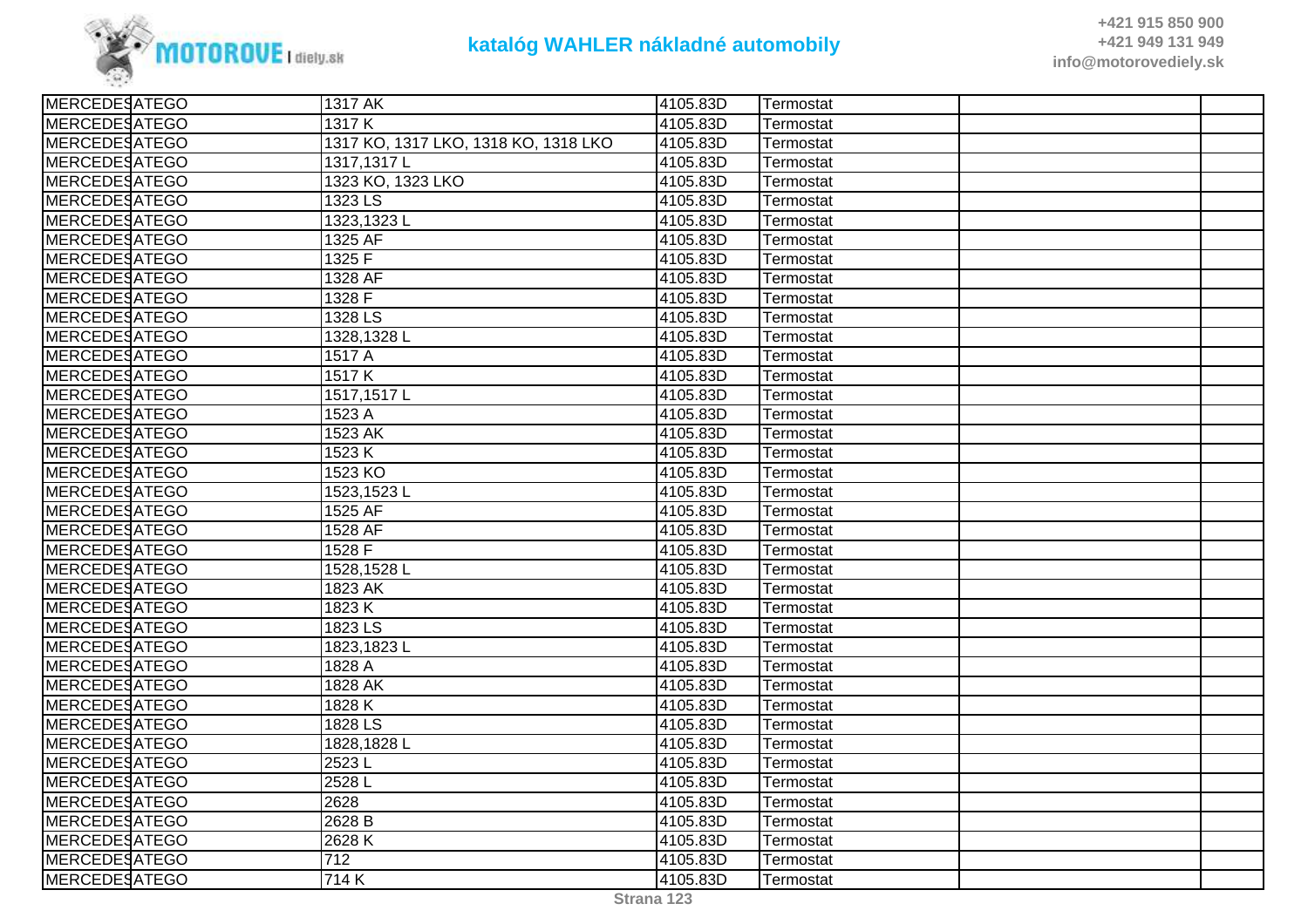| | | | | | | |
|---|---|---|---|---|---|---|
| MERCEDES | ATEGO | 1317 AK | 4105.83D | Termostat | | |
| MERCEDES | ATEGO | 1317 K | 4105.83D | Termostat | | |
| MERCEDES | ATEGO | 1317 KO, 1317 LKO, 1318 KO, 1318 LKO | 4105.83D | Termostat | | |
| MERCEDES | ATEGO | 1317,1317 L | 4105.83D | Termostat | | |
| MERCEDES | ATEGO | 1323 KO, 1323 LKO | 4105.83D | Termostat | | |
| MERCEDES | ATEGO | 1323 LS | 4105.83D | Termostat | | |
| MERCEDES | ATEGO | 1323,1323 L | 4105.83D | Termostat | | |
| MERCEDES | ATEGO | 1325 AF | 4105.83D | Termostat | | |
| MERCEDES | ATEGO | 1325 F | 4105.83D | Termostat | | |
| MERCEDES | ATEGO | 1328 AF | 4105.83D | Termostat | | |
| MERCEDES | ATEGO | 1328 F | 4105.83D | Termostat | | |
| MERCEDES | ATEGO | 1328 LS | 4105.83D | Termostat | | |
| MERCEDES | ATEGO | 1328,1328 L | 4105.83D | Termostat | | |
| MERCEDES | ATEGO | 1517 A | 4105.83D | Termostat | | |
| MERCEDES | ATEGO | 1517 K | 4105.83D | Termostat | | |
| MERCEDES | ATEGO | 1517,1517 L | 4105.83D | Termostat | | |
| MERCEDES | ATEGO | 1523 A | 4105.83D | Termostat | | |
| MERCEDES | ATEGO | 1523 AK | 4105.83D | Termostat | | |
| MERCEDES | ATEGO | 1523 K | 4105.83D | Termostat | | |
| MERCEDES | ATEGO | 1523 KO | 4105.83D | Termostat | | |
| MERCEDES | ATEGO | 1523,1523 L | 4105.83D | Termostat | | |
| MERCEDES | ATEGO | 1525 AF | 4105.83D | Termostat | | |
| MERCEDES | ATEGO | 1528 AF | 4105.83D | Termostat | | |
| MERCEDES | ATEGO | 1528 F | 4105.83D | Termostat | | |
| MERCEDES | ATEGO | 1528,1528 L | 4105.83D | Termostat | | |
| MERCEDES | ATEGO | 1823 AK | 4105.83D | Termostat | | |
| MERCEDES | ATEGO | 1823 K | 4105.83D | Termostat | | |
| MERCEDES | ATEGO | 1823 LS | 4105.83D | Termostat | | |
| MERCEDES | ATEGO | 1823,1823 L | 4105.83D | Termostat | | |
| MERCEDES | ATEGO | 1828 A | 4105.83D | Termostat | | |
| MERCEDES | ATEGO | 1828 AK | 4105.83D | Termostat | | |
| MERCEDES | ATEGO | 1828 K | 4105.83D | Termostat | | |
| MERCEDES | ATEGO | 1828 LS | 4105.83D | Termostat | | |
| MERCEDES | ATEGO | 1828,1828 L | 4105.83D | Termostat | | |
| MERCEDES | ATEGO | 2523 L | 4105.83D | Termostat | | |
| MERCEDES | ATEGO | 2528 L | 4105.83D | Termostat | | |
| MERCEDES | ATEGO | 2628 | 4105.83D | Termostat | | |
| MERCEDES | ATEGO | 2628 B | 4105.83D | Termostat | | |
| MERCEDES | ATEGO | 2628 K | 4105.83D | Termostat | | |
| MERCEDES | ATEGO | 712 | 4105.83D | Termostat | | |
| MERCEDES | ATEGO | 714 K | 4105.83D | Termostat | | |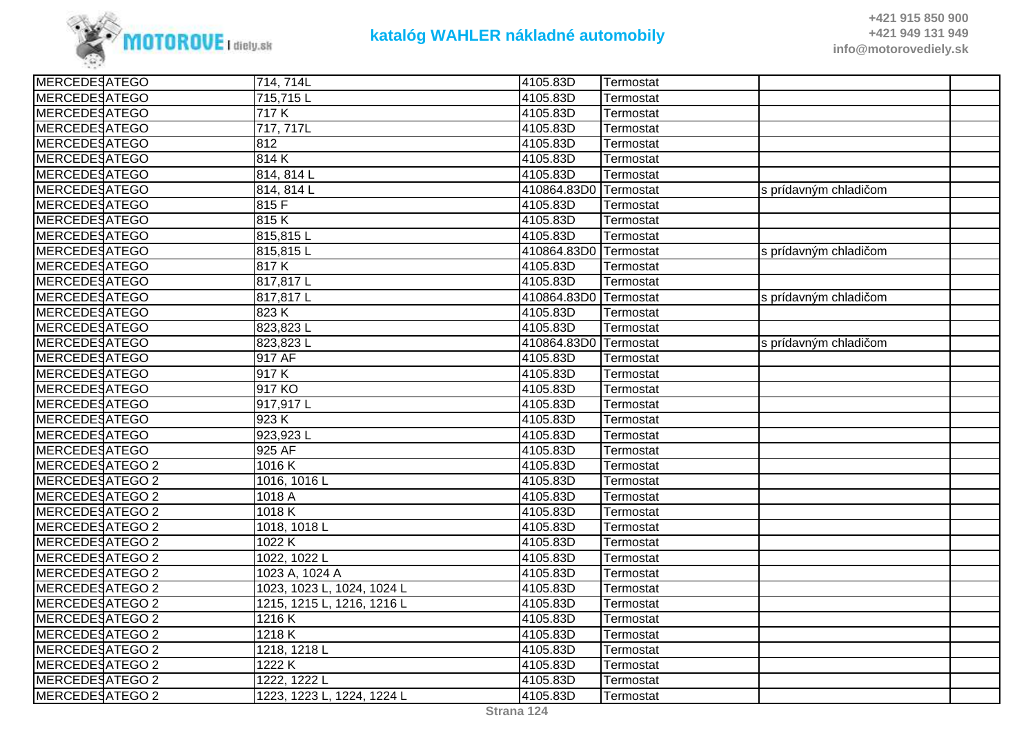| | | | | | | |
|---|---|---|---|---|---|---|
| MERCEDES | ATEGO | 714, 714L | 4105.83D | Termostat | | |
| MERCEDES | ATEGO | 715,715 L | 4105.83D | Termostat | | |
| MERCEDES | ATEGO | 717 K | 4105.83D | Termostat | | |
| MERCEDES | ATEGO | 717, 717L | 4105.83D | Termostat | | |
| MERCEDES | ATEGO | 812 | 4105.83D | Termostat | | |
| MERCEDES | ATEGO | 814 K | 4105.83D | Termostat | | |
| MERCEDES | ATEGO | 814, 814 L | 4105.83D | Termostat | | |
| MERCEDES | ATEGO | 814, 814 L | 410864.83D0 | Termostat | s prídavným chladičom | |
| MERCEDES | ATEGO | 815 F | 4105.83D | Termostat | | |
| MERCEDES | ATEGO | 815 K | 4105.83D | Termostat | | |
| MERCEDES | ATEGO | 815,815 L | 4105.83D | Termostat | | |
| MERCEDES | ATEGO | 815,815 L | 410864.83D0 | Termostat | s prídavným chladičom | |
| MERCEDES | ATEGO | 817 K | 4105.83D | Termostat | | |
| MERCEDES | ATEGO | 817,817 L | 4105.83D | Termostat | | |
| MERCEDES | ATEGO | 817,817 L | 410864.83D0 | Termostat | s prídavným chladičom | |
| MERCEDES | ATEGO | 823 K | 4105.83D | Termostat | | |
| MERCEDES | ATEGO | 823,823 L | 4105.83D | Termostat | | |
| MERCEDES | ATEGO | 823,823 L | 410864.83D0 | Termostat | s prídavným chladičom | |
| MERCEDES | ATEGO | 917 AF | 4105.83D | Termostat | | |
| MERCEDES | ATEGO | 917 K | 4105.83D | Termostat | | |
| MERCEDES | ATEGO | 917 KO | 4105.83D | Termostat | | |
| MERCEDES | ATEGO | 917,917 L | 4105.83D | Termostat | | |
| MERCEDES | ATEGO | 923 K | 4105.83D | Termostat | | |
| MERCEDES | ATEGO | 923,923 L | 4105.83D | Termostat | | |
| MERCEDES | ATEGO | 925 AF | 4105.83D | Termostat | | |
| MERCEDES | ATEGO 2 | 1016 K | 4105.83D | Termostat | | |
| MERCEDES | ATEGO 2 | 1016, 1016 L | 4105.83D | Termostat | | |
| MERCEDES | ATEGO 2 | 1018 A | 4105.83D | Termostat | | |
| MERCEDES | ATEGO 2 | 1018 K | 4105.83D | Termostat | | |
| MERCEDES | ATEGO 2 | 1018, 1018 L | 4105.83D | Termostat | | |
| MERCEDES | ATEGO 2 | 1022 K | 4105.83D | Termostat | | |
| MERCEDES | ATEGO 2 | 1022, 1022 L | 4105.83D | Termostat | | |
| MERCEDES | ATEGO 2 | 1023 A, 1024 A | 4105.83D | Termostat | | |
| MERCEDES | ATEGO 2 | 1023, 1023 L, 1024, 1024 L | 4105.83D | Termostat | | |
| MERCEDES | ATEGO 2 | 1215, 1215 L, 1216, 1216 L | 4105.83D | Termostat | | |
| MERCEDES | ATEGO 2 | 1216 K | 4105.83D | Termostat | | |
| MERCEDES | ATEGO 2 | 1218 K | 4105.83D | Termostat | | |
| MERCEDES | ATEGO 2 | 1218, 1218 L | 4105.83D | Termostat | | |
| MERCEDES | ATEGO 2 | 1222 K | 4105.83D | Termostat | | |
| MERCEDES | ATEGO 2 | 1222, 1222 L | 4105.83D | Termostat | | |
| MERCEDES | ATEGO 2 | 1223, 1223 L, 1224, 1224 L | 4105.83D | Termostat | | |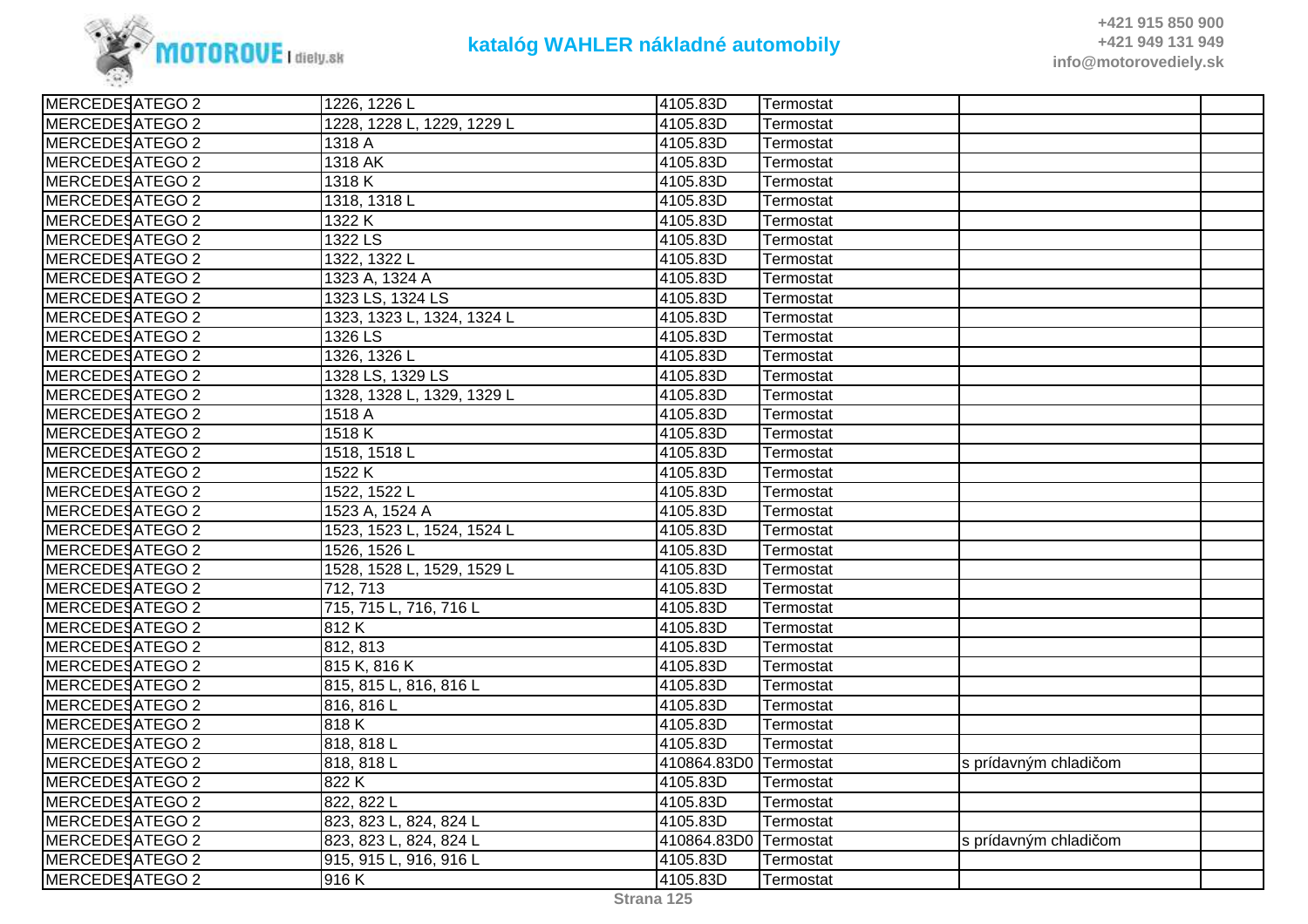# katalóg WAHLER nákladné automobily

+421 915 850 900
+421 949 131 949
info@motorovediely.sk

| | | | | | | |
|---|---|---|---|---|---|---|
| MERCEDES | ATEGO 2 | 1226, 1226 L | 4105.83D | Termostat | | |
| MERCEDES | ATEGO 2 | 1228, 1228 L, 1229, 1229 L | 4105.83D | Termostat | | |
| MERCEDES | ATEGO 2 | 1318 A | 4105.83D | Termostat | | |
| MERCEDES | ATEGO 2 | 1318 AK | 4105.83D | Termostat | | |
| MERCEDES | ATEGO 2 | 1318 K | 4105.83D | Termostat | | |
| MERCEDES | ATEGO 2 | 1318, 1318 L | 4105.83D | Termostat | | |
| MERCEDES | ATEGO 2 | 1322 K | 4105.83D | Termostat | | |
| MERCEDES | ATEGO 2 | 1322 LS | 4105.83D | Termostat | | |
| MERCEDES | ATEGO 2 | 1322, 1322 L | 4105.83D | Termostat | | |
| MERCEDES | ATEGO 2 | 1323 A, 1324 A | 4105.83D | Termostat | | |
| MERCEDES | ATEGO 2 | 1323 LS, 1324 LS | 4105.83D | Termostat | | |
| MERCEDES | ATEGO 2 | 1323, 1323 L, 1324, 1324 L | 4105.83D | Termostat | | |
| MERCEDES | ATEGO 2 | 1326 LS | 4105.83D | Termostat | | |
| MERCEDES | ATEGO 2 | 1326, 1326 L | 4105.83D | Termostat | | |
| MERCEDES | ATEGO 2 | 1328 LS, 1329 LS | 4105.83D | Termostat | | |
| MERCEDES | ATEGO 2 | 1328, 1328 L, 1329, 1329 L | 4105.83D | Termostat | | |
| MERCEDES | ATEGO 2 | 1518 A | 4105.83D | Termostat | | |
| MERCEDES | ATEGO 2 | 1518 K | 4105.83D | Termostat | | |
| MERCEDES | ATEGO 2 | 1518, 1518 L | 4105.83D | Termostat | | |
| MERCEDES | ATEGO 2 | 1522 K | 4105.83D | Termostat | | |
| MERCEDES | ATEGO 2 | 1522, 1522 L | 4105.83D | Termostat | | |
| MERCEDES | ATEGO 2 | 1523 A, 1524 A | 4105.83D | Termostat | | |
| MERCEDES | ATEGO 2 | 1523, 1523 L, 1524, 1524 L | 4105.83D | Termostat | | |
| MERCEDES | ATEGO 2 | 1526, 1526 L | 4105.83D | Termostat | | |
| MERCEDES | ATEGO 2 | 1528, 1528 L, 1529, 1529 L | 4105.83D | Termostat | | |
| MERCEDES | ATEGO 2 | 712, 713 | 4105.83D | Termostat | | |
| MERCEDES | ATEGO 2 | 715, 715 L, 716, 716 L | 4105.83D | Termostat | | |
| MERCEDES | ATEGO 2 | 812 K | 4105.83D | Termostat | | |
| MERCEDES | ATEGO 2 | 812, 813 | 4105.83D | Termostat | | |
| MERCEDES | ATEGO 2 | 815 K, 816 K | 4105.83D | Termostat | | |
| MERCEDES | ATEGO 2 | 815, 815 L, 816, 816 L | 4105.83D | Termostat | | |
| MERCEDES | ATEGO 2 | 816, 816 L | 4105.83D | Termostat | | |
| MERCEDES | ATEGO 2 | 818 K | 4105.83D | Termostat | | |
| MERCEDES | ATEGO 2 | 818, 818 L | 4105.83D | Termostat | | |
| MERCEDES | ATEGO 2 | 818, 818 L | 410864.83D0 | Termostat | s prídavným chladičom | |
| MERCEDES | ATEGO 2 | 822 K | 4105.83D | Termostat | | |
| MERCEDES | ATEGO 2 | 822, 822 L | 4105.83D | Termostat | | |
| MERCEDES | ATEGO 2 | 823, 823 L, 824, 824 L | 4105.83D | Termostat | | |
| MERCEDES | ATEGO 2 | 823, 823 L, 824, 824 L | 410864.83D0 | Termostat | s prídavným chladičom | |
| MERCEDES | ATEGO 2 | 915, 915 L, 916, 916 L | 4105.83D | Termostat | | |
| MERCEDES | ATEGO 2 | 916 K | 4105.83D | Termostat | | |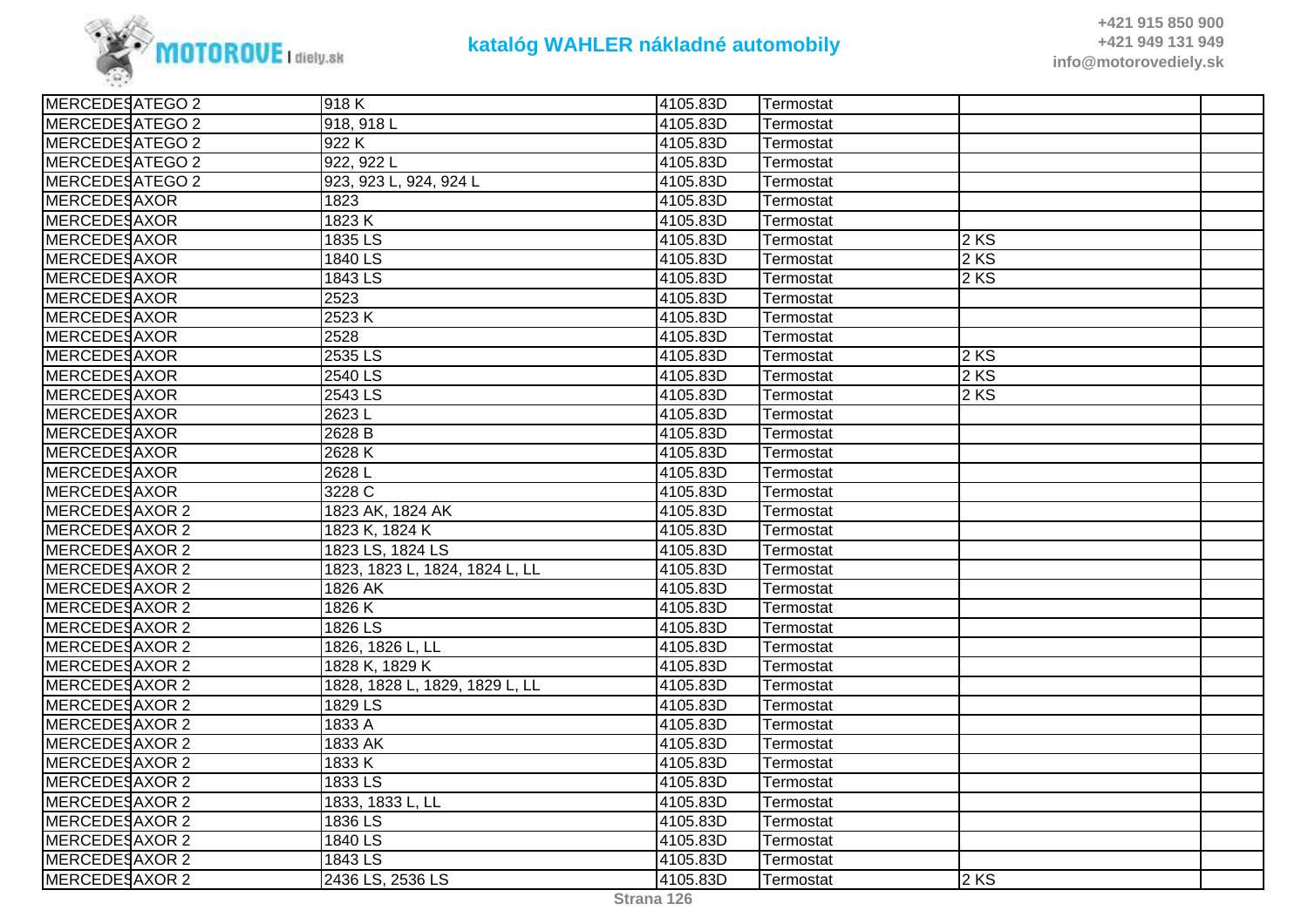| MERCEDES | ATEGO 2 | 918 K | 4105.83D | Termostat | | |
|---|---|---|---|---|---|---|
| MERCEDES | ATEGO 2 | 918, 918 L | 4105.83D | Termostat | | |
| MERCEDES | ATEGO 2 | 922 K | 4105.83D | Termostat | | |
| MERCEDES | ATEGO 2 | 922, 922 L | 4105.83D | Termostat | | |
| MERCEDES | ATEGO 2 | 923, 923 L, 924, 924 L | 4105.83D | Termostat | | |
| MERCEDES | AXOR | 1823 | 4105.83D | Termostat | | |
| MERCEDES | AXOR | 1823 K | 4105.83D | Termostat | | |
| MERCEDES | AXOR | 1835 LS | 4105.83D | Termostat | 2 KS | |
| MERCEDES | AXOR | 1840 LS | 4105.83D | Termostat | 2 KS | |
| MERCEDES | AXOR | 1843 LS | 4105.83D | Termostat | 2 KS | |
| MERCEDES | AXOR | 2523 | 4105.83D | Termostat | | |
| MERCEDES | AXOR | 2523 K | 4105.83D | Termostat | | |
| MERCEDES | AXOR | 2528 | 4105.83D | Termostat | | |
| MERCEDES | AXOR | 2535 LS | 4105.83D | Termostat | 2 KS | |
| MERCEDES | AXOR | 2540 LS | 4105.83D | Termostat | 2 KS | |
| MERCEDES | AXOR | 2543 LS | 4105.83D | Termostat | 2 KS | |
| MERCEDES | AXOR | 2623 L | 4105.83D | Termostat | | |
| MERCEDES | AXOR | 2628 B | 4105.83D | Termostat | | |
| MERCEDES | AXOR | 2628 K | 4105.83D | Termostat | | |
| MERCEDES | AXOR | 2628 L | 4105.83D | Termostat | | |
| MERCEDES | AXOR | 3228 C | 4105.83D | Termostat | | |
| MERCEDES | AXOR 2 | 1823 AK, 1824 AK | 4105.83D | Termostat | | |
| MERCEDES | AXOR 2 | 1823 K, 1824 K | 4105.83D | Termostat | | |
| MERCEDES | AXOR 2 | 1823 LS, 1824 LS | 4105.83D | Termostat | | |
| MERCEDES | AXOR 2 | 1823, 1823 L, 1824, 1824 L, LL | 4105.83D | Termostat | | |
| MERCEDES | AXOR 2 | 1826 AK | 4105.83D | Termostat | | |
| MERCEDES | AXOR 2 | 1826 K | 4105.83D | Termostat | | |
| MERCEDES | AXOR 2 | 1826 LS | 4105.83D | Termostat | | |
| MERCEDES | AXOR 2 | 1826, 1826 L, LL | 4105.83D | Termostat | | |
| MERCEDES | AXOR 2 | 1828 K, 1829 K | 4105.83D | Termostat | | |
| MERCEDES | AXOR 2 | 1828, 1828 L, 1829, 1829 L, LL | 4105.83D | Termostat | | |
| MERCEDES | AXOR 2 | 1829 LS | 4105.83D | Termostat | | |
| MERCEDES | AXOR 2 | 1833 A | 4105.83D | Termostat | | |
| MERCEDES | AXOR 2 | 1833 AK | 4105.83D | Termostat | | |
| MERCEDES | AXOR 2 | 1833 K | 4105.83D | Termostat | | |
| MERCEDES | AXOR 2 | 1833 LS | 4105.83D | Termostat | | |
| MERCEDES | AXOR 2 | 1833, 1833 L, LL | 4105.83D | Termostat | | |
| MERCEDES | AXOR 2 | 1836 LS | 4105.83D | Termostat | | |
| MERCEDES | AXOR 2 | 1840 LS | 4105.83D | Termostat | | |
| MERCEDES | AXOR 2 | 1843 LS | 4105.83D | Termostat | | |
| MERCEDES | AXOR 2 | 2436 LS, 2536 LS | 4105.83D | Termostat | 2 KS | |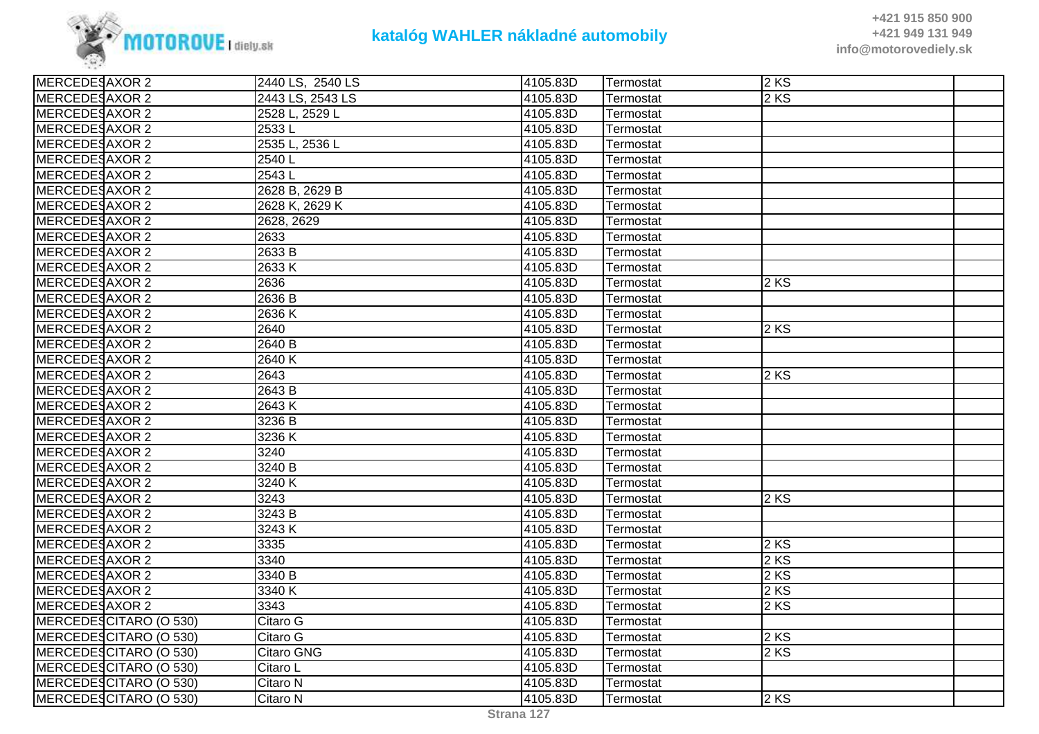| MERCEDES | AXOR 2 | 2440 LS,  2540 LS | 4105.83D | Termostat | 2 KS | |
|---|---|---|---|---|---|---|
| MERCEDES | AXOR 2 | 2443 LS, 2543 LS | 4105.83D | Termostat | 2 KS | |
| MERCEDES | AXOR 2 | 2528 L, 2529 L | 4105.83D | Termostat | | |
| MERCEDES | AXOR 2 | 2533 L | 4105.83D | Termostat | | |
| MERCEDES | AXOR 2 | 2535 L, 2536 L | 4105.83D | Termostat | | |
| MERCEDES | AXOR 2 | 2540 L | 4105.83D | Termostat | | |
| MERCEDES | AXOR 2 | 2543 L | 4105.83D | Termostat | | |
| MERCEDES | AXOR 2 | 2628 B, 2629 B | 4105.83D | Termostat | | |
| MERCEDES | AXOR 2 | 2628 K, 2629 K | 4105.83D | Termostat | | |
| MERCEDES | AXOR 2 | 2628, 2629 | 4105.83D | Termostat | | |
| MERCEDES | AXOR 2 | 2633 | 4105.83D | Termostat | | |
| MERCEDES | AXOR 2 | 2633 B | 4105.83D | Termostat | | |
| MERCEDES | AXOR 2 | 2633 K | 4105.83D | Termostat | | |
| MERCEDES | AXOR 2 | 2636 | 4105.83D | Termostat | 2 KS | |
| MERCEDES | AXOR 2 | 2636 B | 4105.83D | Termostat | | |
| MERCEDES | AXOR 2 | 2636 K | 4105.83D | Termostat | | |
| MERCEDES | AXOR 2 | 2640 | 4105.83D | Termostat | 2 KS | |
| MERCEDES | AXOR 2 | 2640 B | 4105.83D | Termostat | | |
| MERCEDES | AXOR 2 | 2640 K | 4105.83D | Termostat | | |
| MERCEDES | AXOR 2 | 2643 | 4105.83D | Termostat | 2 KS | |
| MERCEDES | AXOR 2 | 2643 B | 4105.83D | Termostat | | |
| MERCEDES | AXOR 2 | 2643 K | 4105.83D | Termostat | | |
| MERCEDES | AXOR 2 | 3236 B | 4105.83D | Termostat | | |
| MERCEDES | AXOR 2 | 3236 K | 4105.83D | Termostat | | |
| MERCEDES | AXOR 2 | 3240 | 4105.83D | Termostat | | |
| MERCEDES | AXOR 2 | 3240 B | 4105.83D | Termostat | | |
| MERCEDES | AXOR 2 | 3240 K | 4105.83D | Termostat | | |
| MERCEDES | AXOR 2 | 3243 | 4105.83D | Termostat | 2 KS | |
| MERCEDES | AXOR 2 | 3243 B | 4105.83D | Termostat | | |
| MERCEDES | AXOR 2 | 3243 K | 4105.83D | Termostat | | |
| MERCEDES | AXOR 2 | 3335 | 4105.83D | Termostat | 2 KS | |
| MERCEDES | AXOR 2 | 3340 | 4105.83D | Termostat | 2 KS | |
| MERCEDES | AXOR 2 | 3340 B | 4105.83D | Termostat | 2 KS | |
| MERCEDES | AXOR 2 | 3340 K | 4105.83D | Termostat | 2 KS | |
| MERCEDES | AXOR 2 | 3343 | 4105.83D | Termostat | 2 KS | |
| MERCEDES | CITARO (O 530) | Citaro G | 4105.83D | Termostat | | |
| MERCEDES | CITARO (O 530) | Citaro G | 4105.83D | Termostat | 2 KS | |
| MERCEDES | CITARO (O 530) | Citaro GNG | 4105.83D | Termostat | 2 KS | |
| MERCEDES | CITARO (O 530) | Citaro L | 4105.83D | Termostat | | |
| MERCEDES | CITARO (O 530) | Citaro N | 4105.83D | Termostat | | |
| MERCEDES | CITARO (O 530) | Citaro N | 4105.83D | Termostat | 2 KS | |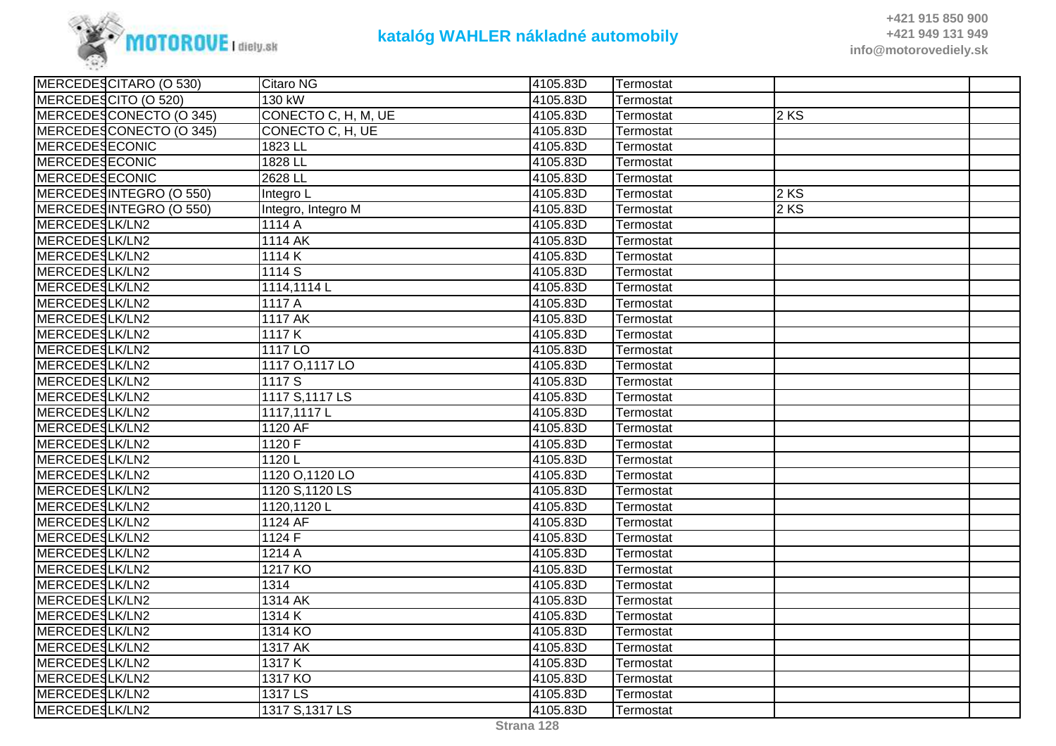| MERCEDES | CITARO (O 530) | Citaro NG | 4105.83D | Termostat | | |
|---|---|---|---|---|---|---|
| MERCEDES | CITO (O 520) | 130 kW | 4105.83D | Termostat | | |
| MERCEDES | CONECTO (O 345) | CONECTO C, H, M, UE | 4105.83D | Termostat | 2 KS | |
| MERCEDES | CONECTO (O 345) | CONECTO C, H, UE | 4105.83D | Termostat | | |
| MERCEDES | ECONIC | 1823 LL | 4105.83D | Termostat | | |
| MERCEDES | ECONIC | 1828 LL | 4105.83D | Termostat | | |
| MERCEDES | ECONIC | 2628 LL | 4105.83D | Termostat | | |
| MERCEDES | INTEGRO (O 550) | Integro L | 4105.83D | Termostat | 2 KS | |
| MERCEDES | INTEGRO (O 550) | Integro, Integro M | 4105.83D | Termostat | 2 KS | |
| MERCEDES | LK/LN2 | 1114 A | 4105.83D | Termostat | | |
| MERCEDES | LK/LN2 | 1114 AK | 4105.83D | Termostat | | |
| MERCEDES | LK/LN2 | 1114 K | 4105.83D | Termostat | | |
| MERCEDES | LK/LN2 | 1114 S | 4105.83D | Termostat | | |
| MERCEDES | LK/LN2 | 1114,1114 L | 4105.83D | Termostat | | |
| MERCEDES | LK/LN2 | 1117 A | 4105.83D | Termostat | | |
| MERCEDES | LK/LN2 | 1117 AK | 4105.83D | Termostat | | |
| MERCEDES | LK/LN2 | 1117 K | 4105.83D | Termostat | | |
| MERCEDES | LK/LN2 | 1117 LO | 4105.83D | Termostat | | |
| MERCEDES | LK/LN2 | 1117 O,1117 LO | 4105.83D | Termostat | | |
| MERCEDES | LK/LN2 | 1117 S | 4105.83D | Termostat | | |
| MERCEDES | LK/LN2 | 1117 S,1117 LS | 4105.83D | Termostat | | |
| MERCEDES | LK/LN2 | 1117,1117 L | 4105.83D | Termostat | | |
| MERCEDES | LK/LN2 | 1120 AF | 4105.83D | Termostat | | |
| MERCEDES | LK/LN2 | 1120 F | 4105.83D | Termostat | | |
| MERCEDES | LK/LN2 | 1120 L | 4105.83D | Termostat | | |
| MERCEDES | LK/LN2 | 1120 O,1120 LO | 4105.83D | Termostat | | |
| MERCEDES | LK/LN2 | 1120 S,1120 LS | 4105.83D | Termostat | | |
| MERCEDES | LK/LN2 | 1120,1120 L | 4105.83D | Termostat | | |
| MERCEDES | LK/LN2 | 1124 AF | 4105.83D | Termostat | | |
| MERCEDES | LK/LN2 | 1124 F | 4105.83D | Termostat | | |
| MERCEDES | LK/LN2 | 1214 A | 4105.83D | Termostat | | |
| MERCEDES | LK/LN2 | 1217 KO | 4105.83D | Termostat | | |
| MERCEDES | LK/LN2 | 1314 | 4105.83D | Termostat | | |
| MERCEDES | LK/LN2 | 1314 AK | 4105.83D | Termostat | | |
| MERCEDES | LK/LN2 | 1314 K | 4105.83D | Termostat | | |
| MERCEDES | LK/LN2 | 1314 KO | 4105.83D | Termostat | | |
| MERCEDES | LK/LN2 | 1317 AK | 4105.83D | Termostat | | |
| MERCEDES | LK/LN2 | 1317 K | 4105.83D | Termostat | | |
| MERCEDES | LK/LN2 | 1317 KO | 4105.83D | Termostat | | |
| MERCEDES | LK/LN2 | 1317 LS | 4105.83D | Termostat | | |
| MERCEDES | LK/LN2 | 1317 S,1317 LS | 4105.83D | Termostat | | |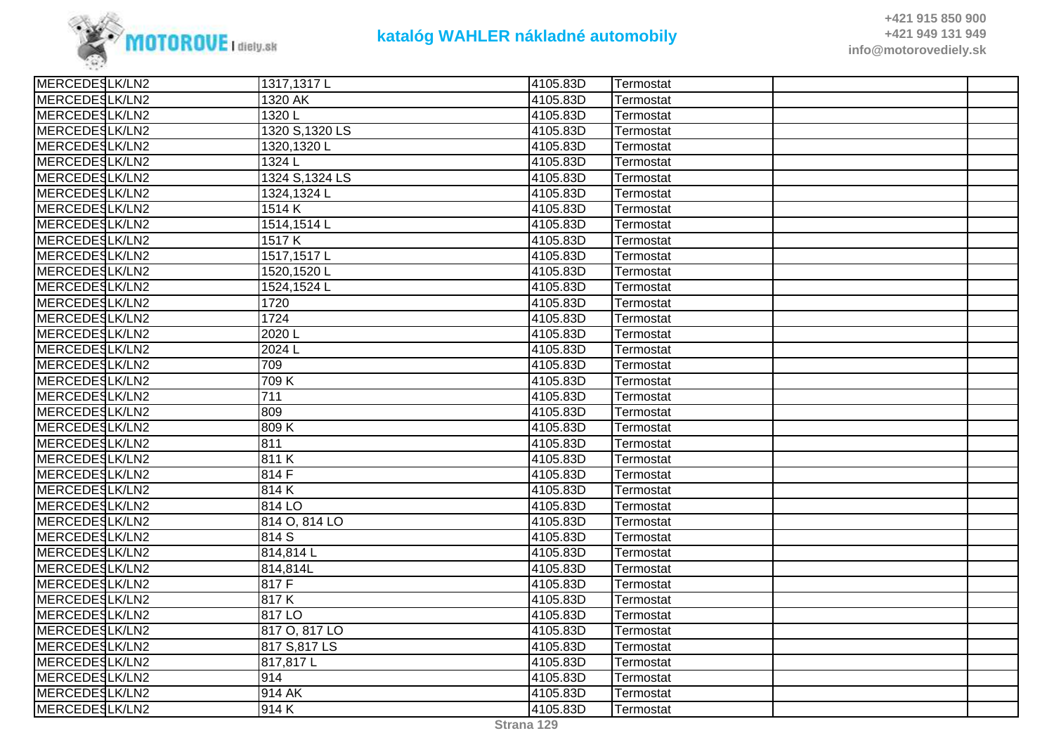| | | | | | | |
|---|---|---|---|---|---|---|
| MERCEDES | LK/LN2 | 1317,1317 L | 4105.83D | Termostat | | |
| MERCEDES | LK/LN2 | 1320 AK | 4105.83D | Termostat | | |
| MERCEDES | LK/LN2 | 1320 L | 4105.83D | Termostat | | |
| MERCEDES | LK/LN2 | 1320 S,1320 LS | 4105.83D | Termostat | | |
| MERCEDES | LK/LN2 | 1320,1320 L | 4105.83D | Termostat | | |
| MERCEDES | LK/LN2 | 1324 L | 4105.83D | Termostat | | |
| MERCEDES | LK/LN2 | 1324 S,1324 LS | 4105.83D | Termostat | | |
| MERCEDES | LK/LN2 | 1324,1324 L | 4105.83D | Termostat | | |
| MERCEDES | LK/LN2 | 1514 K | 4105.83D | Termostat | | |
| MERCEDES | LK/LN2 | 1514,1514 L | 4105.83D | Termostat | | |
| MERCEDES | LK/LN2 | 1517 K | 4105.83D | Termostat | | |
| MERCEDES | LK/LN2 | 1517,1517 L | 4105.83D | Termostat | | |
| MERCEDES | LK/LN2 | 1520,1520 L | 4105.83D | Termostat | | |
| MERCEDES | LK/LN2 | 1524,1524 L | 4105.83D | Termostat | | |
| MERCEDES | LK/LN2 | 1720 | 4105.83D | Termostat | | |
| MERCEDES | LK/LN2 | 1724 | 4105.83D | Termostat | | |
| MERCEDES | LK/LN2 | 2020 L | 4105.83D | Termostat | | |
| MERCEDES | LK/LN2 | 2024 L | 4105.83D | Termostat | | |
| MERCEDES | LK/LN2 | 709 | 4105.83D | Termostat | | |
| MERCEDES | LK/LN2 | 709 K | 4105.83D | Termostat | | |
| MERCEDES | LK/LN2 | 711 | 4105.83D | Termostat | | |
| MERCEDES | LK/LN2 | 809 | 4105.83D | Termostat | | |
| MERCEDES | LK/LN2 | 809 K | 4105.83D | Termostat | | |
| MERCEDES | LK/LN2 | 811 | 4105.83D | Termostat | | |
| MERCEDES | LK/LN2 | 811 K | 4105.83D | Termostat | | |
| MERCEDES | LK/LN2 | 814 F | 4105.83D | Termostat | | |
| MERCEDES | LK/LN2 | 814 K | 4105.83D | Termostat | | |
| MERCEDES | LK/LN2 | 814 LO | 4105.83D | Termostat | | |
| MERCEDES | LK/LN2 | 814 O, 814 LO | 4105.83D | Termostat | | |
| MERCEDES | LK/LN2 | 814 S | 4105.83D | Termostat | | |
| MERCEDES | LK/LN2 | 814,814 L | 4105.83D | Termostat | | |
| MERCEDES | LK/LN2 | 814,814L | 4105.83D | Termostat | | |
| MERCEDES | LK/LN2 | 817 F | 4105.83D | Termostat | | |
| MERCEDES | LK/LN2 | 817 K | 4105.83D | Termostat | | |
| MERCEDES | LK/LN2 | 817 LO | 4105.83D | Termostat | | |
| MERCEDES | LK/LN2 | 817 O, 817 LO | 4105.83D | Termostat | | |
| MERCEDES | LK/LN2 | 817 S,817 LS | 4105.83D | Termostat | | |
| MERCEDES | LK/LN2 | 817,817 L | 4105.83D | Termostat | | |
| MERCEDES | LK/LN2 | 914 | 4105.83D | Termostat | | |
| MERCEDES | LK/LN2 | 914 AK | 4105.83D | Termostat | | |
| MERCEDES | LK/LN2 | 914 K | 4105.83D | Termostat | | |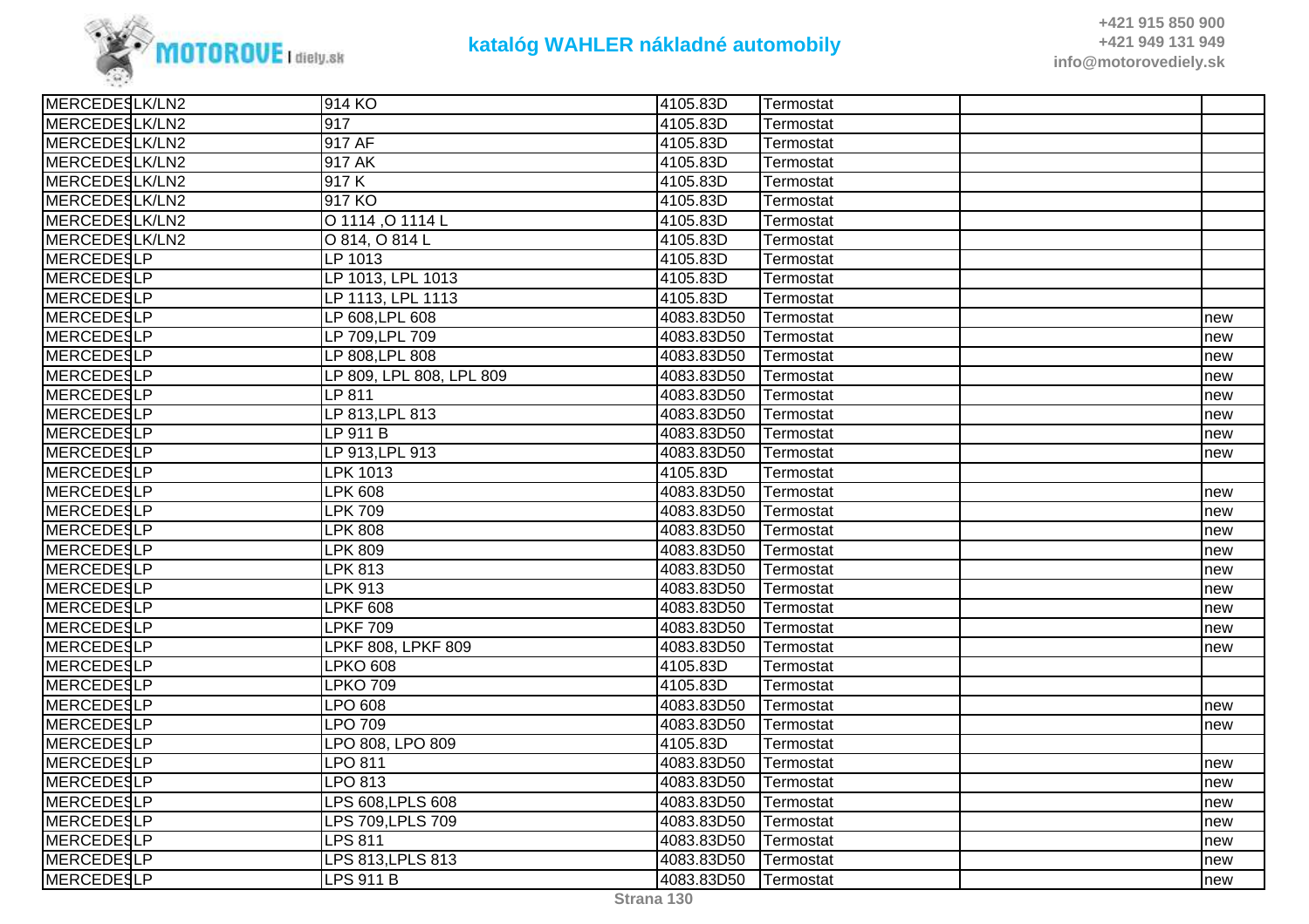| | | | | | | |
|---|---|---|---|---|---|---|
| MERCEDES | LK/LN2 | 914 KO | 4105.83D | Termostat | | |
| MERCEDES | LK/LN2 | 917 | 4105.83D | Termostat | | |
| MERCEDES | LK/LN2 | 917 AF | 4105.83D | Termostat | | |
| MERCEDES | LK/LN2 | 917 AK | 4105.83D | Termostat | | |
| MERCEDES | LK/LN2 | 917 K | 4105.83D | Termostat | | |
| MERCEDES | LK/LN2 | 917 KO | 4105.83D | Termostat | | |
| MERCEDES | LK/LN2 | O 1114 ,O 1114 L | 4105.83D | Termostat | | |
| MERCEDES | LK/LN2 | O 814, O 814 L | 4105.83D | Termostat | | |
| MERCEDES | LP | LP 1013 | 4105.83D | Termostat | | |
| MERCEDES | LP | LP 1013, LPL 1013 | 4105.83D | Termostat | | |
| MERCEDES | LP | LP 1113, LPL 1113 | 4105.83D | Termostat | | |
| MERCEDES | LP | LP 608,LPL 608 | 4083.83D50 | Termostat | | new |
| MERCEDES | LP | LP 709,LPL 709 | 4083.83D50 | Termostat | | new |
| MERCEDES | LP | LP 808,LPL 808 | 4083.83D50 | Termostat | | new |
| MERCEDES | LP | LP 809, LPL 808, LPL 809 | 4083.83D50 | Termostat | | new |
| MERCEDES | LP | LP 811 | 4083.83D50 | Termostat | | new |
| MERCEDES | LP | LP 813,LPL 813 | 4083.83D50 | Termostat | | new |
| MERCEDES | LP | LP 911 B | 4083.83D50 | Termostat | | new |
| MERCEDES | LP | LP 913,LPL 913 | 4083.83D50 | Termostat | | new |
| MERCEDES | LP | LPK 1013 | 4105.83D | Termostat | | |
| MERCEDES | LP | LPK 608 | 4083.83D50 | Termostat | | new |
| MERCEDES | LP | LPK 709 | 4083.83D50 | Termostat | | new |
| MERCEDES | LP | LPK 808 | 4083.83D50 | Termostat | | new |
| MERCEDES | LP | LPK 809 | 4083.83D50 | Termostat | | new |
| MERCEDES | LP | LPK 813 | 4083.83D50 | Termostat | | new |
| MERCEDES | LP | LPK 913 | 4083.83D50 | Termostat | | new |
| MERCEDES | LP | LPKF 608 | 4083.83D50 | Termostat | | new |
| MERCEDES | LP | LPKF 709 | 4083.83D50 | Termostat | | new |
| MERCEDES | LP | LPKF 808, LPKF 809 | 4083.83D50 | Termostat | | new |
| MERCEDES | LP | LPKO 608 | 4105.83D | Termostat | | |
| MERCEDES | LP | LPKO 709 | 4105.83D | Termostat | | |
| MERCEDES | LP | LPO 608 | 4083.83D50 | Termostat | | new |
| MERCEDES | LP | LPO 709 | 4083.83D50 | Termostat | | new |
| MERCEDES | LP | LPO 808, LPO 809 | 4105.83D | Termostat | | |
| MERCEDES | LP | LPO 811 | 4083.83D50 | Termostat | | new |
| MERCEDES | LP | LPO 813 | 4083.83D50 | Termostat | | new |
| MERCEDES | LP | LPS 608,LPLS 608 | 4083.83D50 | Termostat | | new |
| MERCEDES | LP | LPS 709,LPLS 709 | 4083.83D50 | Termostat | | new |
| MERCEDES | LP | LPS 811 | 4083.83D50 | Termostat | | new |
| MERCEDES | LP | LPS 813,LPLS 813 | 4083.83D50 | Termostat | | new |
| MERCEDES | LP | LPS 911 B | 4083.83D50 | Termostat | | new |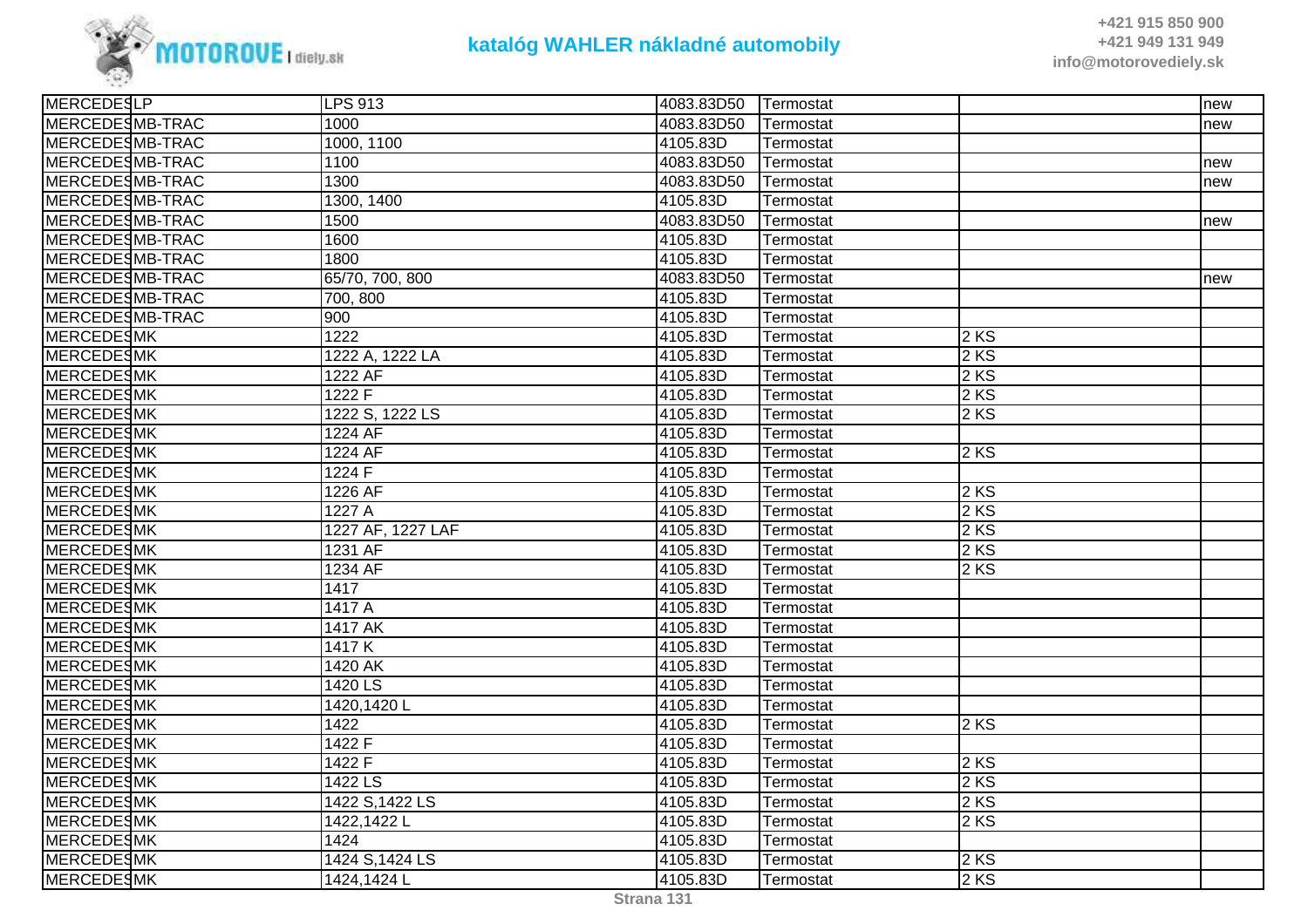# katalóg WAHLER nákladné automobily

+421 915 850 900
+421 949 131 949
info@motorovediely.sk

| | | | | | | |
|---|---|---|---|---|---|---|
| MERCEDES | LP | LPS 913 | 4083.83D50 | Termostat | | new |
| MERCEDES | MB-TRAC | 1000 | 4083.83D50 | Termostat | | new |
| MERCEDES | MB-TRAC | 1000, 1100 | 4105.83D | Termostat | | |
| MERCEDES | MB-TRAC | 1100 | 4083.83D50 | Termostat | | new |
| MERCEDES | MB-TRAC | 1300 | 4083.83D50 | Termostat | | new |
| MERCEDES | MB-TRAC | 1300, 1400 | 4105.83D | Termostat | | |
| MERCEDES | MB-TRAC | 1500 | 4083.83D50 | Termostat | | new |
| MERCEDES | MB-TRAC | 1600 | 4105.83D | Termostat | | |
| MERCEDES | MB-TRAC | 1800 | 4105.83D | Termostat | | |
| MERCEDES | MB-TRAC | 65/70, 700, 800 | 4083.83D50 | Termostat | | new |
| MERCEDES | MB-TRAC | 700, 800 | 4105.83D | Termostat | | |
| MERCEDES | MB-TRAC | 900 | 4105.83D | Termostat | | |
| MERCEDES | MK | 1222 | 4105.83D | Termostat | 2 KS | |
| MERCEDES | MK | 1222 A, 1222 LA | 4105.83D | Termostat | 2 KS | |
| MERCEDES | MK | 1222 AF | 4105.83D | Termostat | 2 KS | |
| MERCEDES | MK | 1222 F | 4105.83D | Termostat | 2 KS | |
| MERCEDES | MK | 1222 S, 1222 LS | 4105.83D | Termostat | 2 KS | |
| MERCEDES | MK | 1224 AF | 4105.83D | Termostat | | |
| MERCEDES | MK | 1224 AF | 4105.83D | Termostat | 2 KS | |
| MERCEDES | MK | 1224 F | 4105.83D | Termostat | | |
| MERCEDES | MK | 1226 AF | 4105.83D | Termostat | 2 KS | |
| MERCEDES | MK | 1227 A | 4105.83D | Termostat | 2 KS | |
| MERCEDES | MK | 1227 AF, 1227 LAF | 4105.83D | Termostat | 2 KS | |
| MERCEDES | MK | 1231 AF | 4105.83D | Termostat | 2 KS | |
| MERCEDES | MK | 1234 AF | 4105.83D | Termostat | 2 KS | |
| MERCEDES | MK | 1417 | 4105.83D | Termostat | | |
| MERCEDES | MK | 1417 A | 4105.83D | Termostat | | |
| MERCEDES | MK | 1417 AK | 4105.83D | Termostat | | |
| MERCEDES | MK | 1417 K | 4105.83D | Termostat | | |
| MERCEDES | MK | 1420 AK | 4105.83D | Termostat | | |
| MERCEDES | MK | 1420 LS | 4105.83D | Termostat | | |
| MERCEDES | MK | 1420,1420 L | 4105.83D | Termostat | | |
| MERCEDES | MK | 1422 | 4105.83D | Termostat | 2 KS | |
| MERCEDES | MK | 1422 F | 4105.83D | Termostat | | |
| MERCEDES | MK | 1422 F | 4105.83D | Termostat | 2 KS | |
| MERCEDES | MK | 1422 LS | 4105.83D | Termostat | 2 KS | |
| MERCEDES | MK | 1422 S,1422 LS | 4105.83D | Termostat | 2 KS | |
| MERCEDES | MK | 1422,1422 L | 4105.83D | Termostat | 2 KS | |
| MERCEDES | MK | 1424 | 4105.83D | Termostat | | |
| MERCEDES | MK | 1424 S,1424 LS | 4105.83D | Termostat | 2 KS | |
| MERCEDES | MK | 1424,1424 L | 4105.83D | Termostat | 2 KS | |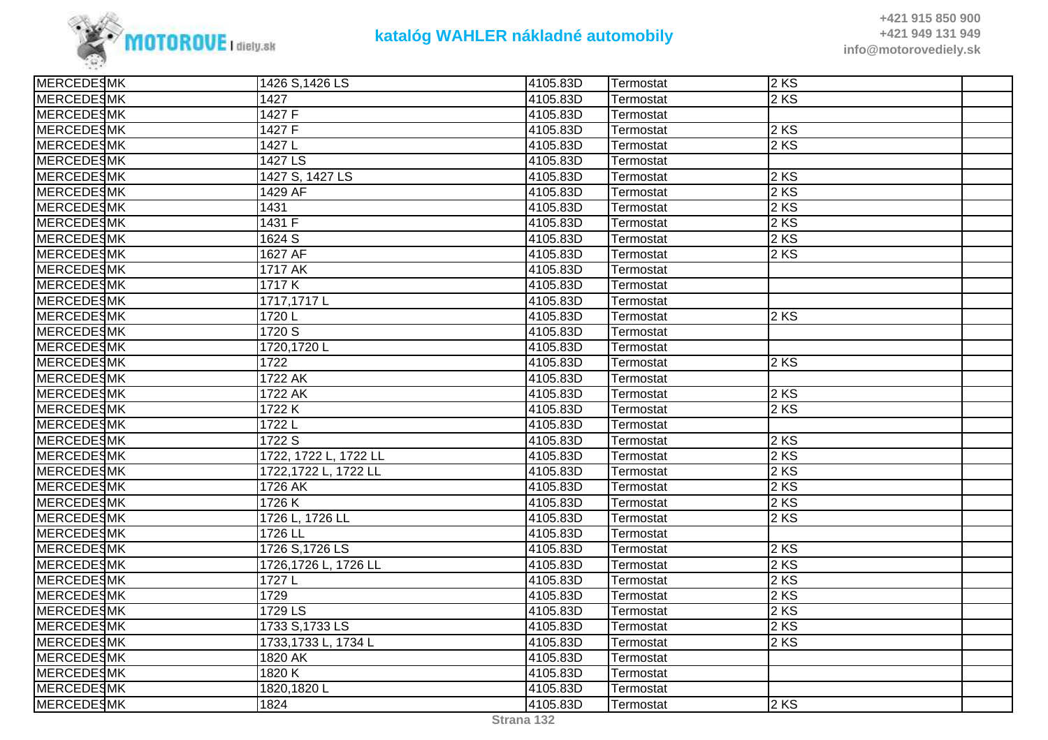# katalóg WAHLER nákladné automobily

+421 915 850 900
+421 949 131 949
info@motorovediely.sk

| | | | | | | |
|---|---|---|---|---|---|---|
| MERCEDES | MK | 1426 S,1426 LS | 4105.83D | Termostat | 2 KS | |
| MERCEDES | MK | 1427 | 4105.83D | Termostat | 2 KS | |
| MERCEDES | MK | 1427 F | 4105.83D | Termostat | | |
| MERCEDES | MK | 1427 F | 4105.83D | Termostat | 2 KS | |
| MERCEDES | MK | 1427 L | 4105.83D | Termostat | 2 KS | |
| MERCEDES | MK | 1427 LS | 4105.83D | Termostat | | |
| MERCEDES | MK | 1427 S, 1427 LS | 4105.83D | Termostat | 2 KS | |
| MERCEDES | MK | 1429 AF | 4105.83D | Termostat | 2 KS | |
| MERCEDES | MK | 1431 | 4105.83D | Termostat | 2 KS | |
| MERCEDES | MK | 1431 F | 4105.83D | Termostat | 2 KS | |
| MERCEDES | MK | 1624 S | 4105.83D | Termostat | 2 KS | |
| MERCEDES | MK | 1627 AF | 4105.83D | Termostat | 2 KS | |
| MERCEDES | MK | 1717 AK | 4105.83D | Termostat | | |
| MERCEDES | MK | 1717 K | 4105.83D | Termostat | | |
| MERCEDES | MK | 1717,1717 L | 4105.83D | Termostat | | |
| MERCEDES | MK | 1720 L | 4105.83D | Termostat | 2 KS | |
| MERCEDES | MK | 1720 S | 4105.83D | Termostat | | |
| MERCEDES | MK | 1720,1720 L | 4105.83D | Termostat | | |
| MERCEDES | MK | 1722 | 4105.83D | Termostat | 2 KS | |
| MERCEDES | MK | 1722 AK | 4105.83D | Termostat | | |
| MERCEDES | MK | 1722 AK | 4105.83D | Termostat | 2 KS | |
| MERCEDES | MK | 1722 K | 4105.83D | Termostat | 2 KS | |
| MERCEDES | MK | 1722 L | 4105.83D | Termostat | | |
| MERCEDES | MK | 1722 S | 4105.83D | Termostat | 2 KS | |
| MERCEDES | MK | 1722, 1722 L, 1722 LL | 4105.83D | Termostat | 2 KS | |
| MERCEDES | MK | 1722,1722 L, 1722 LL | 4105.83D | Termostat | 2 KS | |
| MERCEDES | MK | 1726 AK | 4105.83D | Termostat | 2 KS | |
| MERCEDES | MK | 1726 K | 4105.83D | Termostat | 2 KS | |
| MERCEDES | MK | 1726 L, 1726 LL | 4105.83D | Termostat | 2 KS | |
| MERCEDES | MK | 1726 LL | 4105.83D | Termostat | | |
| MERCEDES | MK | 1726 S,1726 LS | 4105.83D | Termostat | 2 KS | |
| MERCEDES | MK | 1726,1726 L, 1726 LL | 4105.83D | Termostat | 2 KS | |
| MERCEDES | MK | 1727 L | 4105.83D | Termostat | 2 KS | |
| MERCEDES | MK | 1729 | 4105.83D | Termostat | 2 KS | |
| MERCEDES | MK | 1729 LS | 4105.83D | Termostat | 2 KS | |
| MERCEDES | MK | 1733 S,1733 LS | 4105.83D | Termostat | 2 KS | |
| MERCEDES | MK | 1733,1733 L, 1734 L | 4105.83D | Termostat | 2 KS | |
| MERCEDES | MK | 1820 AK | 4105.83D | Termostat | | |
| MERCEDES | MK | 1820 K | 4105.83D | Termostat | | |
| MERCEDES | MK | 1820,1820 L | 4105.83D | Termostat | | |
| MERCEDES | MK | 1824 | 4105.83D | Termostat | 2 KS | |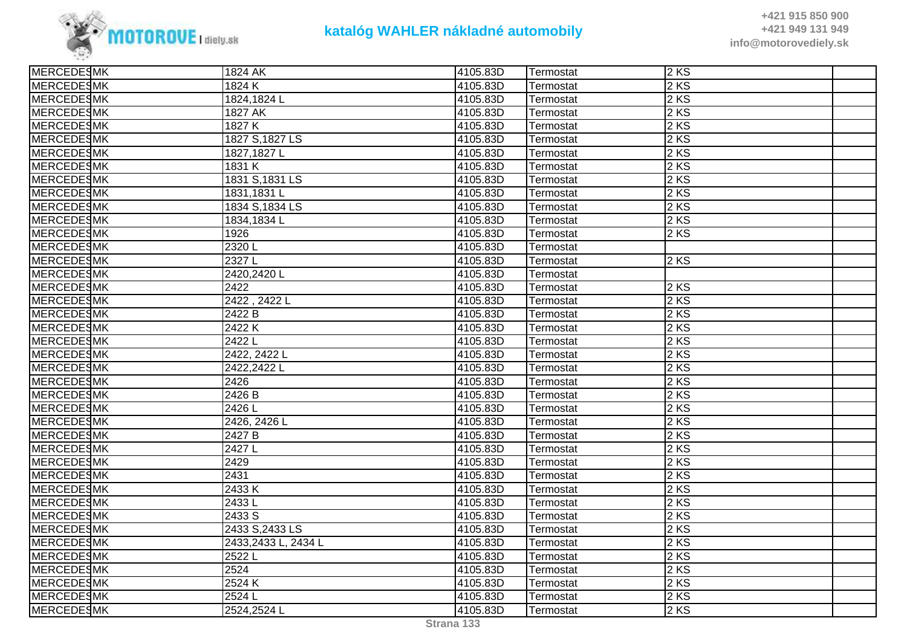| MERCEDES | MK | 1824 AK | 4105.83D | Termostat | 2 KS | |
|---|---|---|---|---|---|---|
| MERCEDES | MK | 1824 K | 4105.83D | Termostat | 2 KS | |
| MERCEDES | MK | 1824,1824 L | 4105.83D | Termostat | 2 KS | |
| MERCEDES | MK | 1827 AK | 4105.83D | Termostat | 2 KS | |
| MERCEDES | MK | 1827 K | 4105.83D | Termostat | 2 KS | |
| MERCEDES | MK | 1827 S,1827 LS | 4105.83D | Termostat | 2 KS | |
| MERCEDES | MK | 1827,1827 L | 4105.83D | Termostat | 2 KS | |
| MERCEDES | MK | 1831 K | 4105.83D | Termostat | 2 KS | |
| MERCEDES | MK | 1831 S,1831 LS | 4105.83D | Termostat | 2 KS | |
| MERCEDES | MK | 1831,1831 L | 4105.83D | Termostat | 2 KS | |
| MERCEDES | MK | 1834 S,1834 LS | 4105.83D | Termostat | 2 KS | |
| MERCEDES | MK | 1834,1834 L | 4105.83D | Termostat | 2 KS | |
| MERCEDES | MK | 1926 | 4105.83D | Termostat | 2 KS | |
| MERCEDES | MK | 2320 L | 4105.83D | Termostat | | |
| MERCEDES | MK | 2327 L | 4105.83D | Termostat | 2 KS | |
| MERCEDES | MK | 2420,2420 L | 4105.83D | Termostat | | |
| MERCEDES | MK | 2422 | 4105.83D | Termostat | 2 KS | |
| MERCEDES | MK | 2422 , 2422 L | 4105.83D | Termostat | 2 KS | |
| MERCEDES | MK | 2422 B | 4105.83D | Termostat | 2 KS | |
| MERCEDES | MK | 2422 K | 4105.83D | Termostat | 2 KS | |
| MERCEDES | MK | 2422 L | 4105.83D | Termostat | 2 KS | |
| MERCEDES | MK | 2422, 2422 L | 4105.83D | Termostat | 2 KS | |
| MERCEDES | MK | 2422,2422 L | 4105.83D | Termostat | 2 KS | |
| MERCEDES | MK | 2426 | 4105.83D | Termostat | 2 KS | |
| MERCEDES | MK | 2426 B | 4105.83D | Termostat | 2 KS | |
| MERCEDES | MK | 2426 L | 4105.83D | Termostat | 2 KS | |
| MERCEDES | MK | 2426, 2426 L | 4105.83D | Termostat | 2 KS | |
| MERCEDES | MK | 2427 B | 4105.83D | Termostat | 2 KS | |
| MERCEDES | MK | 2427 L | 4105.83D | Termostat | 2 KS | |
| MERCEDES | MK | 2429 | 4105.83D | Termostat | 2 KS | |
| MERCEDES | MK | 2431 | 4105.83D | Termostat | 2 KS | |
| MERCEDES | MK | 2433 K | 4105.83D | Termostat | 2 KS | |
| MERCEDES | MK | 2433 L | 4105.83D | Termostat | 2 KS | |
| MERCEDES | MK | 2433 S | 4105.83D | Termostat | 2 KS | |
| MERCEDES | MK | 2433 S,2433 LS | 4105.83D | Termostat | 2 KS | |
| MERCEDES | MK | 2433,2433 L, 2434 L | 4105.83D | Termostat | 2 KS | |
| MERCEDES | MK | 2522 L | 4105.83D | Termostat | 2 KS | |
| MERCEDES | MK | 2524 | 4105.83D | Termostat | 2 KS | |
| MERCEDES | MK | 2524 K | 4105.83D | Termostat | 2 KS | |
| MERCEDES | MK | 2524 L | 4105.83D | Termostat | 2 KS | |
| MERCEDES | MK | 2524,2524 L | 4105.83D | Termostat | 2 KS | |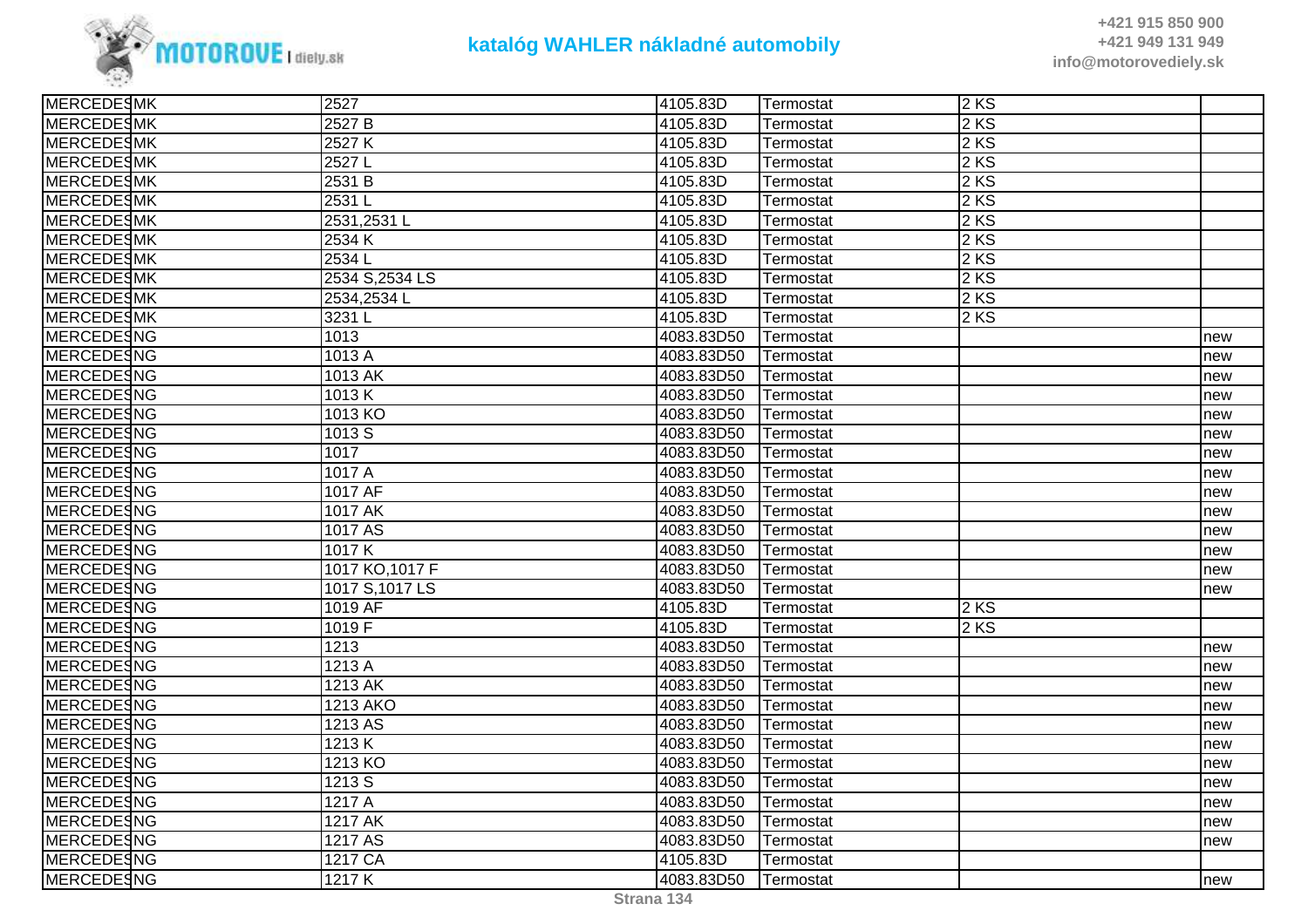| | | | | | | |
|---|---|---|---|---|---|---|
| MERCEDES | MK | 2527 | 4105.83D | Termostat | 2 KS | |
| MERCEDES | MK | 2527 B | 4105.83D | Termostat | 2 KS | |
| MERCEDES | MK | 2527 K | 4105.83D | Termostat | 2 KS | |
| MERCEDES | MK | 2527 L | 4105.83D | Termostat | 2 KS | |
| MERCEDES | MK | 2531 B | 4105.83D | Termostat | 2 KS | |
| MERCEDES | MK | 2531 L | 4105.83D | Termostat | 2 KS | |
| MERCEDES | MK | 2531,2531 L | 4105.83D | Termostat | 2 KS | |
| MERCEDES | MK | 2534 K | 4105.83D | Termostat | 2 KS | |
| MERCEDES | MK | 2534 L | 4105.83D | Termostat | 2 KS | |
| MERCEDES | MK | 2534 S,2534 LS | 4105.83D | Termostat | 2 KS | |
| MERCEDES | MK | 2534,2534 L | 4105.83D | Termostat | 2 KS | |
| MERCEDES | MK | 3231 L | 4105.83D | Termostat | 2 KS | |
| MERCEDES | NG | 1013 | 4083.83D50 | Termostat | | new |
| MERCEDES | NG | 1013 A | 4083.83D50 | Termostat | | new |
| MERCEDES | NG | 1013 AK | 4083.83D50 | Termostat | | new |
| MERCEDES | NG | 1013 K | 4083.83D50 | Termostat | | new |
| MERCEDES | NG | 1013 KO | 4083.83D50 | Termostat | | new |
| MERCEDES | NG | 1013 S | 4083.83D50 | Termostat | | new |
| MERCEDES | NG | 1017 | 4083.83D50 | Termostat | | new |
| MERCEDES | NG | 1017 A | 4083.83D50 | Termostat | | new |
| MERCEDES | NG | 1017 AF | 4083.83D50 | Termostat | | new |
| MERCEDES | NG | 1017 AK | 4083.83D50 | Termostat | | new |
| MERCEDES | NG | 1017 AS | 4083.83D50 | Termostat | | new |
| MERCEDES | NG | 1017 K | 4083.83D50 | Termostat | | new |
| MERCEDES | NG | 1017 KO,1017 F | 4083.83D50 | Termostat | | new |
| MERCEDES | NG | 1017 S,1017 LS | 4083.83D50 | Termostat | | new |
| MERCEDES | NG | 1019 AF | 4105.83D | Termostat | 2 KS | |
| MERCEDES | NG | 1019 F | 4105.83D | Termostat | 2 KS | |
| MERCEDES | NG | 1213 | 4083.83D50 | Termostat | | new |
| MERCEDES | NG | 1213 A | 4083.83D50 | Termostat | | new |
| MERCEDES | NG | 1213 AK | 4083.83D50 | Termostat | | new |
| MERCEDES | NG | 1213 AKO | 4083.83D50 | Termostat | | new |
| MERCEDES | NG | 1213 AS | 4083.83D50 | Termostat | | new |
| MERCEDES | NG | 1213 K | 4083.83D50 | Termostat | | new |
| MERCEDES | NG | 1213 KO | 4083.83D50 | Termostat | | new |
| MERCEDES | NG | 1213 S | 4083.83D50 | Termostat | | new |
| MERCEDES | NG | 1217 A | 4083.83D50 | Termostat | | new |
| MERCEDES | NG | 1217 AK | 4083.83D50 | Termostat | | new |
| MERCEDES | NG | 1217 AS | 4083.83D50 | Termostat | | new |
| MERCEDES | NG | 1217 CA | 4105.83D | Termostat | | |
| MERCEDES | NG | 1217 K | 4083.83D50 | Termostat | | new |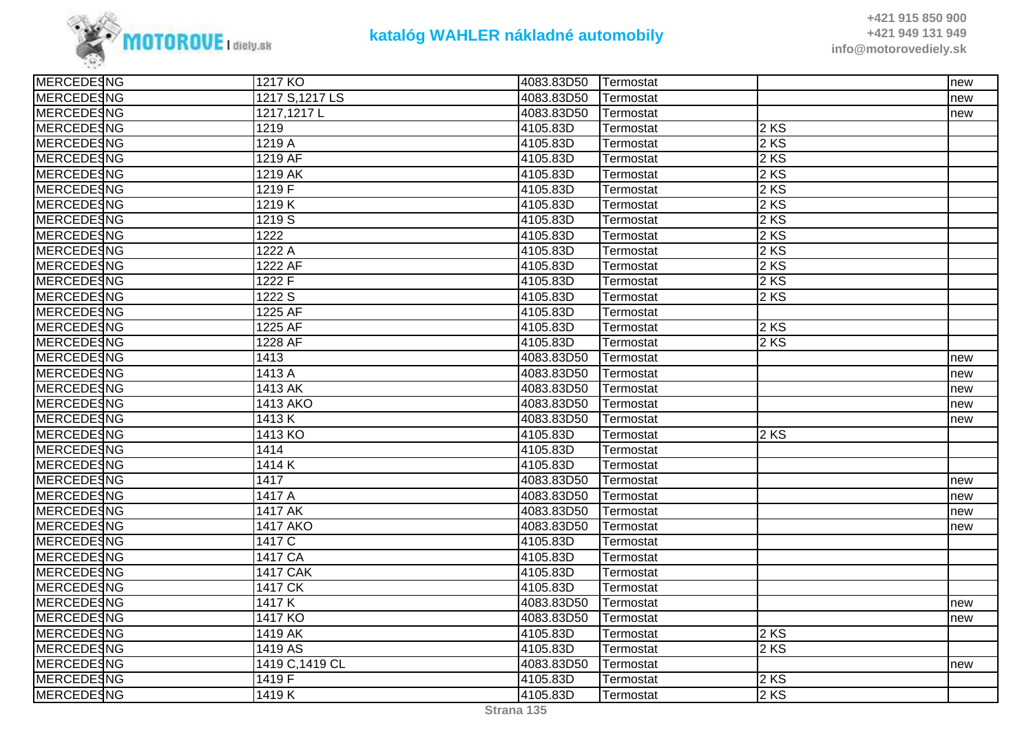| MERCEDES | NG | 1217 KO | 4083.83D50 | Termostat | | new |
|---|---|---|---|---|---|---|
| MERCEDES | NG | 1217 S,1217 LS | 4083.83D50 | Termostat | | new |
| MERCEDES | NG | 1217,1217 L | 4083.83D50 | Termostat | | new |
| MERCEDES | NG | 1219 | 4105.83D | Termostat | 2 KS | |
| MERCEDES | NG | 1219 A | 4105.83D | Termostat | 2 KS | |
| MERCEDES | NG | 1219 AF | 4105.83D | Termostat | 2 KS | |
| MERCEDES | NG | 1219 AK | 4105.83D | Termostat | 2 KS | |
| MERCEDES | NG | 1219 F | 4105.83D | Termostat | 2 KS | |
| MERCEDES | NG | 1219 K | 4105.83D | Termostat | 2 KS | |
| MERCEDES | NG | 1219 S | 4105.83D | Termostat | 2 KS | |
| MERCEDES | NG | 1222 | 4105.83D | Termostat | 2 KS | |
| MERCEDES | NG | 1222 A | 4105.83D | Termostat | 2 KS | |
| MERCEDES | NG | 1222 AF | 4105.83D | Termostat | 2 KS | |
| MERCEDES | NG | 1222 F | 4105.83D | Termostat | 2 KS | |
| MERCEDES | NG | 1222 S | 4105.83D | Termostat | 2 KS | |
| MERCEDES | NG | 1225 AF | 4105.83D | Termostat | | |
| MERCEDES | NG | 1225 AF | 4105.83D | Termostat | 2 KS | |
| MERCEDES | NG | 1228 AF | 4105.83D | Termostat | 2 KS | |
| MERCEDES | NG | 1413 | 4083.83D50 | Termostat | | new |
| MERCEDES | NG | 1413 A | 4083.83D50 | Termostat | | new |
| MERCEDES | NG | 1413 AK | 4083.83D50 | Termostat | | new |
| MERCEDES | NG | 1413 AKO | 4083.83D50 | Termostat | | new |
| MERCEDES | NG | 1413 K | 4083.83D50 | Termostat | | new |
| MERCEDES | NG | 1413 KO | 4105.83D | Termostat | 2 KS | |
| MERCEDES | NG | 1414 | 4105.83D | Termostat | | |
| MERCEDES | NG | 1414 K | 4105.83D | Termostat | | |
| MERCEDES | NG | 1417 | 4083.83D50 | Termostat | | new |
| MERCEDES | NG | 1417 A | 4083.83D50 | Termostat | | new |
| MERCEDES | NG | 1417 AK | 4083.83D50 | Termostat | | new |
| MERCEDES | NG | 1417 AKO | 4083.83D50 | Termostat | | new |
| MERCEDES | NG | 1417 C | 4105.83D | Termostat | | |
| MERCEDES | NG | 1417 CA | 4105.83D | Termostat | | |
| MERCEDES | NG | 1417 CAK | 4105.83D | Termostat | | |
| MERCEDES | NG | 1417 CK | 4105.83D | Termostat | | |
| MERCEDES | NG | 1417 K | 4083.83D50 | Termostat | | new |
| MERCEDES | NG | 1417 KO | 4083.83D50 | Termostat | | new |
| MERCEDES | NG | 1419 AK | 4105.83D | Termostat | 2 KS | |
| MERCEDES | NG | 1419 AS | 4105.83D | Termostat | 2 KS | |
| MERCEDES | NG | 1419 C,1419 CL | 4083.83D50 | Termostat | | new |
| MERCEDES | NG | 1419 F | 4105.83D | Termostat | 2 KS | |
| MERCEDES | NG | 1419 K | 4105.83D | Termostat | 2 KS | |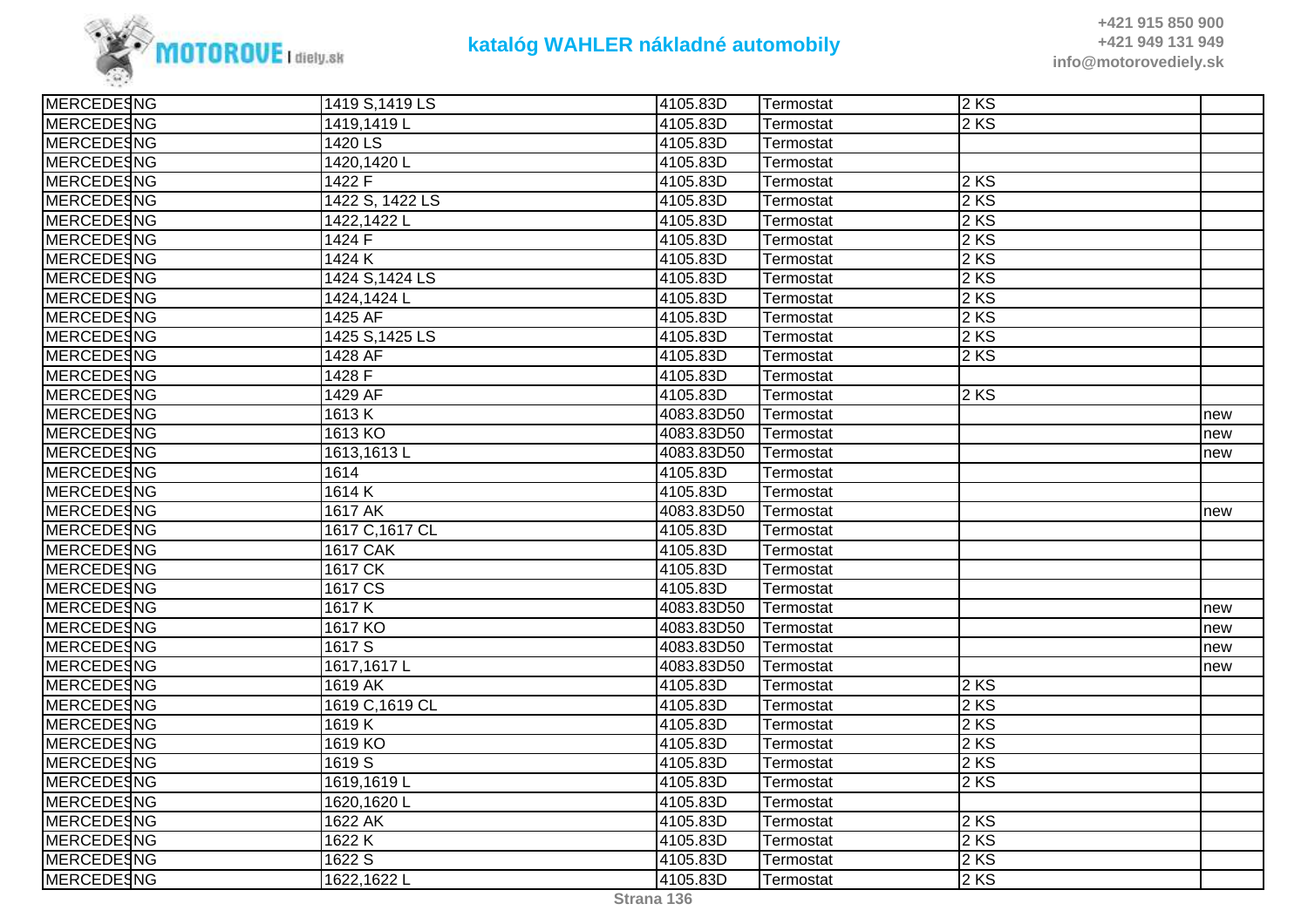| MERCEDES | NG | 1419 S,1419 LS | 4105.83D | Termostat | 2 KS | |
|---|---|---|---|---|---|---|
| MERCEDES | NG | 1419,1419 L | 4105.83D | Termostat | 2 KS | |
| MERCEDES | NG | 1420 LS | 4105.83D | Termostat | | |
| MERCEDES | NG | 1420,1420 L | 4105.83D | Termostat | | |
| MERCEDES | NG | 1422 F | 4105.83D | Termostat | 2 KS | |
| MERCEDES | NG | 1422 S, 1422 LS | 4105.83D | Termostat | 2 KS | |
| MERCEDES | NG | 1422,1422 L | 4105.83D | Termostat | 2 KS | |
| MERCEDES | NG | 1424 F | 4105.83D | Termostat | 2 KS | |
| MERCEDES | NG | 1424 K | 4105.83D | Termostat | 2 KS | |
| MERCEDES | NG | 1424 S,1424 LS | 4105.83D | Termostat | 2 KS | |
| MERCEDES | NG | 1424,1424 L | 4105.83D | Termostat | 2 KS | |
| MERCEDES | NG | 1425 AF | 4105.83D | Termostat | 2 KS | |
| MERCEDES | NG | 1425 S,1425 LS | 4105.83D | Termostat | 2 KS | |
| MERCEDES | NG | 1428 AF | 4105.83D | Termostat | 2 KS | |
| MERCEDES | NG | 1428 F | 4105.83D | Termostat | | |
| MERCEDES | NG | 1429 AF | 4105.83D | Termostat | 2 KS | |
| MERCEDES | NG | 1613 K | 4083.83D50 | Termostat | | new |
| MERCEDES | NG | 1613 KO | 4083.83D50 | Termostat | | new |
| MERCEDES | NG | 1613,1613 L | 4083.83D50 | Termostat | | new |
| MERCEDES | NG | 1614 | 4105.83D | Termostat | | |
| MERCEDES | NG | 1614 K | 4105.83D | Termostat | | |
| MERCEDES | NG | 1617 AK | 4083.83D50 | Termostat | | new |
| MERCEDES | NG | 1617 C,1617 CL | 4105.83D | Termostat | | |
| MERCEDES | NG | 1617 CAK | 4105.83D | Termostat | | |
| MERCEDES | NG | 1617 CK | 4105.83D | Termostat | | |
| MERCEDES | NG | 1617 CS | 4105.83D | Termostat | | |
| MERCEDES | NG | 1617 K | 4083.83D50 | Termostat | | new |
| MERCEDES | NG | 1617 KO | 4083.83D50 | Termostat | | new |
| MERCEDES | NG | 1617 S | 4083.83D50 | Termostat | | new |
| MERCEDES | NG | 1617,1617 L | 4083.83D50 | Termostat | | new |
| MERCEDES | NG | 1619 AK | 4105.83D | Termostat | 2 KS | |
| MERCEDES | NG | 1619 C,1619 CL | 4105.83D | Termostat | 2 KS | |
| MERCEDES | NG | 1619 K | 4105.83D | Termostat | 2 KS | |
| MERCEDES | NG | 1619 KO | 4105.83D | Termostat | 2 KS | |
| MERCEDES | NG | 1619 S | 4105.83D | Termostat | 2 KS | |
| MERCEDES | NG | 1619,1619 L | 4105.83D | Termostat | 2 KS | |
| MERCEDES | NG | 1620,1620 L | 4105.83D | Termostat | | |
| MERCEDES | NG | 1622 AK | 4105.83D | Termostat | 2 KS | |
| MERCEDES | NG | 1622 K | 4105.83D | Termostat | 2 KS | |
| MERCEDES | NG | 1622 S | 4105.83D | Termostat | 2 KS | |
| MERCEDES | NG | 1622,1622 L | 4105.83D | Termostat | 2 KS | |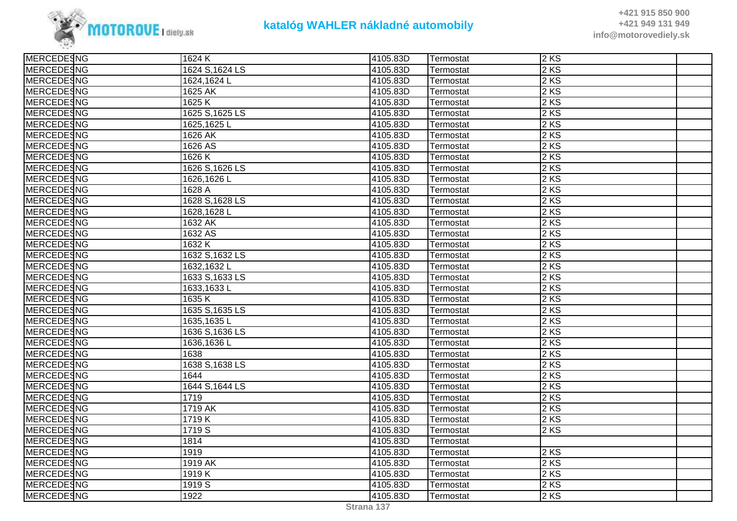| | | | | | | |
|---|---|---|---|---|---|---|
| MERCEDES | NG | 1624 K | 4105.83D | Termostat | 2 KS | |
| MERCEDES | NG | 1624 S,1624 LS | 4105.83D | Termostat | 2 KS | |
| MERCEDES | NG | 1624,1624 L | 4105.83D | Termostat | 2 KS | |
| MERCEDES | NG | 1625 AK | 4105.83D | Termostat | 2 KS | |
| MERCEDES | NG | 1625 K | 4105.83D | Termostat | 2 KS | |
| MERCEDES | NG | 1625 S,1625 LS | 4105.83D | Termostat | 2 KS | |
| MERCEDES | NG | 1625,1625 L | 4105.83D | Termostat | 2 KS | |
| MERCEDES | NG | 1626 AK | 4105.83D | Termostat | 2 KS | |
| MERCEDES | NG | 1626 AS | 4105.83D | Termostat | 2 KS | |
| MERCEDES | NG | 1626 K | 4105.83D | Termostat | 2 KS | |
| MERCEDES | NG | 1626 S,1626 LS | 4105.83D | Termostat | 2 KS | |
| MERCEDES | NG | 1626,1626 L | 4105.83D | Termostat | 2 KS | |
| MERCEDES | NG | 1628 A | 4105.83D | Termostat | 2 KS | |
| MERCEDES | NG | 1628 S,1628 LS | 4105.83D | Termostat | 2 KS | |
| MERCEDES | NG | 1628,1628 L | 4105.83D | Termostat | 2 KS | |
| MERCEDES | NG | 1632 AK | 4105.83D | Termostat | 2 KS | |
| MERCEDES | NG | 1632 AS | 4105.83D | Termostat | 2 KS | |
| MERCEDES | NG | 1632 K | 4105.83D | Termostat | 2 KS | |
| MERCEDES | NG | 1632 S,1632 LS | 4105.83D | Termostat | 2 KS | |
| MERCEDES | NG | 1632,1632 L | 4105.83D | Termostat | 2 KS | |
| MERCEDES | NG | 1633 S,1633 LS | 4105.83D | Termostat | 2 KS | |
| MERCEDES | NG | 1633,1633 L | 4105.83D | Termostat | 2 KS | |
| MERCEDES | NG | 1635 K | 4105.83D | Termostat | 2 KS | |
| MERCEDES | NG | 1635 S,1635 LS | 4105.83D | Termostat | 2 KS | |
| MERCEDES | NG | 1635,1635 L | 4105.83D | Termostat | 2 KS | |
| MERCEDES | NG | 1636 S,1636 LS | 4105.83D | Termostat | 2 KS | |
| MERCEDES | NG | 1636,1636 L | 4105.83D | Termostat | 2 KS | |
| MERCEDES | NG | 1638 | 4105.83D | Termostat | 2 KS | |
| MERCEDES | NG | 1638 S,1638 LS | 4105.83D | Termostat | 2 KS | |
| MERCEDES | NG | 1644 | 4105.83D | Termostat | 2 KS | |
| MERCEDES | NG | 1644 S,1644 LS | 4105.83D | Termostat | 2 KS | |
| MERCEDES | NG | 1719 | 4105.83D | Termostat | 2 KS | |
| MERCEDES | NG | 1719 AK | 4105.83D | Termostat | 2 KS | |
| MERCEDES | NG | 1719 K | 4105.83D | Termostat | 2 KS | |
| MERCEDES | NG | 1719 S | 4105.83D | Termostat | 2 KS | |
| MERCEDES | NG | 1814 | 4105.83D | Termostat | | |
| MERCEDES | NG | 1919 | 4105.83D | Termostat | 2 KS | |
| MERCEDES | NG | 1919 AK | 4105.83D | Termostat | 2 KS | |
| MERCEDES | NG | 1919 K | 4105.83D | Termostat | 2 KS | |
| MERCEDES | NG | 1919 S | 4105.83D | Termostat | 2 KS | |
| MERCEDES | NG | 1922 | 4105.83D | Termostat | 2 KS | |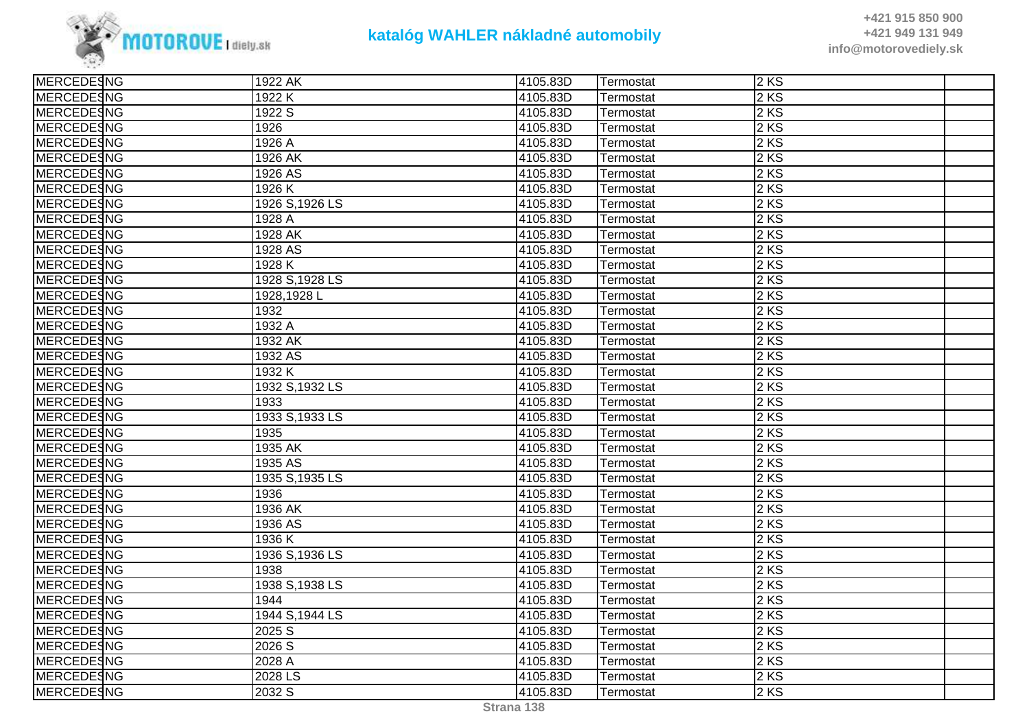| | | | | | | |
|---|---|---|---|---|---|---|
| MERCEDES | NG | 1922 AK | 4105.83D | Termostat | 2 KS | |
| MERCEDES | NG | 1922 K | 4105.83D | Termostat | 2 KS | |
| MERCEDES | NG | 1922 S | 4105.83D | Termostat | 2 KS | |
| MERCEDES | NG | 1926 | 4105.83D | Termostat | 2 KS | |
| MERCEDES | NG | 1926 A | 4105.83D | Termostat | 2 KS | |
| MERCEDES | NG | 1926 AK | 4105.83D | Termostat | 2 KS | |
| MERCEDES | NG | 1926 AS | 4105.83D | Termostat | 2 KS | |
| MERCEDES | NG | 1926 K | 4105.83D | Termostat | 2 KS | |
| MERCEDES | NG | 1926 S,1926 LS | 4105.83D | Termostat | 2 KS | |
| MERCEDES | NG | 1928 A | 4105.83D | Termostat | 2 KS | |
| MERCEDES | NG | 1928 AK | 4105.83D | Termostat | 2 KS | |
| MERCEDES | NG | 1928 AS | 4105.83D | Termostat | 2 KS | |
| MERCEDES | NG | 1928 K | 4105.83D | Termostat | 2 KS | |
| MERCEDES | NG | 1928 S,1928 LS | 4105.83D | Termostat | 2 KS | |
| MERCEDES | NG | 1928,1928 L | 4105.83D | Termostat | 2 KS | |
| MERCEDES | NG | 1932 | 4105.83D | Termostat | 2 KS | |
| MERCEDES | NG | 1932 A | 4105.83D | Termostat | 2 KS | |
| MERCEDES | NG | 1932 AK | 4105.83D | Termostat | 2 KS | |
| MERCEDES | NG | 1932 AS | 4105.83D | Termostat | 2 KS | |
| MERCEDES | NG | 1932 K | 4105.83D | Termostat | 2 KS | |
| MERCEDES | NG | 1932 S,1932 LS | 4105.83D | Termostat | 2 KS | |
| MERCEDES | NG | 1933 | 4105.83D | Termostat | 2 KS | |
| MERCEDES | NG | 1933 S,1933 LS | 4105.83D | Termostat | 2 KS | |
| MERCEDES | NG | 1935 | 4105.83D | Termostat | 2 KS | |
| MERCEDES | NG | 1935 AK | 4105.83D | Termostat | 2 KS | |
| MERCEDES | NG | 1935 AS | 4105.83D | Termostat | 2 KS | |
| MERCEDES | NG | 1935 S,1935 LS | 4105.83D | Termostat | 2 KS | |
| MERCEDES | NG | 1936 | 4105.83D | Termostat | 2 KS | |
| MERCEDES | NG | 1936 AK | 4105.83D | Termostat | 2 KS | |
| MERCEDES | NG | 1936 AS | 4105.83D | Termostat | 2 KS | |
| MERCEDES | NG | 1936 K | 4105.83D | Termostat | 2 KS | |
| MERCEDES | NG | 1936 S,1936 LS | 4105.83D | Termostat | 2 KS | |
| MERCEDES | NG | 1938 | 4105.83D | Termostat | 2 KS | |
| MERCEDES | NG | 1938 S,1938 LS | 4105.83D | Termostat | 2 KS | |
| MERCEDES | NG | 1944 | 4105.83D | Termostat | 2 KS | |
| MERCEDES | NG | 1944 S,1944 LS | 4105.83D | Termostat | 2 KS | |
| MERCEDES | NG | 2025 S | 4105.83D | Termostat | 2 KS | |
| MERCEDES | NG | 2026 S | 4105.83D | Termostat | 2 KS | |
| MERCEDES | NG | 2028 A | 4105.83D | Termostat | 2 KS | |
| MERCEDES | NG | 2028 LS | 4105.83D | Termostat | 2 KS | |
| MERCEDES | NG | 2032 S | 4105.83D | Termostat | 2 KS | |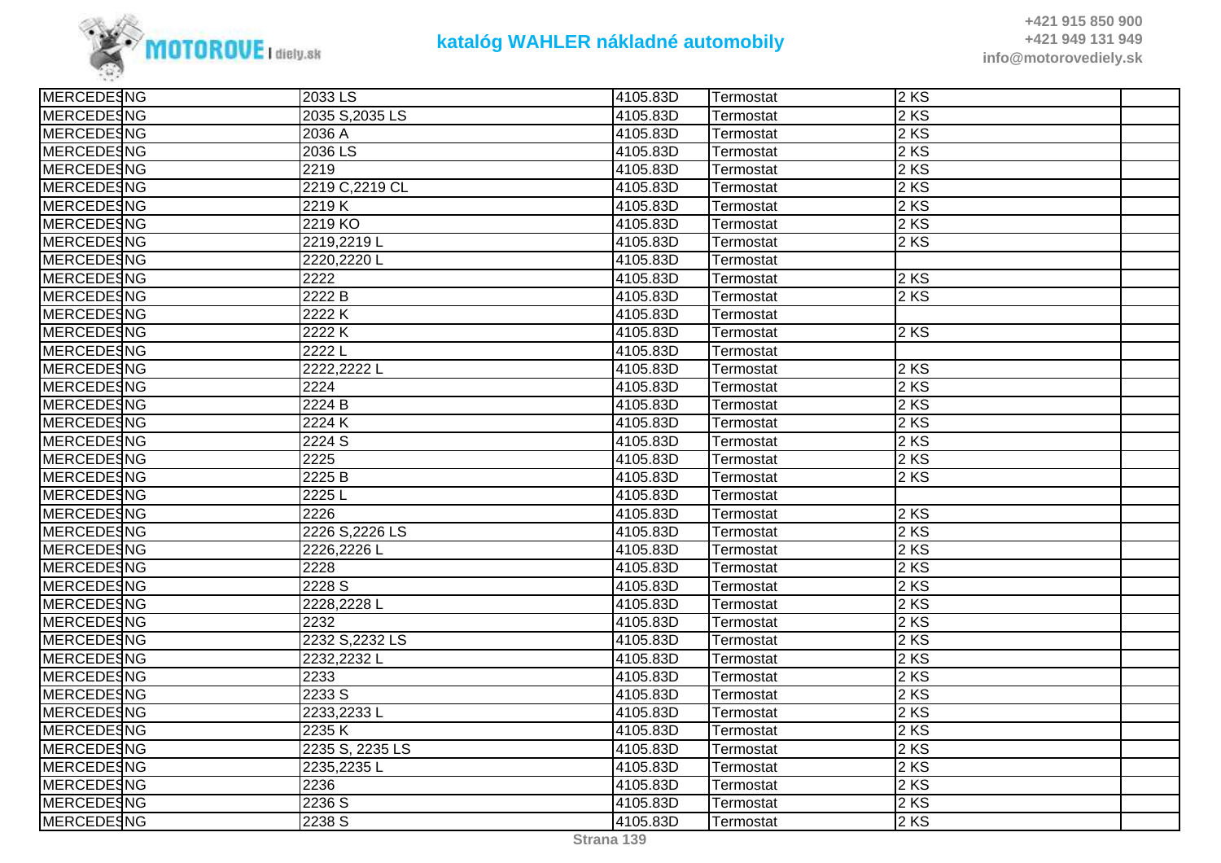| MERCEDES | NG | 2033 LS | 4105.83D | Termostat | 2 KS | |
|---|---|---|---|---|---|---|
| MERCEDES | NG | 2035 S,2035 LS | 4105.83D | Termostat | 2 KS | |
| MERCEDES | NG | 2036 A | 4105.83D | Termostat | 2 KS | |
| MERCEDES | NG | 2036 LS | 4105.83D | Termostat | 2 KS | |
| MERCEDES | NG | 2219 | 4105.83D | Termostat | 2 KS | |
| MERCEDES | NG | 2219 C,2219 CL | 4105.83D | Termostat | 2 KS | |
| MERCEDES | NG | 2219 K | 4105.83D | Termostat | 2 KS | |
| MERCEDES | NG | 2219 KO | 4105.83D | Termostat | 2 KS | |
| MERCEDES | NG | 2219,2219 L | 4105.83D | Termostat | 2 KS | |
| MERCEDES | NG | 2220,2220 L | 4105.83D | Termostat | | |
| MERCEDES | NG | 2222 | 4105.83D | Termostat | 2 KS | |
| MERCEDES | NG | 2222 B | 4105.83D | Termostat | 2 KS | |
| MERCEDES | NG | 2222 K | 4105.83D | Termostat | | |
| MERCEDES | NG | 2222 K | 4105.83D | Termostat | 2 KS | |
| MERCEDES | NG | 2222 L | 4105.83D | Termostat | | |
| MERCEDES | NG | 2222,2222 L | 4105.83D | Termostat | 2 KS | |
| MERCEDES | NG | 2224 | 4105.83D | Termostat | 2 KS | |
| MERCEDES | NG | 2224 B | 4105.83D | Termostat | 2 KS | |
| MERCEDES | NG | 2224 K | 4105.83D | Termostat | 2 KS | |
| MERCEDES | NG | 2224 S | 4105.83D | Termostat | 2 KS | |
| MERCEDES | NG | 2225 | 4105.83D | Termostat | 2 KS | |
| MERCEDES | NG | 2225 B | 4105.83D | Termostat | 2 KS | |
| MERCEDES | NG | 2225 L | 4105.83D | Termostat | | |
| MERCEDES | NG | 2226 | 4105.83D | Termostat | 2 KS | |
| MERCEDES | NG | 2226 S,2226 LS | 4105.83D | Termostat | 2 KS | |
| MERCEDES | NG | 2226,2226 L | 4105.83D | Termostat | 2 KS | |
| MERCEDES | NG | 2228 | 4105.83D | Termostat | 2 KS | |
| MERCEDES | NG | 2228 S | 4105.83D | Termostat | 2 KS | |
| MERCEDES | NG | 2228,2228 L | 4105.83D | Termostat | 2 KS | |
| MERCEDES | NG | 2232 | 4105.83D | Termostat | 2 KS | |
| MERCEDES | NG | 2232 S,2232 LS | 4105.83D | Termostat | 2 KS | |
| MERCEDES | NG | 2232,2232 L | 4105.83D | Termostat | 2 KS | |
| MERCEDES | NG | 2233 | 4105.83D | Termostat | 2 KS | |
| MERCEDES | NG | 2233 S | 4105.83D | Termostat | 2 KS | |
| MERCEDES | NG | 2233,2233 L | 4105.83D | Termostat | 2 KS | |
| MERCEDES | NG | 2235 K | 4105.83D | Termostat | 2 KS | |
| MERCEDES | NG | 2235 S, 2235 LS | 4105.83D | Termostat | 2 KS | |
| MERCEDES | NG | 2235,2235 L | 4105.83D | Termostat | 2 KS | |
| MERCEDES | NG | 2236 | 4105.83D | Termostat | 2 KS | |
| MERCEDES | NG | 2236 S | 4105.83D | Termostat | 2 KS | |
| MERCEDES | NG | 2238 S | 4105.83D | Termostat | 2 KS | |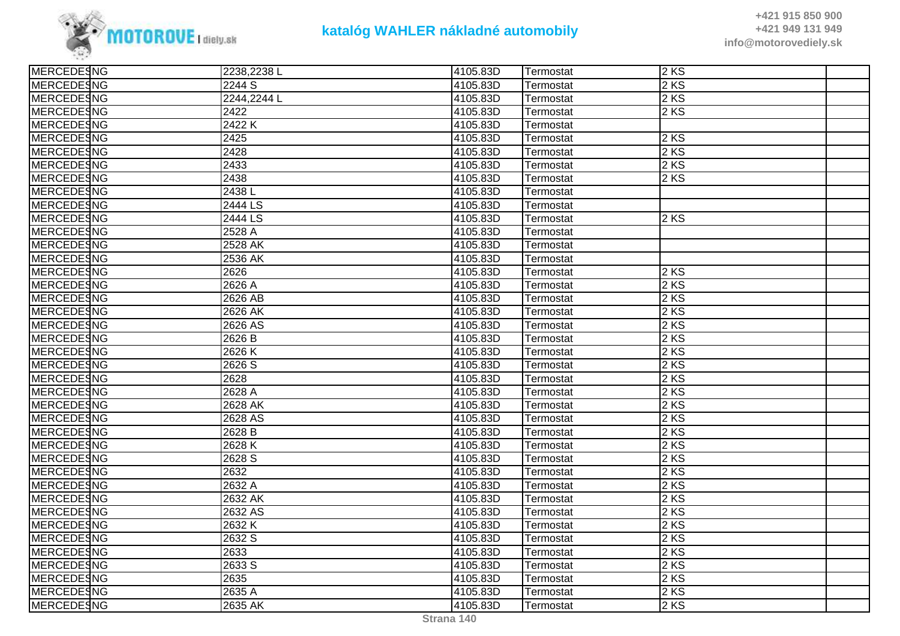| MERCEDES | NG | 2238,2238 L | 4105.83D | Termostat | 2 KS | |
|---|---|---|---|---|---|---|
| MERCEDES | NG | 2244 S | 4105.83D | Termostat | 2 KS | |
| MERCEDES | NG | 2244,2244 L | 4105.83D | Termostat | 2 KS | |
| MERCEDES | NG | 2422 | 4105.83D | Termostat | 2 KS | |
| MERCEDES | NG | 2422 K | 4105.83D | Termostat | | |
| MERCEDES | NG | 2425 | 4105.83D | Termostat | 2 KS | |
| MERCEDES | NG | 2428 | 4105.83D | Termostat | 2 KS | |
| MERCEDES | NG | 2433 | 4105.83D | Termostat | 2 KS | |
| MERCEDES | NG | 2438 | 4105.83D | Termostat | 2 KS | |
| MERCEDES | NG | 2438 L | 4105.83D | Termostat | | |
| MERCEDES | NG | 2444 LS | 4105.83D | Termostat | | |
| MERCEDES | NG | 2444 LS | 4105.83D | Termostat | 2 KS | |
| MERCEDES | NG | 2528 A | 4105.83D | Termostat | | |
| MERCEDES | NG | 2528 AK | 4105.83D | Termostat | | |
| MERCEDES | NG | 2536 AK | 4105.83D | Termostat | | |
| MERCEDES | NG | 2626 | 4105.83D | Termostat | 2 KS | |
| MERCEDES | NG | 2626 A | 4105.83D | Termostat | 2 KS | |
| MERCEDES | NG | 2626 AB | 4105.83D | Termostat | 2 KS | |
| MERCEDES | NG | 2626 AK | 4105.83D | Termostat | 2 KS | |
| MERCEDES | NG | 2626 AS | 4105.83D | Termostat | 2 KS | |
| MERCEDES | NG | 2626 B | 4105.83D | Termostat | 2 KS | |
| MERCEDES | NG | 2626 K | 4105.83D | Termostat | 2 KS | |
| MERCEDES | NG | 2626 S | 4105.83D | Termostat | 2 KS | |
| MERCEDES | NG | 2628 | 4105.83D | Termostat | 2 KS | |
| MERCEDES | NG | 2628 A | 4105.83D | Termostat | 2 KS | |
| MERCEDES | NG | 2628 AK | 4105.83D | Termostat | 2 KS | |
| MERCEDES | NG | 2628 AS | 4105.83D | Termostat | 2 KS | |
| MERCEDES | NG | 2628 B | 4105.83D | Termostat | 2 KS | |
| MERCEDES | NG | 2628 K | 4105.83D | Termostat | 2 KS | |
| MERCEDES | NG | 2628 S | 4105.83D | Termostat | 2 KS | |
| MERCEDES | NG | 2632 | 4105.83D | Termostat | 2 KS | |
| MERCEDES | NG | 2632 A | 4105.83D | Termostat | 2 KS | |
| MERCEDES | NG | 2632 AK | 4105.83D | Termostat | 2 KS | |
| MERCEDES | NG | 2632 AS | 4105.83D | Termostat | 2 KS | |
| MERCEDES | NG | 2632 K | 4105.83D | Termostat | 2 KS | |
| MERCEDES | NG | 2632 S | 4105.83D | Termostat | 2 KS | |
| MERCEDES | NG | 2633 | 4105.83D | Termostat | 2 KS | |
| MERCEDES | NG | 2633 S | 4105.83D | Termostat | 2 KS | |
| MERCEDES | NG | 2635 | 4105.83D | Termostat | 2 KS | |
| MERCEDES | NG | 2635 A | 4105.83D | Termostat | 2 KS | |
| MERCEDES | NG | 2635 AK | 4105.83D | Termostat | 2 KS | |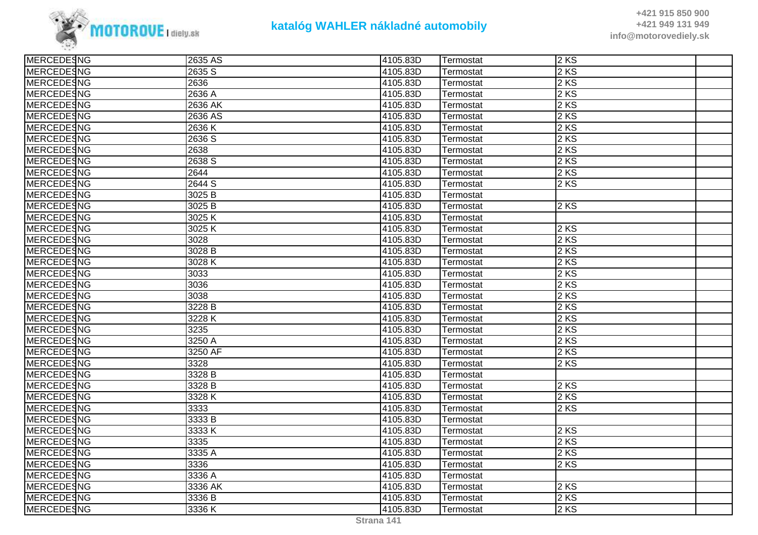# katalóg WAHLER nákladné automobily

| | | | | | | |
|---|---|---|---|---|---|---|
| MERCEDES | NG | 2635 AS | 4105.83D | Termostat | 2 KS | |
| MERCEDES | NG | 2635 S | 4105.83D | Termostat | 2 KS | |
| MERCEDES | NG | 2636 | 4105.83D | Termostat | 2 KS | |
| MERCEDES | NG | 2636 A | 4105.83D | Termostat | 2 KS | |
| MERCEDES | NG | 2636 AK | 4105.83D | Termostat | 2 KS | |
| MERCEDES | NG | 2636 AS | 4105.83D | Termostat | 2 KS | |
| MERCEDES | NG | 2636 K | 4105.83D | Termostat | 2 KS | |
| MERCEDES | NG | 2636 S | 4105.83D | Termostat | 2 KS | |
| MERCEDES | NG | 2638 | 4105.83D | Termostat | 2 KS | |
| MERCEDES | NG | 2638 S | 4105.83D | Termostat | 2 KS | |
| MERCEDES | NG | 2644 | 4105.83D | Termostat | 2 KS | |
| MERCEDES | NG | 2644 S | 4105.83D | Termostat | 2 KS | |
| MERCEDES | NG | 3025 B | 4105.83D | Termostat | | |
| MERCEDES | NG | 3025 B | 4105.83D | Termostat | 2 KS | |
| MERCEDES | NG | 3025 K | 4105.83D | Termostat | | |
| MERCEDES | NG | 3025 K | 4105.83D | Termostat | 2 KS | |
| MERCEDES | NG | 3028 | 4105.83D | Termostat | 2 KS | |
| MERCEDES | NG | 3028 B | 4105.83D | Termostat | 2 KS | |
| MERCEDES | NG | 3028 K | 4105.83D | Termostat | 2 KS | |
| MERCEDES | NG | 3033 | 4105.83D | Termostat | 2 KS | |
| MERCEDES | NG | 3036 | 4105.83D | Termostat | 2 KS | |
| MERCEDES | NG | 3038 | 4105.83D | Termostat | 2 KS | |
| MERCEDES | NG | 3228 B | 4105.83D | Termostat | 2 KS | |
| MERCEDES | NG | 3228 K | 4105.83D | Termostat | 2 KS | |
| MERCEDES | NG | 3235 | 4105.83D | Termostat | 2 KS | |
| MERCEDES | NG | 3250 A | 4105.83D | Termostat | 2 KS | |
| MERCEDES | NG | 3250 AF | 4105.83D | Termostat | 2 KS | |
| MERCEDES | NG | 3328 | 4105.83D | Termostat | 2 KS | |
| MERCEDES | NG | 3328 B | 4105.83D | Termostat | | |
| MERCEDES | NG | 3328 B | 4105.83D | Termostat | 2 KS | |
| MERCEDES | NG | 3328 K | 4105.83D | Termostat | 2 KS | |
| MERCEDES | NG | 3333 | 4105.83D | Termostat | 2 KS | |
| MERCEDES | NG | 3333 B | 4105.83D | Termostat | | |
| MERCEDES | NG | 3333 K | 4105.83D | Termostat | 2 KS | |
| MERCEDES | NG | 3335 | 4105.83D | Termostat | 2 KS | |
| MERCEDES | NG | 3335 A | 4105.83D | Termostat | 2 KS | |
| MERCEDES | NG | 3336 | 4105.83D | Termostat | 2 KS | |
| MERCEDES | NG | 3336 A | 4105.83D | Termostat | | |
| MERCEDES | NG | 3336 AK | 4105.83D | Termostat | 2 KS | |
| MERCEDES | NG | 3336 B | 4105.83D | Termostat | 2 KS | |
| MERCEDES | NG | 3336 K | 4105.83D | Termostat | 2 KS | |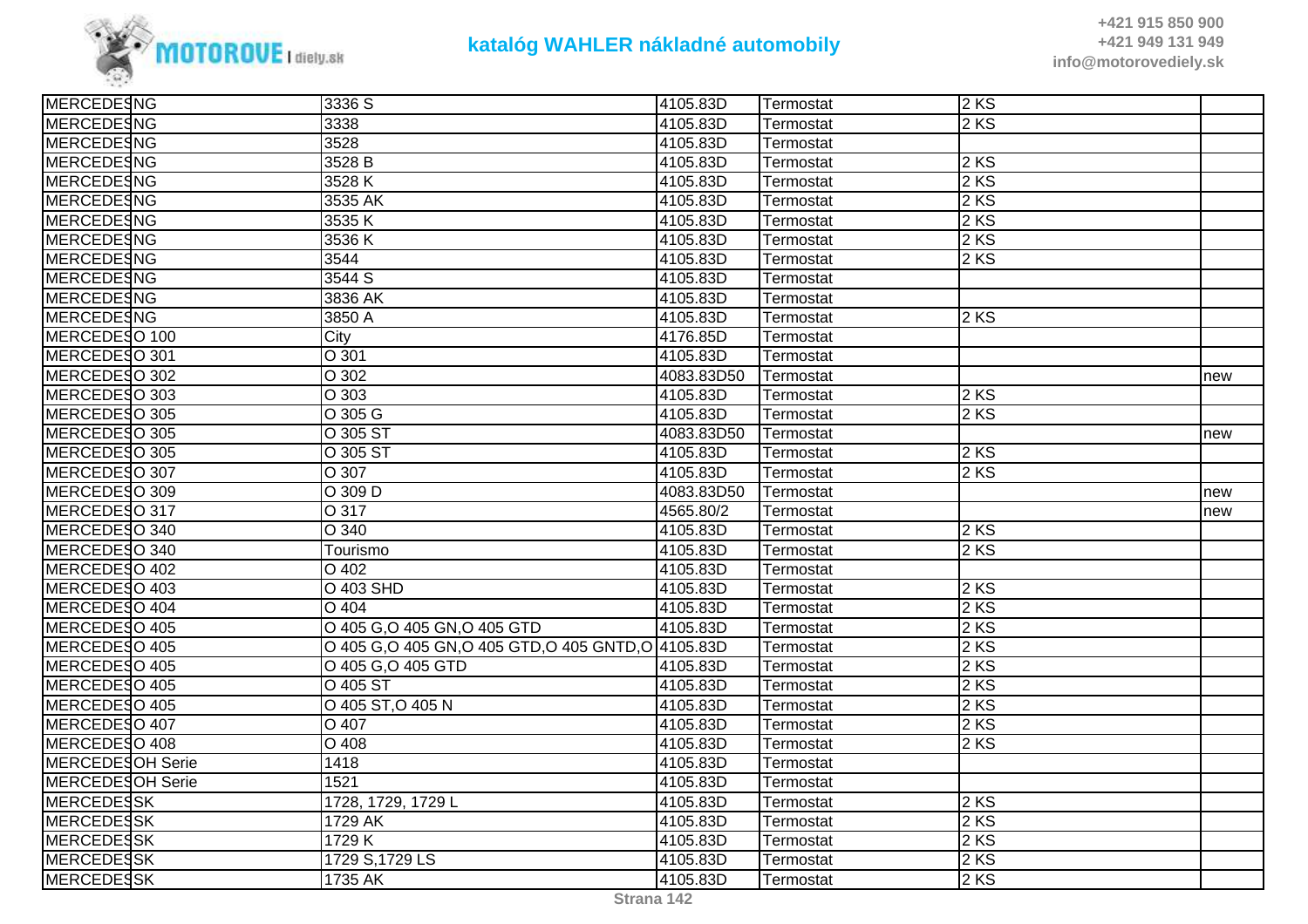| MERCEDES | NG | 3336 S | 4105.83D | Termostat | 2 KS | |
|---|---|---|---|---|---|---|
| MERCEDES | NG | 3338 | 4105.83D | Termostat | 2 KS | |
| MERCEDES | NG | 3528 | 4105.83D | Termostat | | |
| MERCEDES | NG | 3528 B | 4105.83D | Termostat | 2 KS | |
| MERCEDES | NG | 3528 K | 4105.83D | Termostat | 2 KS | |
| MERCEDES | NG | 3535 AK | 4105.83D | Termostat | 2 KS | |
| MERCEDES | NG | 3535 K | 4105.83D | Termostat | 2 KS | |
| MERCEDES | NG | 3536 K | 4105.83D | Termostat | 2 KS | |
| MERCEDES | NG | 3544 | 4105.83D | Termostat | 2 KS | |
| MERCEDES | NG | 3544 S | 4105.83D | Termostat | | |
| MERCEDES | NG | 3836 AK | 4105.83D | Termostat | | |
| MERCEDES | NG | 3850 A | 4105.83D | Termostat | 2 KS | |
| MERCEDES | O 100 | City | 4176.85D | Termostat | | |
| MERCEDES | O 301 | O 301 | 4105.83D | Termostat | | |
| MERCEDES | O 302 | O 302 | 4083.83D50 | Termostat | | new |
| MERCEDES | O 303 | O 303 | 4105.83D | Termostat | 2 KS | |
| MERCEDES | O 305 | O 305 G | 4105.83D | Termostat | 2 KS | |
| MERCEDES | O 305 | O 305 ST | 4083.83D50 | Termostat | | new |
| MERCEDES | O 305 | O 305 ST | 4105.83D | Termostat | 2 KS | |
| MERCEDES | O 307 | O 307 | 4105.83D | Termostat | 2 KS | |
| MERCEDES | O 309 | O 309 D | 4083.83D50 | Termostat | | new |
| MERCEDES | O 317 | O 317 | 4565.80/2 | Termostat | | new |
| MERCEDES | O 340 | O 340 | 4105.83D | Termostat | 2 KS | |
| MERCEDES | O 340 | Tourismo | 4105.83D | Termostat | 2 KS | |
| MERCEDES | O 402 | O 402 | 4105.83D | Termostat | | |
| MERCEDES | O 403 | O 403 SHD | 4105.83D | Termostat | 2 KS | |
| MERCEDES | O 404 | O 404 | 4105.83D | Termostat | 2 KS | |
| MERCEDES | O 405 | O 405 G,O 405 GN,O 405 GTD | 4105.83D | Termostat | 2 KS | |
| MERCEDES | O 405 | O 405 G,O 405 GN,O 405 GTD,O 405 GNTD,O | 4105.83D | Termostat | 2 KS | |
| MERCEDES | O 405 | O 405 G,O 405 GTD | 4105.83D | Termostat | 2 KS | |
| MERCEDES | O 405 | O 405 ST | 4105.83D | Termostat | 2 KS | |
| MERCEDES | O 405 | O 405 ST,O 405 N | 4105.83D | Termostat | 2 KS | |
| MERCEDES | O 407 | O 407 | 4105.83D | Termostat | 2 KS | |
| MERCEDES | O 408 | O 408 | 4105.83D | Termostat | 2 KS | |
| MERCEDES | OH Serie | 1418 | 4105.83D | Termostat | | |
| MERCEDES | OH Serie | 1521 | 4105.83D | Termostat | | |
| MERCEDES | SK | 1728, 1729, 1729 L | 4105.83D | Termostat | 2 KS | |
| MERCEDES | SK | 1729 AK | 4105.83D | Termostat | 2 KS | |
| MERCEDES | SK | 1729 K | 4105.83D | Termostat | 2 KS | |
| MERCEDES | SK | 1729 S,1729 LS | 4105.83D | Termostat | 2 KS | |
| MERCEDES | SK | 1735 AK | 4105.83D | Termostat | 2 KS | |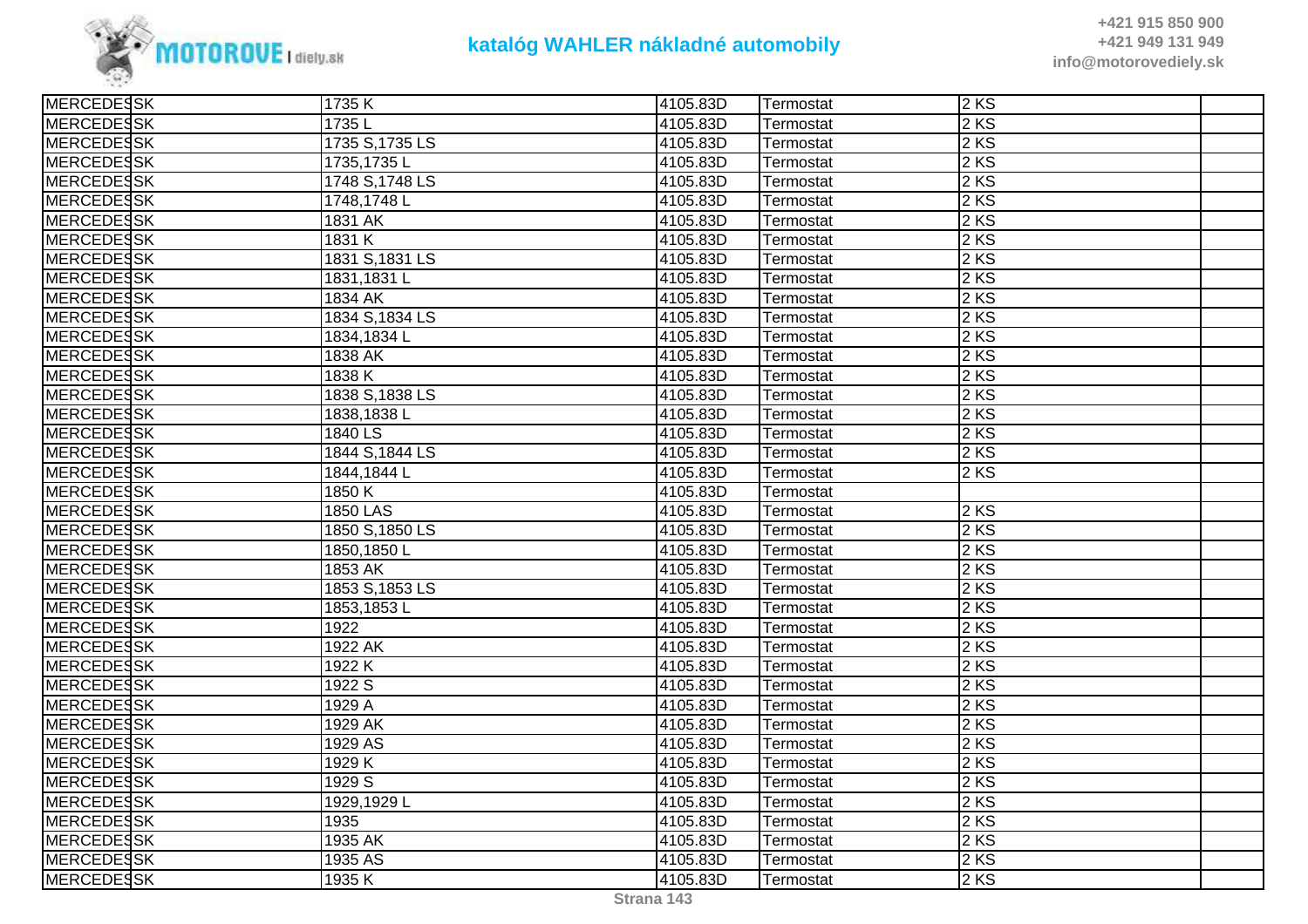| MERCEDES | SK | 1735 K | 4105.83D | Termostat | 2 KS | |
|---|---|---|---|---|---|---|
| MERCEDES | SK | 1735 L | 4105.83D | Termostat | 2 KS | |
| MERCEDES | SK | 1735 S,1735 LS | 4105.83D | Termostat | 2 KS | |
| MERCEDES | SK | 1735,1735 L | 4105.83D | Termostat | 2 KS | |
| MERCEDES | SK | 1748 S,1748 LS | 4105.83D | Termostat | 2 KS | |
| MERCEDES | SK | 1748,1748 L | 4105.83D | Termostat | 2 KS | |
| MERCEDES | SK | 1831 AK | 4105.83D | Termostat | 2 KS | |
| MERCEDES | SK | 1831 K | 4105.83D | Termostat | 2 KS | |
| MERCEDES | SK | 1831 S,1831 LS | 4105.83D | Termostat | 2 KS | |
| MERCEDES | SK | 1831,1831 L | 4105.83D | Termostat | 2 KS | |
| MERCEDES | SK | 1834 AK | 4105.83D | Termostat | 2 KS | |
| MERCEDES | SK | 1834 S,1834 LS | 4105.83D | Termostat | 2 KS | |
| MERCEDES | SK | 1834,1834 L | 4105.83D | Termostat | 2 KS | |
| MERCEDES | SK | 1838 AK | 4105.83D | Termostat | 2 KS | |
| MERCEDES | SK | 1838 K | 4105.83D | Termostat | 2 KS | |
| MERCEDES | SK | 1838 S,1838 LS | 4105.83D | Termostat | 2 KS | |
| MERCEDES | SK | 1838,1838 L | 4105.83D | Termostat | 2 KS | |
| MERCEDES | SK | 1840 LS | 4105.83D | Termostat | 2 KS | |
| MERCEDES | SK | 1844 S,1844 LS | 4105.83D | Termostat | 2 KS | |
| MERCEDES | SK | 1844,1844 L | 4105.83D | Termostat | 2 KS | |
| MERCEDES | SK | 1850 K | 4105.83D | Termostat | | |
| MERCEDES | SK | 1850 LAS | 4105.83D | Termostat | 2 KS | |
| MERCEDES | SK | 1850 S,1850 LS | 4105.83D | Termostat | 2 KS | |
| MERCEDES | SK | 1850,1850 L | 4105.83D | Termostat | 2 KS | |
| MERCEDES | SK | 1853 AK | 4105.83D | Termostat | 2 KS | |
| MERCEDES | SK | 1853 S,1853 LS | 4105.83D | Termostat | 2 KS | |
| MERCEDES | SK | 1853,1853 L | 4105.83D | Termostat | 2 KS | |
| MERCEDES | SK | 1922 | 4105.83D | Termostat | 2 KS | |
| MERCEDES | SK | 1922 AK | 4105.83D | Termostat | 2 KS | |
| MERCEDES | SK | 1922 K | 4105.83D | Termostat | 2 KS | |
| MERCEDES | SK | 1922 S | 4105.83D | Termostat | 2 KS | |
| MERCEDES | SK | 1929 A | 4105.83D | Termostat | 2 KS | |
| MERCEDES | SK | 1929 AK | 4105.83D | Termostat | 2 KS | |
| MERCEDES | SK | 1929 AS | 4105.83D | Termostat | 2 KS | |
| MERCEDES | SK | 1929 K | 4105.83D | Termostat | 2 KS | |
| MERCEDES | SK | 1929 S | 4105.83D | Termostat | 2 KS | |
| MERCEDES | SK | 1929,1929 L | 4105.83D | Termostat | 2 KS | |
| MERCEDES | SK | 1935 | 4105.83D | Termostat | 2 KS | |
| MERCEDES | SK | 1935 AK | 4105.83D | Termostat | 2 KS | |
| MERCEDES | SK | 1935 AS | 4105.83D | Termostat | 2 KS | |
| MERCEDES | SK | 1935 K | 4105.83D | Termostat | 2 KS | |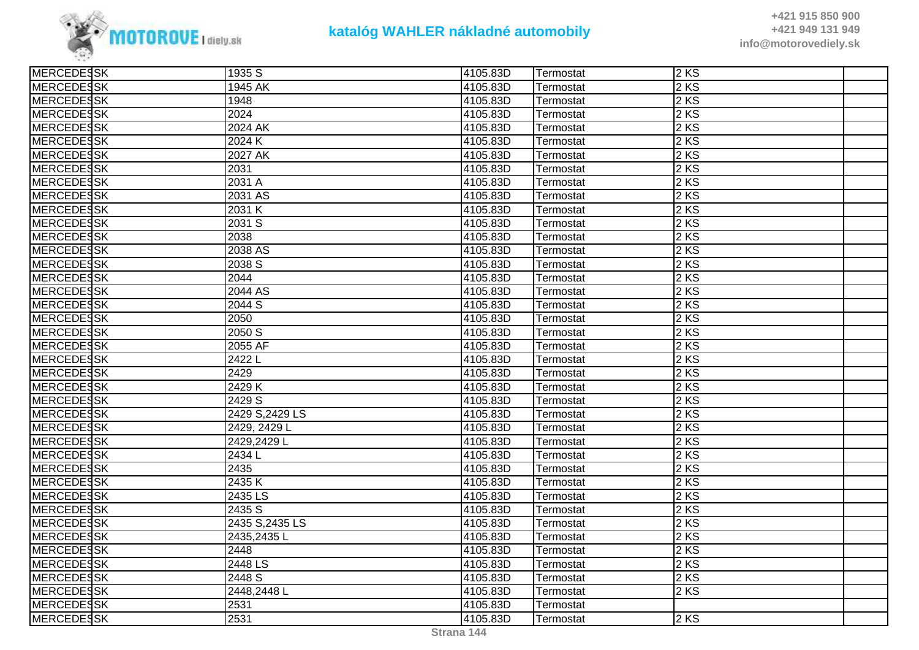| MERCEDES | SK | 1935 S | 4105.83D | Termostat | 2 KS | |
|---|---|---|---|---|---|---|
| MERCEDES | SK | 1945 AK | 4105.83D | Termostat | 2 KS | |
| MERCEDES | SK | 1948 | 4105.83D | Termostat | 2 KS | |
| MERCEDES | SK | 2024 | 4105.83D | Termostat | 2 KS | |
| MERCEDES | SK | 2024 AK | 4105.83D | Termostat | 2 KS | |
| MERCEDES | SK | 2024 K | 4105.83D | Termostat | 2 KS | |
| MERCEDES | SK | 2027 AK | 4105.83D | Termostat | 2 KS | |
| MERCEDES | SK | 2031 | 4105.83D | Termostat | 2 KS | |
| MERCEDES | SK | 2031 A | 4105.83D | Termostat | 2 KS | |
| MERCEDES | SK | 2031 AS | 4105.83D | Termostat | 2 KS | |
| MERCEDES | SK | 2031 K | 4105.83D | Termostat | 2 KS | |
| MERCEDES | SK | 2031 S | 4105.83D | Termostat | 2 KS | |
| MERCEDES | SK | 2038 | 4105.83D | Termostat | 2 KS | |
| MERCEDES | SK | 2038 AS | 4105.83D | Termostat | 2 KS | |
| MERCEDES | SK | 2038 S | 4105.83D | Termostat | 2 KS | |
| MERCEDES | SK | 2044 | 4105.83D | Termostat | 2 KS | |
| MERCEDES | SK | 2044 AS | 4105.83D | Termostat | 2 KS | |
| MERCEDES | SK | 2044 S | 4105.83D | Termostat | 2 KS | |
| MERCEDES | SK | 2050 | 4105.83D | Termostat | 2 KS | |
| MERCEDES | SK | 2050 S | 4105.83D | Termostat | 2 KS | |
| MERCEDES | SK | 2055 AF | 4105.83D | Termostat | 2 KS | |
| MERCEDES | SK | 2422 L | 4105.83D | Termostat | 2 KS | |
| MERCEDES | SK | 2429 | 4105.83D | Termostat | 2 KS | |
| MERCEDES | SK | 2429 K | 4105.83D | Termostat | 2 KS | |
| MERCEDES | SK | 2429 S | 4105.83D | Termostat | 2 KS | |
| MERCEDES | SK | 2429 S,2429 LS | 4105.83D | Termostat | 2 KS | |
| MERCEDES | SK | 2429, 2429 L | 4105.83D | Termostat | 2 KS | |
| MERCEDES | SK | 2429,2429 L | 4105.83D | Termostat | 2 KS | |
| MERCEDES | SK | 2434 L | 4105.83D | Termostat | 2 KS | |
| MERCEDES | SK | 2435 | 4105.83D | Termostat | 2 KS | |
| MERCEDES | SK | 2435 K | 4105.83D | Termostat | 2 KS | |
| MERCEDES | SK | 2435 LS | 4105.83D | Termostat | 2 KS | |
| MERCEDES | SK | 2435 S | 4105.83D | Termostat | 2 KS | |
| MERCEDES | SK | 2435 S,2435 LS | 4105.83D | Termostat | 2 KS | |
| MERCEDES | SK | 2435,2435 L | 4105.83D | Termostat | 2 KS | |
| MERCEDES | SK | 2448 | 4105.83D | Termostat | 2 KS | |
| MERCEDES | SK | 2448 LS | 4105.83D | Termostat | 2 KS | |
| MERCEDES | SK | 2448 S | 4105.83D | Termostat | 2 KS | |
| MERCEDES | SK | 2448,2448 L | 4105.83D | Termostat | 2 KS | |
| MERCEDES | SK | 2531 | 4105.83D | Termostat | | |
| MERCEDES | SK | 2531 | 4105.83D | Termostat | 2 KS | |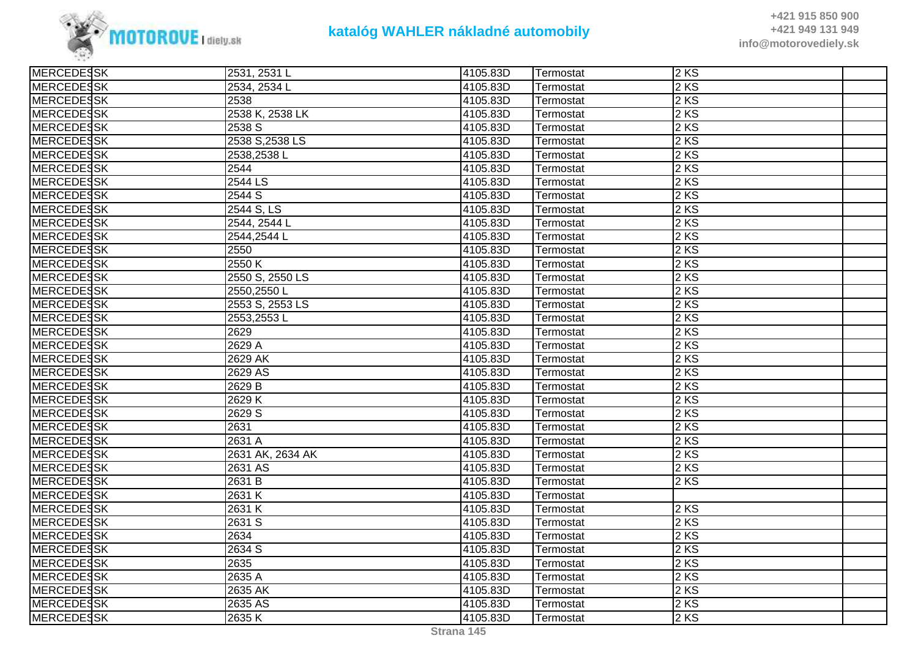| | | | | | | |
|---|---|---|---|---|---|---|
| MERCEDES | SK | 2531, 2531 L | 4105.83D | Termostat | 2 KS | |
| MERCEDES | SK | 2534, 2534 L | 4105.83D | Termostat | 2 KS | |
| MERCEDES | SK | 2538 | 4105.83D | Termostat | 2 KS | |
| MERCEDES | SK | 2538 K, 2538 LK | 4105.83D | Termostat | 2 KS | |
| MERCEDES | SK | 2538 S | 4105.83D | Termostat | 2 KS | |
| MERCEDES | SK | 2538 S,2538 LS | 4105.83D | Termostat | 2 KS | |
| MERCEDES | SK | 2538,2538 L | 4105.83D | Termostat | 2 KS | |
| MERCEDES | SK | 2544 | 4105.83D | Termostat | 2 KS | |
| MERCEDES | SK | 2544 LS | 4105.83D | Termostat | 2 KS | |
| MERCEDES | SK | 2544 S | 4105.83D | Termostat | 2 KS | |
| MERCEDES | SK | 2544 S, LS | 4105.83D | Termostat | 2 KS | |
| MERCEDES | SK | 2544, 2544 L | 4105.83D | Termostat | 2 KS | |
| MERCEDES | SK | 2544,2544 L | 4105.83D | Termostat | 2 KS | |
| MERCEDES | SK | 2550 | 4105.83D | Termostat | 2 KS | |
| MERCEDES | SK | 2550 K | 4105.83D | Termostat | 2 KS | |
| MERCEDES | SK | 2550 S, 2550 LS | 4105.83D | Termostat | 2 KS | |
| MERCEDES | SK | 2550,2550 L | 4105.83D | Termostat | 2 KS | |
| MERCEDES | SK | 2553 S, 2553 LS | 4105.83D | Termostat | 2 KS | |
| MERCEDES | SK | 2553,2553 L | 4105.83D | Termostat | 2 KS | |
| MERCEDES | SK | 2629 | 4105.83D | Termostat | 2 KS | |
| MERCEDES | SK | 2629 A | 4105.83D | Termostat | 2 KS | |
| MERCEDES | SK | 2629 AK | 4105.83D | Termostat | 2 KS | |
| MERCEDES | SK | 2629 AS | 4105.83D | Termostat | 2 KS | |
| MERCEDES | SK | 2629 B | 4105.83D | Termostat | 2 KS | |
| MERCEDES | SK | 2629 K | 4105.83D | Termostat | 2 KS | |
| MERCEDES | SK | 2629 S | 4105.83D | Termostat | 2 KS | |
| MERCEDES | SK | 2631 | 4105.83D | Termostat | 2 KS | |
| MERCEDES | SK | 2631 A | 4105.83D | Termostat | 2 KS | |
| MERCEDES | SK | 2631 AK, 2634 AK | 4105.83D | Termostat | 2 KS | |
| MERCEDES | SK | 2631 AS | 4105.83D | Termostat | 2 KS | |
| MERCEDES | SK | 2631 B | 4105.83D | Termostat | 2 KS | |
| MERCEDES | SK | 2631 K | 4105.83D | Termostat | | |
| MERCEDES | SK | 2631 K | 4105.83D | Termostat | 2 KS | |
| MERCEDES | SK | 2631 S | 4105.83D | Termostat | 2 KS | |
| MERCEDES | SK | 2634 | 4105.83D | Termostat | 2 KS | |
| MERCEDES | SK | 2634 S | 4105.83D | Termostat | 2 KS | |
| MERCEDES | SK | 2635 | 4105.83D | Termostat | 2 KS | |
| MERCEDES | SK | 2635 A | 4105.83D | Termostat | 2 KS | |
| MERCEDES | SK | 2635 AK | 4105.83D | Termostat | 2 KS | |
| MERCEDES | SK | 2635 AS | 4105.83D | Termostat | 2 KS | |
| MERCEDES | SK | 2635 K | 4105.83D | Termostat | 2 KS | |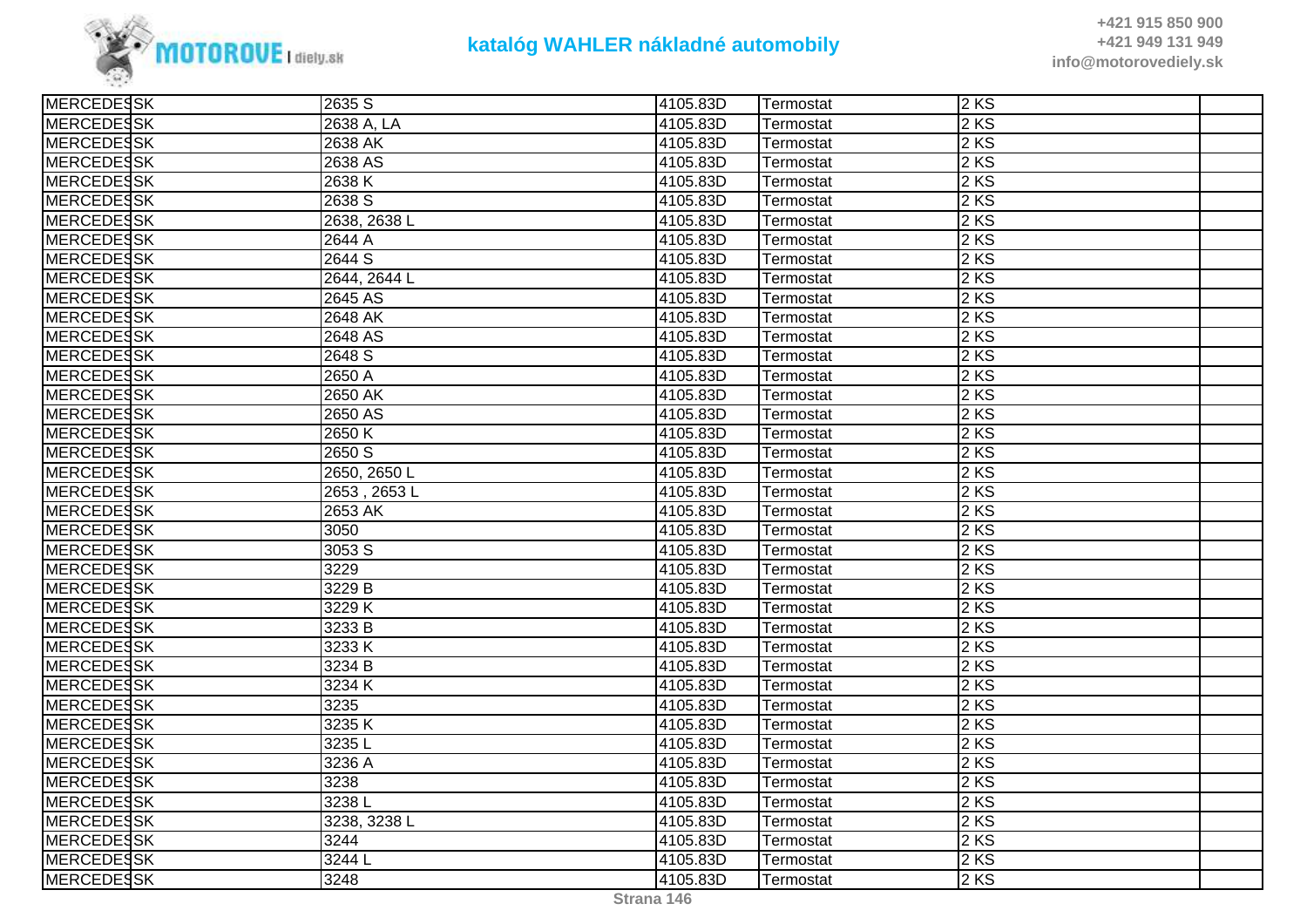| MERCEDES | SK | 2635 S | 4105.83D | Termostat | 2 KS | |
|---|---|---|---|---|---|---|
| MERCEDES | SK | 2638 A, LA | 4105.83D | Termostat | 2 KS | |
| MERCEDES | SK | 2638 AK | 4105.83D | Termostat | 2 KS | |
| MERCEDES | SK | 2638 AS | 4105.83D | Termostat | 2 KS | |
| MERCEDES | SK | 2638 K | 4105.83D | Termostat | 2 KS | |
| MERCEDES | SK | 2638 S | 4105.83D | Termostat | 2 KS | |
| MERCEDES | SK | 2638, 2638 L | 4105.83D | Termostat | 2 KS | |
| MERCEDES | SK | 2644 A | 4105.83D | Termostat | 2 KS | |
| MERCEDES | SK | 2644 S | 4105.83D | Termostat | 2 KS | |
| MERCEDES | SK | 2644, 2644 L | 4105.83D | Termostat | 2 KS | |
| MERCEDES | SK | 2645 AS | 4105.83D | Termostat | 2 KS | |
| MERCEDES | SK | 2648 AK | 4105.83D | Termostat | 2 KS | |
| MERCEDES | SK | 2648 AS | 4105.83D | Termostat | 2 KS | |
| MERCEDES | SK | 2648 S | 4105.83D | Termostat | 2 KS | |
| MERCEDES | SK | 2650 A | 4105.83D | Termostat | 2 KS | |
| MERCEDES | SK | 2650 AK | 4105.83D | Termostat | 2 KS | |
| MERCEDES | SK | 2650 AS | 4105.83D | Termostat | 2 KS | |
| MERCEDES | SK | 2650 K | 4105.83D | Termostat | 2 KS | |
| MERCEDES | SK | 2650 S | 4105.83D | Termostat | 2 KS | |
| MERCEDES | SK | 2650, 2650 L | 4105.83D | Termostat | 2 KS | |
| MERCEDES | SK | 2653 , 2653 L | 4105.83D | Termostat | 2 KS | |
| MERCEDES | SK | 2653 AK | 4105.83D | Termostat | 2 KS | |
| MERCEDES | SK | 3050 | 4105.83D | Termostat | 2 KS | |
| MERCEDES | SK | 3053 S | 4105.83D | Termostat | 2 KS | |
| MERCEDES | SK | 3229 | 4105.83D | Termostat | 2 KS | |
| MERCEDES | SK | 3229 B | 4105.83D | Termostat | 2 KS | |
| MERCEDES | SK | 3229 K | 4105.83D | Termostat | 2 KS | |
| MERCEDES | SK | 3233 B | 4105.83D | Termostat | 2 KS | |
| MERCEDES | SK | 3233 K | 4105.83D | Termostat | 2 KS | |
| MERCEDES | SK | 3234 B | 4105.83D | Termostat | 2 KS | |
| MERCEDES | SK | 3234 K | 4105.83D | Termostat | 2 KS | |
| MERCEDES | SK | 3235 | 4105.83D | Termostat | 2 KS | |
| MERCEDES | SK | 3235 K | 4105.83D | Termostat | 2 KS | |
| MERCEDES | SK | 3235 L | 4105.83D | Termostat | 2 KS | |
| MERCEDES | SK | 3236 A | 4105.83D | Termostat | 2 KS | |
| MERCEDES | SK | 3238 | 4105.83D | Termostat | 2 KS | |
| MERCEDES | SK | 3238 L | 4105.83D | Termostat | 2 KS | |
| MERCEDES | SK | 3238, 3238 L | 4105.83D | Termostat | 2 KS | |
| MERCEDES | SK | 3244 | 4105.83D | Termostat | 2 KS | |
| MERCEDES | SK | 3244 L | 4105.83D | Termostat | 2 KS | |
| MERCEDES | SK | 3248 | 4105.83D | Termostat | 2 KS | |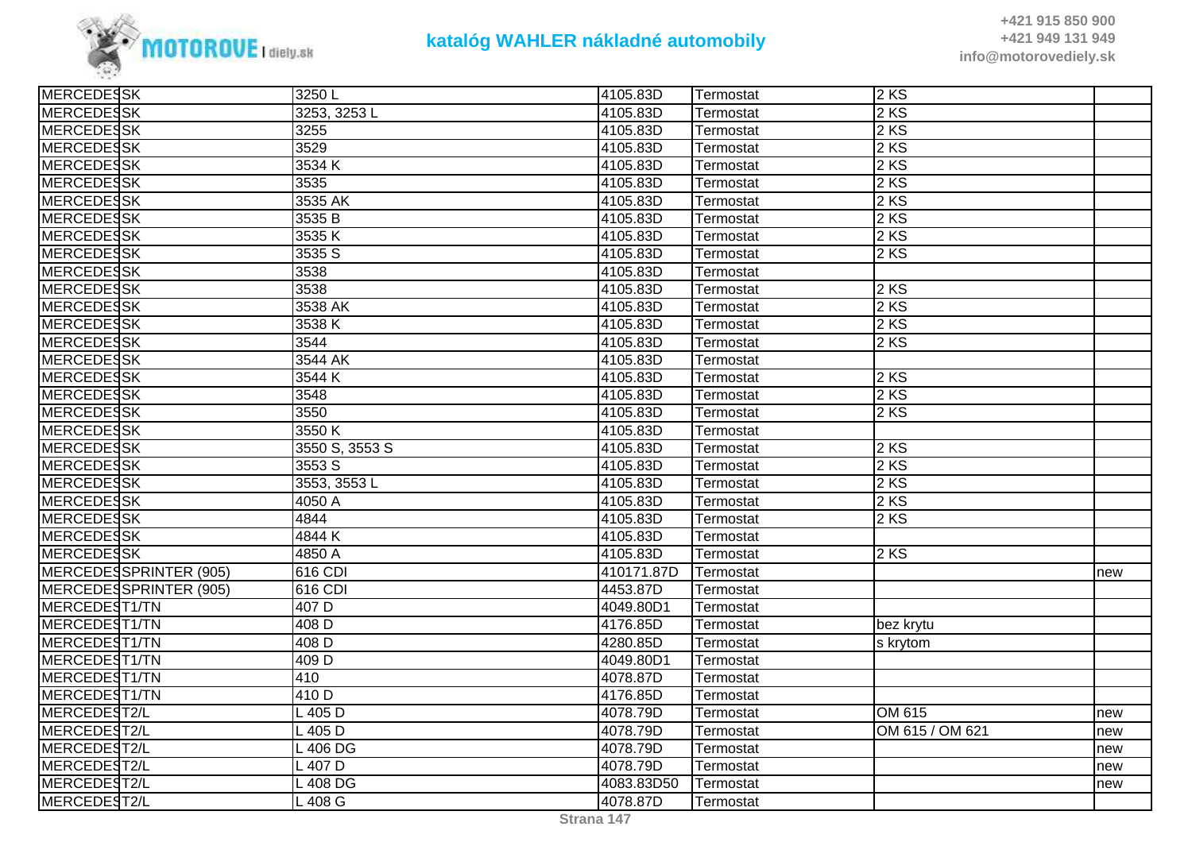| | | | | | | |
|---|---|---|---|---|---|---|
| MERCEDES | SK | 3250 L | 4105.83D | Termostat | 2 KS | |
| MERCEDES | SK | 3253, 3253 L | 4105.83D | Termostat | 2 KS | |
| MERCEDES | SK | 3255 | 4105.83D | Termostat | 2 KS | |
| MERCEDES | SK | 3529 | 4105.83D | Termostat | 2 KS | |
| MERCEDES | SK | 3534 K | 4105.83D | Termostat | 2 KS | |
| MERCEDES | SK | 3535 | 4105.83D | Termostat | 2 KS | |
| MERCEDES | SK | 3535 AK | 4105.83D | Termostat | 2 KS | |
| MERCEDES | SK | 3535 B | 4105.83D | Termostat | 2 KS | |
| MERCEDES | SK | 3535 K | 4105.83D | Termostat | 2 KS | |
| MERCEDES | SK | 3535 S | 4105.83D | Termostat | 2 KS | |
| MERCEDES | SK | 3538 | 4105.83D | Termostat | | |
| MERCEDES | SK | 3538 | 4105.83D | Termostat | 2 KS | |
| MERCEDES | SK | 3538 AK | 4105.83D | Termostat | 2 KS | |
| MERCEDES | SK | 3538 K | 4105.83D | Termostat | 2 KS | |
| MERCEDES | SK | 3544 | 4105.83D | Termostat | 2 KS | |
| MERCEDES | SK | 3544 AK | 4105.83D | Termostat | | |
| MERCEDES | SK | 3544 K | 4105.83D | Termostat | 2 KS | |
| MERCEDES | SK | 3548 | 4105.83D | Termostat | 2 KS | |
| MERCEDES | SK | 3550 | 4105.83D | Termostat | 2 KS | |
| MERCEDES | SK | 3550 K | 4105.83D | Termostat | | |
| MERCEDES | SK | 3550 S, 3553 S | 4105.83D | Termostat | 2 KS | |
| MERCEDES | SK | 3553 S | 4105.83D | Termostat | 2 KS | |
| MERCEDES | SK | 3553, 3553 L | 4105.83D | Termostat | 2 KS | |
| MERCEDES | SK | 4050 A | 4105.83D | Termostat | 2 KS | |
| MERCEDES | SK | 4844 | 4105.83D | Termostat | 2 KS | |
| MERCEDES | SK | 4844 K | 4105.83D | Termostat | | |
| MERCEDES | SK | 4850 A | 4105.83D | Termostat | 2 KS | |
| MERCEDES | SPRINTER (905) | 616 CDI | 410171.87D | Termostat | | new |
| MERCEDES | SPRINTER (905) | 616 CDI | 4453.87D | Termostat | | |
| MERCEDES | T1/TN | 407 D | 4049.80D1 | Termostat | | |
| MERCEDES | T1/TN | 408 D | 4176.85D | Termostat | bez krytu | |
| MERCEDES | T1/TN | 408 D | 4280.85D | Termostat | s krytom | |
| MERCEDES | T1/TN | 409 D | 4049.80D1 | Termostat | | |
| MERCEDES | T1/TN | 410 | 4078.87D | Termostat | | |
| MERCEDES | T1/TN | 410 D | 4176.85D | Termostat | | |
| MERCEDES | T2/L | L 405 D | 4078.79D | Termostat | OM 615 | new |
| MERCEDES | T2/L | L 405 D | 4078.79D | Termostat | OM 615 / OM 621 | new |
| MERCEDES | T2/L | L 406 DG | 4078.79D | Termostat | | new |
| MERCEDES | T2/L | L 407 D | 4078.79D | Termostat | | new |
| MERCEDES | T2/L | L 408 DG | 4083.83D50 | Termostat | | new |
| MERCEDES | T2/L | L 408 G | 4078.87D | Termostat | | |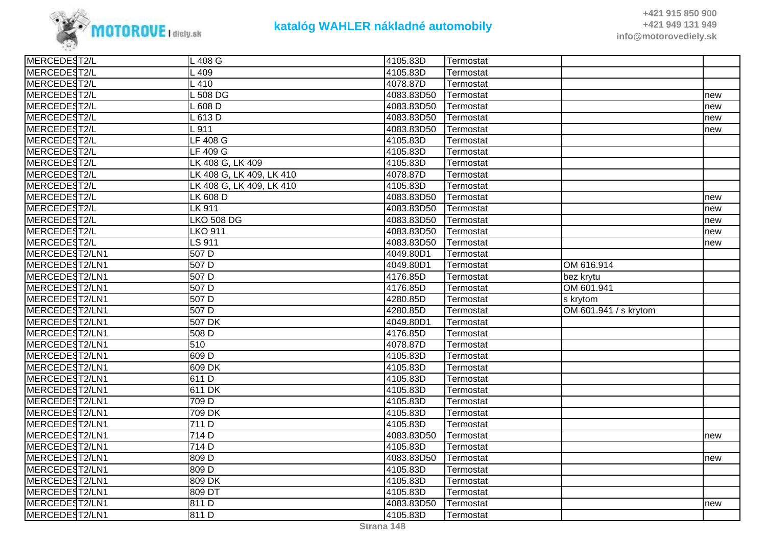| | | | | | | |
|---|---|---|---|---|---|---|
| MERCEDES | T2/L | L 408 G | 4105.83D | Termostat | | |
| MERCEDES | T2/L | L 409 | 4105.83D | Termostat | | |
| MERCEDES | T2/L | L 410 | 4078.87D | Termostat | | |
| MERCEDES | T2/L | L 508 DG | 4083.83D50 | Termostat | | new |
| MERCEDES | T2/L | L 608 D | 4083.83D50 | Termostat | | new |
| MERCEDES | T2/L | L 613 D | 4083.83D50 | Termostat | | new |
| MERCEDES | T2/L | L 911 | 4083.83D50 | Termostat | | new |
| MERCEDES | T2/L | LF 408 G | 4105.83D | Termostat | | |
| MERCEDES | T2/L | LF 409 G | 4105.83D | Termostat | | |
| MERCEDES | T2/L | LK 408 G, LK 409 | 4105.83D | Termostat | | |
| MERCEDES | T2/L | LK 408 G, LK 409, LK 410 | 4078.87D | Termostat | | |
| MERCEDES | T2/L | LK 408 G, LK 409, LK 410 | 4105.83D | Termostat | | |
| MERCEDES | T2/L | LK 608 D | 4083.83D50 | Termostat | | new |
| MERCEDES | T2/L | LK 911 | 4083.83D50 | Termostat | | new |
| MERCEDES | T2/L | LKO 508 DG | 4083.83D50 | Termostat | | new |
| MERCEDES | T2/L | LKO 911 | 4083.83D50 | Termostat | | new |
| MERCEDES | T2/L | LS 911 | 4083.83D50 | Termostat | | new |
| MERCEDES | T2/LN1 | 507 D | 4049.80D1 | Termostat | | |
| MERCEDES | T2/LN1 | 507 D | 4049.80D1 | Termostat | OM 616.914 | |
| MERCEDES | T2/LN1 | 507 D | 4176.85D | Termostat | bez krytu | |
| MERCEDES | T2/LN1 | 507 D | 4176.85D | Termostat | OM 601.941 | |
| MERCEDES | T2/LN1 | 507 D | 4280.85D | Termostat | s krytom | |
| MERCEDES | T2/LN1 | 507 D | 4280.85D | Termostat | OM 601.941 / s krytom | |
| MERCEDES | T2/LN1 | 507 DK | 4049.80D1 | Termostat | | |
| MERCEDES | T2/LN1 | 508 D | 4176.85D | Termostat | | |
| MERCEDES | T2/LN1 | 510 | 4078.87D | Termostat | | |
| MERCEDES | T2/LN1 | 609 D | 4105.83D | Termostat | | |
| MERCEDES | T2/LN1 | 609 DK | 4105.83D | Termostat | | |
| MERCEDES | T2/LN1 | 611 D | 4105.83D | Termostat | | |
| MERCEDES | T2/LN1 | 611 DK | 4105.83D | Termostat | | |
| MERCEDES | T2/LN1 | 709 D | 4105.83D | Termostat | | |
| MERCEDES | T2/LN1 | 709 DK | 4105.83D | Termostat | | |
| MERCEDES | T2/LN1 | 711 D | 4105.83D | Termostat | | |
| MERCEDES | T2/LN1 | 714 D | 4083.83D50 | Termostat | | new |
| MERCEDES | T2/LN1 | 714 D | 4105.83D | Termostat | | |
| MERCEDES | T2/LN1 | 809 D | 4083.83D50 | Termostat | | new |
| MERCEDES | T2/LN1 | 809 D | 4105.83D | Termostat | | |
| MERCEDES | T2/LN1 | 809 DK | 4105.83D | Termostat | | |
| MERCEDES | T2/LN1 | 809 DT | 4105.83D | Termostat | | |
| MERCEDES | T2/LN1 | 811 D | 4083.83D50 | Termostat | | new |
| MERCEDES | T2/LN1 | 811 D | 4105.83D | Termostat | | |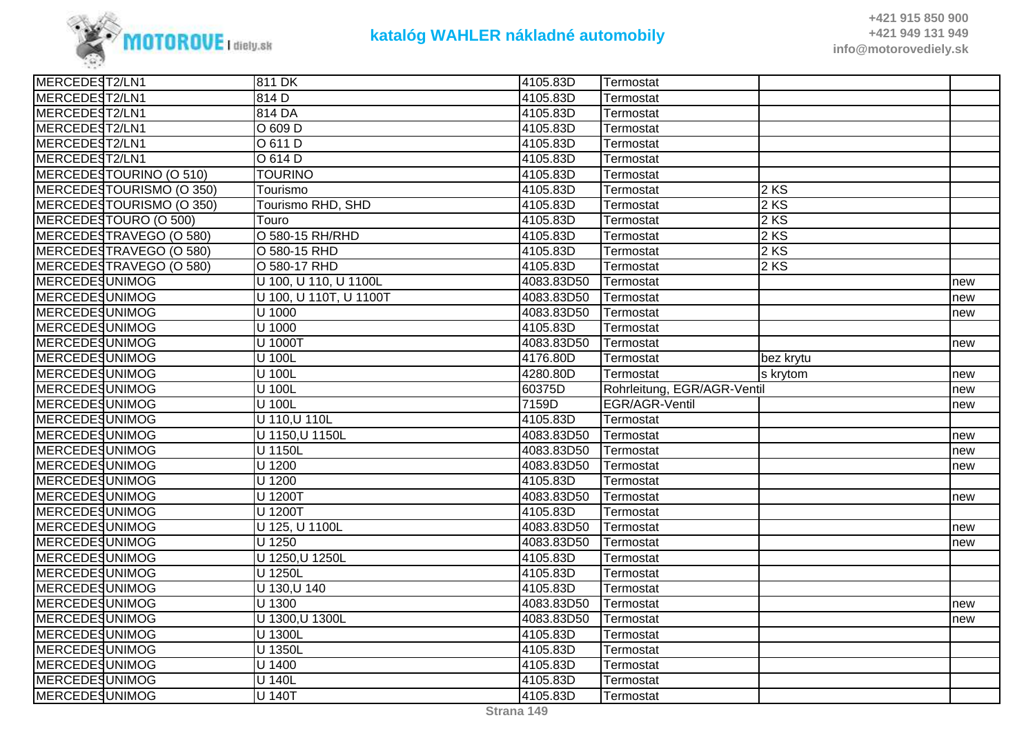# katalóg WAHLER nákladné automobily

| | | | | | | |
|---|---|---|---|---|---|---|
| MERCEDES | T2/LN1 | 811 DK | 4105.83D | Termostat | | |
| MERCEDES | T2/LN1 | 814 D | 4105.83D | Termostat | | |
| MERCEDES | T2/LN1 | 814 DA | 4105.83D | Termostat | | |
| MERCEDES | T2/LN1 | O 609 D | 4105.83D | Termostat | | |
| MERCEDES | T2/LN1 | O 611 D | 4105.83D | Termostat | | |
| MERCEDES | T2/LN1 | O 614 D | 4105.83D | Termostat | | |
| MERCEDES | TOURINO (O 510) | TOURINO | 4105.83D | Termostat | | |
| MERCEDES | TOURISMO (O 350) | Tourismo | 4105.83D | Termostat | 2 KS | |
| MERCEDES | TOURISMO (O 350) | Tourismo RHD, SHD | 4105.83D | Termostat | 2 KS | |
| MERCEDES | TOURO (O 500) | Touro | 4105.83D | Termostat | 2 KS | |
| MERCEDES | TRAVEGO (O 580) | O 580-15 RH/RHD | 4105.83D | Termostat | 2 KS | |
| MERCEDES | TRAVEGO (O 580) | O 580-15 RHD | 4105.83D | Termostat | 2 KS | |
| MERCEDES | TRAVEGO (O 580) | O 580-17 RHD | 4105.83D | Termostat | 2 KS | |
| MERCEDES | UNIMOG | U 100, U 110, U 1100L | 4083.83D50 | Termostat | | new |
| MERCEDES | UNIMOG | U 100, U 110T, U 1100T | 4083.83D50 | Termostat | | new |
| MERCEDES | UNIMOG | U 1000 | 4083.83D50 | Termostat | | new |
| MERCEDES | UNIMOG | U 1000 | 4105.83D | Termostat | | |
| MERCEDES | UNIMOG | U 1000T | 4083.83D50 | Termostat | | new |
| MERCEDES | UNIMOG | U 100L | 4176.80D | Termostat | bez krytu | |
| MERCEDES | UNIMOG | U 100L | 4280.80D | Termostat | s krytom | new |
| MERCEDES | UNIMOG | U 100L | 60375D | Rohrleitung, EGR/AGR-Ventil | | new |
| MERCEDES | UNIMOG | U 100L | 7159D | EGR/AGR-Ventil | | new |
| MERCEDES | UNIMOG | U 110,U 110L | 4105.83D | Termostat | | |
| MERCEDES | UNIMOG | U 1150,U 1150L | 4083.83D50 | Termostat | | new |
| MERCEDES | UNIMOG | U 1150L | 4083.83D50 | Termostat | | new |
| MERCEDES | UNIMOG | U 1200 | 4083.83D50 | Termostat | | new |
| MERCEDES | UNIMOG | U 1200 | 4105.83D | Termostat | | |
| MERCEDES | UNIMOG | U 1200T | 4083.83D50 | Termostat | | new |
| MERCEDES | UNIMOG | U 1200T | 4105.83D | Termostat | | |
| MERCEDES | UNIMOG | U 125, U 1100L | 4083.83D50 | Termostat | | new |
| MERCEDES | UNIMOG | U 1250 | 4083.83D50 | Termostat | | new |
| MERCEDES | UNIMOG | U 1250,U 1250L | 4105.83D | Termostat | | |
| MERCEDES | UNIMOG | U 1250L | 4105.83D | Termostat | | |
| MERCEDES | UNIMOG | U 130,U 140 | 4105.83D | Termostat | | |
| MERCEDES | UNIMOG | U 1300 | 4083.83D50 | Termostat | | new |
| MERCEDES | UNIMOG | U 1300,U 1300L | 4083.83D50 | Termostat | | new |
| MERCEDES | UNIMOG | U 1300L | 4105.83D | Termostat | | |
| MERCEDES | UNIMOG | U 1350L | 4105.83D | Termostat | | |
| MERCEDES | UNIMOG | U 1400 | 4105.83D | Termostat | | |
| MERCEDES | UNIMOG | U 140L | 4105.83D | Termostat | | |
| MERCEDES | UNIMOG | U 140T | 4105.83D | Termostat | | |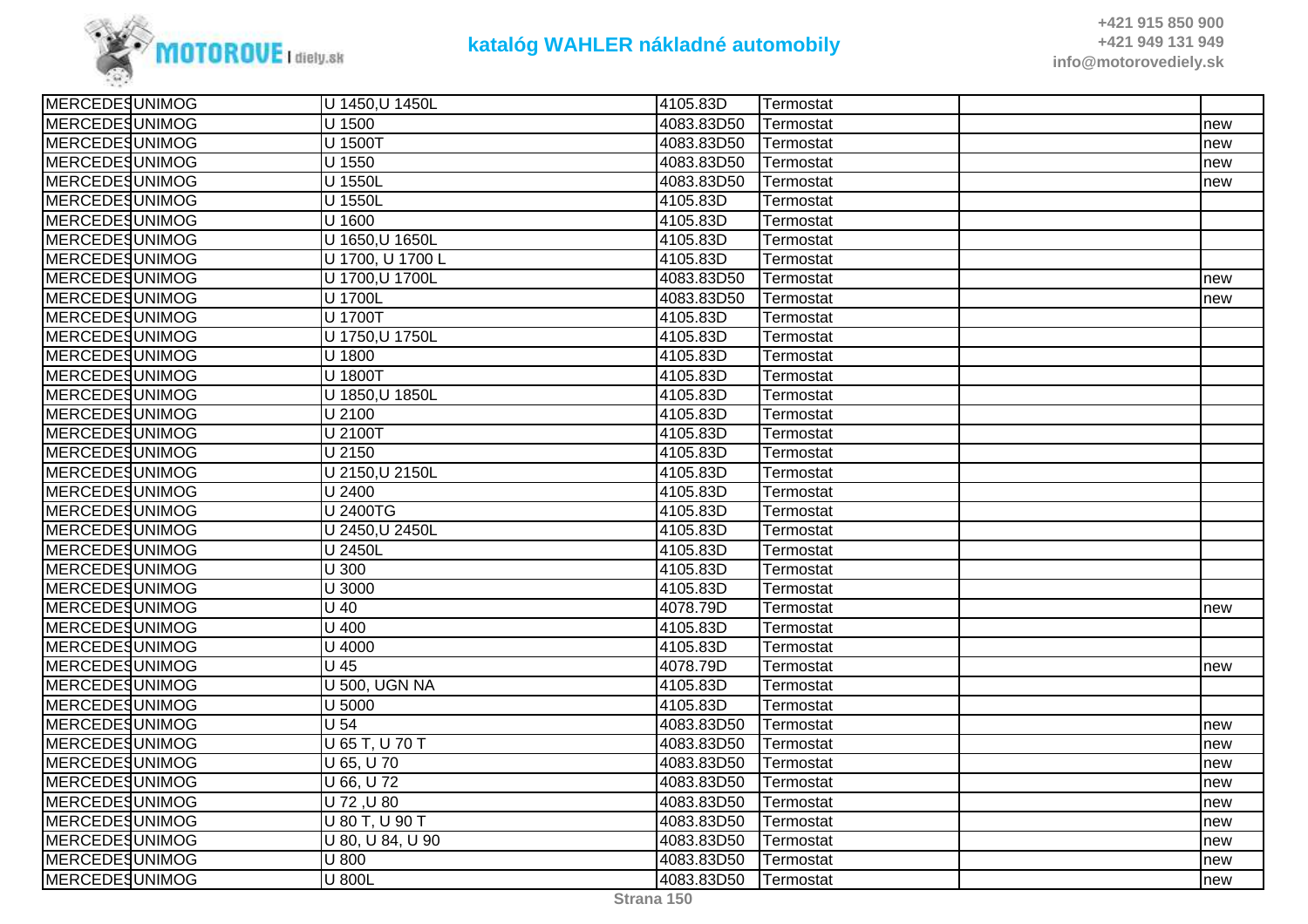| | | | | | | |
|---|---|---|---|---|---|---|
| MERCEDES | UNIMOG | U 1450,U 1450L | 4105.83D | Termostat | | |
| MERCEDES | UNIMOG | U 1500 | 4083.83D50 | Termostat | | new |
| MERCEDES | UNIMOG | U 1500T | 4083.83D50 | Termostat | | new |
| MERCEDES | UNIMOG | U 1550 | 4083.83D50 | Termostat | | new |
| MERCEDES | UNIMOG | U 1550L | 4083.83D50 | Termostat | | new |
| MERCEDES | UNIMOG | U 1550L | 4105.83D | Termostat | | |
| MERCEDES | UNIMOG | U 1600 | 4105.83D | Termostat | | |
| MERCEDES | UNIMOG | U 1650,U 1650L | 4105.83D | Termostat | | |
| MERCEDES | UNIMOG | U 1700, U 1700 L | 4105.83D | Termostat | | |
| MERCEDES | UNIMOG | U 1700,U 1700L | 4083.83D50 | Termostat | | new |
| MERCEDES | UNIMOG | U 1700L | 4083.83D50 | Termostat | | new |
| MERCEDES | UNIMOG | U 1700T | 4105.83D | Termostat | | |
| MERCEDES | UNIMOG | U 1750,U 1750L | 4105.83D | Termostat | | |
| MERCEDES | UNIMOG | U 1800 | 4105.83D | Termostat | | |
| MERCEDES | UNIMOG | U 1800T | 4105.83D | Termostat | | |
| MERCEDES | UNIMOG | U 1850,U 1850L | 4105.83D | Termostat | | |
| MERCEDES | UNIMOG | U 2100 | 4105.83D | Termostat | | |
| MERCEDES | UNIMOG | U 2100T | 4105.83D | Termostat | | |
| MERCEDES | UNIMOG | U 2150 | 4105.83D | Termostat | | |
| MERCEDES | UNIMOG | U 2150,U 2150L | 4105.83D | Termostat | | |
| MERCEDES | UNIMOG | U 2400 | 4105.83D | Termostat | | |
| MERCEDES | UNIMOG | U 2400TG | 4105.83D | Termostat | | |
| MERCEDES | UNIMOG | U 2450,U 2450L | 4105.83D | Termostat | | |
| MERCEDES | UNIMOG | U 2450L | 4105.83D | Termostat | | |
| MERCEDES | UNIMOG | U 300 | 4105.83D | Termostat | | |
| MERCEDES | UNIMOG | U 3000 | 4105.83D | Termostat | | |
| MERCEDES | UNIMOG | U 40 | 4078.79D | Termostat | | new |
| MERCEDES | UNIMOG | U 400 | 4105.83D | Termostat | | |
| MERCEDES | UNIMOG | U 4000 | 4105.83D | Termostat | | |
| MERCEDES | UNIMOG | U 45 | 4078.79D | Termostat | | new |
| MERCEDES | UNIMOG | U 500, UGN NA | 4105.83D | Termostat | | |
| MERCEDES | UNIMOG | U 5000 | 4105.83D | Termostat | | |
| MERCEDES | UNIMOG | U 54 | 4083.83D50 | Termostat | | new |
| MERCEDES | UNIMOG | U 65 T, U 70 T | 4083.83D50 | Termostat | | new |
| MERCEDES | UNIMOG | U 65, U 70 | 4083.83D50 | Termostat | | new |
| MERCEDES | UNIMOG | U 66, U 72 | 4083.83D50 | Termostat | | new |
| MERCEDES | UNIMOG | U 72 ,U 80 | 4083.83D50 | Termostat | | new |
| MERCEDES | UNIMOG | U 80 T, U 90 T | 4083.83D50 | Termostat | | new |
| MERCEDES | UNIMOG | U 80, U 84, U 90 | 4083.83D50 | Termostat | | new |
| MERCEDES | UNIMOG | U 800 | 4083.83D50 | Termostat | | new |
| MERCEDES | UNIMOG | U 800L | 4083.83D50 | Termostat | | new |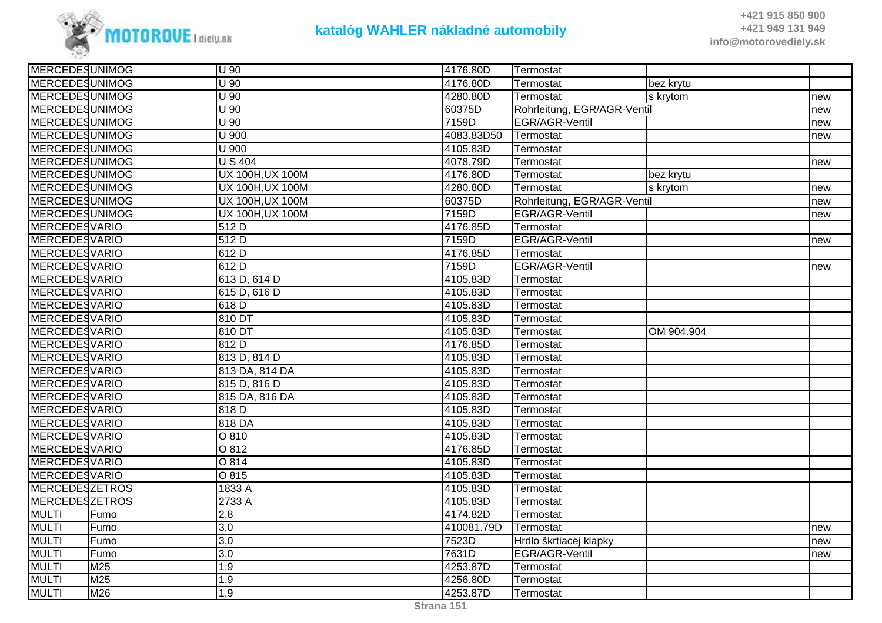| | | | | | | |
|---|---|---|---|---|---|---|
| MERCEDES | UNIMOG | U 90 | 4176.80D | Termostat | | |
| MERCEDES | UNIMOG | U 90 | 4176.80D | Termostat | bez krytu | |
| MERCEDES | UNIMOG | U 90 | 4280.80D | Termostat | s krytom | new |
| MERCEDES | UNIMOG | U 90 | 60375D | Rohrleitung, EGR/AGR-Ventil | | new |
| MERCEDES | UNIMOG | U 90 | 7159D | EGR/AGR-Ventil | | new |
| MERCEDES | UNIMOG | U 900 | 4083.83D50 | Termostat | | new |
| MERCEDES | UNIMOG | U 900 | 4105.83D | Termostat | | |
| MERCEDES | UNIMOG | U S 404 | 4078.79D | Termostat | | new |
| MERCEDES | UNIMOG | UX 100H,UX 100M | 4176.80D | Termostat | bez krytu | |
| MERCEDES | UNIMOG | UX 100H,UX 100M | 4280.80D | Termostat | s krytom | new |
| MERCEDES | UNIMOG | UX 100H,UX 100M | 60375D | Rohrleitung, EGR/AGR-Ventil | | new |
| MERCEDES | UNIMOG | UX 100H,UX 100M | 7159D | EGR/AGR-Ventil | | new |
| MERCEDES | VARIO | 512 D | 4176.85D | Termostat | | |
| MERCEDES | VARIO | 512 D | 7159D | EGR/AGR-Ventil | | new |
| MERCEDES | VARIO | 612 D | 4176.85D | Termostat | | |
| MERCEDES | VARIO | 612 D | 7159D | EGR/AGR-Ventil | | new |
| MERCEDES | VARIO | 613 D, 614 D | 4105.83D | Termostat | | |
| MERCEDES | VARIO | 615 D, 616 D | 4105.83D | Termostat | | |
| MERCEDES | VARIO | 618 D | 4105.83D | Termostat | | |
| MERCEDES | VARIO | 810 DT | 4105.83D | Termostat | | |
| MERCEDES | VARIO | 810 DT | 4105.83D | Termostat | OM 904.904 | |
| MERCEDES | VARIO | 812 D | 4176.85D | Termostat | | |
| MERCEDES | VARIO | 813 D, 814 D | 4105.83D | Termostat | | |
| MERCEDES | VARIO | 813 DA, 814 DA | 4105.83D | Termostat | | |
| MERCEDES | VARIO | 815 D, 816 D | 4105.83D | Termostat | | |
| MERCEDES | VARIO | 815 DA, 816 DA | 4105.83D | Termostat | | |
| MERCEDES | VARIO | 818 D | 4105.83D | Termostat | | |
| MERCEDES | VARIO | 818 DA | 4105.83D | Termostat | | |
| MERCEDES | VARIO | O 810 | 4105.83D | Termostat | | |
| MERCEDES | VARIO | O 812 | 4176.85D | Termostat | | |
| MERCEDES | VARIO | O 814 | 4105.83D | Termostat | | |
| MERCEDES | VARIO | O 815 | 4105.83D | Termostat | | |
| MERCEDES | ZETROS | 1833 A | 4105.83D | Termostat | | |
| MERCEDES | ZETROS | 2733 A | 4105.83D | Termostat | | |
| MULTI | Fumo | 2,8 | 4174.82D | Termostat | | |
| MULTI | Fumo | 3,0 | 410081.79D | Termostat | | new |
| MULTI | Fumo | 3,0 | 7523D | Hrdlo škrtiacej klapky | | new |
| MULTI | Fumo | 3,0 | 7631D | EGR/AGR-Ventil | | new |
| MULTI | M25 | 1,9 | 4253.87D | Termostat | | |
| MULTI | M25 | 1,9 | 4256.80D | Termostat | | |
| MULTI | M26 | 1,9 | 4253.87D | Termostat | | |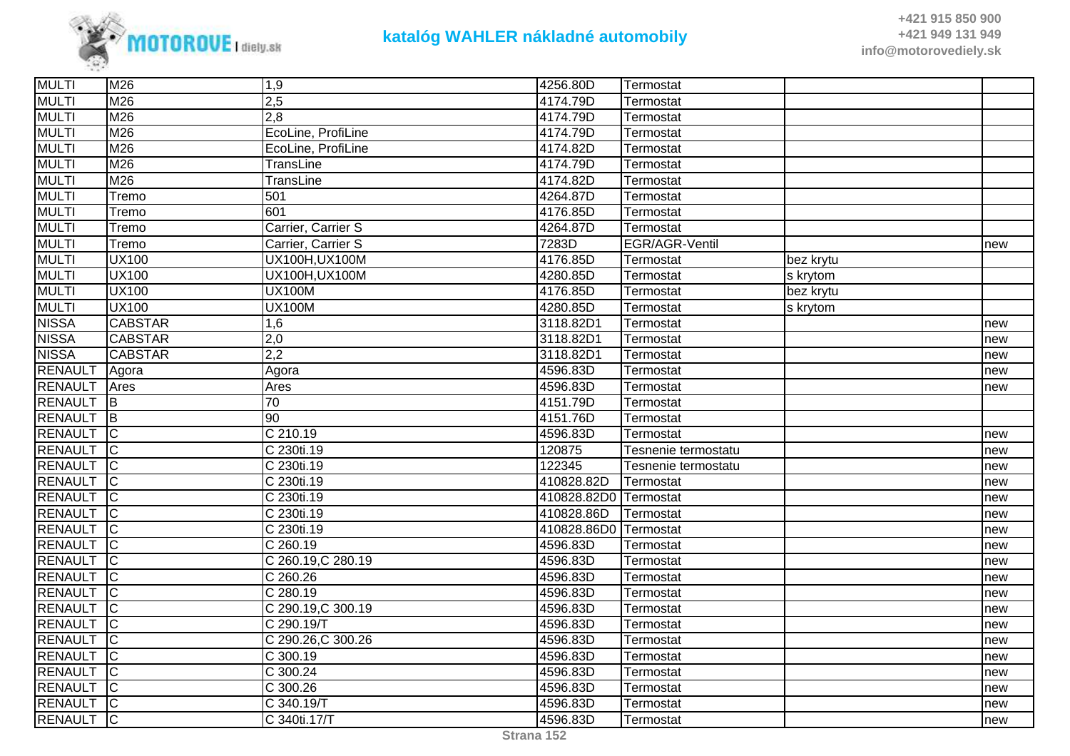| MULTI | M26 | 1,9 | 4256.80D | Termostat | | |
|---|---|---|---|---|---|---|
| MULTI | M26 | 2,5 | 4174.79D | Termostat | | |
| MULTI | M26 | 2,8 | 4174.79D | Termostat | | |
| MULTI | M26 | EcoLine, ProfiLine | 4174.79D | Termostat | | |
| MULTI | M26 | EcoLine, ProfiLine | 4174.82D | Termostat | | |
| MULTI | M26 | TransLine | 4174.79D | Termostat | | |
| MULTI | M26 | TransLine | 4174.82D | Termostat | | |
| MULTI | Tremo | 501 | 4264.87D | Termostat | | |
| MULTI | Tremo | 601 | 4176.85D | Termostat | | |
| MULTI | Tremo | Carrier, Carrier S | 4264.87D | Termostat | | |
| MULTI | Tremo | Carrier, Carrier S | 7283D | EGR/AGR-Ventil | | new |
| MULTI | UX100 | UX100H,UX100M | 4176.85D | Termostat | bez krytu | |
| MULTI | UX100 | UX100H,UX100M | 4280.85D | Termostat | s krytom | |
| MULTI | UX100 | UX100M | 4176.85D | Termostat | bez krytu | |
| MULTI | UX100 | UX100M | 4280.85D | Termostat | s krytom | |
| NISSA | CABSTAR | 1,6 | 3118.82D1 | Termostat | | new |
| NISSA | CABSTAR | 2,0 | 3118.82D1 | Termostat | | new |
| NISSA | CABSTAR | 2,2 | 3118.82D1 | Termostat | | new |
| RENAULT | Agora | Agora | 4596.83D | Termostat | | new |
| RENAULT | Ares | Ares | 4596.83D | Termostat | | new |
| RENAULT | B | 70 | 4151.79D | Termostat | | |
| RENAULT | B | 90 | 4151.76D | Termostat | | |
| RENAULT | C | C 210.19 | 4596.83D | Termostat | | new |
| RENAULT | C | C 230ti.19 | 120875 | Tesnenie termostatu | | new |
| RENAULT | C | C 230ti.19 | 122345 | Tesnenie termostatu | | new |
| RENAULT | C | C 230ti.19 | 410828.82D | Termostat | | new |
| RENAULT | C | C 230ti.19 | 410828.82D0 | Termostat | | new |
| RENAULT | C | C 230ti.19 | 410828.86D | Termostat | | new |
| RENAULT | C | C 230ti.19 | 410828.86D0 | Termostat | | new |
| RENAULT | C | C 260.19 | 4596.83D | Termostat | | new |
| RENAULT | C | C 260.19,C 280.19 | 4596.83D | Termostat | | new |
| RENAULT | C | C 260.26 | 4596.83D | Termostat | | new |
| RENAULT | C | C 280.19 | 4596.83D | Termostat | | new |
| RENAULT | C | C 290.19,C 300.19 | 4596.83D | Termostat | | new |
| RENAULT | C | C 290.19/T | 4596.83D | Termostat | | new |
| RENAULT | C | C 290.26,C 300.26 | 4596.83D | Termostat | | new |
| RENAULT | C | C 300.19 | 4596.83D | Termostat | | new |
| RENAULT | C | C 300.24 | 4596.83D | Termostat | | new |
| RENAULT | C | C 300.26 | 4596.83D | Termostat | | new |
| RENAULT | C | C 340.19/T | 4596.83D | Termostat | | new |
| RENAULT | C | C 340ti.17/T | 4596.83D | Termostat | | new |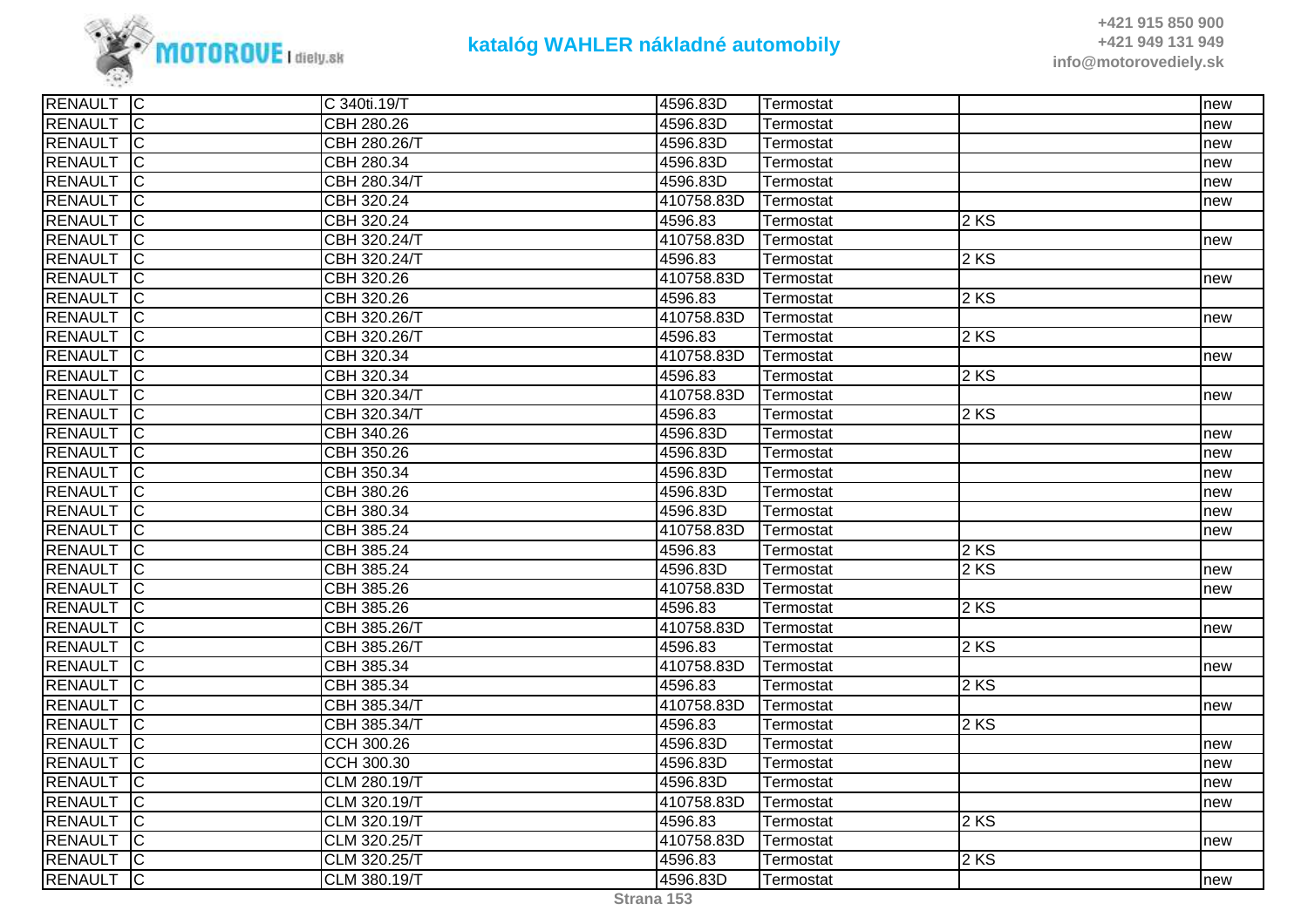# katalóg WAHLER nákladné automobily

+421 915 850 900
+421 949 131 949
info@motorovediely.sk

| | | | | | | |
|---|---|---|---|---|---|---|
| RENAULT | C | C 340ti.19/T | 4596.83D | Termostat | | new |
| RENAULT | C | CBH 280.26 | 4596.83D | Termostat | | new |
| RENAULT | C | CBH 280.26/T | 4596.83D | Termostat | | new |
| RENAULT | C | CBH 280.34 | 4596.83D | Termostat | | new |
| RENAULT | C | CBH 280.34/T | 4596.83D | Termostat | | new |
| RENAULT | C | CBH 320.24 | 410758.83D | Termostat | | new |
| RENAULT | C | CBH 320.24 | 4596.83 | Termostat | 2 KS | |
| RENAULT | C | CBH 320.24/T | 410758.83D | Termostat | | new |
| RENAULT | C | CBH 320.24/T | 4596.83 | Termostat | 2 KS | |
| RENAULT | C | CBH 320.26 | 410758.83D | Termostat | | new |
| RENAULT | C | CBH 320.26 | 4596.83 | Termostat | 2 KS | |
| RENAULT | C | CBH 320.26/T | 410758.83D | Termostat | | new |
| RENAULT | C | CBH 320.26/T | 4596.83 | Termostat | 2 KS | |
| RENAULT | C | CBH 320.34 | 410758.83D | Termostat | | new |
| RENAULT | C | CBH 320.34 | 4596.83 | Termostat | 2 KS | |
| RENAULT | C | CBH 320.34/T | 410758.83D | Termostat | | new |
| RENAULT | C | CBH 320.34/T | 4596.83 | Termostat | 2 KS | |
| RENAULT | C | CBH 340.26 | 4596.83D | Termostat | | new |
| RENAULT | C | CBH 350.26 | 4596.83D | Termostat | | new |
| RENAULT | C | CBH 350.34 | 4596.83D | Termostat | | new |
| RENAULT | C | CBH 380.26 | 4596.83D | Termostat | | new |
| RENAULT | C | CBH 380.34 | 4596.83D | Termostat | | new |
| RENAULT | C | CBH 385.24 | 410758.83D | Termostat | | new |
| RENAULT | C | CBH 385.24 | 4596.83 | Termostat | 2 KS | |
| RENAULT | C | CBH 385.24 | 4596.83D | Termostat | 2 KS | new |
| RENAULT | C | CBH 385.26 | 410758.83D | Termostat | | new |
| RENAULT | C | CBH 385.26 | 4596.83 | Termostat | 2 KS | |
| RENAULT | C | CBH 385.26/T | 410758.83D | Termostat | | new |
| RENAULT | C | CBH 385.26/T | 4596.83 | Termostat | 2 KS | |
| RENAULT | C | CBH 385.34 | 410758.83D | Termostat | | new |
| RENAULT | C | CBH 385.34 | 4596.83 | Termostat | 2 KS | |
| RENAULT | C | CBH 385.34/T | 410758.83D | Termostat | | new |
| RENAULT | C | CBH 385.34/T | 4596.83 | Termostat | 2 KS | |
| RENAULT | C | CCH 300.26 | 4596.83D | Termostat | | new |
| RENAULT | C | CCH 300.30 | 4596.83D | Termostat | | new |
| RENAULT | C | CLM 280.19/T | 4596.83D | Termostat | | new |
| RENAULT | C | CLM 320.19/T | 410758.83D | Termostat | | new |
| RENAULT | C | CLM 320.19/T | 4596.83 | Termostat | 2 KS | |
| RENAULT | C | CLM 320.25/T | 410758.83D | Termostat | | new |
| RENAULT | C | CLM 320.25/T | 4596.83 | Termostat | 2 KS | |
| RENAULT | C | CLM 380.19/T | 4596.83D | Termostat | | new |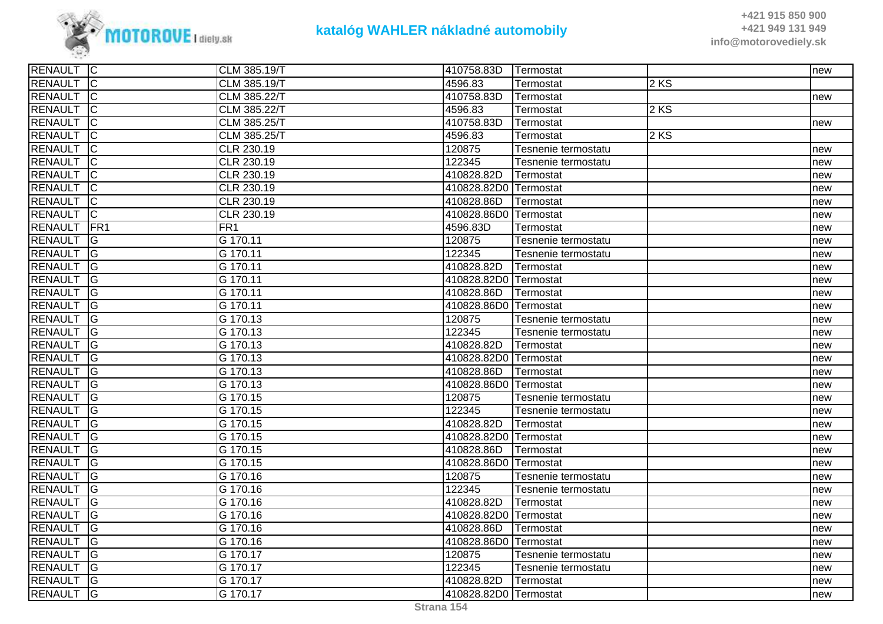| RENAULT | C | CLM 385.19/T | 410758.83D | Termostat | | new |
|---|---|---|---|---|---|---|
| RENAULT | C | CLM 385.19/T | 4596.83 | Termostat | 2 KS | |
| RENAULT | C | CLM 385.22/T | 410758.83D | Termostat | | new |
| RENAULT | C | CLM 385.22/T | 4596.83 | Termostat | 2 KS | |
| RENAULT | C | CLM 385.25/T | 410758.83D | Termostat | | new |
| RENAULT | C | CLM 385.25/T | 4596.83 | Termostat | 2 KS | |
| RENAULT | C | CLR 230.19 | 120875 | Tesnenie termostatu | | new |
| RENAULT | C | CLR 230.19 | 122345 | Tesnenie termostatu | | new |
| RENAULT | C | CLR 230.19 | 410828.82D | Termostat | | new |
| RENAULT | C | CLR 230.19 | 410828.82D0 | Termostat | | new |
| RENAULT | C | CLR 230.19 | 410828.86D | Termostat | | new |
| RENAULT | C | CLR 230.19 | 410828.86D0 | Termostat | | new |
| RENAULT | FR1 | FR1 | 4596.83D | Termostat | | new |
| RENAULT | G | G 170.11 | 120875 | Tesnenie termostatu | | new |
| RENAULT | G | G 170.11 | 122345 | Tesnenie termostatu | | new |
| RENAULT | G | G 170.11 | 410828.82D | Termostat | | new |
| RENAULT | G | G 170.11 | 410828.82D0 | Termostat | | new |
| RENAULT | G | G 170.11 | 410828.86D | Termostat | | new |
| RENAULT | G | G 170.11 | 410828.86D0 | Termostat | | new |
| RENAULT | G | G 170.13 | 120875 | Tesnenie termostatu | | new |
| RENAULT | G | G 170.13 | 122345 | Tesnenie termostatu | | new |
| RENAULT | G | G 170.13 | 410828.82D | Termostat | | new |
| RENAULT | G | G 170.13 | 410828.82D0 | Termostat | | new |
| RENAULT | G | G 170.13 | 410828.86D | Termostat | | new |
| RENAULT | G | G 170.13 | 410828.86D0 | Termostat | | new |
| RENAULT | G | G 170.15 | 120875 | Tesnenie termostatu | | new |
| RENAULT | G | G 170.15 | 122345 | Tesnenie termostatu | | new |
| RENAULT | G | G 170.15 | 410828.82D | Termostat | | new |
| RENAULT | G | G 170.15 | 410828.82D0 | Termostat | | new |
| RENAULT | G | G 170.15 | 410828.86D | Termostat | | new |
| RENAULT | G | G 170.15 | 410828.86D0 | Termostat | | new |
| RENAULT | G | G 170.16 | 120875 | Tesnenie termostatu | | new |
| RENAULT | G | G 170.16 | 122345 | Tesnenie termostatu | | new |
| RENAULT | G | G 170.16 | 410828.82D | Termostat | | new |
| RENAULT | G | G 170.16 | 410828.82D0 | Termostat | | new |
| RENAULT | G | G 170.16 | 410828.86D | Termostat | | new |
| RENAULT | G | G 170.16 | 410828.86D0 | Termostat | | new |
| RENAULT | G | G 170.17 | 120875 | Tesnenie termostatu | | new |
| RENAULT | G | G 170.17 | 122345 | Tesnenie termostatu | | new |
| RENAULT | G | G 170.17 | 410828.82D | Termostat | | new |
| RENAULT | G | G 170.17 | 410828.82D0 | Termostat | | new |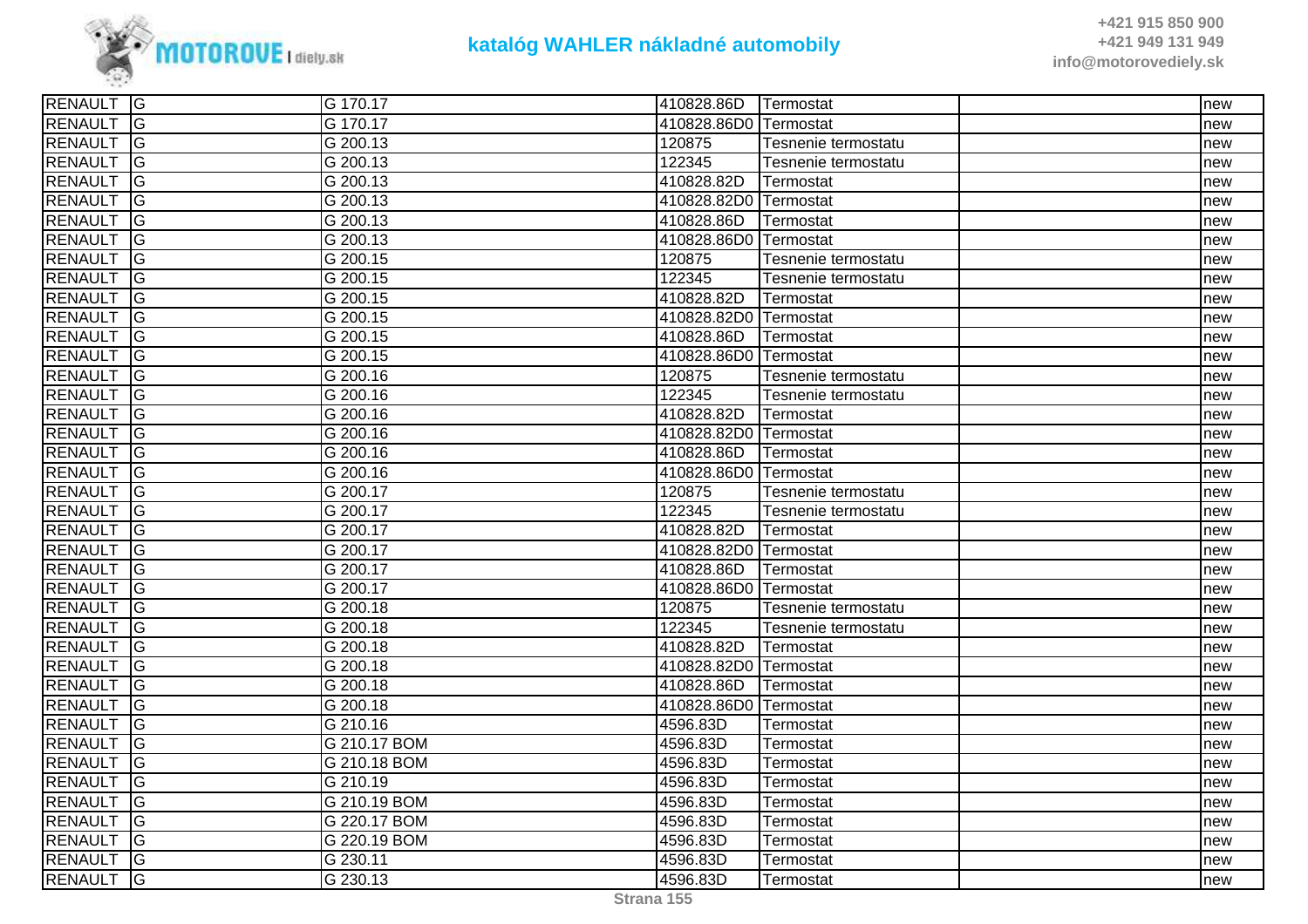| | | | | | | |
|---|---|---|---|---|---|---|
| RENAULT | G | G 170.17 | 410828.86D | Termostat | | new |
| RENAULT | G | G 170.17 | 410828.86D0 | Termostat | | new |
| RENAULT | G | G 200.13 | 120875 | Tesnenie termostatu | | new |
| RENAULT | G | G 200.13 | 122345 | Tesnenie termostatu | | new |
| RENAULT | G | G 200.13 | 410828.82D | Termostat | | new |
| RENAULT | G | G 200.13 | 410828.82D0 | Termostat | | new |
| RENAULT | G | G 200.13 | 410828.86D | Termostat | | new |
| RENAULT | G | G 200.13 | 410828.86D0 | Termostat | | new |
| RENAULT | G | G 200.15 | 120875 | Tesnenie termostatu | | new |
| RENAULT | G | G 200.15 | 122345 | Tesnenie termostatu | | new |
| RENAULT | G | G 200.15 | 410828.82D | Termostat | | new |
| RENAULT | G | G 200.15 | 410828.82D0 | Termostat | | new |
| RENAULT | G | G 200.15 | 410828.86D | Termostat | | new |
| RENAULT | G | G 200.15 | 410828.86D0 | Termostat | | new |
| RENAULT | G | G 200.16 | 120875 | Tesnenie termostatu | | new |
| RENAULT | G | G 200.16 | 122345 | Tesnenie termostatu | | new |
| RENAULT | G | G 200.16 | 410828.82D | Termostat | | new |
| RENAULT | G | G 200.16 | 410828.82D0 | Termostat | | new |
| RENAULT | G | G 200.16 | 410828.86D | Termostat | | new |
| RENAULT | G | G 200.16 | 410828.86D0 | Termostat | | new |
| RENAULT | G | G 200.17 | 120875 | Tesnenie termostatu | | new |
| RENAULT | G | G 200.17 | 122345 | Tesnenie termostatu | | new |
| RENAULT | G | G 200.17 | 410828.82D | Termostat | | new |
| RENAULT | G | G 200.17 | 410828.82D0 | Termostat | | new |
| RENAULT | G | G 200.17 | 410828.86D | Termostat | | new |
| RENAULT | G | G 200.17 | 410828.86D0 | Termostat | | new |
| RENAULT | G | G 200.18 | 120875 | Tesnenie termostatu | | new |
| RENAULT | G | G 200.18 | 122345 | Tesnenie termostatu | | new |
| RENAULT | G | G 200.18 | 410828.82D | Termostat | | new |
| RENAULT | G | G 200.18 | 410828.82D0 | Termostat | | new |
| RENAULT | G | G 200.18 | 410828.86D | Termostat | | new |
| RENAULT | G | G 200.18 | 410828.86D0 | Termostat | | new |
| RENAULT | G | G 210.16 | 4596.83D | Termostat | | new |
| RENAULT | G | G 210.17 BOM | 4596.83D | Termostat | | new |
| RENAULT | G | G 210.18 BOM | 4596.83D | Termostat | | new |
| RENAULT | G | G 210.19 | 4596.83D | Termostat | | new |
| RENAULT | G | G 210.19 BOM | 4596.83D | Termostat | | new |
| RENAULT | G | G 220.17 BOM | 4596.83D | Termostat | | new |
| RENAULT | G | G 220.19 BOM | 4596.83D | Termostat | | new |
| RENAULT | G | G 230.11 | 4596.83D | Termostat | | new |
| RENAULT | G | G 230.13 | 4596.83D | Termostat | | new |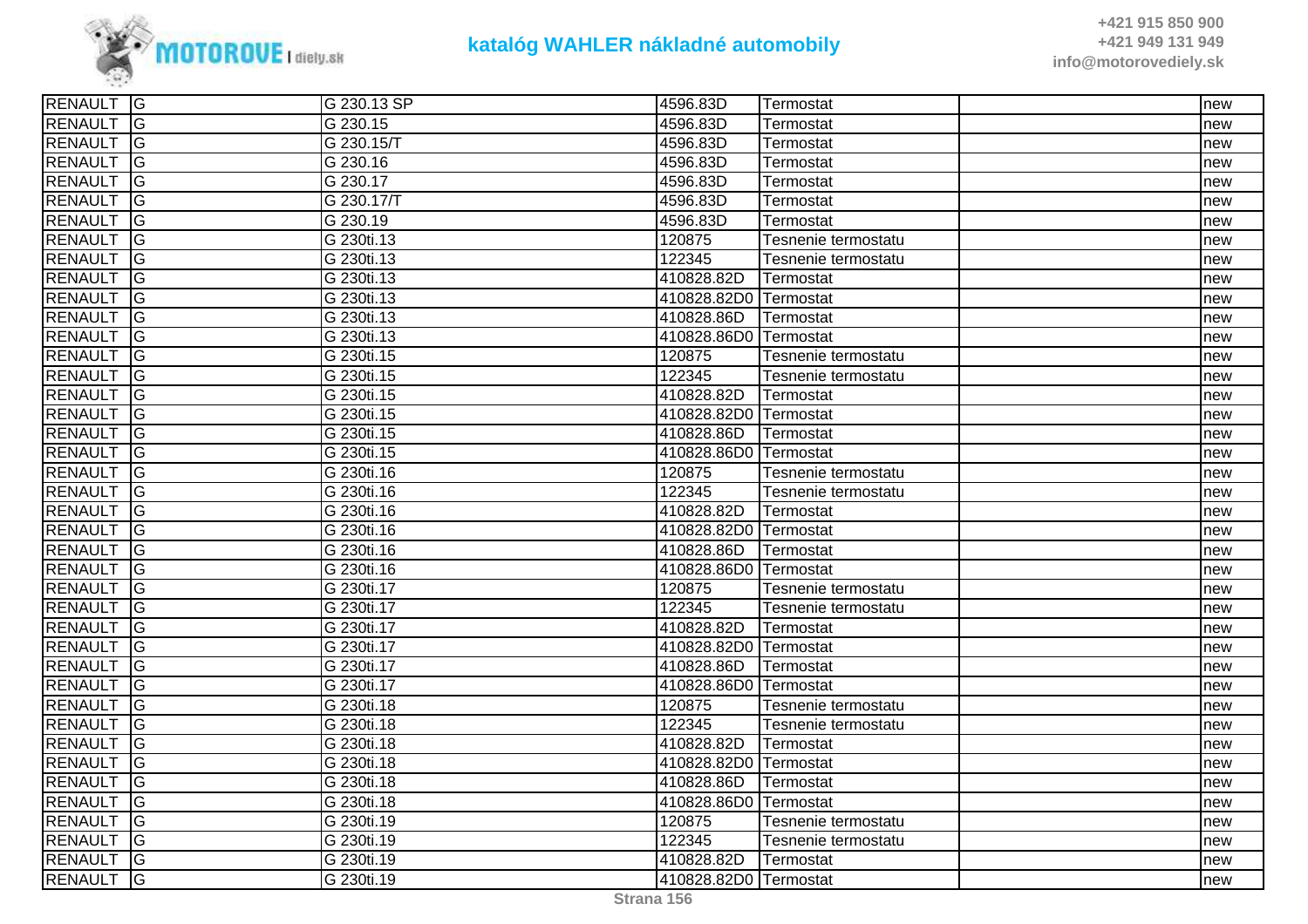| | | | | | | |
|---|---|---|---|---|---|---|
| RENAULT | G | G 230.13 SP | 4596.83D | Termostat | | new |
| RENAULT | G | G 230.15 | 4596.83D | Termostat | | new |
| RENAULT | G | G 230.15/T | 4596.83D | Termostat | | new |
| RENAULT | G | G 230.16 | 4596.83D | Termostat | | new |
| RENAULT | G | G 230.17 | 4596.83D | Termostat | | new |
| RENAULT | G | G 230.17/T | 4596.83D | Termostat | | new |
| RENAULT | G | G 230.19 | 4596.83D | Termostat | | new |
| RENAULT | G | G 230ti.13 | 120875 | Tesnenie termostatu | | new |
| RENAULT | G | G 230ti.13 | 122345 | Tesnenie termostatu | | new |
| RENAULT | G | G 230ti.13 | 410828.82D | Termostat | | new |
| RENAULT | G | G 230ti.13 | 410828.82D0 | Termostat | | new |
| RENAULT | G | G 230ti.13 | 410828.86D | Termostat | | new |
| RENAULT | G | G 230ti.13 | 410828.86D0 | Termostat | | new |
| RENAULT | G | G 230ti.15 | 120875 | Tesnenie termostatu | | new |
| RENAULT | G | G 230ti.15 | 122345 | Tesnenie termostatu | | new |
| RENAULT | G | G 230ti.15 | 410828.82D | Termostat | | new |
| RENAULT | G | G 230ti.15 | 410828.82D0 | Termostat | | new |
| RENAULT | G | G 230ti.15 | 410828.86D | Termostat | | new |
| RENAULT | G | G 230ti.15 | 410828.86D0 | Termostat | | new |
| RENAULT | G | G 230ti.16 | 120875 | Tesnenie termostatu | | new |
| RENAULT | G | G 230ti.16 | 122345 | Tesnenie termostatu | | new |
| RENAULT | G | G 230ti.16 | 410828.82D | Termostat | | new |
| RENAULT | G | G 230ti.16 | 410828.82D0 | Termostat | | new |
| RENAULT | G | G 230ti.16 | 410828.86D | Termostat | | new |
| RENAULT | G | G 230ti.16 | 410828.86D0 | Termostat | | new |
| RENAULT | G | G 230ti.17 | 120875 | Tesnenie termostatu | | new |
| RENAULT | G | G 230ti.17 | 122345 | Tesnenie termostatu | | new |
| RENAULT | G | G 230ti.17 | 410828.82D | Termostat | | new |
| RENAULT | G | G 230ti.17 | 410828.82D0 | Termostat | | new |
| RENAULT | G | G 230ti.17 | 410828.86D | Termostat | | new |
| RENAULT | G | G 230ti.17 | 410828.86D0 | Termostat | | new |
| RENAULT | G | G 230ti.18 | 120875 | Tesnenie termostatu | | new |
| RENAULT | G | G 230ti.18 | 122345 | Tesnenie termostatu | | new |
| RENAULT | G | G 230ti.18 | 410828.82D | Termostat | | new |
| RENAULT | G | G 230ti.18 | 410828.82D0 | Termostat | | new |
| RENAULT | G | G 230ti.18 | 410828.86D | Termostat | | new |
| RENAULT | G | G 230ti.18 | 410828.86D0 | Termostat | | new |
| RENAULT | G | G 230ti.19 | 120875 | Tesnenie termostatu | | new |
| RENAULT | G | G 230ti.19 | 122345 | Tesnenie termostatu | | new |
| RENAULT | G | G 230ti.19 | 410828.82D | Termostat | | new |
| RENAULT | G | G 230ti.19 | 410828.82D0 | Termostat | | new |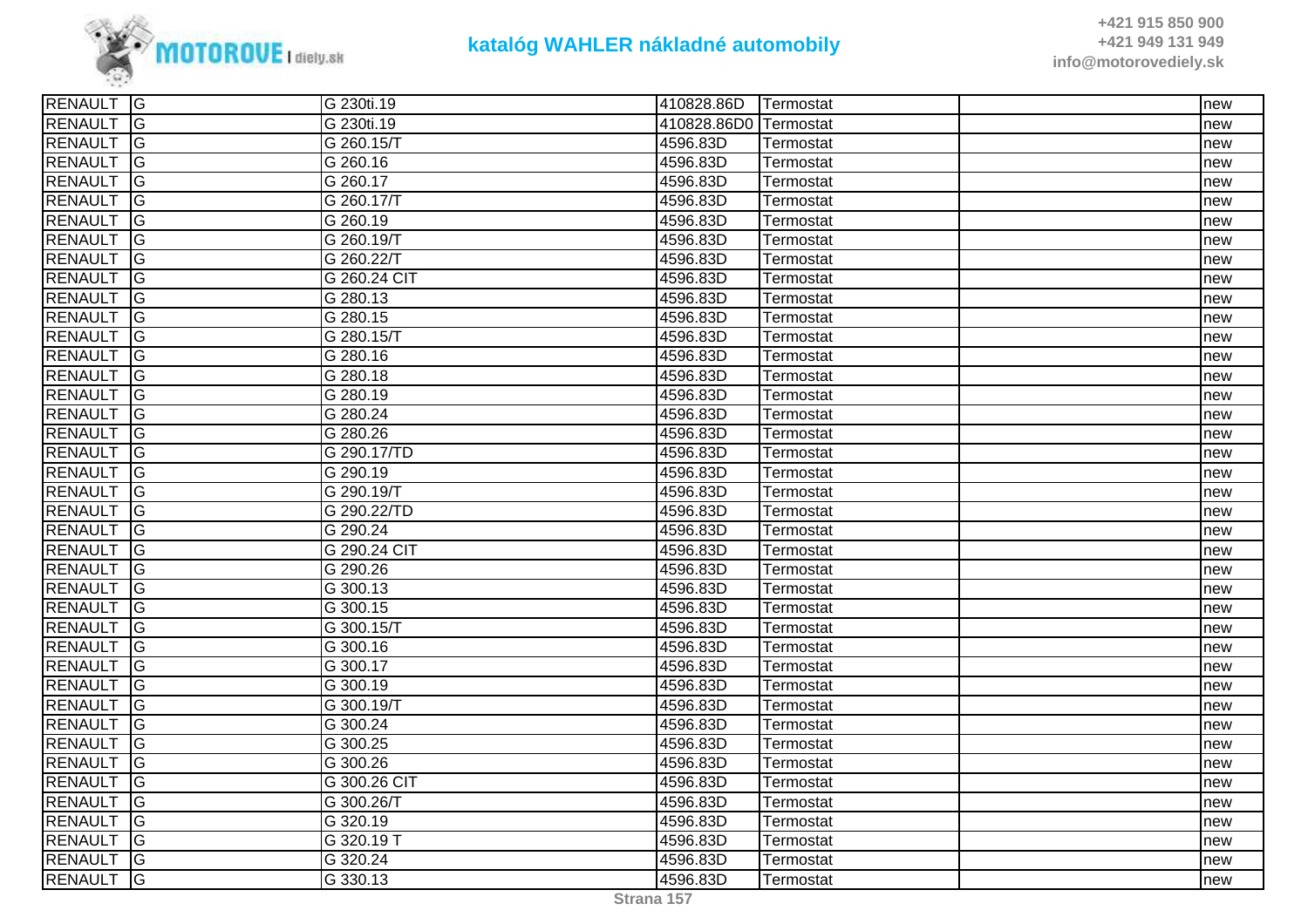| | | | | | | |
|---|---|---|---|---|---|---|
| RENAULT | G | G 230ti.19 | 410828.86D | Termostat | | new |
| RENAULT | G | G 230ti.19 | 410828.86D0 | Termostat | | new |
| RENAULT | G | G 260.15/T | 4596.83D | Termostat | | new |
| RENAULT | G | G 260.16 | 4596.83D | Termostat | | new |
| RENAULT | G | G 260.17 | 4596.83D | Termostat | | new |
| RENAULT | G | G 260.17/T | 4596.83D | Termostat | | new |
| RENAULT | G | G 260.19 | 4596.83D | Termostat | | new |
| RENAULT | G | G 260.19/T | 4596.83D | Termostat | | new |
| RENAULT | G | G 260.22/T | 4596.83D | Termostat | | new |
| RENAULT | G | G 260.24 CIT | 4596.83D | Termostat | | new |
| RENAULT | G | G 280.13 | 4596.83D | Termostat | | new |
| RENAULT | G | G 280.15 | 4596.83D | Termostat | | new |
| RENAULT | G | G 280.15/T | 4596.83D | Termostat | | new |
| RENAULT | G | G 280.16 | 4596.83D | Termostat | | new |
| RENAULT | G | G 280.18 | 4596.83D | Termostat | | new |
| RENAULT | G | G 280.19 | 4596.83D | Termostat | | new |
| RENAULT | G | G 280.24 | 4596.83D | Termostat | | new |
| RENAULT | G | G 280.26 | 4596.83D | Termostat | | new |
| RENAULT | G | G 290.17/TD | 4596.83D | Termostat | | new |
| RENAULT | G | G 290.19 | 4596.83D | Termostat | | new |
| RENAULT | G | G 290.19/T | 4596.83D | Termostat | | new |
| RENAULT | G | G 290.22/TD | 4596.83D | Termostat | | new |
| RENAULT | G | G 290.24 | 4596.83D | Termostat | | new |
| RENAULT | G | G 290.24 CIT | 4596.83D | Termostat | | new |
| RENAULT | G | G 290.26 | 4596.83D | Termostat | | new |
| RENAULT | G | G 300.13 | 4596.83D | Termostat | | new |
| RENAULT | G | G 300.15 | 4596.83D | Termostat | | new |
| RENAULT | G | G 300.15/T | 4596.83D | Termostat | | new |
| RENAULT | G | G 300.16 | 4596.83D | Termostat | | new |
| RENAULT | G | G 300.17 | 4596.83D | Termostat | | new |
| RENAULT | G | G 300.19 | 4596.83D | Termostat | | new |
| RENAULT | G | G 300.19/T | 4596.83D | Termostat | | new |
| RENAULT | G | G 300.24 | 4596.83D | Termostat | | new |
| RENAULT | G | G 300.25 | 4596.83D | Termostat | | new |
| RENAULT | G | G 300.26 | 4596.83D | Termostat | | new |
| RENAULT | G | G 300.26 CIT | 4596.83D | Termostat | | new |
| RENAULT | G | G 300.26/T | 4596.83D | Termostat | | new |
| RENAULT | G | G 320.19 | 4596.83D | Termostat | | new |
| RENAULT | G | G 320.19 T | 4596.83D | Termostat | | new |
| RENAULT | G | G 320.24 | 4596.83D | Termostat | | new |
| RENAULT | G | G 330.13 | 4596.83D | Termostat | | new |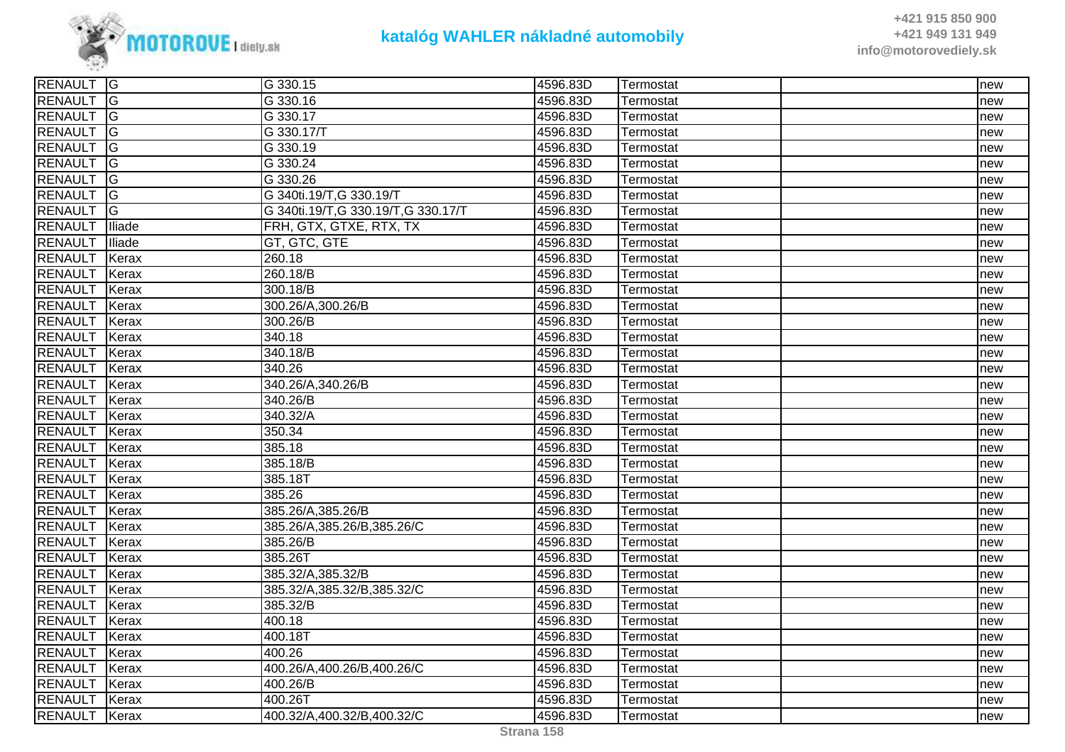| | | | | | | |
|---|---|---|---|---|---|---|
| RENAULT | G | G 330.15 | 4596.83D | Termostat | | new |
| RENAULT | G | G 330.16 | 4596.83D | Termostat | | new |
| RENAULT | G | G 330.17 | 4596.83D | Termostat | | new |
| RENAULT | G | G 330.17/T | 4596.83D | Termostat | | new |
| RENAULT | G | G 330.19 | 4596.83D | Termostat | | new |
| RENAULT | G | G 330.24 | 4596.83D | Termostat | | new |
| RENAULT | G | G 330.26 | 4596.83D | Termostat | | new |
| RENAULT | G | G 340ti.19/T,G 330.19/T | 4596.83D | Termostat | | new |
| RENAULT | G | G 340ti.19/T,G 330.19/T,G 330.17/T | 4596.83D | Termostat | | new |
| RENAULT | Iliade | FRH, GTX, GTXE, RTX, TX | 4596.83D | Termostat | | new |
| RENAULT | Iliade | GT, GTC, GTE | 4596.83D | Termostat | | new |
| RENAULT | Kerax | 260.18 | 4596.83D | Termostat | | new |
| RENAULT | Kerax | 260.18/B | 4596.83D | Termostat | | new |
| RENAULT | Kerax | 300.18/B | 4596.83D | Termostat | | new |
| RENAULT | Kerax | 300.26/A,300.26/B | 4596.83D | Termostat | | new |
| RENAULT | Kerax | 300.26/B | 4596.83D | Termostat | | new |
| RENAULT | Kerax | 340.18 | 4596.83D | Termostat | | new |
| RENAULT | Kerax | 340.18/B | 4596.83D | Termostat | | new |
| RENAULT | Kerax | 340.26 | 4596.83D | Termostat | | new |
| RENAULT | Kerax | 340.26/A,340.26/B | 4596.83D | Termostat | | new |
| RENAULT | Kerax | 340.26/B | 4596.83D | Termostat | | new |
| RENAULT | Kerax | 340.32/A | 4596.83D | Termostat | | new |
| RENAULT | Kerax | 350.34 | 4596.83D | Termostat | | new |
| RENAULT | Kerax | 385.18 | 4596.83D | Termostat | | new |
| RENAULT | Kerax | 385.18/B | 4596.83D | Termostat | | new |
| RENAULT | Kerax | 385.18T | 4596.83D | Termostat | | new |
| RENAULT | Kerax | 385.26 | 4596.83D | Termostat | | new |
| RENAULT | Kerax | 385.26/A,385.26/B | 4596.83D | Termostat | | new |
| RENAULT | Kerax | 385.26/A,385.26/B,385.26/C | 4596.83D | Termostat | | new |
| RENAULT | Kerax | 385.26/B | 4596.83D | Termostat | | new |
| RENAULT | Kerax | 385.26T | 4596.83D | Termostat | | new |
| RENAULT | Kerax | 385.32/A,385.32/B | 4596.83D | Termostat | | new |
| RENAULT | Kerax | 385.32/A,385.32/B,385.32/C | 4596.83D | Termostat | | new |
| RENAULT | Kerax | 385.32/B | 4596.83D | Termostat | | new |
| RENAULT | Kerax | 400.18 | 4596.83D | Termostat | | new |
| RENAULT | Kerax | 400.18T | 4596.83D | Termostat | | new |
| RENAULT | Kerax | 400.26 | 4596.83D | Termostat | | new |
| RENAULT | Kerax | 400.26/A,400.26/B,400.26/C | 4596.83D | Termostat | | new |
| RENAULT | Kerax | 400.26/B | 4596.83D | Termostat | | new |
| RENAULT | Kerax | 400.26T | 4596.83D | Termostat | | new |
| RENAULT | Kerax | 400.32/A,400.32/B,400.32/C | 4596.83D | Termostat | | new |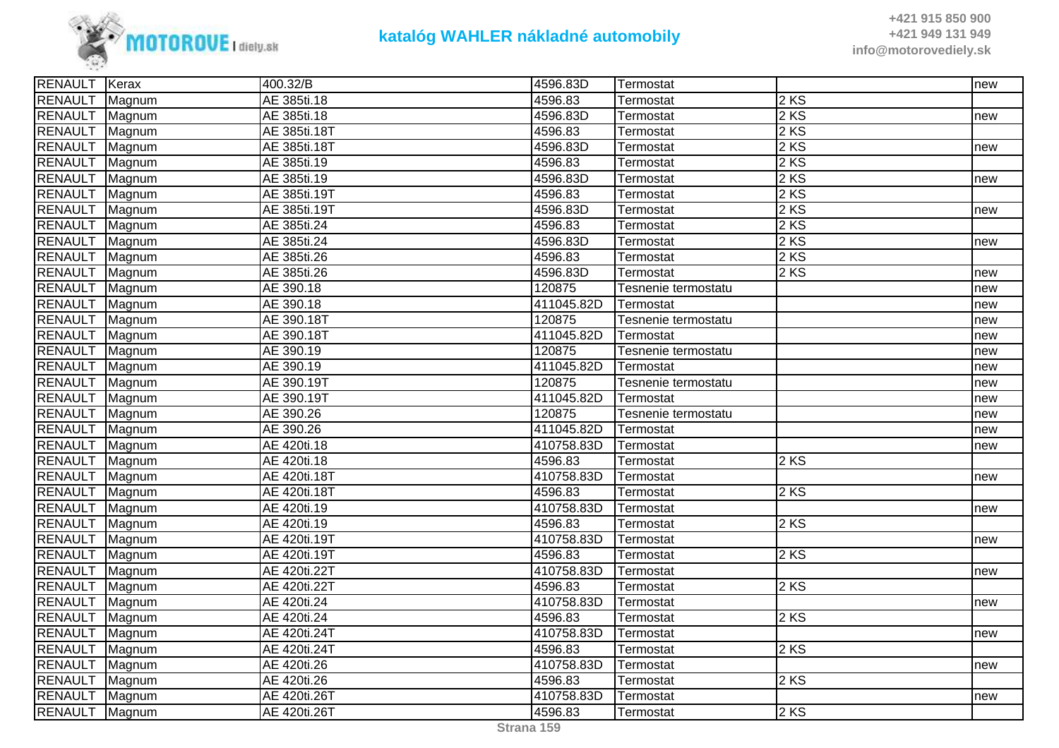| | | | | | | |
|---|---|---|---|---|---|---|
| RENAULT | Kerax | 400.32/B | 4596.83D | Termostat | | new |
| RENAULT | Magnum | AE 385ti.18 | 4596.83 | Termostat | 2 KS | |
| RENAULT | Magnum | AE 385ti.18 | 4596.83D | Termostat | 2 KS | new |
| RENAULT | Magnum | AE 385ti.18T | 4596.83 | Termostat | 2 KS | |
| RENAULT | Magnum | AE 385ti.18T | 4596.83D | Termostat | 2 KS | new |
| RENAULT | Magnum | AE 385ti.19 | 4596.83 | Termostat | 2 KS | |
| RENAULT | Magnum | AE 385ti.19 | 4596.83D | Termostat | 2 KS | new |
| RENAULT | Magnum | AE 385ti.19T | 4596.83 | Termostat | 2 KS | |
| RENAULT | Magnum | AE 385ti.19T | 4596.83D | Termostat | 2 KS | new |
| RENAULT | Magnum | AE 385ti.24 | 4596.83 | Termostat | 2 KS | |
| RENAULT | Magnum | AE 385ti.24 | 4596.83D | Termostat | 2 KS | new |
| RENAULT | Magnum | AE 385ti.26 | 4596.83 | Termostat | 2 KS | |
| RENAULT | Magnum | AE 385ti.26 | 4596.83D | Termostat | 2 KS | new |
| RENAULT | Magnum | AE 390.18 | 120875 | Tesnenie termostatu | | new |
| RENAULT | Magnum | AE 390.18 | 411045.82D | Termostat | | new |
| RENAULT | Magnum | AE 390.18T | 120875 | Tesnenie termostatu | | new |
| RENAULT | Magnum | AE 390.18T | 411045.82D | Termostat | | new |
| RENAULT | Magnum | AE 390.19 | 120875 | Tesnenie termostatu | | new |
| RENAULT | Magnum | AE 390.19 | 411045.82D | Termostat | | new |
| RENAULT | Magnum | AE 390.19T | 120875 | Tesnenie termostatu | | new |
| RENAULT | Magnum | AE 390.19T | 411045.82D | Termostat | | new |
| RENAULT | Magnum | AE 390.26 | 120875 | Tesnenie termostatu | | new |
| RENAULT | Magnum | AE 390.26 | 411045.82D | Termostat | | new |
| RENAULT | Magnum | AE 420ti.18 | 410758.83D | Termostat | | new |
| RENAULT | Magnum | AE 420ti.18 | 4596.83 | Termostat | 2 KS | |
| RENAULT | Magnum | AE 420ti.18T | 410758.83D | Termostat | | new |
| RENAULT | Magnum | AE 420ti.18T | 4596.83 | Termostat | 2 KS | |
| RENAULT | Magnum | AE 420ti.19 | 410758.83D | Termostat | | new |
| RENAULT | Magnum | AE 420ti.19 | 4596.83 | Termostat | 2 KS | |
| RENAULT | Magnum | AE 420ti.19T | 410758.83D | Termostat | | new |
| RENAULT | Magnum | AE 420ti.19T | 4596.83 | Termostat | 2 KS | |
| RENAULT | Magnum | AE 420ti.22T | 410758.83D | Termostat | | new |
| RENAULT | Magnum | AE 420ti.22T | 4596.83 | Termostat | 2 KS | |
| RENAULT | Magnum | AE 420ti.24 | 410758.83D | Termostat | | new |
| RENAULT | Magnum | AE 420ti.24 | 4596.83 | Termostat | 2 KS | |
| RENAULT | Magnum | AE 420ti.24T | 410758.83D | Termostat | | new |
| RENAULT | Magnum | AE 420ti.24T | 4596.83 | Termostat | 2 KS | |
| RENAULT | Magnum | AE 420ti.26 | 410758.83D | Termostat | | new |
| RENAULT | Magnum | AE 420ti.26 | 4596.83 | Termostat | 2 KS | |
| RENAULT | Magnum | AE 420ti.26T | 410758.83D | Termostat | | new |
| RENAULT | Magnum | AE 420ti.26T | 4596.83 | Termostat | 2 KS | |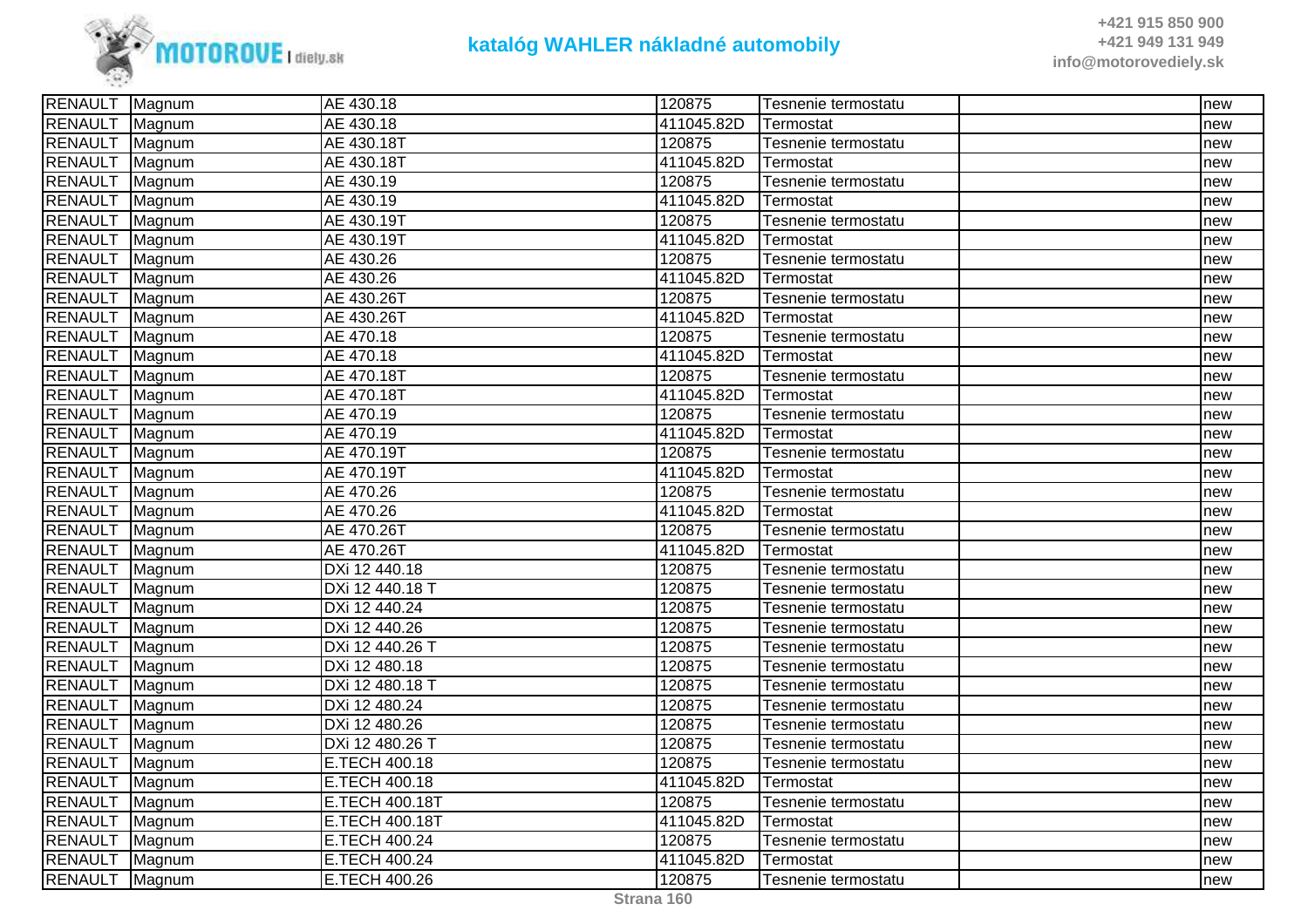| RENAULT | Magnum | AE 430.18 | 120875 | Tesnenie termostatu | | new |
|---|---|---|---|---|---|---|
| RENAULT | Magnum | AE 430.18 | 411045.82D | Termostat | | new |
| RENAULT | Magnum | AE 430.18T | 120875 | Tesnenie termostatu | | new |
| RENAULT | Magnum | AE 430.18T | 411045.82D | Termostat | | new |
| RENAULT | Magnum | AE 430.19 | 120875 | Tesnenie termostatu | | new |
| RENAULT | Magnum | AE 430.19 | 411045.82D | Termostat | | new |
| RENAULT | Magnum | AE 430.19T | 120875 | Tesnenie termostatu | | new |
| RENAULT | Magnum | AE 430.19T | 411045.82D | Termostat | | new |
| RENAULT | Magnum | AE 430.26 | 120875 | Tesnenie termostatu | | new |
| RENAULT | Magnum | AE 430.26 | 411045.82D | Termostat | | new |
| RENAULT | Magnum | AE 430.26T | 120875 | Tesnenie termostatu | | new |
| RENAULT | Magnum | AE 430.26T | 411045.82D | Termostat | | new |
| RENAULT | Magnum | AE 470.18 | 120875 | Tesnenie termostatu | | new |
| RENAULT | Magnum | AE 470.18 | 411045.82D | Termostat | | new |
| RENAULT | Magnum | AE 470.18T | 120875 | Tesnenie termostatu | | new |
| RENAULT | Magnum | AE 470.18T | 411045.82D | Termostat | | new |
| RENAULT | Magnum | AE 470.19 | 120875 | Tesnenie termostatu | | new |
| RENAULT | Magnum | AE 470.19 | 411045.82D | Termostat | | new |
| RENAULT | Magnum | AE 470.19T | 120875 | Tesnenie termostatu | | new |
| RENAULT | Magnum | AE 470.19T | 411045.82D | Termostat | | new |
| RENAULT | Magnum | AE 470.26 | 120875 | Tesnenie termostatu | | new |
| RENAULT | Magnum | AE 470.26 | 411045.82D | Termostat | | new |
| RENAULT | Magnum | AE 470.26T | 120875 | Tesnenie termostatu | | new |
| RENAULT | Magnum | AE 470.26T | 411045.82D | Termostat | | new |
| RENAULT | Magnum | DXi 12 440.18 | 120875 | Tesnenie termostatu | | new |
| RENAULT | Magnum | DXi 12 440.18 T | 120875 | Tesnenie termostatu | | new |
| RENAULT | Magnum | DXi 12 440.24 | 120875 | Tesnenie termostatu | | new |
| RENAULT | Magnum | DXi 12 440.26 | 120875 | Tesnenie termostatu | | new |
| RENAULT | Magnum | DXi 12 440.26 T | 120875 | Tesnenie termostatu | | new |
| RENAULT | Magnum | DXi 12 480.18 | 120875 | Tesnenie termostatu | | new |
| RENAULT | Magnum | DXi 12 480.18 T | 120875 | Tesnenie termostatu | | new |
| RENAULT | Magnum | DXi 12 480.24 | 120875 | Tesnenie termostatu | | new |
| RENAULT | Magnum | DXi 12 480.26 | 120875 | Tesnenie termostatu | | new |
| RENAULT | Magnum | DXi 12 480.26 T | 120875 | Tesnenie termostatu | | new |
| RENAULT | Magnum | E.TECH 400.18 | 120875 | Tesnenie termostatu | | new |
| RENAULT | Magnum | E.TECH 400.18 | 411045.82D | Termostat | | new |
| RENAULT | Magnum | E.TECH 400.18T | 120875 | Tesnenie termostatu | | new |
| RENAULT | Magnum | E.TECH 400.18T | 411045.82D | Termostat | | new |
| RENAULT | Magnum | E.TECH 400.24 | 120875 | Tesnenie termostatu | | new |
| RENAULT | Magnum | E.TECH 400.24 | 411045.82D | Termostat | | new |
| RENAULT | Magnum | E.TECH 400.26 | 120875 | Tesnenie termostatu | | new |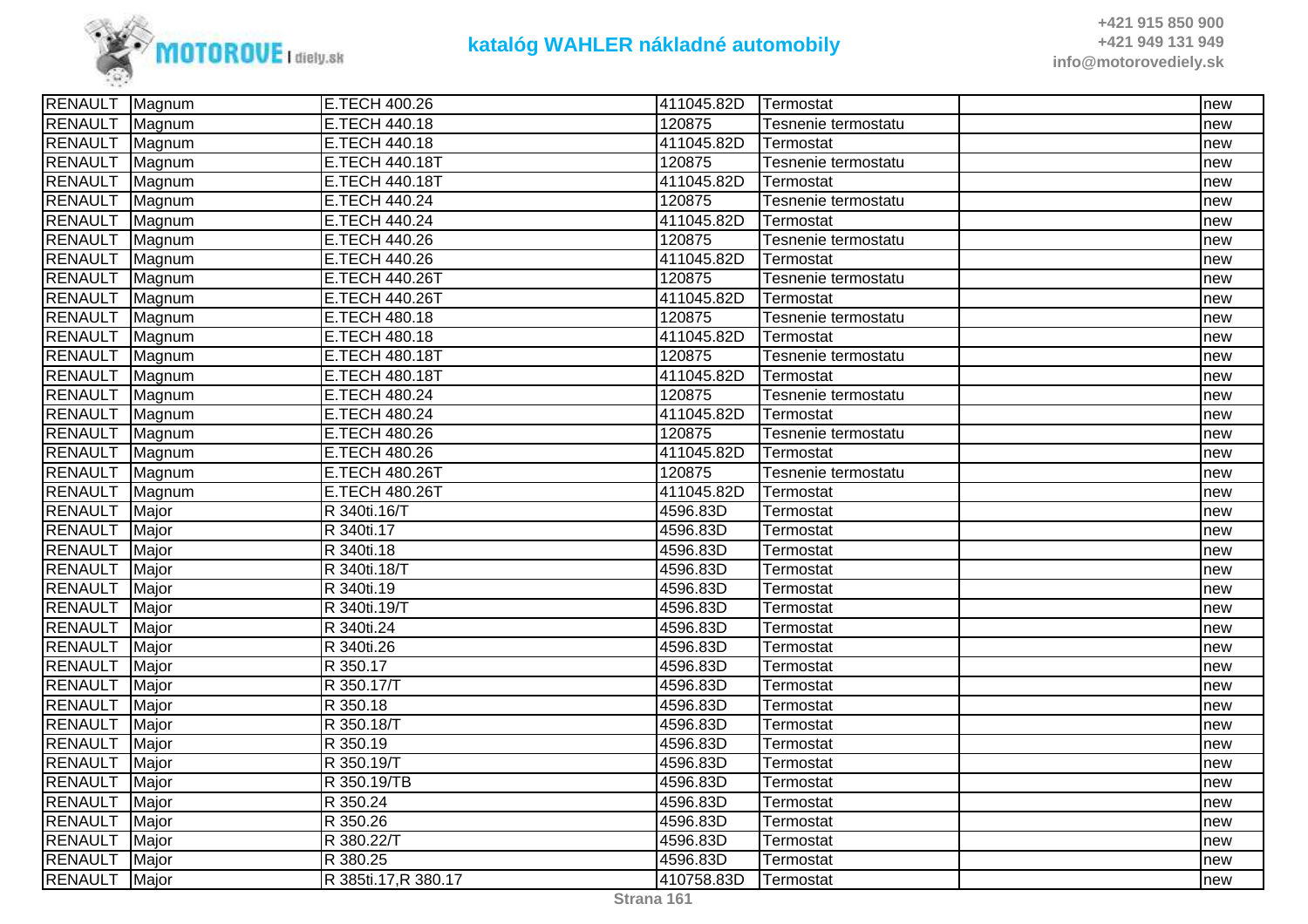| | | | | | | |
|---|---|---|---|---|---|---|
| RENAULT | Magnum | E.TECH 400.26 | 411045.82D | Termostat | | new |
| RENAULT | Magnum | E.TECH 440.18 | 120875 | Tesnenie termostatu | | new |
| RENAULT | Magnum | E.TECH 440.18 | 411045.82D | Termostat | | new |
| RENAULT | Magnum | E.TECH 440.18T | 120875 | Tesnenie termostatu | | new |
| RENAULT | Magnum | E.TECH 440.18T | 411045.82D | Termostat | | new |
| RENAULT | Magnum | E.TECH 440.24 | 120875 | Tesnenie termostatu | | new |
| RENAULT | Magnum | E.TECH 440.24 | 411045.82D | Termostat | | new |
| RENAULT | Magnum | E.TECH 440.26 | 120875 | Tesnenie termostatu | | new |
| RENAULT | Magnum | E.TECH 440.26 | 411045.82D | Termostat | | new |
| RENAULT | Magnum | E.TECH 440.26T | 120875 | Tesnenie termostatu | | new |
| RENAULT | Magnum | E.TECH 440.26T | 411045.82D | Termostat | | new |
| RENAULT | Magnum | E.TECH 480.18 | 120875 | Tesnenie termostatu | | new |
| RENAULT | Magnum | E.TECH 480.18 | 411045.82D | Termostat | | new |
| RENAULT | Magnum | E.TECH 480.18T | 120875 | Tesnenie termostatu | | new |
| RENAULT | Magnum | E.TECH 480.18T | 411045.82D | Termostat | | new |
| RENAULT | Magnum | E.TECH 480.24 | 120875 | Tesnenie termostatu | | new |
| RENAULT | Magnum | E.TECH 480.24 | 411045.82D | Termostat | | new |
| RENAULT | Magnum | E.TECH 480.26 | 120875 | Tesnenie termostatu | | new |
| RENAULT | Magnum | E.TECH 480.26 | 411045.82D | Termostat | | new |
| RENAULT | Magnum | E.TECH 480.26T | 120875 | Tesnenie termostatu | | new |
| RENAULT | Magnum | E.TECH 480.26T | 411045.82D | Termostat | | new |
| RENAULT | Major | R 340ti.16/T | 4596.83D | Termostat | | new |
| RENAULT | Major | R 340ti.17 | 4596.83D | Termostat | | new |
| RENAULT | Major | R 340ti.18 | 4596.83D | Termostat | | new |
| RENAULT | Major | R 340ti.18/T | 4596.83D | Termostat | | new |
| RENAULT | Major | R 340ti.19 | 4596.83D | Termostat | | new |
| RENAULT | Major | R 340ti.19/T | 4596.83D | Termostat | | new |
| RENAULT | Major | R 340ti.24 | 4596.83D | Termostat | | new |
| RENAULT | Major | R 340ti.26 | 4596.83D | Termostat | | new |
| RENAULT | Major | R 350.17 | 4596.83D | Termostat | | new |
| RENAULT | Major | R 350.17/T | 4596.83D | Termostat | | new |
| RENAULT | Major | R 350.18 | 4596.83D | Termostat | | new |
| RENAULT | Major | R 350.18/T | 4596.83D | Termostat | | new |
| RENAULT | Major | R 350.19 | 4596.83D | Termostat | | new |
| RENAULT | Major | R 350.19/T | 4596.83D | Termostat | | new |
| RENAULT | Major | R 350.19/TB | 4596.83D | Termostat | | new |
| RENAULT | Major | R 350.24 | 4596.83D | Termostat | | new |
| RENAULT | Major | R 350.26 | 4596.83D | Termostat | | new |
| RENAULT | Major | R 380.22/T | 4596.83D | Termostat | | new |
| RENAULT | Major | R 380.25 | 4596.83D | Termostat | | new |
| RENAULT | Major | R 385ti.17,R 380.17 | 410758.83D | Termostat | | new |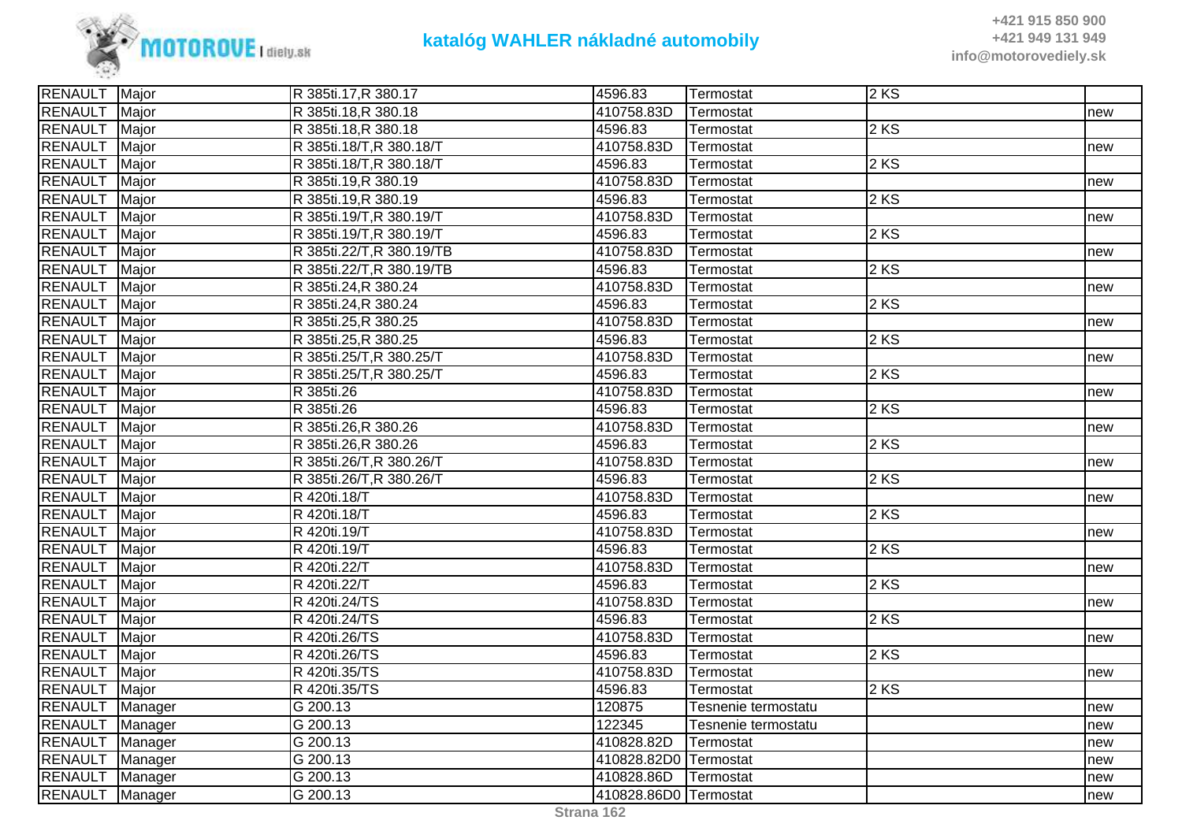| | | | | | | |
|---|---|---|---|---|---|---|
| RENAULT | Major | R 385ti.17,R 380.17 | 4596.83 | Termostat | 2 KS | |
| RENAULT | Major | R 385ti.18,R 380.18 | 410758.83D | Termostat | | new |
| RENAULT | Major | R 385ti.18,R 380.18 | 4596.83 | Termostat | 2 KS | |
| RENAULT | Major | R 385ti.18/T,R 380.18/T | 410758.83D | Termostat | | new |
| RENAULT | Major | R 385ti.18/T,R 380.18/T | 4596.83 | Termostat | 2 KS | |
| RENAULT | Major | R 385ti.19,R 380.19 | 410758.83D | Termostat | | new |
| RENAULT | Major | R 385ti.19,R 380.19 | 4596.83 | Termostat | 2 KS | |
| RENAULT | Major | R 385ti.19/T,R 380.19/T | 410758.83D | Termostat | | new |
| RENAULT | Major | R 385ti.19/T,R 380.19/T | 4596.83 | Termostat | 2 KS | |
| RENAULT | Major | R 385ti.22/T,R 380.19/TB | 410758.83D | Termostat | | new |
| RENAULT | Major | R 385ti.22/T,R 380.19/TB | 4596.83 | Termostat | 2 KS | |
| RENAULT | Major | R 385ti.24,R 380.24 | 410758.83D | Termostat | | new |
| RENAULT | Major | R 385ti.24,R 380.24 | 4596.83 | Termostat | 2 KS | |
| RENAULT | Major | R 385ti.25,R 380.25 | 410758.83D | Termostat | | new |
| RENAULT | Major | R 385ti.25,R 380.25 | 4596.83 | Termostat | 2 KS | |
| RENAULT | Major | R 385ti.25/T,R 380.25/T | 410758.83D | Termostat | | new |
| RENAULT | Major | R 385ti.25/T,R 380.25/T | 4596.83 | Termostat | 2 KS | |
| RENAULT | Major | R 385ti.26 | 410758.83D | Termostat | | new |
| RENAULT | Major | R 385ti.26 | 4596.83 | Termostat | 2 KS | |
| RENAULT | Major | R 385ti.26,R 380.26 | 410758.83D | Termostat | | new |
| RENAULT | Major | R 385ti.26,R 380.26 | 4596.83 | Termostat | 2 KS | |
| RENAULT | Major | R 385ti.26/T,R 380.26/T | 410758.83D | Termostat | | new |
| RENAULT | Major | R 385ti.26/T,R 380.26/T | 4596.83 | Termostat | 2 KS | |
| RENAULT | Major | R 420ti.18/T | 410758.83D | Termostat | | new |
| RENAULT | Major | R 420ti.18/T | 4596.83 | Termostat | 2 KS | |
| RENAULT | Major | R 420ti.19/T | 410758.83D | Termostat | | new |
| RENAULT | Major | R 420ti.19/T | 4596.83 | Termostat | 2 KS | |
| RENAULT | Major | R 420ti.22/T | 410758.83D | Termostat | | new |
| RENAULT | Major | R 420ti.22/T | 4596.83 | Termostat | 2 KS | |
| RENAULT | Major | R 420ti.24/TS | 410758.83D | Termostat | | new |
| RENAULT | Major | R 420ti.24/TS | 4596.83 | Termostat | 2 KS | |
| RENAULT | Major | R 420ti.26/TS | 410758.83D | Termostat | | new |
| RENAULT | Major | R 420ti.26/TS | 4596.83 | Termostat | 2 KS | |
| RENAULT | Major | R 420ti.35/TS | 410758.83D | Termostat | | new |
| RENAULT | Major | R 420ti.35/TS | 4596.83 | Termostat | 2 KS | |
| RENAULT | Manager | G 200.13 | 120875 | Tesnenie termostatu | | new |
| RENAULT | Manager | G 200.13 | 122345 | Tesnenie termostatu | | new |
| RENAULT | Manager | G 200.13 | 410828.82D | Termostat | | new |
| RENAULT | Manager | G 200.13 | 410828.82D0 | Termostat | | new |
| RENAULT | Manager | G 200.13 | 410828.86D | Termostat | | new |
| RENAULT | Manager | G 200.13 | 410828.86D0 | Termostat | | new |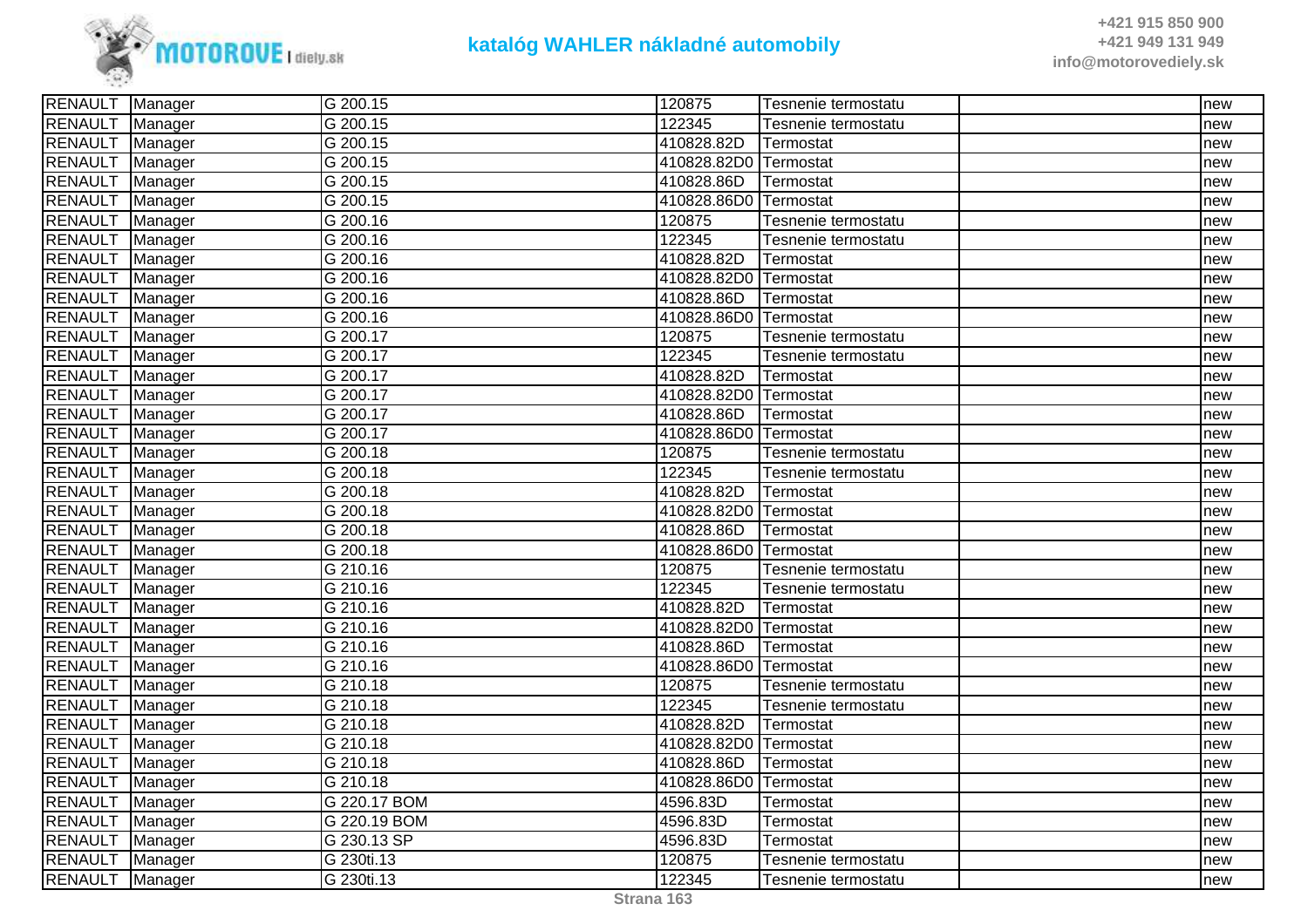| RENAULT | Manager | G 200.15 | 120875 | Tesnenie termostatu | | new |
|---|---|---|---|---|---|---|
| RENAULT | Manager | G 200.15 | 122345 | Tesnenie termostatu | | new |
| RENAULT | Manager | G 200.15 | 410828.82D | Termostat | | new |
| RENAULT | Manager | G 200.15 | 410828.82D0 | Termostat | | new |
| RENAULT | Manager | G 200.15 | 410828.86D | Termostat | | new |
| RENAULT | Manager | G 200.15 | 410828.86D0 | Termostat | | new |
| RENAULT | Manager | G 200.16 | 120875 | Tesnenie termostatu | | new |
| RENAULT | Manager | G 200.16 | 122345 | Tesnenie termostatu | | new |
| RENAULT | Manager | G 200.16 | 410828.82D | Termostat | | new |
| RENAULT | Manager | G 200.16 | 410828.82D0 | Termostat | | new |
| RENAULT | Manager | G 200.16 | 410828.86D | Termostat | | new |
| RENAULT | Manager | G 200.16 | 410828.86D0 | Termostat | | new |
| RENAULT | Manager | G 200.17 | 120875 | Tesnenie termostatu | | new |
| RENAULT | Manager | G 200.17 | 122345 | Tesnenie termostatu | | new |
| RENAULT | Manager | G 200.17 | 410828.82D | Termostat | | new |
| RENAULT | Manager | G 200.17 | 410828.82D0 | Termostat | | new |
| RENAULT | Manager | G 200.17 | 410828.86D | Termostat | | new |
| RENAULT | Manager | G 200.17 | 410828.86D0 | Termostat | | new |
| RENAULT | Manager | G 200.18 | 120875 | Tesnenie termostatu | | new |
| RENAULT | Manager | G 200.18 | 122345 | Tesnenie termostatu | | new |
| RENAULT | Manager | G 200.18 | 410828.82D | Termostat | | new |
| RENAULT | Manager | G 200.18 | 410828.82D0 | Termostat | | new |
| RENAULT | Manager | G 200.18 | 410828.86D | Termostat | | new |
| RENAULT | Manager | G 200.18 | 410828.86D0 | Termostat | | new |
| RENAULT | Manager | G 210.16 | 120875 | Tesnenie termostatu | | new |
| RENAULT | Manager | G 210.16 | 122345 | Tesnenie termostatu | | new |
| RENAULT | Manager | G 210.16 | 410828.82D | Termostat | | new |
| RENAULT | Manager | G 210.16 | 410828.82D0 | Termostat | | new |
| RENAULT | Manager | G 210.16 | 410828.86D | Termostat | | new |
| RENAULT | Manager | G 210.16 | 410828.86D0 | Termostat | | new |
| RENAULT | Manager | G 210.18 | 120875 | Tesnenie termostatu | | new |
| RENAULT | Manager | G 210.18 | 122345 | Tesnenie termostatu | | new |
| RENAULT | Manager | G 210.18 | 410828.82D | Termostat | | new |
| RENAULT | Manager | G 210.18 | 410828.82D0 | Termostat | | new |
| RENAULT | Manager | G 210.18 | 410828.86D | Termostat | | new |
| RENAULT | Manager | G 210.18 | 410828.86D0 | Termostat | | new |
| RENAULT | Manager | G 220.17 BOM | 4596.83D | Termostat | | new |
| RENAULT | Manager | G 220.19 BOM | 4596.83D | Termostat | | new |
| RENAULT | Manager | G 230.13 SP | 4596.83D | Termostat | | new |
| RENAULT | Manager | G 230ti.13 | 120875 | Tesnenie termostatu | | new |
| RENAULT | Manager | G 230ti.13 | 122345 | Tesnenie termostatu | | new |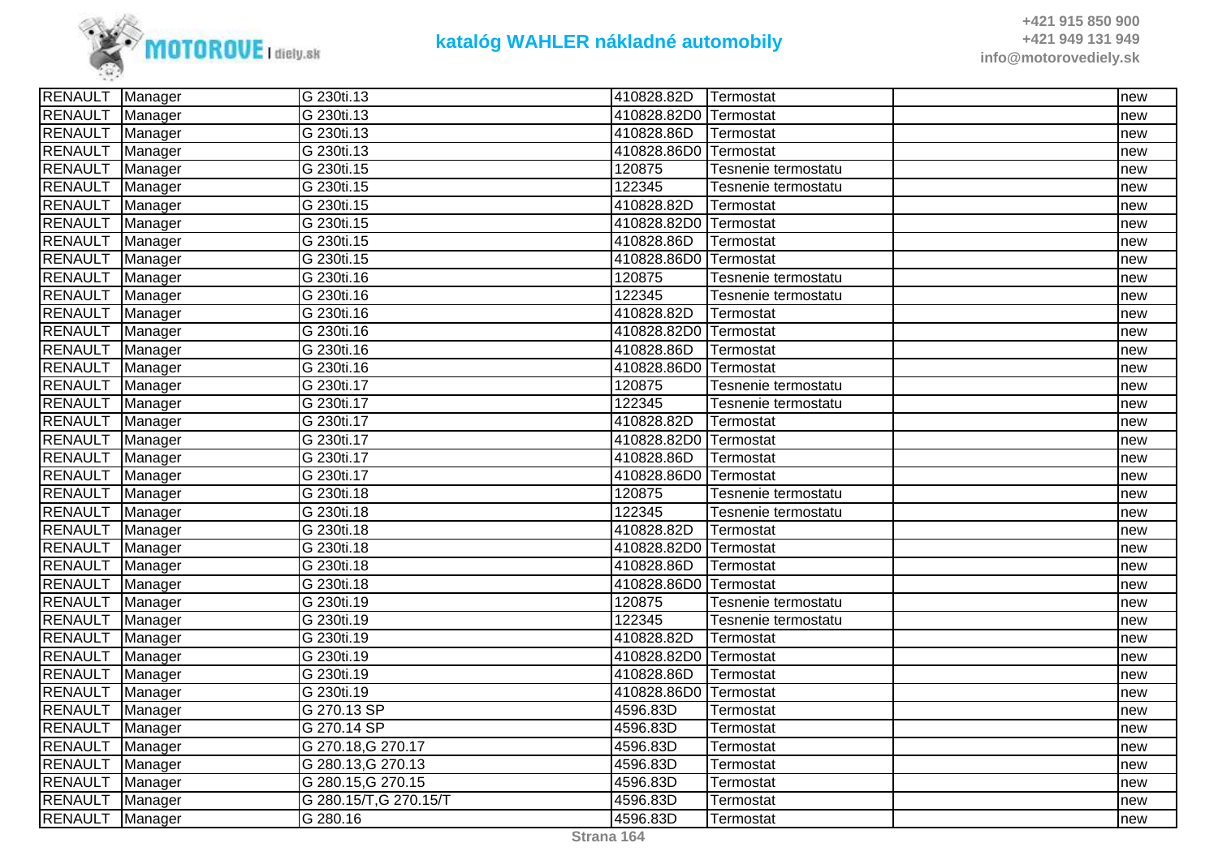| RENAULT | Manager | G 230ti.13 | 410828.82D | Termostat | | new |
|---|---|---|---|---|---|---|
| RENAULT | Manager | G 230ti.13 | 410828.82D0 | Termostat | | new |
| RENAULT | Manager | G 230ti.13 | 410828.86D | Termostat | | new |
| RENAULT | Manager | G 230ti.13 | 410828.86D0 | Termostat | | new |
| RENAULT | Manager | G 230ti.15 | 120875 | Tesnenie termostatu | | new |
| RENAULT | Manager | G 230ti.15 | 122345 | Tesnenie termostatu | | new |
| RENAULT | Manager | G 230ti.15 | 410828.82D | Termostat | | new |
| RENAULT | Manager | G 230ti.15 | 410828.82D0 | Termostat | | new |
| RENAULT | Manager | G 230ti.15 | 410828.86D | Termostat | | new |
| RENAULT | Manager | G 230ti.15 | 410828.86D0 | Termostat | | new |
| RENAULT | Manager | G 230ti.16 | 120875 | Tesnenie termostatu | | new |
| RENAULT | Manager | G 230ti.16 | 122345 | Tesnenie termostatu | | new |
| RENAULT | Manager | G 230ti.16 | 410828.82D | Termostat | | new |
| RENAULT | Manager | G 230ti.16 | 410828.82D0 | Termostat | | new |
| RENAULT | Manager | G 230ti.16 | 410828.86D | Termostat | | new |
| RENAULT | Manager | G 230ti.16 | 410828.86D0 | Termostat | | new |
| RENAULT | Manager | G 230ti.17 | 120875 | Tesnenie termostatu | | new |
| RENAULT | Manager | G 230ti.17 | 122345 | Tesnenie termostatu | | new |
| RENAULT | Manager | G 230ti.17 | 410828.82D | Termostat | | new |
| RENAULT | Manager | G 230ti.17 | 410828.82D0 | Termostat | | new |
| RENAULT | Manager | G 230ti.17 | 410828.86D | Termostat | | new |
| RENAULT | Manager | G 230ti.17 | 410828.86D0 | Termostat | | new |
| RENAULT | Manager | G 230ti.18 | 120875 | Tesnenie termostatu | | new |
| RENAULT | Manager | G 230ti.18 | 122345 | Tesnenie termostatu | | new |
| RENAULT | Manager | G 230ti.18 | 410828.82D | Termostat | | new |
| RENAULT | Manager | G 230ti.18 | 410828.82D0 | Termostat | | new |
| RENAULT | Manager | G 230ti.18 | 410828.86D | Termostat | | new |
| RENAULT | Manager | G 230ti.18 | 410828.86D0 | Termostat | | new |
| RENAULT | Manager | G 230ti.19 | 120875 | Tesnenie termostatu | | new |
| RENAULT | Manager | G 230ti.19 | 122345 | Tesnenie termostatu | | new |
| RENAULT | Manager | G 230ti.19 | 410828.82D | Termostat | | new |
| RENAULT | Manager | G 230ti.19 | 410828.82D0 | Termostat | | new |
| RENAULT | Manager | G 230ti.19 | 410828.86D | Termostat | | new |
| RENAULT | Manager | G 230ti.19 | 410828.86D0 | Termostat | | new |
| RENAULT | Manager | G 270.13 SP | 4596.83D | Termostat | | new |
| RENAULT | Manager | G 270.14 SP | 4596.83D | Termostat | | new |
| RENAULT | Manager | G 270.18,G 270.17 | 4596.83D | Termostat | | new |
| RENAULT | Manager | G 280.13,G 270.13 | 4596.83D | Termostat | | new |
| RENAULT | Manager | G 280.15,G 270.15 | 4596.83D | Termostat | | new |
| RENAULT | Manager | G 280.15/T,G 270.15/T | 4596.83D | Termostat | | new |
| RENAULT | Manager | G 280.16 | 4596.83D | Termostat | | new |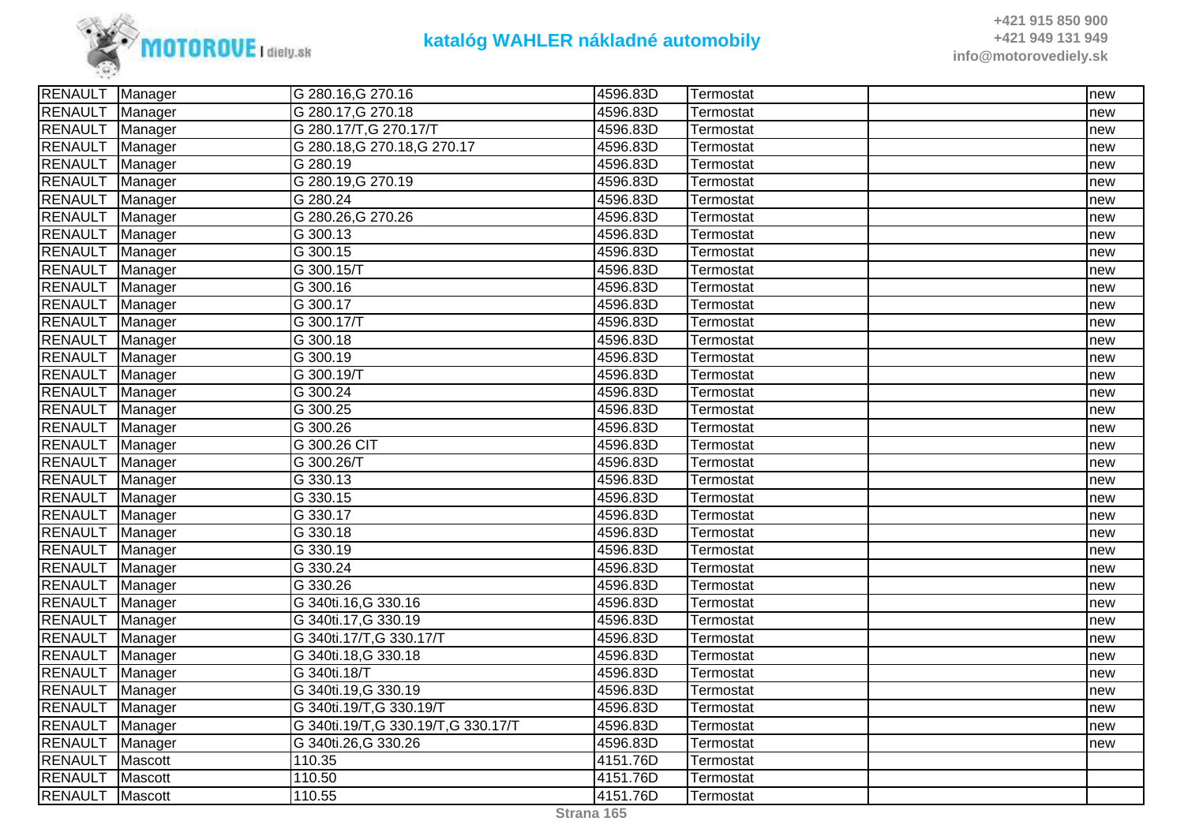| | | | | | | |
|---|---|---|---|---|---|---|
| RENAULT | Manager | G 280.16,G 270.16 | 4596.83D | Termostat | | new |
| RENAULT | Manager | G 280.17,G 270.18 | 4596.83D | Termostat | | new |
| RENAULT | Manager | G 280.17/T,G 270.17/T | 4596.83D | Termostat | | new |
| RENAULT | Manager | G 280.18,G 270.18,G 270.17 | 4596.83D | Termostat | | new |
| RENAULT | Manager | G 280.19 | 4596.83D | Termostat | | new |
| RENAULT | Manager | G 280.19,G 270.19 | 4596.83D | Termostat | | new |
| RENAULT | Manager | G 280.24 | 4596.83D | Termostat | | new |
| RENAULT | Manager | G 280.26,G 270.26 | 4596.83D | Termostat | | new |
| RENAULT | Manager | G 300.13 | 4596.83D | Termostat | | new |
| RENAULT | Manager | G 300.15 | 4596.83D | Termostat | | new |
| RENAULT | Manager | G 300.15/T | 4596.83D | Termostat | | new |
| RENAULT | Manager | G 300.16 | 4596.83D | Termostat | | new |
| RENAULT | Manager | G 300.17 | 4596.83D | Termostat | | new |
| RENAULT | Manager | G 300.17/T | 4596.83D | Termostat | | new |
| RENAULT | Manager | G 300.18 | 4596.83D | Termostat | | new |
| RENAULT | Manager | G 300.19 | 4596.83D | Termostat | | new |
| RENAULT | Manager | G 300.19/T | 4596.83D | Termostat | | new |
| RENAULT | Manager | G 300.24 | 4596.83D | Termostat | | new |
| RENAULT | Manager | G 300.25 | 4596.83D | Termostat | | new |
| RENAULT | Manager | G 300.26 | 4596.83D | Termostat | | new |
| RENAULT | Manager | G 300.26 CIT | 4596.83D | Termostat | | new |
| RENAULT | Manager | G 300.26/T | 4596.83D | Termostat | | new |
| RENAULT | Manager | G 330.13 | 4596.83D | Termostat | | new |
| RENAULT | Manager | G 330.15 | 4596.83D | Termostat | | new |
| RENAULT | Manager | G 330.17 | 4596.83D | Termostat | | new |
| RENAULT | Manager | G 330.18 | 4596.83D | Termostat | | new |
| RENAULT | Manager | G 330.19 | 4596.83D | Termostat | | new |
| RENAULT | Manager | G 330.24 | 4596.83D | Termostat | | new |
| RENAULT | Manager | G 330.26 | 4596.83D | Termostat | | new |
| RENAULT | Manager | G 340ti.16,G 330.16 | 4596.83D | Termostat | | new |
| RENAULT | Manager | G 340ti.17,G 330.19 | 4596.83D | Termostat | | new |
| RENAULT | Manager | G 340ti.17/T,G 330.17/T | 4596.83D | Termostat | | new |
| RENAULT | Manager | G 340ti.18,G 330.18 | 4596.83D | Termostat | | new |
| RENAULT | Manager | G 340ti.18/T | 4596.83D | Termostat | | new |
| RENAULT | Manager | G 340ti.19,G 330.19 | 4596.83D | Termostat | | new |
| RENAULT | Manager | G 340ti.19/T,G 330.19/T | 4596.83D | Termostat | | new |
| RENAULT | Manager | G 340ti.19/T,G 330.19/T,G 330.17/T | 4596.83D | Termostat | | new |
| RENAULT | Manager | G 340ti.26,G 330.26 | 4596.83D | Termostat | | new |
| RENAULT | Mascott | 110.35 | 4151.76D | Termostat | | |
| RENAULT | Mascott | 110.50 | 4151.76D | Termostat | | |
| RENAULT | Mascott | 110.55 | 4151.76D | Termostat | | |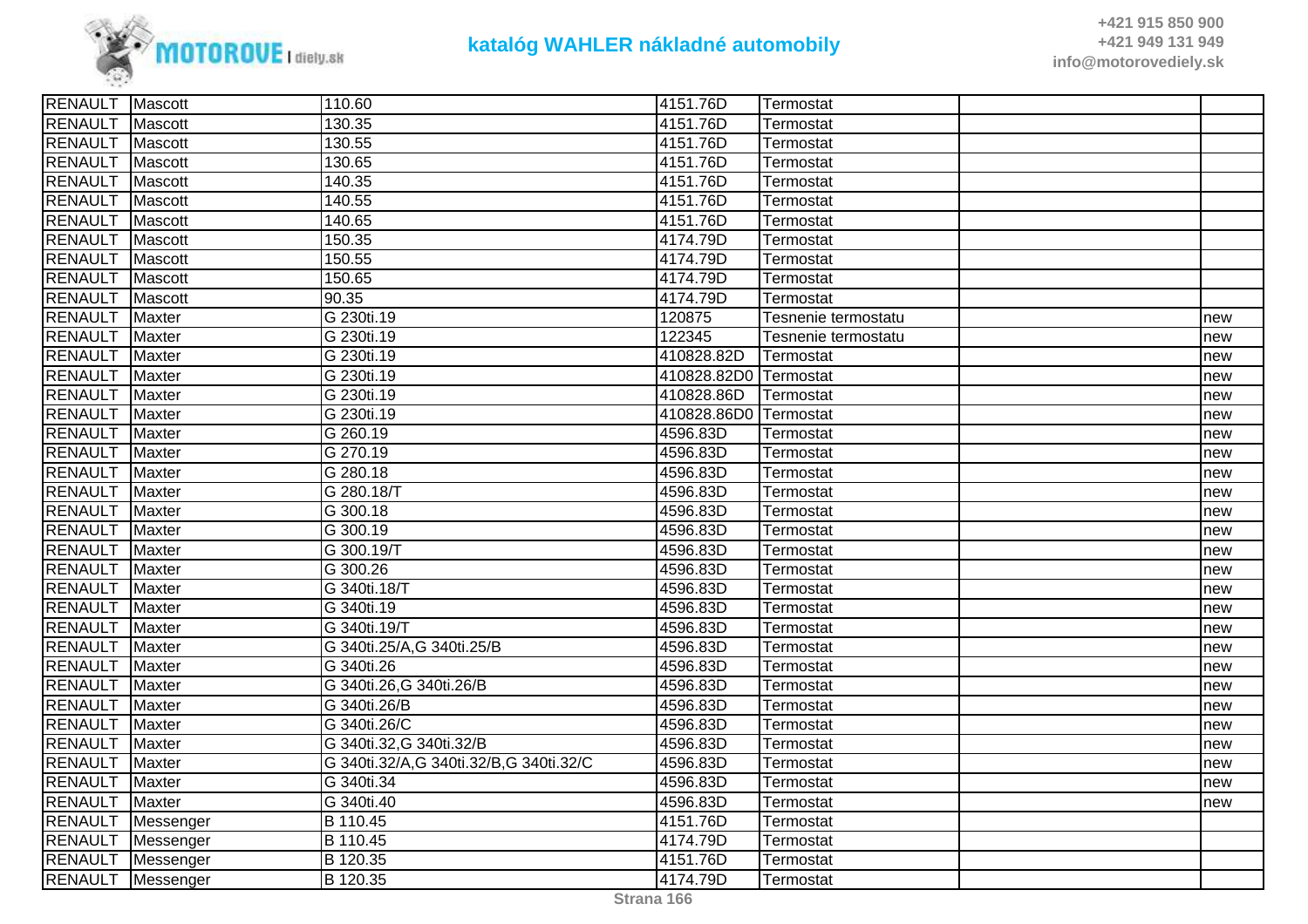| | | | | | | |
|---|---|---|---|---|---|---|
| RENAULT | Mascott | 110.60 | 4151.76D | Termostat | | |
| RENAULT | Mascott | 130.35 | 4151.76D | Termostat | | |
| RENAULT | Mascott | 130.55 | 4151.76D | Termostat | | |
| RENAULT | Mascott | 130.65 | 4151.76D | Termostat | | |
| RENAULT | Mascott | 140.35 | 4151.76D | Termostat | | |
| RENAULT | Mascott | 140.55 | 4151.76D | Termostat | | |
| RENAULT | Mascott | 140.65 | 4151.76D | Termostat | | |
| RENAULT | Mascott | 150.35 | 4174.79D | Termostat | | |
| RENAULT | Mascott | 150.55 | 4174.79D | Termostat | | |
| RENAULT | Mascott | 150.65 | 4174.79D | Termostat | | |
| RENAULT | Mascott | 90.35 | 4174.79D | Termostat | | |
| RENAULT | Maxter | G 230ti.19 | 120875 | Tesnenie termostatu | | new |
| RENAULT | Maxter | G 230ti.19 | 122345 | Tesnenie termostatu | | new |
| RENAULT | Maxter | G 230ti.19 | 410828.82D | Termostat | | new |
| RENAULT | Maxter | G 230ti.19 | 410828.82D0 | Termostat | | new |
| RENAULT | Maxter | G 230ti.19 | 410828.86D | Termostat | | new |
| RENAULT | Maxter | G 230ti.19 | 410828.86D0 | Termostat | | new |
| RENAULT | Maxter | G 260.19 | 4596.83D | Termostat | | new |
| RENAULT | Maxter | G 270.19 | 4596.83D | Termostat | | new |
| RENAULT | Maxter | G 280.18 | 4596.83D | Termostat | | new |
| RENAULT | Maxter | G 280.18/T | 4596.83D | Termostat | | new |
| RENAULT | Maxter | G 300.18 | 4596.83D | Termostat | | new |
| RENAULT | Maxter | G 300.19 | 4596.83D | Termostat | | new |
| RENAULT | Maxter | G 300.19/T | 4596.83D | Termostat | | new |
| RENAULT | Maxter | G 300.26 | 4596.83D | Termostat | | new |
| RENAULT | Maxter | G 340ti.18/T | 4596.83D | Termostat | | new |
| RENAULT | Maxter | G 340ti.19 | 4596.83D | Termostat | | new |
| RENAULT | Maxter | G 340ti.19/T | 4596.83D | Termostat | | new |
| RENAULT | Maxter | G 340ti.25/A,G 340ti.25/B | 4596.83D | Termostat | | new |
| RENAULT | Maxter | G 340ti.26 | 4596.83D | Termostat | | new |
| RENAULT | Maxter | G 340ti.26,G 340ti.26/B | 4596.83D | Termostat | | new |
| RENAULT | Maxter | G 340ti.26/B | 4596.83D | Termostat | | new |
| RENAULT | Maxter | G 340ti.26/C | 4596.83D | Termostat | | new |
| RENAULT | Maxter | G 340ti.32,G 340ti.32/B | 4596.83D | Termostat | | new |
| RENAULT | Maxter | G 340ti.32/A,G 340ti.32/B,G 340ti.32/C | 4596.83D | Termostat | | new |
| RENAULT | Maxter | G 340ti.34 | 4596.83D | Termostat | | new |
| RENAULT | Maxter | G 340ti.40 | 4596.83D | Termostat | | new |
| RENAULT | Messenger | B 110.45 | 4151.76D | Termostat | | |
| RENAULT | Messenger | B 110.45 | 4174.79D | Termostat | | |
| RENAULT | Messenger | B 120.35 | 4151.76D | Termostat | | |
| RENAULT | Messenger | B 120.35 | 4174.79D | Termostat | | |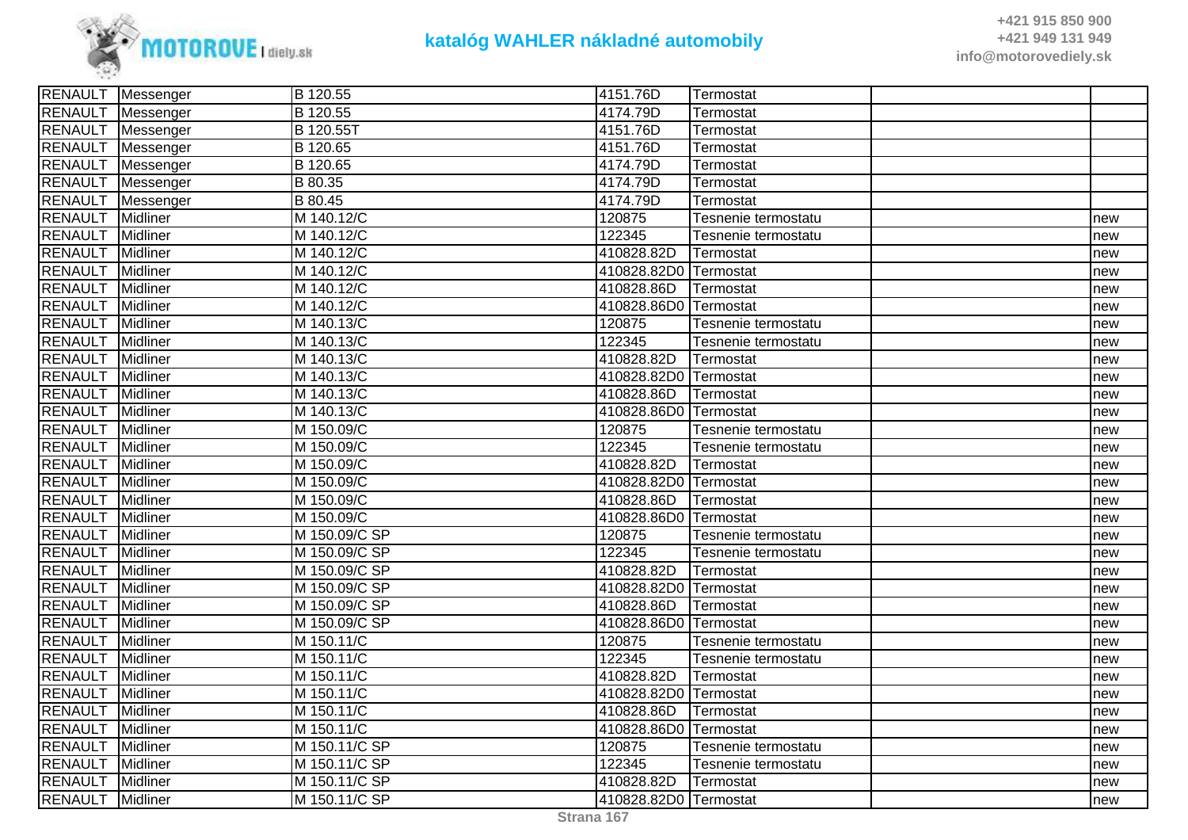| RENAULT | Messenger | B 120.55 | 4151.76D | Termostat | | |
|---|---|---|---|---|---|---|
| RENAULT | Messenger | B 120.55 | 4174.79D | Termostat | | |
| RENAULT | Messenger | B 120.55T | 4151.76D | Termostat | | |
| RENAULT | Messenger | B 120.65 | 4151.76D | Termostat | | |
| RENAULT | Messenger | B 120.65 | 4174.79D | Termostat | | |
| RENAULT | Messenger | B 80.35 | 4174.79D | Termostat | | |
| RENAULT | Messenger | B 80.45 | 4174.79D | Termostat | | |
| RENAULT | Midliner | M 140.12/C | 120875 | Tesnenie termostatu | | new |
| RENAULT | Midliner | M 140.12/C | 122345 | Tesnenie termostatu | | new |
| RENAULT | Midliner | M 140.12/C | 410828.82D | Termostat | | new |
| RENAULT | Midliner | M 140.12/C | 410828.82D0 | Termostat | | new |
| RENAULT | Midliner | M 140.12/C | 410828.86D | Termostat | | new |
| RENAULT | Midliner | M 140.12/C | 410828.86D0 | Termostat | | new |
| RENAULT | Midliner | M 140.13/C | 120875 | Tesnenie termostatu | | new |
| RENAULT | Midliner | M 140.13/C | 122345 | Tesnenie termostatu | | new |
| RENAULT | Midliner | M 140.13/C | 410828.82D | Termostat | | new |
| RENAULT | Midliner | M 140.13/C | 410828.82D0 | Termostat | | new |
| RENAULT | Midliner | M 140.13/C | 410828.86D | Termostat | | new |
| RENAULT | Midliner | M 140.13/C | 410828.86D0 | Termostat | | new |
| RENAULT | Midliner | M 150.09/C | 120875 | Tesnenie termostatu | | new |
| RENAULT | Midliner | M 150.09/C | 122345 | Tesnenie termostatu | | new |
| RENAULT | Midliner | M 150.09/C | 410828.82D | Termostat | | new |
| RENAULT | Midliner | M 150.09/C | 410828.82D0 | Termostat | | new |
| RENAULT | Midliner | M 150.09/C | 410828.86D | Termostat | | new |
| RENAULT | Midliner | M 150.09/C | 410828.86D0 | Termostat | | new |
| RENAULT | Midliner | M 150.09/C SP | 120875 | Tesnenie termostatu | | new |
| RENAULT | Midliner | M 150.09/C SP | 122345 | Tesnenie termostatu | | new |
| RENAULT | Midliner | M 150.09/C SP | 410828.82D | Termostat | | new |
| RENAULT | Midliner | M 150.09/C SP | 410828.82D0 | Termostat | | new |
| RENAULT | Midliner | M 150.09/C SP | 410828.86D | Termostat | | new |
| RENAULT | Midliner | M 150.09/C SP | 410828.86D0 | Termostat | | new |
| RENAULT | Midliner | M 150.11/C | 120875 | Tesnenie termostatu | | new |
| RENAULT | Midliner | M 150.11/C | 122345 | Tesnenie termostatu | | new |
| RENAULT | Midliner | M 150.11/C | 410828.82D | Termostat | | new |
| RENAULT | Midliner | M 150.11/C | 410828.82D0 | Termostat | | new |
| RENAULT | Midliner | M 150.11/C | 410828.86D | Termostat | | new |
| RENAULT | Midliner | M 150.11/C | 410828.86D0 | Termostat | | new |
| RENAULT | Midliner | M 150.11/C SP | 120875 | Tesnenie termostatu | | new |
| RENAULT | Midliner | M 150.11/C SP | 122345 | Tesnenie termostatu | | new |
| RENAULT | Midliner | M 150.11/C SP | 410828.82D | Termostat | | new |
| RENAULT | Midliner | M 150.11/C SP | 410828.82D0 | Termostat | | new |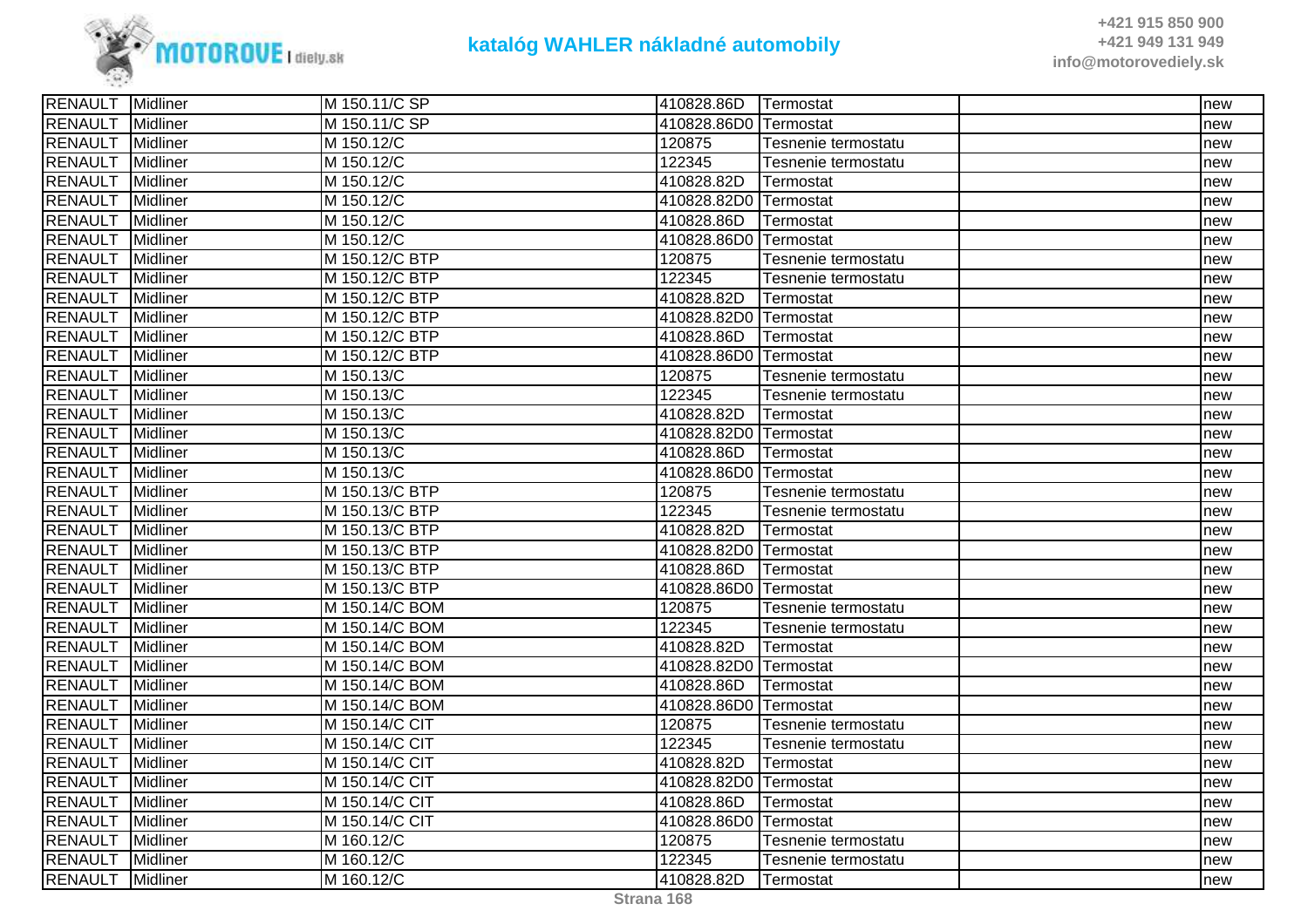| | | | | | | |
|---|---|---|---|---|---|---|
| RENAULT | Midliner | M 150.11/C SP | 410828.86D | Termostat | | new |
| RENAULT | Midliner | M 150.11/C SP | 410828.86D0 | Termostat | | new |
| RENAULT | Midliner | M 150.12/C | 120875 | Tesnenie termostatu | | new |
| RENAULT | Midliner | M 150.12/C | 122345 | Tesnenie termostatu | | new |
| RENAULT | Midliner | M 150.12/C | 410828.82D | Termostat | | new |
| RENAULT | Midliner | M 150.12/C | 410828.82D0 | Termostat | | new |
| RENAULT | Midliner | M 150.12/C | 410828.86D | Termostat | | new |
| RENAULT | Midliner | M 150.12/C | 410828.86D0 | Termostat | | new |
| RENAULT | Midliner | M 150.12/C BTP | 120875 | Tesnenie termostatu | | new |
| RENAULT | Midliner | M 150.12/C BTP | 122345 | Tesnenie termostatu | | new |
| RENAULT | Midliner | M 150.12/C BTP | 410828.82D | Termostat | | new |
| RENAULT | Midliner | M 150.12/C BTP | 410828.82D0 | Termostat | | new |
| RENAULT | Midliner | M 150.12/C BTP | 410828.86D | Termostat | | new |
| RENAULT | Midliner | M 150.12/C BTP | 410828.86D0 | Termostat | | new |
| RENAULT | Midliner | M 150.13/C | 120875 | Tesnenie termostatu | | new |
| RENAULT | Midliner | M 150.13/C | 122345 | Tesnenie termostatu | | new |
| RENAULT | Midliner | M 150.13/C | 410828.82D | Termostat | | new |
| RENAULT | Midliner | M 150.13/C | 410828.82D0 | Termostat | | new |
| RENAULT | Midliner | M 150.13/C | 410828.86D | Termostat | | new |
| RENAULT | Midliner | M 150.13/C | 410828.86D0 | Termostat | | new |
| RENAULT | Midliner | M 150.13/C BTP | 120875 | Tesnenie termostatu | | new |
| RENAULT | Midliner | M 150.13/C BTP | 122345 | Tesnenie termostatu | | new |
| RENAULT | Midliner | M 150.13/C BTP | 410828.82D | Termostat | | new |
| RENAULT | Midliner | M 150.13/C BTP | 410828.82D0 | Termostat | | new |
| RENAULT | Midliner | M 150.13/C BTP | 410828.86D | Termostat | | new |
| RENAULT | Midliner | M 150.13/C BTP | 410828.86D0 | Termostat | | new |
| RENAULT | Midliner | M 150.14/C BOM | 120875 | Tesnenie termostatu | | new |
| RENAULT | Midliner | M 150.14/C BOM | 122345 | Tesnenie termostatu | | new |
| RENAULT | Midliner | M 150.14/C BOM | 410828.82D | Termostat | | new |
| RENAULT | Midliner | M 150.14/C BOM | 410828.82D0 | Termostat | | new |
| RENAULT | Midliner | M 150.14/C BOM | 410828.86D | Termostat | | new |
| RENAULT | Midliner | M 150.14/C BOM | 410828.86D0 | Termostat | | new |
| RENAULT | Midliner | M 150.14/C CIT | 120875 | Tesnenie termostatu | | new |
| RENAULT | Midliner | M 150.14/C CIT | 122345 | Tesnenie termostatu | | new |
| RENAULT | Midliner | M 150.14/C CIT | 410828.82D | Termostat | | new |
| RENAULT | Midliner | M 150.14/C CIT | 410828.82D0 | Termostat | | new |
| RENAULT | Midliner | M 150.14/C CIT | 410828.86D | Termostat | | new |
| RENAULT | Midliner | M 150.14/C CIT | 410828.86D0 | Termostat | | new |
| RENAULT | Midliner | M 160.12/C | 120875 | Tesnenie termostatu | | new |
| RENAULT | Midliner | M 160.12/C | 122345 | Tesnenie termostatu | | new |
| RENAULT | Midliner | M 160.12/C | 410828.82D | Termostat | | new |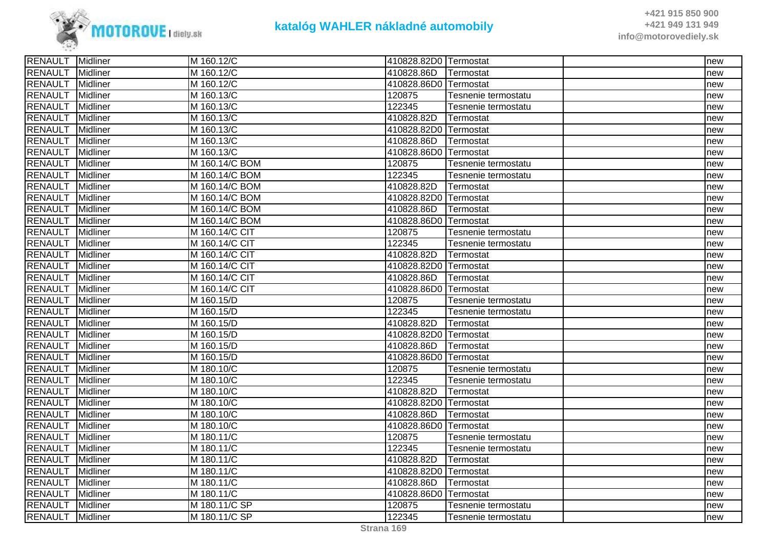| | | | | | | |
|---|---|---|---|---|---|---|
| RENAULT | Midliner | M 160.12/C | 410828.82D0 | Termostat | | new |
| RENAULT | Midliner | M 160.12/C | 410828.86D | Termostat | | new |
| RENAULT | Midliner | M 160.12/C | 410828.86D0 | Termostat | | new |
| RENAULT | Midliner | M 160.13/C | 120875 | Tesnenie termostatu | | new |
| RENAULT | Midliner | M 160.13/C | 122345 | Tesnenie termostatu | | new |
| RENAULT | Midliner | M 160.13/C | 410828.82D | Termostat | | new |
| RENAULT | Midliner | M 160.13/C | 410828.82D0 | Termostat | | new |
| RENAULT | Midliner | M 160.13/C | 410828.86D | Termostat | | new |
| RENAULT | Midliner | M 160.13/C | 410828.86D0 | Termostat | | new |
| RENAULT | Midliner | M 160.14/C BOM | 120875 | Tesnenie termostatu | | new |
| RENAULT | Midliner | M 160.14/C BOM | 122345 | Tesnenie termostatu | | new |
| RENAULT | Midliner | M 160.14/C BOM | 410828.82D | Termostat | | new |
| RENAULT | Midliner | M 160.14/C BOM | 410828.82D0 | Termostat | | new |
| RENAULT | Midliner | M 160.14/C BOM | 410828.86D | Termostat | | new |
| RENAULT | Midliner | M 160.14/C BOM | 410828.86D0 | Termostat | | new |
| RENAULT | Midliner | M 160.14/C CIT | 120875 | Tesnenie termostatu | | new |
| RENAULT | Midliner | M 160.14/C CIT | 122345 | Tesnenie termostatu | | new |
| RENAULT | Midliner | M 160.14/C CIT | 410828.82D | Termostat | | new |
| RENAULT | Midliner | M 160.14/C CIT | 410828.82D0 | Termostat | | new |
| RENAULT | Midliner | M 160.14/C CIT | 410828.86D | Termostat | | new |
| RENAULT | Midliner | M 160.14/C CIT | 410828.86D0 | Termostat | | new |
| RENAULT | Midliner | M 160.15/D | 120875 | Tesnenie termostatu | | new |
| RENAULT | Midliner | M 160.15/D | 122345 | Tesnenie termostatu | | new |
| RENAULT | Midliner | M 160.15/D | 410828.82D | Termostat | | new |
| RENAULT | Midliner | M 160.15/D | 410828.82D0 | Termostat | | new |
| RENAULT | Midliner | M 160.15/D | 410828.86D | Termostat | | new |
| RENAULT | Midliner | M 160.15/D | 410828.86D0 | Termostat | | new |
| RENAULT | Midliner | M 180.10/C | 120875 | Tesnenie termostatu | | new |
| RENAULT | Midliner | M 180.10/C | 122345 | Tesnenie termostatu | | new |
| RENAULT | Midliner | M 180.10/C | 410828.82D | Termostat | | new |
| RENAULT | Midliner | M 180.10/C | 410828.82D0 | Termostat | | new |
| RENAULT | Midliner | M 180.10/C | 410828.86D | Termostat | | new |
| RENAULT | Midliner | M 180.10/C | 410828.86D0 | Termostat | | new |
| RENAULT | Midliner | M 180.11/C | 120875 | Tesnenie termostatu | | new |
| RENAULT | Midliner | M 180.11/C | 122345 | Tesnenie termostatu | | new |
| RENAULT | Midliner | M 180.11/C | 410828.82D | Termostat | | new |
| RENAULT | Midliner | M 180.11/C | 410828.82D0 | Termostat | | new |
| RENAULT | Midliner | M 180.11/C | 410828.86D | Termostat | | new |
| RENAULT | Midliner | M 180.11/C | 410828.86D0 | Termostat | | new |
| RENAULT | Midliner | M 180.11/C SP | 120875 | Tesnenie termostatu | | new |
| RENAULT | Midliner | M 180.11/C SP | 122345 | Tesnenie termostatu | | new |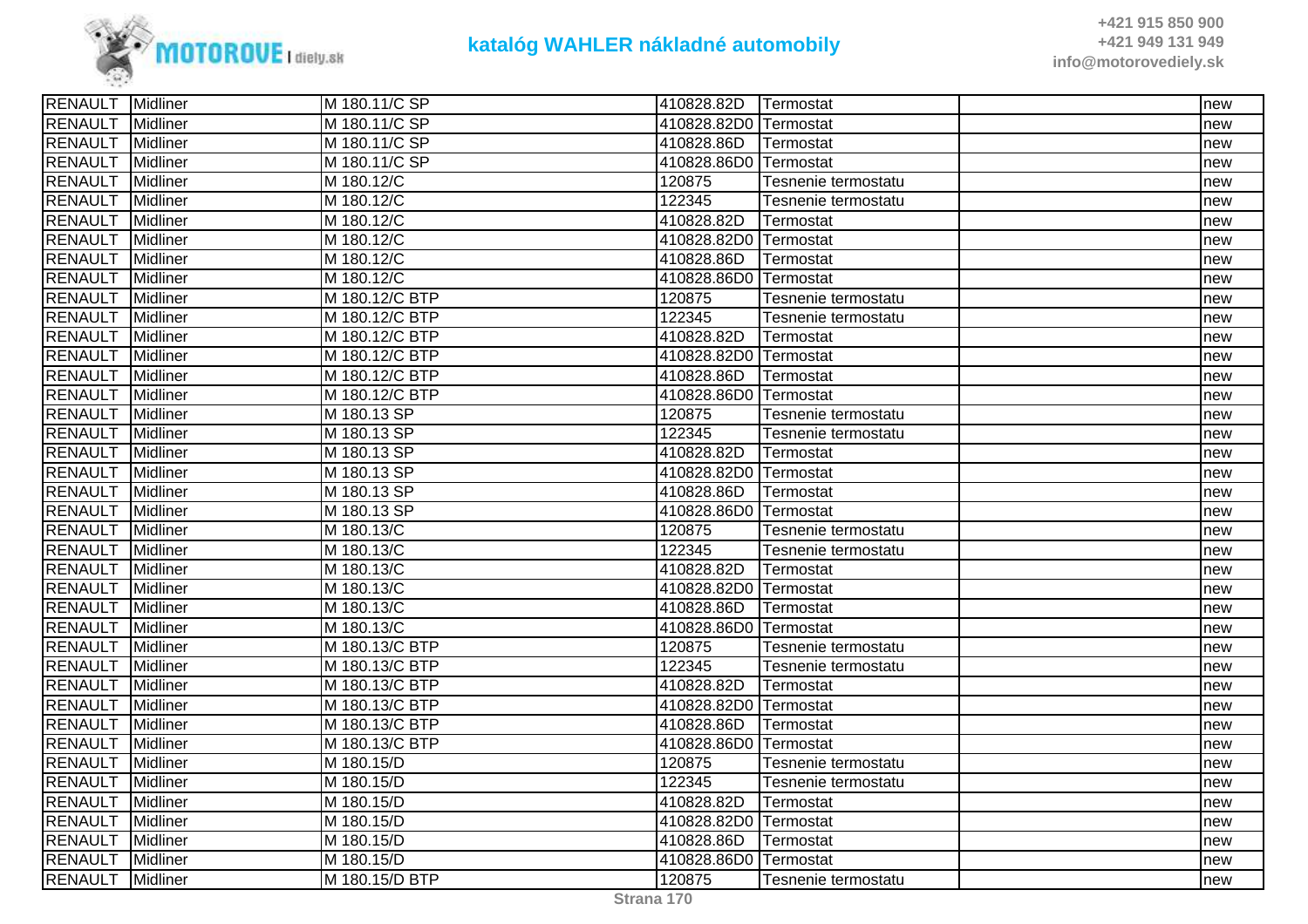| RENAULT | Midliner | M 180.11/C SP | 410828.82D | Termostat | | new |
|---|---|---|---|---|---|---|
| RENAULT | Midliner | M 180.11/C SP | 410828.82D0 | Termostat | | new |
| RENAULT | Midliner | M 180.11/C SP | 410828.86D | Termostat | | new |
| RENAULT | Midliner | M 180.11/C SP | 410828.86D0 | Termostat | | new |
| RENAULT | Midliner | M 180.12/C | 120875 | Tesnenie termostatu | | new |
| RENAULT | Midliner | M 180.12/C | 122345 | Tesnenie termostatu | | new |
| RENAULT | Midliner | M 180.12/C | 410828.82D | Termostat | | new |
| RENAULT | Midliner | M 180.12/C | 410828.82D0 | Termostat | | new |
| RENAULT | Midliner | M 180.12/C | 410828.86D | Termostat | | new |
| RENAULT | Midliner | M 180.12/C | 410828.86D0 | Termostat | | new |
| RENAULT | Midliner | M 180.12/C BTP | 120875 | Tesnenie termostatu | | new |
| RENAULT | Midliner | M 180.12/C BTP | 122345 | Tesnenie termostatu | | new |
| RENAULT | Midliner | M 180.12/C BTP | 410828.82D | Termostat | | new |
| RENAULT | Midliner | M 180.12/C BTP | 410828.82D0 | Termostat | | new |
| RENAULT | Midliner | M 180.12/C BTP | 410828.86D | Termostat | | new |
| RENAULT | Midliner | M 180.12/C BTP | 410828.86D0 | Termostat | | new |
| RENAULT | Midliner | M 180.13 SP | 120875 | Tesnenie termostatu | | new |
| RENAULT | Midliner | M 180.13 SP | 122345 | Tesnenie termostatu | | new |
| RENAULT | Midliner | M 180.13 SP | 410828.82D | Termostat | | new |
| RENAULT | Midliner | M 180.13 SP | 410828.82D0 | Termostat | | new |
| RENAULT | Midliner | M 180.13 SP | 410828.86D | Termostat | | new |
| RENAULT | Midliner | M 180.13 SP | 410828.86D0 | Termostat | | new |
| RENAULT | Midliner | M 180.13/C | 120875 | Tesnenie termostatu | | new |
| RENAULT | Midliner | M 180.13/C | 122345 | Tesnenie termostatu | | new |
| RENAULT | Midliner | M 180.13/C | 410828.82D | Termostat | | new |
| RENAULT | Midliner | M 180.13/C | 410828.82D0 | Termostat | | new |
| RENAULT | Midliner | M 180.13/C | 410828.86D | Termostat | | new |
| RENAULT | Midliner | M 180.13/C | 410828.86D0 | Termostat | | new |
| RENAULT | Midliner | M 180.13/C BTP | 120875 | Tesnenie termostatu | | new |
| RENAULT | Midliner | M 180.13/C BTP | 122345 | Tesnenie termostatu | | new |
| RENAULT | Midliner | M 180.13/C BTP | 410828.82D | Termostat | | new |
| RENAULT | Midliner | M 180.13/C BTP | 410828.82D0 | Termostat | | new |
| RENAULT | Midliner | M 180.13/C BTP | 410828.86D | Termostat | | new |
| RENAULT | Midliner | M 180.13/C BTP | 410828.86D0 | Termostat | | new |
| RENAULT | Midliner | M 180.15/D | 120875 | Tesnenie termostatu | | new |
| RENAULT | Midliner | M 180.15/D | 122345 | Tesnenie termostatu | | new |
| RENAULT | Midliner | M 180.15/D | 410828.82D | Termostat | | new |
| RENAULT | Midliner | M 180.15/D | 410828.82D0 | Termostat | | new |
| RENAULT | Midliner | M 180.15/D | 410828.86D | Termostat | | new |
| RENAULT | Midliner | M 180.15/D | 410828.86D0 | Termostat | | new |
| RENAULT | Midliner | M 180.15/D BTP | 120875 | Tesnenie termostatu | | new |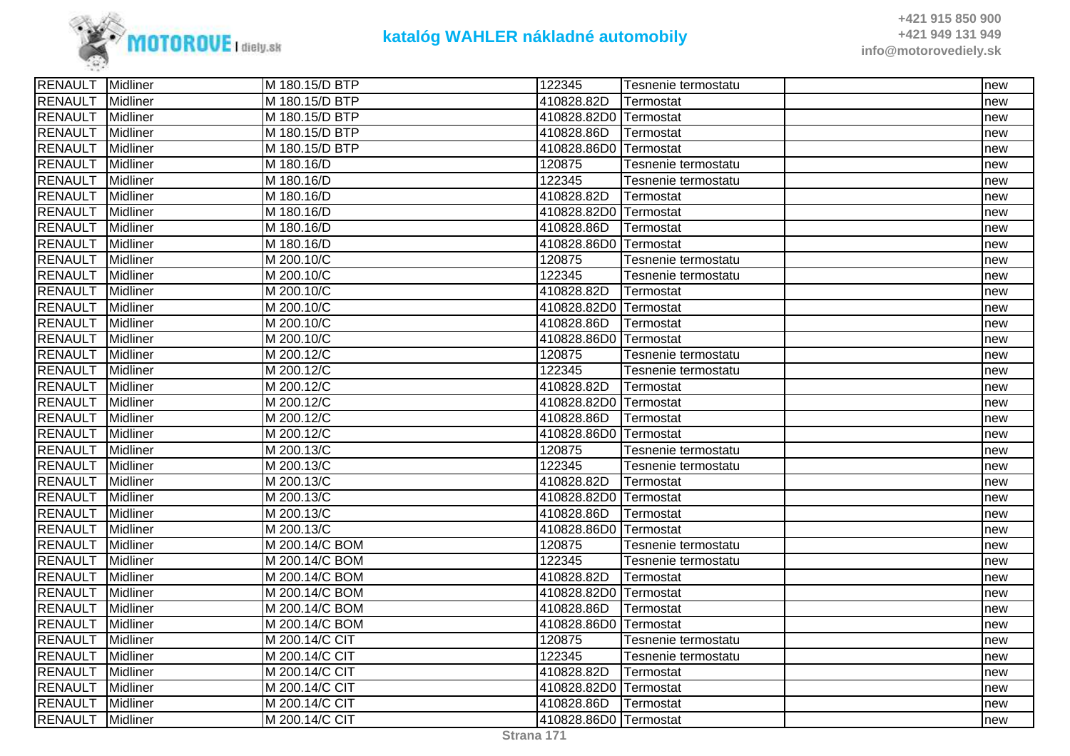| | | | | | | |
|---|---|---|---|---|---|---|
| RENAULT | Midliner | M 180.15/D BTP | 122345 | Tesnenie termostatu | | new |
| RENAULT | Midliner | M 180.15/D BTP | 410828.82D | Termostat | | new |
| RENAULT | Midliner | M 180.15/D BTP | 410828.82D0 | Termostat | | new |
| RENAULT | Midliner | M 180.15/D BTP | 410828.86D | Termostat | | new |
| RENAULT | Midliner | M 180.15/D BTP | 410828.86D0 | Termostat | | new |
| RENAULT | Midliner | M 180.16/D | 120875 | Tesnenie termostatu | | new |
| RENAULT | Midliner | M 180.16/D | 122345 | Tesnenie termostatu | | new |
| RENAULT | Midliner | M 180.16/D | 410828.82D | Termostat | | new |
| RENAULT | Midliner | M 180.16/D | 410828.82D0 | Termostat | | new |
| RENAULT | Midliner | M 180.16/D | 410828.86D | Termostat | | new |
| RENAULT | Midliner | M 180.16/D | 410828.86D0 | Termostat | | new |
| RENAULT | Midliner | M 200.10/C | 120875 | Tesnenie termostatu | | new |
| RENAULT | Midliner | M 200.10/C | 122345 | Tesnenie termostatu | | new |
| RENAULT | Midliner | M 200.10/C | 410828.82D | Termostat | | new |
| RENAULT | Midliner | M 200.10/C | 410828.82D0 | Termostat | | new |
| RENAULT | Midliner | M 200.10/C | 410828.86D | Termostat | | new |
| RENAULT | Midliner | M 200.10/C | 410828.86D0 | Termostat | | new |
| RENAULT | Midliner | M 200.12/C | 120875 | Tesnenie termostatu | | new |
| RENAULT | Midliner | M 200.12/C | 122345 | Tesnenie termostatu | | new |
| RENAULT | Midliner | M 200.12/C | 410828.82D | Termostat | | new |
| RENAULT | Midliner | M 200.12/C | 410828.82D0 | Termostat | | new |
| RENAULT | Midliner | M 200.12/C | 410828.86D | Termostat | | new |
| RENAULT | Midliner | M 200.12/C | 410828.86D0 | Termostat | | new |
| RENAULT | Midliner | M 200.13/C | 120875 | Tesnenie termostatu | | new |
| RENAULT | Midliner | M 200.13/C | 122345 | Tesnenie termostatu | | new |
| RENAULT | Midliner | M 200.13/C | 410828.82D | Termostat | | new |
| RENAULT | Midliner | M 200.13/C | 410828.82D0 | Termostat | | new |
| RENAULT | Midliner | M 200.13/C | 410828.86D | Termostat | | new |
| RENAULT | Midliner | M 200.13/C | 410828.86D0 | Termostat | | new |
| RENAULT | Midliner | M 200.14/C BOM | 120875 | Tesnenie termostatu | | new |
| RENAULT | Midliner | M 200.14/C BOM | 122345 | Tesnenie termostatu | | new |
| RENAULT | Midliner | M 200.14/C BOM | 410828.82D | Termostat | | new |
| RENAULT | Midliner | M 200.14/C BOM | 410828.82D0 | Termostat | | new |
| RENAULT | Midliner | M 200.14/C BOM | 410828.86D | Termostat | | new |
| RENAULT | Midliner | M 200.14/C BOM | 410828.86D0 | Termostat | | new |
| RENAULT | Midliner | M 200.14/C CIT | 120875 | Tesnenie termostatu | | new |
| RENAULT | Midliner | M 200.14/C CIT | 122345 | Tesnenie termostatu | | new |
| RENAULT | Midliner | M 200.14/C CIT | 410828.82D | Termostat | | new |
| RENAULT | Midliner | M 200.14/C CIT | 410828.82D0 | Termostat | | new |
| RENAULT | Midliner | M 200.14/C CIT | 410828.86D | Termostat | | new |
| RENAULT | Midliner | M 200.14/C CIT | 410828.86D0 | Termostat | | new |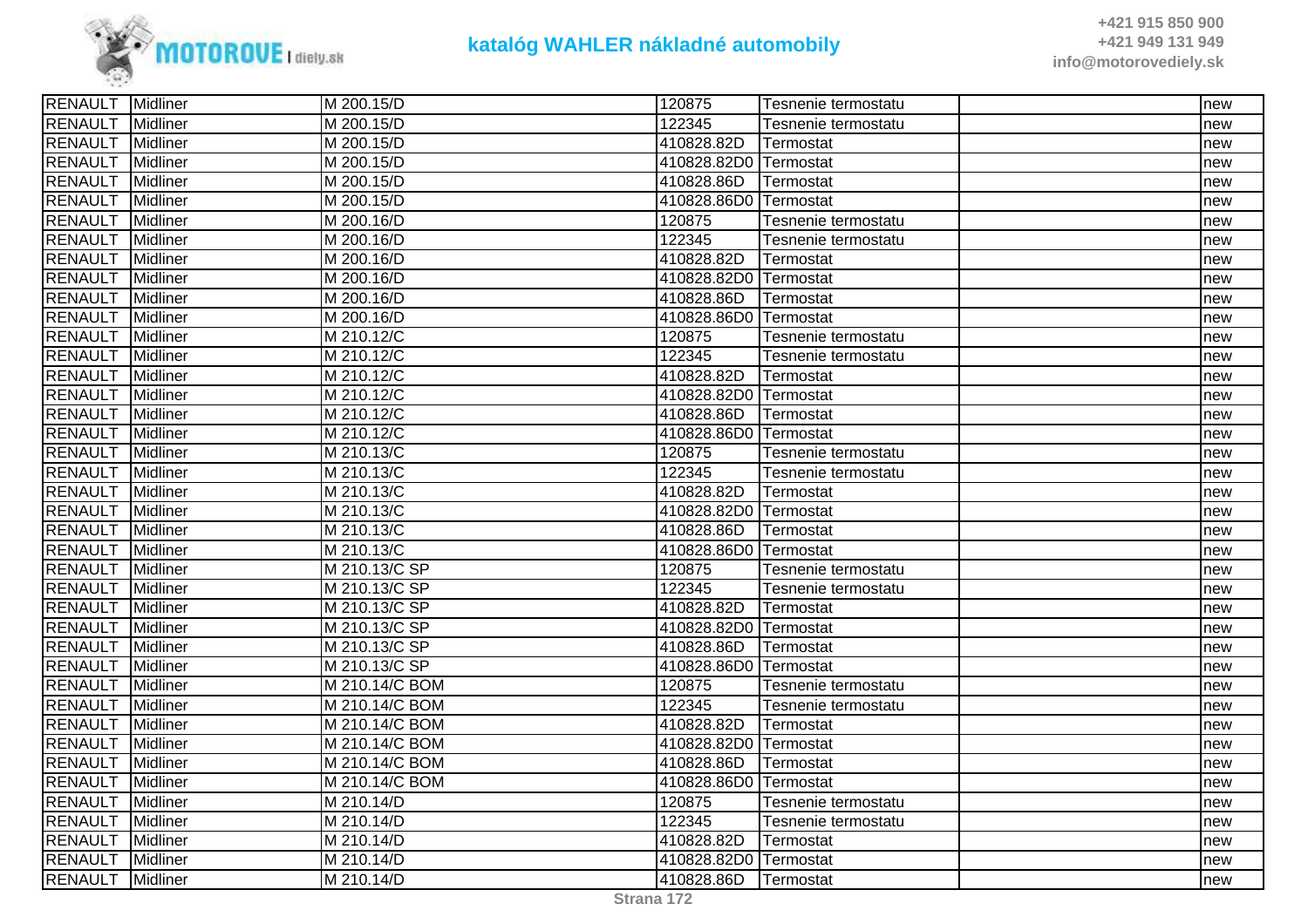| RENAULT | Midliner | M 200.15/D | 120875 | Tesnenie termostatu | | new |
|---|---|---|---|---|---|---|
| RENAULT | Midliner | M 200.15/D | 122345 | Tesnenie termostatu | | new |
| RENAULT | Midliner | M 200.15/D | 410828.82D | Termostat | | new |
| RENAULT | Midliner | M 200.15/D | 410828.82D0 | Termostat | | new |
| RENAULT | Midliner | M 200.15/D | 410828.86D | Termostat | | new |
| RENAULT | Midliner | M 200.15/D | 410828.86D0 | Termostat | | new |
| RENAULT | Midliner | M 200.16/D | 120875 | Tesnenie termostatu | | new |
| RENAULT | Midliner | M 200.16/D | 122345 | Tesnenie termostatu | | new |
| RENAULT | Midliner | M 200.16/D | 410828.82D | Termostat | | new |
| RENAULT | Midliner | M 200.16/D | 410828.82D0 | Termostat | | new |
| RENAULT | Midliner | M 200.16/D | 410828.86D | Termostat | | new |
| RENAULT | Midliner | M 200.16/D | 410828.86D0 | Termostat | | new |
| RENAULT | Midliner | M 210.12/C | 120875 | Tesnenie termostatu | | new |
| RENAULT | Midliner | M 210.12/C | 122345 | Tesnenie termostatu | | new |
| RENAULT | Midliner | M 210.12/C | 410828.82D | Termostat | | new |
| RENAULT | Midliner | M 210.12/C | 410828.82D0 | Termostat | | new |
| RENAULT | Midliner | M 210.12/C | 410828.86D | Termostat | | new |
| RENAULT | Midliner | M 210.12/C | 410828.86D0 | Termostat | | new |
| RENAULT | Midliner | M 210.13/C | 120875 | Tesnenie termostatu | | new |
| RENAULT | Midliner | M 210.13/C | 122345 | Tesnenie termostatu | | new |
| RENAULT | Midliner | M 210.13/C | 410828.82D | Termostat | | new |
| RENAULT | Midliner | M 210.13/C | 410828.82D0 | Termostat | | new |
| RENAULT | Midliner | M 210.13/C | 410828.86D | Termostat | | new |
| RENAULT | Midliner | M 210.13/C | 410828.86D0 | Termostat | | new |
| RENAULT | Midliner | M 210.13/C SP | 120875 | Tesnenie termostatu | | new |
| RENAULT | Midliner | M 210.13/C SP | 122345 | Tesnenie termostatu | | new |
| RENAULT | Midliner | M 210.13/C SP | 410828.82D | Termostat | | new |
| RENAULT | Midliner | M 210.13/C SP | 410828.82D0 | Termostat | | new |
| RENAULT | Midliner | M 210.13/C SP | 410828.86D | Termostat | | new |
| RENAULT | Midliner | M 210.13/C SP | 410828.86D0 | Termostat | | new |
| RENAULT | Midliner | M 210.14/C BOM | 120875 | Tesnenie termostatu | | new |
| RENAULT | Midliner | M 210.14/C BOM | 122345 | Tesnenie termostatu | | new |
| RENAULT | Midliner | M 210.14/C BOM | 410828.82D | Termostat | | new |
| RENAULT | Midliner | M 210.14/C BOM | 410828.82D0 | Termostat | | new |
| RENAULT | Midliner | M 210.14/C BOM | 410828.86D | Termostat | | new |
| RENAULT | Midliner | M 210.14/C BOM | 410828.86D0 | Termostat | | new |
| RENAULT | Midliner | M 210.14/D | 120875 | Tesnenie termostatu | | new |
| RENAULT | Midliner | M 210.14/D | 122345 | Tesnenie termostatu | | new |
| RENAULT | Midliner | M 210.14/D | 410828.82D | Termostat | | new |
| RENAULT | Midliner | M 210.14/D | 410828.82D0 | Termostat | | new |
| RENAULT | Midliner | M 210.14/D | 410828.86D | Termostat | | new |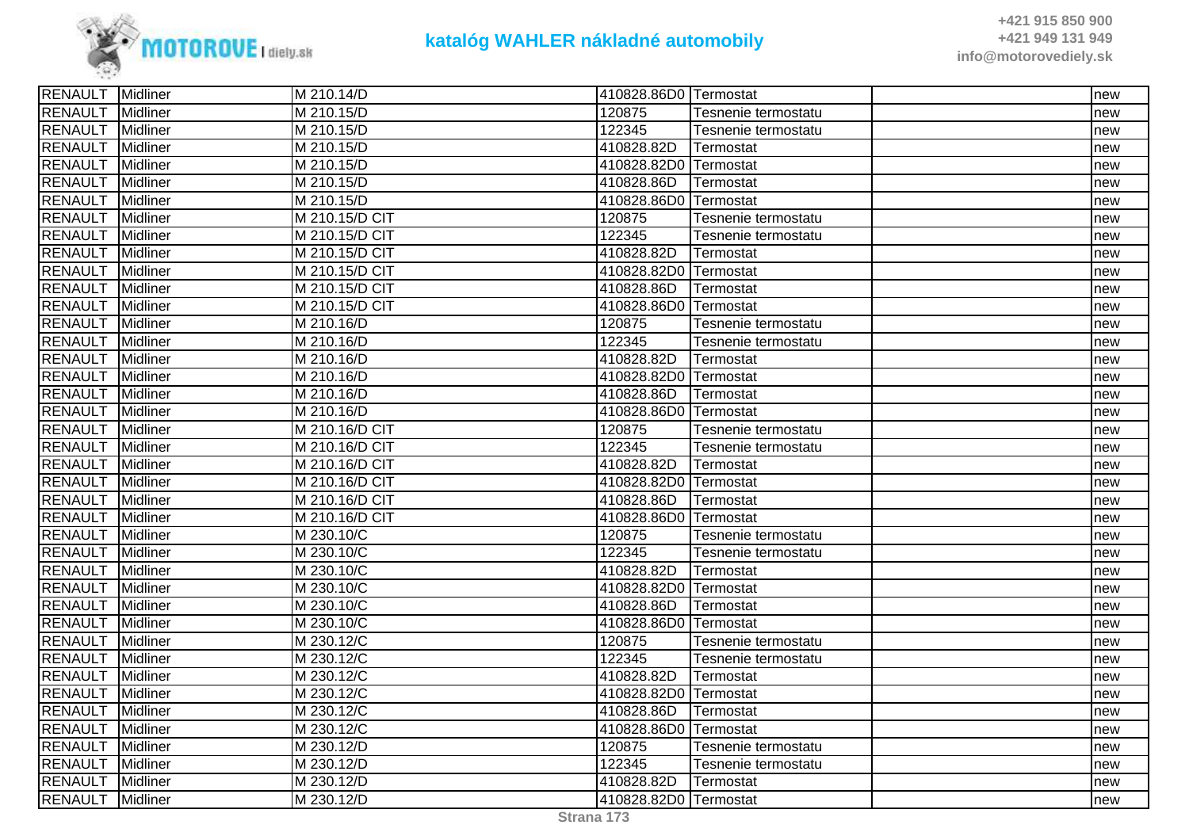## katalóg WAHLER nákladné automobily

| RENAULT | Midliner | M 210.14/D | 410828.86D0 | Termostat | | new |
|---|---|---|---|---|---|---|
| RENAULT | Midliner | M 210.15/D | 120875 | Tesnenie termostatu | | new |
| RENAULT | Midliner | M 210.15/D | 122345 | Tesnenie termostatu | | new |
| RENAULT | Midliner | M 210.15/D | 410828.82D | Termostat | | new |
| RENAULT | Midliner | M 210.15/D | 410828.82D0 | Termostat | | new |
| RENAULT | Midliner | M 210.15/D | 410828.86D | Termostat | | new |
| RENAULT | Midliner | M 210.15/D | 410828.86D0 | Termostat | | new |
| RENAULT | Midliner | M 210.15/D CIT | 120875 | Tesnenie termostatu | | new |
| RENAULT | Midliner | M 210.15/D CIT | 122345 | Tesnenie termostatu | | new |
| RENAULT | Midliner | M 210.15/D CIT | 410828.82D | Termostat | | new |
| RENAULT | Midliner | M 210.15/D CIT | 410828.82D0 | Termostat | | new |
| RENAULT | Midliner | M 210.15/D CIT | 410828.86D | Termostat | | new |
| RENAULT | Midliner | M 210.15/D CIT | 410828.86D0 | Termostat | | new |
| RENAULT | Midliner | M 210.16/D | 120875 | Tesnenie termostatu | | new |
| RENAULT | Midliner | M 210.16/D | 122345 | Tesnenie termostatu | | new |
| RENAULT | Midliner | M 210.16/D | 410828.82D | Termostat | | new |
| RENAULT | Midliner | M 210.16/D | 410828.82D0 | Termostat | | new |
| RENAULT | Midliner | M 210.16/D | 410828.86D | Termostat | | new |
| RENAULT | Midliner | M 210.16/D | 410828.86D0 | Termostat | | new |
| RENAULT | Midliner | M 210.16/D CIT | 120875 | Tesnenie termostatu | | new |
| RENAULT | Midliner | M 210.16/D CIT | 122345 | Tesnenie termostatu | | new |
| RENAULT | Midliner | M 210.16/D CIT | 410828.82D | Termostat | | new |
| RENAULT | Midliner | M 210.16/D CIT | 410828.82D0 | Termostat | | new |
| RENAULT | Midliner | M 210.16/D CIT | 410828.86D | Termostat | | new |
| RENAULT | Midliner | M 210.16/D CIT | 410828.86D0 | Termostat | | new |
| RENAULT | Midliner | M 230.10/C | 120875 | Tesnenie termostatu | | new |
| RENAULT | Midliner | M 230.10/C | 122345 | Tesnenie termostatu | | new |
| RENAULT | Midliner | M 230.10/C | 410828.82D | Termostat | | new |
| RENAULT | Midliner | M 230.10/C | 410828.82D0 | Termostat | | new |
| RENAULT | Midliner | M 230.10/C | 410828.86D | Termostat | | new |
| RENAULT | Midliner | M 230.10/C | 410828.86D0 | Termostat | | new |
| RENAULT | Midliner | M 230.12/C | 120875 | Tesnenie termostatu | | new |
| RENAULT | Midliner | M 230.12/C | 122345 | Tesnenie termostatu | | new |
| RENAULT | Midliner | M 230.12/C | 410828.82D | Termostat | | new |
| RENAULT | Midliner | M 230.12/C | 410828.82D0 | Termostat | | new |
| RENAULT | Midliner | M 230.12/C | 410828.86D | Termostat | | new |
| RENAULT | Midliner | M 230.12/C | 410828.86D0 | Termostat | | new |
| RENAULT | Midliner | M 230.12/D | 120875 | Tesnenie termostatu | | new |
| RENAULT | Midliner | M 230.12/D | 122345 | Tesnenie termostatu | | new |
| RENAULT | Midliner | M 230.12/D | 410828.82D | Termostat | | new |
| RENAULT | Midliner | M 230.12/D | 410828.82D0 | Termostat | | new |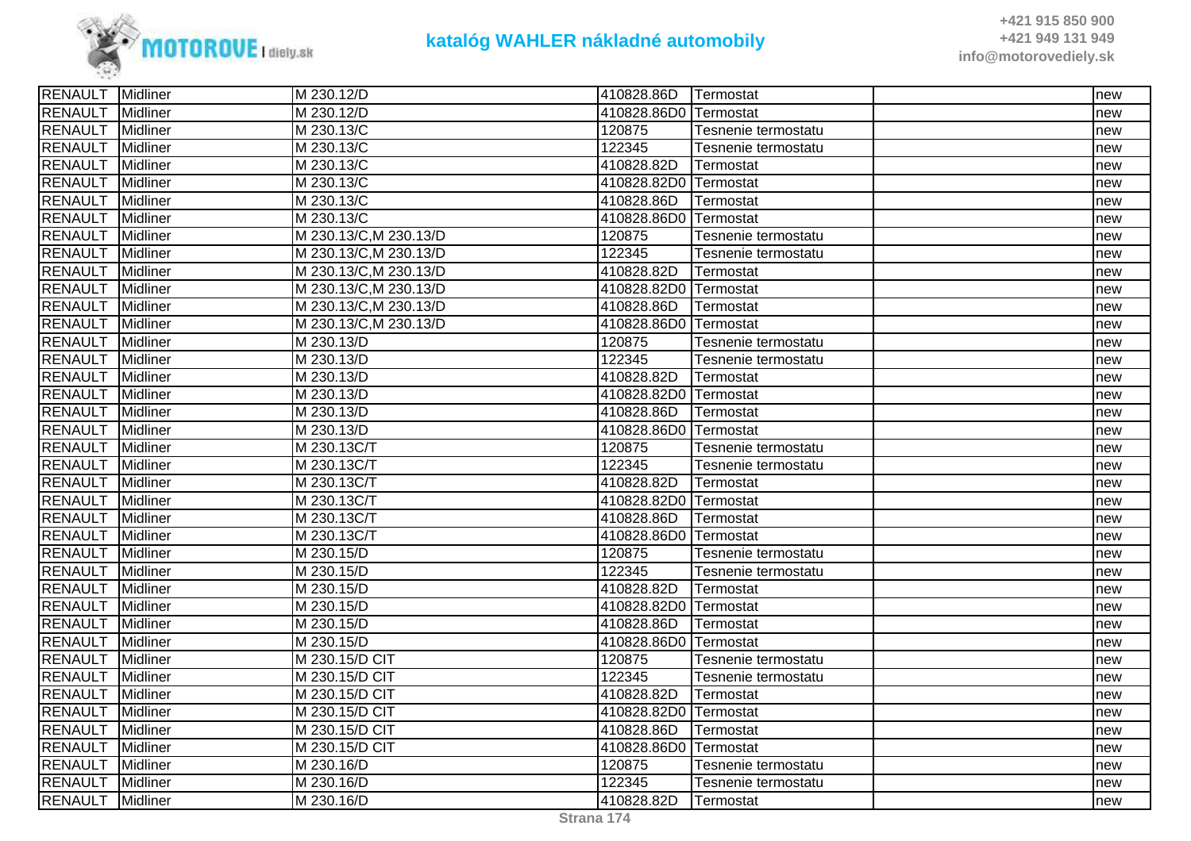| RENAULT | Midliner | M 230.12/D | 410828.86D | Termostat | | new |
|---|---|---|---|---|---|---|
| RENAULT | Midliner | M 230.12/D | 410828.86D0 | Termostat | | new |
| RENAULT | Midliner | M 230.13/C | 120875 | Tesnenie termostatu | | new |
| RENAULT | Midliner | M 230.13/C | 122345 | Tesnenie termostatu | | new |
| RENAULT | Midliner | M 230.13/C | 410828.82D | Termostat | | new |
| RENAULT | Midliner | M 230.13/C | 410828.82D0 | Termostat | | new |
| RENAULT | Midliner | M 230.13/C | 410828.86D | Termostat | | new |
| RENAULT | Midliner | M 230.13/C | 410828.86D0 | Termostat | | new |
| RENAULT | Midliner | M 230.13/C,M 230.13/D | 120875 | Tesnenie termostatu | | new |
| RENAULT | Midliner | M 230.13/C,M 230.13/D | 122345 | Tesnenie termostatu | | new |
| RENAULT | Midliner | M 230.13/C,M 230.13/D | 410828.82D | Termostat | | new |
| RENAULT | Midliner | M 230.13/C,M 230.13/D | 410828.82D0 | Termostat | | new |
| RENAULT | Midliner | M 230.13/C,M 230.13/D | 410828.86D | Termostat | | new |
| RENAULT | Midliner | M 230.13/C,M 230.13/D | 410828.86D0 | Termostat | | new |
| RENAULT | Midliner | M 230.13/D | 120875 | Tesnenie termostatu | | new |
| RENAULT | Midliner | M 230.13/D | 122345 | Tesnenie termostatu | | new |
| RENAULT | Midliner | M 230.13/D | 410828.82D | Termostat | | new |
| RENAULT | Midliner | M 230.13/D | 410828.82D0 | Termostat | | new |
| RENAULT | Midliner | M 230.13/D | 410828.86D | Termostat | | new |
| RENAULT | Midliner | M 230.13/D | 410828.86D0 | Termostat | | new |
| RENAULT | Midliner | M 230.13C/T | 120875 | Tesnenie termostatu | | new |
| RENAULT | Midliner | M 230.13C/T | 122345 | Tesnenie termostatu | | new |
| RENAULT | Midliner | M 230.13C/T | 410828.82D | Termostat | | new |
| RENAULT | Midliner | M 230.13C/T | 410828.82D0 | Termostat | | new |
| RENAULT | Midliner | M 230.13C/T | 410828.86D | Termostat | | new |
| RENAULT | Midliner | M 230.13C/T | 410828.86D0 | Termostat | | new |
| RENAULT | Midliner | M 230.15/D | 120875 | Tesnenie termostatu | | new |
| RENAULT | Midliner | M 230.15/D | 122345 | Tesnenie termostatu | | new |
| RENAULT | Midliner | M 230.15/D | 410828.82D | Termostat | | new |
| RENAULT | Midliner | M 230.15/D | 410828.82D0 | Termostat | | new |
| RENAULT | Midliner | M 230.15/D | 410828.86D | Termostat | | new |
| RENAULT | Midliner | M 230.15/D | 410828.86D0 | Termostat | | new |
| RENAULT | Midliner | M 230.15/D CIT | 120875 | Tesnenie termostatu | | new |
| RENAULT | Midliner | M 230.15/D CIT | 122345 | Tesnenie termostatu | | new |
| RENAULT | Midliner | M 230.15/D CIT | 410828.82D | Termostat | | new |
| RENAULT | Midliner | M 230.15/D CIT | 410828.82D0 | Termostat | | new |
| RENAULT | Midliner | M 230.15/D CIT | 410828.86D | Termostat | | new |
| RENAULT | Midliner | M 230.15/D CIT | 410828.86D0 | Termostat | | new |
| RENAULT | Midliner | M 230.16/D | 120875 | Tesnenie termostatu | | new |
| RENAULT | Midliner | M 230.16/D | 122345 | Tesnenie termostatu | | new |
| RENAULT | Midliner | M 230.16/D | 410828.82D | Termostat | | new |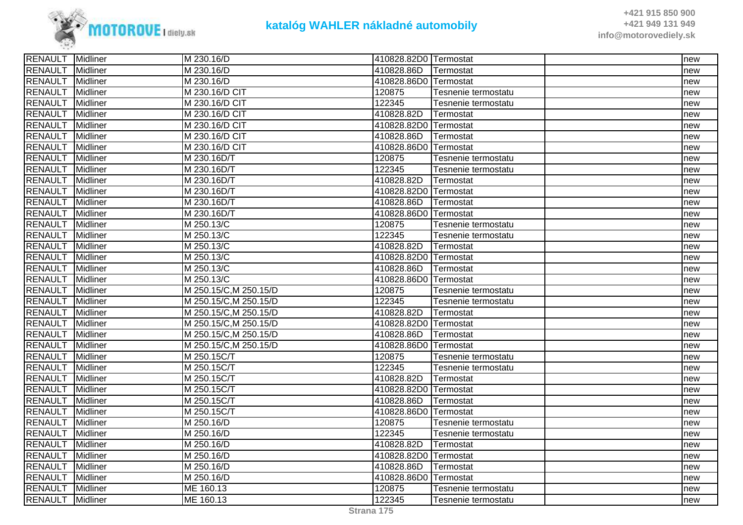| | | | | | | |
|---|---|---|---|---|---|---|
| RENAULT | Midliner | M 230.16/D | 410828.82D0 | Termostat | | new |
| RENAULT | Midliner | M 230.16/D | 410828.86D | Termostat | | new |
| RENAULT | Midliner | M 230.16/D | 410828.86D0 | Termostat | | new |
| RENAULT | Midliner | M 230.16/D CIT | 120875 | Tesnenie termostatu | | new |
| RENAULT | Midliner | M 230.16/D CIT | 122345 | Tesnenie termostatu | | new |
| RENAULT | Midliner | M 230.16/D CIT | 410828.82D | Termostat | | new |
| RENAULT | Midliner | M 230.16/D CIT | 410828.82D0 | Termostat | | new |
| RENAULT | Midliner | M 230.16/D CIT | 410828.86D | Termostat | | new |
| RENAULT | Midliner | M 230.16/D CIT | 410828.86D0 | Termostat | | new |
| RENAULT | Midliner | M 230.16D/T | 120875 | Tesnenie termostatu | | new |
| RENAULT | Midliner | M 230.16D/T | 122345 | Tesnenie termostatu | | new |
| RENAULT | Midliner | M 230.16D/T | 410828.82D | Termostat | | new |
| RENAULT | Midliner | M 230.16D/T | 410828.82D0 | Termostat | | new |
| RENAULT | Midliner | M 230.16D/T | 410828.86D | Termostat | | new |
| RENAULT | Midliner | M 230.16D/T | 410828.86D0 | Termostat | | new |
| RENAULT | Midliner | M 250.13/C | 120875 | Tesnenie termostatu | | new |
| RENAULT | Midliner | M 250.13/C | 122345 | Tesnenie termostatu | | new |
| RENAULT | Midliner | M 250.13/C | 410828.82D | Termostat | | new |
| RENAULT | Midliner | M 250.13/C | 410828.82D0 | Termostat | | new |
| RENAULT | Midliner | M 250.13/C | 410828.86D | Termostat | | new |
| RENAULT | Midliner | M 250.13/C | 410828.86D0 | Termostat | | new |
| RENAULT | Midliner | M 250.15/C,M 250.15/D | 120875 | Tesnenie termostatu | | new |
| RENAULT | Midliner | M 250.15/C,M 250.15/D | 122345 | Tesnenie termostatu | | new |
| RENAULT | Midliner | M 250.15/C,M 250.15/D | 410828.82D | Termostat | | new |
| RENAULT | Midliner | M 250.15/C,M 250.15/D | 410828.82D0 | Termostat | | new |
| RENAULT | Midliner | M 250.15/C,M 250.15/D | 410828.86D | Termostat | | new |
| RENAULT | Midliner | M 250.15/C,M 250.15/D | 410828.86D0 | Termostat | | new |
| RENAULT | Midliner | M 250.15C/T | 120875 | Tesnenie termostatu | | new |
| RENAULT | Midliner | M 250.15C/T | 122345 | Tesnenie termostatu | | new |
| RENAULT | Midliner | M 250.15C/T | 410828.82D | Termostat | | new |
| RENAULT | Midliner | M 250.15C/T | 410828.82D0 | Termostat | | new |
| RENAULT | Midliner | M 250.15C/T | 410828.86D | Termostat | | new |
| RENAULT | Midliner | M 250.15C/T | 410828.86D0 | Termostat | | new |
| RENAULT | Midliner | M 250.16/D | 120875 | Tesnenie termostatu | | new |
| RENAULT | Midliner | M 250.16/D | 122345 | Tesnenie termostatu | | new |
| RENAULT | Midliner | M 250.16/D | 410828.82D | Termostat | | new |
| RENAULT | Midliner | M 250.16/D | 410828.82D0 | Termostat | | new |
| RENAULT | Midliner | M 250.16/D | 410828.86D | Termostat | | new |
| RENAULT | Midliner | M 250.16/D | 410828.86D0 | Termostat | | new |
| RENAULT | Midliner | ME 160.13 | 120875 | Tesnenie termostatu | | new |
| RENAULT | Midliner | ME 160.13 | 122345 | Tesnenie termostatu | | new |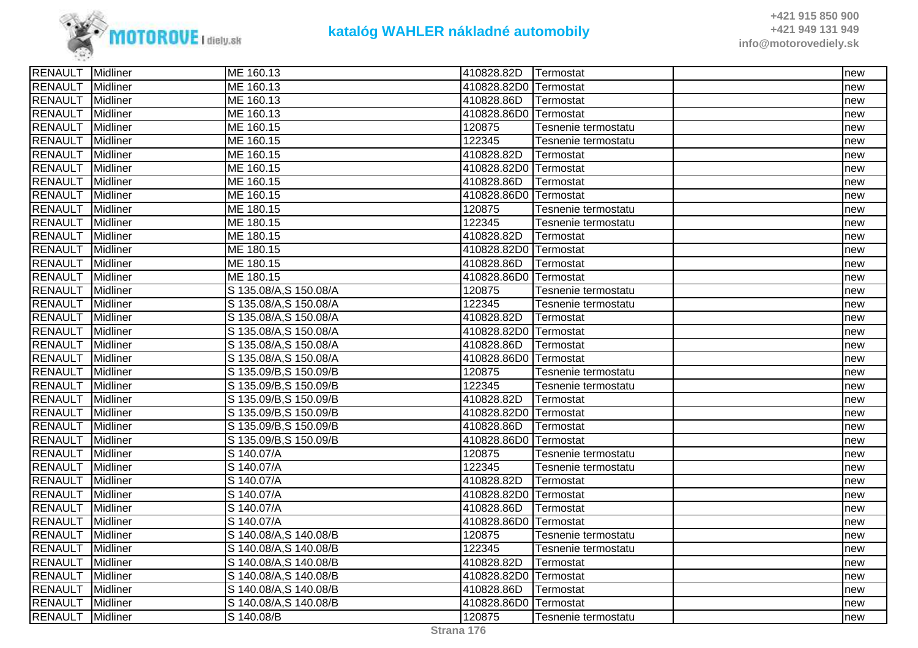| RENAULT | Midliner | ME 160.13 | 410828.82D | Termostat | | new |
|---|---|---|---|---|---|---|
| RENAULT | Midliner | ME 160.13 | 410828.82D0 | Termostat | | new |
| RENAULT | Midliner | ME 160.13 | 410828.86D | Termostat | | new |
| RENAULT | Midliner | ME 160.13 | 410828.86D0 | Termostat | | new |
| RENAULT | Midliner | ME 160.15 | 120875 | Tesnenie termostatu | | new |
| RENAULT | Midliner | ME 160.15 | 122345 | Tesnenie termostatu | | new |
| RENAULT | Midliner | ME 160.15 | 410828.82D | Termostat | | new |
| RENAULT | Midliner | ME 160.15 | 410828.82D0 | Termostat | | new |
| RENAULT | Midliner | ME 160.15 | 410828.86D | Termostat | | new |
| RENAULT | Midliner | ME 160.15 | 410828.86D0 | Termostat | | new |
| RENAULT | Midliner | ME 180.15 | 120875 | Tesnenie termostatu | | new |
| RENAULT | Midliner | ME 180.15 | 122345 | Tesnenie termostatu | | new |
| RENAULT | Midliner | ME 180.15 | 410828.82D | Termostat | | new |
| RENAULT | Midliner | ME 180.15 | 410828.82D0 | Termostat | | new |
| RENAULT | Midliner | ME 180.15 | 410828.86D | Termostat | | new |
| RENAULT | Midliner | ME 180.15 | 410828.86D0 | Termostat | | new |
| RENAULT | Midliner | S 135.08/A,S 150.08/A | 120875 | Tesnenie termostatu | | new |
| RENAULT | Midliner | S 135.08/A,S 150.08/A | 122345 | Tesnenie termostatu | | new |
| RENAULT | Midliner | S 135.08/A,S 150.08/A | 410828.82D | Termostat | | new |
| RENAULT | Midliner | S 135.08/A,S 150.08/A | 410828.82D0 | Termostat | | new |
| RENAULT | Midliner | S 135.08/A,S 150.08/A | 410828.86D | Termostat | | new |
| RENAULT | Midliner | S 135.08/A,S 150.08/A | 410828.86D0 | Termostat | | new |
| RENAULT | Midliner | S 135.09/B,S 150.09/B | 120875 | Tesnenie termostatu | | new |
| RENAULT | Midliner | S 135.09/B,S 150.09/B | 122345 | Tesnenie termostatu | | new |
| RENAULT | Midliner | S 135.09/B,S 150.09/B | 410828.82D | Termostat | | new |
| RENAULT | Midliner | S 135.09/B,S 150.09/B | 410828.82D0 | Termostat | | new |
| RENAULT | Midliner | S 135.09/B,S 150.09/B | 410828.86D | Termostat | | new |
| RENAULT | Midliner | S 135.09/B,S 150.09/B | 410828.86D0 | Termostat | | new |
| RENAULT | Midliner | S 140.07/A | 120875 | Tesnenie termostatu | | new |
| RENAULT | Midliner | S 140.07/A | 122345 | Tesnenie termostatu | | new |
| RENAULT | Midliner | S 140.07/A | 410828.82D | Termostat | | new |
| RENAULT | Midliner | S 140.07/A | 410828.82D0 | Termostat | | new |
| RENAULT | Midliner | S 140.07/A | 410828.86D | Termostat | | new |
| RENAULT | Midliner | S 140.07/A | 410828.86D0 | Termostat | | new |
| RENAULT | Midliner | S 140.08/A,S 140.08/B | 120875 | Tesnenie termostatu | | new |
| RENAULT | Midliner | S 140.08/A,S 140.08/B | 122345 | Tesnenie termostatu | | new |
| RENAULT | Midliner | S 140.08/A,S 140.08/B | 410828.82D | Termostat | | new |
| RENAULT | Midliner | S 140.08/A,S 140.08/B | 410828.82D0 | Termostat | | new |
| RENAULT | Midliner | S 140.08/A,S 140.08/B | 410828.86D | Termostat | | new |
| RENAULT | Midliner | S 140.08/A,S 140.08/B | 410828.86D0 | Termostat | | new |
| RENAULT | Midliner | S 140.08/B | 120875 | Tesnenie termostatu | | new |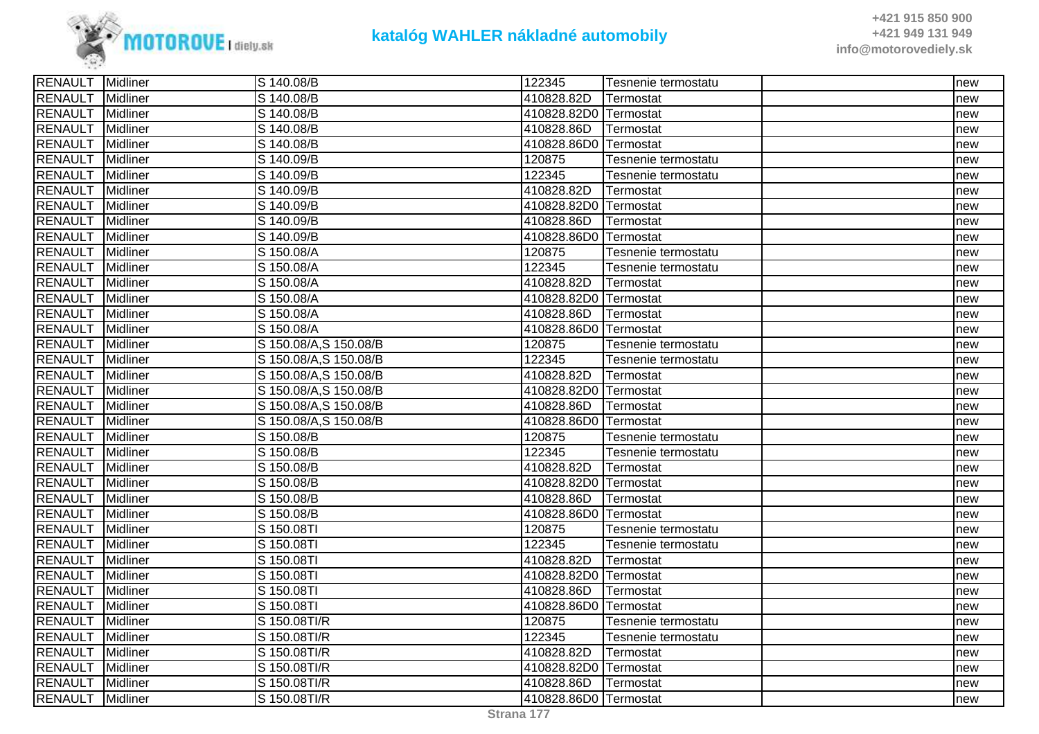| RENAULT | Midliner | S 140.08/B | 122345 | Tesnenie termostatu | | new |
|---|---|---|---|---|---|---|
| RENAULT | Midliner | S 140.08/B | 410828.82D | Termostat | | new |
| RENAULT | Midliner | S 140.08/B | 410828.82D0 | Termostat | | new |
| RENAULT | Midliner | S 140.08/B | 410828.86D | Termostat | | new |
| RENAULT | Midliner | S 140.08/B | 410828.86D0 | Termostat | | new |
| RENAULT | Midliner | S 140.09/B | 120875 | Tesnenie termostatu | | new |
| RENAULT | Midliner | S 140.09/B | 122345 | Tesnenie termostatu | | new |
| RENAULT | Midliner | S 140.09/B | 410828.82D | Termostat | | new |
| RENAULT | Midliner | S 140.09/B | 410828.82D0 | Termostat | | new |
| RENAULT | Midliner | S 140.09/B | 410828.86D | Termostat | | new |
| RENAULT | Midliner | S 140.09/B | 410828.86D0 | Termostat | | new |
| RENAULT | Midliner | S 150.08/A | 120875 | Tesnenie termostatu | | new |
| RENAULT | Midliner | S 150.08/A | 122345 | Tesnenie termostatu | | new |
| RENAULT | Midliner | S 150.08/A | 410828.82D | Termostat | | new |
| RENAULT | Midliner | S 150.08/A | 410828.82D0 | Termostat | | new |
| RENAULT | Midliner | S 150.08/A | 410828.86D | Termostat | | new |
| RENAULT | Midliner | S 150.08/A | 410828.86D0 | Termostat | | new |
| RENAULT | Midliner | S 150.08/A,S 150.08/B | 120875 | Tesnenie termostatu | | new |
| RENAULT | Midliner | S 150.08/A,S 150.08/B | 122345 | Tesnenie termostatu | | new |
| RENAULT | Midliner | S 150.08/A,S 150.08/B | 410828.82D | Termostat | | new |
| RENAULT | Midliner | S 150.08/A,S 150.08/B | 410828.82D0 | Termostat | | new |
| RENAULT | Midliner | S 150.08/A,S 150.08/B | 410828.86D | Termostat | | new |
| RENAULT | Midliner | S 150.08/A,S 150.08/B | 410828.86D0 | Termostat | | new |
| RENAULT | Midliner | S 150.08/B | 120875 | Tesnenie termostatu | | new |
| RENAULT | Midliner | S 150.08/B | 122345 | Tesnenie termostatu | | new |
| RENAULT | Midliner | S 150.08/B | 410828.82D | Termostat | | new |
| RENAULT | Midliner | S 150.08/B | 410828.82D0 | Termostat | | new |
| RENAULT | Midliner | S 150.08/B | 410828.86D | Termostat | | new |
| RENAULT | Midliner | S 150.08/B | 410828.86D0 | Termostat | | new |
| RENAULT | Midliner | S 150.08TI | 120875 | Tesnenie termostatu | | new |
| RENAULT | Midliner | S 150.08TI | 122345 | Tesnenie termostatu | | new |
| RENAULT | Midliner | S 150.08TI | 410828.82D | Termostat | | new |
| RENAULT | Midliner | S 150.08TI | 410828.82D0 | Termostat | | new |
| RENAULT | Midliner | S 150.08TI | 410828.86D | Termostat | | new |
| RENAULT | Midliner | S 150.08TI | 410828.86D0 | Termostat | | new |
| RENAULT | Midliner | S 150.08TI/R | 120875 | Tesnenie termostatu | | new |
| RENAULT | Midliner | S 150.08TI/R | 122345 | Tesnenie termostatu | | new |
| RENAULT | Midliner | S 150.08TI/R | 410828.82D | Termostat | | new |
| RENAULT | Midliner | S 150.08TI/R | 410828.82D0 | Termostat | | new |
| RENAULT | Midliner | S 150.08TI/R | 410828.86D | Termostat | | new |
| RENAULT | Midliner | S 150.08TI/R | 410828.86D0 | Termostat | | new |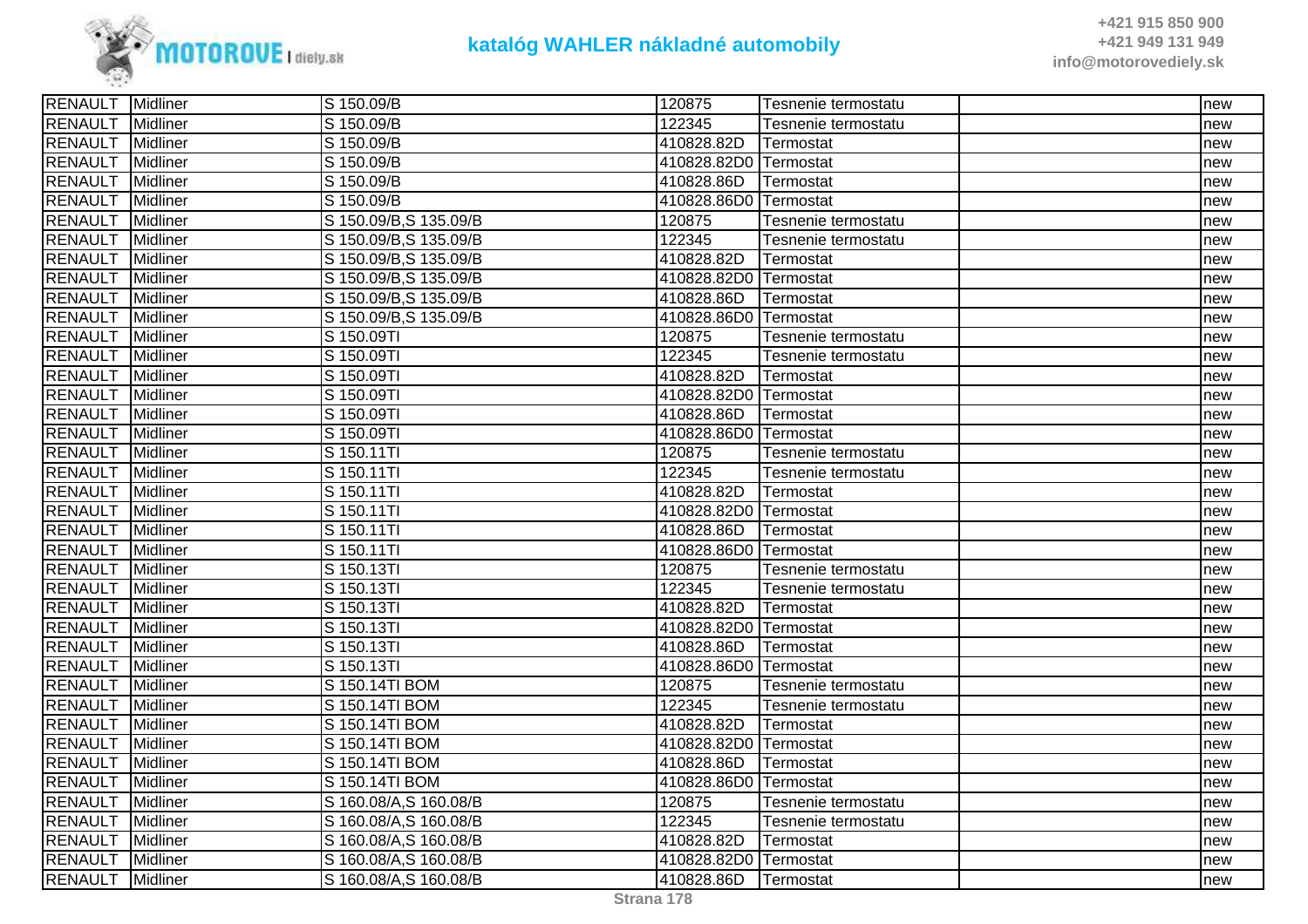| | | | | | | |
|---|---|---|---|---|---|---|
| RENAULT | Midliner | S 150.09/B | 120875 | Tesnenie termostatu | | new |
| RENAULT | Midliner | S 150.09/B | 122345 | Tesnenie termostatu | | new |
| RENAULT | Midliner | S 150.09/B | 410828.82D | Termostat | | new |
| RENAULT | Midliner | S 150.09/B | 410828.82D0 | Termostat | | new |
| RENAULT | Midliner | S 150.09/B | 410828.86D | Termostat | | new |
| RENAULT | Midliner | S 150.09/B | 410828.86D0 | Termostat | | new |
| RENAULT | Midliner | S 150.09/B,S 135.09/B | 120875 | Tesnenie termostatu | | new |
| RENAULT | Midliner | S 150.09/B,S 135.09/B | 122345 | Tesnenie termostatu | | new |
| RENAULT | Midliner | S 150.09/B,S 135.09/B | 410828.82D | Termostat | | new |
| RENAULT | Midliner | S 150.09/B,S 135.09/B | 410828.82D0 | Termostat | | new |
| RENAULT | Midliner | S 150.09/B,S 135.09/B | 410828.86D | Termostat | | new |
| RENAULT | Midliner | S 150.09/B,S 135.09/B | 410828.86D0 | Termostat | | new |
| RENAULT | Midliner | S 150.09TI | 120875 | Tesnenie termostatu | | new |
| RENAULT | Midliner | S 150.09TI | 122345 | Tesnenie termostatu | | new |
| RENAULT | Midliner | S 150.09TI | 410828.82D | Termostat | | new |
| RENAULT | Midliner | S 150.09TI | 410828.82D0 | Termostat | | new |
| RENAULT | Midliner | S 150.09TI | 410828.86D | Termostat | | new |
| RENAULT | Midliner | S 150.09TI | 410828.86D0 | Termostat | | new |
| RENAULT | Midliner | S 150.11TI | 120875 | Tesnenie termostatu | | new |
| RENAULT | Midliner | S 150.11TI | 122345 | Tesnenie termostatu | | new |
| RENAULT | Midliner | S 150.11TI | 410828.82D | Termostat | | new |
| RENAULT | Midliner | S 150.11TI | 410828.82D0 | Termostat | | new |
| RENAULT | Midliner | S 150.11TI | 410828.86D | Termostat | | new |
| RENAULT | Midliner | S 150.11TI | 410828.86D0 | Termostat | | new |
| RENAULT | Midliner | S 150.13TI | 120875 | Tesnenie termostatu | | new |
| RENAULT | Midliner | S 150.13TI | 122345 | Tesnenie termostatu | | new |
| RENAULT | Midliner | S 150.13TI | 410828.82D | Termostat | | new |
| RENAULT | Midliner | S 150.13TI | 410828.82D0 | Termostat | | new |
| RENAULT | Midliner | S 150.13TI | 410828.86D | Termostat | | new |
| RENAULT | Midliner | S 150.13TI | 410828.86D0 | Termostat | | new |
| RENAULT | Midliner | S 150.14TI BOM | 120875 | Tesnenie termostatu | | new |
| RENAULT | Midliner | S 150.14TI BOM | 122345 | Tesnenie termostatu | | new |
| RENAULT | Midliner | S 150.14TI BOM | 410828.82D | Termostat | | new |
| RENAULT | Midliner | S 150.14TI BOM | 410828.82D0 | Termostat | | new |
| RENAULT | Midliner | S 150.14TI BOM | 410828.86D | Termostat | | new |
| RENAULT | Midliner | S 150.14TI BOM | 410828.86D0 | Termostat | | new |
| RENAULT | Midliner | S 160.08/A,S 160.08/B | 120875 | Tesnenie termostatu | | new |
| RENAULT | Midliner | S 160.08/A,S 160.08/B | 122345 | Tesnenie termostatu | | new |
| RENAULT | Midliner | S 160.08/A,S 160.08/B | 410828.82D | Termostat | | new |
| RENAULT | Midliner | S 160.08/A,S 160.08/B | 410828.82D0 | Termostat | | new |
| RENAULT | Midliner | S 160.08/A,S 160.08/B | 410828.86D | Termostat | | new |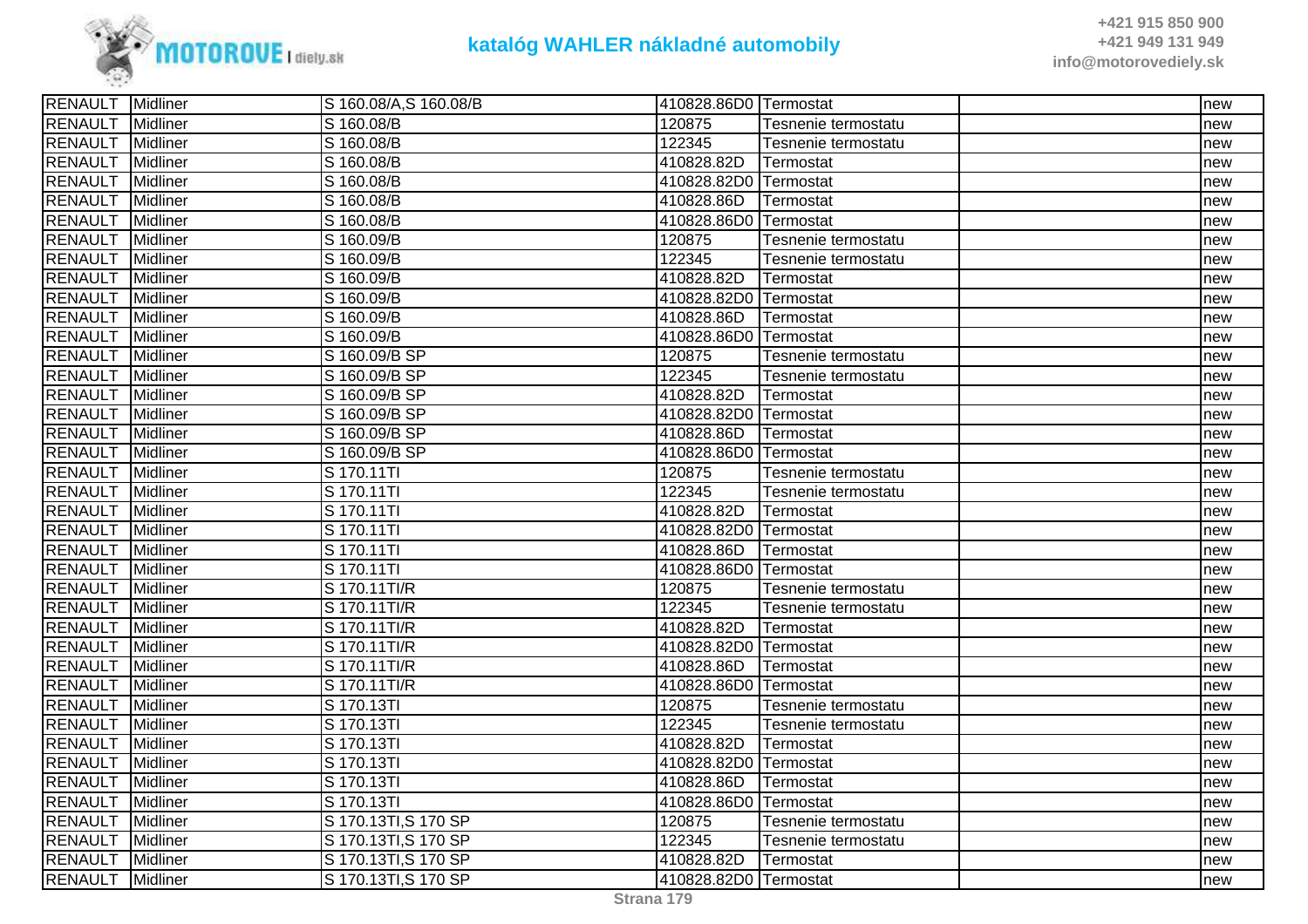| RENAULT | Midliner | S 160.08/A,S 160.08/B | 410828.86D0 | Termostat | | new |
|---|---|---|---|---|---|---|
| RENAULT | Midliner | S 160.08/B | 120875 | Tesnenie termostatu | | new |
| RENAULT | Midliner | S 160.08/B | 122345 | Tesnenie termostatu | | new |
| RENAULT | Midliner | S 160.08/B | 410828.82D | Termostat | | new |
| RENAULT | Midliner | S 160.08/B | 410828.82D0 | Termostat | | new |
| RENAULT | Midliner | S 160.08/B | 410828.86D | Termostat | | new |
| RENAULT | Midliner | S 160.08/B | 410828.86D0 | Termostat | | new |
| RENAULT | Midliner | S 160.09/B | 120875 | Tesnenie termostatu | | new |
| RENAULT | Midliner | S 160.09/B | 122345 | Tesnenie termostatu | | new |
| RENAULT | Midliner | S 160.09/B | 410828.82D | Termostat | | new |
| RENAULT | Midliner | S 160.09/B | 410828.82D0 | Termostat | | new |
| RENAULT | Midliner | S 160.09/B | 410828.86D | Termostat | | new |
| RENAULT | Midliner | S 160.09/B | 410828.86D0 | Termostat | | new |
| RENAULT | Midliner | S 160.09/B SP | 120875 | Tesnenie termostatu | | new |
| RENAULT | Midliner | S 160.09/B SP | 122345 | Tesnenie termostatu | | new |
| RENAULT | Midliner | S 160.09/B SP | 410828.82D | Termostat | | new |
| RENAULT | Midliner | S 160.09/B SP | 410828.82D0 | Termostat | | new |
| RENAULT | Midliner | S 160.09/B SP | 410828.86D | Termostat | | new |
| RENAULT | Midliner | S 160.09/B SP | 410828.86D0 | Termostat | | new |
| RENAULT | Midliner | S 170.11TI | 120875 | Tesnenie termostatu | | new |
| RENAULT | Midliner | S 170.11TI | 122345 | Tesnenie termostatu | | new |
| RENAULT | Midliner | S 170.11TI | 410828.82D | Termostat | | new |
| RENAULT | Midliner | S 170.11TI | 410828.82D0 | Termostat | | new |
| RENAULT | Midliner | S 170.11TI | 410828.86D | Termostat | | new |
| RENAULT | Midliner | S 170.11TI | 410828.86D0 | Termostat | | new |
| RENAULT | Midliner | S 170.11TI/R | 120875 | Tesnenie termostatu | | new |
| RENAULT | Midliner | S 170.11TI/R | 122345 | Tesnenie termostatu | | new |
| RENAULT | Midliner | S 170.11TI/R | 410828.82D | Termostat | | new |
| RENAULT | Midliner | S 170.11TI/R | 410828.82D0 | Termostat | | new |
| RENAULT | Midliner | S 170.11TI/R | 410828.86D | Termostat | | new |
| RENAULT | Midliner | S 170.11TI/R | 410828.86D0 | Termostat | | new |
| RENAULT | Midliner | S 170.13TI | 120875 | Tesnenie termostatu | | new |
| RENAULT | Midliner | S 170.13TI | 122345 | Tesnenie termostatu | | new |
| RENAULT | Midliner | S 170.13TI | 410828.82D | Termostat | | new |
| RENAULT | Midliner | S 170.13TI | 410828.82D0 | Termostat | | new |
| RENAULT | Midliner | S 170.13TI | 410828.86D | Termostat | | new |
| RENAULT | Midliner | S 170.13TI | 410828.86D0 | Termostat | | new |
| RENAULT | Midliner | S 170.13TI,S 170 SP | 120875 | Tesnenie termostatu | | new |
| RENAULT | Midliner | S 170.13TI,S 170 SP | 122345 | Tesnenie termostatu | | new |
| RENAULT | Midliner | S 170.13TI,S 170 SP | 410828.82D | Termostat | | new |
| RENAULT | Midliner | S 170.13TI,S 170 SP | 410828.82D0 | Termostat | | new |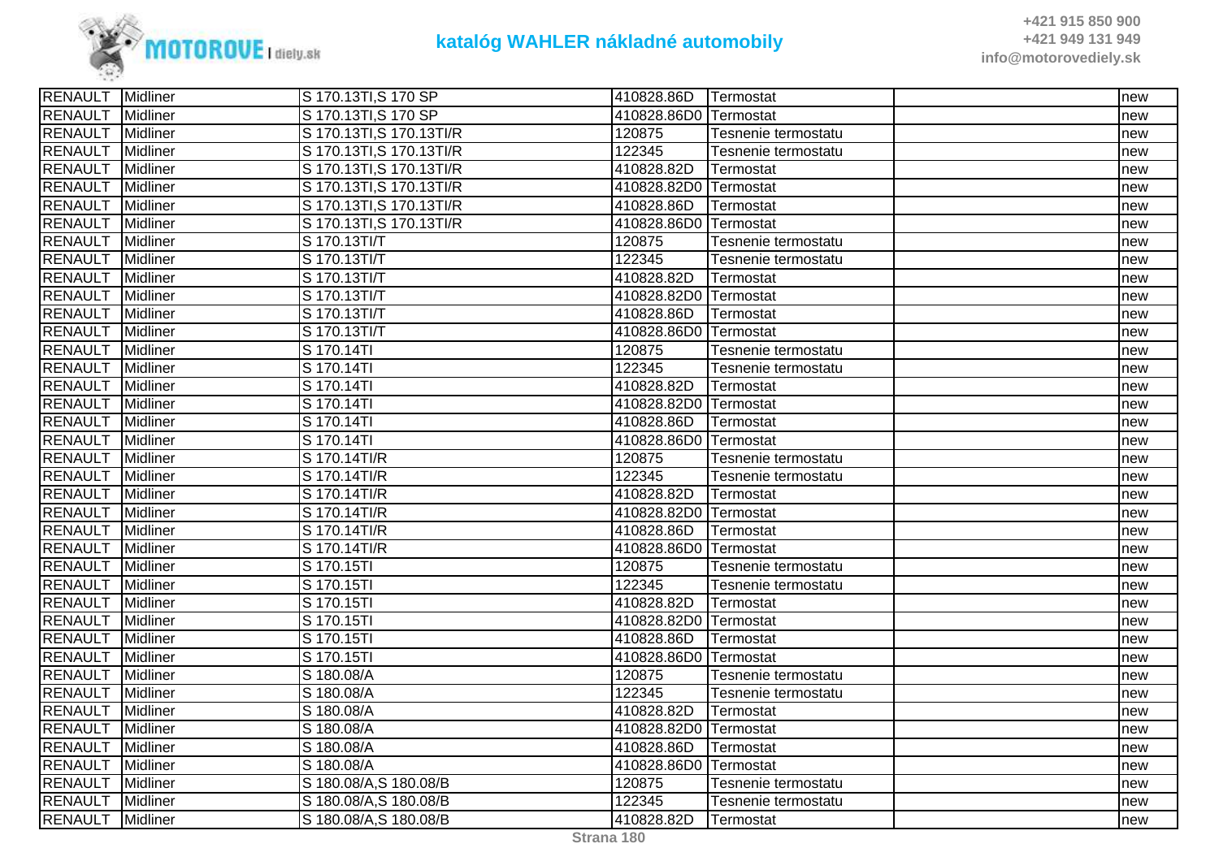| RENAULT | Midliner | S 170.13TI,S 170 SP | 410828.86D | Termostat | | new |
|---|---|---|---|---|---|---|
| RENAULT | Midliner | S 170.13TI,S 170 SP | 410828.86D0 | Termostat | | new |
| RENAULT | Midliner | S 170.13TI,S 170.13TI/R | 120875 | Tesnenie termostatu | | new |
| RENAULT | Midliner | S 170.13TI,S 170.13TI/R | 122345 | Tesnenie termostatu | | new |
| RENAULT | Midliner | S 170.13TI,S 170.13TI/R | 410828.82D | Termostat | | new |
| RENAULT | Midliner | S 170.13TI,S 170.13TI/R | 410828.82D0 | Termostat | | new |
| RENAULT | Midliner | S 170.13TI,S 170.13TI/R | 410828.86D | Termostat | | new |
| RENAULT | Midliner | S 170.13TI,S 170.13TI/R | 410828.86D0 | Termostat | | new |
| RENAULT | Midliner | S 170.13TI/T | 120875 | Tesnenie termostatu | | new |
| RENAULT | Midliner | S 170.13TI/T | 122345 | Tesnenie termostatu | | new |
| RENAULT | Midliner | S 170.13TI/T | 410828.82D | Termostat | | new |
| RENAULT | Midliner | S 170.13TI/T | 410828.82D0 | Termostat | | new |
| RENAULT | Midliner | S 170.13TI/T | 410828.86D | Termostat | | new |
| RENAULT | Midliner | S 170.13TI/T | 410828.86D0 | Termostat | | new |
| RENAULT | Midliner | S 170.14TI | 120875 | Tesnenie termostatu | | new |
| RENAULT | Midliner | S 170.14TI | 122345 | Tesnenie termostatu | | new |
| RENAULT | Midliner | S 170.14TI | 410828.82D | Termostat | | new |
| RENAULT | Midliner | S 170.14TI | 410828.82D0 | Termostat | | new |
| RENAULT | Midliner | S 170.14TI | 410828.86D | Termostat | | new |
| RENAULT | Midliner | S 170.14TI | 410828.86D0 | Termostat | | new |
| RENAULT | Midliner | S 170.14TI/R | 120875 | Tesnenie termostatu | | new |
| RENAULT | Midliner | S 170.14TI/R | 122345 | Tesnenie termostatu | | new |
| RENAULT | Midliner | S 170.14TI/R | 410828.82D | Termostat | | new |
| RENAULT | Midliner | S 170.14TI/R | 410828.82D0 | Termostat | | new |
| RENAULT | Midliner | S 170.14TI/R | 410828.86D | Termostat | | new |
| RENAULT | Midliner | S 170.14TI/R | 410828.86D0 | Termostat | | new |
| RENAULT | Midliner | S 170.15TI | 120875 | Tesnenie termostatu | | new |
| RENAULT | Midliner | S 170.15TI | 122345 | Tesnenie termostatu | | new |
| RENAULT | Midliner | S 170.15TI | 410828.82D | Termostat | | new |
| RENAULT | Midliner | S 170.15TI | 410828.82D0 | Termostat | | new |
| RENAULT | Midliner | S 170.15TI | 410828.86D | Termostat | | new |
| RENAULT | Midliner | S 170.15TI | 410828.86D0 | Termostat | | new |
| RENAULT | Midliner | S 180.08/A | 120875 | Tesnenie termostatu | | new |
| RENAULT | Midliner | S 180.08/A | 122345 | Tesnenie termostatu | | new |
| RENAULT | Midliner | S 180.08/A | 410828.82D | Termostat | | new |
| RENAULT | Midliner | S 180.08/A | 410828.82D0 | Termostat | | new |
| RENAULT | Midliner | S 180.08/A | 410828.86D | Termostat | | new |
| RENAULT | Midliner | S 180.08/A | 410828.86D0 | Termostat | | new |
| RENAULT | Midliner | S 180.08/A,S 180.08/B | 120875 | Tesnenie termostatu | | new |
| RENAULT | Midliner | S 180.08/A,S 180.08/B | 122345 | Tesnenie termostatu | | new |
| RENAULT | Midliner | S 180.08/A,S 180.08/B | 410828.82D | Termostat | | new |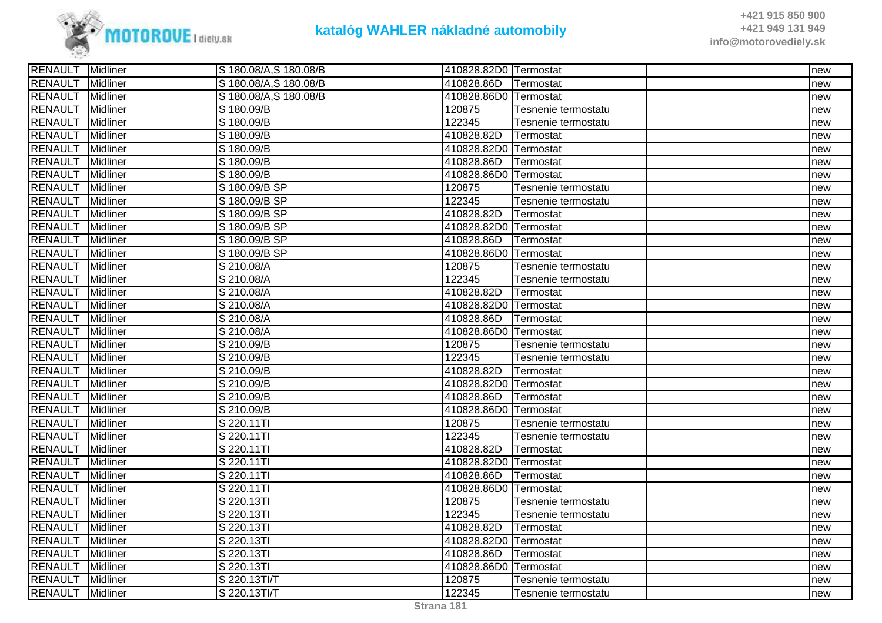| | | | | | | |
|---|---|---|---|---|---|---|
| RENAULT | Midliner | S 180.08/A,S 180.08/B | 410828.82D0 | Termostat | | new |
| RENAULT | Midliner | S 180.08/A,S 180.08/B | 410828.86D | Termostat | | new |
| RENAULT | Midliner | S 180.08/A,S 180.08/B | 410828.86D0 | Termostat | | new |
| RENAULT | Midliner | S 180.09/B | 120875 | Tesnenie termostatu | | new |
| RENAULT | Midliner | S 180.09/B | 122345 | Tesnenie termostatu | | new |
| RENAULT | Midliner | S 180.09/B | 410828.82D | Termostat | | new |
| RENAULT | Midliner | S 180.09/B | 410828.82D0 | Termostat | | new |
| RENAULT | Midliner | S 180.09/B | 410828.86D | Termostat | | new |
| RENAULT | Midliner | S 180.09/B | 410828.86D0 | Termostat | | new |
| RENAULT | Midliner | S 180.09/B SP | 120875 | Tesnenie termostatu | | new |
| RENAULT | Midliner | S 180.09/B SP | 122345 | Tesnenie termostatu | | new |
| RENAULT | Midliner | S 180.09/B SP | 410828.82D | Termostat | | new |
| RENAULT | Midliner | S 180.09/B SP | 410828.82D0 | Termostat | | new |
| RENAULT | Midliner | S 180.09/B SP | 410828.86D | Termostat | | new |
| RENAULT | Midliner | S 180.09/B SP | 410828.86D0 | Termostat | | new |
| RENAULT | Midliner | S 210.08/A | 120875 | Tesnenie termostatu | | new |
| RENAULT | Midliner | S 210.08/A | 122345 | Tesnenie termostatu | | new |
| RENAULT | Midliner | S 210.08/A | 410828.82D | Termostat | | new |
| RENAULT | Midliner | S 210.08/A | 410828.82D0 | Termostat | | new |
| RENAULT | Midliner | S 210.08/A | 410828.86D | Termostat | | new |
| RENAULT | Midliner | S 210.08/A | 410828.86D0 | Termostat | | new |
| RENAULT | Midliner | S 210.09/B | 120875 | Tesnenie termostatu | | new |
| RENAULT | Midliner | S 210.09/B | 122345 | Tesnenie termostatu | | new |
| RENAULT | Midliner | S 210.09/B | 410828.82D | Termostat | | new |
| RENAULT | Midliner | S 210.09/B | 410828.82D0 | Termostat | | new |
| RENAULT | Midliner | S 210.09/B | 410828.86D | Termostat | | new |
| RENAULT | Midliner | S 210.09/B | 410828.86D0 | Termostat | | new |
| RENAULT | Midliner | S 220.11TI | 120875 | Tesnenie termostatu | | new |
| RENAULT | Midliner | S 220.11TI | 122345 | Tesnenie termostatu | | new |
| RENAULT | Midliner | S 220.11TI | 410828.82D | Termostat | | new |
| RENAULT | Midliner | S 220.11TI | 410828.82D0 | Termostat | | new |
| RENAULT | Midliner | S 220.11TI | 410828.86D | Termostat | | new |
| RENAULT | Midliner | S 220.11TI | 410828.86D0 | Termostat | | new |
| RENAULT | Midliner | S 220.13TI | 120875 | Tesnenie termostatu | | new |
| RENAULT | Midliner | S 220.13TI | 122345 | Tesnenie termostatu | | new |
| RENAULT | Midliner | S 220.13TI | 410828.82D | Termostat | | new |
| RENAULT | Midliner | S 220.13TI | 410828.82D0 | Termostat | | new |
| RENAULT | Midliner | S 220.13TI | 410828.86D | Termostat | | new |
| RENAULT | Midliner | S 220.13TI | 410828.86D0 | Termostat | | new |
| RENAULT | Midliner | S 220.13TI/T | 120875 | Tesnenie termostatu | | new |
| RENAULT | Midliner | S 220.13TI/T | 122345 | Tesnenie termostatu | | new |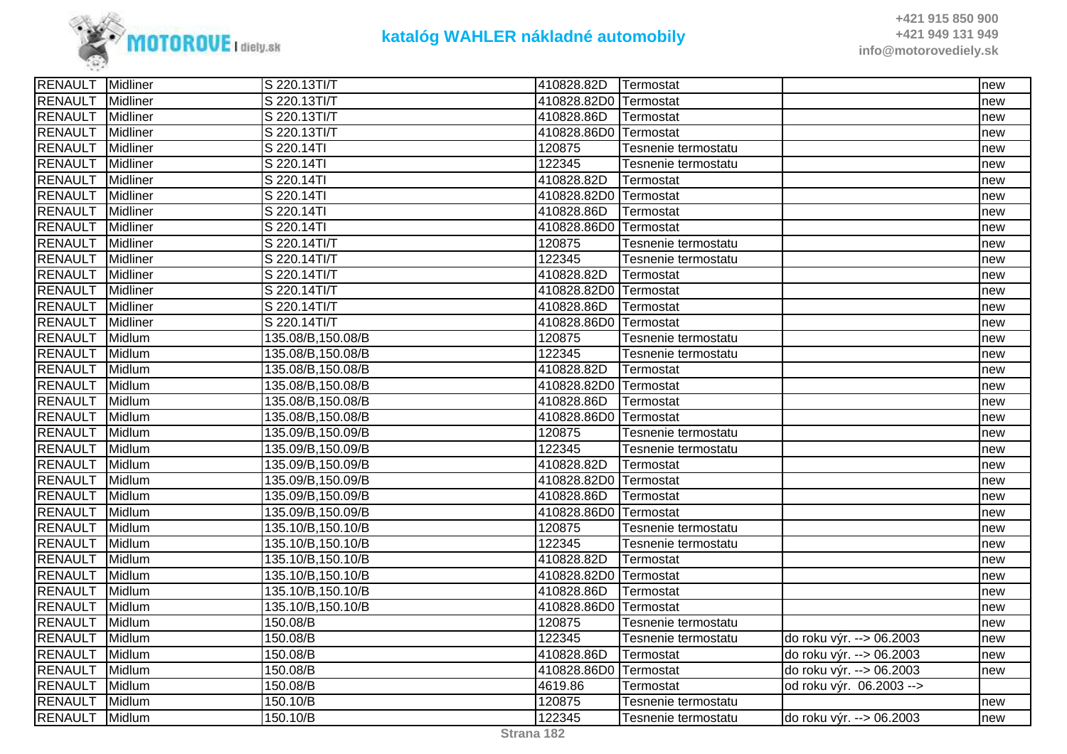| | | | | | | |
|---|---|---|---|---|---|---|
| RENAULT | Midliner | S 220.13TI/T | 410828.82D | Termostat | | new |
| RENAULT | Midliner | S 220.13TI/T | 410828.82D0 | Termostat | | new |
| RENAULT | Midliner | S 220.13TI/T | 410828.86D | Termostat | | new |
| RENAULT | Midliner | S 220.13TI/T | 410828.86D0 | Termostat | | new |
| RENAULT | Midliner | S 220.14TI | 120875 | Tesnenie termostatu | | new |
| RENAULT | Midliner | S 220.14TI | 122345 | Tesnenie termostatu | | new |
| RENAULT | Midliner | S 220.14TI | 410828.82D | Termostat | | new |
| RENAULT | Midliner | S 220.14TI | 410828.82D0 | Termostat | | new |
| RENAULT | Midliner | S 220.14TI | 410828.86D | Termostat | | new |
| RENAULT | Midliner | S 220.14TI | 410828.86D0 | Termostat | | new |
| RENAULT | Midliner | S 220.14TI/T | 120875 | Tesnenie termostatu | | new |
| RENAULT | Midliner | S 220.14TI/T | 122345 | Tesnenie termostatu | | new |
| RENAULT | Midliner | S 220.14TI/T | 410828.82D | Termostat | | new |
| RENAULT | Midliner | S 220.14TI/T | 410828.82D0 | Termostat | | new |
| RENAULT | Midliner | S 220.14TI/T | 410828.86D | Termostat | | new |
| RENAULT | Midliner | S 220.14TI/T | 410828.86D0 | Termostat | | new |
| RENAULT | Midlum | 135.08/B,150.08/B | 120875 | Tesnenie termostatu | | new |
| RENAULT | Midlum | 135.08/B,150.08/B | 122345 | Tesnenie termostatu | | new |
| RENAULT | Midlum | 135.08/B,150.08/B | 410828.82D | Termostat | | new |
| RENAULT | Midlum | 135.08/B,150.08/B | 410828.82D0 | Termostat | | new |
| RENAULT | Midlum | 135.08/B,150.08/B | 410828.86D | Termostat | | new |
| RENAULT | Midlum | 135.08/B,150.08/B | 410828.86D0 | Termostat | | new |
| RENAULT | Midlum | 135.09/B,150.09/B | 120875 | Tesnenie termostatu | | new |
| RENAULT | Midlum | 135.09/B,150.09/B | 122345 | Tesnenie termostatu | | new |
| RENAULT | Midlum | 135.09/B,150.09/B | 410828.82D | Termostat | | new |
| RENAULT | Midlum | 135.09/B,150.09/B | 410828.82D0 | Termostat | | new |
| RENAULT | Midlum | 135.09/B,150.09/B | 410828.86D | Termostat | | new |
| RENAULT | Midlum | 135.09/B,150.09/B | 410828.86D0 | Termostat | | new |
| RENAULT | Midlum | 135.10/B,150.10/B | 120875 | Tesnenie termostatu | | new |
| RENAULT | Midlum | 135.10/B,150.10/B | 122345 | Tesnenie termostatu | | new |
| RENAULT | Midlum | 135.10/B,150.10/B | 410828.82D | Termostat | | new |
| RENAULT | Midlum | 135.10/B,150.10/B | 410828.82D0 | Termostat | | new |
| RENAULT | Midlum | 135.10/B,150.10/B | 410828.86D | Termostat | | new |
| RENAULT | Midlum | 135.10/B,150.10/B | 410828.86D0 | Termostat | | new |
| RENAULT | Midlum | 150.08/B | 120875 | Tesnenie termostatu | | new |
| RENAULT | Midlum | 150.08/B | 122345 | Tesnenie termostatu | do roku výr. --> 06.2003 | new |
| RENAULT | Midlum | 150.08/B | 410828.86D | Termostat | do roku výr. --> 06.2003 | new |
| RENAULT | Midlum | 150.08/B | 410828.86D0 | Termostat | do roku výr. --> 06.2003 | new |
| RENAULT | Midlum | 150.08/B | 4619.86 | Termostat | od roku výr. 06.2003 --> | |
| RENAULT | Midlum | 150.10/B | 120875 | Tesnenie termostatu | | new |
| RENAULT | Midlum | 150.10/B | 122345 | Tesnenie termostatu | do roku výr. --> 06.2003 | new |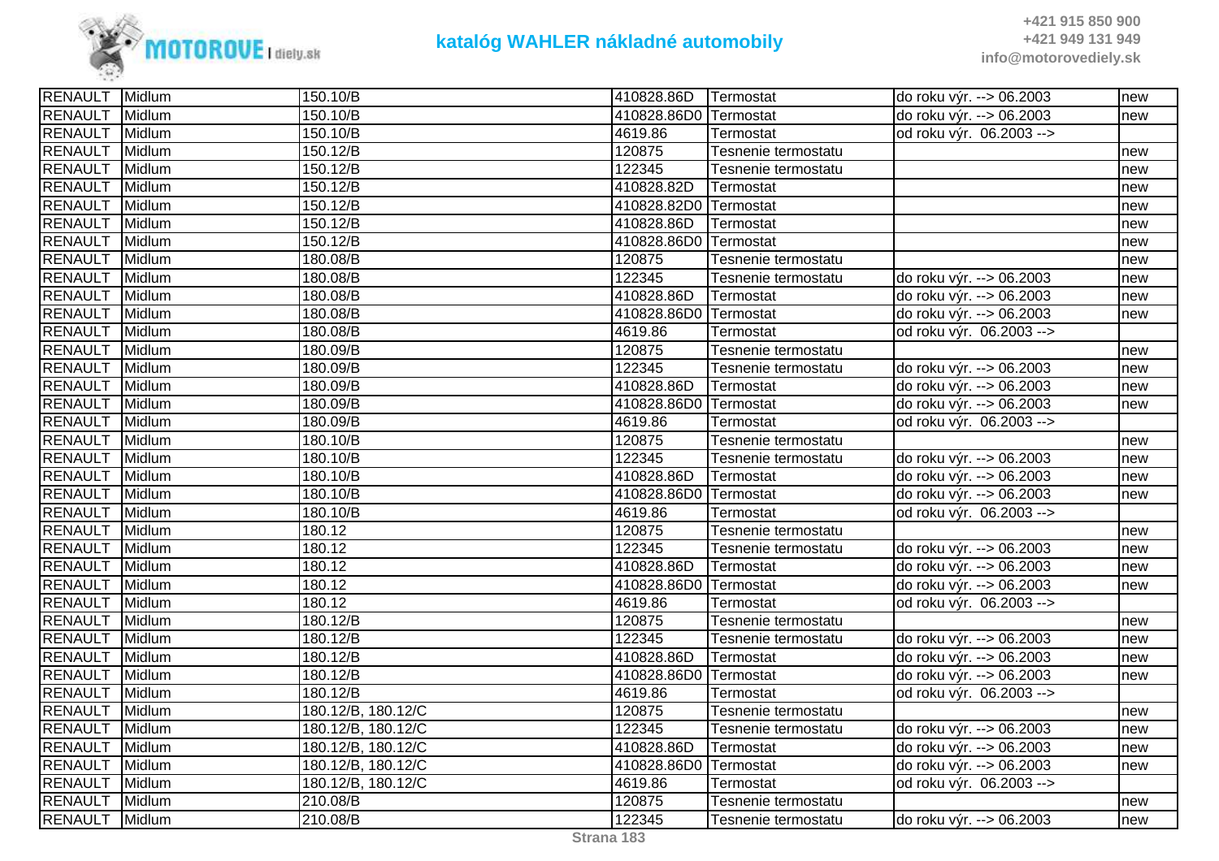# katalóg WAHLER nákladné automobily

+421 915 850 900
+421 949 131 949
info@motorovediely.sk

| | | | | | | |
|---|---|---|---|---|---|---|
| RENAULT | Midlum | 150.10/B | 410828.86D | Termostat | do roku výr. --> 06.2003 | new |
| RENAULT | Midlum | 150.10/B | 410828.86D0 | Termostat | do roku výr. --> 06.2003 | new |
| RENAULT | Midlum | 150.10/B | 4619.86 | Termostat | od roku výr. 06.2003 --> | |
| RENAULT | Midlum | 150.12/B | 120875 | Tesnenie termostatu | | new |
| RENAULT | Midlum | 150.12/B | 122345 | Tesnenie termostatu | | new |
| RENAULT | Midlum | 150.12/B | 410828.82D | Termostat | | new |
| RENAULT | Midlum | 150.12/B | 410828.82D0 | Termostat | | new |
| RENAULT | Midlum | 150.12/B | 410828.86D | Termostat | | new |
| RENAULT | Midlum | 150.12/B | 410828.86D0 | Termostat | | new |
| RENAULT | Midlum | 180.08/B | 120875 | Tesnenie termostatu | | new |
| RENAULT | Midlum | 180.08/B | 122345 | Tesnenie termostatu | do roku výr. --> 06.2003 | new |
| RENAULT | Midlum | 180.08/B | 410828.86D | Termostat | do roku výr. --> 06.2003 | new |
| RENAULT | Midlum | 180.08/B | 410828.86D0 | Termostat | do roku výr. --> 06.2003 | new |
| RENAULT | Midlum | 180.08/B | 4619.86 | Termostat | od roku výr. 06.2003 --> | |
| RENAULT | Midlum | 180.09/B | 120875 | Tesnenie termostatu | | new |
| RENAULT | Midlum | 180.09/B | 122345 | Tesnenie termostatu | do roku výr. --> 06.2003 | new |
| RENAULT | Midlum | 180.09/B | 410828.86D | Termostat | do roku výr. --> 06.2003 | new |
| RENAULT | Midlum | 180.09/B | 410828.86D0 | Termostat | do roku výr. --> 06.2003 | new |
| RENAULT | Midlum | 180.09/B | 4619.86 | Termostat | od roku výr. 06.2003 --> | |
| RENAULT | Midlum | 180.10/B | 120875 | Tesnenie termostatu | | new |
| RENAULT | Midlum | 180.10/B | 122345 | Tesnenie termostatu | do roku výr. --> 06.2003 | new |
| RENAULT | Midlum | 180.10/B | 410828.86D | Termostat | do roku výr. --> 06.2003 | new |
| RENAULT | Midlum | 180.10/B | 410828.86D0 | Termostat | do roku výr. --> 06.2003 | new |
| RENAULT | Midlum | 180.10/B | 4619.86 | Termostat | od roku výr. 06.2003 --> | |
| RENAULT | Midlum | 180.12 | 120875 | Tesnenie termostatu | | new |
| RENAULT | Midlum | 180.12 | 122345 | Tesnenie termostatu | do roku výr. --> 06.2003 | new |
| RENAULT | Midlum | 180.12 | 410828.86D | Termostat | do roku výr. --> 06.2003 | new |
| RENAULT | Midlum | 180.12 | 410828.86D0 | Termostat | do roku výr. --> 06.2003 | new |
| RENAULT | Midlum | 180.12 | 4619.86 | Termostat | od roku výr. 06.2003 --> | |
| RENAULT | Midlum | 180.12/B | 120875 | Tesnenie termostatu | | new |
| RENAULT | Midlum | 180.12/B | 122345 | Tesnenie termostatu | do roku výr. --> 06.2003 | new |
| RENAULT | Midlum | 180.12/B | 410828.86D | Termostat | do roku výr. --> 06.2003 | new |
| RENAULT | Midlum | 180.12/B | 410828.86D0 | Termostat | do roku výr. --> 06.2003 | new |
| RENAULT | Midlum | 180.12/B | 4619.86 | Termostat | od roku výr. 06.2003 --> | |
| RENAULT | Midlum | 180.12/B, 180.12/C | 120875 | Tesnenie termostatu | | new |
| RENAULT | Midlum | 180.12/B, 180.12/C | 122345 | Tesnenie termostatu | do roku výr. --> 06.2003 | new |
| RENAULT | Midlum | 180.12/B, 180.12/C | 410828.86D | Termostat | do roku výr. --> 06.2003 | new |
| RENAULT | Midlum | 180.12/B, 180.12/C | 410828.86D0 | Termostat | do roku výr. --> 06.2003 | new |
| RENAULT | Midlum | 180.12/B, 180.12/C | 4619.86 | Termostat | od roku výr. 06.2003 --> | |
| RENAULT | Midlum | 210.08/B | 120875 | Tesnenie termostatu | | new |
| RENAULT | Midlum | 210.08/B | 122345 | Tesnenie termostatu | do roku výr. --> 06.2003 | new |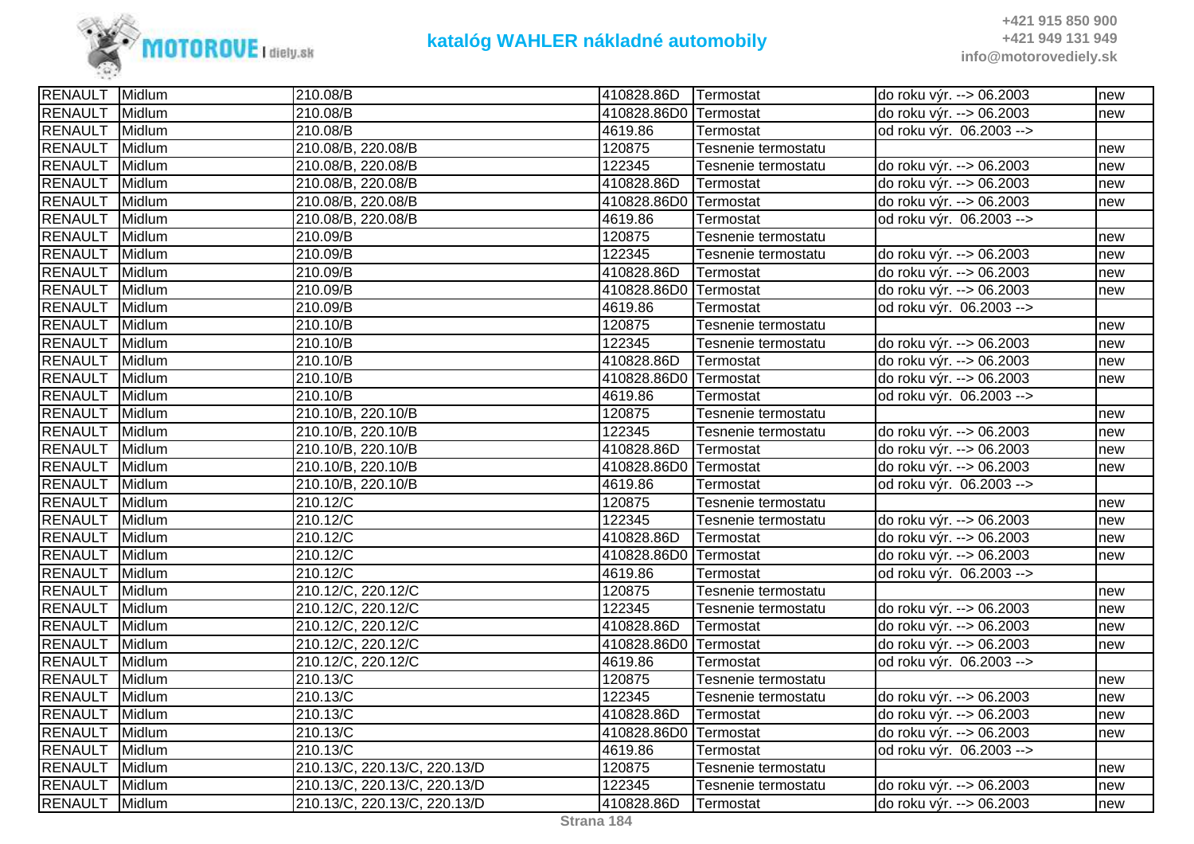# katalóg WAHLER nákladné automobily

| | | | | | | |
|---|---|---|---|---|---|---|
| RENAULT | Midlum | 210.08/B | 410828.86D | Termostat | do roku výr. --> 06.2003 | new |
| RENAULT | Midlum | 210.08/B | 410828.86D0 | Termostat | do roku výr. --> 06.2003 | new |
| RENAULT | Midlum | 210.08/B | 4619.86 | Termostat | od roku výr. 06.2003 --> | |
| RENAULT | Midlum | 210.08/B, 220.08/B | 120875 | Tesnenie termostatu | | new |
| RENAULT | Midlum | 210.08/B, 220.08/B | 122345 | Tesnenie termostatu | do roku výr. --> 06.2003 | new |
| RENAULT | Midlum | 210.08/B, 220.08/B | 410828.86D | Termostat | do roku výr. --> 06.2003 | new |
| RENAULT | Midlum | 210.08/B, 220.08/B | 410828.86D0 | Termostat | do roku výr. --> 06.2003 | new |
| RENAULT | Midlum | 210.08/B, 220.08/B | 4619.86 | Termostat | od roku výr. 06.2003 --> | |
| RENAULT | Midlum | 210.09/B | 120875 | Tesnenie termostatu | | new |
| RENAULT | Midlum | 210.09/B | 122345 | Tesnenie termostatu | do roku výr. --> 06.2003 | new |
| RENAULT | Midlum | 210.09/B | 410828.86D | Termostat | do roku výr. --> 06.2003 | new |
| RENAULT | Midlum | 210.09/B | 410828.86D0 | Termostat | do roku výr. --> 06.2003 | new |
| RENAULT | Midlum | 210.09/B | 4619.86 | Termostat | od roku výr. 06.2003 --> | |
| RENAULT | Midlum | 210.10/B | 120875 | Tesnenie termostatu | | new |
| RENAULT | Midlum | 210.10/B | 122345 | Tesnenie termostatu | do roku výr. --> 06.2003 | new |
| RENAULT | Midlum | 210.10/B | 410828.86D | Termostat | do roku výr. --> 06.2003 | new |
| RENAULT | Midlum | 210.10/B | 410828.86D0 | Termostat | do roku výr. --> 06.2003 | new |
| RENAULT | Midlum | 210.10/B | 4619.86 | Termostat | od roku výr. 06.2003 --> | |
| RENAULT | Midlum | 210.10/B, 220.10/B | 120875 | Tesnenie termostatu | | new |
| RENAULT | Midlum | 210.10/B, 220.10/B | 122345 | Tesnenie termostatu | do roku výr. --> 06.2003 | new |
| RENAULT | Midlum | 210.10/B, 220.10/B | 410828.86D | Termostat | do roku výr. --> 06.2003 | new |
| RENAULT | Midlum | 210.10/B, 220.10/B | 410828.86D0 | Termostat | do roku výr. --> 06.2003 | new |
| RENAULT | Midlum | 210.10/B, 220.10/B | 4619.86 | Termostat | od roku výr. 06.2003 --> | |
| RENAULT | Midlum | 210.12/C | 120875 | Tesnenie termostatu | | new |
| RENAULT | Midlum | 210.12/C | 122345 | Tesnenie termostatu | do roku výr. --> 06.2003 | new |
| RENAULT | Midlum | 210.12/C | 410828.86D | Termostat | do roku výr. --> 06.2003 | new |
| RENAULT | Midlum | 210.12/C | 410828.86D0 | Termostat | do roku výr. --> 06.2003 | new |
| RENAULT | Midlum | 210.12/C | 4619.86 | Termostat | od roku výr. 06.2003 --> | |
| RENAULT | Midlum | 210.12/C, 220.12/C | 120875 | Tesnenie termostatu | | new |
| RENAULT | Midlum | 210.12/C, 220.12/C | 122345 | Tesnenie termostatu | do roku výr. --> 06.2003 | new |
| RENAULT | Midlum | 210.12/C, 220.12/C | 410828.86D | Termostat | do roku výr. --> 06.2003 | new |
| RENAULT | Midlum | 210.12/C, 220.12/C | 410828.86D0 | Termostat | do roku výr. --> 06.2003 | new |
| RENAULT | Midlum | 210.12/C, 220.12/C | 4619.86 | Termostat | od roku výr. 06.2003 --> | |
| RENAULT | Midlum | 210.13/C | 120875 | Tesnenie termostatu | | new |
| RENAULT | Midlum | 210.13/C | 122345 | Tesnenie termostatu | do roku výr. --> 06.2003 | new |
| RENAULT | Midlum | 210.13/C | 410828.86D | Termostat | do roku výr. --> 06.2003 | new |
| RENAULT | Midlum | 210.13/C | 410828.86D0 | Termostat | do roku výr. --> 06.2003 | new |
| RENAULT | Midlum | 210.13/C | 4619.86 | Termostat | od roku výr. 06.2003 --> | |
| RENAULT | Midlum | 210.13/C, 220.13/C, 220.13/D | 120875 | Tesnenie termostatu | | new |
| RENAULT | Midlum | 210.13/C, 220.13/C, 220.13/D | 122345 | Tesnenie termostatu | do roku výr. --> 06.2003 | new |
| RENAULT | Midlum | 210.13/C, 220.13/C, 220.13/D | 410828.86D | Termostat | do roku výr. --> 06.2003 | new |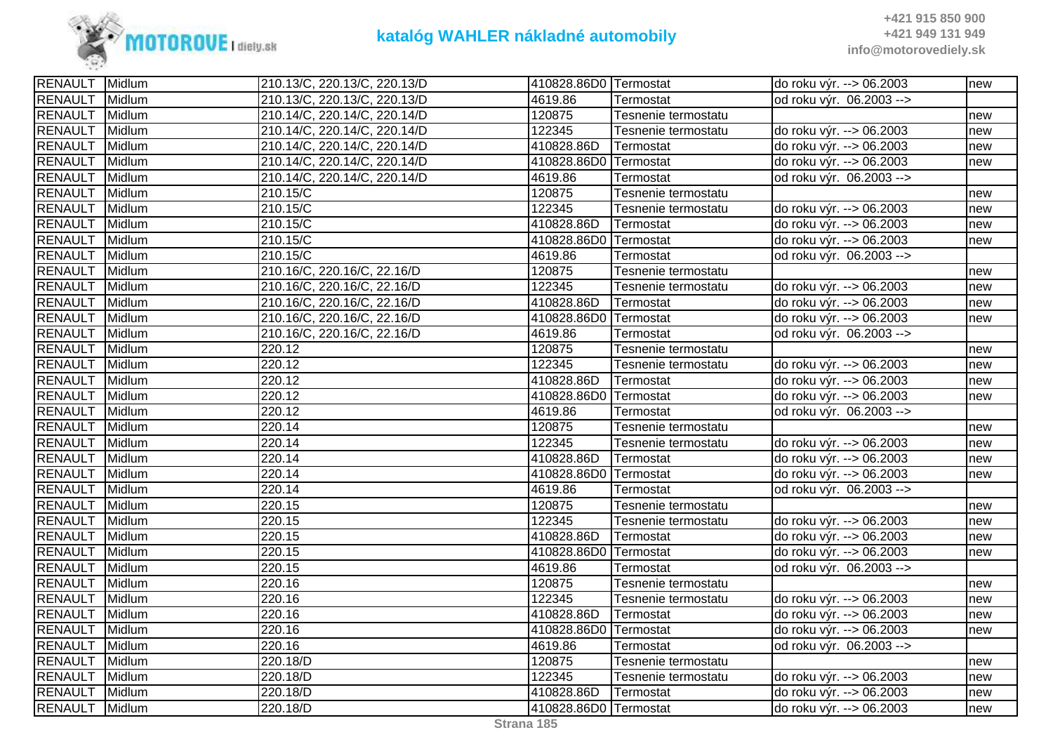## katalóg WAHLER nákladné automobily

| | | | | | | |
|---|---|---|---|---|---|---|
| RENAULT | Midlum | 210.13/C, 220.13/C, 220.13/D | 410828.86D0 | Termostat | do roku výr. --> 06.2003 | new |
| RENAULT | Midlum | 210.13/C, 220.13/C, 220.13/D | 4619.86 | Termostat | od roku výr.  06.2003 --> | |
| RENAULT | Midlum | 210.14/C, 220.14/C, 220.14/D | 120875 | Tesnenie termostatu | | new |
| RENAULT | Midlum | 210.14/C, 220.14/C, 220.14/D | 122345 | Tesnenie termostatu | do roku výr. --> 06.2003 | new |
| RENAULT | Midlum | 210.14/C, 220.14/C, 220.14/D | 410828.86D | Termostat | do roku výr. --> 06.2003 | new |
| RENAULT | Midlum | 210.14/C, 220.14/C, 220.14/D | 410828.86D0 | Termostat | do roku výr. --> 06.2003 | new |
| RENAULT | Midlum | 210.14/C, 220.14/C, 220.14/D | 4619.86 | Termostat | od roku výr.  06.2003 --> | |
| RENAULT | Midlum | 210.15/C | 120875 | Tesnenie termostatu | | new |
| RENAULT | Midlum | 210.15/C | 122345 | Tesnenie termostatu | do roku výr. --> 06.2003 | new |
| RENAULT | Midlum | 210.15/C | 410828.86D | Termostat | do roku výr. --> 06.2003 | new |
| RENAULT | Midlum | 210.15/C | 410828.86D0 | Termostat | do roku výr. --> 06.2003 | new |
| RENAULT | Midlum | 210.15/C | 4619.86 | Termostat | od roku výr.  06.2003 --> | |
| RENAULT | Midlum | 210.16/C, 220.16/C, 22.16/D | 120875 | Tesnenie termostatu | | new |
| RENAULT | Midlum | 210.16/C, 220.16/C, 22.16/D | 122345 | Tesnenie termostatu | do roku výr. --> 06.2003 | new |
| RENAULT | Midlum | 210.16/C, 220.16/C, 22.16/D | 410828.86D | Termostat | do roku výr. --> 06.2003 | new |
| RENAULT | Midlum | 210.16/C, 220.16/C, 22.16/D | 410828.86D0 | Termostat | do roku výr. --> 06.2003 | new |
| RENAULT | Midlum | 210.16/C, 220.16/C, 22.16/D | 4619.86 | Termostat | od roku výr.  06.2003 --> | |
| RENAULT | Midlum | 220.12 | 120875 | Tesnenie termostatu | | new |
| RENAULT | Midlum | 220.12 | 122345 | Tesnenie termostatu | do roku výr. --> 06.2003 | new |
| RENAULT | Midlum | 220.12 | 410828.86D | Termostat | do roku výr. --> 06.2003 | new |
| RENAULT | Midlum | 220.12 | 410828.86D0 | Termostat | do roku výr. --> 06.2003 | new |
| RENAULT | Midlum | 220.12 | 4619.86 | Termostat | od roku výr.  06.2003 --> | |
| RENAULT | Midlum | 220.14 | 120875 | Tesnenie termostatu | | new |
| RENAULT | Midlum | 220.14 | 122345 | Tesnenie termostatu | do roku výr. --> 06.2003 | new |
| RENAULT | Midlum | 220.14 | 410828.86D | Termostat | do roku výr. --> 06.2003 | new |
| RENAULT | Midlum | 220.14 | 410828.86D0 | Termostat | do roku výr. --> 06.2003 | new |
| RENAULT | Midlum | 220.14 | 4619.86 | Termostat | od roku výr.  06.2003 --> | |
| RENAULT | Midlum | 220.15 | 120875 | Tesnenie termostatu | | new |
| RENAULT | Midlum | 220.15 | 122345 | Tesnenie termostatu | do roku výr. --> 06.2003 | new |
| RENAULT | Midlum | 220.15 | 410828.86D | Termostat | do roku výr. --> 06.2003 | new |
| RENAULT | Midlum | 220.15 | 410828.86D0 | Termostat | do roku výr. --> 06.2003 | new |
| RENAULT | Midlum | 220.15 | 4619.86 | Termostat | od roku výr.  06.2003 --> | |
| RENAULT | Midlum | 220.16 | 120875 | Tesnenie termostatu | | new |
| RENAULT | Midlum | 220.16 | 122345 | Tesnenie termostatu | do roku výr. --> 06.2003 | new |
| RENAULT | Midlum | 220.16 | 410828.86D | Termostat | do roku výr. --> 06.2003 | new |
| RENAULT | Midlum | 220.16 | 410828.86D0 | Termostat | do roku výr. --> 06.2003 | new |
| RENAULT | Midlum | 220.16 | 4619.86 | Termostat | od roku výr.  06.2003 --> | |
| RENAULT | Midlum | 220.18/D | 120875 | Tesnenie termostatu | | new |
| RENAULT | Midlum | 220.18/D | 122345 | Tesnenie termostatu | do roku výr. --> 06.2003 | new |
| RENAULT | Midlum | 220.18/D | 410828.86D | Termostat | do roku výr. --> 06.2003 | new |
| RENAULT | Midlum | 220.18/D | 410828.86D0 | Termostat | do roku výr. --> 06.2003 | new |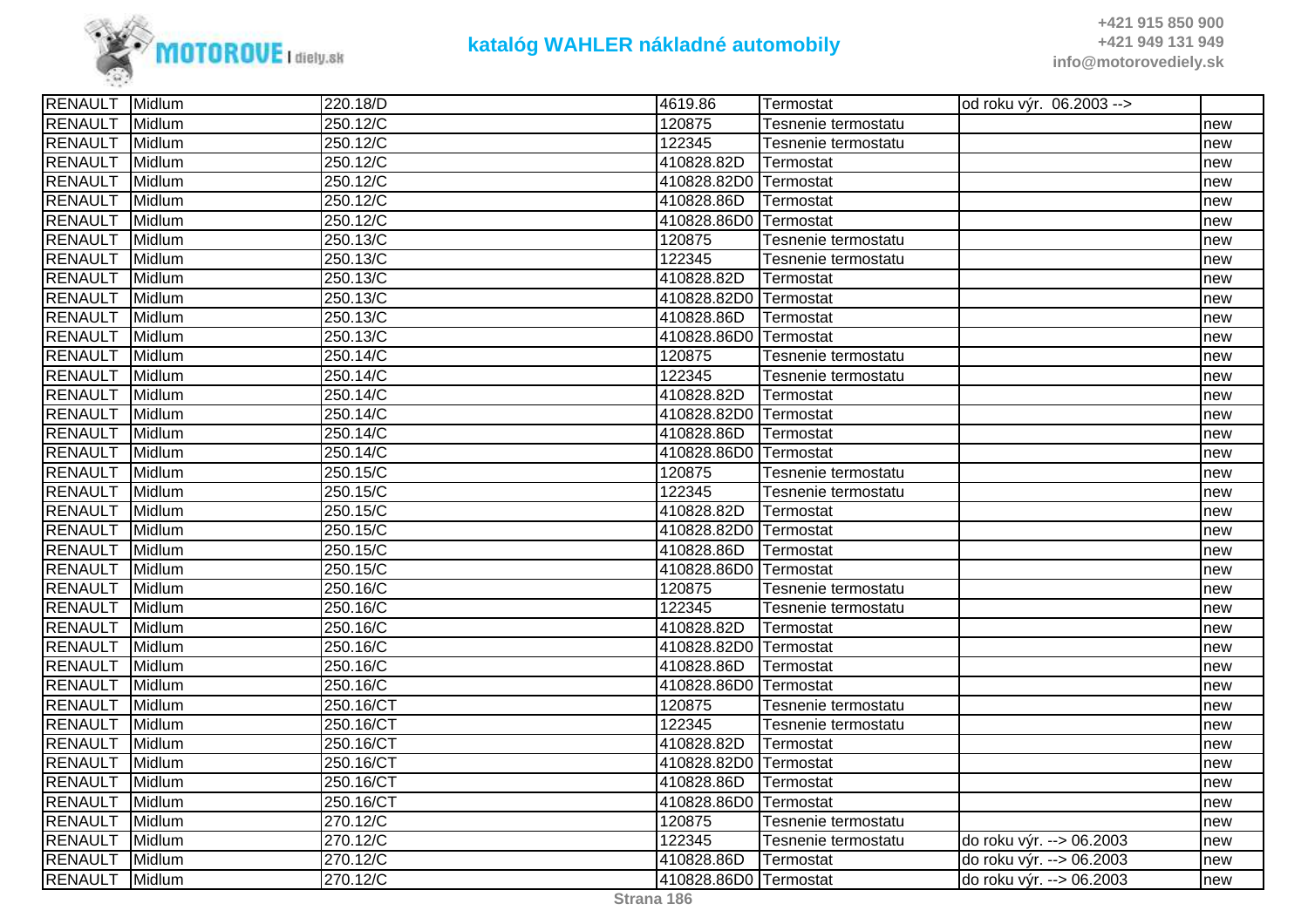| RENAULT | Midlum | 220.18/D | 4619.86 | Termostat | od roku výr.  06.2003 --> | |
|---|---|---|---|---|---|---|
| RENAULT | Midlum | 250.12/C | 120875 | Tesnenie termostatu | | new |
| RENAULT | Midlum | 250.12/C | 122345 | Tesnenie termostatu | | new |
| RENAULT | Midlum | 250.12/C | 410828.82D | Termostat | | new |
| RENAULT | Midlum | 250.12/C | 410828.82D0 | Termostat | | new |
| RENAULT | Midlum | 250.12/C | 410828.86D | Termostat | | new |
| RENAULT | Midlum | 250.12/C | 410828.86D0 | Termostat | | new |
| RENAULT | Midlum | 250.13/C | 120875 | Tesnenie termostatu | | new |
| RENAULT | Midlum | 250.13/C | 122345 | Tesnenie termostatu | | new |
| RENAULT | Midlum | 250.13/C | 410828.82D | Termostat | | new |
| RENAULT | Midlum | 250.13/C | 410828.82D0 | Termostat | | new |
| RENAULT | Midlum | 250.13/C | 410828.86D | Termostat | | new |
| RENAULT | Midlum | 250.13/C | 410828.86D0 | Termostat | | new |
| RENAULT | Midlum | 250.14/C | 120875 | Tesnenie termostatu | | new |
| RENAULT | Midlum | 250.14/C | 122345 | Tesnenie termostatu | | new |
| RENAULT | Midlum | 250.14/C | 410828.82D | Termostat | | new |
| RENAULT | Midlum | 250.14/C | 410828.82D0 | Termostat | | new |
| RENAULT | Midlum | 250.14/C | 410828.86D | Termostat | | new |
| RENAULT | Midlum | 250.14/C | 410828.86D0 | Termostat | | new |
| RENAULT | Midlum | 250.15/C | 120875 | Tesnenie termostatu | | new |
| RENAULT | Midlum | 250.15/C | 122345 | Tesnenie termostatu | | new |
| RENAULT | Midlum | 250.15/C | 410828.82D | Termostat | | new |
| RENAULT | Midlum | 250.15/C | 410828.82D0 | Termostat | | new |
| RENAULT | Midlum | 250.15/C | 410828.86D | Termostat | | new |
| RENAULT | Midlum | 250.15/C | 410828.86D0 | Termostat | | new |
| RENAULT | Midlum | 250.16/C | 120875 | Tesnenie termostatu | | new |
| RENAULT | Midlum | 250.16/C | 122345 | Tesnenie termostatu | | new |
| RENAULT | Midlum | 250.16/C | 410828.82D | Termostat | | new |
| RENAULT | Midlum | 250.16/C | 410828.82D0 | Termostat | | new |
| RENAULT | Midlum | 250.16/C | 410828.86D | Termostat | | new |
| RENAULT | Midlum | 250.16/C | 410828.86D0 | Termostat | | new |
| RENAULT | Midlum | 250.16/CT | 120875 | Tesnenie termostatu | | new |
| RENAULT | Midlum | 250.16/CT | 122345 | Tesnenie termostatu | | new |
| RENAULT | Midlum | 250.16/CT | 410828.82D | Termostat | | new |
| RENAULT | Midlum | 250.16/CT | 410828.82D0 | Termostat | | new |
| RENAULT | Midlum | 250.16/CT | 410828.86D | Termostat | | new |
| RENAULT | Midlum | 250.16/CT | 410828.86D0 | Termostat | | new |
| RENAULT | Midlum | 270.12/C | 120875 | Tesnenie termostatu | | new |
| RENAULT | Midlum | 270.12/C | 122345 | Tesnenie termostatu | do roku výr. --> 06.2003 | new |
| RENAULT | Midlum | 270.12/C | 410828.86D | Termostat | do roku výr. --> 06.2003 | new |
| RENAULT | Midlum | 270.12/C | 410828.86D0 | Termostat | do roku výr. --> 06.2003 | new |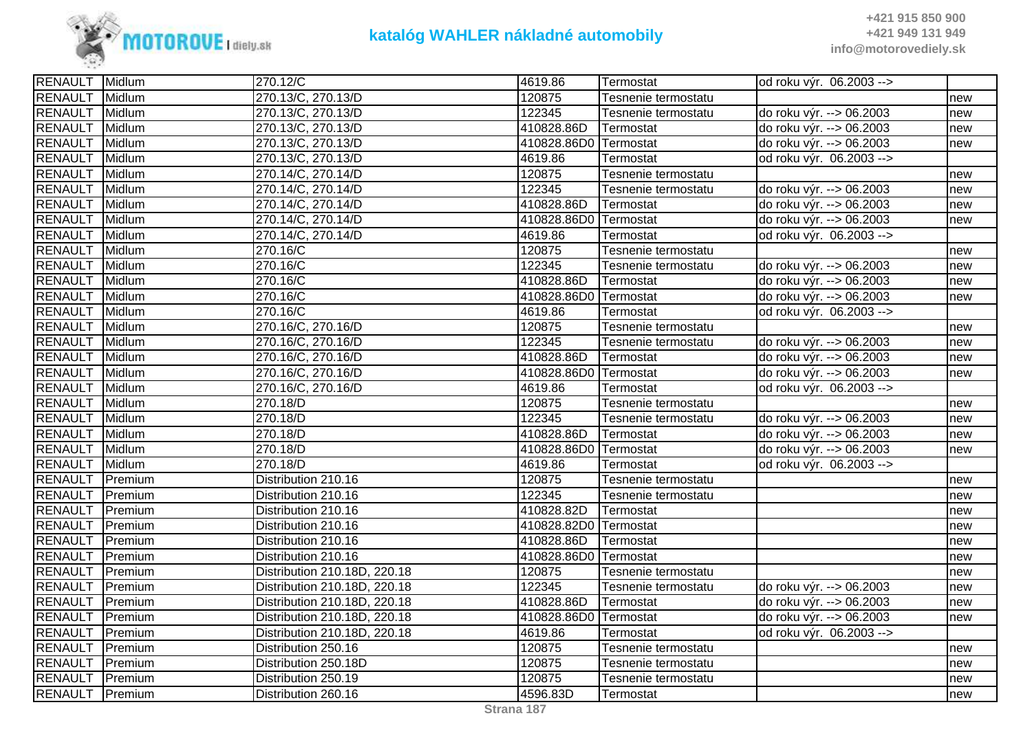| RENAULT | Midlum | 270.12/C | 4619.86 | Termostat | od roku výr. 06.2003 --> | |
|---|---|---|---|---|---|---|
| RENAULT | Midlum | 270.13/C, 270.13/D | 120875 | Tesnenie termostatu | | new |
| RENAULT | Midlum | 270.13/C, 270.13/D | 122345 | Tesnenie termostatu | do roku výr. --> 06.2003 | new |
| RENAULT | Midlum | 270.13/C, 270.13/D | 410828.86D | Termostat | do roku výr. --> 06.2003 | new |
| RENAULT | Midlum | 270.13/C, 270.13/D | 410828.86D0 | Termostat | do roku výr. --> 06.2003 | new |
| RENAULT | Midlum | 270.13/C, 270.13/D | 4619.86 | Termostat | od roku výr. 06.2003 --> | |
| RENAULT | Midlum | 270.14/C, 270.14/D | 120875 | Tesnenie termostatu | | new |
| RENAULT | Midlum | 270.14/C, 270.14/D | 122345 | Tesnenie termostatu | do roku výr. --> 06.2003 | new |
| RENAULT | Midlum | 270.14/C, 270.14/D | 410828.86D | Termostat | do roku výr. --> 06.2003 | new |
| RENAULT | Midlum | 270.14/C, 270.14/D | 410828.86D0 | Termostat | do roku výr. --> 06.2003 | new |
| RENAULT | Midlum | 270.14/C, 270.14/D | 4619.86 | Termostat | od roku výr. 06.2003 --> | |
| RENAULT | Midlum | 270.16/C | 120875 | Tesnenie termostatu | | new |
| RENAULT | Midlum | 270.16/C | 122345 | Tesnenie termostatu | do roku výr. --> 06.2003 | new |
| RENAULT | Midlum | 270.16/C | 410828.86D | Termostat | do roku výr. --> 06.2003 | new |
| RENAULT | Midlum | 270.16/C | 410828.86D0 | Termostat | do roku výr. --> 06.2003 | new |
| RENAULT | Midlum | 270.16/C | 4619.86 | Termostat | od roku výr. 06.2003 --> | |
| RENAULT | Midlum | 270.16/C, 270.16/D | 120875 | Tesnenie termostatu | | new |
| RENAULT | Midlum | 270.16/C, 270.16/D | 122345 | Tesnenie termostatu | do roku výr. --> 06.2003 | new |
| RENAULT | Midlum | 270.16/C, 270.16/D | 410828.86D | Termostat | do roku výr. --> 06.2003 | new |
| RENAULT | Midlum | 270.16/C, 270.16/D | 410828.86D0 | Termostat | do roku výr. --> 06.2003 | new |
| RENAULT | Midlum | 270.16/C, 270.16/D | 4619.86 | Termostat | od roku výr. 06.2003 --> | |
| RENAULT | Midlum | 270.18/D | 120875 | Tesnenie termostatu | | new |
| RENAULT | Midlum | 270.18/D | 122345 | Tesnenie termostatu | do roku výr. --> 06.2003 | new |
| RENAULT | Midlum | 270.18/D | 410828.86D | Termostat | do roku výr. --> 06.2003 | new |
| RENAULT | Midlum | 270.18/D | 410828.86D0 | Termostat | do roku výr. --> 06.2003 | new |
| RENAULT | Midlum | 270.18/D | 4619.86 | Termostat | od roku výr. 06.2003 --> | |
| RENAULT | Premium | Distribution 210.16 | 120875 | Tesnenie termostatu | | new |
| RENAULT | Premium | Distribution 210.16 | 122345 | Tesnenie termostatu | | new |
| RENAULT | Premium | Distribution 210.16 | 410828.82D | Termostat | | new |
| RENAULT | Premium | Distribution 210.16 | 410828.82D0 | Termostat | | new |
| RENAULT | Premium | Distribution 210.16 | 410828.86D | Termostat | | new |
| RENAULT | Premium | Distribution 210.16 | 410828.86D0 | Termostat | | new |
| RENAULT | Premium | Distribution 210.18D, 220.18 | 120875 | Tesnenie termostatu | | new |
| RENAULT | Premium | Distribution 210.18D, 220.18 | 122345 | Tesnenie termostatu | do roku výr. --> 06.2003 | new |
| RENAULT | Premium | Distribution 210.18D, 220.18 | 410828.86D | Termostat | do roku výr. --> 06.2003 | new |
| RENAULT | Premium | Distribution 210.18D, 220.18 | 410828.86D0 | Termostat | do roku výr. --> 06.2003 | new |
| RENAULT | Premium | Distribution 210.18D, 220.18 | 4619.86 | Termostat | od roku výr. 06.2003 --> | |
| RENAULT | Premium | Distribution 250.16 | 120875 | Tesnenie termostatu | | new |
| RENAULT | Premium | Distribution 250.18D | 120875 | Tesnenie termostatu | | new |
| RENAULT | Premium | Distribution 250.19 | 120875 | Tesnenie termostatu | | new |
| RENAULT | Premium | Distribution 260.16 | 4596.83D | Termostat | | new |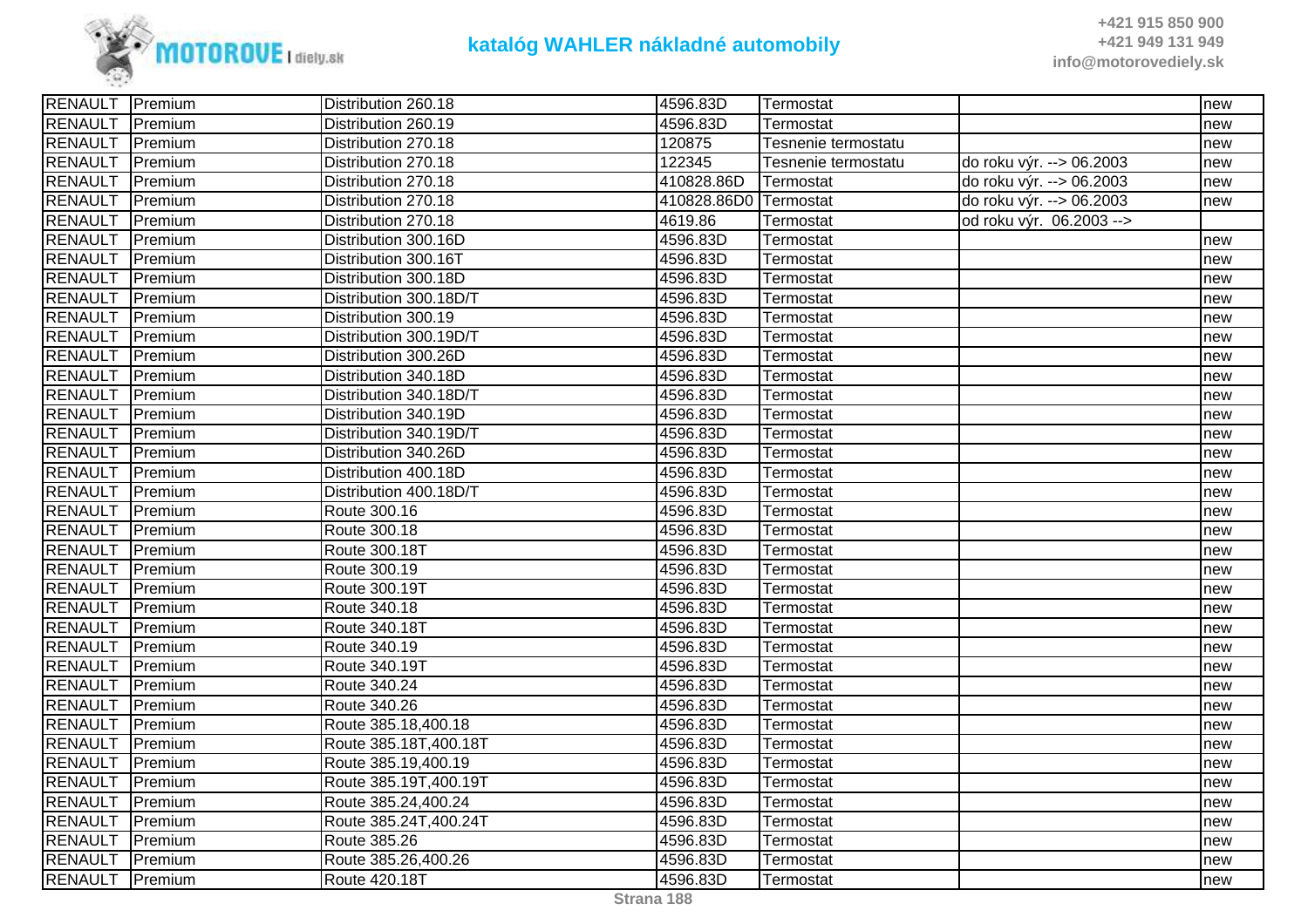# katalóg WAHLER nákladné automobily

| | | | | | | |
|---|---|---|---|---|---|---|
| RENAULT | Premium | Distribution 260.18 | 4596.83D | Termostat | | new |
| RENAULT | Premium | Distribution 260.19 | 4596.83D | Termostat | | new |
| RENAULT | Premium | Distribution 270.18 | 120875 | Tesnenie termostatu | | new |
| RENAULT | Premium | Distribution 270.18 | 122345 | Tesnenie termostatu | do roku výr. --> 06.2003 | new |
| RENAULT | Premium | Distribution 270.18 | 410828.86D | Termostat | do roku výr. --> 06.2003 | new |
| RENAULT | Premium | Distribution 270.18 | 410828.86D0 | Termostat | do roku výr. --> 06.2003 | new |
| RENAULT | Premium | Distribution 270.18 | 4619.86 | Termostat | od roku výr. 06.2003 --> | |
| RENAULT | Premium | Distribution 300.16D | 4596.83D | Termostat | | new |
| RENAULT | Premium | Distribution 300.16T | 4596.83D | Termostat | | new |
| RENAULT | Premium | Distribution 300.18D | 4596.83D | Termostat | | new |
| RENAULT | Premium | Distribution 300.18D/T | 4596.83D | Termostat | | new |
| RENAULT | Premium | Distribution 300.19 | 4596.83D | Termostat | | new |
| RENAULT | Premium | Distribution 300.19D/T | 4596.83D | Termostat | | new |
| RENAULT | Premium | Distribution 300.26D | 4596.83D | Termostat | | new |
| RENAULT | Premium | Distribution 340.18D | 4596.83D | Termostat | | new |
| RENAULT | Premium | Distribution 340.18D/T | 4596.83D | Termostat | | new |
| RENAULT | Premium | Distribution 340.19D | 4596.83D | Termostat | | new |
| RENAULT | Premium | Distribution 340.19D/T | 4596.83D | Termostat | | new |
| RENAULT | Premium | Distribution 340.26D | 4596.83D | Termostat | | new |
| RENAULT | Premium | Distribution 400.18D | 4596.83D | Termostat | | new |
| RENAULT | Premium | Distribution 400.18D/T | 4596.83D | Termostat | | new |
| RENAULT | Premium | Route 300.16 | 4596.83D | Termostat | | new |
| RENAULT | Premium | Route 300.18 | 4596.83D | Termostat | | new |
| RENAULT | Premium | Route 300.18T | 4596.83D | Termostat | | new |
| RENAULT | Premium | Route 300.19 | 4596.83D | Termostat | | new |
| RENAULT | Premium | Route 300.19T | 4596.83D | Termostat | | new |
| RENAULT | Premium | Route 340.18 | 4596.83D | Termostat | | new |
| RENAULT | Premium | Route 340.18T | 4596.83D | Termostat | | new |
| RENAULT | Premium | Route 340.19 | 4596.83D | Termostat | | new |
| RENAULT | Premium | Route 340.19T | 4596.83D | Termostat | | new |
| RENAULT | Premium | Route 340.24 | 4596.83D | Termostat | | new |
| RENAULT | Premium | Route 340.26 | 4596.83D | Termostat | | new |
| RENAULT | Premium | Route 385.18,400.18 | 4596.83D | Termostat | | new |
| RENAULT | Premium | Route 385.18T,400.18T | 4596.83D | Termostat | | new |
| RENAULT | Premium | Route 385.19,400.19 | 4596.83D | Termostat | | new |
| RENAULT | Premium | Route 385.19T,400.19T | 4596.83D | Termostat | | new |
| RENAULT | Premium | Route 385.24,400.24 | 4596.83D | Termostat | | new |
| RENAULT | Premium | Route 385.24T,400.24T | 4596.83D | Termostat | | new |
| RENAULT | Premium | Route 385.26 | 4596.83D | Termostat | | new |
| RENAULT | Premium | Route 385.26,400.26 | 4596.83D | Termostat | | new |
| RENAULT | Premium | Route 420.18T | 4596.83D | Termostat | | new |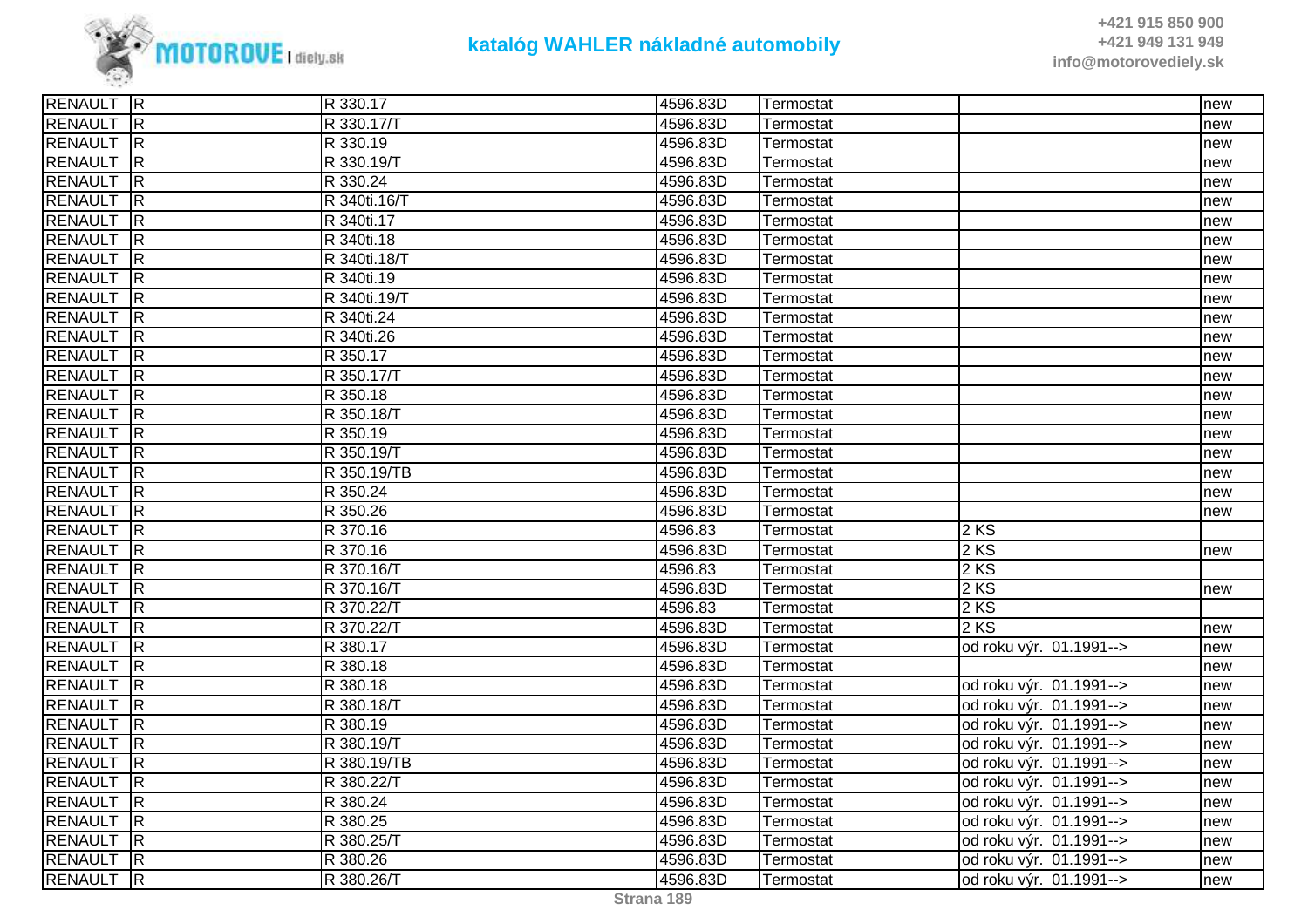| RENAULT | R | R 330.17 | 4596.83D | Termostat | | new |
|---|---|---|---|---|---|---|
| RENAULT | R | R 330.17/T | 4596.83D | Termostat | | new |
| RENAULT | R | R 330.19 | 4596.83D | Termostat | | new |
| RENAULT | R | R 330.19/T | 4596.83D | Termostat | | new |
| RENAULT | R | R 330.24 | 4596.83D | Termostat | | new |
| RENAULT | R | R 340ti.16/T | 4596.83D | Termostat | | new |
| RENAULT | R | R 340ti.17 | 4596.83D | Termostat | | new |
| RENAULT | R | R 340ti.18 | 4596.83D | Termostat | | new |
| RENAULT | R | R 340ti.18/T | 4596.83D | Termostat | | new |
| RENAULT | R | R 340ti.19 | 4596.83D | Termostat | | new |
| RENAULT | R | R 340ti.19/T | 4596.83D | Termostat | | new |
| RENAULT | R | R 340ti.24 | 4596.83D | Termostat | | new |
| RENAULT | R | R 340ti.26 | 4596.83D | Termostat | | new |
| RENAULT | R | R 350.17 | 4596.83D | Termostat | | new |
| RENAULT | R | R 350.17/T | 4596.83D | Termostat | | new |
| RENAULT | R | R 350.18 | 4596.83D | Termostat | | new |
| RENAULT | R | R 350.18/T | 4596.83D | Termostat | | new |
| RENAULT | R | R 350.19 | 4596.83D | Termostat | | new |
| RENAULT | R | R 350.19/T | 4596.83D | Termostat | | new |
| RENAULT | R | R 350.19/TB | 4596.83D | Termostat | | new |
| RENAULT | R | R 350.24 | 4596.83D | Termostat | | new |
| RENAULT | R | R 350.26 | 4596.83D | Termostat | | new |
| RENAULT | R | R 370.16 | 4596.83 | Termostat | 2 KS | |
| RENAULT | R | R 370.16 | 4596.83D | Termostat | 2 KS | new |
| RENAULT | R | R 370.16/T | 4596.83 | Termostat | 2 KS | |
| RENAULT | R | R 370.16/T | 4596.83D | Termostat | 2 KS | new |
| RENAULT | R | R 370.22/T | 4596.83 | Termostat | 2 KS | |
| RENAULT | R | R 370.22/T | 4596.83D | Termostat | 2 KS | new |
| RENAULT | R | R 380.17 | 4596.83D | Termostat | od roku výr. 01.1991--> | new |
| RENAULT | R | R 380.18 | 4596.83D | Termostat | | new |
| RENAULT | R | R 380.18 | 4596.83D | Termostat | od roku výr. 01.1991--> | new |
| RENAULT | R | R 380.18/T | 4596.83D | Termostat | od roku výr. 01.1991--> | new |
| RENAULT | R | R 380.19 | 4596.83D | Termostat | od roku výr. 01.1991--> | new |
| RENAULT | R | R 380.19/T | 4596.83D | Termostat | od roku výr. 01.1991--> | new |
| RENAULT | R | R 380.19/TB | 4596.83D | Termostat | od roku výr. 01.1991--> | new |
| RENAULT | R | R 380.22/T | 4596.83D | Termostat | od roku výr. 01.1991--> | new |
| RENAULT | R | R 380.24 | 4596.83D | Termostat | od roku výr. 01.1991--> | new |
| RENAULT | R | R 380.25 | 4596.83D | Termostat | od roku výr. 01.1991--> | new |
| RENAULT | R | R 380.25/T | 4596.83D | Termostat | od roku výr. 01.1991--> | new |
| RENAULT | R | R 380.26 | 4596.83D | Termostat | od roku výr. 01.1991--> | new |
| RENAULT | R | R 380.26/T | 4596.83D | Termostat | od roku výr. 01.1991--> | new |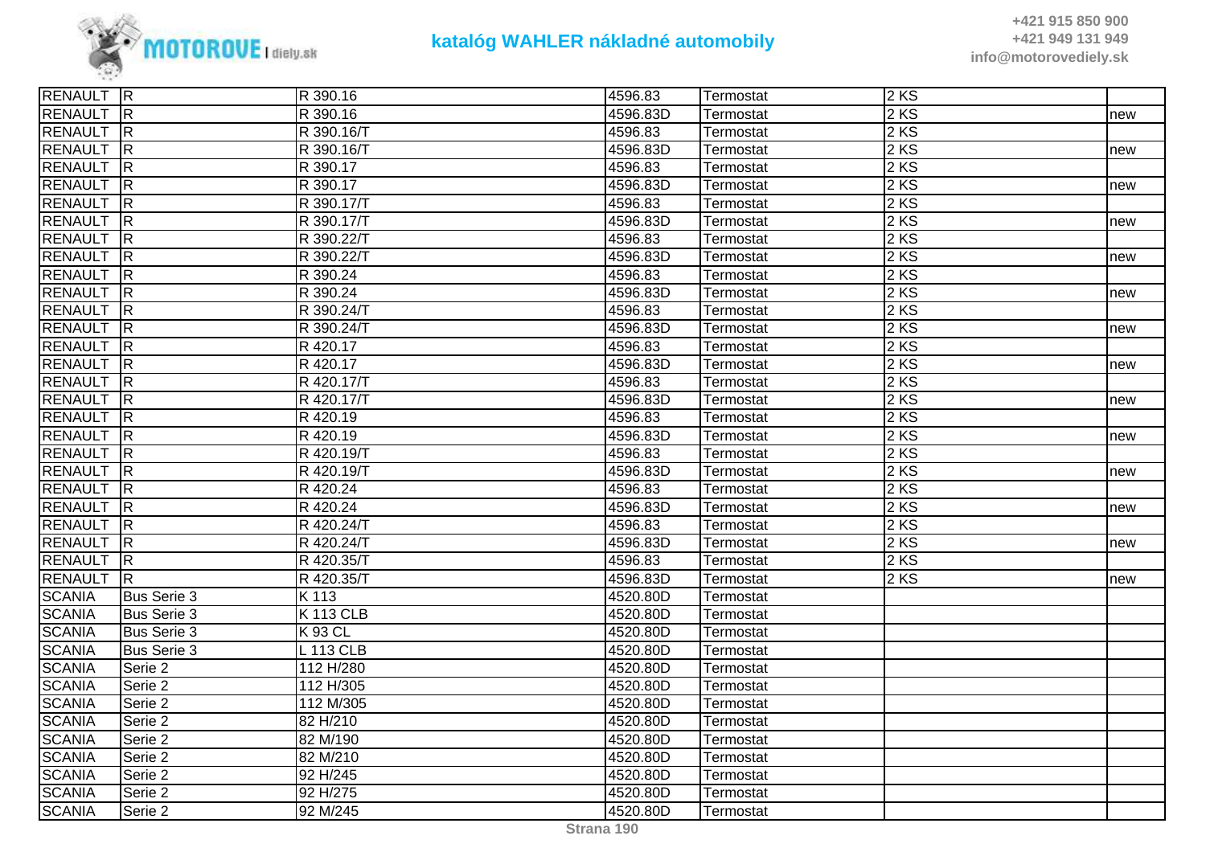| RENAULT | R | R 390.16 | 4596.83 | Termostat | 2 KS | |
|---|---|---|---|---|---|---|
| RENAULT | R | R 390.16 | 4596.83D | Termostat | 2 KS | new |
| RENAULT | R | R 390.16/T | 4596.83 | Termostat | 2 KS | |
| RENAULT | R | R 390.16/T | 4596.83D | Termostat | 2 KS | new |
| RENAULT | R | R 390.17 | 4596.83 | Termostat | 2 KS | |
| RENAULT | R | R 390.17 | 4596.83D | Termostat | 2 KS | new |
| RENAULT | R | R 390.17/T | 4596.83 | Termostat | 2 KS | |
| RENAULT | R | R 390.17/T | 4596.83D | Termostat | 2 KS | new |
| RENAULT | R | R 390.22/T | 4596.83 | Termostat | 2 KS | |
| RENAULT | R | R 390.22/T | 4596.83D | Termostat | 2 KS | new |
| RENAULT | R | R 390.24 | 4596.83 | Termostat | 2 KS | |
| RENAULT | R | R 390.24 | 4596.83D | Termostat | 2 KS | new |
| RENAULT | R | R 390.24/T | 4596.83 | Termostat | 2 KS | |
| RENAULT | R | R 390.24/T | 4596.83D | Termostat | 2 KS | new |
| RENAULT | R | R 420.17 | 4596.83 | Termostat | 2 KS | |
| RENAULT | R | R 420.17 | 4596.83D | Termostat | 2 KS | new |
| RENAULT | R | R 420.17/T | 4596.83 | Termostat | 2 KS | |
| RENAULT | R | R 420.17/T | 4596.83D | Termostat | 2 KS | new |
| RENAULT | R | R 420.19 | 4596.83 | Termostat | 2 KS | |
| RENAULT | R | R 420.19 | 4596.83D | Termostat | 2 KS | new |
| RENAULT | R | R 420.19/T | 4596.83 | Termostat | 2 KS | |
| RENAULT | R | R 420.19/T | 4596.83D | Termostat | 2 KS | new |
| RENAULT | R | R 420.24 | 4596.83 | Termostat | 2 KS | |
| RENAULT | R | R 420.24 | 4596.83D | Termostat | 2 KS | new |
| RENAULT | R | R 420.24/T | 4596.83 | Termostat | 2 KS | |
| RENAULT | R | R 420.24/T | 4596.83D | Termostat | 2 KS | new |
| RENAULT | R | R 420.35/T | 4596.83 | Termostat | 2 KS | |
| RENAULT | R | R 420.35/T | 4596.83D | Termostat | 2 KS | new |
| SCANIA | Bus Serie 3 | K 113 | 4520.80D | Termostat | | |
| SCANIA | Bus Serie 3 | K 113 CLB | 4520.80D | Termostat | | |
| SCANIA | Bus Serie 3 | K 93 CL | 4520.80D | Termostat | | |
| SCANIA | Bus Serie 3 | L 113 CLB | 4520.80D | Termostat | | |
| SCANIA | Serie 2 | 112 H/280 | 4520.80D | Termostat | | |
| SCANIA | Serie 2 | 112 H/305 | 4520.80D | Termostat | | |
| SCANIA | Serie 2 | 112 M/305 | 4520.80D | Termostat | | |
| SCANIA | Serie 2 | 82 H/210 | 4520.80D | Termostat | | |
| SCANIA | Serie 2 | 82 M/190 | 4520.80D | Termostat | | |
| SCANIA | Serie 2 | 82 M/210 | 4520.80D | Termostat | | |
| SCANIA | Serie 2 | 92 H/245 | 4520.80D | Termostat | | |
| SCANIA | Serie 2 | 92 H/275 | 4520.80D | Termostat | | |
| SCANIA | Serie 2 | 92 M/245 | 4520.80D | Termostat | | |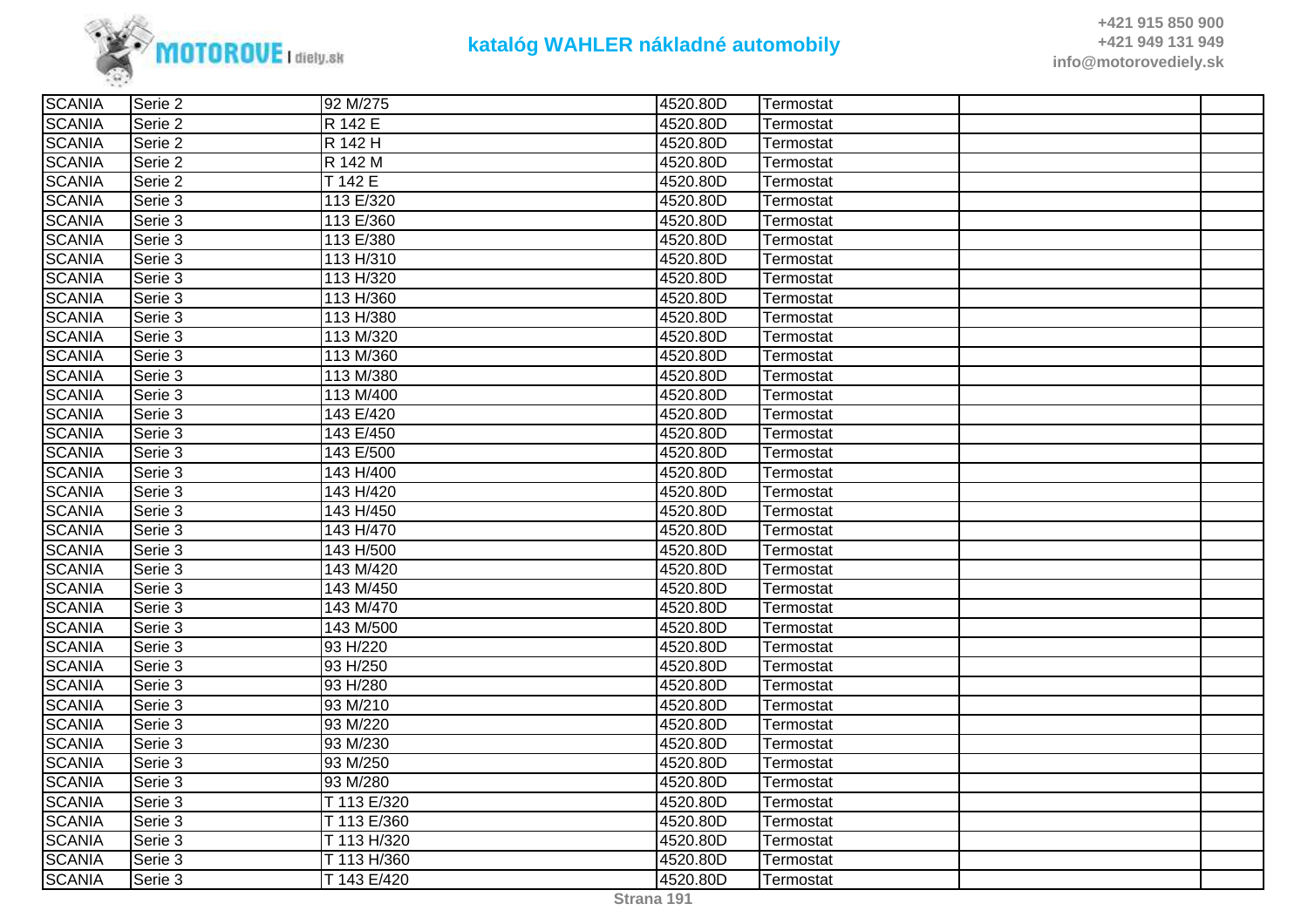| SCANIA | Serie 2 | 92 M/275 | 4520.80D | Termostat | | |
|---|---|---|---|---|---|---|
| SCANIA | Serie 2 | R 142 E | 4520.80D | Termostat | | |
| SCANIA | Serie 2 | R 142 H | 4520.80D | Termostat | | |
| SCANIA | Serie 2 | R 142 M | 4520.80D | Termostat | | |
| SCANIA | Serie 2 | T 142 E | 4520.80D | Termostat | | |
| SCANIA | Serie 3 | 113 E/320 | 4520.80D | Termostat | | |
| SCANIA | Serie 3 | 113 E/360 | 4520.80D | Termostat | | |
| SCANIA | Serie 3 | 113 E/380 | 4520.80D | Termostat | | |
| SCANIA | Serie 3 | 113 H/310 | 4520.80D | Termostat | | |
| SCANIA | Serie 3 | 113 H/320 | 4520.80D | Termostat | | |
| SCANIA | Serie 3 | 113 H/360 | 4520.80D | Termostat | | |
| SCANIA | Serie 3 | 113 H/380 | 4520.80D | Termostat | | |
| SCANIA | Serie 3 | 113 M/320 | 4520.80D | Termostat | | |
| SCANIA | Serie 3 | 113 M/360 | 4520.80D | Termostat | | |
| SCANIA | Serie 3 | 113 M/380 | 4520.80D | Termostat | | |
| SCANIA | Serie 3 | 113 M/400 | 4520.80D | Termostat | | |
| SCANIA | Serie 3 | 143 E/420 | 4520.80D | Termostat | | |
| SCANIA | Serie 3 | 143 E/450 | 4520.80D | Termostat | | |
| SCANIA | Serie 3 | 143 E/500 | 4520.80D | Termostat | | |
| SCANIA | Serie 3 | 143 H/400 | 4520.80D | Termostat | | |
| SCANIA | Serie 3 | 143 H/420 | 4520.80D | Termostat | | |
| SCANIA | Serie 3 | 143 H/450 | 4520.80D | Termostat | | |
| SCANIA | Serie 3 | 143 H/470 | 4520.80D | Termostat | | |
| SCANIA | Serie 3 | 143 H/500 | 4520.80D | Termostat | | |
| SCANIA | Serie 3 | 143 M/420 | 4520.80D | Termostat | | |
| SCANIA | Serie 3 | 143 M/450 | 4520.80D | Termostat | | |
| SCANIA | Serie 3 | 143 M/470 | 4520.80D | Termostat | | |
| SCANIA | Serie 3 | 143 M/500 | 4520.80D | Termostat | | |
| SCANIA | Serie 3 | 93 H/220 | 4520.80D | Termostat | | |
| SCANIA | Serie 3 | 93 H/250 | 4520.80D | Termostat | | |
| SCANIA | Serie 3 | 93 H/280 | 4520.80D | Termostat | | |
| SCANIA | Serie 3 | 93 M/210 | 4520.80D | Termostat | | |
| SCANIA | Serie 3 | 93 M/220 | 4520.80D | Termostat | | |
| SCANIA | Serie 3 | 93 M/230 | 4520.80D | Termostat | | |
| SCANIA | Serie 3 | 93 M/250 | 4520.80D | Termostat | | |
| SCANIA | Serie 3 | 93 M/280 | 4520.80D | Termostat | | |
| SCANIA | Serie 3 | T 113 E/320 | 4520.80D | Termostat | | |
| SCANIA | Serie 3 | T 113 E/360 | 4520.80D | Termostat | | |
| SCANIA | Serie 3 | T 113 H/320 | 4520.80D | Termostat | | |
| SCANIA | Serie 3 | T 113 H/360 | 4520.80D | Termostat | | |
| SCANIA | Serie 3 | T 143 E/420 | 4520.80D | Termostat | | |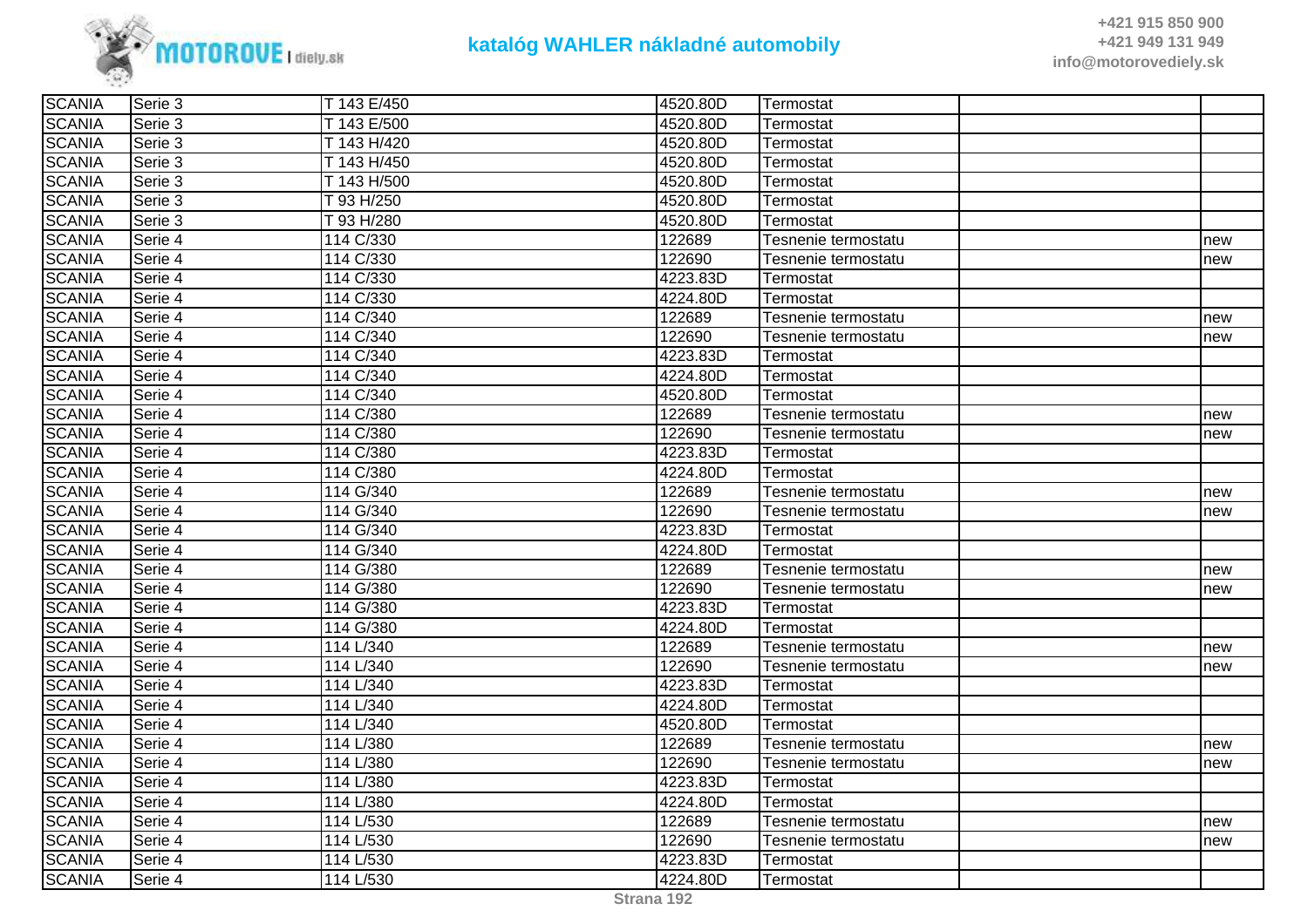| | | | | | | |
|---|---|---|---|---|---|---|
| SCANIA | Serie 3 | T 143 E/450 | 4520.80D | Termostat | | |
| SCANIA | Serie 3 | T 143 E/500 | 4520.80D | Termostat | | |
| SCANIA | Serie 3 | T 143 H/420 | 4520.80D | Termostat | | |
| SCANIA | Serie 3 | T 143 H/450 | 4520.80D | Termostat | | |
| SCANIA | Serie 3 | T 143 H/500 | 4520.80D | Termostat | | |
| SCANIA | Serie 3 | T 93 H/250 | 4520.80D | Termostat | | |
| SCANIA | Serie 3 | T 93 H/280 | 4520.80D | Termostat | | |
| SCANIA | Serie 4 | 114 C/330 | 122689 | Tesnenie termostatu | | new |
| SCANIA | Serie 4 | 114 C/330 | 122690 | Tesnenie termostatu | | new |
| SCANIA | Serie 4 | 114 C/330 | 4223.83D | Termostat | | |
| SCANIA | Serie 4 | 114 C/330 | 4224.80D | Termostat | | |
| SCANIA | Serie 4 | 114 C/340 | 122689 | Tesnenie termostatu | | new |
| SCANIA | Serie 4 | 114 C/340 | 122690 | Tesnenie termostatu | | new |
| SCANIA | Serie 4 | 114 C/340 | 4223.83D | Termostat | | |
| SCANIA | Serie 4 | 114 C/340 | 4224.80D | Termostat | | |
| SCANIA | Serie 4 | 114 C/340 | 4520.80D | Termostat | | |
| SCANIA | Serie 4 | 114 C/380 | 122689 | Tesnenie termostatu | | new |
| SCANIA | Serie 4 | 114 C/380 | 122690 | Tesnenie termostatu | | new |
| SCANIA | Serie 4 | 114 C/380 | 4223.83D | Termostat | | |
| SCANIA | Serie 4 | 114 C/380 | 4224.80D | Termostat | | |
| SCANIA | Serie 4 | 114 G/340 | 122689 | Tesnenie termostatu | | new |
| SCANIA | Serie 4 | 114 G/340 | 122690 | Tesnenie termostatu | | new |
| SCANIA | Serie 4 | 114 G/340 | 4223.83D | Termostat | | |
| SCANIA | Serie 4 | 114 G/340 | 4224.80D | Termostat | | |
| SCANIA | Serie 4 | 114 G/380 | 122689 | Tesnenie termostatu | | new |
| SCANIA | Serie 4 | 114 G/380 | 122690 | Tesnenie termostatu | | new |
| SCANIA | Serie 4 | 114 G/380 | 4223.83D | Termostat | | |
| SCANIA | Serie 4 | 114 G/380 | 4224.80D | Termostat | | |
| SCANIA | Serie 4 | 114 L/340 | 122689 | Tesnenie termostatu | | new |
| SCANIA | Serie 4 | 114 L/340 | 122690 | Tesnenie termostatu | | new |
| SCANIA | Serie 4 | 114 L/340 | 4223.83D | Termostat | | |
| SCANIA | Serie 4 | 114 L/340 | 4224.80D | Termostat | | |
| SCANIA | Serie 4 | 114 L/340 | 4520.80D | Termostat | | |
| SCANIA | Serie 4 | 114 L/380 | 122689 | Tesnenie termostatu | | new |
| SCANIA | Serie 4 | 114 L/380 | 122690 | Tesnenie termostatu | | new |
| SCANIA | Serie 4 | 114 L/380 | 4223.83D | Termostat | | |
| SCANIA | Serie 4 | 114 L/380 | 4224.80D | Termostat | | |
| SCANIA | Serie 4 | 114 L/530 | 122689 | Tesnenie termostatu | | new |
| SCANIA | Serie 4 | 114 L/530 | 122690 | Tesnenie termostatu | | new |
| SCANIA | Serie 4 | 114 L/530 | 4223.83D | Termostat | | |
| SCANIA | Serie 4 | 114 L/530 | 4224.80D | Termostat | | |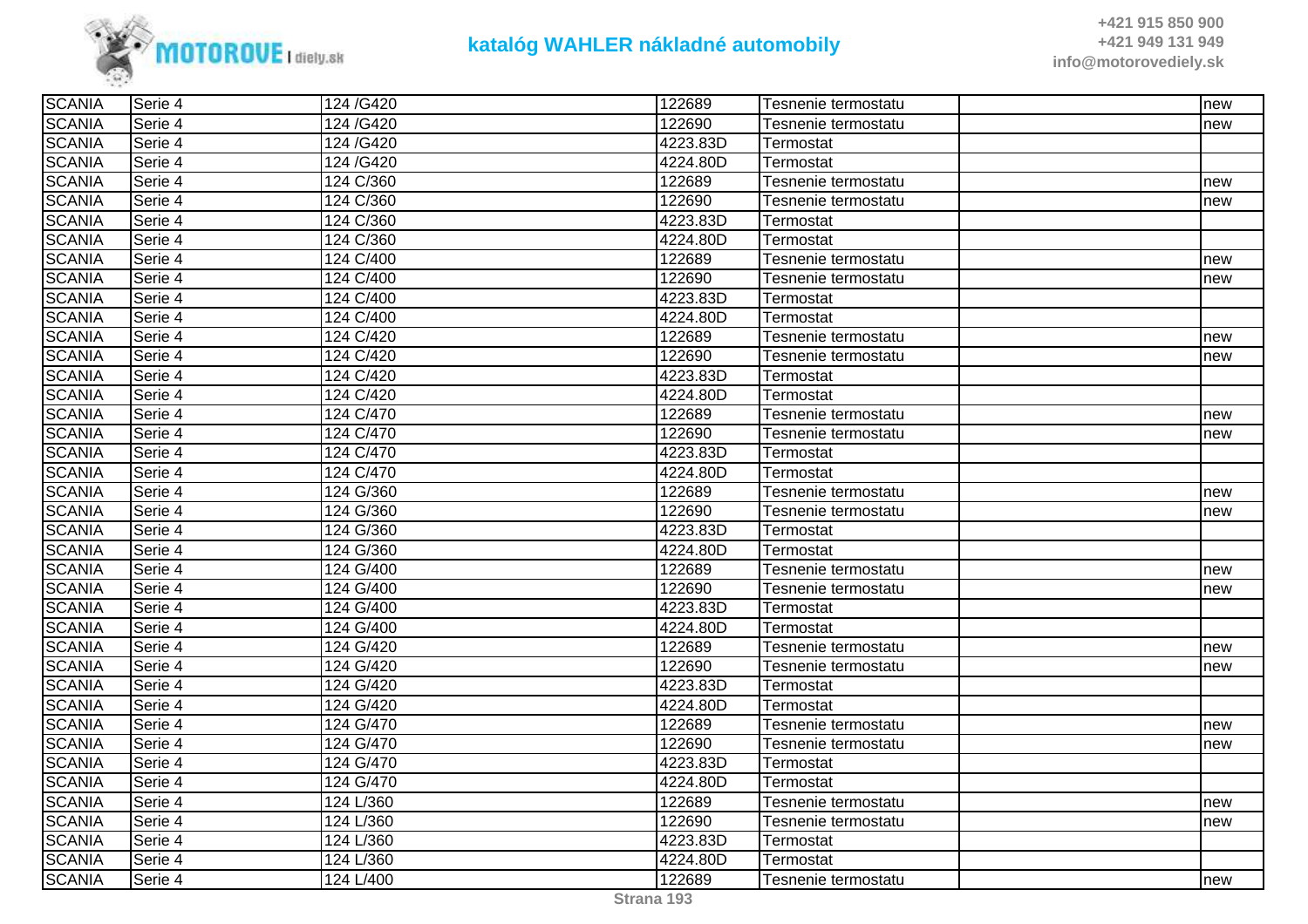| SCANIA | Serie 4 | 124 /G420 | 122689 | Tesnenie termostatu | | new |
|---|---|---|---|---|---|---|
| SCANIA | Serie 4 | 124 /G420 | 122690 | Tesnenie termostatu | | new |
| SCANIA | Serie 4 | 124 /G420 | 4223.83D | Termostat | | |
| SCANIA | Serie 4 | 124 /G420 | 4224.80D | Termostat | | |
| SCANIA | Serie 4 | 124 C/360 | 122689 | Tesnenie termostatu | | new |
| SCANIA | Serie 4 | 124 C/360 | 122690 | Tesnenie termostatu | | new |
| SCANIA | Serie 4 | 124 C/360 | 4223.83D | Termostat | | |
| SCANIA | Serie 4 | 124 C/360 | 4224.80D | Termostat | | |
| SCANIA | Serie 4 | 124 C/400 | 122689 | Tesnenie termostatu | | new |
| SCANIA | Serie 4 | 124 C/400 | 122690 | Tesnenie termostatu | | new |
| SCANIA | Serie 4 | 124 C/400 | 4223.83D | Termostat | | |
| SCANIA | Serie 4 | 124 C/400 | 4224.80D | Termostat | | |
| SCANIA | Serie 4 | 124 C/420 | 122689 | Tesnenie termostatu | | new |
| SCANIA | Serie 4 | 124 C/420 | 122690 | Tesnenie termostatu | | new |
| SCANIA | Serie 4 | 124 C/420 | 4223.83D | Termostat | | |
| SCANIA | Serie 4 | 124 C/420 | 4224.80D | Termostat | | |
| SCANIA | Serie 4 | 124 C/470 | 122689 | Tesnenie termostatu | | new |
| SCANIA | Serie 4 | 124 C/470 | 122690 | Tesnenie termostatu | | new |
| SCANIA | Serie 4 | 124 C/470 | 4223.83D | Termostat | | |
| SCANIA | Serie 4 | 124 C/470 | 4224.80D | Termostat | | |
| SCANIA | Serie 4 | 124 G/360 | 122689 | Tesnenie termostatu | | new |
| SCANIA | Serie 4 | 124 G/360 | 122690 | Tesnenie termostatu | | new |
| SCANIA | Serie 4 | 124 G/360 | 4223.83D | Termostat | | |
| SCANIA | Serie 4 | 124 G/360 | 4224.80D | Termostat | | |
| SCANIA | Serie 4 | 124 G/400 | 122689 | Tesnenie termostatu | | new |
| SCANIA | Serie 4 | 124 G/400 | 122690 | Tesnenie termostatu | | new |
| SCANIA | Serie 4 | 124 G/400 | 4223.83D | Termostat | | |
| SCANIA | Serie 4 | 124 G/400 | 4224.80D | Termostat | | |
| SCANIA | Serie 4 | 124 G/420 | 122689 | Tesnenie termostatu | | new |
| SCANIA | Serie 4 | 124 G/420 | 122690 | Tesnenie termostatu | | new |
| SCANIA | Serie 4 | 124 G/420 | 4223.83D | Termostat | | |
| SCANIA | Serie 4 | 124 G/420 | 4224.80D | Termostat | | |
| SCANIA | Serie 4 | 124 G/470 | 122689 | Tesnenie termostatu | | new |
| SCANIA | Serie 4 | 124 G/470 | 122690 | Tesnenie termostatu | | new |
| SCANIA | Serie 4 | 124 G/470 | 4223.83D | Termostat | | |
| SCANIA | Serie 4 | 124 G/470 | 4224.80D | Termostat | | |
| SCANIA | Serie 4 | 124 L/360 | 122689 | Tesnenie termostatu | | new |
| SCANIA | Serie 4 | 124 L/360 | 122690 | Tesnenie termostatu | | new |
| SCANIA | Serie 4 | 124 L/360 | 4223.83D | Termostat | | |
| SCANIA | Serie 4 | 124 L/360 | 4224.80D | Termostat | | |
| SCANIA | Serie 4 | 124 L/400 | 122689 | Tesnenie termostatu | | new |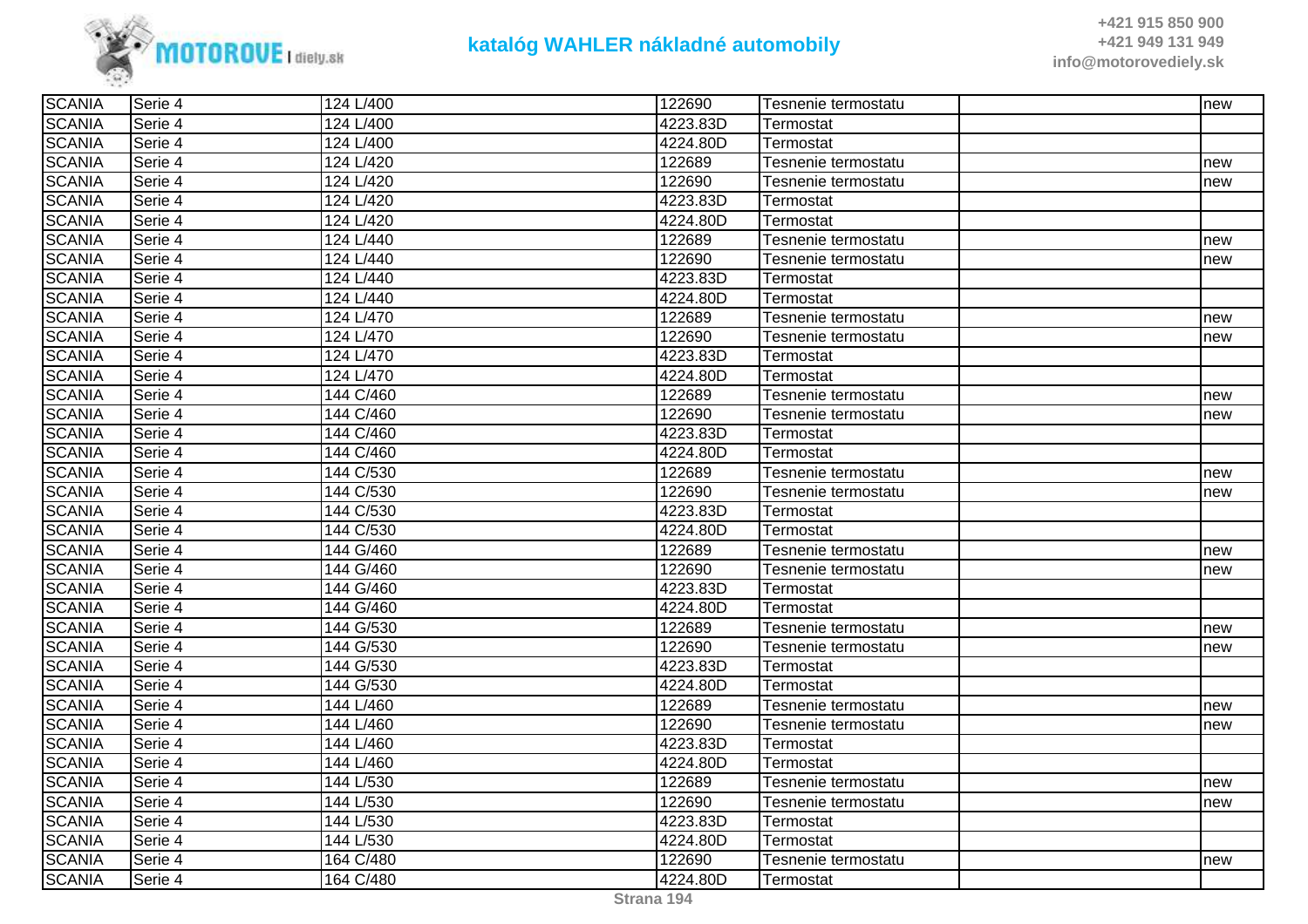| SCANIA | Serie 4 | 124 L/400 | 122690 | Tesnenie termostatu | | new |
|---|---|---|---|---|---|---|
| SCANIA | Serie 4 | 124 L/400 | 4223.83D | Termostat | | |
| SCANIA | Serie 4 | 124 L/400 | 4224.80D | Termostat | | |
| SCANIA | Serie 4 | 124 L/420 | 122689 | Tesnenie termostatu | | new |
| SCANIA | Serie 4 | 124 L/420 | 122690 | Tesnenie termostatu | | new |
| SCANIA | Serie 4 | 124 L/420 | 4223.83D | Termostat | | |
| SCANIA | Serie 4 | 124 L/420 | 4224.80D | Termostat | | |
| SCANIA | Serie 4 | 124 L/440 | 122689 | Tesnenie termostatu | | new |
| SCANIA | Serie 4 | 124 L/440 | 122690 | Tesnenie termostatu | | new |
| SCANIA | Serie 4 | 124 L/440 | 4223.83D | Termostat | | |
| SCANIA | Serie 4 | 124 L/440 | 4224.80D | Termostat | | |
| SCANIA | Serie 4 | 124 L/470 | 122689 | Tesnenie termostatu | | new |
| SCANIA | Serie 4 | 124 L/470 | 122690 | Tesnenie termostatu | | new |
| SCANIA | Serie 4 | 124 L/470 | 4223.83D | Termostat | | |
| SCANIA | Serie 4 | 124 L/470 | 4224.80D | Termostat | | |
| SCANIA | Serie 4 | 144 C/460 | 122689 | Tesnenie termostatu | | new |
| SCANIA | Serie 4 | 144 C/460 | 122690 | Tesnenie termostatu | | new |
| SCANIA | Serie 4 | 144 C/460 | 4223.83D | Termostat | | |
| SCANIA | Serie 4 | 144 C/460 | 4224.80D | Termostat | | |
| SCANIA | Serie 4 | 144 C/530 | 122689 | Tesnenie termostatu | | new |
| SCANIA | Serie 4 | 144 C/530 | 122690 | Tesnenie termostatu | | new |
| SCANIA | Serie 4 | 144 C/530 | 4223.83D | Termostat | | |
| SCANIA | Serie 4 | 144 C/530 | 4224.80D | Termostat | | |
| SCANIA | Serie 4 | 144 G/460 | 122689 | Tesnenie termostatu | | new |
| SCANIA | Serie 4 | 144 G/460 | 122690 | Tesnenie termostatu | | new |
| SCANIA | Serie 4 | 144 G/460 | 4223.83D | Termostat | | |
| SCANIA | Serie 4 | 144 G/460 | 4224.80D | Termostat | | |
| SCANIA | Serie 4 | 144 G/530 | 122689 | Tesnenie termostatu | | new |
| SCANIA | Serie 4 | 144 G/530 | 122690 | Tesnenie termostatu | | new |
| SCANIA | Serie 4 | 144 G/530 | 4223.83D | Termostat | | |
| SCANIA | Serie 4 | 144 G/530 | 4224.80D | Termostat | | |
| SCANIA | Serie 4 | 144 L/460 | 122689 | Tesnenie termostatu | | new |
| SCANIA | Serie 4 | 144 L/460 | 122690 | Tesnenie termostatu | | new |
| SCANIA | Serie 4 | 144 L/460 | 4223.83D | Termostat | | |
| SCANIA | Serie 4 | 144 L/460 | 4224.80D | Termostat | | |
| SCANIA | Serie 4 | 144 L/530 | 122689 | Tesnenie termostatu | | new |
| SCANIA | Serie 4 | 144 L/530 | 122690 | Tesnenie termostatu | | new |
| SCANIA | Serie 4 | 144 L/530 | 4223.83D | Termostat | | |
| SCANIA | Serie 4 | 144 L/530 | 4224.80D | Termostat | | |
| SCANIA | Serie 4 | 164 C/480 | 122690 | Tesnenie termostatu | | new |
| SCANIA | Serie 4 | 164 C/480 | 4224.80D | Termostat | | |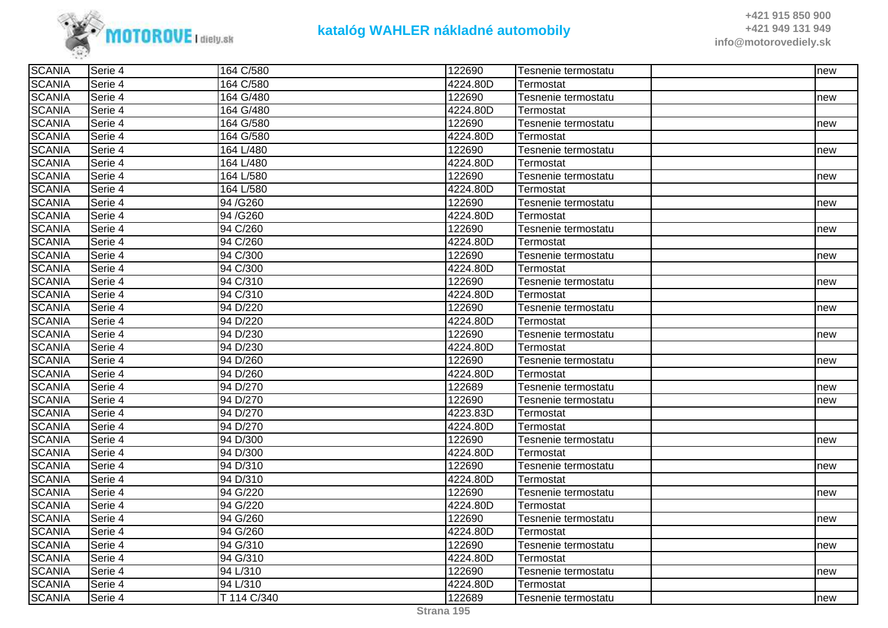| SCANIA | Serie 4 | 164 C/580 | 122690 | Tesnenie termostatu | | new |
|---|---|---|---|---|---|---|
| SCANIA | Serie 4 | 164 C/580 | 4224.80D | Termostat | | |
| SCANIA | Serie 4 | 164 G/480 | 122690 | Tesnenie termostatu | | new |
| SCANIA | Serie 4 | 164 G/480 | 4224.80D | Termostat | | |
| SCANIA | Serie 4 | 164 G/580 | 122690 | Tesnenie termostatu | | new |
| SCANIA | Serie 4 | 164 G/580 | 4224.80D | Termostat | | |
| SCANIA | Serie 4 | 164 L/480 | 122690 | Tesnenie termostatu | | new |
| SCANIA | Serie 4 | 164 L/480 | 4224.80D | Termostat | | |
| SCANIA | Serie 4 | 164 L/580 | 122690 | Tesnenie termostatu | | new |
| SCANIA | Serie 4 | 164 L/580 | 4224.80D | Termostat | | |
| SCANIA | Serie 4 | 94 /G260 | 122690 | Tesnenie termostatu | | new |
| SCANIA | Serie 4 | 94 /G260 | 4224.80D | Termostat | | |
| SCANIA | Serie 4 | 94 C/260 | 122690 | Tesnenie termostatu | | new |
| SCANIA | Serie 4 | 94 C/260 | 4224.80D | Termostat | | |
| SCANIA | Serie 4 | 94 C/300 | 122690 | Tesnenie termostatu | | new |
| SCANIA | Serie 4 | 94 C/300 | 4224.80D | Termostat | | |
| SCANIA | Serie 4 | 94 C/310 | 122690 | Tesnenie termostatu | | new |
| SCANIA | Serie 4 | 94 C/310 | 4224.80D | Termostat | | |
| SCANIA | Serie 4 | 94 D/220 | 122690 | Tesnenie termostatu | | new |
| SCANIA | Serie 4 | 94 D/220 | 4224.80D | Termostat | | |
| SCANIA | Serie 4 | 94 D/230 | 122690 | Tesnenie termostatu | | new |
| SCANIA | Serie 4 | 94 D/230 | 4224.80D | Termostat | | |
| SCANIA | Serie 4 | 94 D/260 | 122690 | Tesnenie termostatu | | new |
| SCANIA | Serie 4 | 94 D/260 | 4224.80D | Termostat | | |
| SCANIA | Serie 4 | 94 D/270 | 122689 | Tesnenie termostatu | | new |
| SCANIA | Serie 4 | 94 D/270 | 122690 | Tesnenie termostatu | | new |
| SCANIA | Serie 4 | 94 D/270 | 4223.83D | Termostat | | |
| SCANIA | Serie 4 | 94 D/270 | 4224.80D | Termostat | | |
| SCANIA | Serie 4 | 94 D/300 | 122690 | Tesnenie termostatu | | new |
| SCANIA | Serie 4 | 94 D/300 | 4224.80D | Termostat | | |
| SCANIA | Serie 4 | 94 D/310 | 122690 | Tesnenie termostatu | | new |
| SCANIA | Serie 4 | 94 D/310 | 4224.80D | Termostat | | |
| SCANIA | Serie 4 | 94 G/220 | 122690 | Tesnenie termostatu | | new |
| SCANIA | Serie 4 | 94 G/220 | 4224.80D | Termostat | | |
| SCANIA | Serie 4 | 94 G/260 | 122690 | Tesnenie termostatu | | new |
| SCANIA | Serie 4 | 94 G/260 | 4224.80D | Termostat | | |
| SCANIA | Serie 4 | 94 G/310 | 122690 | Tesnenie termostatu | | new |
| SCANIA | Serie 4 | 94 G/310 | 4224.80D | Termostat | | |
| SCANIA | Serie 4 | 94 L/310 | 122690 | Tesnenie termostatu | | new |
| SCANIA | Serie 4 | 94 L/310 | 4224.80D | Termostat | | |
| SCANIA | Serie 4 | T 114 C/340 | 122689 | Tesnenie termostatu | | new |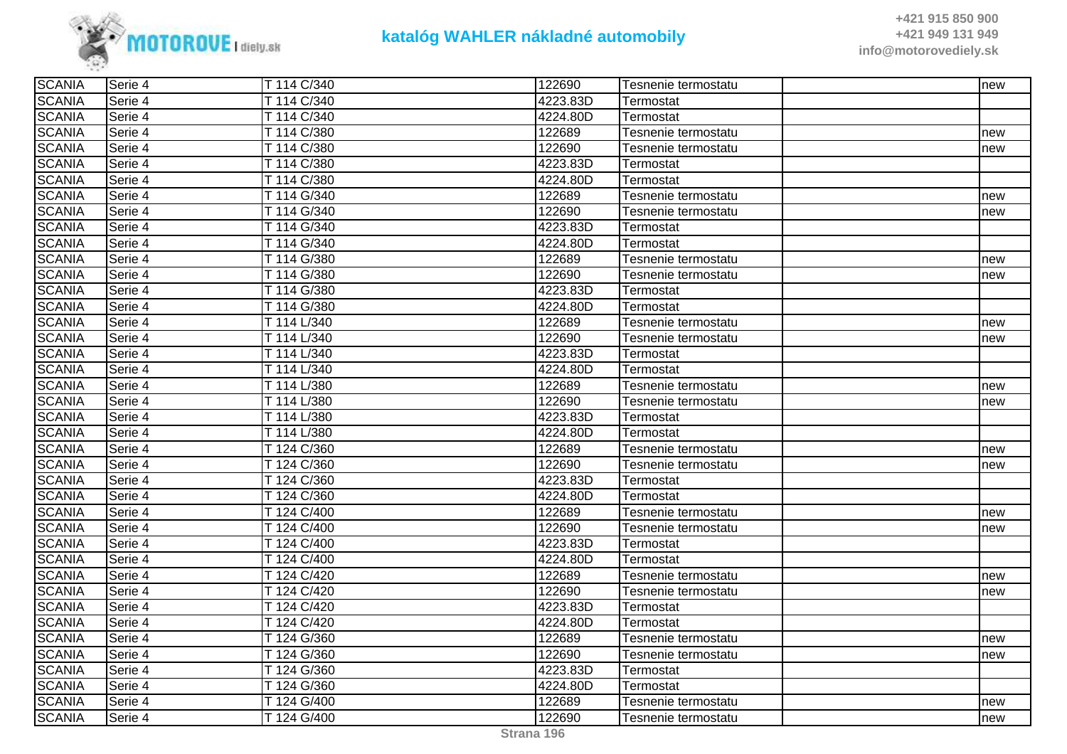| SCANIA | Serie 4 | T 114 C/340 | 122690 | Tesnenie termostatu | | new |
|---|---|---|---|---|---|---|
| SCANIA | Serie 4 | T 114 C/340 | 4223.83D | Termostat | | |
| SCANIA | Serie 4 | T 114 C/340 | 4224.80D | Termostat | | |
| SCANIA | Serie 4 | T 114 C/380 | 122689 | Tesnenie termostatu | | new |
| SCANIA | Serie 4 | T 114 C/380 | 122690 | Tesnenie termostatu | | new |
| SCANIA | Serie 4 | T 114 C/380 | 4223.83D | Termostat | | |
| SCANIA | Serie 4 | T 114 C/380 | 4224.80D | Termostat | | |
| SCANIA | Serie 4 | T 114 G/340 | 122689 | Tesnenie termostatu | | new |
| SCANIA | Serie 4 | T 114 G/340 | 122690 | Tesnenie termostatu | | new |
| SCANIA | Serie 4 | T 114 G/340 | 4223.83D | Termostat | | |
| SCANIA | Serie 4 | T 114 G/340 | 4224.80D | Termostat | | |
| SCANIA | Serie 4 | T 114 G/380 | 122689 | Tesnenie termostatu | | new |
| SCANIA | Serie 4 | T 114 G/380 | 122690 | Tesnenie termostatu | | new |
| SCANIA | Serie 4 | T 114 G/380 | 4223.83D | Termostat | | |
| SCANIA | Serie 4 | T 114 G/380 | 4224.80D | Termostat | | |
| SCANIA | Serie 4 | T 114 L/340 | 122689 | Tesnenie termostatu | | new |
| SCANIA | Serie 4 | T 114 L/340 | 122690 | Tesnenie termostatu | | new |
| SCANIA | Serie 4 | T 114 L/340 | 4223.83D | Termostat | | |
| SCANIA | Serie 4 | T 114 L/340 | 4224.80D | Termostat | | |
| SCANIA | Serie 4 | T 114 L/380 | 122689 | Tesnenie termostatu | | new |
| SCANIA | Serie 4 | T 114 L/380 | 122690 | Tesnenie termostatu | | new |
| SCANIA | Serie 4 | T 114 L/380 | 4223.83D | Termostat | | |
| SCANIA | Serie 4 | T 114 L/380 | 4224.80D | Termostat | | |
| SCANIA | Serie 4 | T 124 C/360 | 122689 | Tesnenie termostatu | | new |
| SCANIA | Serie 4 | T 124 C/360 | 122690 | Tesnenie termostatu | | new |
| SCANIA | Serie 4 | T 124 C/360 | 4223.83D | Termostat | | |
| SCANIA | Serie 4 | T 124 C/360 | 4224.80D | Termostat | | |
| SCANIA | Serie 4 | T 124 C/400 | 122689 | Tesnenie termostatu | | new |
| SCANIA | Serie 4 | T 124 C/400 | 122690 | Tesnenie termostatu | | new |
| SCANIA | Serie 4 | T 124 C/400 | 4223.83D | Termostat | | |
| SCANIA | Serie 4 | T 124 C/400 | 4224.80D | Termostat | | |
| SCANIA | Serie 4 | T 124 C/420 | 122689 | Tesnenie termostatu | | new |
| SCANIA | Serie 4 | T 124 C/420 | 122690 | Tesnenie termostatu | | new |
| SCANIA | Serie 4 | T 124 C/420 | 4223.83D | Termostat | | |
| SCANIA | Serie 4 | T 124 C/420 | 4224.80D | Termostat | | |
| SCANIA | Serie 4 | T 124 G/360 | 122689 | Tesnenie termostatu | | new |
| SCANIA | Serie 4 | T 124 G/360 | 122690 | Tesnenie termostatu | | new |
| SCANIA | Serie 4 | T 124 G/360 | 4223.83D | Termostat | | |
| SCANIA | Serie 4 | T 124 G/360 | 4224.80D | Termostat | | |
| SCANIA | Serie 4 | T 124 G/400 | 122689 | Tesnenie termostatu | | new |
| SCANIA | Serie 4 | T 124 G/400 | 122690 | Tesnenie termostatu | | new |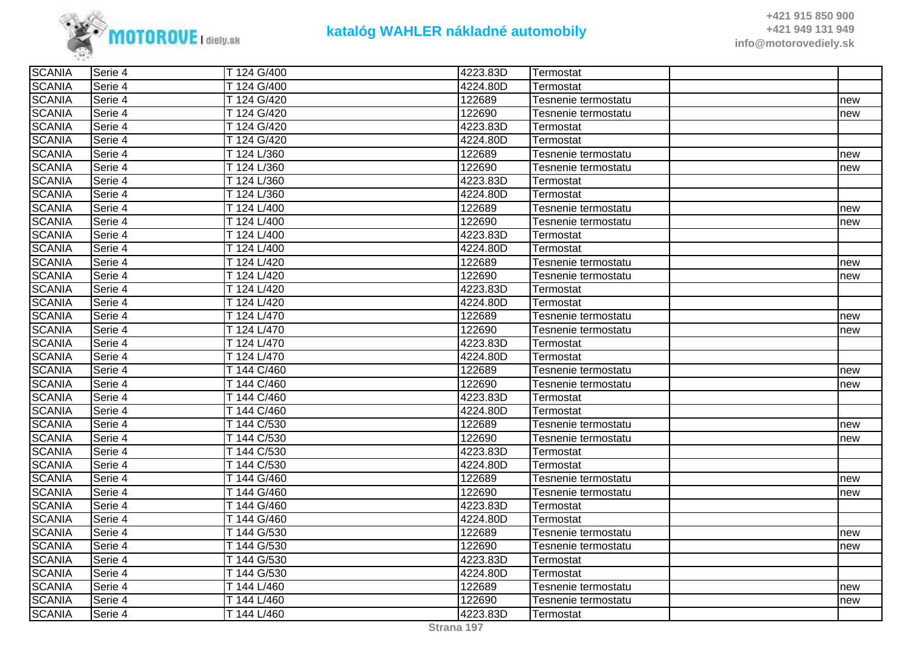| SCANIA | Serie 4 | T 124 G/400 | 4223.83D | Termostat | | |
|---|---|---|---|---|---|---|
| SCANIA | Serie 4 | T 124 G/400 | 4224.80D | Termostat | | |
| SCANIA | Serie 4 | T 124 G/420 | 122689 | Tesnenie termostatu | | new |
| SCANIA | Serie 4 | T 124 G/420 | 122690 | Tesnenie termostatu | | new |
| SCANIA | Serie 4 | T 124 G/420 | 4223.83D | Termostat | | |
| SCANIA | Serie 4 | T 124 G/420 | 4224.80D | Termostat | | |
| SCANIA | Serie 4 | T 124 L/360 | 122689 | Tesnenie termostatu | | new |
| SCANIA | Serie 4 | T 124 L/360 | 122690 | Tesnenie termostatu | | new |
| SCANIA | Serie 4 | T 124 L/360 | 4223.83D | Termostat | | |
| SCANIA | Serie 4 | T 124 L/360 | 4224.80D | Termostat | | |
| SCANIA | Serie 4 | T 124 L/400 | 122689 | Tesnenie termostatu | | new |
| SCANIA | Serie 4 | T 124 L/400 | 122690 | Tesnenie termostatu | | new |
| SCANIA | Serie 4 | T 124 L/400 | 4223.83D | Termostat | | |
| SCANIA | Serie 4 | T 124 L/400 | 4224.80D | Termostat | | |
| SCANIA | Serie 4 | T 124 L/420 | 122689 | Tesnenie termostatu | | new |
| SCANIA | Serie 4 | T 124 L/420 | 122690 | Tesnenie termostatu | | new |
| SCANIA | Serie 4 | T 124 L/420 | 4223.83D | Termostat | | |
| SCANIA | Serie 4 | T 124 L/420 | 4224.80D | Termostat | | |
| SCANIA | Serie 4 | T 124 L/470 | 122689 | Tesnenie termostatu | | new |
| SCANIA | Serie 4 | T 124 L/470 | 122690 | Tesnenie termostatu | | new |
| SCANIA | Serie 4 | T 124 L/470 | 4223.83D | Termostat | | |
| SCANIA | Serie 4 | T 124 L/470 | 4224.80D | Termostat | | |
| SCANIA | Serie 4 | T 144 C/460 | 122689 | Tesnenie termostatu | | new |
| SCANIA | Serie 4 | T 144 C/460 | 122690 | Tesnenie termostatu | | new |
| SCANIA | Serie 4 | T 144 C/460 | 4223.83D | Termostat | | |
| SCANIA | Serie 4 | T 144 C/460 | 4224.80D | Termostat | | |
| SCANIA | Serie 4 | T 144 C/530 | 122689 | Tesnenie termostatu | | new |
| SCANIA | Serie 4 | T 144 C/530 | 122690 | Tesnenie termostatu | | new |
| SCANIA | Serie 4 | T 144 C/530 | 4223.83D | Termostat | | |
| SCANIA | Serie 4 | T 144 C/530 | 4224.80D | Termostat | | |
| SCANIA | Serie 4 | T 144 G/460 | 122689 | Tesnenie termostatu | | new |
| SCANIA | Serie 4 | T 144 G/460 | 122690 | Tesnenie termostatu | | new |
| SCANIA | Serie 4 | T 144 G/460 | 4223.83D | Termostat | | |
| SCANIA | Serie 4 | T 144 G/460 | 4224.80D | Termostat | | |
| SCANIA | Serie 4 | T 144 G/530 | 122689 | Tesnenie termostatu | | new |
| SCANIA | Serie 4 | T 144 G/530 | 122690 | Tesnenie termostatu | | new |
| SCANIA | Serie 4 | T 144 G/530 | 4223.83D | Termostat | | |
| SCANIA | Serie 4 | T 144 G/530 | 4224.80D | Termostat | | |
| SCANIA | Serie 4 | T 144 L/460 | 122689 | Tesnenie termostatu | | new |
| SCANIA | Serie 4 | T 144 L/460 | 122690 | Tesnenie termostatu | | new |
| SCANIA | Serie 4 | T 144 L/460 | 4223.83D | Termostat | | |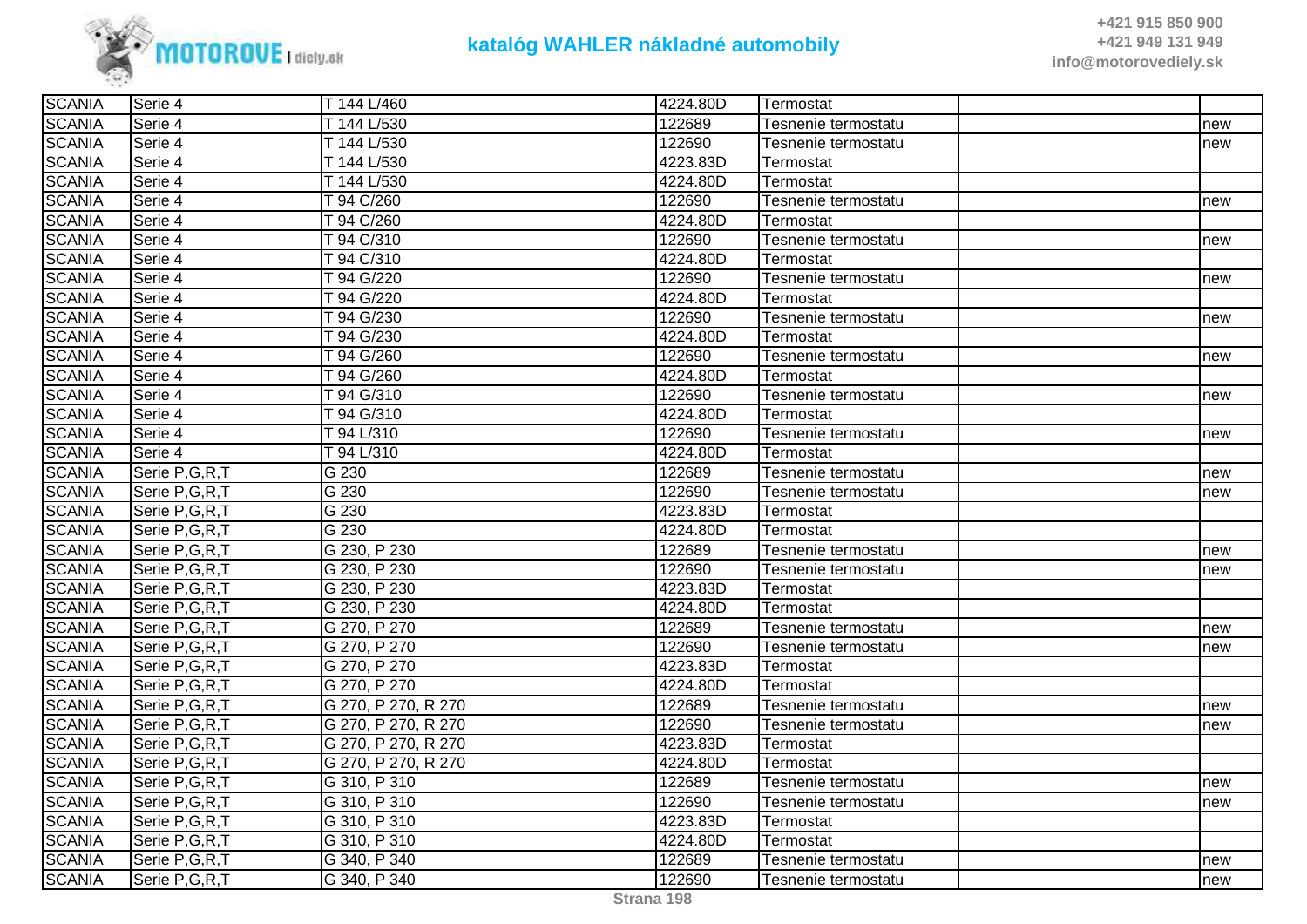# katalóg WAHLER nákladné automobily

+421 915 850 900
+421 949 131 949
info@motorovediely.sk

| | | | | | | |
|---|---|---|---|---|---|---|
| SCANIA | Serie 4 | T 144 L/460 | 4224.80D | Termostat | | |
| SCANIA | Serie 4 | T 144 L/530 | 122689 | Tesnenie termostatu | | new |
| SCANIA | Serie 4 | T 144 L/530 | 122690 | Tesnenie termostatu | | new |
| SCANIA | Serie 4 | T 144 L/530 | 4223.83D | Termostat | | |
| SCANIA | Serie 4 | T 144 L/530 | 4224.80D | Termostat | | |
| SCANIA | Serie 4 | T 94 C/260 | 122690 | Tesnenie termostatu | | new |
| SCANIA | Serie 4 | T 94 C/260 | 4224.80D | Termostat | | |
| SCANIA | Serie 4 | T 94 C/310 | 122690 | Tesnenie termostatu | | new |
| SCANIA | Serie 4 | T 94 C/310 | 4224.80D | Termostat | | |
| SCANIA | Serie 4 | T 94 G/220 | 122690 | Tesnenie termostatu | | new |
| SCANIA | Serie 4 | T 94 G/220 | 4224.80D | Termostat | | |
| SCANIA | Serie 4 | T 94 G/230 | 122690 | Tesnenie termostatu | | new |
| SCANIA | Serie 4 | T 94 G/230 | 4224.80D | Termostat | | |
| SCANIA | Serie 4 | T 94 G/260 | 122690 | Tesnenie termostatu | | new |
| SCANIA | Serie 4 | T 94 G/260 | 4224.80D | Termostat | | |
| SCANIA | Serie 4 | T 94 G/310 | 122690 | Tesnenie termostatu | | new |
| SCANIA | Serie 4 | T 94 G/310 | 4224.80D | Termostat | | |
| SCANIA | Serie 4 | T 94 L/310 | 122690 | Tesnenie termostatu | | new |
| SCANIA | Serie 4 | T 94 L/310 | 4224.80D | Termostat | | |
| SCANIA | Serie P,G,R,T | G 230 | 122689 | Tesnenie termostatu | | new |
| SCANIA | Serie P,G,R,T | G 230 | 122690 | Tesnenie termostatu | | new |
| SCANIA | Serie P,G,R,T | G 230 | 4223.83D | Termostat | | |
| SCANIA | Serie P,G,R,T | G 230 | 4224.80D | Termostat | | |
| SCANIA | Serie P,G,R,T | G 230, P 230 | 122689 | Tesnenie termostatu | | new |
| SCANIA | Serie P,G,R,T | G 230, P 230 | 122690 | Tesnenie termostatu | | new |
| SCANIA | Serie P,G,R,T | G 230, P 230 | 4223.83D | Termostat | | |
| SCANIA | Serie P,G,R,T | G 230, P 230 | 4224.80D | Termostat | | |
| SCANIA | Serie P,G,R,T | G 270, P 270 | 122689 | Tesnenie termostatu | | new |
| SCANIA | Serie P,G,R,T | G 270, P 270 | 122690 | Tesnenie termostatu | | new |
| SCANIA | Serie P,G,R,T | G 270, P 270 | 4223.83D | Termostat | | |
| SCANIA | Serie P,G,R,T | G 270, P 270 | 4224.80D | Termostat | | |
| SCANIA | Serie P,G,R,T | G 270, P 270, R 270 | 122689 | Tesnenie termostatu | | new |
| SCANIA | Serie P,G,R,T | G 270, P 270, R 270 | 122690 | Tesnenie termostatu | | new |
| SCANIA | Serie P,G,R,T | G 270, P 270, R 270 | 4223.83D | Termostat | | |
| SCANIA | Serie P,G,R,T | G 270, P 270, R 270 | 4224.80D | Termostat | | |
| SCANIA | Serie P,G,R,T | G 310, P 310 | 122689 | Tesnenie termostatu | | new |
| SCANIA | Serie P,G,R,T | G 310, P 310 | 122690 | Tesnenie termostatu | | new |
| SCANIA | Serie P,G,R,T | G 310, P 310 | 4223.83D | Termostat | | |
| SCANIA | Serie P,G,R,T | G 310, P 310 | 4224.80D | Termostat | | |
| SCANIA | Serie P,G,R,T | G 340, P 340 | 122689 | Tesnenie termostatu | | new |
| SCANIA | Serie P,G,R,T | G 340, P 340 | 122690 | Tesnenie termostatu | | new |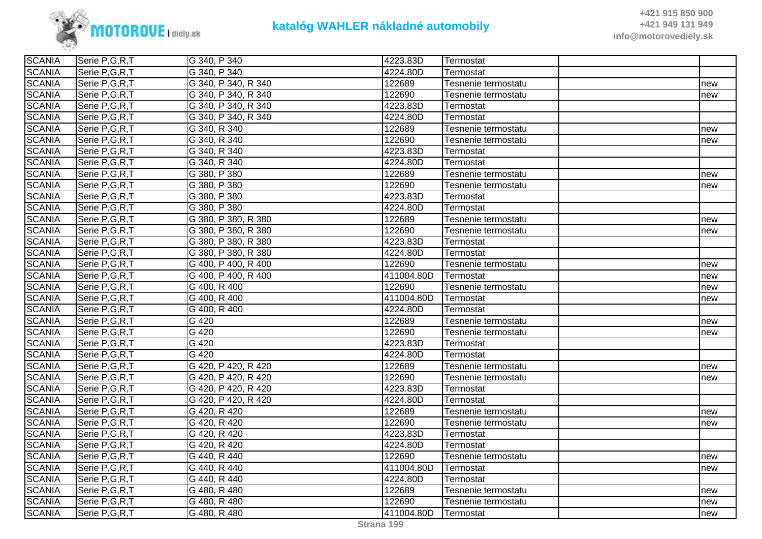| SCANIA | Serie P,G,R,T | G 340, P 340 | 4223.83D | Termostat | | |
|---|---|---|---|---|---|---|
| SCANIA | Serie P,G,R,T | G 340, P 340 | 4224.80D | Termostat | | |
| SCANIA | Serie P,G,R,T | G 340, P 340, R 340 | 122689 | Tesnenie termostatu | | new |
| SCANIA | Serie P,G,R,T | G 340, P 340, R 340 | 122690 | Tesnenie termostatu | | new |
| SCANIA | Serie P,G,R,T | G 340, P 340, R 340 | 4223.83D | Termostat | | |
| SCANIA | Serie P,G,R,T | G 340, P 340, R 340 | 4224.80D | Termostat | | |
| SCANIA | Serie P,G,R,T | G 340, R 340 | 122689 | Tesnenie termostatu | | new |
| SCANIA | Serie P,G,R,T | G 340, R 340 | 122690 | Tesnenie termostatu | | new |
| SCANIA | Serie P,G,R,T | G 340, R 340 | 4223.83D | Termostat | | |
| SCANIA | Serie P,G,R,T | G 340, R 340 | 4224.80D | Termostat | | |
| SCANIA | Serie P,G,R,T | G 380, P 380 | 122689 | Tesnenie termostatu | | new |
| SCANIA | Serie P,G,R,T | G 380, P 380 | 122690 | Tesnenie termostatu | | new |
| SCANIA | Serie P,G,R,T | G 380, P 380 | 4223.83D | Termostat | | |
| SCANIA | Serie P,G,R,T | G 380, P 380 | 4224.80D | Termostat | | |
| SCANIA | Serie P,G,R,T | G 380, P 380, R 380 | 122689 | Tesnenie termostatu | | new |
| SCANIA | Serie P,G,R,T | G 380, P 380, R 380 | 122690 | Tesnenie termostatu | | new |
| SCANIA | Serie P,G,R,T | G 380, P 380, R 380 | 4223.83D | Termostat | | |
| SCANIA | Serie P,G,R,T | G 380, P 380, R 380 | 4224.80D | Termostat | | |
| SCANIA | Serie P,G,R,T | G 400, P 400, R 400 | 122690 | Tesnenie termostatu | | new |
| SCANIA | Serie P,G,R,T | G 400, P 400, R 400 | 411004.80D | Termostat | | new |
| SCANIA | Serie P,G,R,T | G 400, R 400 | 122690 | Tesnenie termostatu | | new |
| SCANIA | Serie P,G,R,T | G 400, R 400 | 411004.80D | Termostat | | new |
| SCANIA | Serie P,G,R,T | G 400, R 400 | 4224.80D | Termostat | | |
| SCANIA | Serie P,G,R,T | G 420 | 122689 | Tesnenie termostatu | | new |
| SCANIA | Serie P,G,R,T | G 420 | 122690 | Tesnenie termostatu | | new |
| SCANIA | Serie P,G,R,T | G 420 | 4223.83D | Termostat | | |
| SCANIA | Serie P,G,R,T | G 420 | 4224.80D | Termostat | | |
| SCANIA | Serie P,G,R,T | G 420, P 420, R 420 | 122689 | Tesnenie termostatu | | new |
| SCANIA | Serie P,G,R,T | G 420, P 420, R 420 | 122690 | Tesnenie termostatu | | new |
| SCANIA | Serie P,G,R,T | G 420, P 420, R 420 | 4223.83D | Termostat | | |
| SCANIA | Serie P,G,R,T | G 420, P 420, R 420 | 4224.80D | Termostat | | |
| SCANIA | Serie P,G,R,T | G 420, R 420 | 122689 | Tesnenie termostatu | | new |
| SCANIA | Serie P,G,R,T | G 420, R 420 | 122690 | Tesnenie termostatu | | new |
| SCANIA | Serie P,G,R,T | G 420, R 420 | 4223.83D | Termostat | | |
| SCANIA | Serie P,G,R,T | G 420, R 420 | 4224.80D | Termostat | | |
| SCANIA | Serie P,G,R,T | G 440, R 440 | 122690 | Tesnenie termostatu | | new |
| SCANIA | Serie P,G,R,T | G 440, R 440 | 411004.80D | Termostat | | new |
| SCANIA | Serie P,G,R,T | G 440, R 440 | 4224.80D | Termostat | | |
| SCANIA | Serie P,G,R,T | G 480, R 480 | 122689 | Tesnenie termostatu | | new |
| SCANIA | Serie P,G,R,T | G 480, R 480 | 122690 | Tesnenie termostatu | | new |
| SCANIA | Serie P,G,R,T | G 480, R 480 | 411004.80D | Termostat | | new |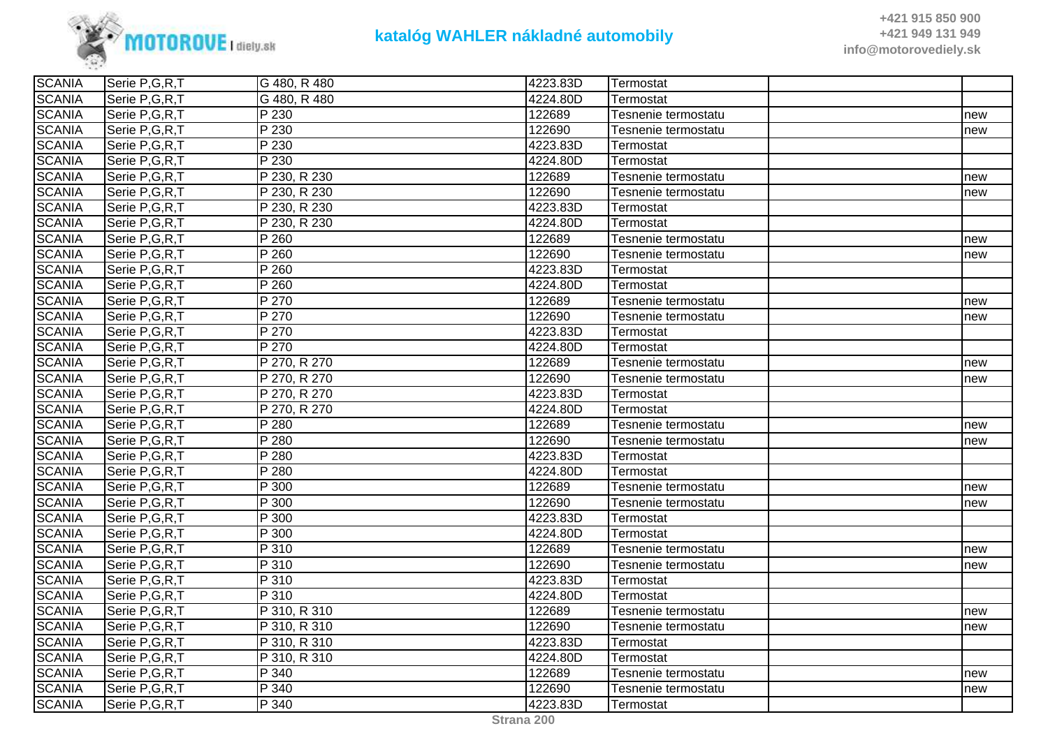| SCANIA | Serie P,G,R,T | G 480, R 480 | 4223.83D | Termostat | | |
|---|---|---|---|---|---|---|
| SCANIA | Serie P,G,R,T | G 480, R 480 | 4224.80D | Termostat | | |
| SCANIA | Serie P,G,R,T | P 230 | 122689 | Tesnenie termostatu | | new |
| SCANIA | Serie P,G,R,T | P 230 | 122690 | Tesnenie termostatu | | new |
| SCANIA | Serie P,G,R,T | P 230 | 4223.83D | Termostat | | |
| SCANIA | Serie P,G,R,T | P 230 | 4224.80D | Termostat | | |
| SCANIA | Serie P,G,R,T | P 230, R 230 | 122689 | Tesnenie termostatu | | new |
| SCANIA | Serie P,G,R,T | P 230, R 230 | 122690 | Tesnenie termostatu | | new |
| SCANIA | Serie P,G,R,T | P 230, R 230 | 4223.83D | Termostat | | |
| SCANIA | Serie P,G,R,T | P 230, R 230 | 4224.80D | Termostat | | |
| SCANIA | Serie P,G,R,T | P 260 | 122689 | Tesnenie termostatu | | new |
| SCANIA | Serie P,G,R,T | P 260 | 122690 | Tesnenie termostatu | | new |
| SCANIA | Serie P,G,R,T | P 260 | 4223.83D | Termostat | | |
| SCANIA | Serie P,G,R,T | P 260 | 4224.80D | Termostat | | |
| SCANIA | Serie P,G,R,T | P 270 | 122689 | Tesnenie termostatu | | new |
| SCANIA | Serie P,G,R,T | P 270 | 122690 | Tesnenie termostatu | | new |
| SCANIA | Serie P,G,R,T | P 270 | 4223.83D | Termostat | | |
| SCANIA | Serie P,G,R,T | P 270 | 4224.80D | Termostat | | |
| SCANIA | Serie P,G,R,T | P 270, R 270 | 122689 | Tesnenie termostatu | | new |
| SCANIA | Serie P,G,R,T | P 270, R 270 | 122690 | Tesnenie termostatu | | new |
| SCANIA | Serie P,G,R,T | P 270, R 270 | 4223.83D | Termostat | | |
| SCANIA | Serie P,G,R,T | P 270, R 270 | 4224.80D | Termostat | | |
| SCANIA | Serie P,G,R,T | P 280 | 122689 | Tesnenie termostatu | | new |
| SCANIA | Serie P,G,R,T | P 280 | 122690 | Tesnenie termostatu | | new |
| SCANIA | Serie P,G,R,T | P 280 | 4223.83D | Termostat | | |
| SCANIA | Serie P,G,R,T | P 280 | 4224.80D | Termostat | | |
| SCANIA | Serie P,G,R,T | P 300 | 122689 | Tesnenie termostatu | | new |
| SCANIA | Serie P,G,R,T | P 300 | 122690 | Tesnenie termostatu | | new |
| SCANIA | Serie P,G,R,T | P 300 | 4223.83D | Termostat | | |
| SCANIA | Serie P,G,R,T | P 300 | 4224.80D | Termostat | | |
| SCANIA | Serie P,G,R,T | P 310 | 122689 | Tesnenie termostatu | | new |
| SCANIA | Serie P,G,R,T | P 310 | 122690 | Tesnenie termostatu | | new |
| SCANIA | Serie P,G,R,T | P 310 | 4223.83D | Termostat | | |
| SCANIA | Serie P,G,R,T | P 310 | 4224.80D | Termostat | | |
| SCANIA | Serie P,G,R,T | P 310, R 310 | 122689 | Tesnenie termostatu | | new |
| SCANIA | Serie P,G,R,T | P 310, R 310 | 122690 | Tesnenie termostatu | | new |
| SCANIA | Serie P,G,R,T | P 310, R 310 | 4223.83D | Termostat | | |
| SCANIA | Serie P,G,R,T | P 310, R 310 | 4224.80D | Termostat | | |
| SCANIA | Serie P,G,R,T | P 340 | 122689 | Tesnenie termostatu | | new |
| SCANIA | Serie P,G,R,T | P 340 | 122690 | Tesnenie termostatu | | new |
| SCANIA | Serie P,G,R,T | P 340 | 4223.83D | Termostat | | |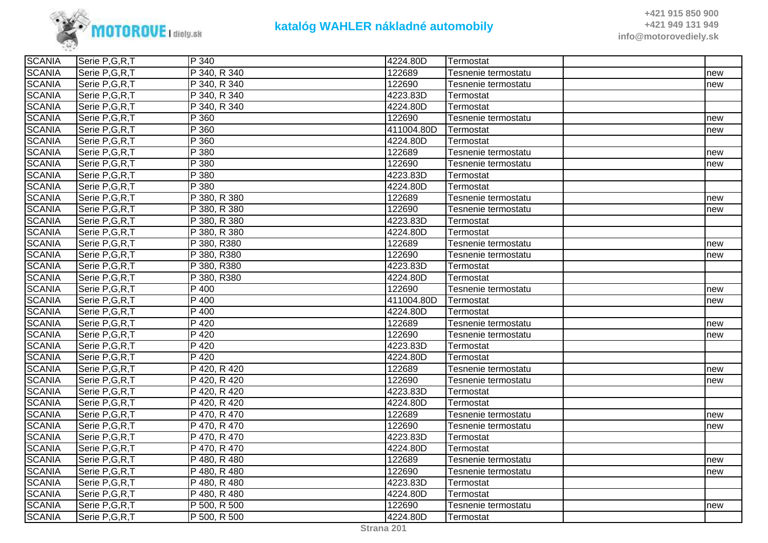| SCANIA | Serie P,G,R,T | P 340 | 4224.80D | Termostat | | |
|---|---|---|---|---|---|---|
| SCANIA | Serie P,G,R,T | P 340, R 340 | 122689 | Tesnenie termostatu | | new |
| SCANIA | Serie P,G,R,T | P 340, R 340 | 122690 | Tesnenie termostatu | | new |
| SCANIA | Serie P,G,R,T | P 340, R 340 | 4223.83D | Termostat | | |
| SCANIA | Serie P,G,R,T | P 340, R 340 | 4224.80D | Termostat | | |
| SCANIA | Serie P,G,R,T | P 360 | 122690 | Tesnenie termostatu | | new |
| SCANIA | Serie P,G,R,T | P 360 | 411004.80D | Termostat | | new |
| SCANIA | Serie P,G,R,T | P 360 | 4224.80D | Termostat | | |
| SCANIA | Serie P,G,R,T | P 380 | 122689 | Tesnenie termostatu | | new |
| SCANIA | Serie P,G,R,T | P 380 | 122690 | Tesnenie termostatu | | new |
| SCANIA | Serie P,G,R,T | P 380 | 4223.83D | Termostat | | |
| SCANIA | Serie P,G,R,T | P 380 | 4224.80D | Termostat | | |
| SCANIA | Serie P,G,R,T | P 380, R 380 | 122689 | Tesnenie termostatu | | new |
| SCANIA | Serie P,G,R,T | P 380, R 380 | 122690 | Tesnenie termostatu | | new |
| SCANIA | Serie P,G,R,T | P 380, R 380 | 4223.83D | Termostat | | |
| SCANIA | Serie P,G,R,T | P 380, R 380 | 4224.80D | Termostat | | |
| SCANIA | Serie P,G,R,T | P 380, R380 | 122689 | Tesnenie termostatu | | new |
| SCANIA | Serie P,G,R,T | P 380, R380 | 122690 | Tesnenie termostatu | | new |
| SCANIA | Serie P,G,R,T | P 380, R380 | 4223.83D | Termostat | | |
| SCANIA | Serie P,G,R,T | P 380, R380 | 4224.80D | Termostat | | |
| SCANIA | Serie P,G,R,T | P 400 | 122690 | Tesnenie termostatu | | new |
| SCANIA | Serie P,G,R,T | P 400 | 411004.80D | Termostat | | new |
| SCANIA | Serie P,G,R,T | P 400 | 4224.80D | Termostat | | |
| SCANIA | Serie P,G,R,T | P 420 | 122689 | Tesnenie termostatu | | new |
| SCANIA | Serie P,G,R,T | P 420 | 122690 | Tesnenie termostatu | | new |
| SCANIA | Serie P,G,R,T | P 420 | 4223.83D | Termostat | | |
| SCANIA | Serie P,G,R,T | P 420 | 4224.80D | Termostat | | |
| SCANIA | Serie P,G,R,T | P 420, R 420 | 122689 | Tesnenie termostatu | | new |
| SCANIA | Serie P,G,R,T | P 420, R 420 | 122690 | Tesnenie termostatu | | new |
| SCANIA | Serie P,G,R,T | P 420, R 420 | 4223.83D | Termostat | | |
| SCANIA | Serie P,G,R,T | P 420, R 420 | 4224.80D | Termostat | | |
| SCANIA | Serie P,G,R,T | P 470, R 470 | 122689 | Tesnenie termostatu | | new |
| SCANIA | Serie P,G,R,T | P 470, R 470 | 122690 | Tesnenie termostatu | | new |
| SCANIA | Serie P,G,R,T | P 470, R 470 | 4223.83D | Termostat | | |
| SCANIA | Serie P,G,R,T | P 470, R 470 | 4224.80D | Termostat | | |
| SCANIA | Serie P,G,R,T | P 480, R 480 | 122689 | Tesnenie termostatu | | new |
| SCANIA | Serie P,G,R,T | P 480, R 480 | 122690 | Tesnenie termostatu | | new |
| SCANIA | Serie P,G,R,T | P 480, R 480 | 4223.83D | Termostat | | |
| SCANIA | Serie P,G,R,T | P 480, R 480 | 4224.80D | Termostat | | |
| SCANIA | Serie P,G,R,T | P 500, R 500 | 122690 | Tesnenie termostatu | | new |
| SCANIA | Serie P,G,R,T | P 500, R 500 | 4224.80D | Termostat | | |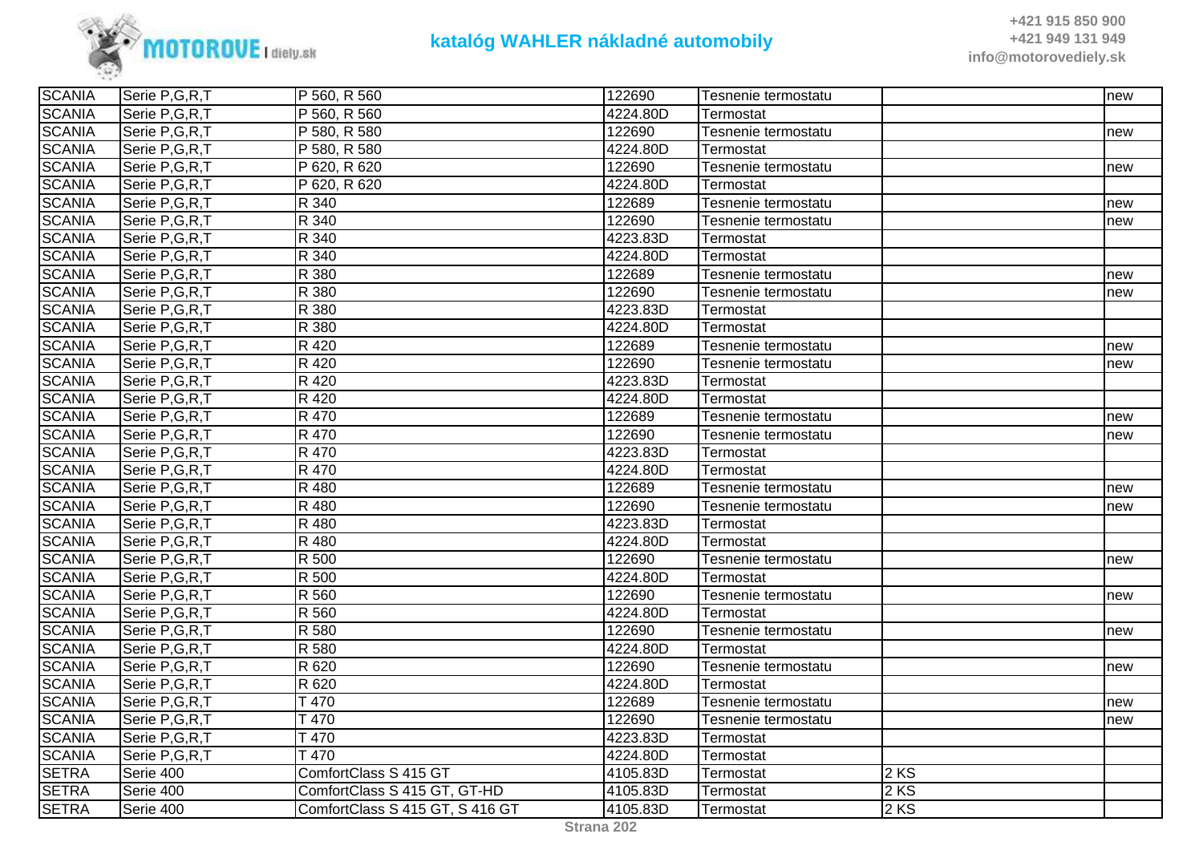| | | | | | | |
|---|---|---|---|---|---|---|
| SCANIA | Serie P,G,R,T | P 560, R 560 | 122690 | Tesnenie termostatu | | new |
| SCANIA | Serie P,G,R,T | P 560, R 560 | 4224.80D | Termostat | | |
| SCANIA | Serie P,G,R,T | P 580, R 580 | 122690 | Tesnenie termostatu | | new |
| SCANIA | Serie P,G,R,T | P 580, R 580 | 4224.80D | Termostat | | |
| SCANIA | Serie P,G,R,T | P 620, R 620 | 122690 | Tesnenie termostatu | | new |
| SCANIA | Serie P,G,R,T | P 620, R 620 | 4224.80D | Termostat | | |
| SCANIA | Serie P,G,R,T | R 340 | 122689 | Tesnenie termostatu | | new |
| SCANIA | Serie P,G,R,T | R 340 | 122690 | Tesnenie termostatu | | new |
| SCANIA | Serie P,G,R,T | R 340 | 4223.83D | Termostat | | |
| SCANIA | Serie P,G,R,T | R 340 | 4224.80D | Termostat | | |
| SCANIA | Serie P,G,R,T | R 380 | 122689 | Tesnenie termostatu | | new |
| SCANIA | Serie P,G,R,T | R 380 | 122690 | Tesnenie termostatu | | new |
| SCANIA | Serie P,G,R,T | R 380 | 4223.83D | Termostat | | |
| SCANIA | Serie P,G,R,T | R 380 | 4224.80D | Termostat | | |
| SCANIA | Serie P,G,R,T | R 420 | 122689 | Tesnenie termostatu | | new |
| SCANIA | Serie P,G,R,T | R 420 | 122690 | Tesnenie termostatu | | new |
| SCANIA | Serie P,G,R,T | R 420 | 4223.83D | Termostat | | |
| SCANIA | Serie P,G,R,T | R 420 | 4224.80D | Termostat | | |
| SCANIA | Serie P,G,R,T | R 470 | 122689 | Tesnenie termostatu | | new |
| SCANIA | Serie P,G,R,T | R 470 | 122690 | Tesnenie termostatu | | new |
| SCANIA | Serie P,G,R,T | R 470 | 4223.83D | Termostat | | |
| SCANIA | Serie P,G,R,T | R 470 | 4224.80D | Termostat | | |
| SCANIA | Serie P,G,R,T | R 480 | 122689 | Tesnenie termostatu | | new |
| SCANIA | Serie P,G,R,T | R 480 | 122690 | Tesnenie termostatu | | new |
| SCANIA | Serie P,G,R,T | R 480 | 4223.83D | Termostat | | |
| SCANIA | Serie P,G,R,T | R 480 | 4224.80D | Termostat | | |
| SCANIA | Serie P,G,R,T | R 500 | 122690 | Tesnenie termostatu | | new |
| SCANIA | Serie P,G,R,T | R 500 | 4224.80D | Termostat | | |
| SCANIA | Serie P,G,R,T | R 560 | 122690 | Tesnenie termostatu | | new |
| SCANIA | Serie P,G,R,T | R 560 | 4224.80D | Termostat | | |
| SCANIA | Serie P,G,R,T | R 580 | 122690 | Tesnenie termostatu | | new |
| SCANIA | Serie P,G,R,T | R 580 | 4224.80D | Termostat | | |
| SCANIA | Serie P,G,R,T | R 620 | 122690 | Tesnenie termostatu | | new |
| SCANIA | Serie P,G,R,T | R 620 | 4224.80D | Termostat | | |
| SCANIA | Serie P,G,R,T | T 470 | 122689 | Tesnenie termostatu | | new |
| SCANIA | Serie P,G,R,T | T 470 | 122690 | Tesnenie termostatu | | new |
| SCANIA | Serie P,G,R,T | T 470 | 4223.83D | Termostat | | |
| SCANIA | Serie P,G,R,T | T 470 | 4224.80D | Termostat | | |
| SETRA | Serie 400 | ComfortClass S 415 GT | 4105.83D | Termostat | 2 KS | |
| SETRA | Serie 400 | ComfortClass S 415 GT, GT-HD | 4105.83D | Termostat | 2 KS | |
| SETRA | Serie 400 | ComfortClass S 415 GT, S 416 GT | 4105.83D | Termostat | 2 KS | |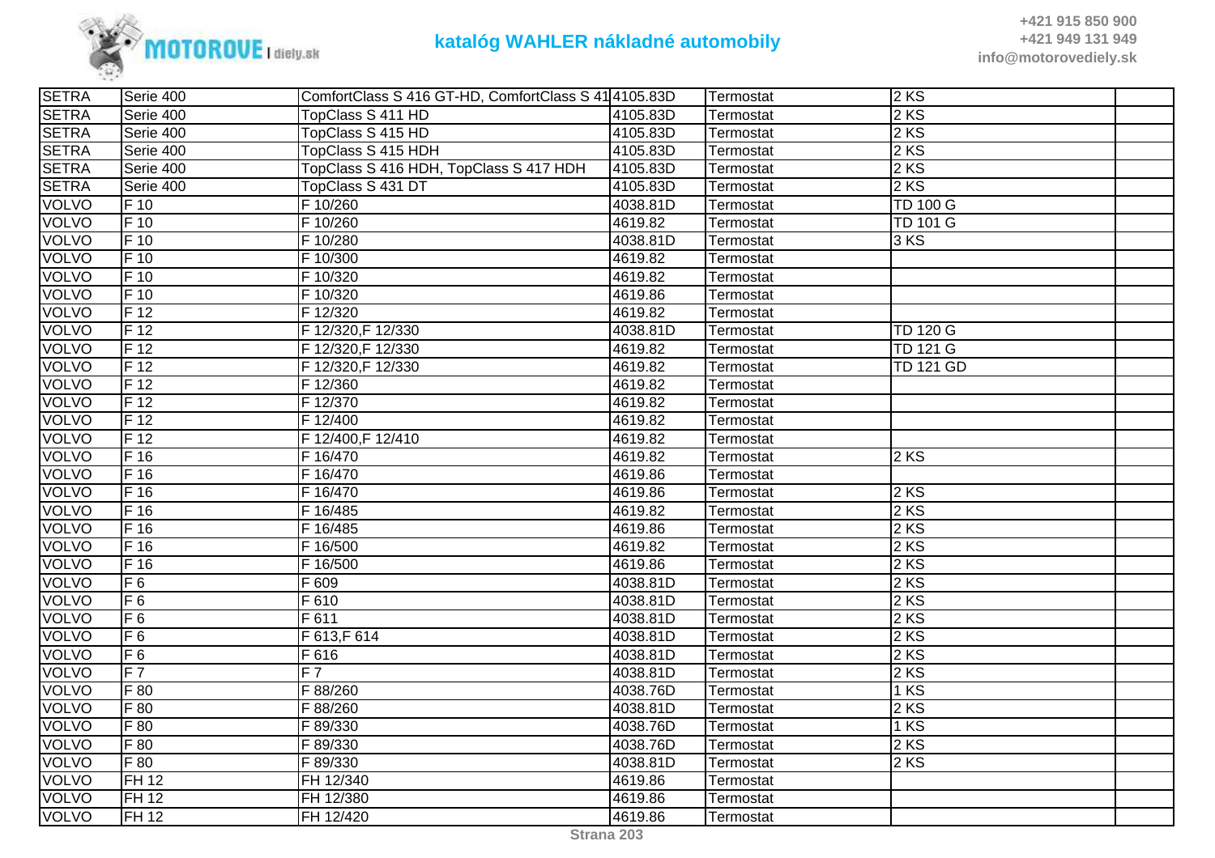# katalóg WAHLER nákladné automobily

+421 915 850 900
+421 949 131 949
info@motorovediely.sk

| | | | | | | |
|---|---|---|---|---|---|---|
| SETRA | Serie 400 | ComfortClass S 416 GT-HD, ComfortClass S 41 | 4105.83D | Termostat | 2 KS | |
| SETRA | Serie 400 | TopClass S 411 HD | 4105.83D | Termostat | 2 KS | |
| SETRA | Serie 400 | TopClass S 415 HD | 4105.83D | Termostat | 2 KS | |
| SETRA | Serie 400 | TopClass S 415 HDH | 4105.83D | Termostat | 2 KS | |
| SETRA | Serie 400 | TopClass S 416 HDH, TopClass S 417 HDH | 4105.83D | Termostat | 2 KS | |
| SETRA | Serie 400 | TopClass S 431 DT | 4105.83D | Termostat | 2 KS | |
| VOLVO | F 10 | F 10/260 | 4038.81D | Termostat | TD 100 G | |
| VOLVO | F 10 | F 10/260 | 4619.82 | Termostat | TD 101 G | |
| VOLVO | F 10 | F 10/280 | 4038.81D | Termostat | 3 KS | |
| VOLVO | F 10 | F 10/300 | 4619.82 | Termostat | | |
| VOLVO | F 10 | F 10/320 | 4619.82 | Termostat | | |
| VOLVO | F 10 | F 10/320 | 4619.86 | Termostat | | |
| VOLVO | F 12 | F 12/320 | 4619.82 | Termostat | | |
| VOLVO | F 12 | F 12/320,F 12/330 | 4038.81D | Termostat | TD 120 G | |
| VOLVO | F 12 | F 12/320,F 12/330 | 4619.82 | Termostat | TD 121 G | |
| VOLVO | F 12 | F 12/320,F 12/330 | 4619.82 | Termostat | TD 121 GD | |
| VOLVO | F 12 | F 12/360 | 4619.82 | Termostat | | |
| VOLVO | F 12 | F 12/370 | 4619.82 | Termostat | | |
| VOLVO | F 12 | F 12/400 | 4619.82 | Termostat | | |
| VOLVO | F 12 | F 12/400,F 12/410 | 4619.82 | Termostat | | |
| VOLVO | F 16 | F 16/470 | 4619.82 | Termostat | 2 KS | |
| VOLVO | F 16 | F 16/470 | 4619.86 | Termostat | | |
| VOLVO | F 16 | F 16/470 | 4619.86 | Termostat | 2 KS | |
| VOLVO | F 16 | F 16/485 | 4619.82 | Termostat | 2 KS | |
| VOLVO | F 16 | F 16/485 | 4619.86 | Termostat | 2 KS | |
| VOLVO | F 16 | F 16/500 | 4619.82 | Termostat | 2 KS | |
| VOLVO | F 16 | F 16/500 | 4619.86 | Termostat | 2 KS | |
| VOLVO | F 6 | F 609 | 4038.81D | Termostat | 2 KS | |
| VOLVO | F 6 | F 610 | 4038.81D | Termostat | 2 KS | |
| VOLVO | F 6 | F 611 | 4038.81D | Termostat | 2 KS | |
| VOLVO | F 6 | F 613,F 614 | 4038.81D | Termostat | 2 KS | |
| VOLVO | F 6 | F 616 | 4038.81D | Termostat | 2 KS | |
| VOLVO | F 7 | F 7 | 4038.81D | Termostat | 2 KS | |
| VOLVO | F 80 | F 88/260 | 4038.76D | Termostat | 1 KS | |
| VOLVO | F 80 | F 88/260 | 4038.81D | Termostat | 2 KS | |
| VOLVO | F 80 | F 89/330 | 4038.76D | Termostat | 1 KS | |
| VOLVO | F 80 | F 89/330 | 4038.76D | Termostat | 2 KS | |
| VOLVO | F 80 | F 89/330 | 4038.81D | Termostat | 2 KS | |
| VOLVO | FH 12 | FH 12/340 | 4619.86 | Termostat | | |
| VOLVO | FH 12 | FH 12/380 | 4619.86 | Termostat | | |
| VOLVO | FH 12 | FH 12/420 | 4619.86 | Termostat | | |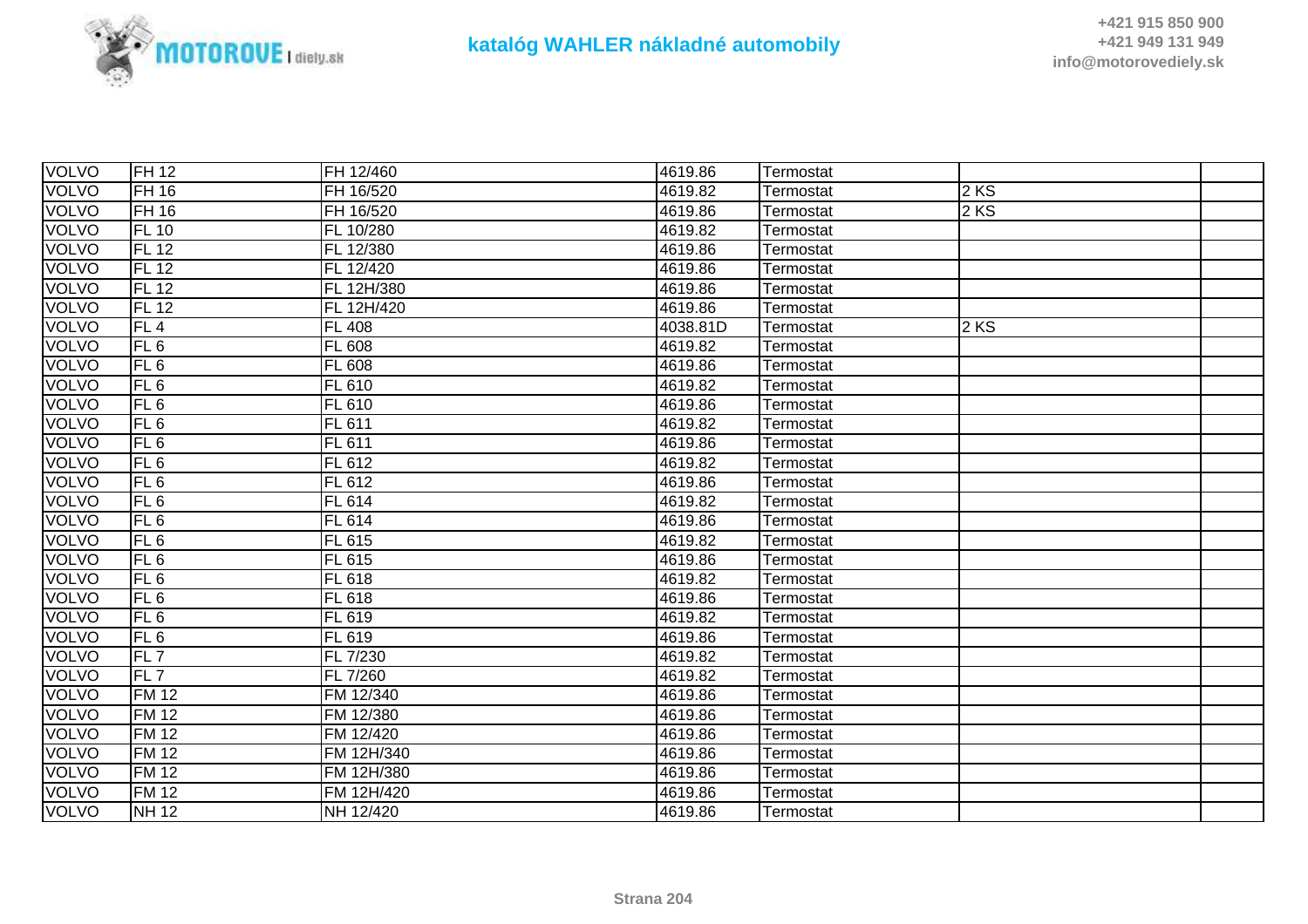| | | | | | | |
|---|---|---|---|---|---|---|
| VOLVO | FH 12 | FH 12/460 | 4619.86 | Termostat | | |
| VOLVO | FH 16 | FH 16/520 | 4619.82 | Termostat | 2 KS | |
| VOLVO | FH 16 | FH 16/520 | 4619.86 | Termostat | 2 KS | |
| VOLVO | FL 10 | FL 10/280 | 4619.82 | Termostat | | |
| VOLVO | FL 12 | FL 12/380 | 4619.86 | Termostat | | |
| VOLVO | FL 12 | FL 12/420 | 4619.86 | Termostat | | |
| VOLVO | FL 12 | FL 12H/380 | 4619.86 | Termostat | | |
| VOLVO | FL 12 | FL 12H/420 | 4619.86 | Termostat | | |
| VOLVO | FL 4 | FL 408 | 4038.81D | Termostat | 2 KS | |
| VOLVO | FL 6 | FL 608 | 4619.82 | Termostat | | |
| VOLVO | FL 6 | FL 608 | 4619.86 | Termostat | | |
| VOLVO | FL 6 | FL 610 | 4619.82 | Termostat | | |
| VOLVO | FL 6 | FL 610 | 4619.86 | Termostat | | |
| VOLVO | FL 6 | FL 611 | 4619.82 | Termostat | | |
| VOLVO | FL 6 | FL 611 | 4619.86 | Termostat | | |
| VOLVO | FL 6 | FL 612 | 4619.82 | Termostat | | |
| VOLVO | FL 6 | FL 612 | 4619.86 | Termostat | | |
| VOLVO | FL 6 | FL 614 | 4619.82 | Termostat | | |
| VOLVO | FL 6 | FL 614 | 4619.86 | Termostat | | |
| VOLVO | FL 6 | FL 615 | 4619.82 | Termostat | | |
| VOLVO | FL 6 | FL 615 | 4619.86 | Termostat | | |
| VOLVO | FL 6 | FL 618 | 4619.82 | Termostat | | |
| VOLVO | FL 6 | FL 618 | 4619.86 | Termostat | | |
| VOLVO | FL 6 | FL 619 | 4619.82 | Termostat | | |
| VOLVO | FL 6 | FL 619 | 4619.86 | Termostat | | |
| VOLVO | FL 7 | FL 7/230 | 4619.82 | Termostat | | |
| VOLVO | FL 7 | FL 7/260 | 4619.82 | Termostat | | |
| VOLVO | FM 12 | FM 12/340 | 4619.86 | Termostat | | |
| VOLVO | FM 12 | FM 12/380 | 4619.86 | Termostat | | |
| VOLVO | FM 12 | FM 12/420 | 4619.86 | Termostat | | |
| VOLVO | FM 12 | FM 12H/340 | 4619.86 | Termostat | | |
| VOLVO | FM 12 | FM 12H/380 | 4619.86 | Termostat | | |
| VOLVO | FM 12 | FM 12H/420 | 4619.86 | Termostat | | |
| VOLVO | NH 12 | NH 12/420 | 4619.86 | Termostat | | |